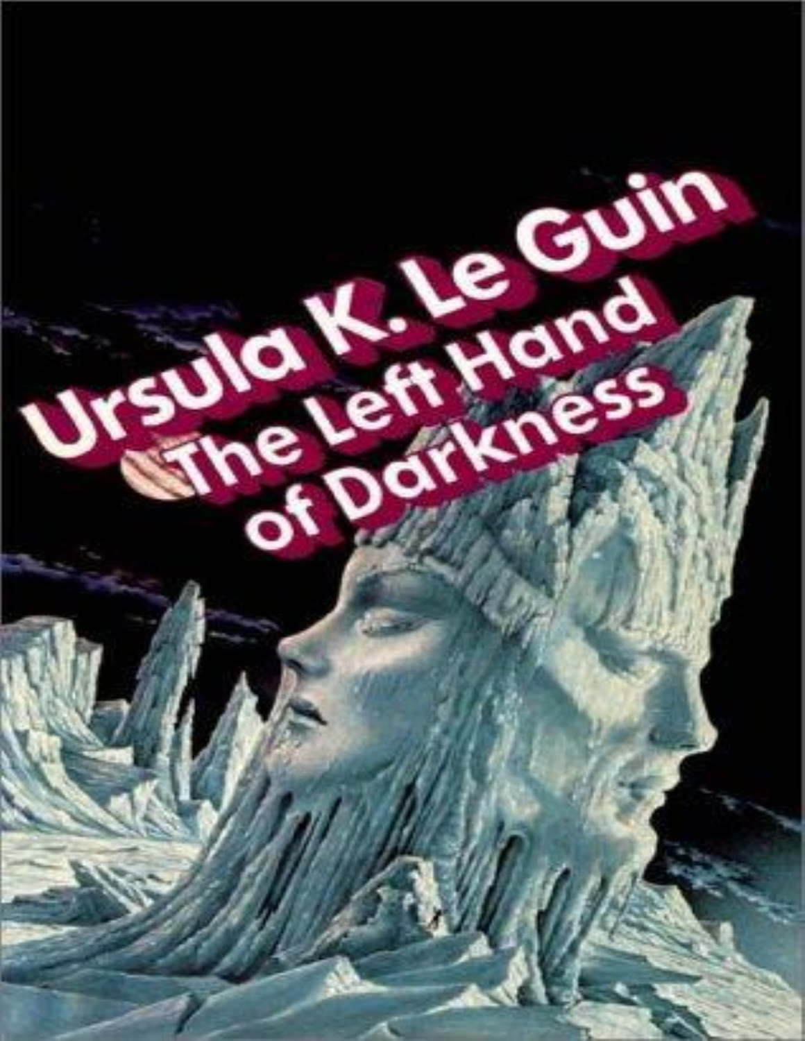# Ursula K. Le Guin

# The Left Hand of Darkness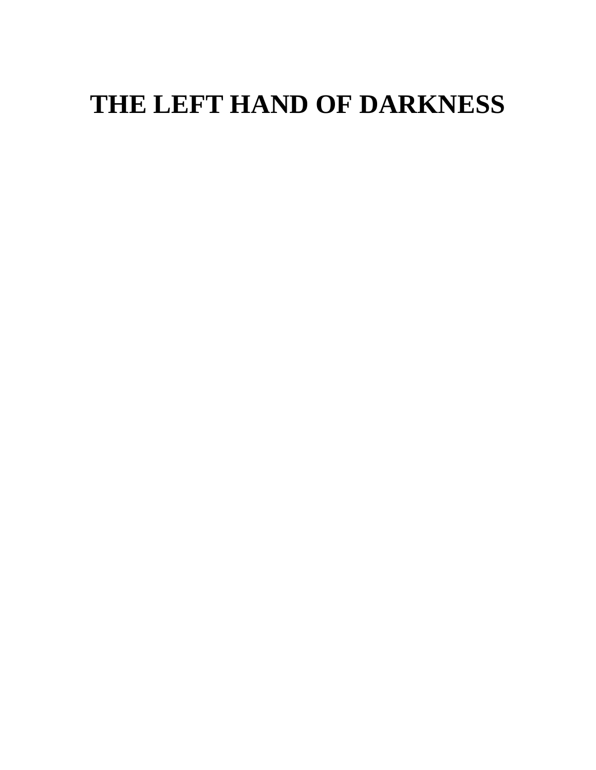# THE LEFT HAND OF DARKNESS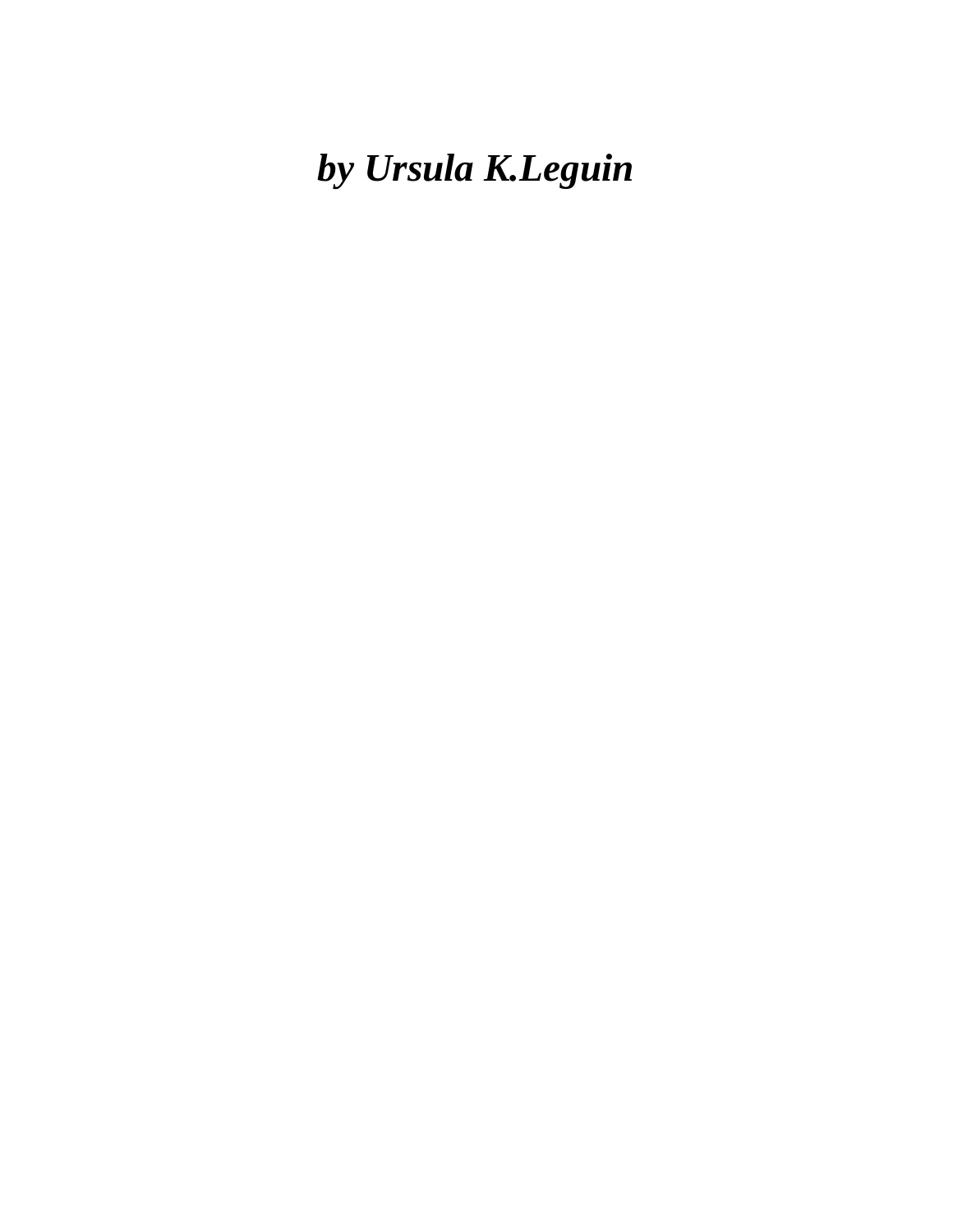***by Ursula K.Leguin***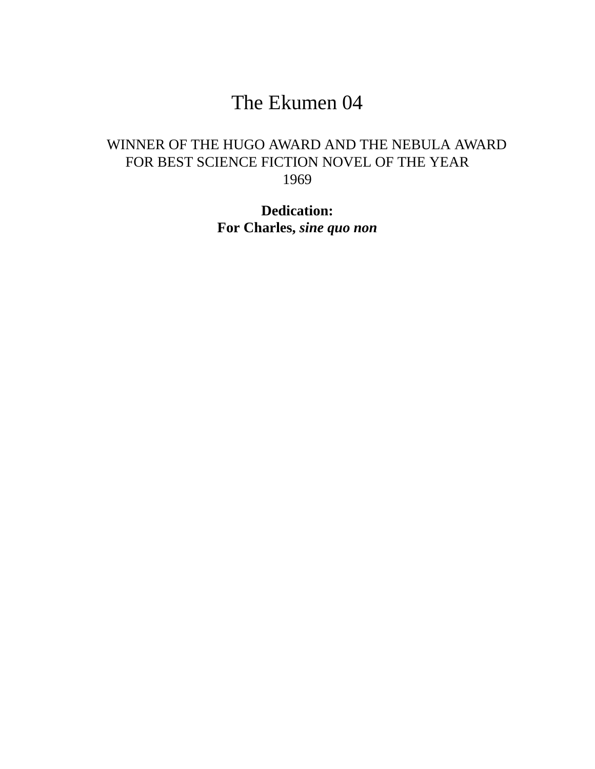# The Ekumen 04

WINNER OF THE HUGO AWARD AND THE NEBULA AWARD
FOR BEST SCIENCE FICTION NOVEL OF THE YEAR
1969

**Dedication:**
**For Charles, *sine quo non***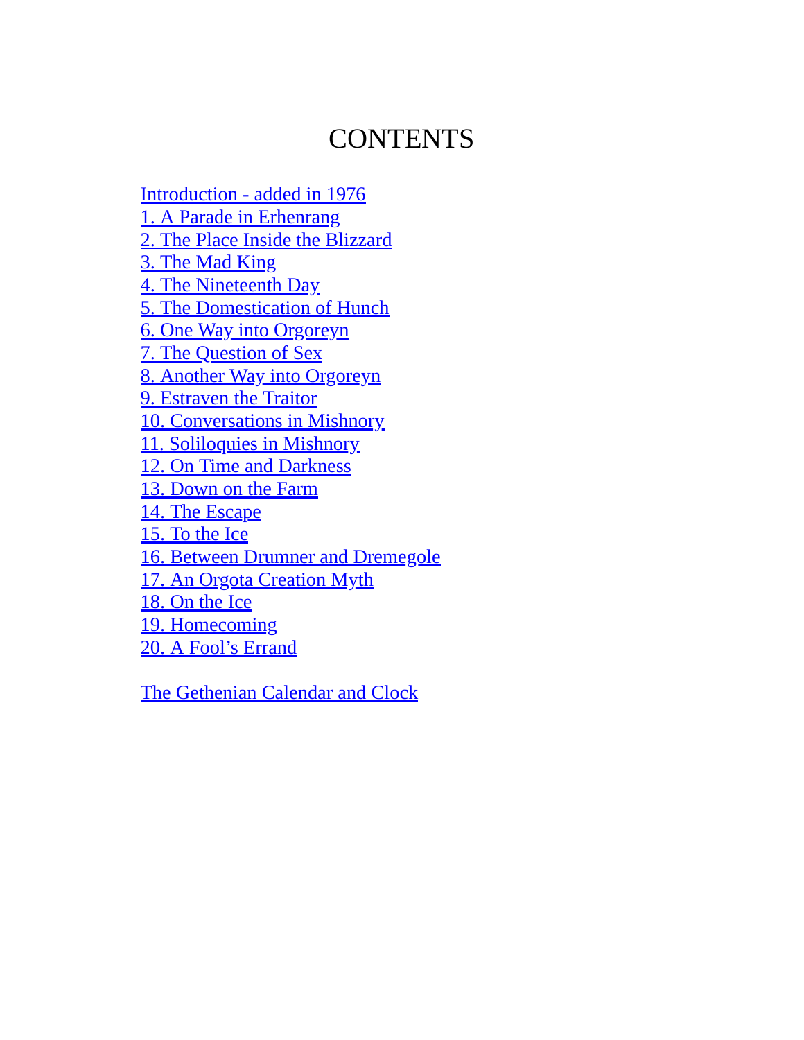# CONTENTS

Introduction - added in 1976
1. A Parade in Erhenrang
2. The Place Inside the Blizzard
3. The Mad King
4. The Nineteenth Day
5. The Domestication of Hunch
6. One Way into Orgoreyn
7. The Question of Sex
8. Another Way into Orgoreyn
9. Estraven the Traitor
10. Conversations in Mishnory
11. Soliloquies in Mishnory
12. On Time and Darkness
13. Down on the Farm
14. The Escape
15. To the Ice
16. Between Drumner and Dremegole
17. An Orgota Creation Myth
18. On the Ice
19. Homecoming
20. A Fool's Errand

The Gethenian Calendar and Clock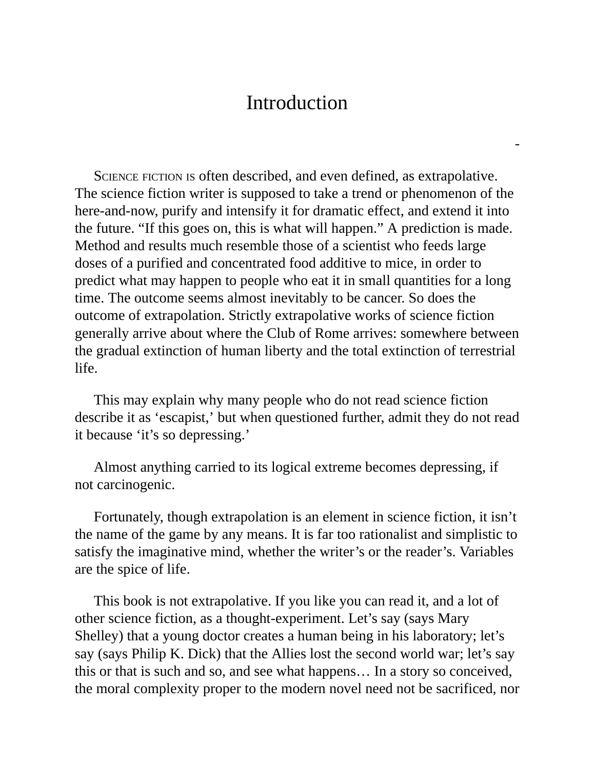# Introduction

SCIENCE FICTION IS often described, and even defined, as extrapolative. The science fiction writer is supposed to take a trend or phenomenon of the here-and-now, purify and intensify it for dramatic effect, and extend it into the future. "If this goes on, this is what will happen." A prediction is made. Method and results much resemble those of a scientist who feeds large doses of a purified and concentrated food additive to mice, in order to predict what may happen to people who eat it in small quantities for a long time. The outcome seems almost inevitably to be cancer. So does the outcome of extrapolation. Strictly extrapolative works of science fiction generally arrive about where the Club of Rome arrives: somewhere between the gradual extinction of human liberty and the total extinction of terrestrial life.

This may explain why many people who do not read science fiction describe it as 'escapist,' but when questioned further, admit they do not read it because 'it's so depressing.'

Almost anything carried to its logical extreme becomes depressing, if not carcinogenic.

Fortunately, though extrapolation is an element in science fiction, it isn't the name of the game by any means. It is far too rationalist and simplistic to satisfy the imaginative mind, whether the writer's or the reader's. Variables are the spice of life.

This book is not extrapolative. If you like you can read it, and a lot of other science fiction, as a thought-experiment. Let's say (says Mary Shelley) that a young doctor creates a human being in his laboratory; let's say (says Philip K. Dick) that the Allies lost the second world war; let's say this or that is such and so, and see what happens… In a story so conceived, the moral complexity proper to the modern novel need not be sacrificed, nor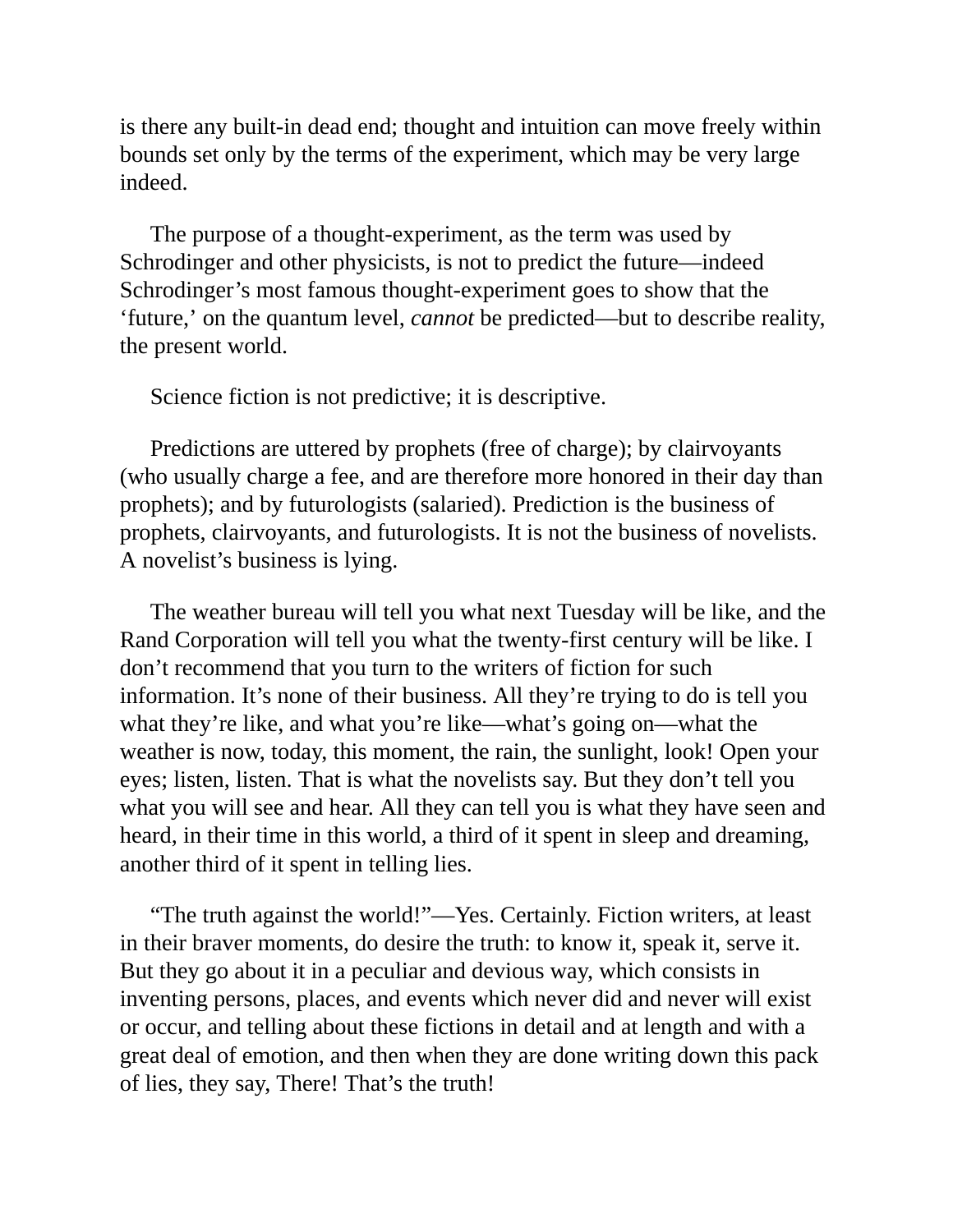is there any built-in dead end; thought and intuition can move freely within bounds set only by the terms of the experiment, which may be very large indeed.

The purpose of a thought-experiment, as the term was used by Schrodinger and other physicists, is not to predict the future—indeed Schrodinger's most famous thought-experiment goes to show that the 'future,' on the quantum level, *cannot* be predicted—but to describe reality, the present world.

Science fiction is not predictive; it is descriptive.

Predictions are uttered by prophets (free of charge); by clairvoyants (who usually charge a fee, and are therefore more honored in their day than prophets); and by futurologists (salaried). Prediction is the business of prophets, clairvoyants, and futurologists. It is not the business of novelists. A novelist's business is lying.

The weather bureau will tell you what next Tuesday will be like, and the Rand Corporation will tell you what the twenty-first century will be like. I don't recommend that you turn to the writers of fiction for such information. It's none of their business. All they're trying to do is tell you what they're like, and what you're like—what's going on—what the weather is now, today, this moment, the rain, the sunlight, look! Open your eyes; listen, listen. That is what the novelists say. But they don't tell you what you will see and hear. All they can tell you is what they have seen and heard, in their time in this world, a third of it spent in sleep and dreaming, another third of it spent in telling lies.

"The truth against the world!"—Yes. Certainly. Fiction writers, at least in their braver moments, do desire the truth: to know it, speak it, serve it. But they go about it in a peculiar and devious way, which consists in inventing persons, places, and events which never did and never will exist or occur, and telling about these fictions in detail and at length and with a great deal of emotion, and then when they are done writing down this pack of lies, they say, There! That's the truth!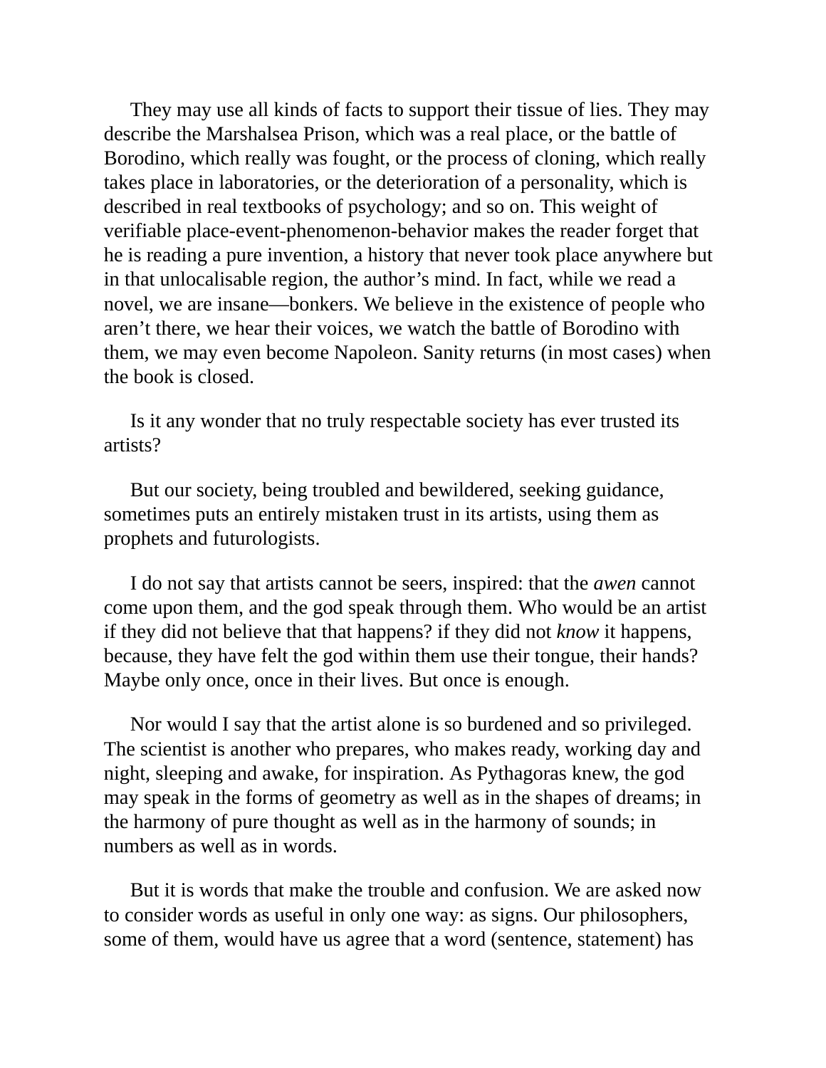They may use all kinds of facts to support their tissue of lies. They may describe the Marshalsea Prison, which was a real place, or the battle of Borodino, which really was fought, or the process of cloning, which really takes place in laboratories, or the deterioration of a personality, which is described in real textbooks of psychology; and so on. This weight of verifiable place-event-phenomenon-behavior makes the reader forget that he is reading a pure invention, a history that never took place anywhere but in that unlocalisable region, the author's mind. In fact, while we read a novel, we are insane—bonkers. We believe in the existence of people who aren't there, we hear their voices, we watch the battle of Borodino with them, we may even become Napoleon. Sanity returns (in most cases) when the book is closed.

Is it any wonder that no truly respectable society has ever trusted its artists?

But our society, being troubled and bewildered, seeking guidance, sometimes puts an entirely mistaken trust in its artists, using them as prophets and futurologists.

I do not say that artists cannot be seers, inspired: that the *awen* cannot come upon them, and the god speak through them. Who would be an artist if they did not believe that that happens? if they did not *know* it happens, because, they have felt the god within them use their tongue, their hands? Maybe only once, once in their lives. But once is enough.

Nor would I say that the artist alone is so burdened and so privileged. The scientist is another who prepares, who makes ready, working day and night, sleeping and awake, for inspiration. As Pythagoras knew, the god may speak in the forms of geometry as well as in the shapes of dreams; in the harmony of pure thought as well as in the harmony of sounds; in numbers as well as in words.

But it is words that make the trouble and confusion. We are asked now to consider words as useful in only one way: as signs. Our philosophers, some of them, would have us agree that a word (sentence, statement) has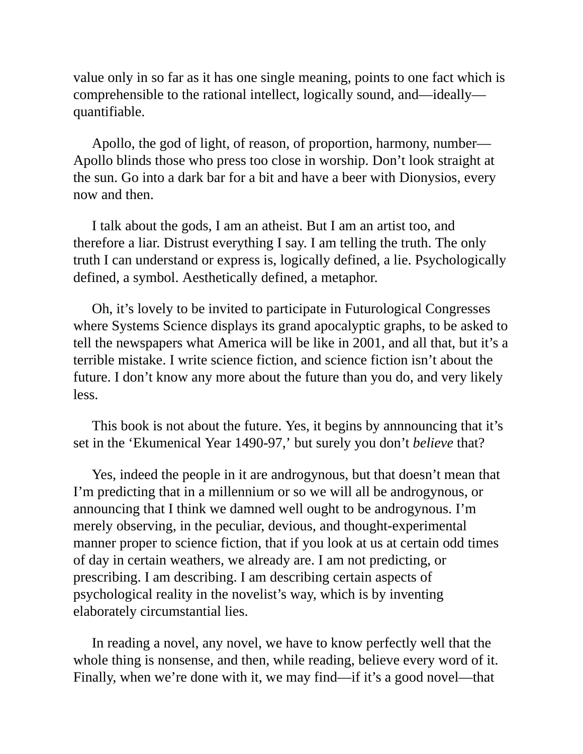value only in so far as it has one single meaning, points to one fact which is comprehensible to the rational intellect, logically sound, and—ideally—quantifiable.

Apollo, the god of light, of reason, of proportion, harmony, number—Apollo blinds those who press too close in worship. Don't look straight at the sun. Go into a dark bar for a bit and have a beer with Dionysios, every now and then.

I talk about the gods, I am an atheist. But I am an artist too, and therefore a liar. Distrust everything I say. I am telling the truth. The only truth I can understand or express is, logically defined, a lie. Psychologically defined, a symbol. Aesthetically defined, a metaphor.

Oh, it's lovely to be invited to participate in Futurological Congresses where Systems Science displays its grand apocalyptic graphs, to be asked to tell the newspapers what America will be like in 2001, and all that, but it's a terrible mistake. I write science fiction, and science fiction isn't about the future. I don't know any more about the future than you do, and very likely less.

This book is not about the future. Yes, it begins by annnouncing that it's set in the 'Ekumenical Year 1490-97,' but surely you don't *believe* that?

Yes, indeed the people in it are androgynous, but that doesn't mean that I'm predicting that in a millennium or so we will all be androgynous, or announcing that I think we damned well ought to be androgynous. I'm merely observing, in the peculiar, devious, and thought-experimental manner proper to science fiction, that if you look at us at certain odd times of day in certain weathers, we already are. I am not predicting, or prescribing. I am describing. I am describing certain aspects of psychological reality in the novelist's way, which is by inventing elaborately circumstantial lies.

In reading a novel, any novel, we have to know perfectly well that the whole thing is nonsense, and then, while reading, believe every word of it. Finally, when we're done with it, we may find—if it's a good novel—that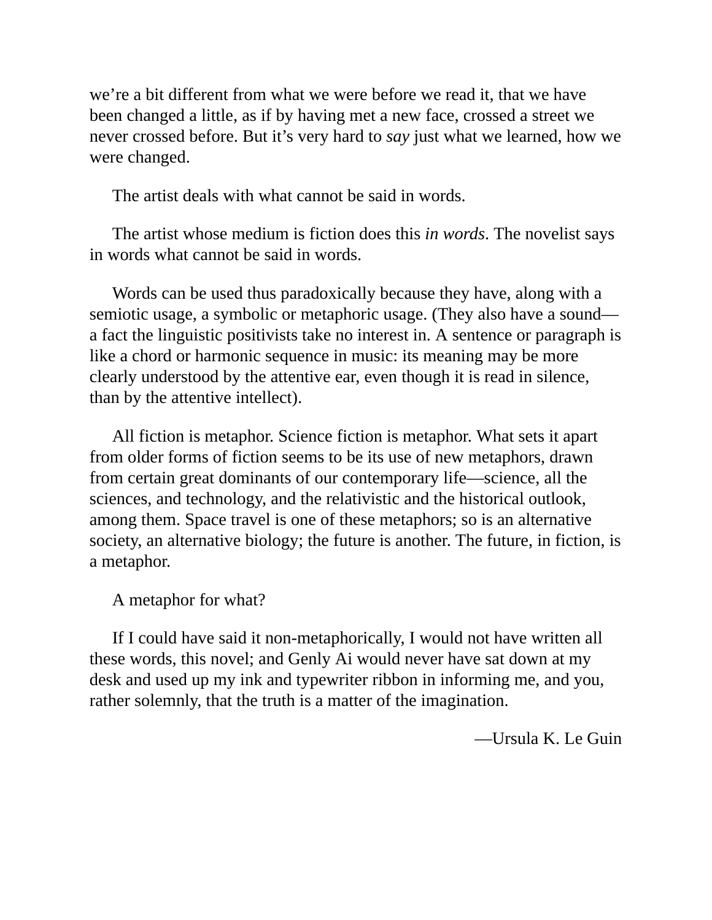we're a bit different from what we were before we read it, that we have been changed a little, as if by having met a new face, crossed a street we never crossed before. But it's very hard to *say* just what we learned, how we were changed.

The artist deals with what cannot be said in words.

The artist whose medium is fiction does this *in words*. The novelist says in words what cannot be said in words.

Words can be used thus paradoxically because they have, along with a semiotic usage, a symbolic or metaphoric usage. (They also have a sound—a fact the linguistic positivists take no interest in. A sentence or paragraph is like a chord or harmonic sequence in music: its meaning may be more clearly understood by the attentive ear, even though it is read in silence, than by the attentive intellect).

All fiction is metaphor. Science fiction is metaphor. What sets it apart from older forms of fiction seems to be its use of new metaphors, drawn from certain great dominants of our contemporary life—science, all the sciences, and technology, and the relativistic and the historical outlook, among them. Space travel is one of these metaphors; so is an alternative society, an alternative biology; the future is another. The future, in fiction, is a metaphor.

A metaphor for what?

If I could have said it non-metaphorically, I would not have written all these words, this novel; and Genly Ai would never have sat down at my desk and used up my ink and typewriter ribbon in informing me, and you, rather solemnly, that the truth is a matter of the imagination.

—Ursula K. Le Guin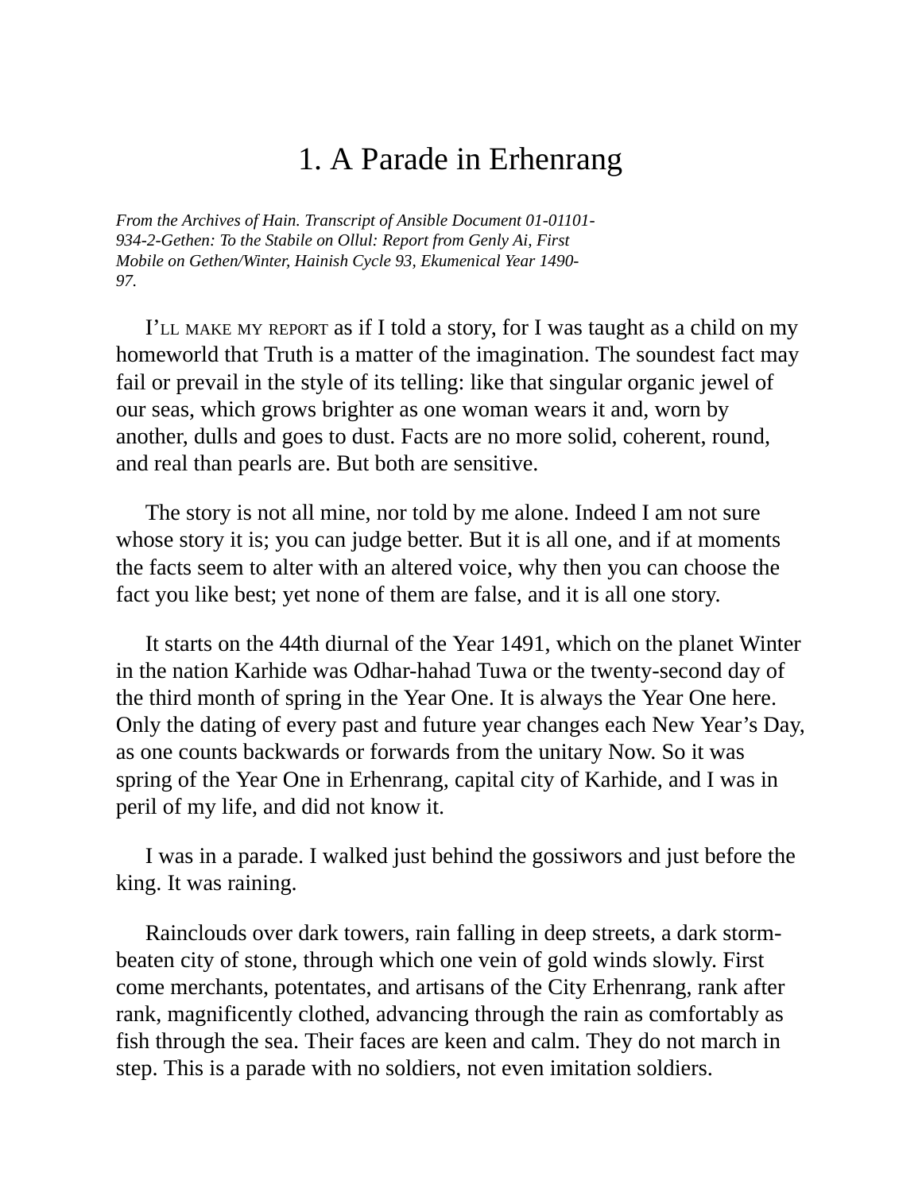# 1. A Parade in Erhenrang

*From the Archives of Hain. Transcript of Ansible Document 01-01101-934-2-Gethen: To the Stabile on Ollul: Report from Genly Ai, First Mobile on Gethen/Winter, Hainish Cycle 93, Ekumenical Year 1490-97.*

I'LL MAKE MY REPORT as if I told a story, for I was taught as a child on my homeworld that Truth is a matter of the imagination. The soundest fact may fail or prevail in the style of its telling: like that singular organic jewel of our seas, which grows brighter as one woman wears it and, worn by another, dulls and goes to dust. Facts are no more solid, coherent, round, and real than pearls are. But both are sensitive.

The story is not all mine, nor told by me alone. Indeed I am not sure whose story it is; you can judge better. But it is all one, and if at moments the facts seem to alter with an altered voice, why then you can choose the fact you like best; yet none of them are false, and it is all one story.

It starts on the 44th diurnal of the Year 1491, which on the planet Winter in the nation Karhide was Odhar-hahad Tuwa or the twenty-second day of the third month of spring in the Year One. It is always the Year One here. Only the dating of every past and future year changes each New Year's Day, as one counts backwards or forwards from the unitary Now. So it was spring of the Year One in Erhenrang, capital city of Karhide, and I was in peril of my life, and did not know it.

I was in a parade. I walked just behind the gossiwors and just before the king. It was raining.

Rainclouds over dark towers, rain falling in deep streets, a dark storm-beaten city of stone, through which one vein of gold winds slowly. First come merchants, potentates, and artisans of the City Erhenrang, rank after rank, magnificently clothed, advancing through the rain as comfortably as fish through the sea. Their faces are keen and calm. They do not march in step. This is a parade with no soldiers, not even imitation soldiers.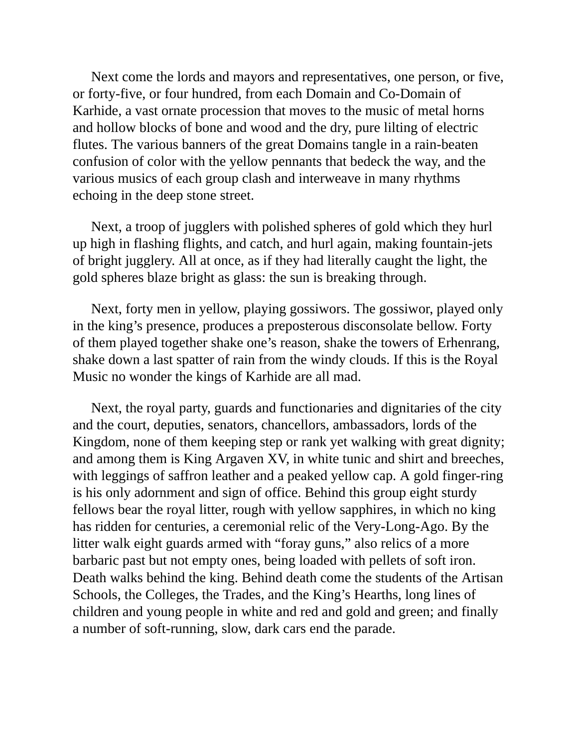Next come the lords and mayors and representatives, one person, or five, or forty-five, or four hundred, from each Domain and Co-Domain of Karhide, a vast ornate procession that moves to the music of metal horns and hollow blocks of bone and wood and the dry, pure lilting of electric flutes. The various banners of the great Domains tangle in a rain-beaten confusion of color with the yellow pennants that bedeck the way, and the various musics of each group clash and interweave in many rhythms echoing in the deep stone street.

Next, a troop of jugglers with polished spheres of gold which they hurl up high in flashing flights, and catch, and hurl again, making fountain-jets of bright jugglery. All at once, as if they had literally caught the light, the gold spheres blaze bright as glass: the sun is breaking through.

Next, forty men in yellow, playing gossiwors. The gossiwor, played only in the king's presence, produces a preposterous disconsolate bellow. Forty of them played together shake one's reason, shake the towers of Erhenrang, shake down a last spatter of rain from the windy clouds. If this is the Royal Music no wonder the kings of Karhide are all mad.

Next, the royal party, guards and functionaries and dignitaries of the city and the court, deputies, senators, chancellors, ambassadors, lords of the Kingdom, none of them keeping step or rank yet walking with great dignity; and among them is King Argaven XV, in white tunic and shirt and breeches, with leggings of saffron leather and a peaked yellow cap. A gold finger-ring is his only adornment and sign of office. Behind this group eight sturdy fellows bear the royal litter, rough with yellow sapphires, in which no king has ridden for centuries, a ceremonial relic of the Very-Long-Ago. By the litter walk eight guards armed with "foray guns," also relics of a more barbaric past but not empty ones, being loaded with pellets of soft iron. Death walks behind the king. Behind death come the students of the Artisan Schools, the Colleges, the Trades, and the King's Hearths, long lines of children and young people in white and red and gold and green; and finally a number of soft-running, slow, dark cars end the parade.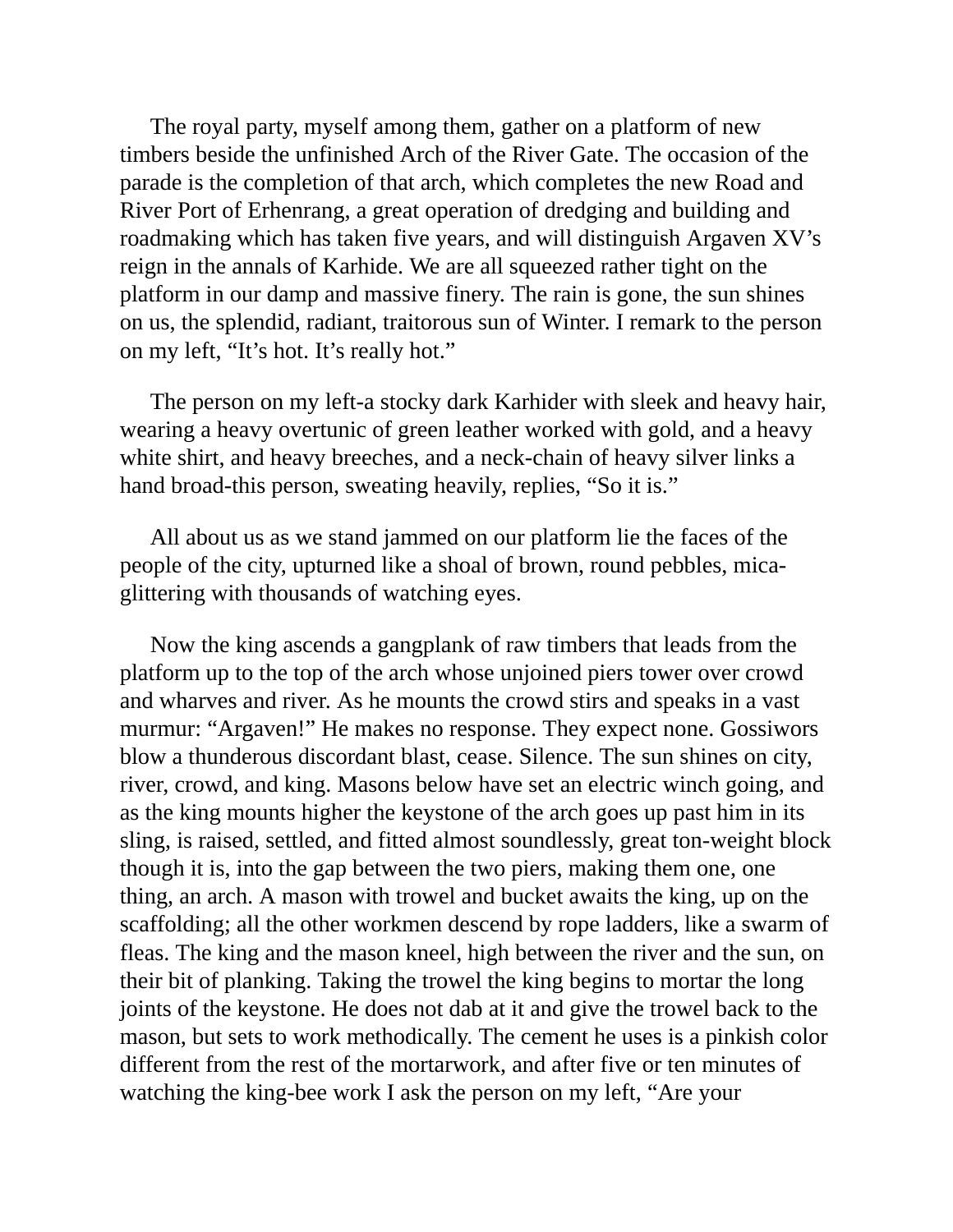The royal party, myself among them, gather on a platform of new timbers beside the unfinished Arch of the River Gate. The occasion of the parade is the completion of that arch, which completes the new Road and River Port of Erhenrang, a great operation of dredging and building and roadmaking which has taken five years, and will distinguish Argaven XV's reign in the annals of Karhide. We are all squeezed rather tight on the platform in our damp and massive finery. The rain is gone, the sun shines on us, the splendid, radiant, traitorous sun of Winter. I remark to the person on my left, "It's hot. It's really hot."

The person on my left-a stocky dark Karhider with sleek and heavy hair, wearing a heavy overtunic of green leather worked with gold, and a heavy white shirt, and heavy breeches, and a neck-chain of heavy silver links a hand broad-this person, sweating heavily, replies, "So it is."

All about us as we stand jammed on our platform lie the faces of the people of the city, upturned like a shoal of brown, round pebbles, mica-glittering with thousands of watching eyes.

Now the king ascends a gangplank of raw timbers that leads from the platform up to the top of the arch whose unjoined piers tower over crowd and wharves and river. As he mounts the crowd stirs and speaks in a vast murmur: "Argaven!" He makes no response. They expect none. Gossiwors blow a thunderous discordant blast, cease. Silence. The sun shines on city, river, crowd, and king. Masons below have set an electric winch going, and as the king mounts higher the keystone of the arch goes up past him in its sling, is raised, settled, and fitted almost soundlessly, great ton-weight block though it is, into the gap between the two piers, making them one, one thing, an arch. A mason with trowel and bucket awaits the king, up on the scaffolding; all the other workmen descend by rope ladders, like a swarm of fleas. The king and the mason kneel, high between the river and the sun, on their bit of planking. Taking the trowel the king begins to mortar the long joints of the keystone. He does not dab at it and give the trowel back to the mason, but sets to work methodically. The cement he uses is a pinkish color different from the rest of the mortarwork, and after five or ten minutes of watching the king-bee work I ask the person on my left, "Are your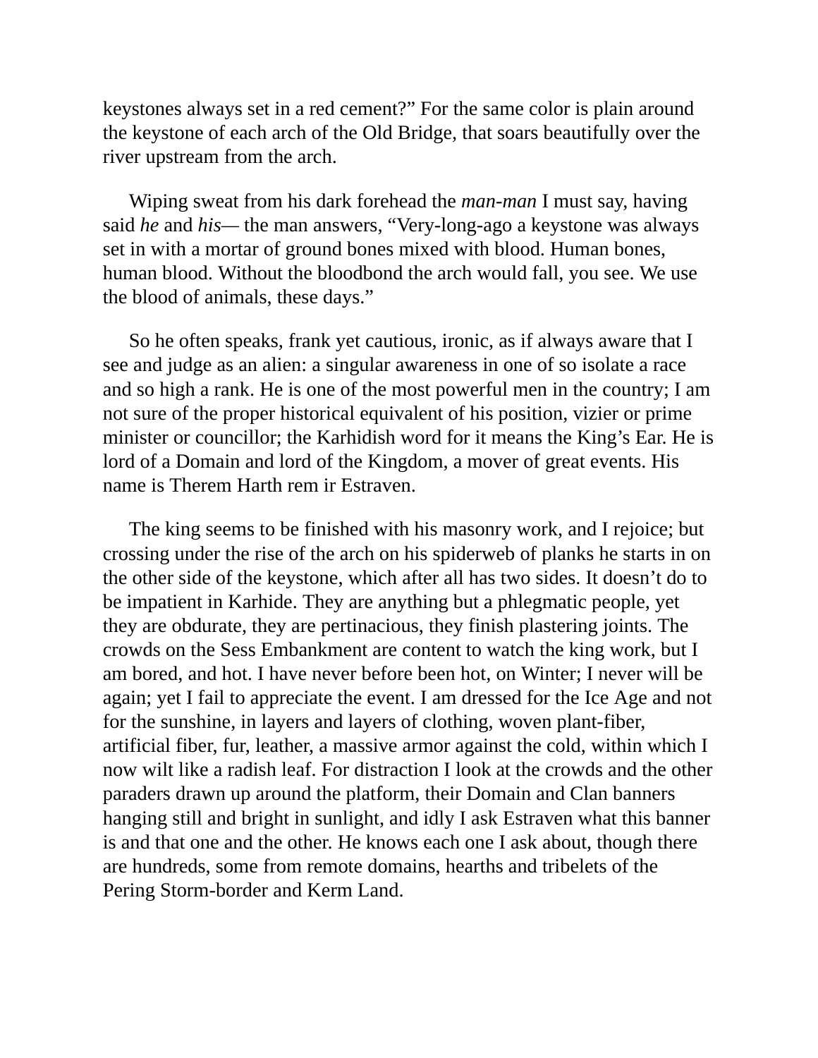keystones always set in a red cement?” For the same color is plain around the keystone of each arch of the Old Bridge, that soars beautifully over the river upstream from the arch.

Wiping sweat from his dark forehead the *man-man* I must say, having said *he* and *his*— the man answers, “Very-long-ago a keystone was always set in with a mortar of ground bones mixed with blood. Human bones, human blood. Without the bloodbond the arch would fall, you see. We use the blood of animals, these days.”

So he often speaks, frank yet cautious, ironic, as if always aware that I see and judge as an alien: a singular awareness in one of so isolate a race and so high a rank. He is one of the most powerful men in the country; I am not sure of the proper historical equivalent of his position, vizier or prime minister or councillor; the Karhidish word for it means the King’s Ear. He is lord of a Domain and lord of the Kingdom, a mover of great events. His name is Therem Harth rem ir Estraven.

The king seems to be finished with his masonry work, and I rejoice; but crossing under the rise of the arch on his spiderweb of planks he starts in on the other side of the keystone, which after all has two sides. It doesn’t do to be impatient in Karhide. They are anything but a phlegmatic people, yet they are obdurate, they are pertinacious, they finish plastering joints. The crowds on the Sess Embankment are content to watch the king work, but I am bored, and hot. I have never before been hot, on Winter; I never will be again; yet I fail to appreciate the event. I am dressed for the Ice Age and not for the sunshine, in layers and layers of clothing, woven plant-fiber, artificial fiber, fur, leather, a massive armor against the cold, within which I now wilt like a radish leaf. For distraction I look at the crowds and the other paraders drawn up around the platform, their Domain and Clan banners hanging still and bright in sunlight, and idly I ask Estraven what this banner is and that one and the other. He knows each one I ask about, though there are hundreds, some from remote domains, hearths and tribelets of the Pering Storm-border and Kerm Land.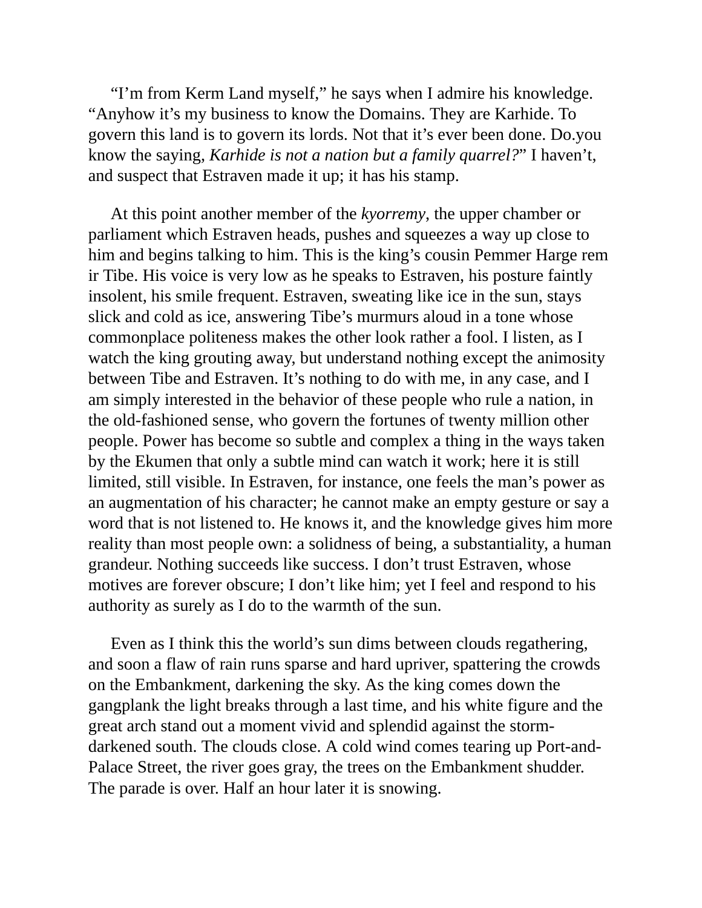"I'm from Kerm Land myself," he says when I admire his knowledge. "Anyhow it's my business to know the Domains. They are Karhide. To govern this land is to govern its lords. Not that it's ever been done. Do.you know the saying, *Karhide is not a nation but a family quarrel?*" I haven't, and suspect that Estraven made it up; it has his stamp.

At this point another member of the *kyorremy*, the upper chamber or parliament which Estraven heads, pushes and squeezes a way up close to him and begins talking to him. This is the king's cousin Pemmer Harge rem ir Tibe. His voice is very low as he speaks to Estraven, his posture faintly insolent, his smile frequent. Estraven, sweating like ice in the sun, stays slick and cold as ice, answering Tibe's murmurs aloud in a tone whose commonplace politeness makes the other look rather a fool. I listen, as I watch the king grouting away, but understand nothing except the animosity between Tibe and Estraven. It's nothing to do with me, in any case, and I am simply interested in the behavior of these people who rule a nation, in the old-fashioned sense, who govern the fortunes of twenty million other people. Power has become so subtle and complex a thing in the ways taken by the Ekumen that only a subtle mind can watch it work; here it is still limited, still visible. In Estraven, for instance, one feels the man's power as an augmentation of his character; he cannot make an empty gesture or say a word that is not listened to. He knows it, and the knowledge gives him more reality than most people own: a solidness of being, a substantiality, a human grandeur. Nothing succeeds like success. I don't trust Estraven, whose motives are forever obscure; I don't like him; yet I feel and respond to his authority as surely as I do to the warmth of the sun.

Even as I think this the world's sun dims between clouds regathering, and soon a flaw of rain runs sparse and hard upriver, spattering the crowds on the Embankment, darkening the sky. As the king comes down the gangplank the light breaks through a last time, and his white figure and the great arch stand out a moment vivid and splendid against the storm-darkened south. The clouds close. A cold wind comes tearing up Port-and-Palace Street, the river goes gray, the trees on the Embankment shudder. The parade is over. Half an hour later it is snowing.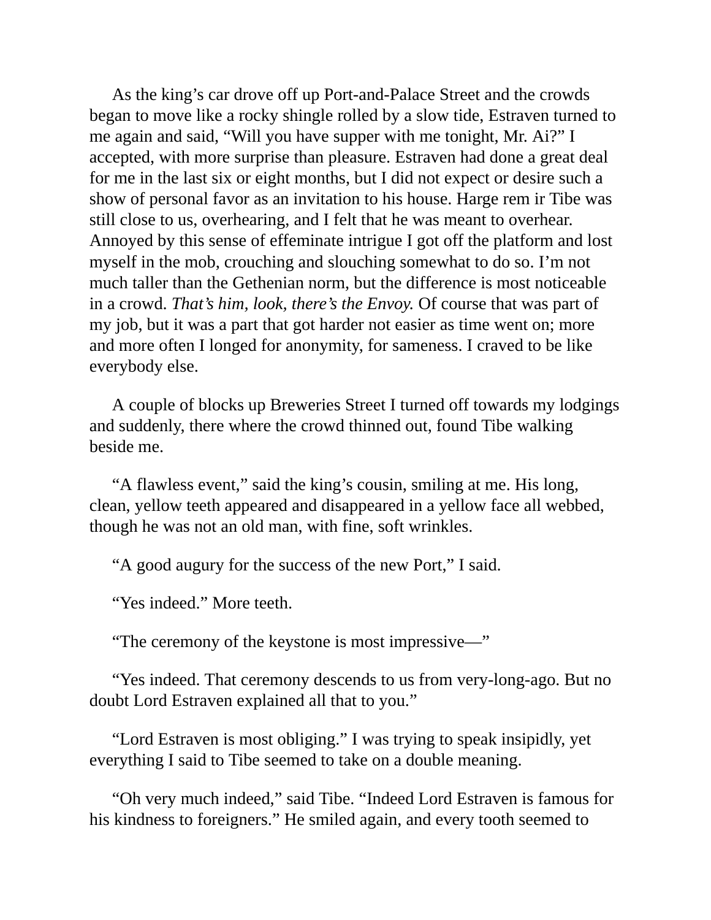As the king's car drove off up Port-and-Palace Street and the crowds began to move like a rocky shingle rolled by a slow tide, Estraven turned to me again and said, "Will you have supper with me tonight, Mr. Ai?" I accepted, with more surprise than pleasure. Estraven had done a great deal for me in the last six or eight months, but I did not expect or desire such a show of personal favor as an invitation to his house. Harge rem ir Tibe was still close to us, overhearing, and I felt that he was meant to overhear. Annoyed by this sense of effeminate intrigue I got off the platform and lost myself in the mob, crouching and slouching somewhat to do so. I'm not much taller than the Gethenian norm, but the difference is most noticeable in a crowd. *That's him, look, there's the Envoy.* Of course that was part of my job, but it was a part that got harder not easier as time went on; more and more often I longed for anonymity, for sameness. I craved to be like everybody else.

A couple of blocks up Breweries Street I turned off towards my lodgings and suddenly, there where the crowd thinned out, found Tibe walking beside me.

"A flawless event," said the king's cousin, smiling at me. His long, clean, yellow teeth appeared and disappeared in a yellow face all webbed, though he was not an old man, with fine, soft wrinkles.

"A good augury for the success of the new Port," I said.

"Yes indeed." More teeth.

"The ceremony of the keystone is most impressive—"

"Yes indeed. That ceremony descends to us from very-long-ago. But no doubt Lord Estraven explained all that to you."

"Lord Estraven is most obliging." I was trying to speak insipidly, yet everything I said to Tibe seemed to take on a double meaning.

"Oh very much indeed," said Tibe. "Indeed Lord Estraven is famous for his kindness to foreigners." He smiled again, and every tooth seemed to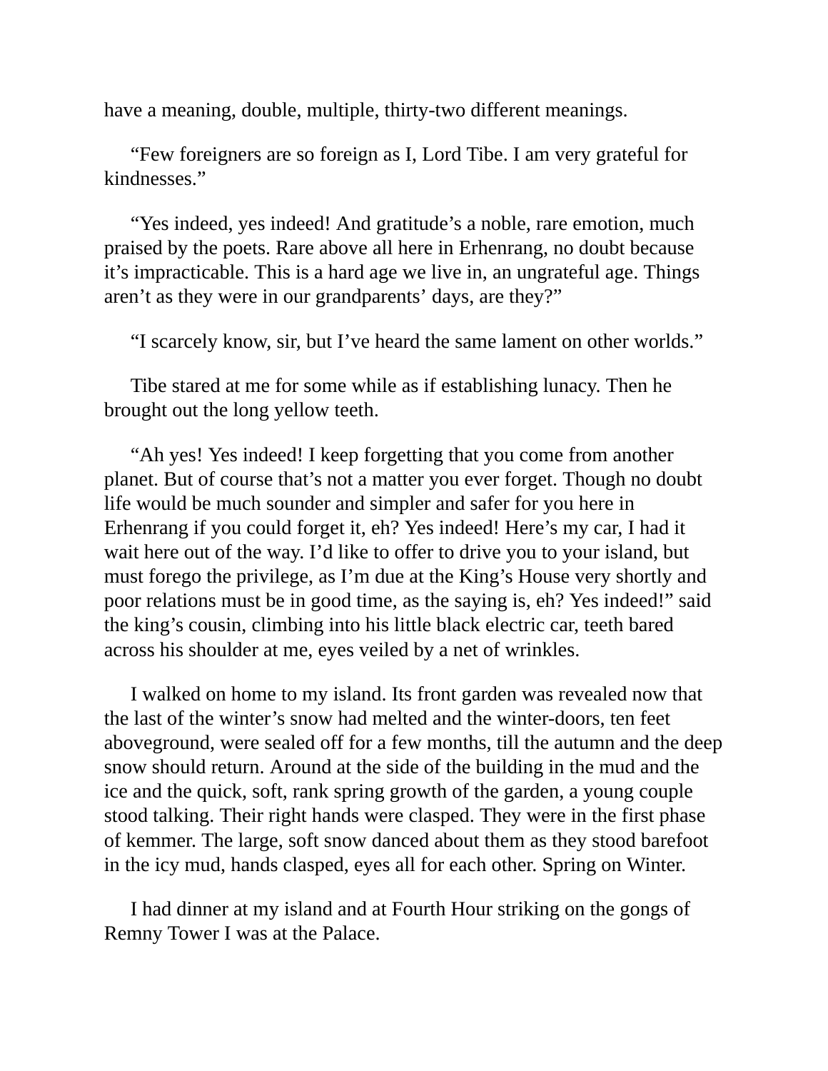have a meaning, double, multiple, thirty-two different meanings.

“Few foreigners are so foreign as I, Lord Tibe. I am very grateful for kindnesses.”

“Yes indeed, yes indeed! And gratitude’s a noble, rare emotion, much praised by the poets. Rare above all here in Erhenrang, no doubt because it’s impracticable. This is a hard age we live in, an ungrateful age. Things aren’t as they were in our grandparents’ days, are they?”

“I scarcely know, sir, but I’ve heard the same lament on other worlds.”

Tibe stared at me for some while as if establishing lunacy. Then he brought out the long yellow teeth.

“Ah yes! Yes indeed! I keep forgetting that you come from another planet. But of course that’s not a matter you ever forget. Though no doubt life would be much sounder and simpler and safer for you here in Erhenrang if you could forget it, eh? Yes indeed! Here’s my car, I had it wait here out of the way. I’d like to offer to drive you to your island, but must forego the privilege, as I’m due at the King’s House very shortly and poor relations must be in good time, as the saying is, eh? Yes indeed!” said the king’s cousin, climbing into his little black electric car, teeth bared across his shoulder at me, eyes veiled by a net of wrinkles.

I walked on home to my island. Its front garden was revealed now that the last of the winter’s snow had melted and the winter-doors, ten feet aboveground, were sealed off for a few months, till the autumn and the deep snow should return. Around at the side of the building in the mud and the ice and the quick, soft, rank spring growth of the garden, a young couple stood talking. Their right hands were clasped. They were in the first phase of kemmer. The large, soft snow danced about them as they stood barefoot in the icy mud, hands clasped, eyes all for each other. Spring on Winter.

I had dinner at my island and at Fourth Hour striking on the gongs of Remny Tower I was at the Palace.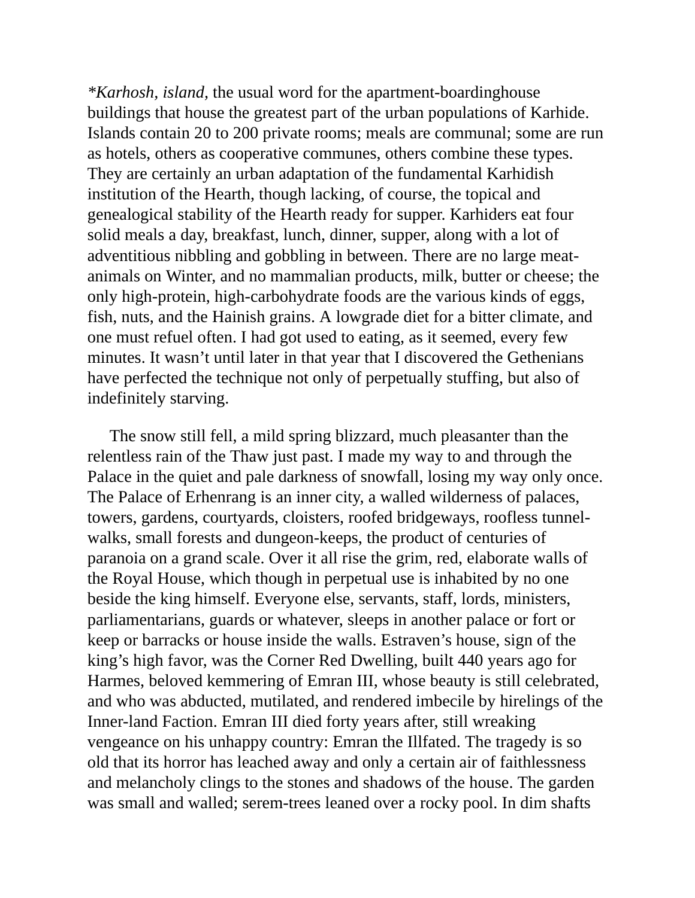*\*Karhosh, island,* the usual word for the apartment-boardinghouse buildings that house the greatest part of the urban populations of Karhide. Islands contain 20 to 200 private rooms; meals are communal; some are run as hotels, others as cooperative communes, others combine these types. They are certainly an urban adaptation of the fundamental Karhidish institution of the Hearth, though lacking, of course, the topical and genealogical stability of the Hearth ready for supper. Karhiders eat four solid meals a day, breakfast, lunch, dinner, supper, along with a lot of adventitious nibbling and gobbling in between. There are no large meat-animals on Winter, and no mammalian products, milk, butter or cheese; the only high-protein, high-carbohydrate foods are the various kinds of eggs, fish, nuts, and the Hainish grains. A lowgrade diet for a bitter climate, and one must refuel often. I had got used to eating, as it seemed, every few minutes. It wasn't until later in that year that I discovered the Gethenians have perfected the technique not only of perpetually stuffing, but also of indefinitely starving.

The snow still fell, a mild spring blizzard, much pleasanter than the relentless rain of the Thaw just past. I made my way to and through the Palace in the quiet and pale darkness of snowfall, losing my way only once. The Palace of Erhenrang is an inner city, a walled wilderness of palaces, towers, gardens, courtyards, cloisters, roofed bridgeways, roofless tunnel-walks, small forests and dungeon-keeps, the product of centuries of paranoia on a grand scale. Over it all rise the grim, red, elaborate walls of the Royal House, which though in perpetual use is inhabited by no one beside the king himself. Everyone else, servants, staff, lords, ministers, parliamentarians, guards or whatever, sleeps in another palace or fort or keep or barracks or house inside the walls. Estraven's house, sign of the king's high favor, was the Corner Red Dwelling, built 440 years ago for Harmes, beloved kemmering of Emran III, whose beauty is still celebrated, and who was abducted, mutilated, and rendered imbecile by hirelings of the Inner-land Faction. Emran III died forty years after, still wreaking vengeance on his unhappy country: Emran the Illfated. The tragedy is so old that its horror has leached away and only a certain air of faithlessness and melancholy clings to the stones and shadows of the house. The garden was small and walled; serem-trees leaned over a rocky pool. In dim shafts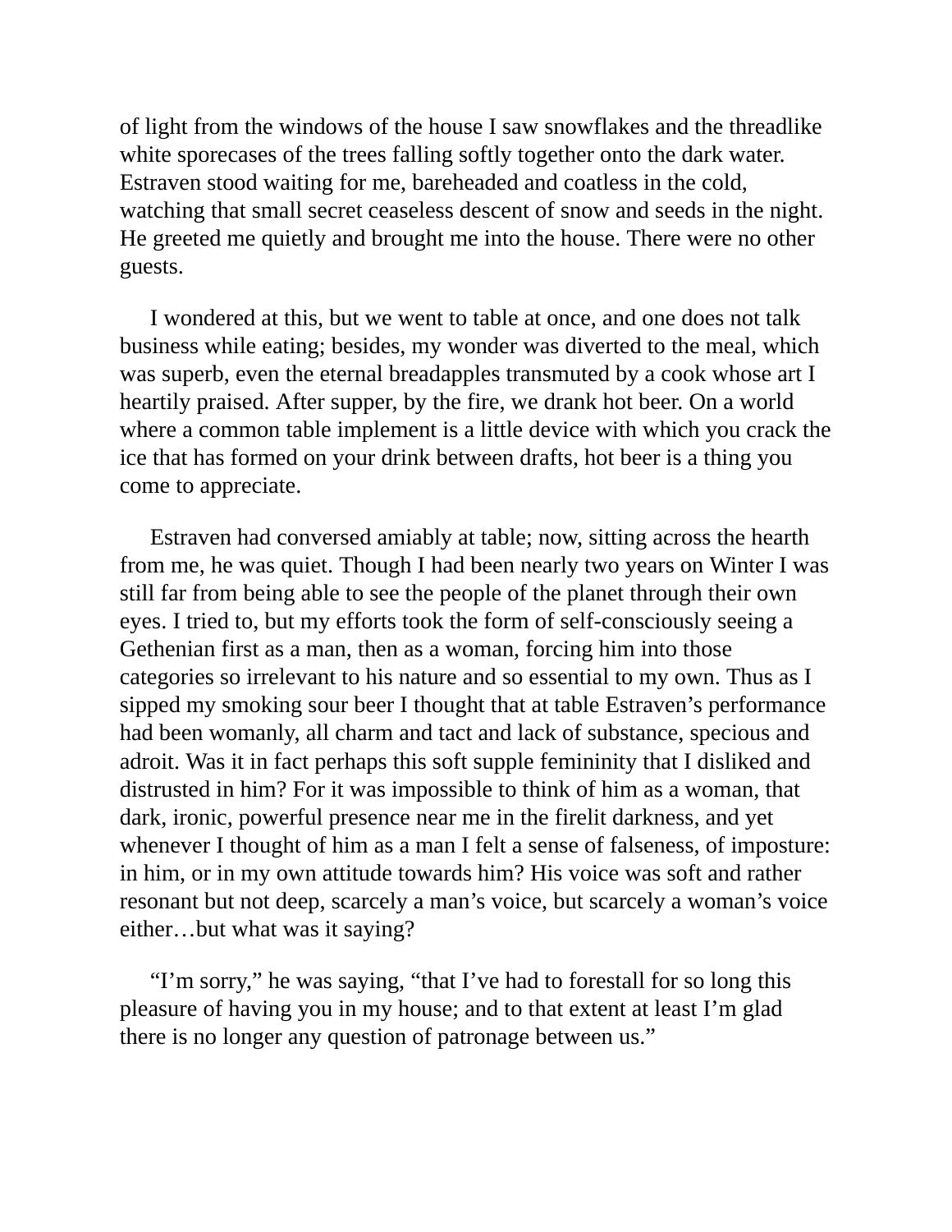of light from the windows of the house I saw snowflakes and the threadlike white sporecases of the trees falling softly together onto the dark water. Estraven stood waiting for me, bareheaded and coatless in the cold, watching that small secret ceaseless descent of snow and seeds in the night. He greeted me quietly and brought me into the house. There were no other guests.

I wondered at this, but we went to table at once, and one does not talk business while eating; besides, my wonder was diverted to the meal, which was superb, even the eternal breadapples transmuted by a cook whose art I heartily praised. After supper, by the fire, we drank hot beer. On a world where a common table implement is a little device with which you crack the ice that has formed on your drink between drafts, hot beer is a thing you come to appreciate.

Estraven had conversed amiably at table; now, sitting across the hearth from me, he was quiet. Though I had been nearly two years on Winter I was still far from being able to see the people of the planet through their own eyes. I tried to, but my efforts took the form of self-consciously seeing a Gethenian first as a man, then as a woman, forcing him into those categories so irrelevant to his nature and so essential to my own. Thus as I sipped my smoking sour beer I thought that at table Estraven's performance had been womanly, all charm and tact and lack of substance, specious and adroit. Was it in fact perhaps this soft supple femininity that I disliked and distrusted in him? For it was impossible to think of him as a woman, that dark, ironic, powerful presence near me in the firelit darkness, and yet whenever I thought of him as a man I felt a sense of falseness, of imposture: in him, or in my own attitude towards him? His voice was soft and rather resonant but not deep, scarcely a man's voice, but scarcely a woman's voice either…but what was it saying?

"I'm sorry," he was saying, "that I've had to forestall for so long this pleasure of having you in my house; and to that extent at least I'm glad there is no longer any question of patronage between us."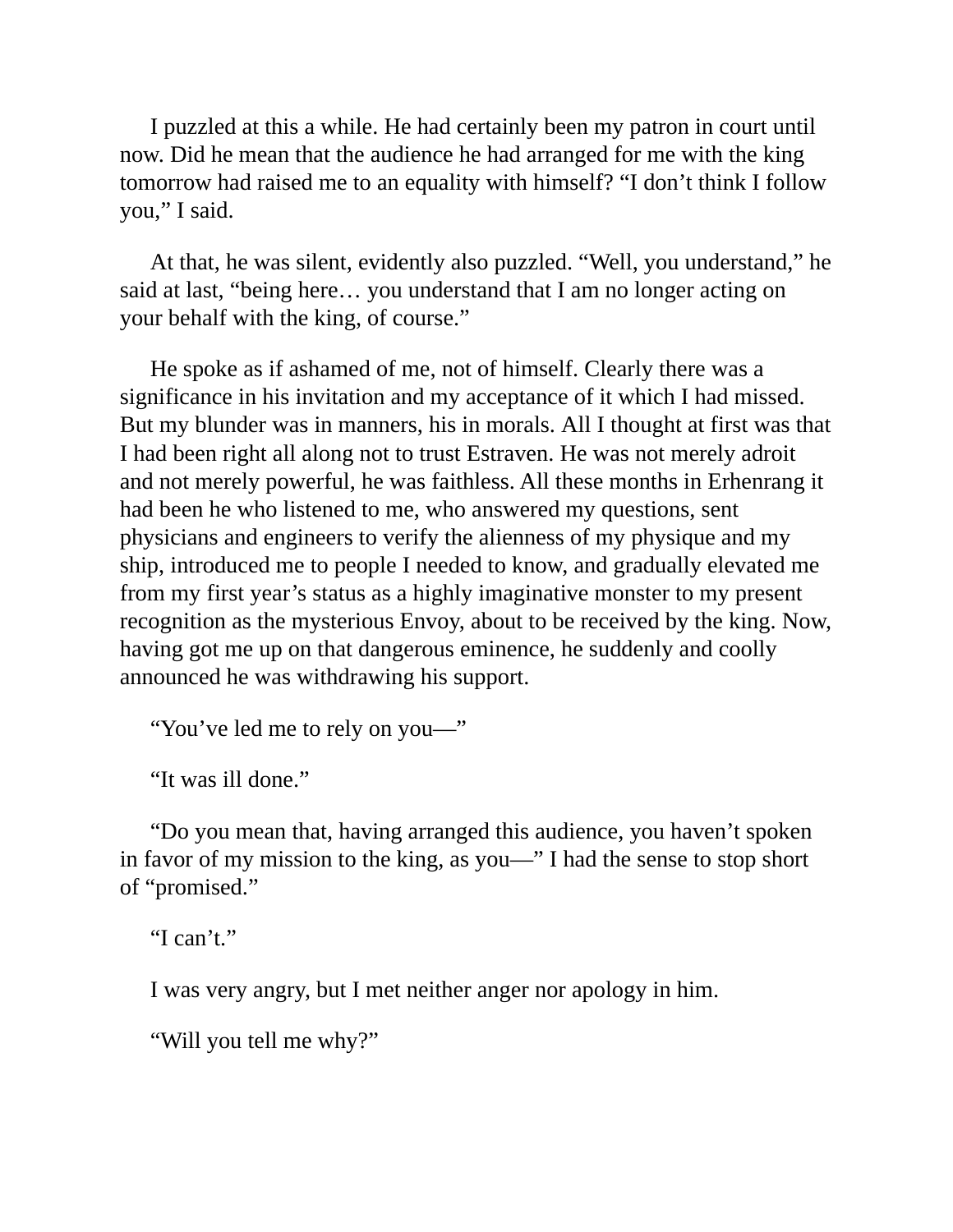I puzzled at this a while. He had certainly been my patron in court until now. Did he mean that the audience he had arranged for me with the king tomorrow had raised me to an equality with himself? “I don’t think I follow you,” I said.

At that, he was silent, evidently also puzzled. “Well, you understand,” he said at last, “being here… you understand that I am no longer acting on your behalf with the king, of course.”

He spoke as if ashamed of me, not of himself. Clearly there was a significance in his invitation and my acceptance of it which I had missed. But my blunder was in manners, his in morals. All I thought at first was that I had been right all along not to trust Estraven. He was not merely adroit and not merely powerful, he was faithless. All these months in Erhenrang it had been he who listened to me, who answered my questions, sent physicians and engineers to verify the alienness of my physique and my ship, introduced me to people I needed to know, and gradually elevated me from my first year’s status as a highly imaginative monster to my present recognition as the mysterious Envoy, about to be received by the king. Now, having got me up on that dangerous eminence, he suddenly and coolly announced he was withdrawing his support.

“You’ve led me to rely on you—”

“It was ill done.”

“Do you mean that, having arranged this audience, you haven’t spoken in favor of my mission to the king, as you—” I had the sense to stop short of “promised.”

“I can’t.”

I was very angry, but I met neither anger nor apology in him.

“Will you tell me why?”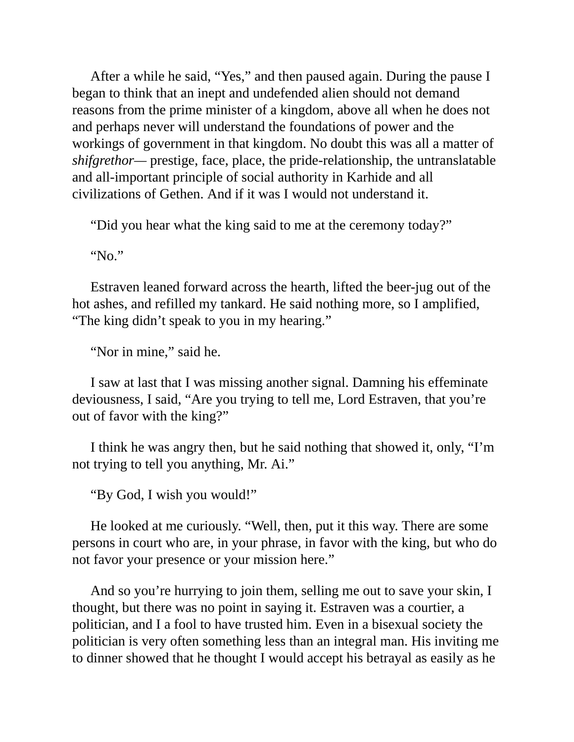After a while he said, “Yes,” and then paused again. During the pause I began to think that an inept and undefended alien should not demand reasons from the prime minister of a kingdom, above all when he does not and perhaps never will understand the foundations of power and the workings of government in that kingdom. No doubt this was all a matter of *shifgrethor*— prestige, face, place, the pride-relationship, the untranslatable and all-important principle of social authority in Karhide and all civilizations of Gethen. And if it was I would not understand it.

“Did you hear what the king said to me at the ceremony today?”

“No.”

Estraven leaned forward across the hearth, lifted the beer-jug out of the hot ashes, and refilled my tankard. He said nothing more, so I amplified, “The king didn’t speak to you in my hearing.”

“Nor in mine,” said he.

I saw at last that I was missing another signal. Damning his effeminate deviousness, I said, “Are you trying to tell me, Lord Estraven, that you’re out of favor with the king?”

I think he was angry then, but he said nothing that showed it, only, “I’m not trying to tell you anything, Mr. Ai.”

“By God, I wish you would!”

He looked at me curiously. “Well, then, put it this way. There are some persons in court who are, in your phrase, in favor with the king, but who do not favor your presence or your mission here.”

And so you’re hurrying to join them, selling me out to save your skin, I thought, but there was no point in saying it. Estraven was a courtier, a politician, and I a fool to have trusted him. Even in a bisexual society the politician is very often something less than an integral man. His inviting me to dinner showed that he thought I would accept his betrayal as easily as he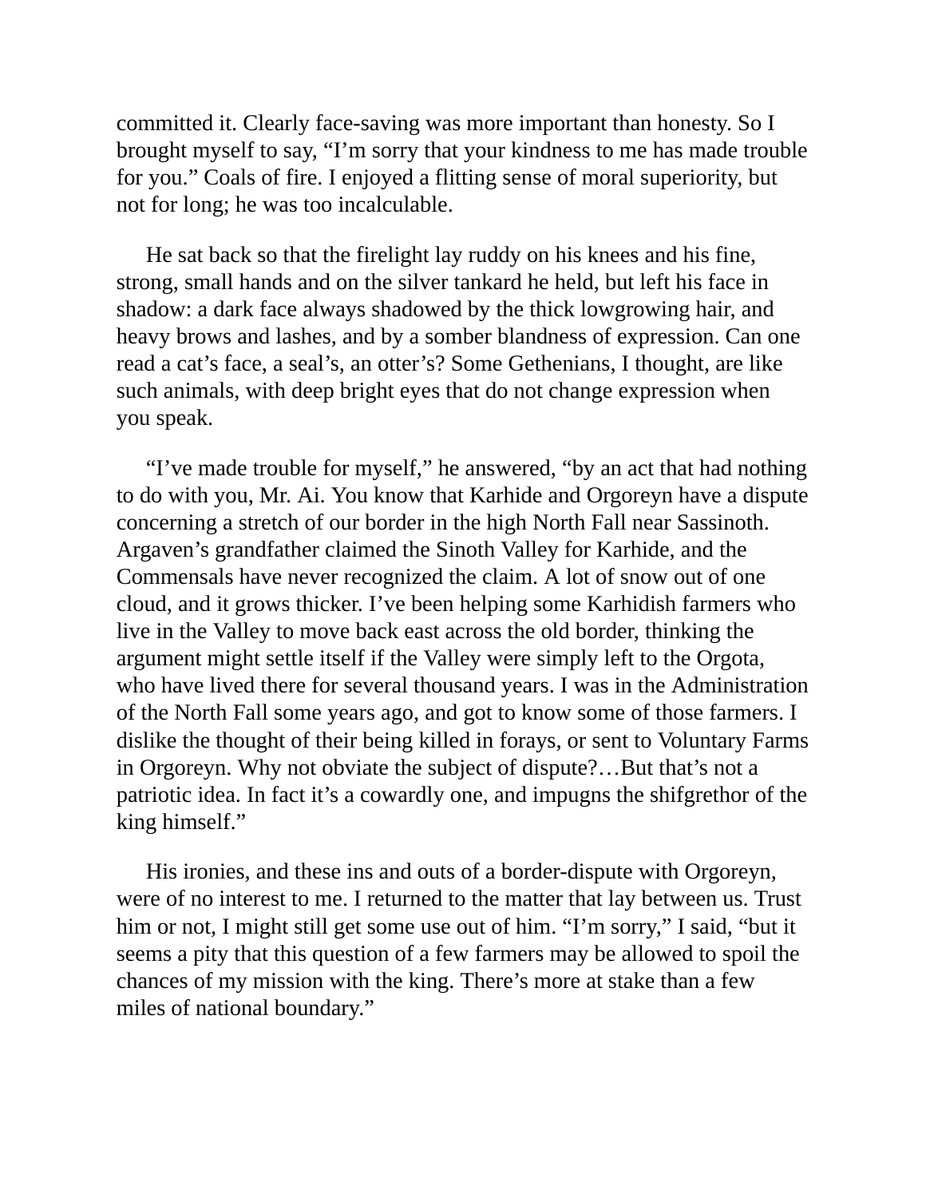committed it. Clearly face-saving was more important than honesty. So I brought myself to say, "I'm sorry that your kindness to me has made trouble for you." Coals of fire. I enjoyed a flitting sense of moral superiority, but not for long; he was too incalculable.

He sat back so that the firelight lay ruddy on his knees and his fine, strong, small hands and on the silver tankard he held, but left his face in shadow: a dark face always shadowed by the thick lowgrowing hair, and heavy brows and lashes, and by a somber blandness of expression. Can one read a cat's face, a seal's, an otter's? Some Gethenians, I thought, are like such animals, with deep bright eyes that do not change expression when you speak.

"I've made trouble for myself," he answered, "by an act that had nothing to do with you, Mr. Ai. You know that Karhide and Orgoreyn have a dispute concerning a stretch of our border in the high North Fall near Sassinoth. Argaven's grandfather claimed the Sinoth Valley for Karhide, and the Commensals have never recognized the claim. A lot of snow out of one cloud, and it grows thicker. I've been helping some Karhidish farmers who live in the Valley to move back east across the old border, thinking the argument might settle itself if the Valley were simply left to the Orgota, who have lived there for several thousand years. I was in the Administration of the North Fall some years ago, and got to know some of those farmers. I dislike the thought of their being killed in forays, or sent to Voluntary Farms in Orgoreyn. Why not obviate the subject of dispute?…But that's not a patriotic idea. In fact it's a cowardly one, and impugns the shifgrethor of the king himself."

His ironies, and these ins and outs of a border-dispute with Orgoreyn, were of no interest to me. I returned to the matter that lay between us. Trust him or not, I might still get some use out of him. "I'm sorry," I said, "but it seems a pity that this question of a few farmers may be allowed to spoil the chances of my mission with the king. There's more at stake than a few miles of national boundary."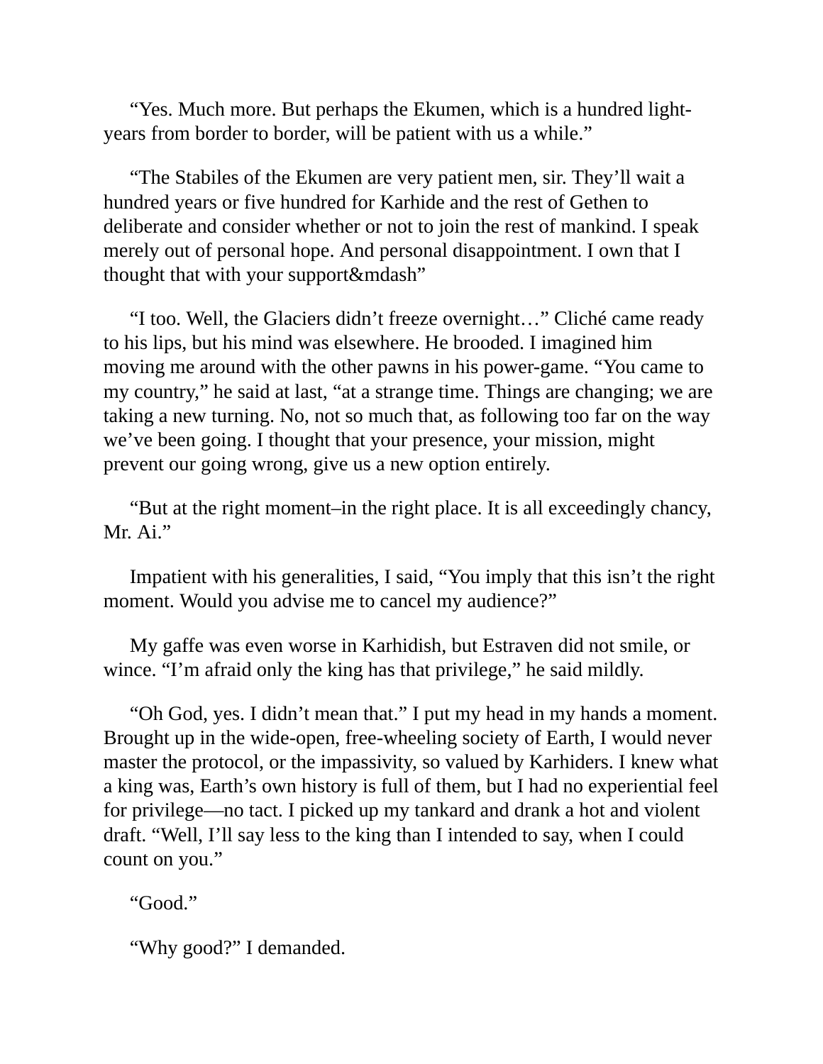"Yes. Much more. But perhaps the Ekumen, which is a hundred light-years from border to border, will be patient with us a while."

"The Stabiles of the Ekumen are very patient men, sir. They'll wait a hundred years or five hundred for Karhide and the rest of Gethen to deliberate and consider whether or not to join the rest of mankind. I speak merely out of personal hope. And personal disappointment. I own that I thought that with your support&mdash"

"I too. Well, the Glaciers didn't freeze overnight…" Cliché came ready to his lips, but his mind was elsewhere. He brooded. I imagined him moving me around with the other pawns in his power-game. "You came to my country," he said at last, "at a strange time. Things are changing; we are taking a new turning. No, not so much that, as following too far on the way we've been going. I thought that your presence, your mission, might prevent our going wrong, give us a new option entirely.

"But at the right moment–in the right place. It is all exceedingly chancy, Mr. Ai."

Impatient with his generalities, I said, "You imply that this isn't the right moment. Would you advise me to cancel my audience?"

My gaffe was even worse in Karhidish, but Estraven did not smile, or wince. "I'm afraid only the king has that privilege," he said mildly.

"Oh God, yes. I didn't mean that." I put my head in my hands a moment. Brought up in the wide-open, free-wheeling society of Earth, I would never master the protocol, or the impassivity, so valued by Karhiders. I knew what a king was, Earth's own history is full of them, but I had no experiential feel for privilege—no tact. I picked up my tankard and drank a hot and violent draft. "Well, I'll say less to the king than I intended to say, when I could count on you."

"Good."

"Why good?" I demanded.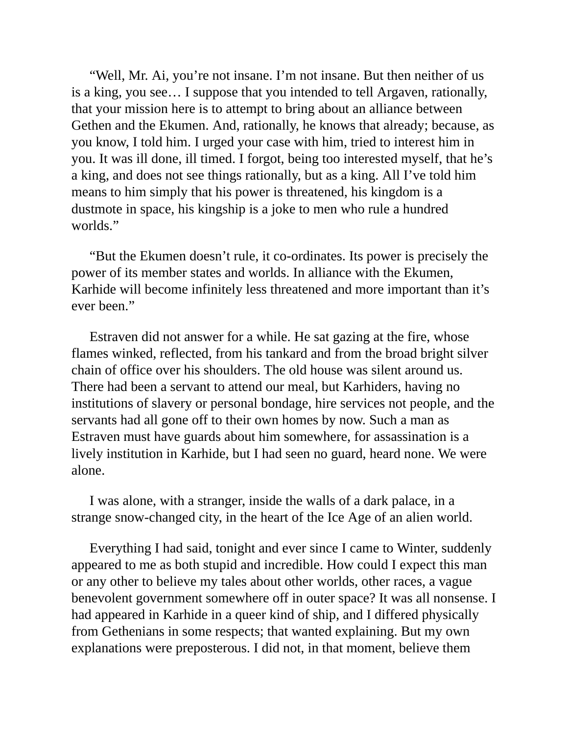“Well, Mr. Ai, you’re not insane. I’m not insane. But then neither of us is a king, you see… I suppose that you intended to tell Argaven, rationally, that your mission here is to attempt to bring about an alliance between Gethen and the Ekumen. And, rationally, he knows that already; because, as you know, I told him. I urged your case with him, tried to interest him in you. It was ill done, ill timed. I forgot, being too interested myself, that he’s a king, and does not see things rationally, but as a king. All I’ve told him means to him simply that his power is threatened, his kingdom is a dustmote in space, his kingship is a joke to men who rule a hundred worlds.”

“But the Ekumen doesn’t rule, it co-ordinates. Its power is precisely the power of its member states and worlds. In alliance with the Ekumen, Karhide will become infinitely less threatened and more important than it’s ever been.”

Estraven did not answer for a while. He sat gazing at the fire, whose flames winked, reflected, from his tankard and from the broad bright silver chain of office over his shoulders. The old house was silent around us. There had been a servant to attend our meal, but Karhiders, having no institutions of slavery or personal bondage, hire services not people, and the servants had all gone off to their own homes by now. Such a man as Estraven must have guards about him somewhere, for assassination is a lively institution in Karhide, but I had seen no guard, heard none. We were alone.

I was alone, with a stranger, inside the walls of a dark palace, in a strange snow-changed city, in the heart of the Ice Age of an alien world.

Everything I had said, tonight and ever since I came to Winter, suddenly appeared to me as both stupid and incredible. How could I expect this man or any other to believe my tales about other worlds, other races, a vague benevolent government somewhere off in outer space? It was all nonsense. I had appeared in Karhide in a queer kind of ship, and I differed physically from Gethenians in some respects; that wanted explaining. But my own explanations were preposterous. I did not, in that moment, believe them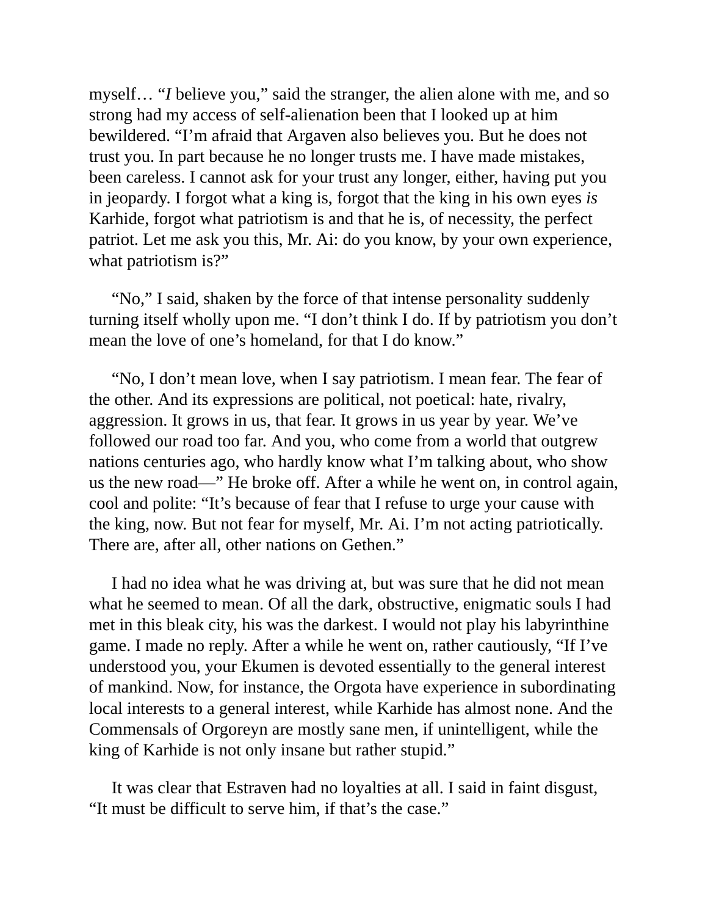myself… “*I* believe you,” said the stranger, the alien alone with me, and so strong had my access of self-alienation been that I looked up at him bewildered. “I’m afraid that Argaven also believes you. But he does not trust you. In part because he no longer trusts me. I have made mistakes, been careless. I cannot ask for your trust any longer, either, having put you in jeopardy. I forgot what a king is, forgot that the king in his own eyes *is* Karhide, forgot what patriotism is and that he is, of necessity, the perfect patriot. Let me ask you this, Mr. Ai: do you know, by your own experience, what patriotism is?”

“No,” I said, shaken by the force of that intense personality suddenly turning itself wholly upon me. “I don’t think I do. If by patriotism you don’t mean the love of one’s homeland, for that I do know.”

“No, I don’t mean love, when I say patriotism. I mean fear. The fear of the other. And its expressions are political, not poetical: hate, rivalry, aggression. It grows in us, that fear. It grows in us year by year. We’ve followed our road too far. And you, who come from a world that outgrew nations centuries ago, who hardly know what I’m talking about, who show us the new road—” He broke off. After a while he went on, in control again, cool and polite: “It’s because of fear that I refuse to urge your cause with the king, now. But not fear for myself, Mr. Ai. I’m not acting patriotically. There are, after all, other nations on Gethen.”

I had no idea what he was driving at, but was sure that he did not mean what he seemed to mean. Of all the dark, obstructive, enigmatic souls I had met in this bleak city, his was the darkest. I would not play his labyrinthine game. I made no reply. After a while he went on, rather cautiously, “If I’ve understood you, your Ekumen is devoted essentially to the general interest of mankind. Now, for instance, the Orgota have experience in subordinating local interests to a general interest, while Karhide has almost none. And the Commensals of Orgoreyn are mostly sane men, if unintelligent, while the king of Karhide is not only insane but rather stupid.”

It was clear that Estraven had no loyalties at all. I said in faint disgust, “It must be difficult to serve him, if that’s the case.”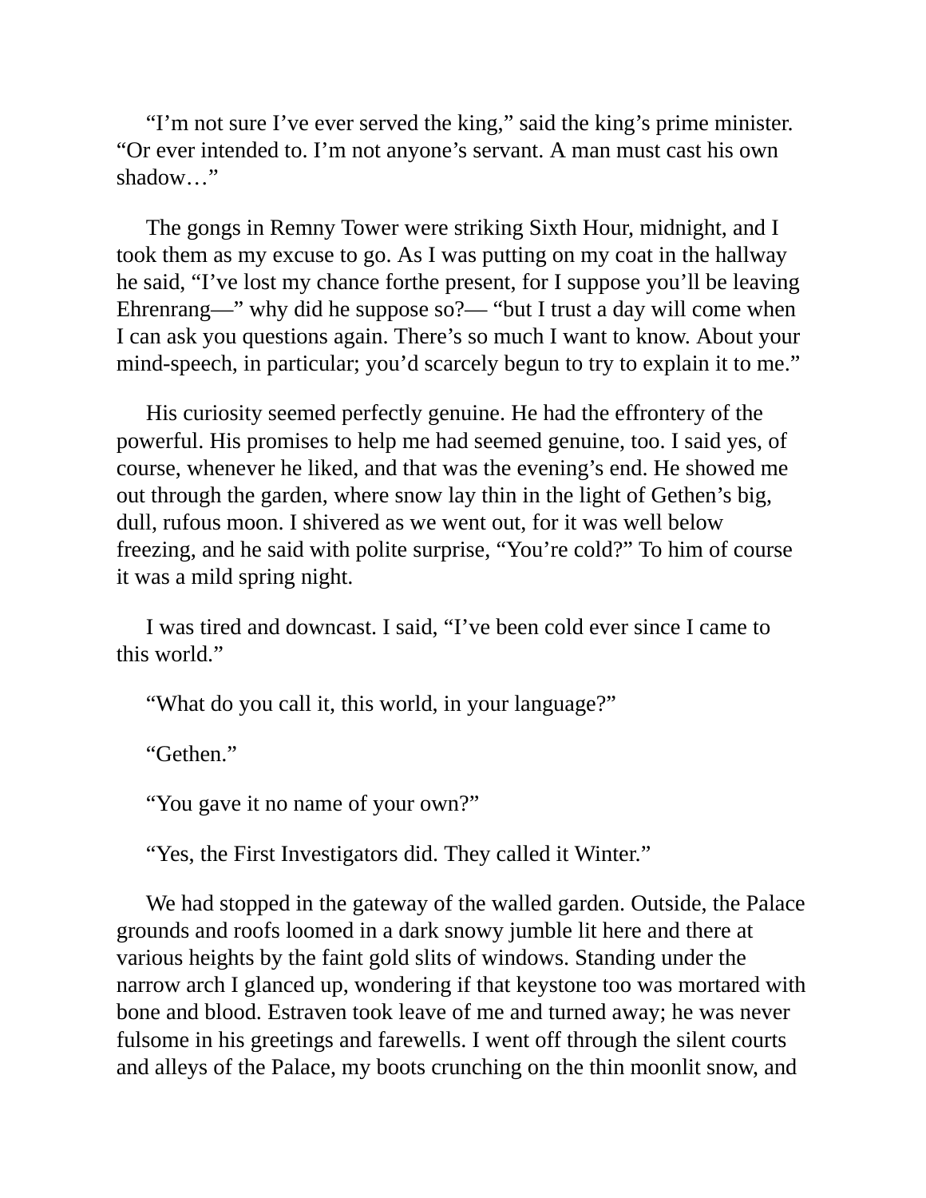"I'm not sure I've ever served the king," said the king's prime minister. "Or ever intended to. I'm not anyone's servant. A man must cast his own shadow…"

The gongs in Remny Tower were striking Sixth Hour, midnight, and I took them as my excuse to go. As I was putting on my coat in the hallway he said, "I've lost my chance forthe present, for I suppose you'll be leaving Ehrenrang—" why did he suppose so?— "but I trust a day will come when I can ask you questions again. There's so much I want to know. About your mind-speech, in particular; you'd scarcely begun to try to explain it to me."

His curiosity seemed perfectly genuine. He had the effrontery of the powerful. His promises to help me had seemed genuine, too. I said yes, of course, whenever he liked, and that was the evening's end. He showed me out through the garden, where snow lay thin in the light of Gethen's big, dull, rufous moon. I shivered as we went out, for it was well below freezing, and he said with polite surprise, "You're cold?" To him of course it was a mild spring night.

I was tired and downcast. I said, "I've been cold ever since I came to this world."

"What do you call it, this world, in your language?"

"Gethen."

"You gave it no name of your own?"

"Yes, the First Investigators did. They called it Winter."

We had stopped in the gateway of the walled garden. Outside, the Palace grounds and roofs loomed in a dark snowy jumble lit here and there at various heights by the faint gold slits of windows. Standing under the narrow arch I glanced up, wondering if that keystone too was mortared with bone and blood. Estraven took leave of me and turned away; he was never fulsome in his greetings and farewells. I went off through the silent courts and alleys of the Palace, my boots crunching on the thin moonlit snow, and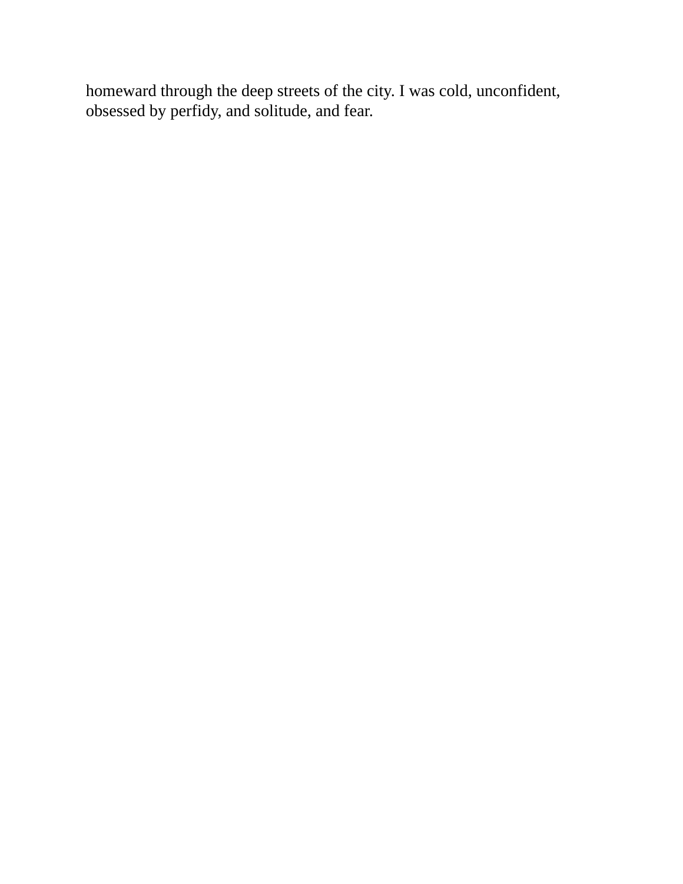homeward through the deep streets of the city. I was cold, unconfident, obsessed by perfidy, and solitude, and fear.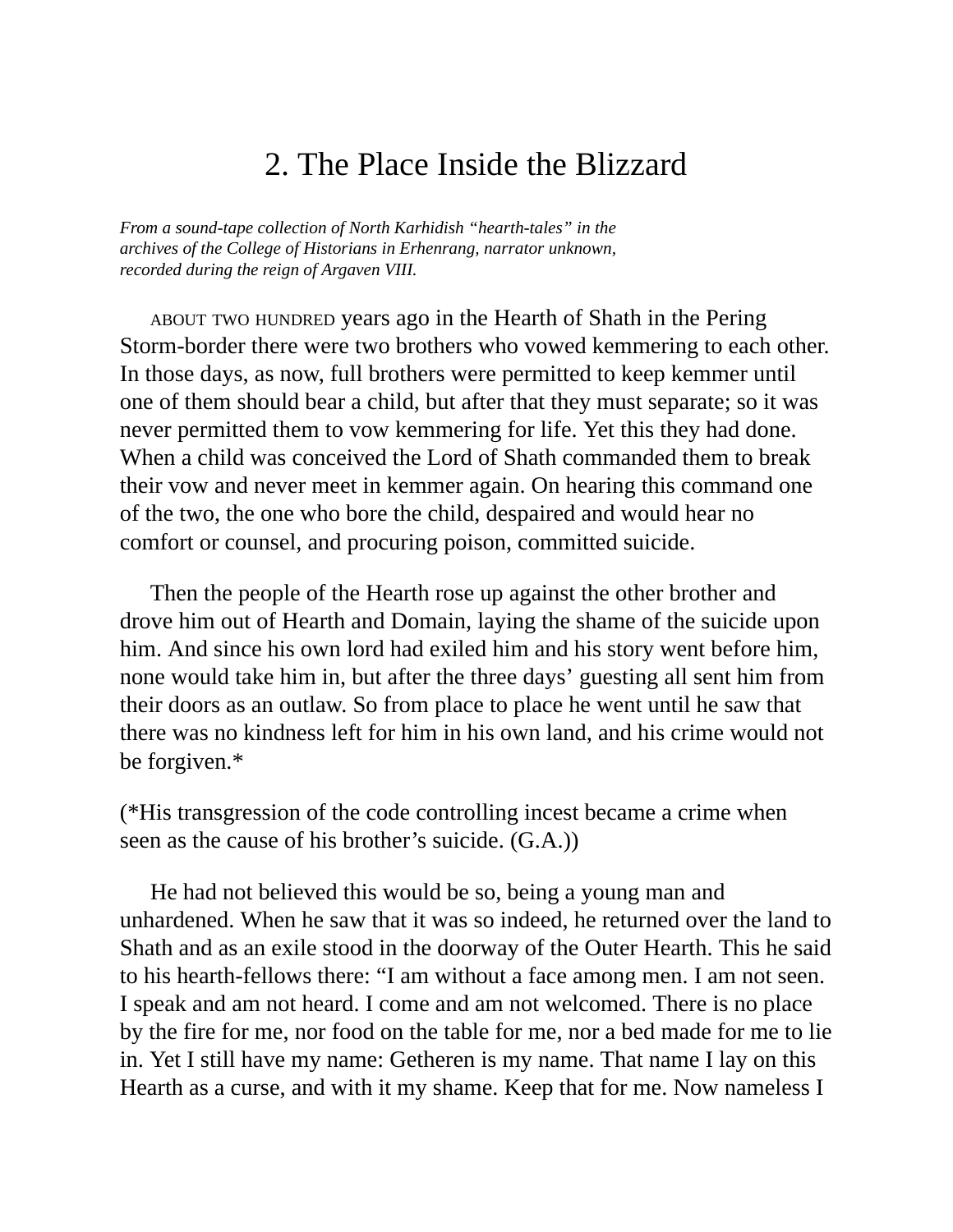# 2. The Place Inside the Blizzard

*From a sound-tape collection of North Karhidish "hearth-tales" in the archives of the College of Historians in Erhenrang, narrator unknown, recorded during the reign of Argaven VIII.*

ABOUT TWO HUNDRED years ago in the Hearth of Shath in the Pering Storm-border there were two brothers who vowed kemmering to each other. In those days, as now, full brothers were permitted to keep kemmer until one of them should bear a child, but after that they must separate; so it was never permitted them to vow kemmering for life. Yet this they had done. When a child was conceived the Lord of Shath commanded them to break their vow and never meet in kemmer again. On hearing this command one of the two, the one who bore the child, despaired and would hear no comfort or counsel, and procuring poison, committed suicide.

Then the people of the Hearth rose up against the other brother and drove him out of Hearth and Domain, laying the shame of the suicide upon him. And since his own lord had exiled him and his story went before him, none would take him in, but after the three days' guesting all sent him from their doors as an outlaw. So from place to place he went until he saw that there was no kindness left for him in his own land, and his crime would not be forgiven.*

(*His transgression of the code controlling incest became a crime when seen as the cause of his brother's suicide. (G.A.))

He had not believed this would be so, being a young man and unhardened. When he saw that it was so indeed, he returned over the land to Shath and as an exile stood in the doorway of the Outer Hearth. This he said to his hearth-fellows there: "I am without a face among men. I am not seen. I speak and am not heard. I come and am not welcomed. There is no place by the fire for me, nor food on the table for me, nor a bed made for me to lie in. Yet I still have my name: Getheren is my name. That name I lay on this Hearth as a curse, and with it my shame. Keep that for me. Now nameless I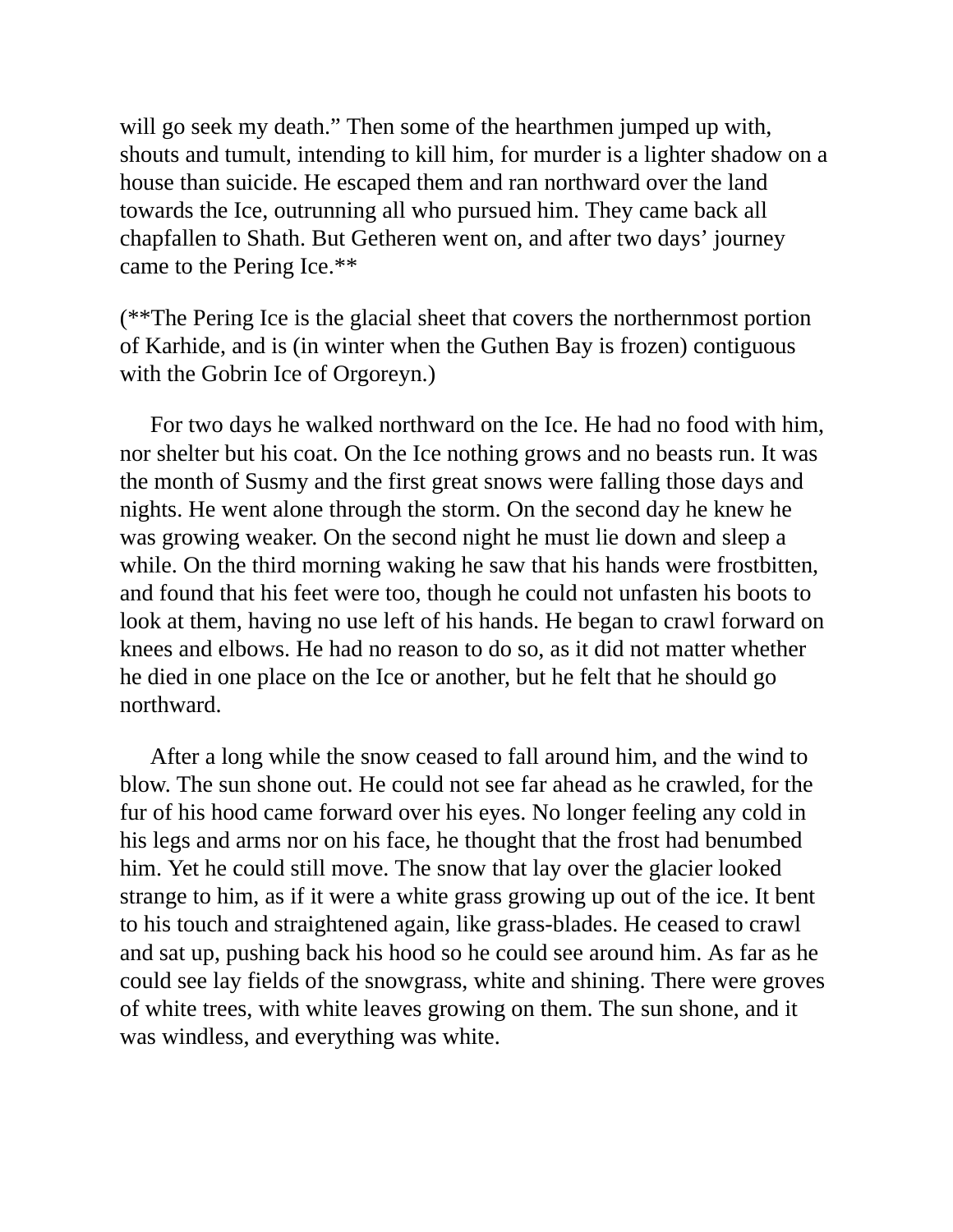will go seek my death." Then some of the hearthmen jumped up with, shouts and tumult, intending to kill him, for murder is a lighter shadow on a house than suicide. He escaped them and ran northward over the land towards the Ice, outrunning all who pursued him. They came back all chapfallen to Shath. But Getheren went on, and after two days' journey came to the Pering Ice.**

(**The Pering Ice is the glacial sheet that covers the northernmost portion of Karhide, and is (in winter when the Guthen Bay is frozen) contiguous with the Gobrin Ice of Orgoreyn.)

For two days he walked northward on the Ice. He had no food with him, nor shelter but his coat. On the Ice nothing grows and no beasts run. It was the month of Susmy and the first great snows were falling those days and nights. He went alone through the storm. On the second day he knew he was growing weaker. On the second night he must lie down and sleep a while. On the third morning waking he saw that his hands were frostbitten, and found that his feet were too, though he could not unfasten his boots to look at them, having no use left of his hands. He began to crawl forward on knees and elbows. He had no reason to do so, as it did not matter whether he died in one place on the Ice or another, but he felt that he should go northward.

After a long while the snow ceased to fall around him, and the wind to blow. The sun shone out. He could not see far ahead as he crawled, for the fur of his hood came forward over his eyes. No longer feeling any cold in his legs and arms nor on his face, he thought that the frost had benumbed him. Yet he could still move. The snow that lay over the glacier looked strange to him, as if it were a white grass growing up out of the ice. It bent to his touch and straightened again, like grass-blades. He ceased to crawl and sat up, pushing back his hood so he could see around him. As far as he could see lay fields of the snowgrass, white and shining. There were groves of white trees, with white leaves growing on them. The sun shone, and it was windless, and everything was white.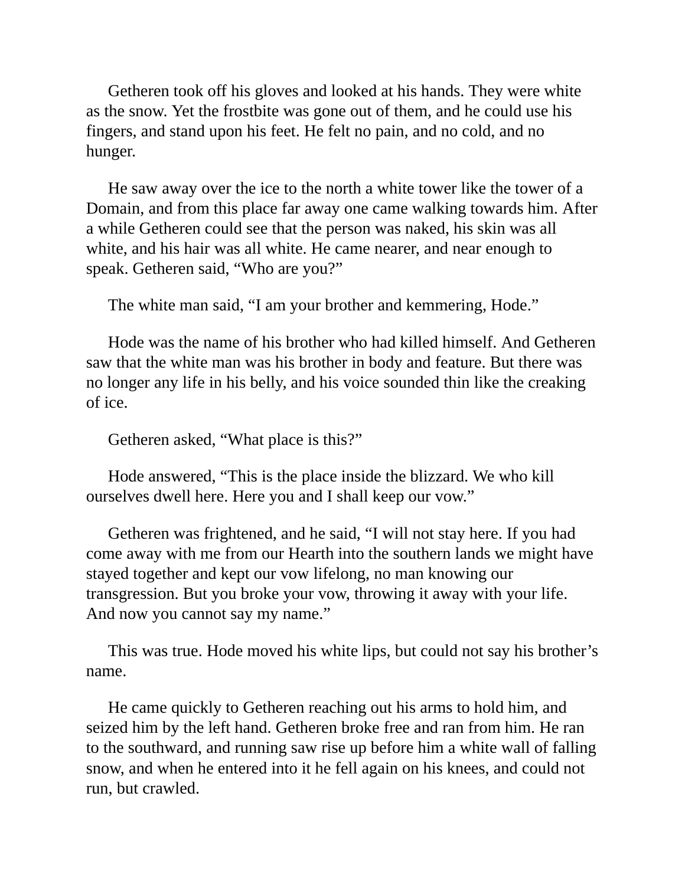Getheren took off his gloves and looked at his hands. They were white as the snow. Yet the frostbite was gone out of them, and he could use his fingers, and stand upon his feet. He felt no pain, and no cold, and no hunger.

He saw away over the ice to the north a white tower like the tower of a Domain, and from this place far away one came walking towards him. After a while Getheren could see that the person was naked, his skin was all white, and his hair was all white. He came nearer, and near enough to speak. Getheren said, “Who are you?”

The white man said, “I am your brother and kemmering, Hode.”

Hode was the name of his brother who had killed himself. And Getheren saw that the white man was his brother in body and feature. But there was no longer any life in his belly, and his voice sounded thin like the creaking of ice.

Getheren asked, “What place is this?”

Hode answered, “This is the place inside the blizzard. We who kill ourselves dwell here. Here you and I shall keep our vow.”

Getheren was frightened, and he said, “I will not stay here. If you had come away with me from our Hearth into the southern lands we might have stayed together and kept our vow lifelong, no man knowing our transgression. But you broke your vow, throwing it away with your life. And now you cannot say my name.”

This was true. Hode moved his white lips, but could not say his brother’s name.

He came quickly to Getheren reaching out his arms to hold him, and seized him by the left hand. Getheren broke free and ran from him. He ran to the southward, and running saw rise up before him a white wall of falling snow, and when he entered into it he fell again on his knees, and could not run, but crawled.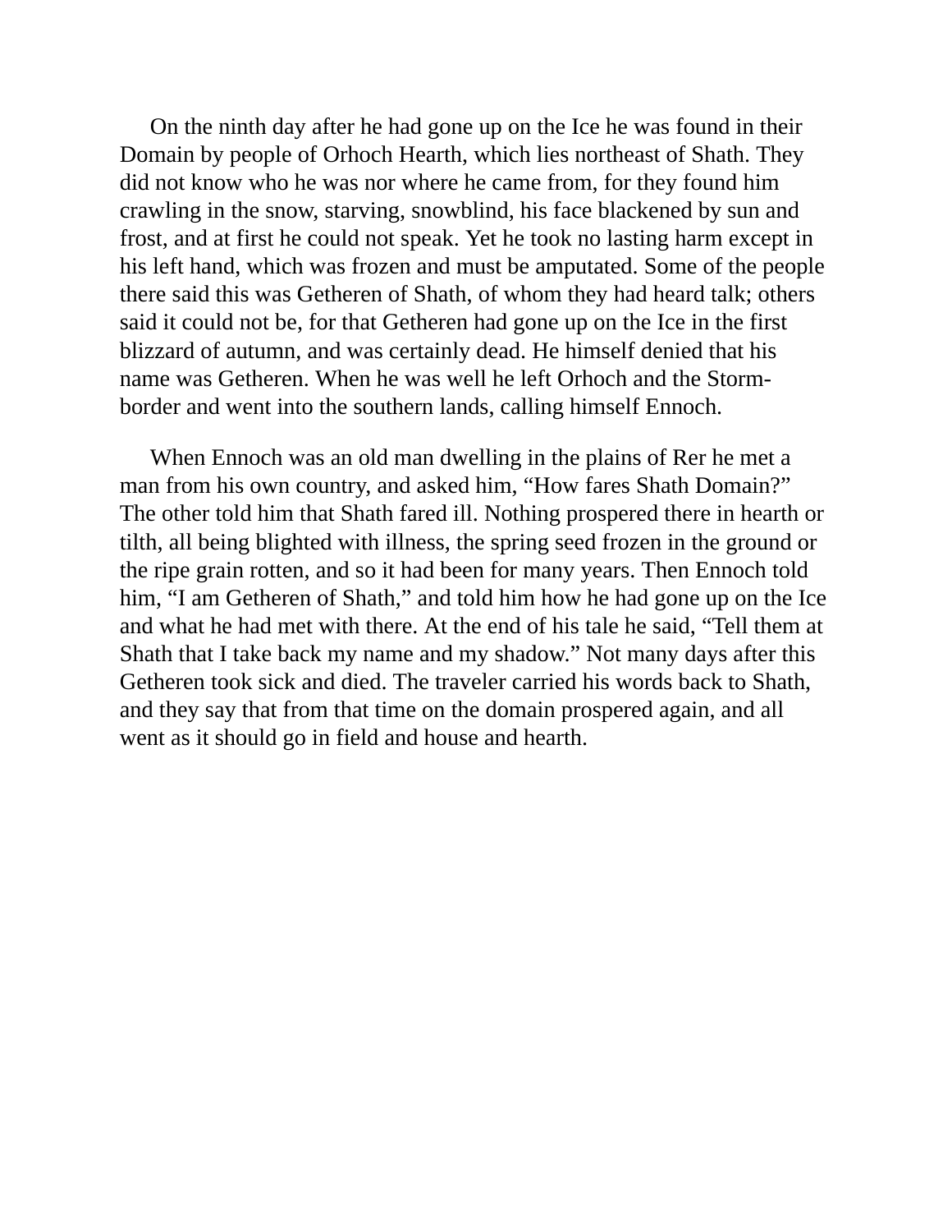On the ninth day after he had gone up on the Ice he was found in their Domain by people of Orhoch Hearth, which lies northeast of Shath. They did not know who he was nor where he came from, for they found him crawling in the snow, starving, snowblind, his face blackened by sun and frost, and at first he could not speak. Yet he took no lasting harm except in his left hand, which was frozen and must be amputated. Some of the people there said this was Getheren of Shath, of whom they had heard talk; others said it could not be, for that Getheren had gone up on the Ice in the first blizzard of autumn, and was certainly dead. He himself denied that his name was Getheren. When he was well he left Orhoch and the Storm-border and went into the southern lands, calling himself Ennoch.

When Ennoch was an old man dwelling in the plains of Rer he met a man from his own country, and asked him, "How fares Shath Domain?" The other told him that Shath fared ill. Nothing prospered there in hearth or tilth, all being blighted with illness, the spring seed frozen in the ground or the ripe grain rotten, and so it had been for many years. Then Ennoch told him, "I am Getheren of Shath," and told him how he had gone up on the Ice and what he had met with there. At the end of his tale he said, "Tell them at Shath that I take back my name and my shadow." Not many days after this Getheren took sick and died. The traveler carried his words back to Shath, and they say that from that time on the domain prospered again, and all went as it should go in field and house and hearth.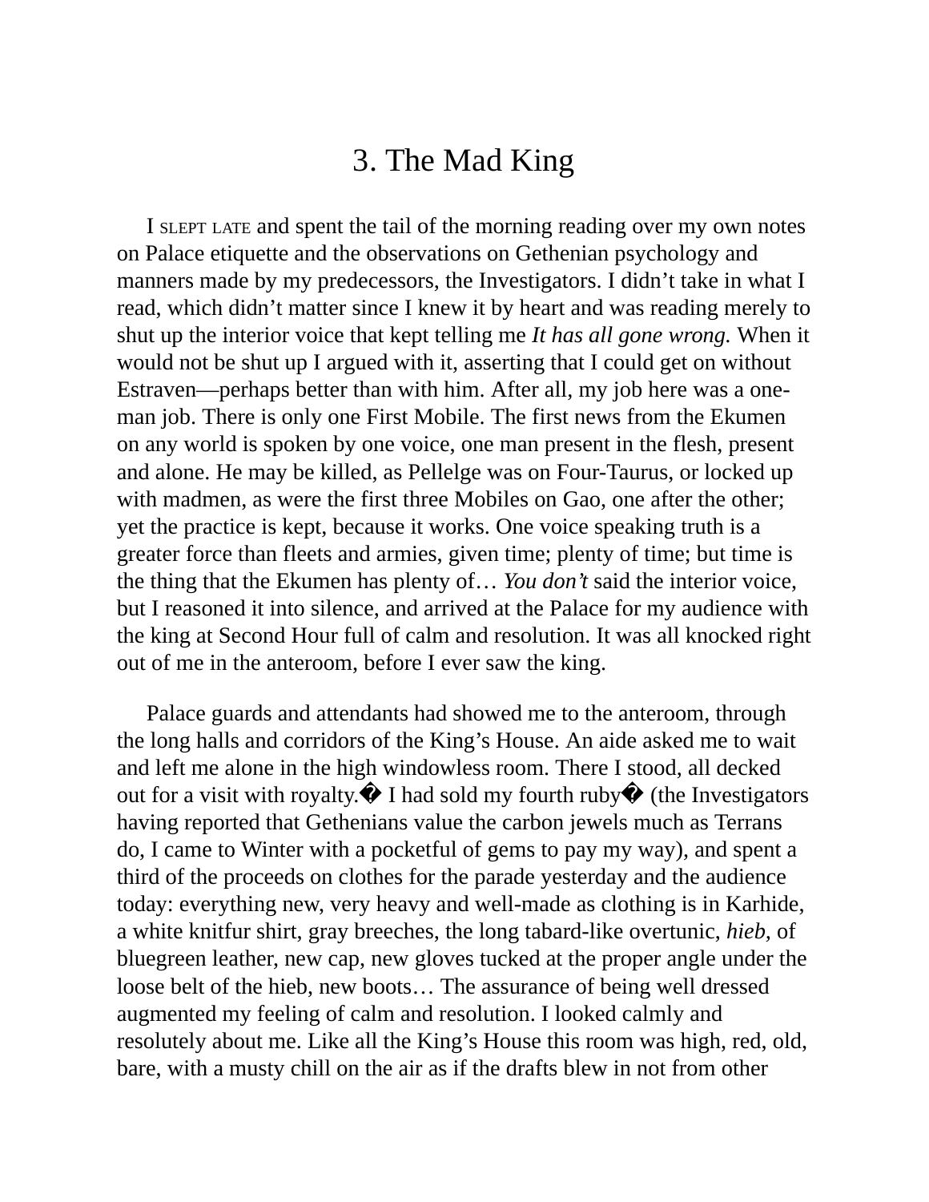# 3. The Mad King

I SLEPT LATE and spent the tail of the morning reading over my own notes on Palace etiquette and the observations on Gethenian psychology and manners made by my predecessors, the Investigators. I didn't take in what I read, which didn't matter since I knew it by heart and was reading merely to shut up the interior voice that kept telling me *It has all gone wrong.* When it would not be shut up I argued with it, asserting that I could get on without Estraven—perhaps better than with him. After all, my job here was a one-man job. There is only one First Mobile. The first news from the Ekumen on any world is spoken by one voice, one man present in the flesh, present and alone. He may be killed, as Pellelge was on Four-Taurus, or locked up with madmen, as were the first three Mobiles on Gao, one after the other; yet the practice is kept, because it works. One voice speaking truth is a greater force than fleets and armies, given time; plenty of time; but time is the thing that the Ekumen has plenty of… *You don't* said the interior voice, but I reasoned it into silence, and arrived at the Palace for my audience with the king at Second Hour full of calm and resolution. It was all knocked right out of me in the anteroom, before I ever saw the king.

Palace guards and attendants had showed me to the anteroom, through the long halls and corridors of the King's House. An aide asked me to wait and left me alone in the high windowless room. There I stood, all decked out for a visit with royalty.� I had sold my fourth ruby� (the Investigators having reported that Gethenians value the carbon jewels much as Terrans do, I came to Winter with a pocketful of gems to pay my way), and spent a third of the proceeds on clothes for the parade yesterday and the audience today: everything new, very heavy and well-made as clothing is in Karhide, a white knitfur shirt, gray breeches, the long tabard-like overtunic, *hieb*, of bluegreen leather, new cap, new gloves tucked at the proper angle under the loose belt of the hieb, new boots… The assurance of being well dressed augmented my feeling of calm and resolution. I looked calmly and resolutely about me. Like all the King's House this room was high, red, old, bare, with a musty chill on the air as if the drafts blew in not from other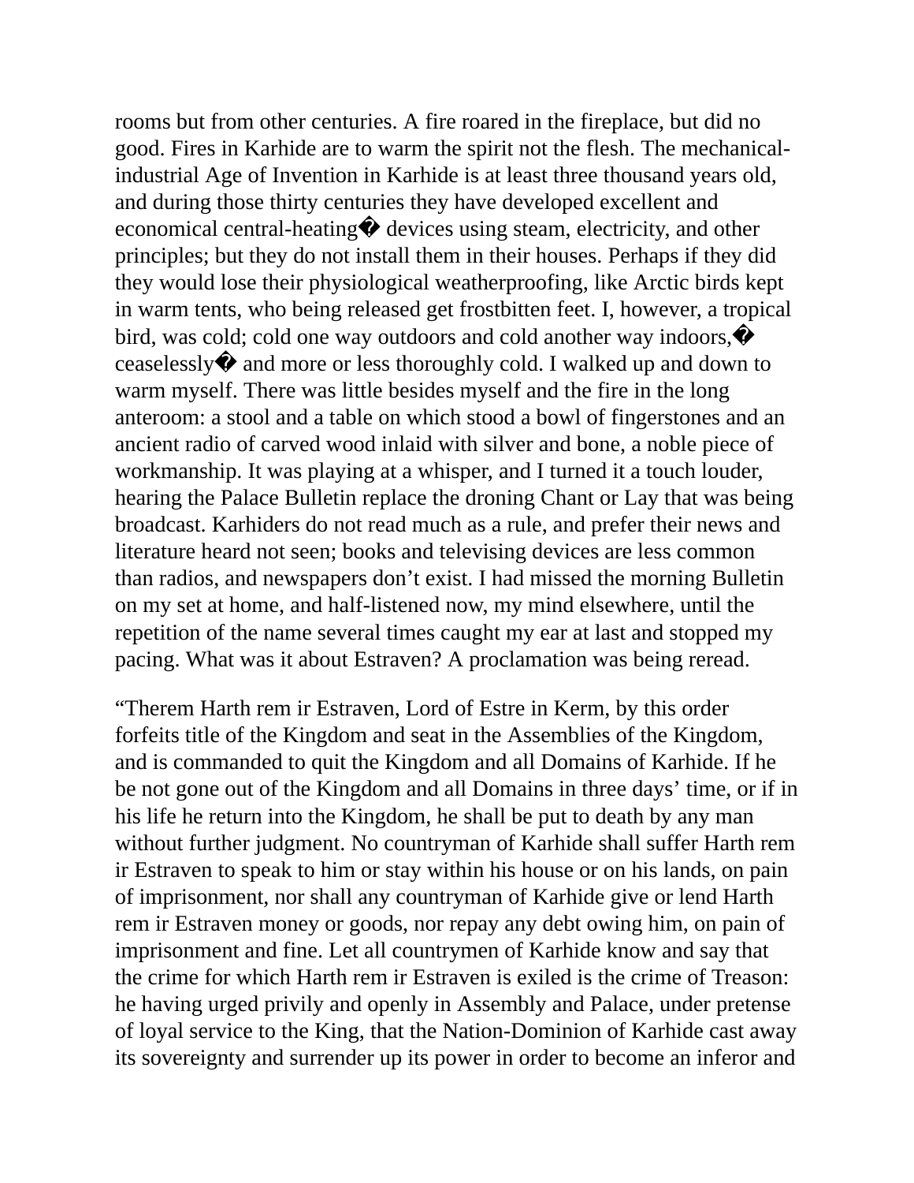rooms but from other centuries. A fire roared in the fireplace, but did no good. Fires in Karhide are to warm the spirit not the flesh. The mechanical-industrial Age of Invention in Karhide is at least three thousand years old, and during those thirty centuries they have developed excellent and economical central-heating� devices using steam, electricity, and other principles; but they do not install them in their houses. Perhaps if they did they would lose their physiological weatherproofing, like Arctic birds kept in warm tents, who being released get frostbitten feet. I, however, a tropical bird, was cold; cold one way outdoors and cold another way indoors,� ceaselessly� and more or less thoroughly cold. I walked up and down to warm myself. There was little besides myself and the fire in the long anteroom: a stool and a table on which stood a bowl of fingerstones and an ancient radio of carved wood inlaid with silver and bone, a noble piece of workmanship. It was playing at a whisper, and I turned it a touch louder, hearing the Palace Bulletin replace the droning Chant or Lay that was being broadcast. Karhiders do not read much as a rule, and prefer their news and literature heard not seen; books and televising devices are less common than radios, and newspapers don't exist. I had missed the morning Bulletin on my set at home, and half-listened now, my mind elsewhere, until the repetition of the name several times caught my ear at last and stopped my pacing. What was it about Estraven? A proclamation was being reread.

"Therem Harth rem ir Estraven, Lord of Estre in Kerm, by this order forfeits title of the Kingdom and seat in the Assemblies of the Kingdom, and is commanded to quit the Kingdom and all Domains of Karhide. If he be not gone out of the Kingdom and all Domains in three days' time, or if in his life he return into the Kingdom, he shall be put to death by any man without further judgment. No countryman of Karhide shall suffer Harth rem ir Estraven to speak to him or stay within his house or on his lands, on pain of imprisonment, nor shall any countryman of Karhide give or lend Harth rem ir Estraven money or goods, nor repay any debt owing him, on pain of imprisonment and fine. Let all countrymen of Karhide know and say that the crime for which Harth rem ir Estraven is exiled is the crime of Treason: he having urged privily and openly in Assembly and Palace, under pretense of loyal service to the King, that the Nation-Dominion of Karhide cast away its sovereignty and surrender up its power in order to become an inferor and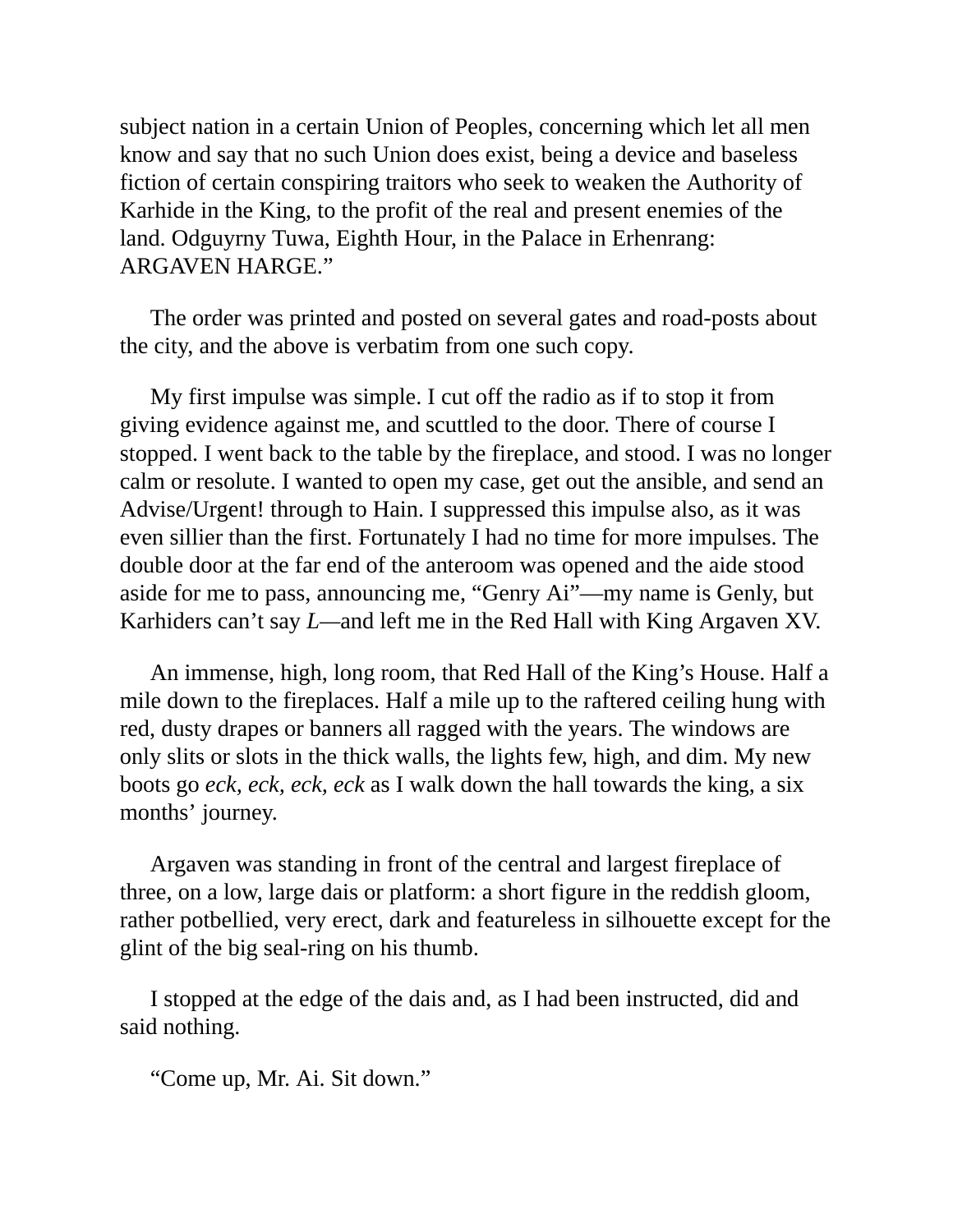subject nation in a certain Union of Peoples, concerning which let all men know and say that no such Union does exist, being a device and baseless fiction of certain conspiring traitors who seek to weaken the Authority of Karhide in the King, to the profit of the real and present enemies of the land. Odguyrny Tuwa, Eighth Hour, in the Palace in Erhenrang: ARGAVEN HARGE."

The order was printed and posted on several gates and road-posts about the city, and the above is verbatim from one such copy.

My first impulse was simple. I cut off the radio as if to stop it from giving evidence against me, and scuttled to the door. There of course I stopped. I went back to the table by the fireplace, and stood. I was no longer calm or resolute. I wanted to open my case, get out the ansible, and send an Advise/Urgent! through to Hain. I suppressed this impulse also, as it was even sillier than the first. Fortunately I had no time for more impulses. The double door at the far end of the anteroom was opened and the aide stood aside for me to pass, announcing me, "Genry Ai"—my name is Genly, but Karhiders can't say *L*—and left me in the Red Hall with King Argaven XV.

An immense, high, long room, that Red Hall of the King's House. Half a mile down to the fireplaces. Half a mile up to the raftered ceiling hung with red, dusty drapes or banners all ragged with the years. The windows are only slits or slots in the thick walls, the lights few, high, and dim. My new boots go *eck, eck, eck, eck* as I walk down the hall towards the king, a six months' journey.

Argaven was standing in front of the central and largest fireplace of three, on a low, large dais or platform: a short figure in the reddish gloom, rather potbellied, very erect, dark and featureless in silhouette except for the glint of the big seal-ring on his thumb.

I stopped at the edge of the dais and, as I had been instructed, did and said nothing.

"Come up, Mr. Ai. Sit down."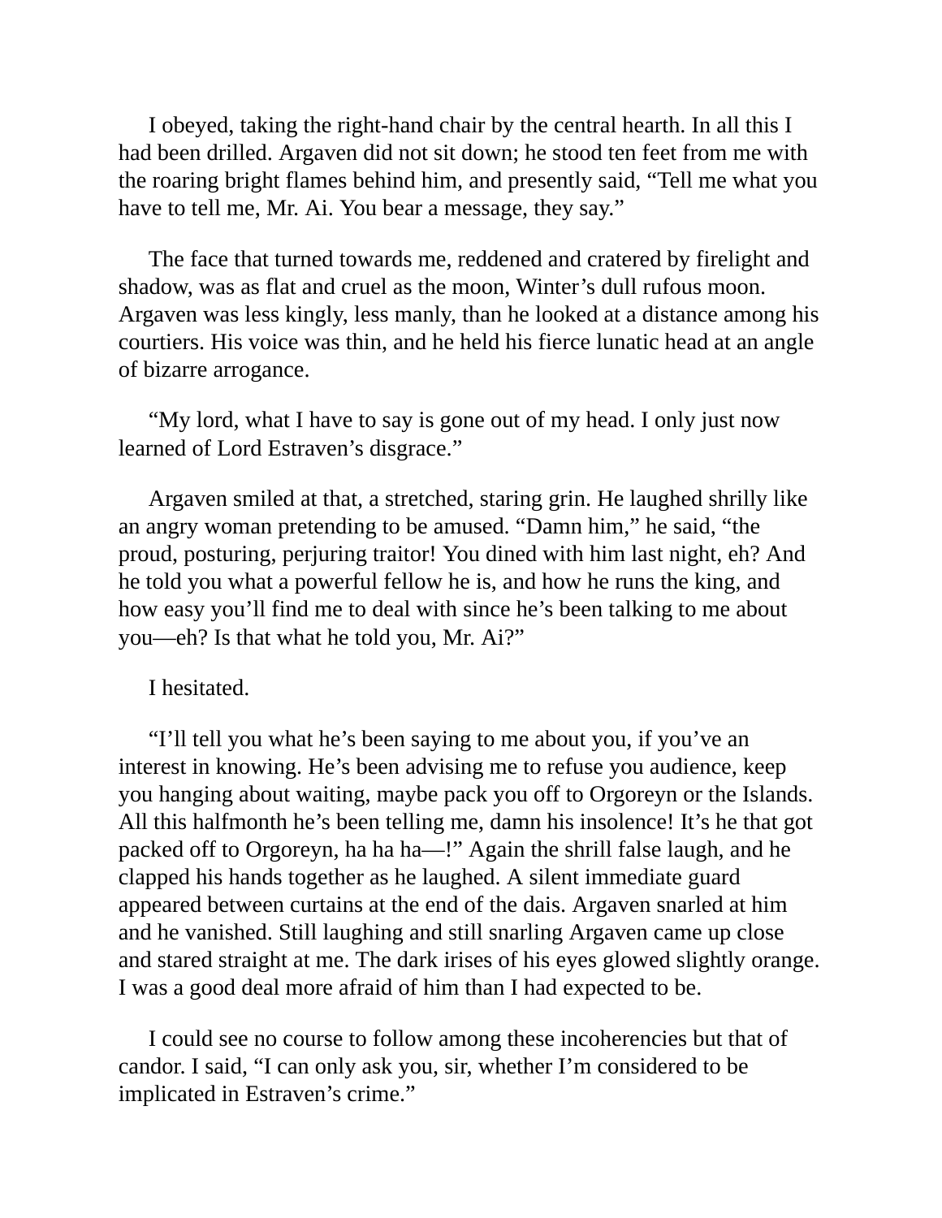I obeyed, taking the right-hand chair by the central hearth. In all this I had been drilled. Argaven did not sit down; he stood ten feet from me with the roaring bright flames behind him, and presently said, "Tell me what you have to tell me, Mr. Ai. You bear a message, they say."

The face that turned towards me, reddened and cratered by firelight and shadow, was as flat and cruel as the moon, Winter's dull rufous moon. Argaven was less kingly, less manly, than he looked at a distance among his courtiers. His voice was thin, and he held his fierce lunatic head at an angle of bizarre arrogance.

"My lord, what I have to say is gone out of my head. I only just now learned of Lord Estraven's disgrace."

Argaven smiled at that, a stretched, staring grin. He laughed shrilly like an angry woman pretending to be amused. "Damn him," he said, "the proud, posturing, perjuring traitor! You dined with him last night, eh? And he told you what a powerful fellow he is, and how he runs the king, and how easy you'll find me to deal with since he's been talking to me about you—eh? Is that what he told you, Mr. Ai?"

I hesitated.

"I'll tell you what he's been saying to me about you, if you've an interest in knowing. He's been advising me to refuse you audience, keep you hanging about waiting, maybe pack you off to Orgoreyn or the Islands. All this halfmonth he's been telling me, damn his insolence! It's he that got packed off to Orgoreyn, ha ha ha—!" Again the shrill false laugh, and he clapped his hands together as he laughed. A silent immediate guard appeared between curtains at the end of the dais. Argaven snarled at him and he vanished. Still laughing and still snarling Argaven came up close and stared straight at me. The dark irises of his eyes glowed slightly orange. I was a good deal more afraid of him than I had expected to be.

I could see no course to follow among these incoherencies but that of candor. I said, "I can only ask you, sir, whether I'm considered to be implicated in Estraven's crime."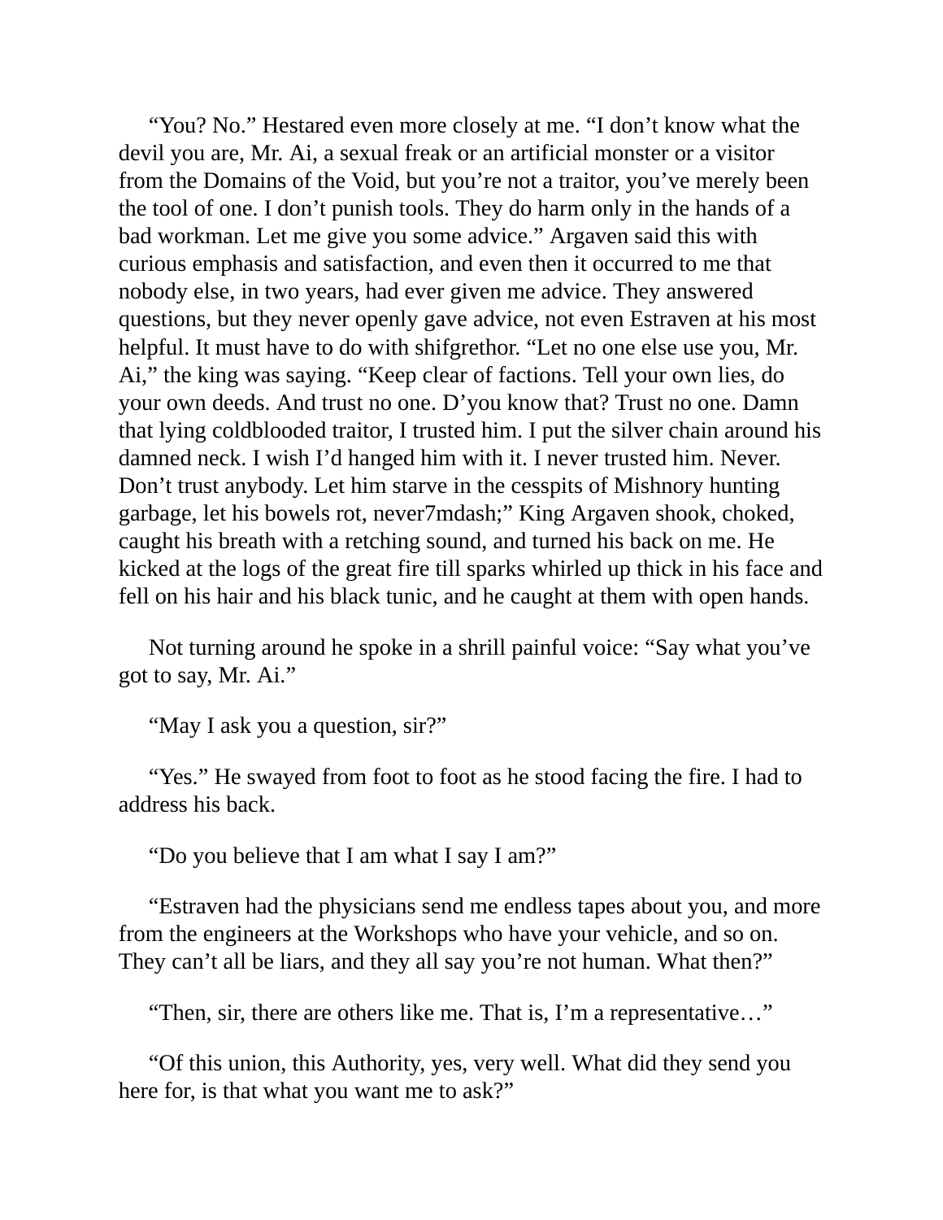“You? No.” Hestared even more closely at me. “I don’t know what the devil you are, Mr. Ai, a sexual freak or an artificial monster or a visitor from the Domains of the Void, but you’re not a traitor, you’ve merely been the tool of one. I don’t punish tools. They do harm only in the hands of a bad workman. Let me give you some advice.” Argaven said this with curious emphasis and satisfaction, and even then it occurred to me that nobody else, in two years, had ever given me advice. They answered questions, but they never openly gave advice, not even Estraven at his most helpful. It must have to do with shifgrethor. “Let no one else use you, Mr. Ai,” the king was saying. “Keep clear of factions. Tell your own lies, do your own deeds. And trust no one. D’you know that? Trust no one. Damn that lying coldblooded traitor, I trusted him. I put the silver chain around his damned neck. I wish I’d hanged him with it. I never trusted him. Never. Don’t trust anybody. Let him starve in the cesspits of Mishnory hunting garbage, let his bowels rot, never7mdash;” King Argaven shook, choked, caught his breath with a retching sound, and turned his back on me. He kicked at the logs of the great fire till sparks whirled up thick in his face and fell on his hair and his black tunic, and he caught at them with open hands.

Not turning around he spoke in a shrill painful voice: “Say what you’ve got to say, Mr. Ai.”

“May I ask you a question, sir?”

“Yes.” He swayed from foot to foot as he stood facing the fire. I had to address his back.

“Do you believe that I am what I say I am?”

“Estraven had the physicians send me endless tapes about you, and more from the engineers at the Workshops who have your vehicle, and so on. They can’t all be liars, and they all say you’re not human. What then?”

“Then, sir, there are others like me. That is, I’m a representative…”

“Of this union, this Authority, yes, very well. What did they send you here for, is that what you want me to ask?”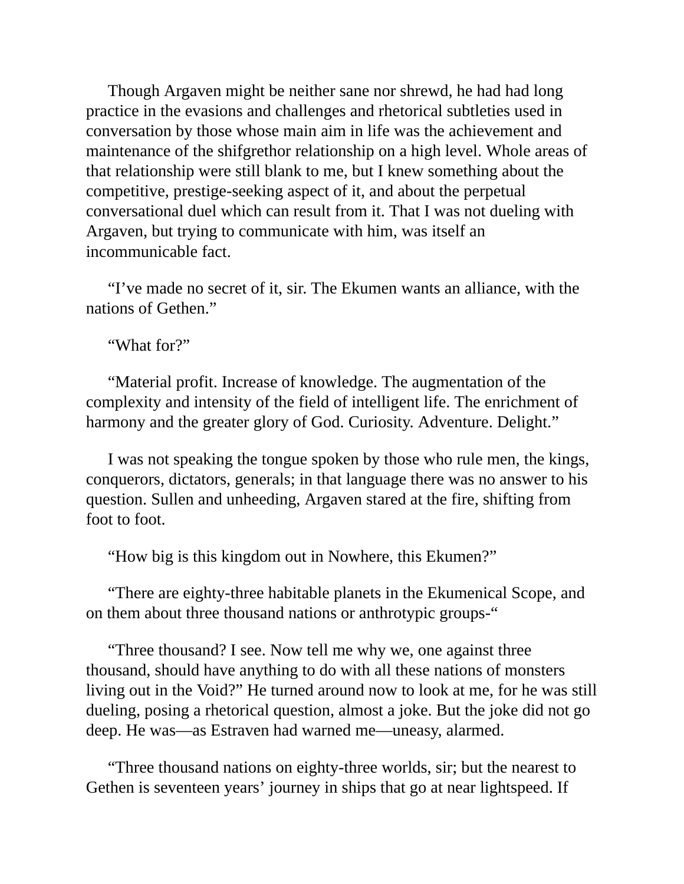Though Argaven might be neither sane nor shrewd, he had had long practice in the evasions and challenges and rhetorical subtleties used in conversation by those whose main aim in life was the achievement and maintenance of the shifgrethor relationship on a high level. Whole areas of that relationship were still blank to me, but I knew something about the competitive, prestige-seeking aspect of it, and about the perpetual conversational duel which can result from it. That I was not dueling with Argaven, but trying to communicate with him, was itself an incommunicable fact.

"I've made no secret of it, sir. The Ekumen wants an alliance, with the nations of Gethen."

"What for?"

"Material profit. Increase of knowledge. The augmentation of the complexity and intensity of the field of intelligent life. The enrichment of harmony and the greater glory of God. Curiosity. Adventure. Delight."

I was not speaking the tongue spoken by those who rule men, the kings, conquerors, dictators, generals; in that language there was no answer to his question. Sullen and unheeding, Argaven stared at the fire, shifting from foot to foot.

"How big is this kingdom out in Nowhere, this Ekumen?"

"There are eighty-three habitable planets in the Ekumenical Scope, and on them about three thousand nations or anthrotypic groups-"

"Three thousand? I see. Now tell me why we, one against three thousand, should have anything to do with all these nations of monsters living out in the Void?" He turned around now to look at me, for he was still dueling, posing a rhetorical question, almost a joke. But the joke did not go deep. He was—as Estraven had warned me—uneasy, alarmed.

"Three thousand nations on eighty-three worlds, sir; but the nearest to Gethen is seventeen years' journey in ships that go at near lightspeed. If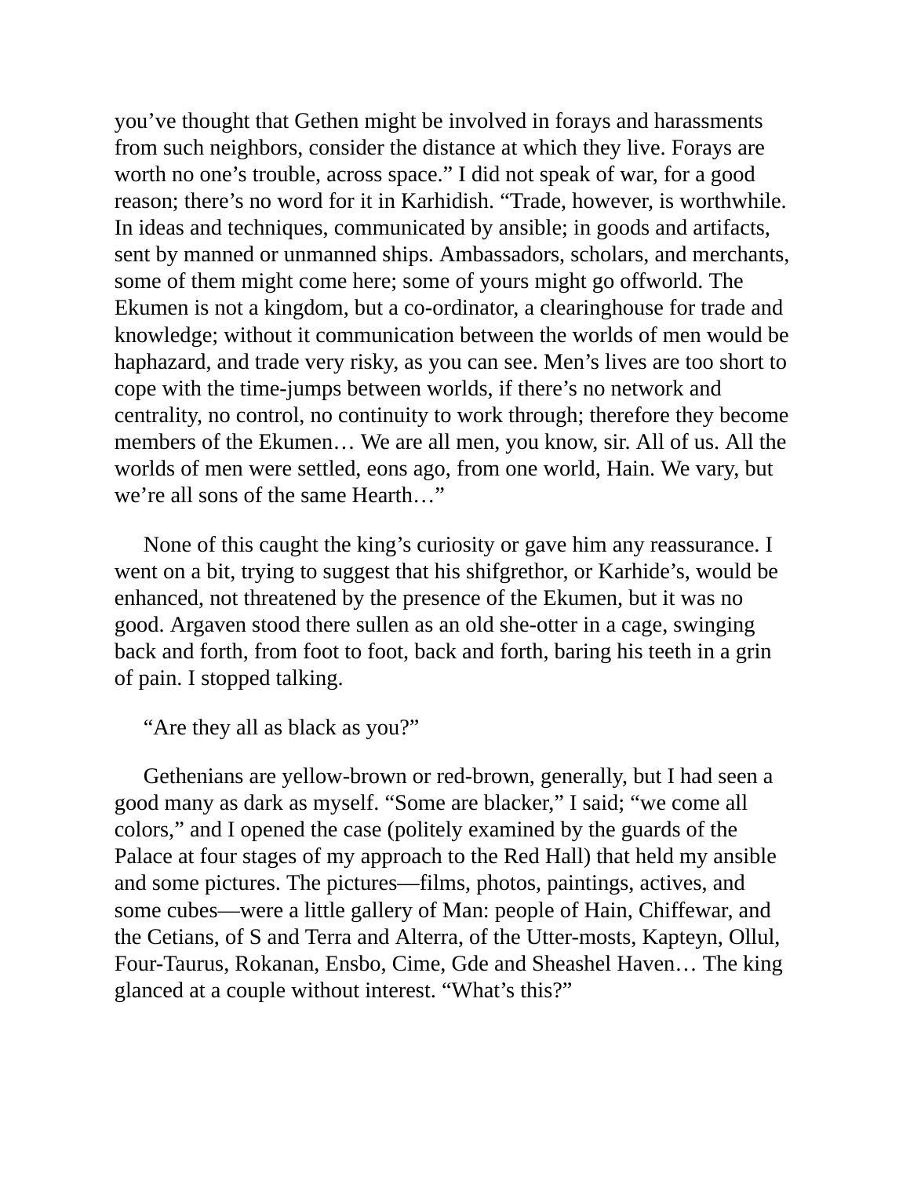you've thought that Gethen might be involved in forays and harassments from such neighbors, consider the distance at which they live. Forays are worth no one's trouble, across space." I did not speak of war, for a good reason; there's no word for it in Karhidish. "Trade, however, is worthwhile. In ideas and techniques, communicated by ansible; in goods and artifacts, sent by manned or unmanned ships. Ambassadors, scholars, and merchants, some of them might come here; some of yours might go offworld. The Ekumen is not a kingdom, but a co-ordinator, a clearinghouse for trade and knowledge; without it communication between the worlds of men would be haphazard, and trade very risky, as you can see. Men's lives are too short to cope with the time-jumps between worlds, if there's no network and centrality, no control, no continuity to work through; therefore they become members of the Ekumen… We are all men, you know, sir. All of us. All the worlds of men were settled, eons ago, from one world, Hain. We vary, but we're all sons of the same Hearth…"

None of this caught the king's curiosity or gave him any reassurance. I went on a bit, trying to suggest that his shifgrethor, or Karhide's, would be enhanced, not threatened by the presence of the Ekumen, but it was no good. Argaven stood there sullen as an old she-otter in a cage, swinging back and forth, from foot to foot, back and forth, baring his teeth in a grin of pain. I stopped talking.

"Are they all as black as you?"

Gethenians are yellow-brown or red-brown, generally, but I had seen a good many as dark as myself. "Some are blacker," I said; "we come all colors," and I opened the case (politely examined by the guards of the Palace at four stages of my approach to the Red Hall) that held my ansible and some pictures. The pictures—films, photos, paintings, actives, and some cubes—were a little gallery of Man: people of Hain, Chiffewar, and the Cetians, of S and Terra and Alterra, of the Utter-mosts, Kapteyn, Ollul, Four-Taurus, Rokanan, Ensbo, Cime, Gde and Sheashel Haven… The king glanced at a couple without interest. "What's this?"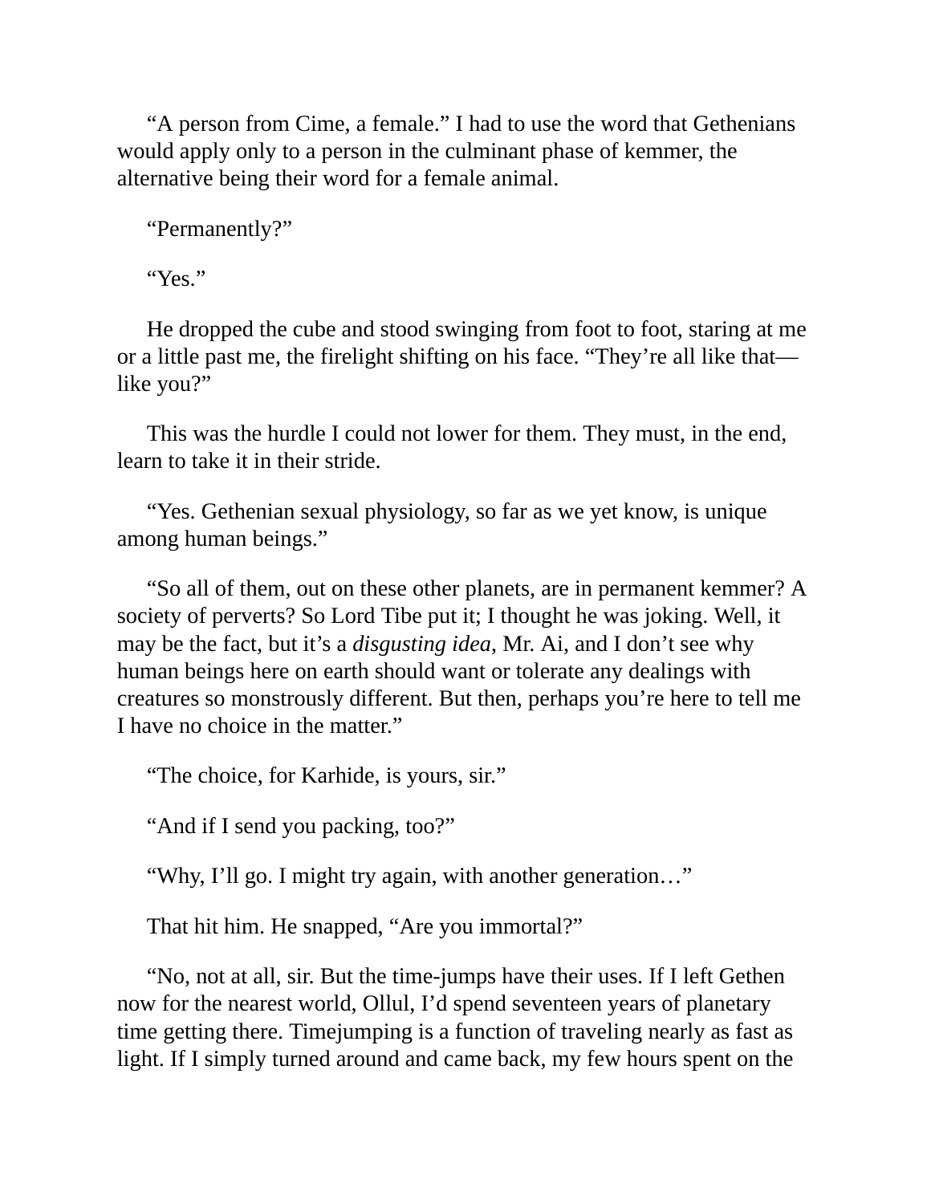"A person from Cime, a female." I had to use the word that Gethenians would apply only to a person in the culminant phase of kemmer, the alternative being their word for a female animal.

"Permanently?"

"Yes."

He dropped the cube and stood swinging from foot to foot, staring at me or a little past me, the firelight shifting on his face. "They're all like that—like you?"

This was the hurdle I could not lower for them. They must, in the end, learn to take it in their stride.

"Yes. Gethenian sexual physiology, so far as we yet know, is unique among human beings."

"So all of them, out on these other planets, are in permanent kemmer? A society of perverts? So Lord Tibe put it; I thought he was joking. Well, it may be the fact, but it's a *disgusting idea*, Mr. Ai, and I don't see why human beings here on earth should want or tolerate any dealings with creatures so monstrously different. But then, perhaps you're here to tell me I have no choice in the matter."

"The choice, for Karhide, is yours, sir."

"And if I send you packing, too?"

"Why, I'll go. I might try again, with another generation…"

That hit him. He snapped, "Are you immortal?"

"No, not at all, sir. But the time-jumps have their uses. If I left Gethen now for the nearest world, Ollul, I'd spend seventeen years of planetary time getting there. Timejumping is a function of traveling nearly as fast as light. If I simply turned around and came back, my few hours spent on the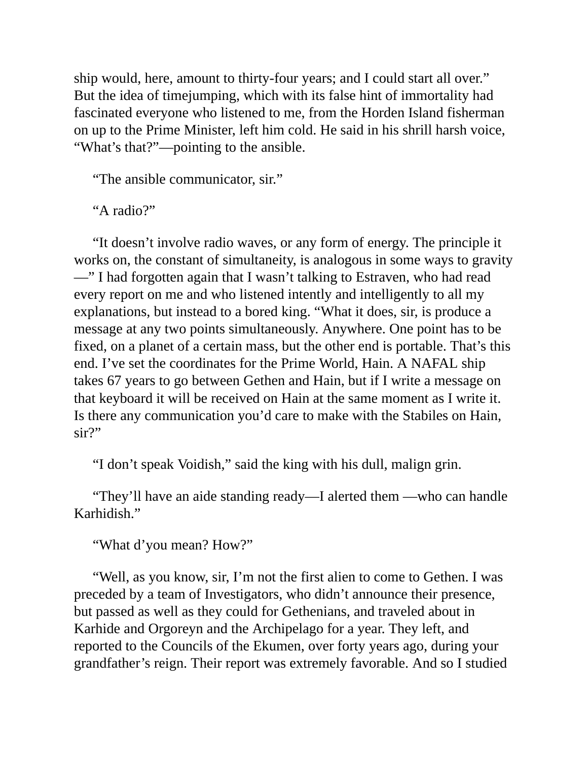ship would, here, amount to thirty-four years; and I could start all over." But the idea of timejumping, which with its false hint of immortality had fascinated everyone who listened to me, from the Horden Island fisherman on up to the Prime Minister, left him cold. He said in his shrill harsh voice, "What's that?"—pointing to the ansible.

"The ansible communicator, sir."

"A radio?"

"It doesn't involve radio waves, or any form of energy. The principle it works on, the constant of simultaneity, is analogous in some ways to gravity —" I had forgotten again that I wasn't talking to Estraven, who had read every report on me and who listened intently and intelligently to all my explanations, but instead to a bored king. "What it does, sir, is produce a message at any two points simultaneously. Anywhere. One point has to be fixed, on a planet of a certain mass, but the other end is portable. That's this end. I've set the coordinates for the Prime World, Hain. A NAFAL ship takes 67 years to go between Gethen and Hain, but if I write a message on that keyboard it will be received on Hain at the same moment as I write it. Is there any communication you'd care to make with the Stabiles on Hain, sir?"

"I don't speak Voidish," said the king with his dull, malign grin.

"They'll have an aide standing ready—I alerted them —who can handle Karhidish."

"What d'you mean? How?"

"Well, as you know, sir, I'm not the first alien to come to Gethen. I was preceded by a team of Investigators, who didn't announce their presence, but passed as well as they could for Gethenians, and traveled about in Karhide and Orgoreyn and the Archipelago for a year. They left, and reported to the Councils of the Ekumen, over forty years ago, during your grandfather's reign. Their report was extremely favorable. And so I studied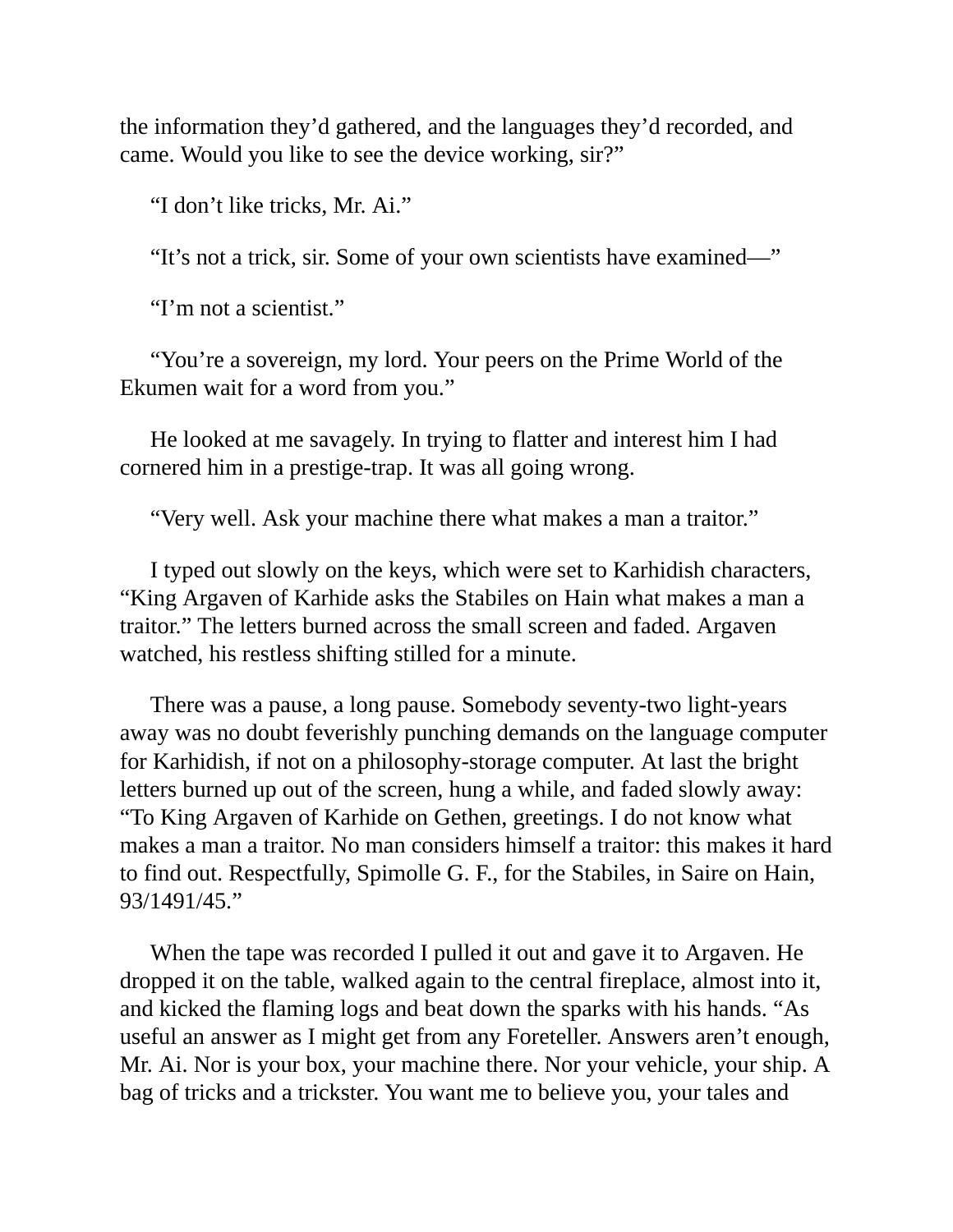the information they’d gathered, and the languages they’d recorded, and came. Would you like to see the device working, sir?”

“I don’t like tricks, Mr. Ai.”

“It’s not a trick, sir. Some of your own scientists have examined—”

“I’m not a scientist.”

“You’re a sovereign, my lord. Your peers on the Prime World of the Ekumen wait for a word from you.”

He looked at me savagely. In trying to flatter and interest him I had cornered him in a prestige-trap. It was all going wrong.

“Very well. Ask your machine there what makes a man a traitor.”

I typed out slowly on the keys, which were set to Karhidish characters, “King Argaven of Karhide asks the Stabiles on Hain what makes a man a traitor.” The letters burned across the small screen and faded. Argaven watched, his restless shifting stilled for a minute.

There was a pause, a long pause. Somebody seventy-two light-years away was no doubt feverishly punching demands on the language computer for Karhidish, if not on a philosophy-storage computer. At last the bright letters burned up out of the screen, hung a while, and faded slowly away: “To King Argaven of Karhide on Gethen, greetings. I do not know what makes a man a traitor. No man considers himself a traitor: this makes it hard to find out. Respectfully, Spimolle G. F., for the Stabiles, in Saire on Hain, 93/1491/45.”

When the tape was recorded I pulled it out and gave it to Argaven. He dropped it on the table, walked again to the central fireplace, almost into it, and kicked the flaming logs and beat down the sparks with his hands. “As useful an answer as I might get from any Foreteller. Answers aren’t enough, Mr. Ai. Nor is your box, your machine there. Nor your vehicle, your ship. A bag of tricks and a trickster. You want me to believe you, your tales and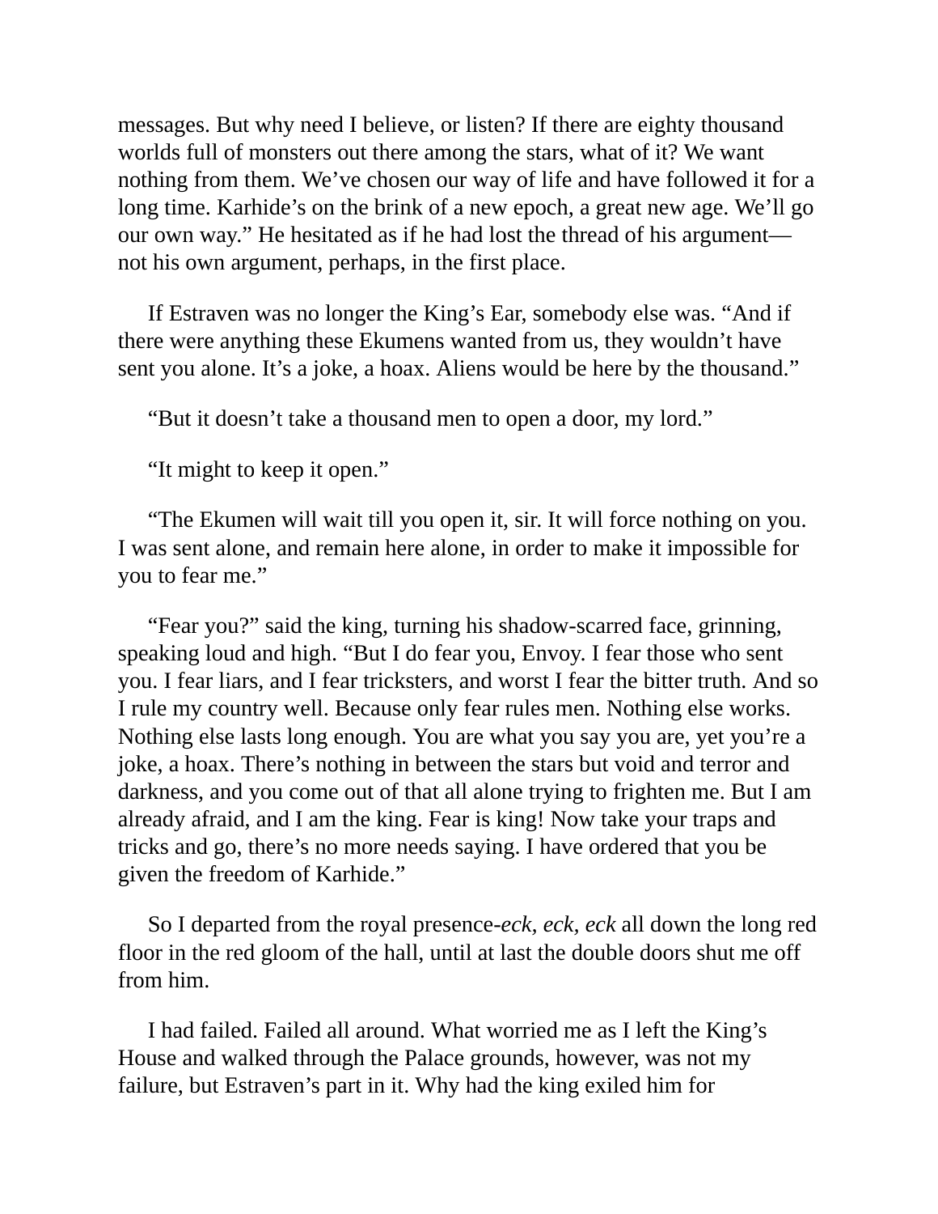messages. But why need I believe, or listen? If there are eighty thousand worlds full of monsters out there among the stars, what of it? We want nothing from them. We've chosen our way of life and have followed it for a long time. Karhide's on the brink of a new epoch, a great new age. We'll go our own way." He hesitated as if he had lost the thread of his argument—not his own argument, perhaps, in the first place.

If Estraven was no longer the King's Ear, somebody else was. "And if there were anything these Ekumens wanted from us, they wouldn't have sent you alone. It's a joke, a hoax. Aliens would be here by the thousand."

"But it doesn't take a thousand men to open a door, my lord."

"It might to keep it open."

"The Ekumen will wait till you open it, sir. It will force nothing on you. I was sent alone, and remain here alone, in order to make it impossible for you to fear me."

"Fear you?" said the king, turning his shadow-scarred face, grinning, speaking loud and high. "But I do fear you, Envoy. I fear those who sent you. I fear liars, and I fear tricksters, and worst I fear the bitter truth. And so I rule my country well. Because only fear rules men. Nothing else works. Nothing else lasts long enough. You are what you say you are, yet you're a joke, a hoax. There's nothing in between the stars but void and terror and darkness, and you come out of that all alone trying to frighten me. But I am already afraid, and I am the king. Fear is king! Now take your traps and tricks and go, there's no more needs saying. I have ordered that you be given the freedom of Karhide."

So I departed from the royal presence-*eck, eck, eck* all down the long red floor in the red gloom of the hall, until at last the double doors shut me off from him.

I had failed. Failed all around. What worried me as I left the King's House and walked through the Palace grounds, however, was not my failure, but Estraven's part in it. Why had the king exiled him for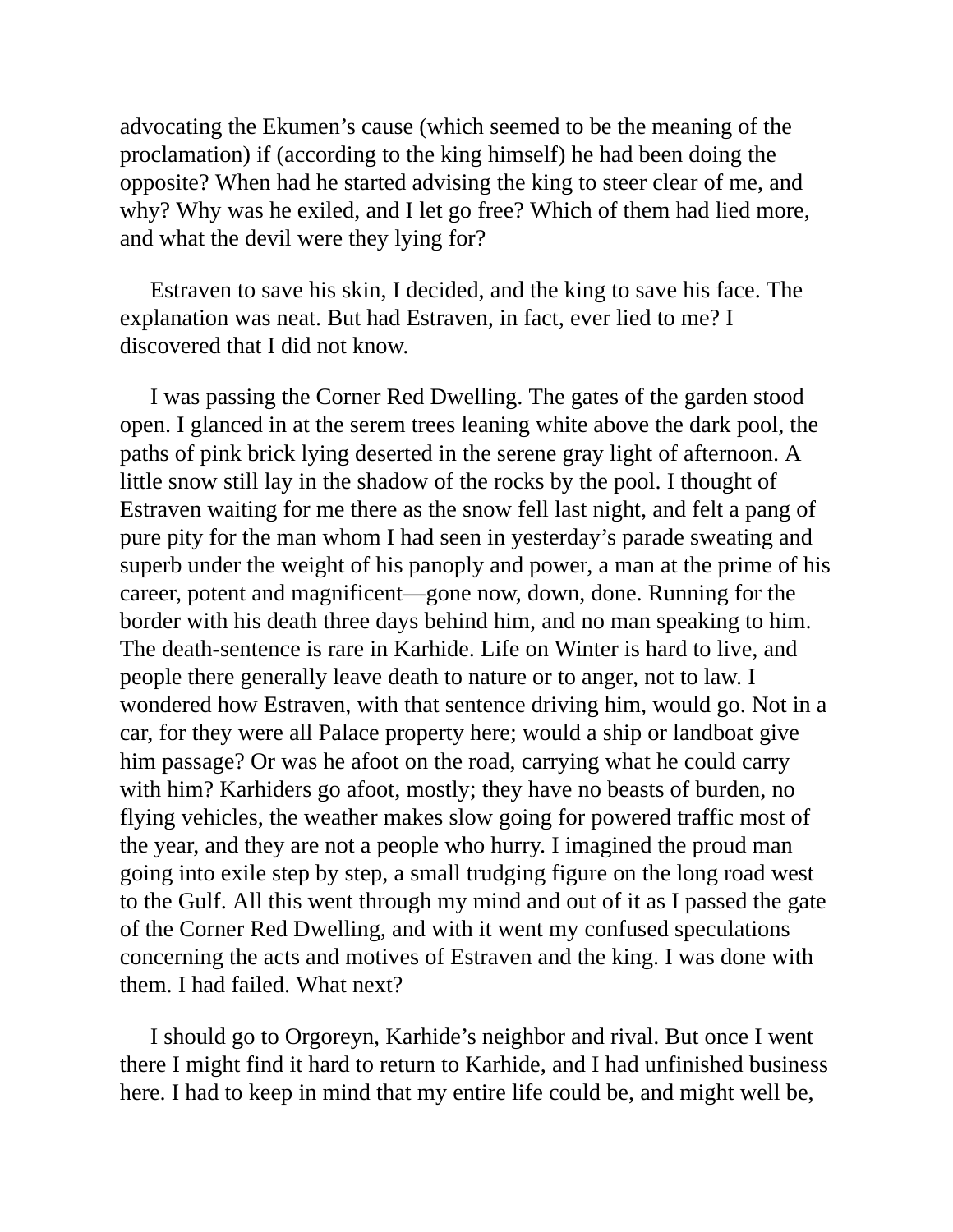advocating the Ekumen's cause (which seemed to be the meaning of the proclamation) if (according to the king himself) he had been doing the opposite? When had he started advising the king to steer clear of me, and why? Why was he exiled, and I let go free? Which of them had lied more, and what the devil were they lying for?

Estraven to save his skin, I decided, and the king to save his face. The explanation was neat. But had Estraven, in fact, ever lied to me? I discovered that I did not know.

I was passing the Corner Red Dwelling. The gates of the garden stood open. I glanced in at the serem trees leaning white above the dark pool, the paths of pink brick lying deserted in the serene gray light of afternoon. A little snow still lay in the shadow of the rocks by the pool. I thought of Estraven waiting for me there as the snow fell last night, and felt a pang of pure pity for the man whom I had seen in yesterday's parade sweating and superb under the weight of his panoply and power, a man at the prime of his career, potent and magnificent—gone now, down, done. Running for the border with his death three days behind him, and no man speaking to him. The death-sentence is rare in Karhide. Life on Winter is hard to live, and people there generally leave death to nature or to anger, not to law. I wondered how Estraven, with that sentence driving him, would go. Not in a car, for they were all Palace property here; would a ship or landboat give him passage? Or was he afoot on the road, carrying what he could carry with him? Karhiders go afoot, mostly; they have no beasts of burden, no flying vehicles, the weather makes slow going for powered traffic most of the year, and they are not a people who hurry. I imagined the proud man going into exile step by step, a small trudging figure on the long road west to the Gulf. All this went through my mind and out of it as I passed the gate of the Corner Red Dwelling, and with it went my confused speculations concerning the acts and motives of Estraven and the king. I was done with them. I had failed. What next?

I should go to Orgoreyn, Karhide's neighbor and rival. But once I went there I might find it hard to return to Karhide, and I had unfinished business here. I had to keep in mind that my entire life could be, and might well be,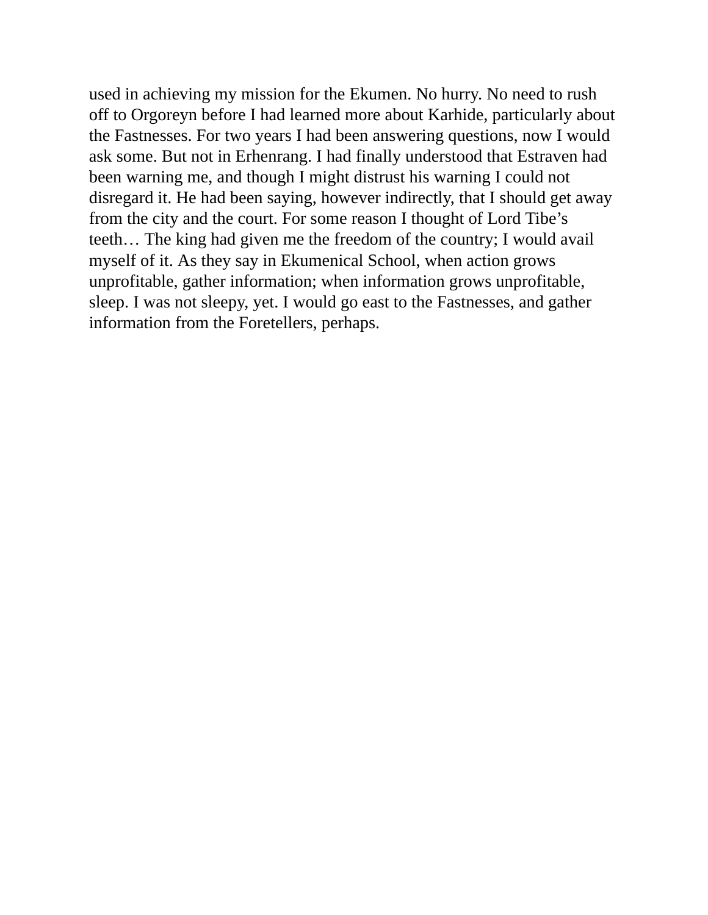used in achieving my mission for the Ekumen. No hurry. No need to rush off to Orgoreyn before I had learned more about Karhide, particularly about the Fastnesses. For two years I had been answering questions, now I would ask some. But not in Erhenrang. I had finally understood that Estraven had been warning me, and though I might distrust his warning I could not disregard it. He had been saying, however indirectly, that I should get away from the city and the court. For some reason I thought of Lord Tibe's teeth… The king had given me the freedom of the country; I would avail myself of it. As they say in Ekumenical School, when action grows unprofitable, gather information; when information grows unprofitable, sleep. I was not sleepy, yet. I would go east to the Fastnesses, and gather information from the Foretellers, perhaps.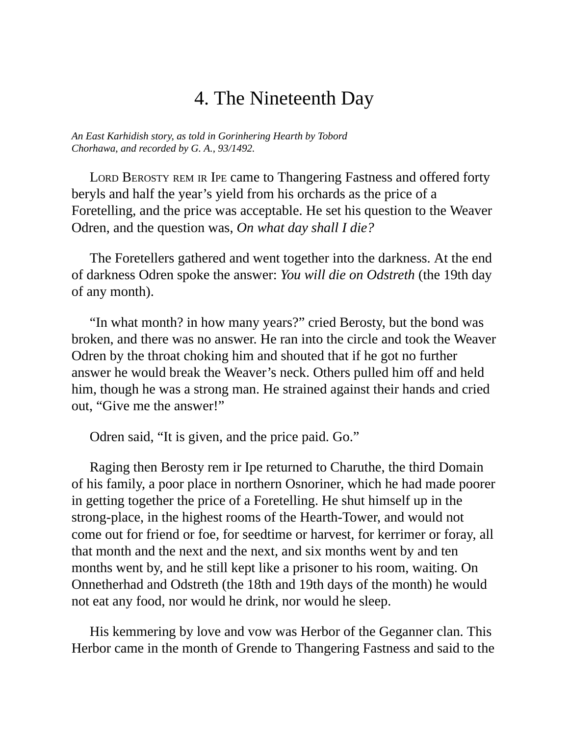# 4. The Nineteenth Day

*An East Karhidish story, as told in Gorinhering Hearth by Tobord Chorhawa, and recorded by G. A., 93/1492.*

LORD BEROSTY REM IR IPE came to Thangering Fastness and offered forty beryls and half the year's yield from his orchards as the price of a Foretelling, and the price was acceptable. He set his question to the Weaver Odren, and the question was, *On what day shall I die?*

The Foretellers gathered and went together into the darkness. At the end of darkness Odren spoke the answer: *You will die on Odstreth* (the 19th day of any month).

"In what month? in how many years?" cried Berosty, but the bond was broken, and there was no answer. He ran into the circle and took the Weaver Odren by the throat choking him and shouted that if he got no further answer he would break the Weaver's neck. Others pulled him off and held him, though he was a strong man. He strained against their hands and cried out, "Give me the answer!"

Odren said, "It is given, and the price paid. Go."

Raging then Berosty rem ir Ipe returned to Charuthe, the third Domain of his family, a poor place in northern Osnoriner, which he had made poorer in getting together the price of a Foretelling. He shut himself up in the strong-place, in the highest rooms of the Hearth-Tower, and would not come out for friend or foe, for seedtime or harvest, for kerrimer or foray, all that month and the next and the next, and six months went by and ten months went by, and he still kept like a prisoner to his room, waiting. On Onnetherhad and Odstreth (the 18th and 19th days of the month) he would not eat any food, nor would he drink, nor would he sleep.

His kemmering by love and vow was Herbor of the Geganner clan. This Herbor came in the month of Grende to Thangering Fastness and said to the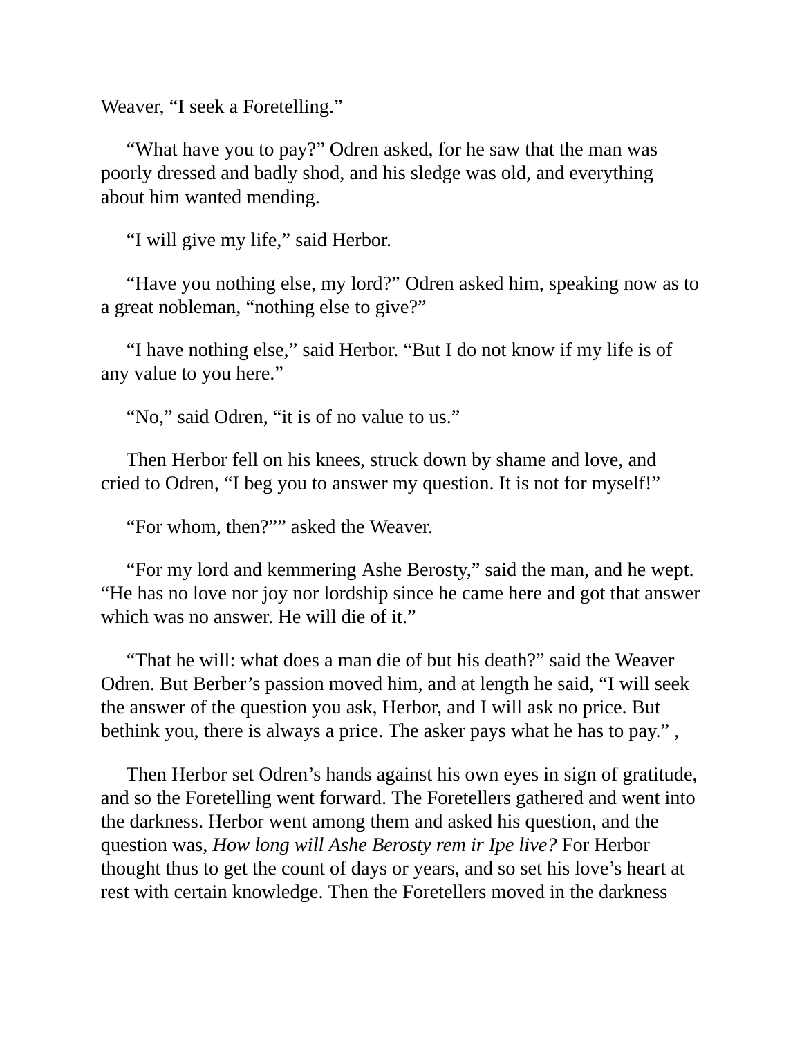Weaver, “I seek a Foretelling.”

“What have you to pay?” Odren asked, for he saw that the man was poorly dressed and badly shod, and his sledge was old, and everything about him wanted mending.

“I will give my life,” said Herbor.

“Have you nothing else, my lord?” Odren asked him, speaking now as to a great nobleman, “nothing else to give?”

“I have nothing else,” said Herbor. “But I do not know if my life is of any value to you here.”

“No,” said Odren, “it is of no value to us.”

Then Herbor fell on his knees, struck down by shame and love, and cried to Odren, “I beg you to answer my question. It is not for myself!”

“For whom, then?”” asked the Weaver.

“For my lord and kemmering Ashe Berosty,” said the man, and he wept. “He has no love nor joy nor lordship since he came here and got that answer which was no answer. He will die of it.”

“That he will: what does a man die of but his death?” said the Weaver Odren. But Berber’s passion moved him, and at length he said, “I will seek the answer of the question you ask, Herbor, and I will ask no price. But bethink you, there is always a price. The asker pays what he has to pay.” ,

Then Herbor set Odren’s hands against his own eyes in sign of gratitude, and so the Foretelling went forward. The Foretellers gathered and went into the darkness. Herbor went among them and asked his question, and the question was, *How long will Ashe Berosty rem ir Ipe live?* For Herbor thought thus to get the count of days or years, and so set his love’s heart at rest with certain knowledge. Then the Foretellers moved in the darkness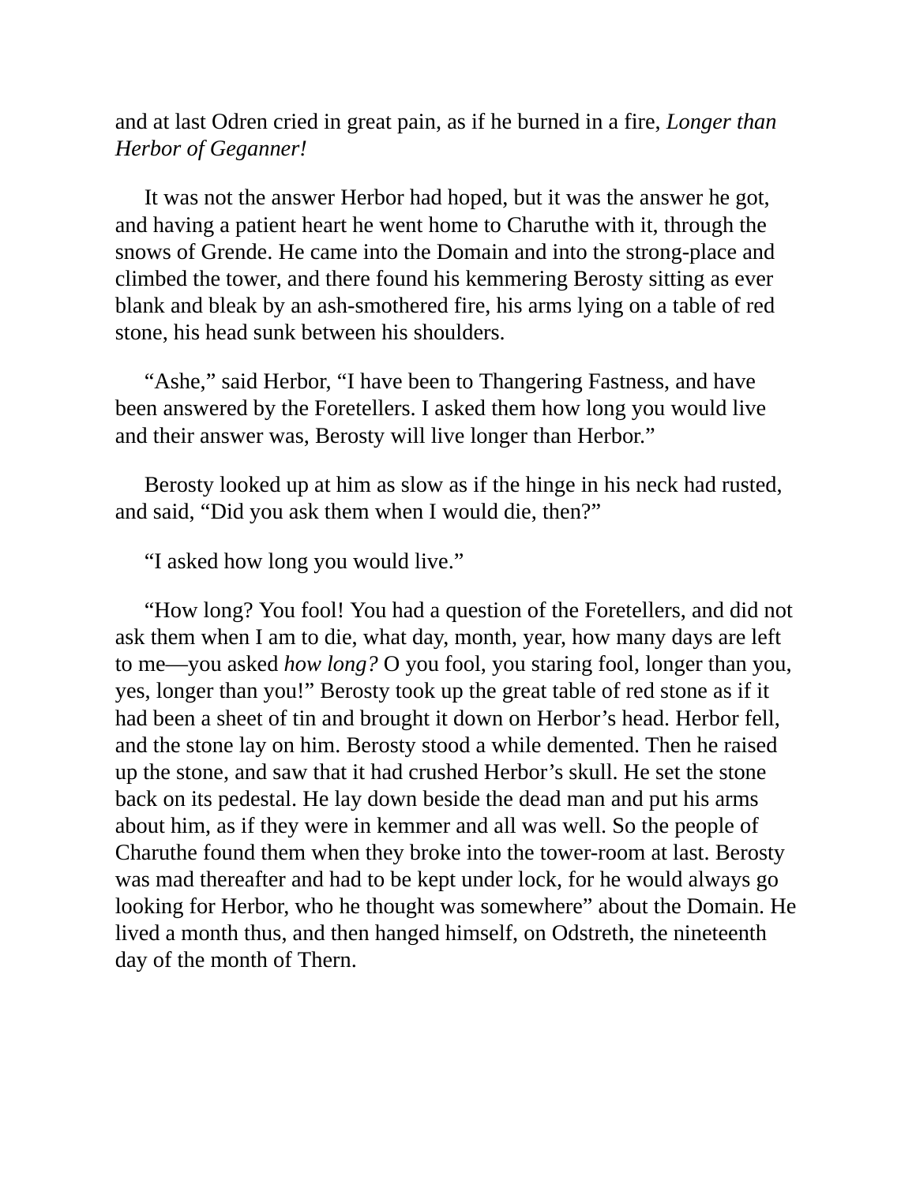and at last Odren cried in great pain, as if he burned in a fire, *Longer than Herbor of Geganner!*

It was not the answer Herbor had hoped, but it was the answer he got, and having a patient heart he went home to Charuthe with it, through the snows of Grende. He came into the Domain and into the strong-place and climbed the tower, and there found his kemmering Berosty sitting as ever blank and bleak by an ash-smothered fire, his arms lying on a table of red stone, his head sunk between his shoulders.

"Ashe," said Herbor, "I have been to Thangering Fastness, and have been answered by the Foretellers. I asked them how long you would live and their answer was, Berosty will live longer than Herbor."

Berosty looked up at him as slow as if the hinge in his neck had rusted, and said, "Did you ask them when I would die, then?"

"I asked how long you would live."

"How long? You fool! You had a question of the Foretellers, and did not ask them when I am to die, what day, month, year, how many days are left to me—you asked *how long?* O you fool, you staring fool, longer than you, yes, longer than you!" Berosty took up the great table of red stone as if it had been a sheet of tin and brought it down on Herbor's head. Herbor fell, and the stone lay on him. Berosty stood a while demented. Then he raised up the stone, and saw that it had crushed Herbor's skull. He set the stone back on its pedestal. He lay down beside the dead man and put his arms about him, as if they were in kemmer and all was well. So the people of Charuthe found them when they broke into the tower-room at last. Berosty was mad thereafter and had to be kept under lock, for he would always go looking for Herbor, who he thought was somewhere" about the Domain. He lived a month thus, and then hanged himself, on Odstreth, the nineteenth day of the month of Thern.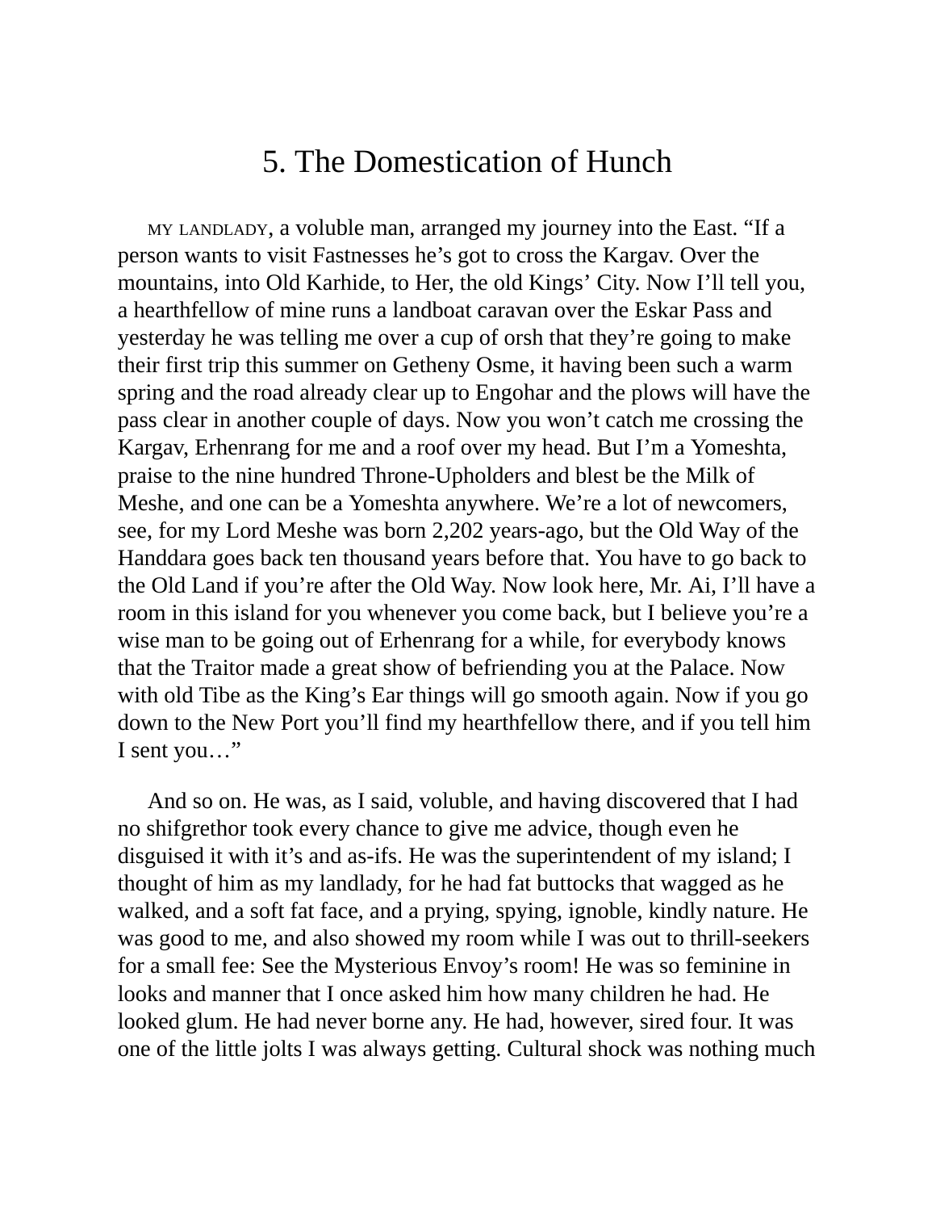# 5. The Domestication of Hunch

MY LANDLADY, a voluble man, arranged my journey into the East. "If a person wants to visit Fastnesses he's got to cross the Kargav. Over the mountains, into Old Karhide, to Her, the old Kings' City. Now I'll tell you, a hearthfellow of mine runs a landboat caravan over the Eskar Pass and yesterday he was telling me over a cup of orsh that they're going to make their first trip this summer on Getheny Osme, it having been such a warm spring and the road already clear up to Engohar and the plows will have the pass clear in another couple of days. Now you won't catch me crossing the Kargav, Erhenrang for me and a roof over my head. But I'm a Yomeshta, praise to the nine hundred Throne-Upholders and blest be the Milk of Meshe, and one can be a Yomeshta anywhere. We're a lot of newcomers, see, for my Lord Meshe was born 2,202 years-ago, but the Old Way of the Handdara goes back ten thousand years before that. You have to go back to the Old Land if you're after the Old Way. Now look here, Mr. Ai, I'll have a room in this island for you whenever you come back, but I believe you're a wise man to be going out of Erhenrang for a while, for everybody knows that the Traitor made a great show of befriending you at the Palace. Now with old Tibe as the King's Ear things will go smooth again. Now if you go down to the New Port you'll find my hearthfellow there, and if you tell him I sent you…"

And so on. He was, as I said, voluble, and having discovered that I had no shifgrethor took every chance to give me advice, though even he disguised it with it's and as-ifs. He was the superintendent of my island; I thought of him as my landlady, for he had fat buttocks that wagged as he walked, and a soft fat face, and a prying, spying, ignoble, kindly nature. He was good to me, and also showed my room while I was out to thrill-seekers for a small fee: See the Mysterious Envoy's room! He was so feminine in looks and manner that I once asked him how many children he had. He looked glum. He had never borne any. He had, however, sired four. It was one of the little jolts I was always getting. Cultural shock was nothing much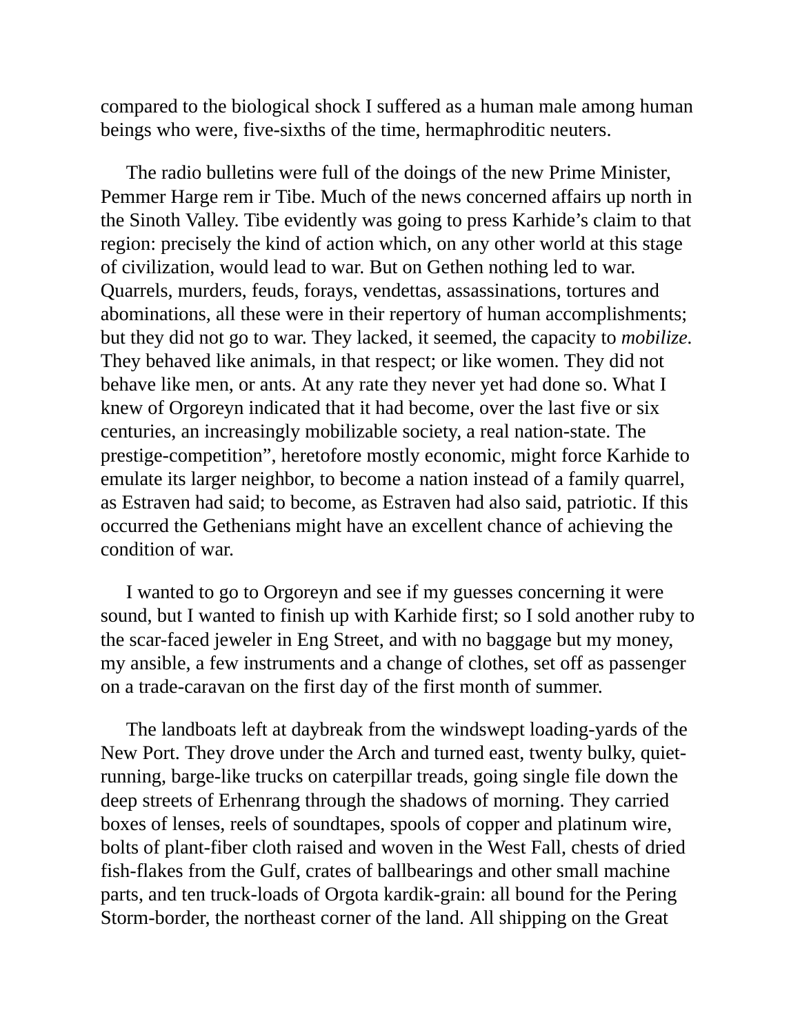compared to the biological shock I suffered as a human male among human beings who were, five-sixths of the time, hermaphroditic neuters.

The radio bulletins were full of the doings of the new Prime Minister, Pemmer Harge rem ir Tibe. Much of the news concerned affairs up north in the Sinoth Valley. Tibe evidently was going to press Karhide's claim to that region: precisely the kind of action which, on any other world at this stage of civilization, would lead to war. But on Gethen nothing led to war. Quarrels, murders, feuds, forays, vendettas, assassinations, tortures and abominations, all these were in their repertory of human accomplishments; but they did not go to war. They lacked, it seemed, the capacity to *mobilize.* They behaved like animals, in that respect; or like women. They did not behave like men, or ants. At any rate they never yet had done so. What I knew of Orgoreyn indicated that it had become, over the last five or six centuries, an increasingly mobilizable society, a real nation-state. The prestige-competition", heretofore mostly economic, might force Karhide to emulate its larger neighbor, to become a nation instead of a family quarrel, as Estraven had said; to become, as Estraven had also said, patriotic. If this occurred the Gethenians might have an excellent chance of achieving the condition of war.

I wanted to go to Orgoreyn and see if my guesses concerning it were sound, but I wanted to finish up with Karhide first; so I sold another ruby to the scar-faced jeweler in Eng Street, and with no baggage but my money, my ansible, a few instruments and a change of clothes, set off as passenger on a trade-caravan on the first day of the first month of summer.

The landboats left at daybreak from the windswept loading-yards of the New Port. They drove under the Arch and turned east, twenty bulky, quiet-running, barge-like trucks on caterpillar treads, going single file down the deep streets of Erhenrang through the shadows of morning. They carried boxes of lenses, reels of soundtapes, spools of copper and platinum wire, bolts of plant-fiber cloth raised and woven in the West Fall, chests of dried fish-flakes from the Gulf, crates of ballbearings and other small machine parts, and ten truck-loads of Orgota kardik-grain: all bound for the Pering Storm-border, the northeast corner of the land. All shipping on the Great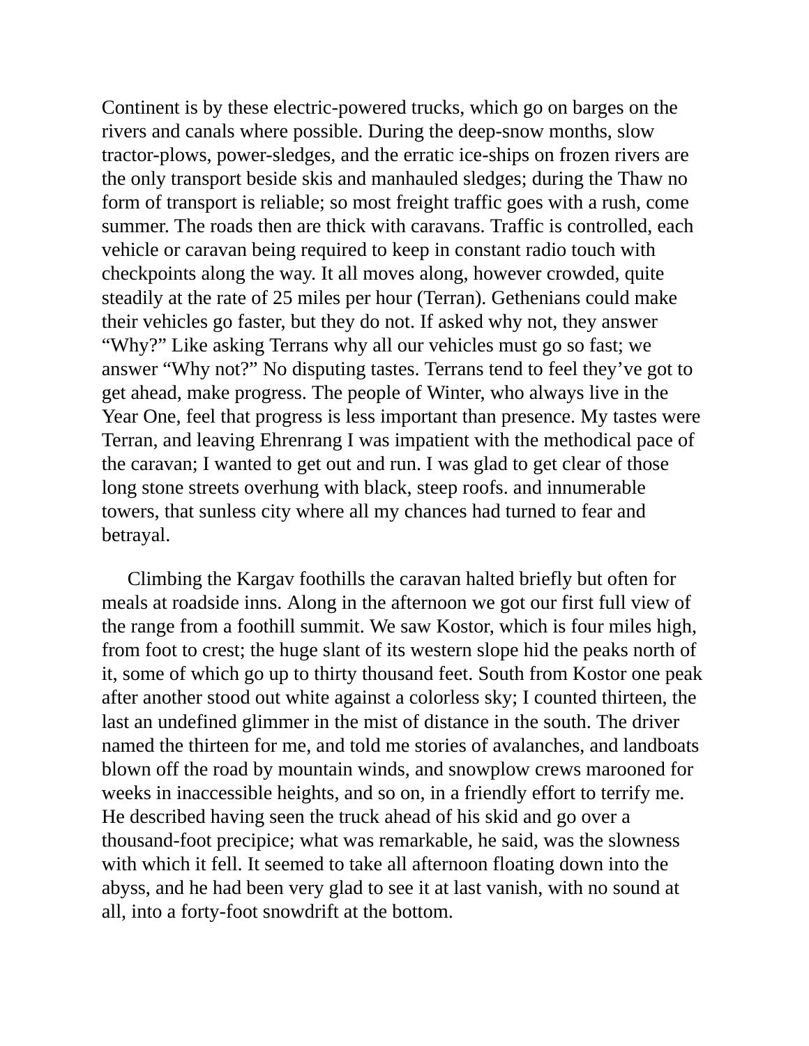Continent is by these electric-powered trucks, which go on barges on the rivers and canals where possible. During the deep-snow months, slow tractor-plows, power-sledges, and the erratic ice-ships on frozen rivers are the only transport beside skis and manhauled sledges; during the Thaw no form of transport is reliable; so most freight traffic goes with a rush, come summer. The roads then are thick with caravans. Traffic is controlled, each vehicle or caravan being required to keep in constant radio touch with checkpoints along the way. It all moves along, however crowded, quite steadily at the rate of 25 miles per hour (Terran). Gethenians could make their vehicles go faster, but they do not. If asked why not, they answer "Why?" Like asking Terrans why all our vehicles must go so fast; we answer "Why not?" No disputing tastes. Terrans tend to feel they've got to get ahead, make progress. The people of Winter, who always live in the Year One, feel that progress is less important than presence. My tastes were Terran, and leaving Ehrenrang I was impatient with the methodical pace of the caravan; I wanted to get out and run. I was glad to get clear of those long stone streets overhung with black, steep roofs. and innumerable towers, that sunless city where all my chances had turned to fear and betrayal.

Climbing the Kargav foothills the caravan halted briefly but often for meals at roadside inns. Along in the afternoon we got our first full view of the range from a foothill summit. We saw Kostor, which is four miles high, from foot to crest; the huge slant of its western slope hid the peaks north of it, some of which go up to thirty thousand feet. South from Kostor one peak after another stood out white against a colorless sky; I counted thirteen, the last an undefined glimmer in the mist of distance in the south. The driver named the thirteen for me, and told me stories of avalanches, and landboats blown off the road by mountain winds, and snowplow crews marooned for weeks in inaccessible heights, and so on, in a friendly effort to terrify me. He described having seen the truck ahead of his skid and go over a thousand-foot precipice; what was remarkable, he said, was the slowness with which it fell. It seemed to take all afternoon floating down into the abyss, and he had been very glad to see it at last vanish, with no sound at all, into a forty-foot snowdrift at the bottom.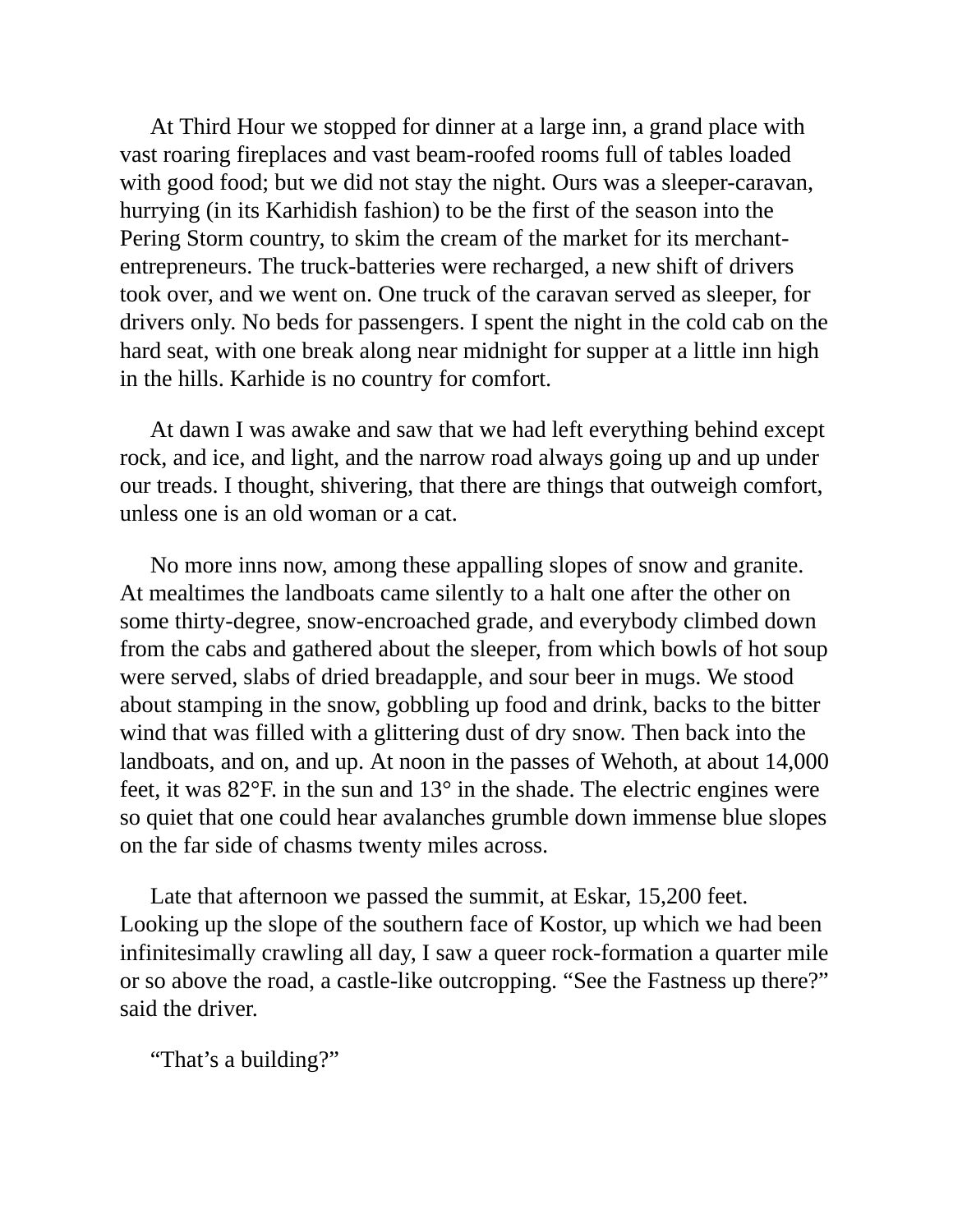At Third Hour we stopped for dinner at a large inn, a grand place with vast roaring fireplaces and vast beam-roofed rooms full of tables loaded with good food; but we did not stay the night. Ours was a sleeper-caravan, hurrying (in its Karhidish fashion) to be the first of the season into the Pering Storm country, to skim the cream of the market for its merchant-entrepreneurs. The truck-batteries were recharged, a new shift of drivers took over, and we went on. One truck of the caravan served as sleeper, for drivers only. No beds for passengers. I spent the night in the cold cab on the hard seat, with one break along near midnight for supper at a little inn high in the hills. Karhide is no country for comfort.

At dawn I was awake and saw that we had left everything behind except rock, and ice, and light, and the narrow road always going up and up under our treads. I thought, shivering, that there are things that outweigh comfort, unless one is an old woman or a cat.

No more inns now, among these appalling slopes of snow and granite. At mealtimes the landboats came silently to a halt one after the other on some thirty-degree, snow-encroached grade, and everybody climbed down from the cabs and gathered about the sleeper, from which bowls of hot soup were served, slabs of dried breadapple, and sour beer in mugs. We stood about stamping in the snow, gobbling up food and drink, backs to the bitter wind that was filled with a glittering dust of dry snow. Then back into the landboats, and on, and up. At noon in the passes of Wehoth, at about 14,000 feet, it was 82°F. in the sun and 13° in the shade. The electric engines were so quiet that one could hear avalanches grumble down immense blue slopes on the far side of chasms twenty miles across.

Late that afternoon we passed the summit, at Eskar, 15,200 feet. Looking up the slope of the southern face of Kostor, up which we had been infinitesimally crawling all day, I saw a queer rock-formation a quarter mile or so above the road, a castle-like outcropping. “See the Fastness up there?” said the driver.

“That’s a building?”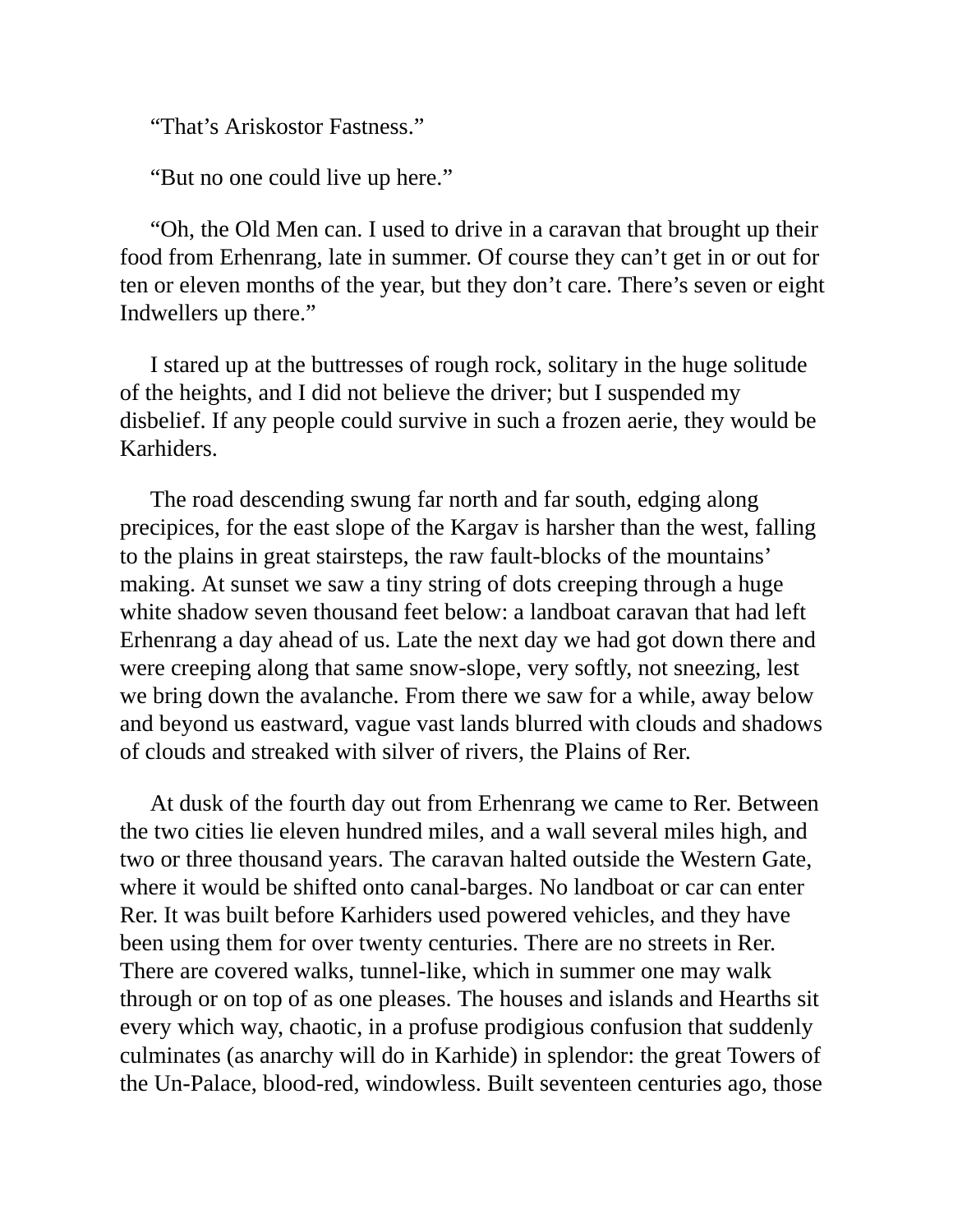“That’s Ariskostor Fastness.”

“But no one could live up here.”

“Oh, the Old Men can. I used to drive in a caravan that brought up their food from Erhenrang, late in summer. Of course they can’t get in or out for ten or eleven months of the year, but they don’t care. There’s seven or eight Indwellers up there.”

I stared up at the buttresses of rough rock, solitary in the huge solitude of the heights, and I did not believe the driver; but I suspended my disbelief. If any people could survive in such a frozen aerie, they would be Karhiders.

The road descending swung far north and far south, edging along precipices, for the east slope of the Kargav is harsher than the west, falling to the plains in great stairsteps, the raw fault-blocks of the mountains’ making. At sunset we saw a tiny string of dots creeping through a huge white shadow seven thousand feet below: a landboat caravan that had left Erhenrang a day ahead of us. Late the next day we had got down there and were creeping along that same snow-slope, very softly, not sneezing, lest we bring down the avalanche. From there we saw for a while, away below and beyond us eastward, vague vast lands blurred with clouds and shadows of clouds and streaked with silver of rivers, the Plains of Rer.

At dusk of the fourth day out from Erhenrang we came to Rer. Between the two cities lie eleven hundred miles, and a wall several miles high, and two or three thousand years. The caravan halted outside the Western Gate, where it would be shifted onto canal-barges. No landboat or car can enter Rer. It was built before Karhiders used powered vehicles, and they have been using them for over twenty centuries. There are no streets in Rer. There are covered walks, tunnel-like, which in summer one may walk through or on top of as one pleases. The houses and islands and Hearths sit every which way, chaotic, in a profuse prodigious confusion that suddenly culminates (as anarchy will do in Karhide) in splendor: the great Towers of the Un-Palace, blood-red, windowless. Built seventeen centuries ago, those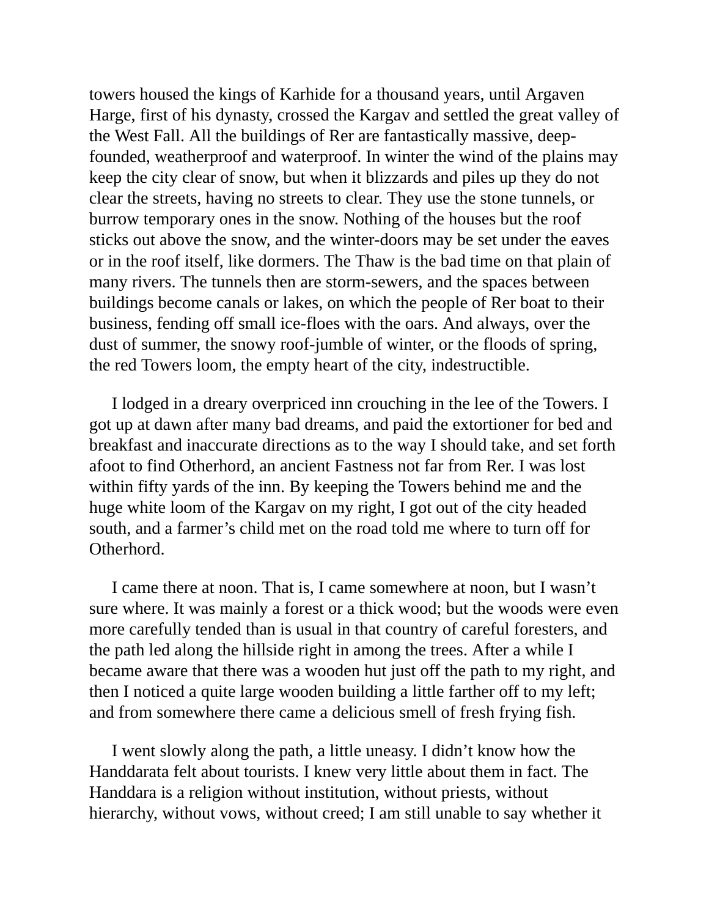towers housed the kings of Karhide for a thousand years, until Argaven Harge, first of his dynasty, crossed the Kargav and settled the great valley of the West Fall. All the buildings of Rer are fantastically massive, deep-founded, weatherproof and waterproof. In winter the wind of the plains may keep the city clear of snow, but when it blizzards and piles up they do not clear the streets, having no streets to clear. They use the stone tunnels, or burrow temporary ones in the snow. Nothing of the houses but the roof sticks out above the snow, and the winter-doors may be set under the eaves or in the roof itself, like dormers. The Thaw is the bad time on that plain of many rivers. The tunnels then are storm-sewers, and the spaces between buildings become canals or lakes, on which the people of Rer boat to their business, fending off small ice-floes with the oars. And always, over the dust of summer, the snowy roof-jumble of winter, or the floods of spring, the red Towers loom, the empty heart of the city, indestructible.

I lodged in a dreary overpriced inn crouching in the lee of the Towers. I got up at dawn after many bad dreams, and paid the extortioner for bed and breakfast and inaccurate directions as to the way I should take, and set forth afoot to find Otherhord, an ancient Fastness not far from Rer. I was lost within fifty yards of the inn. By keeping the Towers behind me and the huge white loom of the Kargav on my right, I got out of the city headed south, and a farmer's child met on the road told me where to turn off for Otherhord.

I came there at noon. That is, I came somewhere at noon, but I wasn't sure where. It was mainly a forest or a thick wood; but the woods were even more carefully tended than is usual in that country of careful foresters, and the path led along the hillside right in among the trees. After a while I became aware that there was a wooden hut just off the path to my right, and then I noticed a quite large wooden building a little farther off to my left; and from somewhere there came a delicious smell of fresh frying fish.

I went slowly along the path, a little uneasy. I didn't know how the Handdarata felt about tourists. I knew very little about them in fact. The Handdara is a religion without institution, without priests, without hierarchy, without vows, without creed; I am still unable to say whether it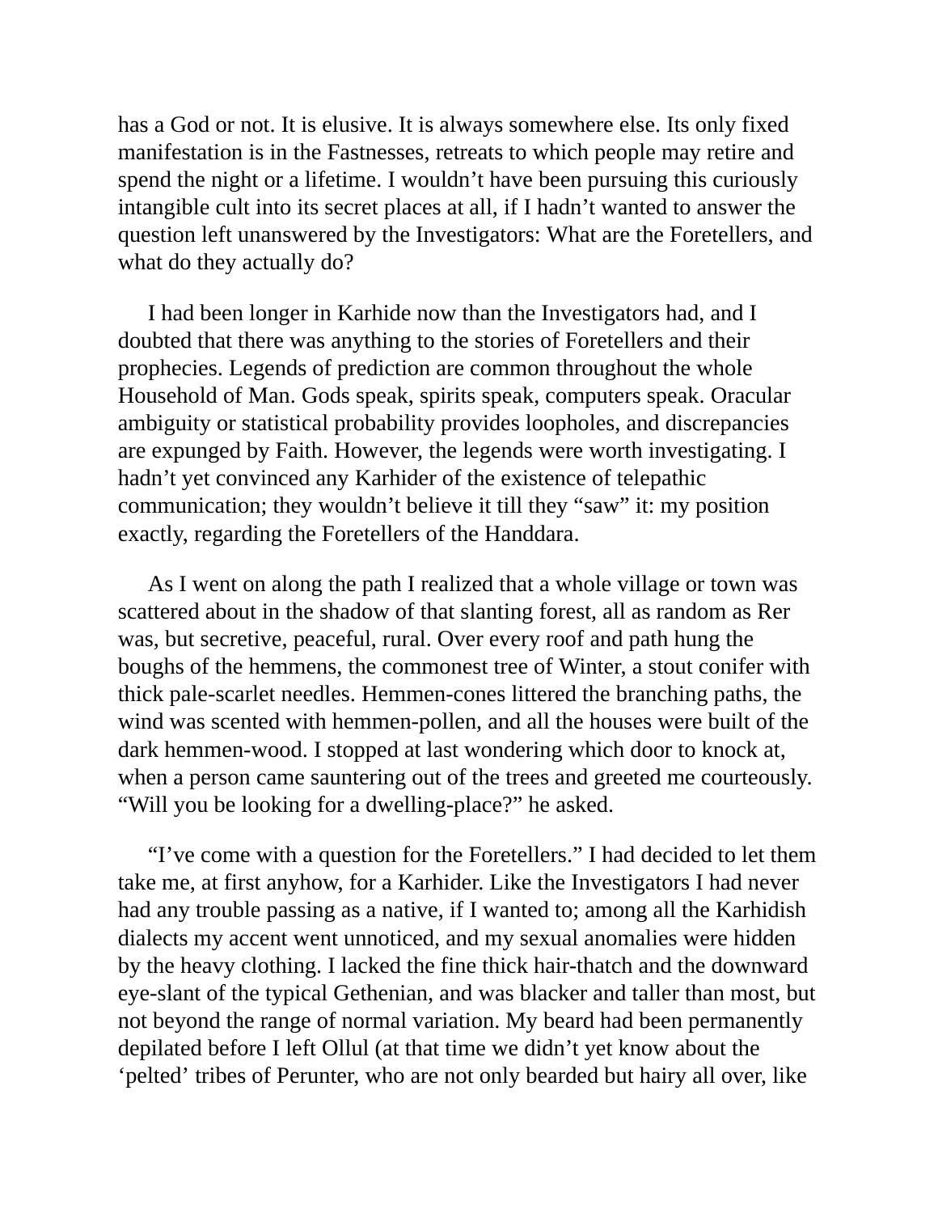has a God or not. It is elusive. It is always somewhere else. Its only fixed manifestation is in the Fastnesses, retreats to which people may retire and spend the night or a lifetime. I wouldn't have been pursuing this curiously intangible cult into its secret places at all, if I hadn't wanted to answer the question left unanswered by the Investigators: What are the Foretellers, and what do they actually do?

I had been longer in Karhide now than the Investigators had, and I doubted that there was anything to the stories of Foretellers and their prophecies. Legends of prediction are common throughout the whole Household of Man. Gods speak, spirits speak, computers speak. Oracular ambiguity or statistical probability provides loopholes, and discrepancies are expunged by Faith. However, the legends were worth investigating. I hadn't yet convinced any Karhider of the existence of telepathic communication; they wouldn't believe it till they "saw" it: my position exactly, regarding the Foretellers of the Handdara.

As I went on along the path I realized that a whole village or town was scattered about in the shadow of that slanting forest, all as random as Rer was, but secretive, peaceful, rural. Over every roof and path hung the boughs of the hemmens, the commonest tree of Winter, a stout conifer with thick pale-scarlet needles. Hemmen-cones littered the branching paths, the wind was scented with hemmen-pollen, and all the houses were built of the dark hemmen-wood. I stopped at last wondering which door to knock at, when a person came sauntering out of the trees and greeted me courteously. "Will you be looking for a dwelling-place?" he asked.

"I've come with a question for the Foretellers." I had decided to let them take me, at first anyhow, for a Karhider. Like the Investigators I had never had any trouble passing as a native, if I wanted to; among all the Karhidish dialects my accent went unnoticed, and my sexual anomalies were hidden by the heavy clothing. I lacked the fine thick hair-thatch and the downward eye-slant of the typical Gethenian, and was blacker and taller than most, but not beyond the range of normal variation. My beard had been permanently depilated before I left Ollul (at that time we didn't yet know about the 'pelted' tribes of Perunter, who are not only bearded but hairy all over, like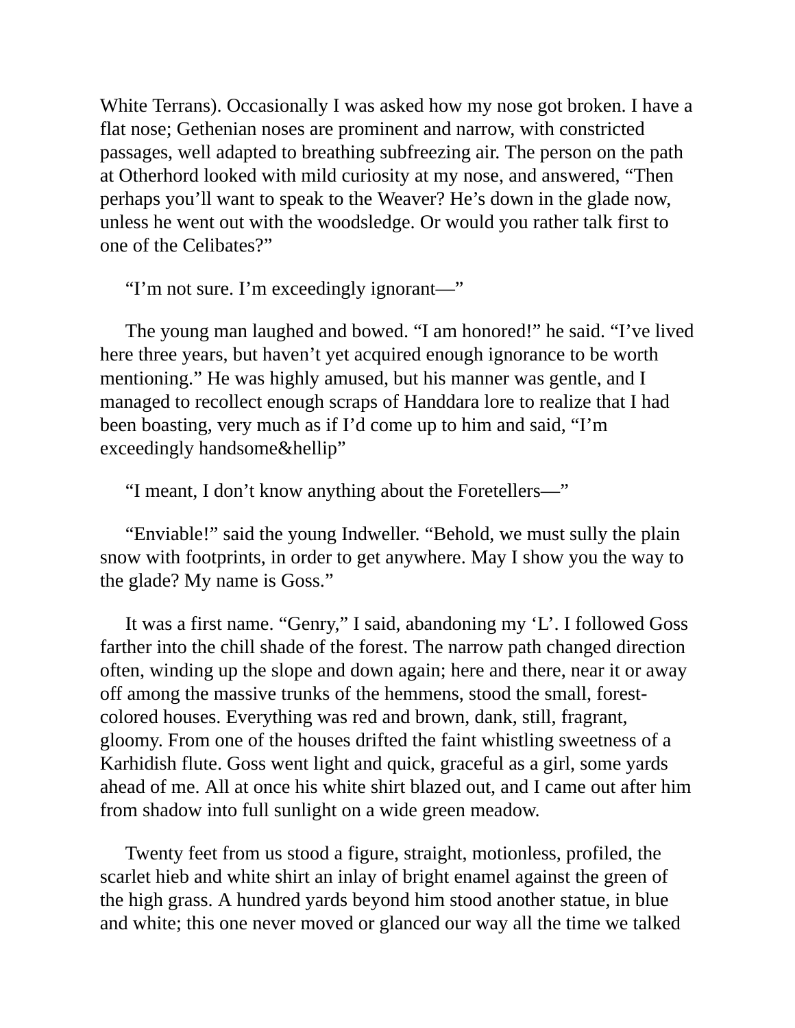White Terrans). Occasionally I was asked how my nose got broken. I have a flat nose; Gethenian noses are prominent and narrow, with constricted passages, well adapted to breathing subfreezing air. The person on the path at Otherhord looked with mild curiosity at my nose, and answered, “Then perhaps you’ll want to speak to the Weaver? He’s down in the glade now, unless he went out with the woodsledge. Or would you rather talk first to one of the Celibates?”

“I’m not sure. I’m exceedingly ignorant—”

The young man laughed and bowed. “I am honored!” he said. “I’ve lived here three years, but haven’t yet acquired enough ignorance to be worth mentioning.” He was highly amused, but his manner was gentle, and I managed to recollect enough scraps of Handdara lore to realize that I had been boasting, very much as if I’d come up to him and said, “I’m exceedingly handsome&hellip”

“I meant, I don’t know anything about the Foretellers—”

“Enviable!” said the young Indweller. “Behold, we must sully the plain snow with footprints, in order to get anywhere. May I show you the way to the glade? My name is Goss.”

It was a first name. “Genry,” I said, abandoning my ‘L’. I followed Goss farther into the chill shade of the forest. The narrow path changed direction often, winding up the slope and down again; here and there, near it or away off among the massive trunks of the hemmens, stood the small, forest-colored houses. Everything was red and brown, dank, still, fragrant, gloomy. From one of the houses drifted the faint whistling sweetness of a Karhidish flute. Goss went light and quick, graceful as a girl, some yards ahead of me. All at once his white shirt blazed out, and I came out after him from shadow into full sunlight on a wide green meadow.

Twenty feet from us stood a figure, straight, motionless, profiled, the scarlet hieb and white shirt an inlay of bright enamel against the green of the high grass. A hundred yards beyond him stood another statue, in blue and white; this one never moved or glanced our way all the time we talked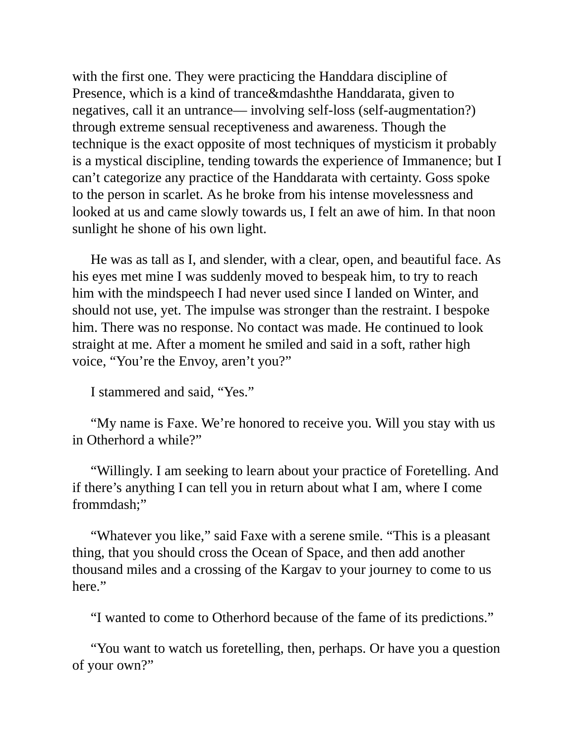with the first one. They were practicing the Handdara discipline of Presence, which is a kind of trance&mdashthe Handdarata, given to negatives, call it an untrance— involving self-loss (self-augmentation?) through extreme sensual receptiveness and awareness. Though the technique is the exact opposite of most techniques of mysticism it probably is a mystical discipline, tending towards the experience of Immanence; but I can't categorize any practice of the Handdarata with certainty. Goss spoke to the person in scarlet. As he broke from his intense movelessness and looked at us and came slowly towards us, I felt an awe of him. In that noon sunlight he shone of his own light.

He was as tall as I, and slender, with a clear, open, and beautiful face. As his eyes met mine I was suddenly moved to bespeak him, to try to reach him with the mindspeech I had never used since I landed on Winter, and should not use, yet. The impulse was stronger than the restraint. I bespoke him. There was no response. No contact was made. He continued to look straight at me. After a moment he smiled and said in a soft, rather high voice, "You're the Envoy, aren't you?"

I stammered and said, "Yes."

"My name is Faxe. We're honored to receive you. Will you stay with us in Otherhord a while?"

"Willingly. I am seeking to learn about your practice of Foretelling. And if there's anything I can tell you in return about what I am, where I come frommdash;"

"Whatever you like," said Faxe with a serene smile. "This is a pleasant thing, that you should cross the Ocean of Space, and then add another thousand miles and a crossing of the Kargav to your journey to come to us here."

"I wanted to come to Otherhord because of the fame of its predictions."

"You want to watch us foretelling, then, perhaps. Or have you a question of your own?"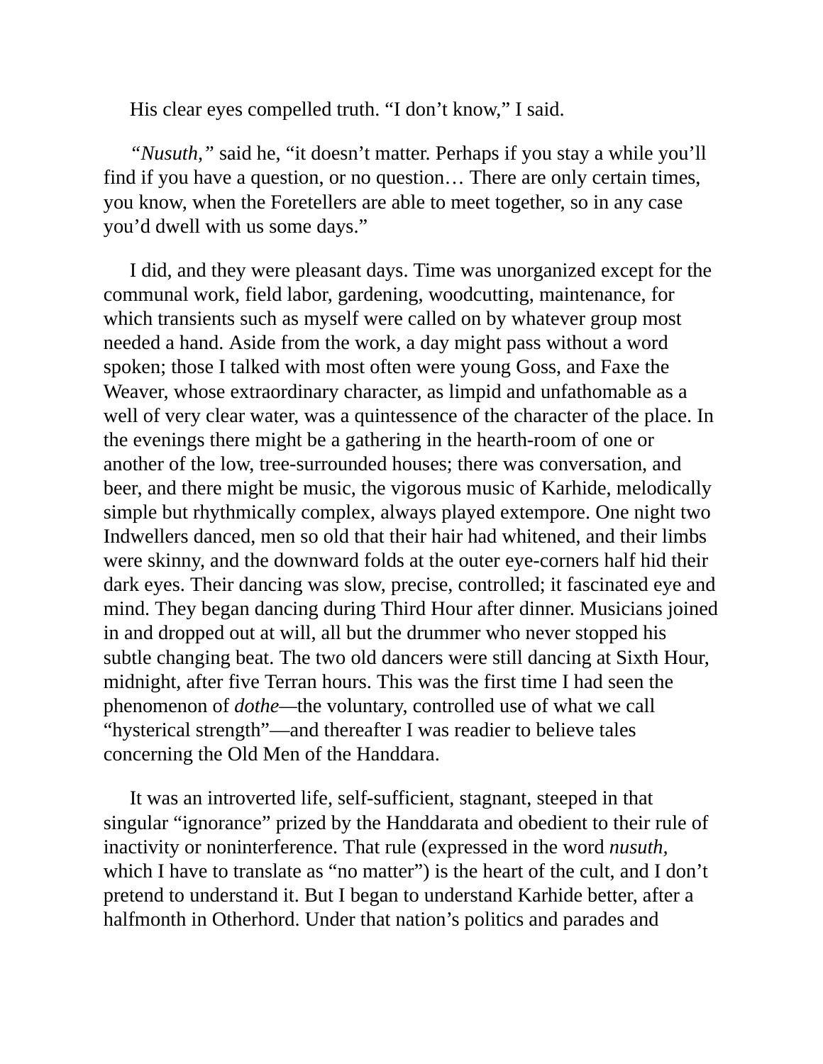His clear eyes compelled truth. “I don’t know,” I said.

*“Nusuth,”* said he, “it doesn’t matter. Perhaps if you stay a while you’ll find if you have a question, or no question… There are only certain times, you know, when the Foretellers are able to meet together, so in any case you’d dwell with us some days.”

I did, and they were pleasant days. Time was unorganized except for the communal work, field labor, gardening, woodcutting, maintenance, for which transients such as myself were called on by whatever group most needed a hand. Aside from the work, a day might pass without a word spoken; those I talked with most often were young Goss, and Faxe the Weaver, whose extraordinary character, as limpid and unfathomable as a well of very clear water, was a quintessence of the character of the place. In the evenings there might be a gathering in the hearth-room of one or another of the low, tree-surrounded houses; there was conversation, and beer, and there might be music, the vigorous music of Karhide, melodically simple but rhythmically complex, always played extempore. One night two Indwellers danced, men so old that their hair had whitened, and their limbs were skinny, and the downward folds at the outer eye-corners half hid their dark eyes. Their dancing was slow, precise, controlled; it fascinated eye and mind. They began dancing during Third Hour after dinner. Musicians joined in and dropped out at will, all but the drummer who never stopped his subtle changing beat. The two old dancers were still dancing at Sixth Hour, midnight, after five Terran hours. This was the first time I had seen the phenomenon of *dothe*—the voluntary, controlled use of what we call “hysterical strength”—and thereafter I was readier to believe tales concerning the Old Men of the Handdara.

It was an introverted life, self-sufficient, stagnant, steeped in that singular “ignorance” prized by the Handdarata and obedient to their rule of inactivity or noninterference. That rule (expressed in the word *nusuth*, which I have to translate as “no matter”) is the heart of the cult, and I don’t pretend to understand it. But I began to understand Karhide better, after a halfmonth in Otherhord. Under that nation’s politics and parades and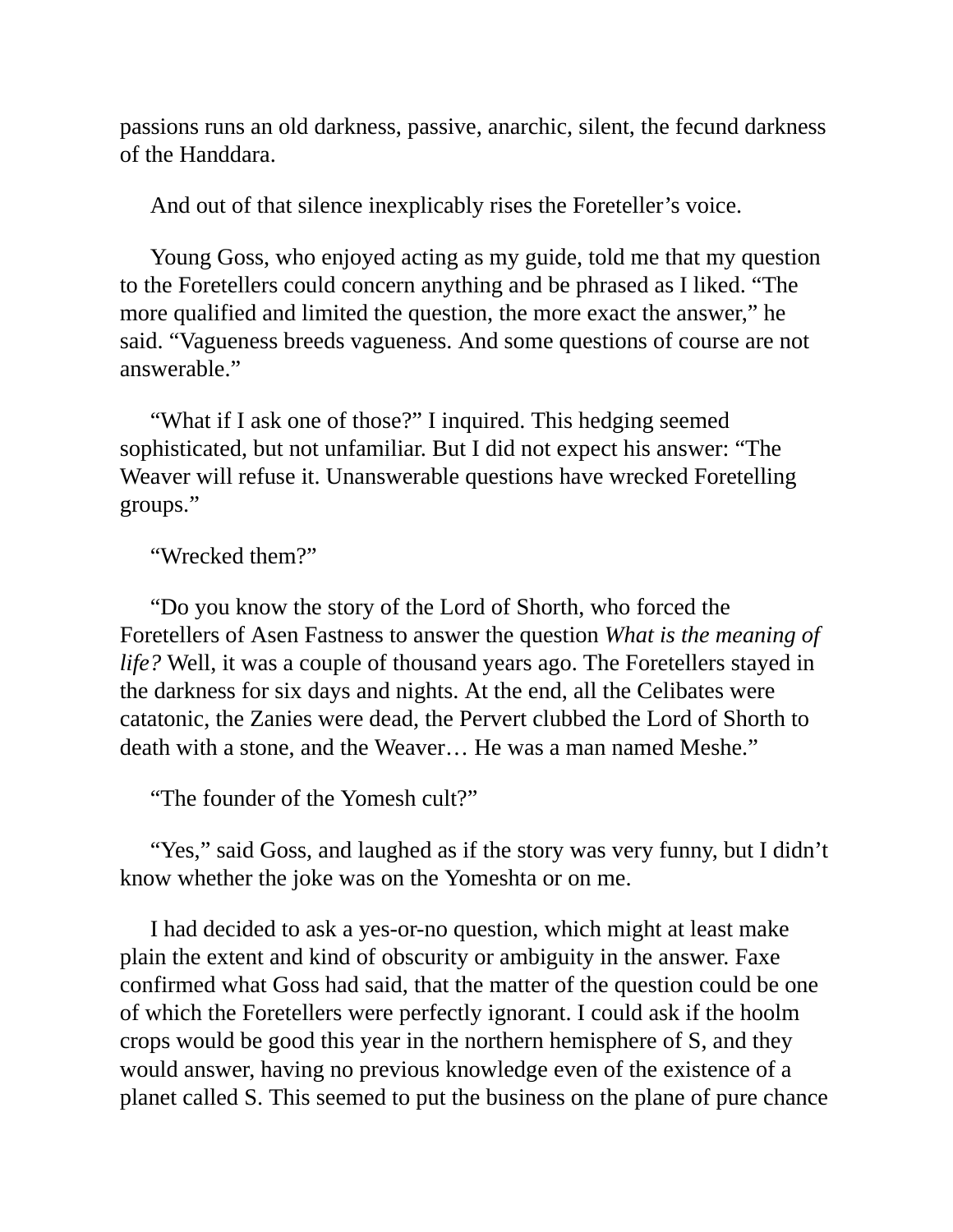passions runs an old darkness, passive, anarchic, silent, the fecund darkness of the Handdara.

And out of that silence inexplicably rises the Foreteller's voice.

Young Goss, who enjoyed acting as my guide, told me that my question to the Foretellers could concern anything and be phrased as I liked. "The more qualified and limited the question, the more exact the answer," he said. "Vagueness breeds vagueness. And some questions of course are not answerable."

"What if I ask one of those?" I inquired. This hedging seemed sophisticated, but not unfamiliar. But I did not expect his answer: "The Weaver will refuse it. Unanswerable questions have wrecked Foretelling groups."

"Wrecked them?"

"Do you know the story of the Lord of Shorth, who forced the Foretellers of Asen Fastness to answer the question *What is the meaning of life?* Well, it was a couple of thousand years ago. The Foretellers stayed in the darkness for six days and nights. At the end, all the Celibates were catatonic, the Zanies were dead, the Pervert clubbed the Lord of Shorth to death with a stone, and the Weaver… He was a man named Meshe."

"The founder of the Yomesh cult?"

"Yes," said Goss, and laughed as if the story was very funny, but I didn't know whether the joke was on the Yomeshta or on me.

I had decided to ask a yes-or-no question, which might at least make plain the extent and kind of obscurity or ambiguity in the answer. Faxe confirmed what Goss had said, that the matter of the question could be one of which the Foretellers were perfectly ignorant. I could ask if the hoolm crops would be good this year in the northern hemisphere of S, and they would answer, having no previous knowledge even of the existence of a planet called S. This seemed to put the business on the plane of pure chance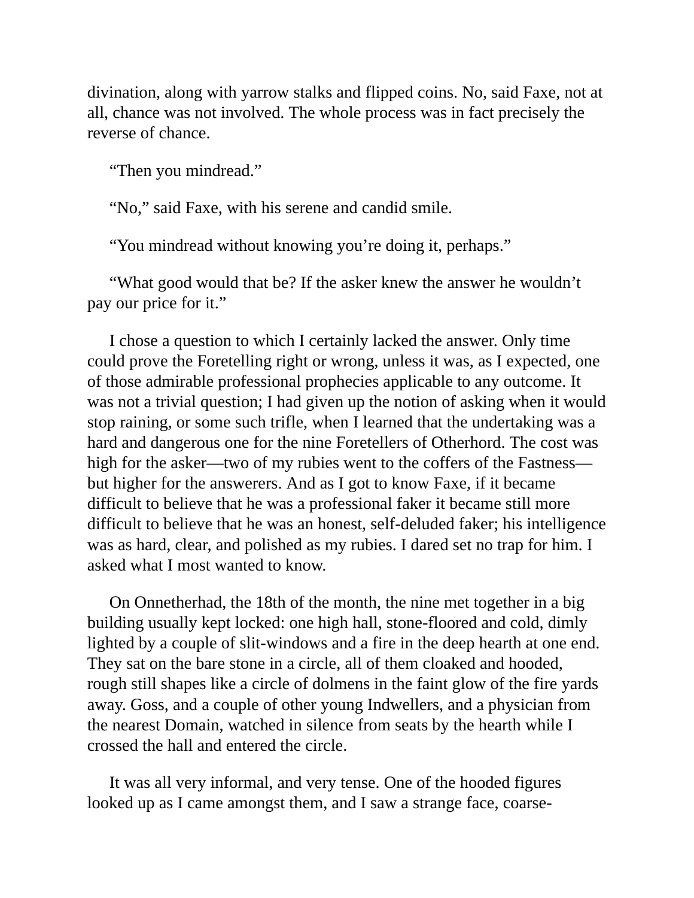divination, along with yarrow stalks and flipped coins. No, said Faxe, not at all, chance was not involved. The whole process was in fact precisely the reverse of chance.

“Then you mindread.”

“No,” said Faxe, with his serene and candid smile.

“You mindread without knowing you’re doing it, perhaps.”

“What good would that be? If the asker knew the answer he wouldn’t pay our price for it.”

I chose a question to which I certainly lacked the answer. Only time could prove the Foretelling right or wrong, unless it was, as I expected, one of those admirable professional prophecies applicable to any outcome. It was not a trivial question; I had given up the notion of asking when it would stop raining, or some such trifle, when I learned that the undertaking was a hard and dangerous one for the nine Foretellers of Otherhord. The cost was high for the asker—two of my rubies went to the coffers of the Fastness—but higher for the answerers. And as I got to know Faxe, if it became difficult to believe that he was a professional faker it became still more difficult to believe that he was an honest, self-deluded faker; his intelligence was as hard, clear, and polished as my rubies. I dared set no trap for him. I asked what I most wanted to know.

On Onnetherhad, the 18th of the month, the nine met together in a big building usually kept locked: one high hall, stone-floored and cold, dimly lighted by a couple of slit-windows and a fire in the deep hearth at one end. They sat on the bare stone in a circle, all of them cloaked and hooded, rough still shapes like a circle of dolmens in the faint glow of the fire yards away. Goss, and a couple of other young Indwellers, and a physician from the nearest Domain, watched in silence from seats by the hearth while I crossed the hall and entered the circle.

It was all very informal, and very tense. One of the hooded figures looked up as I came amongst them, and I saw a strange face, coarse-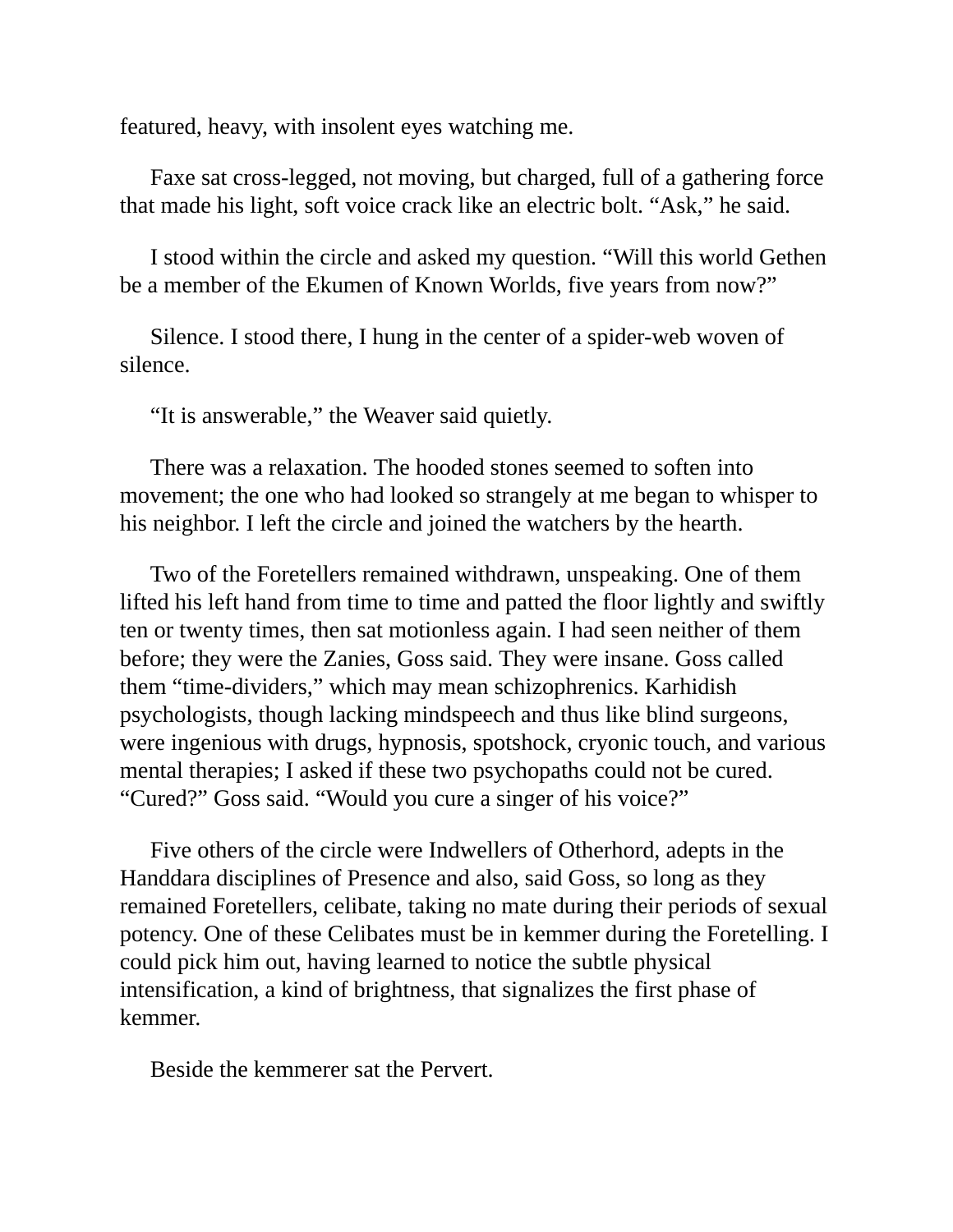featured, heavy, with insolent eyes watching me.

Faxe sat cross-legged, not moving, but charged, full of a gathering force that made his light, soft voice crack like an electric bolt. “Ask,” he said.

I stood within the circle and asked my question. “Will this world Gethen be a member of the Ekumen of Known Worlds, five years from now?”

Silence. I stood there, I hung in the center of a spider-web woven of silence.

“It is answerable,” the Weaver said quietly.

There was a relaxation. The hooded stones seemed to soften into movement; the one who had looked so strangely at me began to whisper to his neighbor. I left the circle and joined the watchers by the hearth.

Two of the Foretellers remained withdrawn, unspeaking. One of them lifted his left hand from time to time and patted the floor lightly and swiftly ten or twenty times, then sat motionless again. I had seen neither of them before; they were the Zanies, Goss said. They were insane. Goss called them “time-dividers,” which may mean schizophrenics. Karhidish psychologists, though lacking mindspeech and thus like blind surgeons, were ingenious with drugs, hypnosis, spotshock, cryonic touch, and various mental therapies; I asked if these two psychopaths could not be cured. “Cured?” Goss said. “Would you cure a singer of his voice?”

Five others of the circle were Indwellers of Otherhord, adepts in the Handdara disciplines of Presence and also, said Goss, so long as they remained Foretellers, celibate, taking no mate during their periods of sexual potency. One of these Celibates must be in kemmer during the Foretelling. I could pick him out, having learned to notice the subtle physical intensification, a kind of brightness, that signalizes the first phase of kemmer.

Beside the kemmerer sat the Pervert.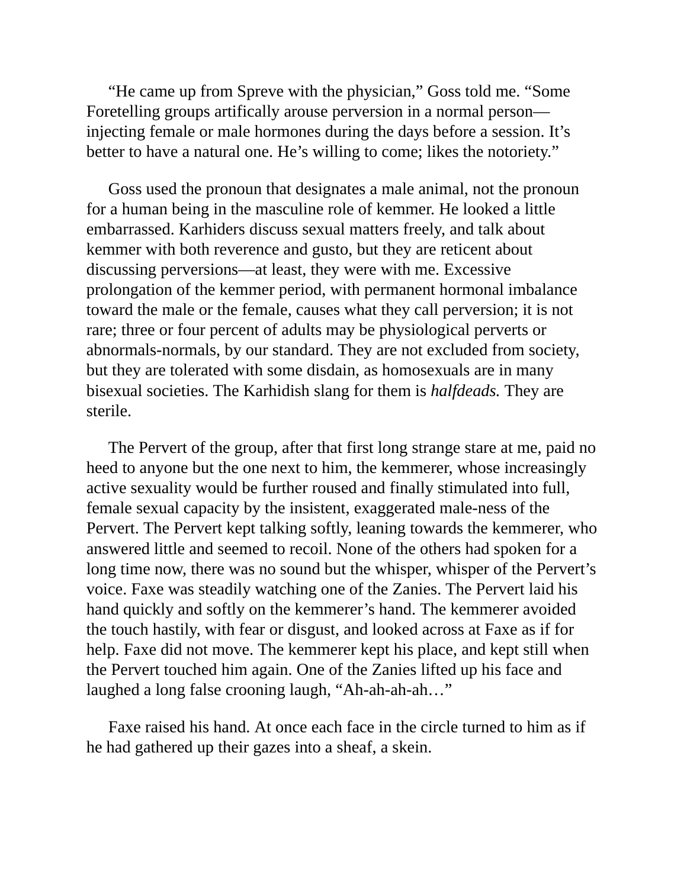“He came up from Spreve with the physician,” Goss told me. “Some Foretelling groups artifically arouse perversion in a normal person—injecting female or male hormones during the days before a session. It’s better to have a natural one. He’s willing to come; likes the notoriety.”

Goss used the pronoun that designates a male animal, not the pronoun for a human being in the masculine role of kemmer. He looked a little embarrassed. Karhiders discuss sexual matters freely, and talk about kemmer with both reverence and gusto, but they are reticent about discussing perversions—at least, they were with me. Excessive prolongation of the kemmer period, with permanent hormonal imbalance toward the male or the female, causes what they call perversion; it is not rare; three or four percent of adults may be physiological perverts or abnormals-normals, by our standard. They are not excluded from society, but they are tolerated with some disdain, as homosexuals are in many bisexual societies. The Karhidish slang for them is *halfdeads.* They are sterile.

The Pervert of the group, after that first long strange stare at me, paid no heed to anyone but the one next to him, the kemmerer, whose increasingly active sexuality would be further roused and finally stimulated into full, female sexual capacity by the insistent, exaggerated male-ness of the Pervert. The Pervert kept talking softly, leaning towards the kemmerer, who answered little and seemed to recoil. None of the others had spoken for a long time now, there was no sound but the whisper, whisper of the Pervert’s voice. Faxe was steadily watching one of the Zanies. The Pervert laid his hand quickly and softly on the kemmerer’s hand. The kemmerer avoided the touch hastily, with fear or disgust, and looked across at Faxe as if for help. Faxe did not move. The kemmerer kept his place, and kept still when the Pervert touched him again. One of the Zanies lifted up his face and laughed a long false crooning laugh, “Ah-ah-ah-ah…”

Faxe raised his hand. At once each face in the circle turned to him as if he had gathered up their gazes into a sheaf, a skein.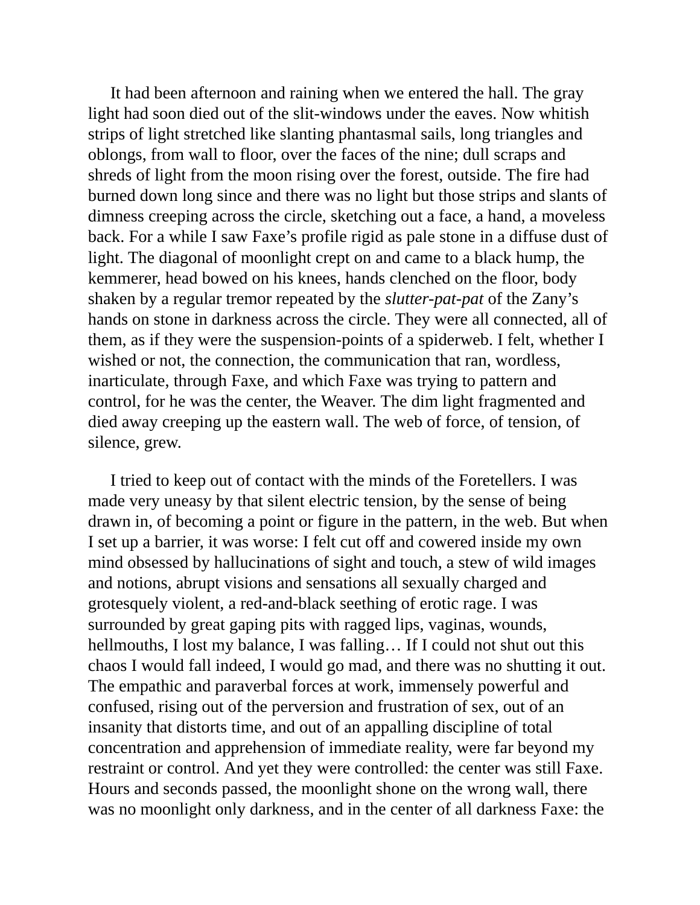It had been afternoon and raining when we entered the hall. The gray light had soon died out of the slit-windows under the eaves. Now whitish strips of light stretched like slanting phantasmal sails, long triangles and oblongs, from wall to floor, over the faces of the nine; dull scraps and shreds of light from the moon rising over the forest, outside. The fire had burned down long since and there was no light but those strips and slants of dimness creeping across the circle, sketching out a face, a hand, a moveless back. For a while I saw Faxe's profile rigid as pale stone in a diffuse dust of light. The diagonal of moonlight crept on and came to a black hump, the kemmerer, head bowed on his knees, hands clenched on the floor, body shaken by a regular tremor repeated by the *slutter-pat-pat* of the Zany's hands on stone in darkness across the circle. They were all connected, all of them, as if they were the suspension-points of a spiderweb. I felt, whether I wished or not, the connection, the communication that ran, wordless, inarticulate, through Faxe, and which Faxe was trying to pattern and control, for he was the center, the Weaver. The dim light fragmented and died away creeping up the eastern wall. The web of force, of tension, of silence, grew.

I tried to keep out of contact with the minds of the Foretellers. I was made very uneasy by that silent electric tension, by the sense of being drawn in, of becoming a point or figure in the pattern, in the web. But when I set up a barrier, it was worse: I felt cut off and cowered inside my own mind obsessed by hallucinations of sight and touch, a stew of wild images and notions, abrupt visions and sensations all sexually charged and grotesquely violent, a red-and-black seething of erotic rage. I was surrounded by great gaping pits with ragged lips, vaginas, wounds, hellmouths, I lost my balance, I was falling… If I could not shut out this chaos I would fall indeed, I would go mad, and there was no shutting it out. The empathic and paraverbal forces at work, immensely powerful and confused, rising out of the perversion and frustration of sex, out of an insanity that distorts time, and out of an appalling discipline of total concentration and apprehension of immediate reality, were far beyond my restraint or control. And yet they were controlled: the center was still Faxe. Hours and seconds passed, the moonlight shone on the wrong wall, there was no moonlight only darkness, and in the center of all darkness Faxe: the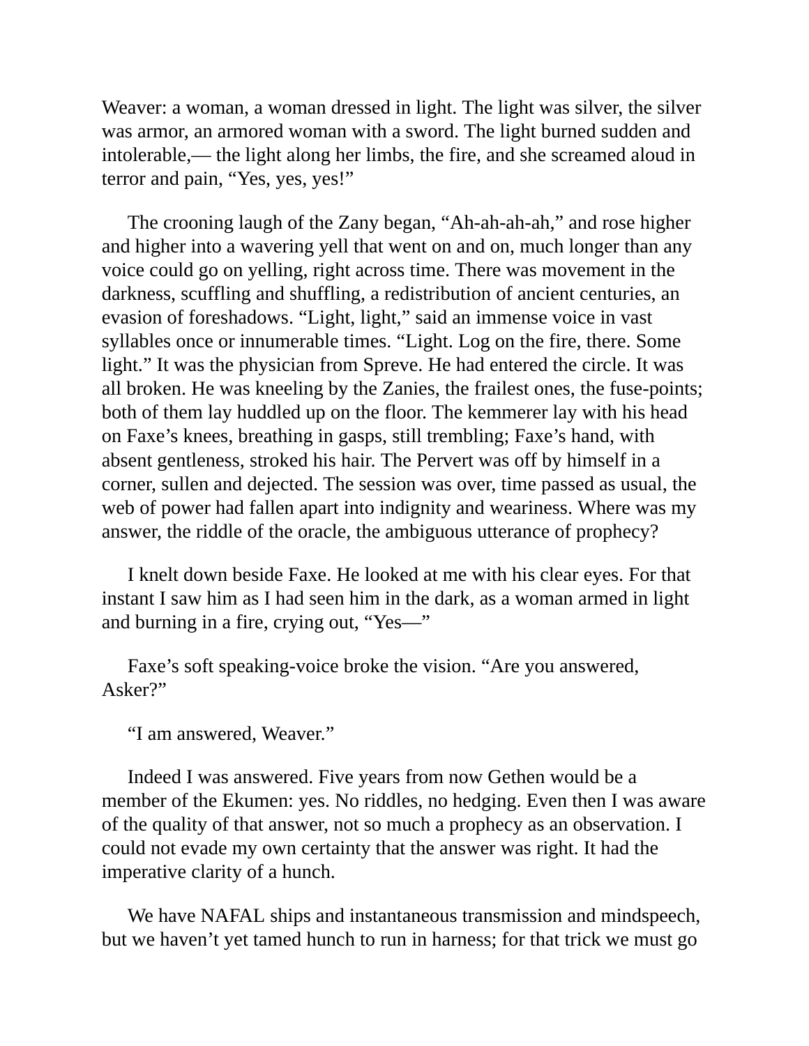Weaver: a woman, a woman dressed in light. The light was silver, the silver was armor, an armored woman with a sword. The light burned sudden and intolerable,— the light along her limbs, the fire, and she screamed aloud in terror and pain, “Yes, yes, yes!”

The crooning laugh of the Zany began, “Ah-ah-ah-ah,” and rose higher and higher into a wavering yell that went on and on, much longer than any voice could go on yelling, right across time. There was movement in the darkness, scuffling and shuffling, a redistribution of ancient centuries, an evasion of foreshadows. “Light, light,” said an immense voice in vast syllables once or innumerable times. “Light. Log on the fire, there. Some light.” It was the physician from Spreve. He had entered the circle. It was all broken. He was kneeling by the Zanies, the frailest ones, the fuse-points; both of them lay huddled up on the floor. The kemmerer lay with his head on Faxe’s knees, breathing in gasps, still trembling; Faxe’s hand, with absent gentleness, stroked his hair. The Pervert was off by himself in a corner, sullen and dejected. The session was over, time passed as usual, the web of power had fallen apart into indignity and weariness. Where was my answer, the riddle of the oracle, the ambiguous utterance of prophecy?

I knelt down beside Faxe. He looked at me with his clear eyes. For that instant I saw him as I had seen him in the dark, as a woman armed in light and burning in a fire, crying out, “Yes—”

Faxe’s soft speaking-voice broke the vision. “Are you answered, Asker?”

“I am answered, Weaver.”

Indeed I was answered. Five years from now Gethen would be a member of the Ekumen: yes. No riddles, no hedging. Even then I was aware of the quality of that answer, not so much a prophecy as an observation. I could not evade my own certainty that the answer was right. It had the imperative clarity of a hunch.

We have NAFAL ships and instantaneous transmission and mindspeech, but we haven’t yet tamed hunch to run in harness; for that trick we must go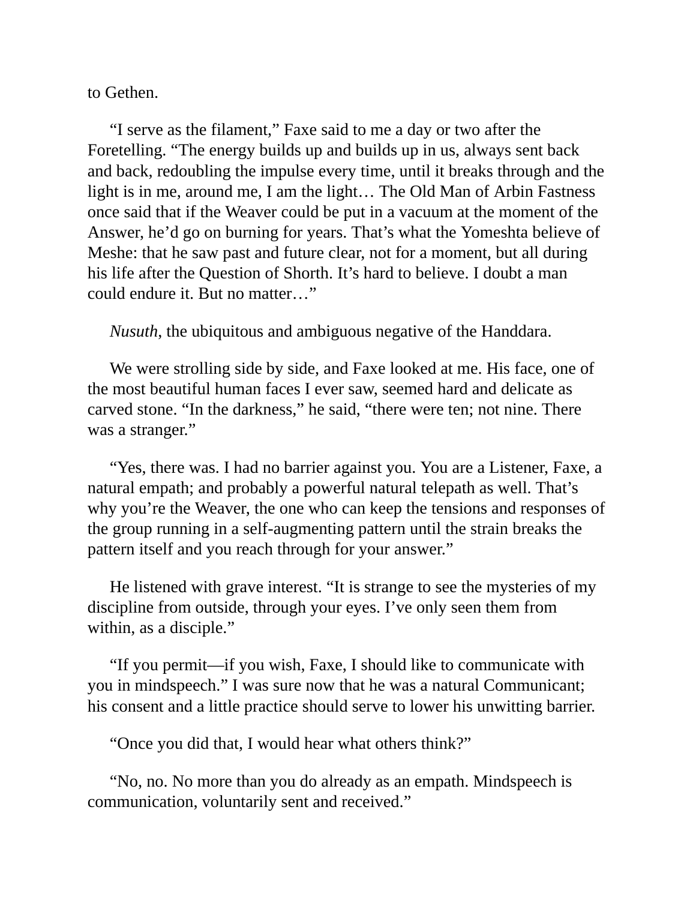to Gethen.

“I serve as the filament,” Faxe said to me a day or two after the Foretelling. “The energy builds up and builds up in us, always sent back and back, redoubling the impulse every time, until it breaks through and the light is in me, around me, I am the light… The Old Man of Arbin Fastness once said that if the Weaver could be put in a vacuum at the moment of the Answer, he’d go on burning for years. That’s what the Yomeshta believe of Meshe: that he saw past and future clear, not for a moment, but all during his life after the Question of Shorth. It’s hard to believe. I doubt a man could endure it. But no matter…”

*Nusuth*, the ubiquitous and ambiguous negative of the Handdara.

We were strolling side by side, and Faxe looked at me. His face, one of the most beautiful human faces I ever saw, seemed hard and delicate as carved stone. “In the darkness,” he said, “there were ten; not nine. There was a stranger.”

“Yes, there was. I had no barrier against you. You are a Listener, Faxe, a natural empath; and probably a powerful natural telepath as well. That’s why you’re the Weaver, the one who can keep the tensions and responses of the group running in a self-augmenting pattern until the strain breaks the pattern itself and you reach through for your answer.”

He listened with grave interest. “It is strange to see the mysteries of my discipline from outside, through your eyes. I’ve only seen them from within, as a disciple.”

“If you permit—if you wish, Faxe, I should like to communicate with you in mindspeech.” I was sure now that he was a natural Communicant; his consent and a little practice should serve to lower his unwitting barrier.

“Once you did that, I would hear what others think?”

“No, no. No more than you do already as an empath. Mindspeech is communication, voluntarily sent and received.”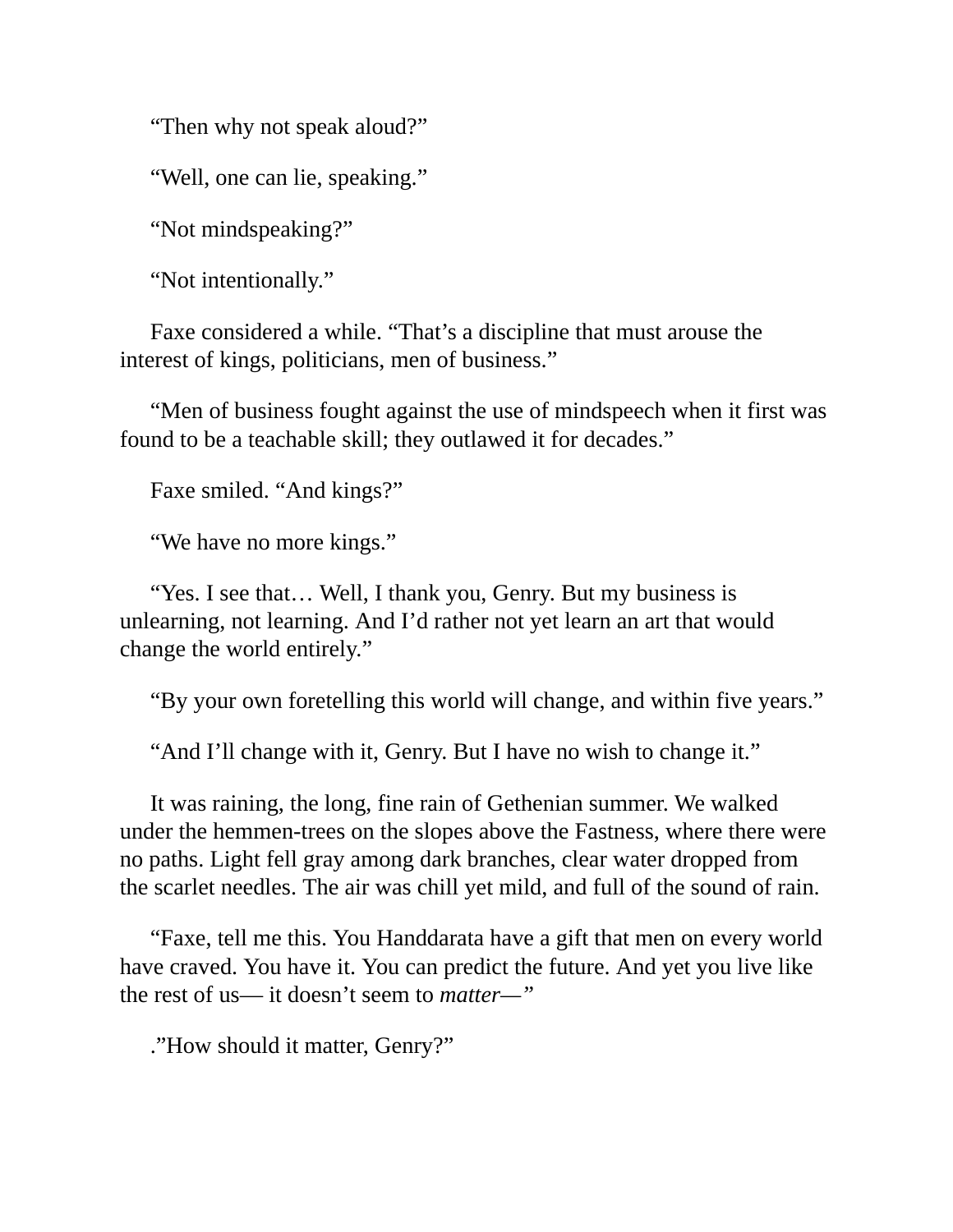"Then why not speak aloud?"

"Well, one can lie, speaking."

"Not mindspeaking?"

"Not intentionally."

Faxe considered a while. "That's a discipline that must arouse the interest of kings, politicians, men of business."

"Men of business fought against the use of mindspeech when it first was found to be a teachable skill; they outlawed it for decades."

Faxe smiled. "And kings?"

"We have no more kings."

"Yes. I see that… Well, I thank you, Genry. But my business is unlearning, not learning. And I'd rather not yet learn an art that would change the world entirely."

"By your own foretelling this world will change, and within five years."

"And I'll change with it, Genry. But I have no wish to change it."

It was raining, the long, fine rain of Gethenian summer. We walked under the hemmen-trees on the slopes above the Fastness, where there were no paths. Light fell gray among dark branches, clear water dropped from the scarlet needles. The air was chill yet mild, and full of the sound of rain.

"Faxe, tell me this. You Handdarata have a gift that men on every world have craved. You have it. You can predict the future. And yet you live like the rest of us— it doesn't seem to *matter*—"

."How should it matter, Genry?"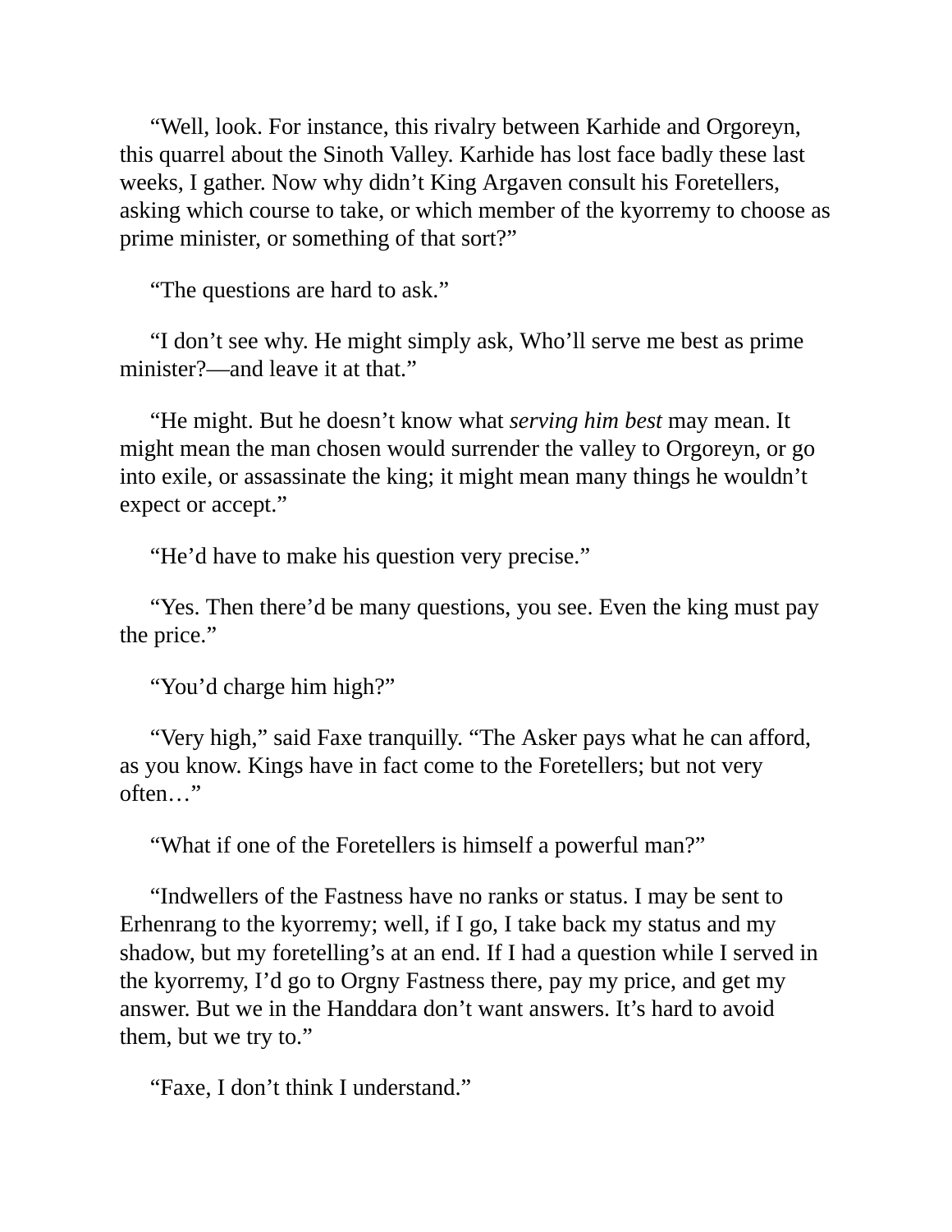“Well, look. For instance, this rivalry between Karhide and Orgoreyn, this quarrel about the Sinoth Valley. Karhide has lost face badly these last weeks, I gather. Now why didn’t King Argaven consult his Foretellers, asking which course to take, or which member of the kyorremy to choose as prime minister, or something of that sort?”

“The questions are hard to ask.”

“I don’t see why. He might simply ask, Who’ll serve me best as prime minister?—and leave it at that.”

“He might. But he doesn’t know what *serving him best* may mean. It might mean the man chosen would surrender the valley to Orgoreyn, or go into exile, or assassinate the king; it might mean many things he wouldn’t expect or accept.”

“He’d have to make his question very precise.”

“Yes. Then there’d be many questions, you see. Even the king must pay the price.”

“You’d charge him high?”

“Very high,” said Faxe tranquilly. “The Asker pays what he can afford, as you know. Kings have in fact come to the Foretellers; but not very often…”

“What if one of the Foretellers is himself a powerful man?”

“Indwellers of the Fastness have no ranks or status. I may be sent to Erhenrang to the kyorremy; well, if I go, I take back my status and my shadow, but my foretelling’s at an end. If I had a question while I served in the kyorremy, I’d go to Orgny Fastness there, pay my price, and get my answer. But we in the Handdara don’t want answers. It’s hard to avoid them, but we try to.”

“Faxe, I don’t think I understand.”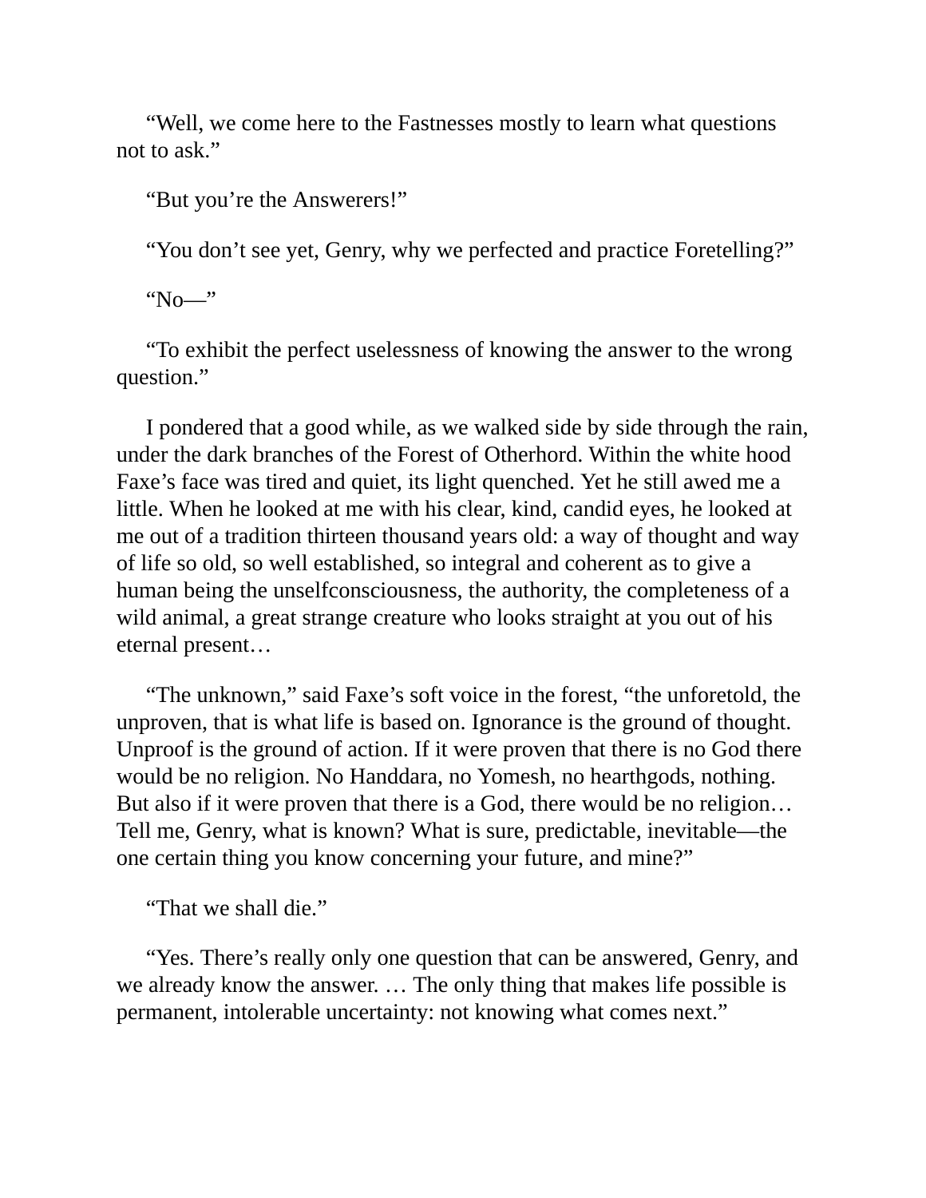“Well, we come here to the Fastnesses mostly to learn what questions not to ask.”

“But you’re the Answerers!”

“You don’t see yet, Genry, why we perfected and practice Foretelling?”

“No—”

“To exhibit the perfect uselessness of knowing the answer to the wrong question.”

I pondered that a good while, as we walked side by side through the rain, under the dark branches of the Forest of Otherhord. Within the white hood Faxe’s face was tired and quiet, its light quenched. Yet he still awed me a little. When he looked at me with his clear, kind, candid eyes, he looked at me out of a tradition thirteen thousand years old: a way of thought and way of life so old, so well established, so integral and coherent as to give a human being the unselfconsciousness, the authority, the completeness of a wild animal, a great strange creature who looks straight at you out of his eternal present…

“The unknown,” said Faxe’s soft voice in the forest, “the unforetold, the unproven, that is what life is based on. Ignorance is the ground of thought. Unproof is the ground of action. If it were proven that there is no God there would be no religion. No Handdara, no Yomesh, no hearthgods, nothing. But also if it were proven that there is a God, there would be no religion… Tell me, Genry, what is known? What is sure, predictable, inevitable—the one certain thing you know concerning your future, and mine?”

“That we shall die.”

“Yes. There’s really only one question that can be answered, Genry, and we already know the answer. … The only thing that makes life possible is permanent, intolerable uncertainty: not knowing what comes next.”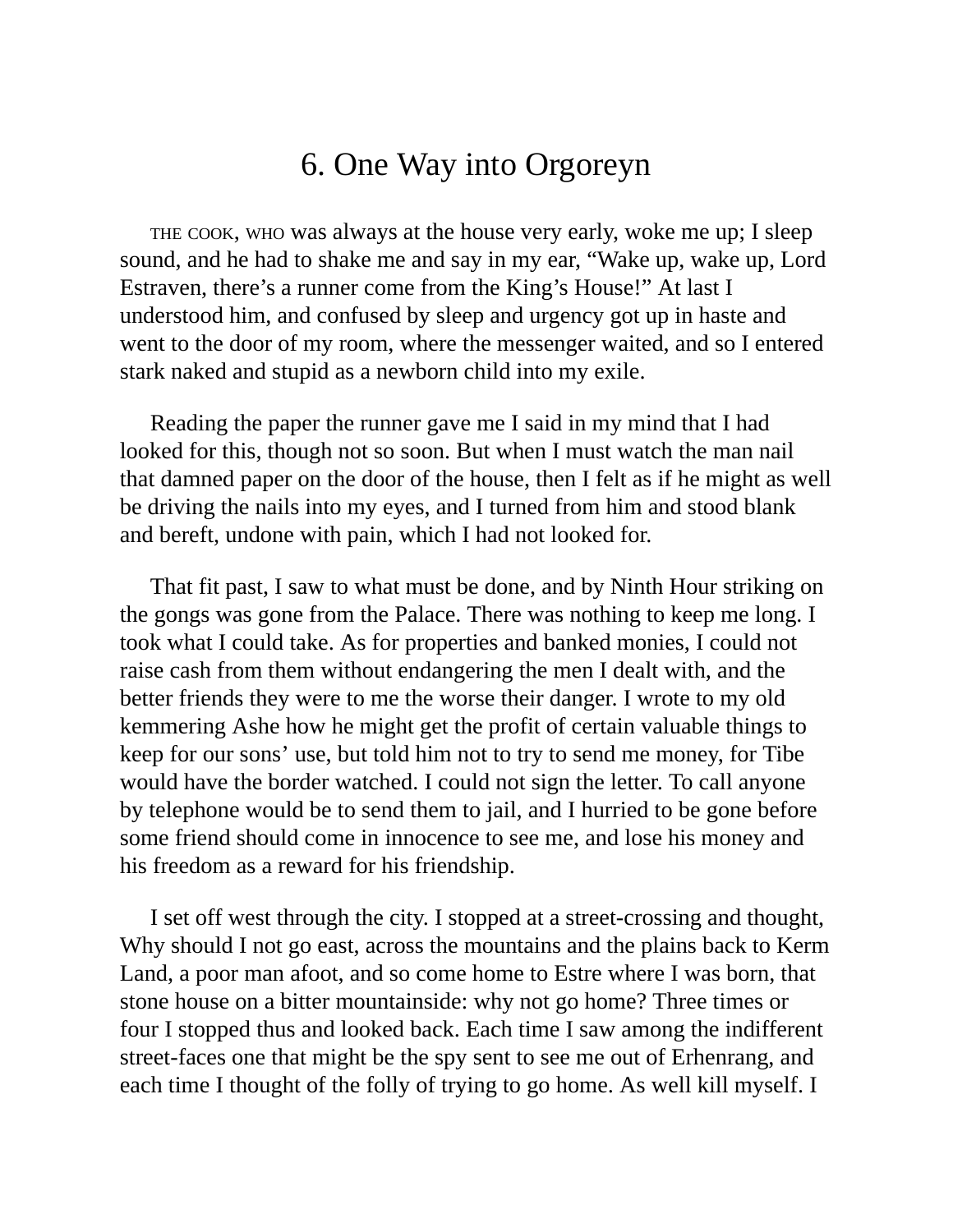# 6. One Way into Orgoreyn

THE COOK, WHO was always at the house very early, woke me up; I sleep sound, and he had to shake me and say in my ear, "Wake up, wake up, Lord Estraven, there's a runner come from the King's House!" At last I understood him, and confused by sleep and urgency got up in haste and went to the door of my room, where the messenger waited, and so I entered stark naked and stupid as a newborn child into my exile.

Reading the paper the runner gave me I said in my mind that I had looked for this, though not so soon. But when I must watch the man nail that damned paper on the door of the house, then I felt as if he might as well be driving the nails into my eyes, and I turned from him and stood blank and bereft, undone with pain, which I had not looked for.

That fit past, I saw to what must be done, and by Ninth Hour striking on the gongs was gone from the Palace. There was nothing to keep me long. I took what I could take. As for properties and banked monies, I could not raise cash from them without endangering the men I dealt with, and the better friends they were to me the worse their danger. I wrote to my old kemmering Ashe how he might get the profit of certain valuable things to keep for our sons' use, but told him not to try to send me money, for Tibe would have the border watched. I could not sign the letter. To call anyone by telephone would be to send them to jail, and I hurried to be gone before some friend should come in innocence to see me, and lose his money and his freedom as a reward for his friendship.

I set off west through the city. I stopped at a street-crossing and thought, Why should I not go east, across the mountains and the plains back to Kerm Land, a poor man afoot, and so come home to Estre where I was born, that stone house on a bitter mountainside: why not go home? Three times or four I stopped thus and looked back. Each time I saw among the indifferent street-faces one that might be the spy sent to see me out of Erhenrang, and each time I thought of the folly of trying to go home. As well kill myself. I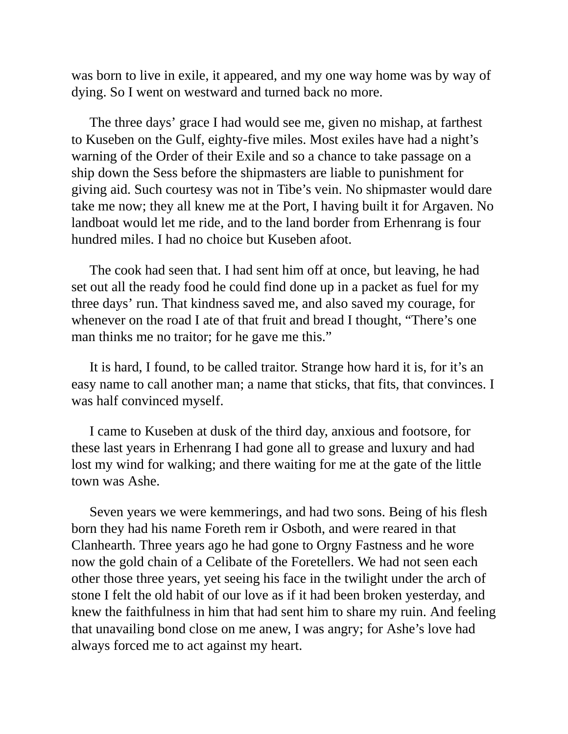was born to live in exile, it appeared, and my one way home was by way of dying. So I went on westward and turned back no more.

The three days' grace I had would see me, given no mishap, at farthest to Kuseben on the Gulf, eighty-five miles. Most exiles have had a night's warning of the Order of their Exile and so a chance to take passage on a ship down the Sess before the shipmasters are liable to punishment for giving aid. Such courtesy was not in Tibe's vein. No shipmaster would dare take me now; they all knew me at the Port, I having built it for Argaven. No landboat would let me ride, and to the land border from Erhenrang is four hundred miles. I had no choice but Kuseben afoot.

The cook had seen that. I had sent him off at once, but leaving, he had set out all the ready food he could find done up in a packet as fuel for my three days' run. That kindness saved me, and also saved my courage, for whenever on the road I ate of that fruit and bread I thought, "There's one man thinks me no traitor; for he gave me this."

It is hard, I found, to be called traitor. Strange how hard it is, for it's an easy name to call another man; a name that sticks, that fits, that convinces. I was half convinced myself.

I came to Kuseben at dusk of the third day, anxious and footsore, for these last years in Erhenrang I had gone all to grease and luxury and had lost my wind for walking; and there waiting for me at the gate of the little town was Ashe.

Seven years we were kemmerings, and had two sons. Being of his flesh born they had his name Foreth rem ir Osboth, and were reared in that Clanhearth. Three years ago he had gone to Orgny Fastness and he wore now the gold chain of a Celibate of the Foretellers. We had not seen each other those three years, yet seeing his face in the twilight under the arch of stone I felt the old habit of our love as if it had been broken yesterday, and knew the faithfulness in him that had sent him to share my ruin. And feeling that unavailing bond close on me anew, I was angry; for Ashe's love had always forced me to act against my heart.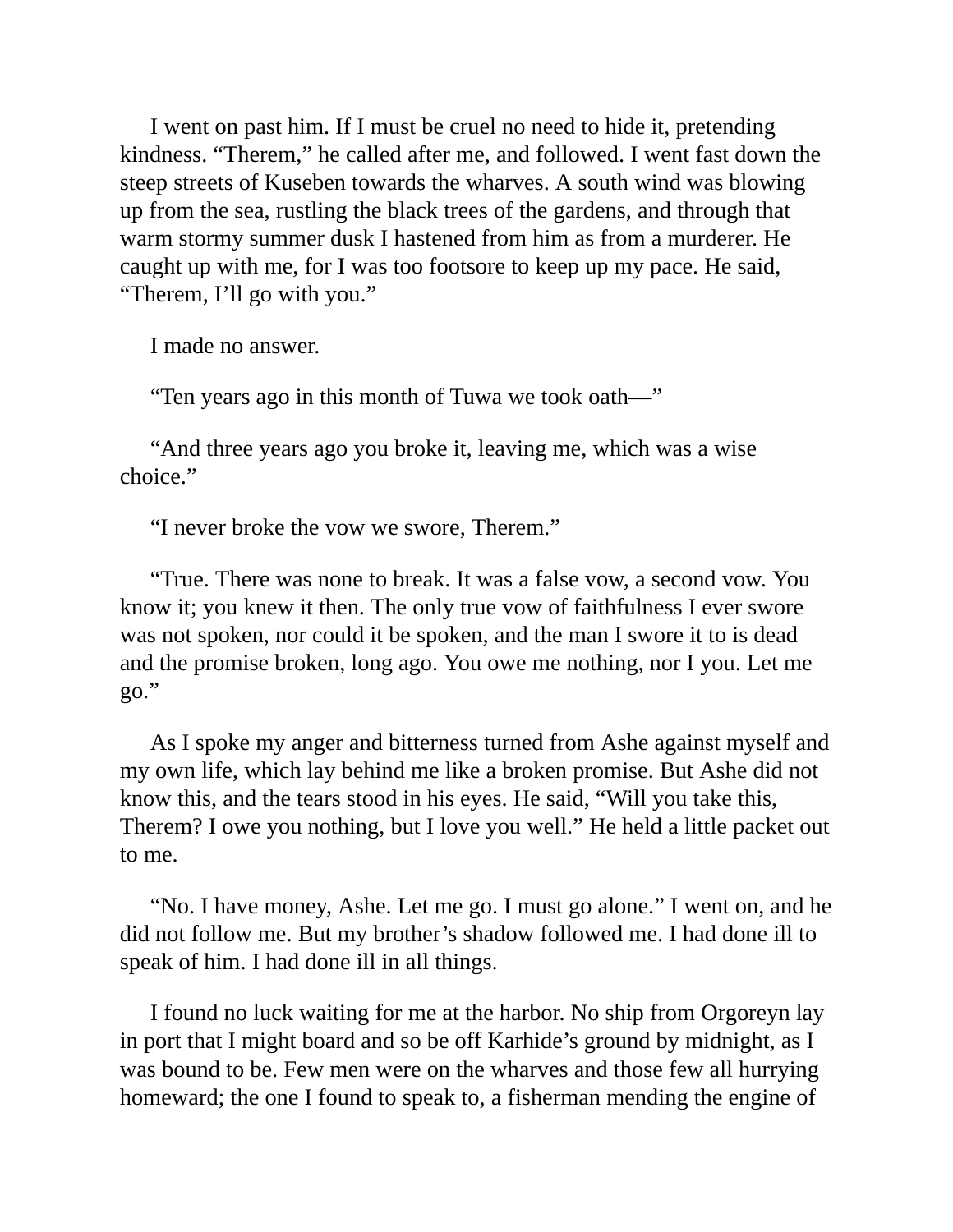I went on past him. If I must be cruel no need to hide it, pretending kindness. “Therem,” he called after me, and followed. I went fast down the steep streets of Kuseben towards the wharves. A south wind was blowing up from the sea, rustling the black trees of the gardens, and through that warm stormy summer dusk I hastened from him as from a murderer. He caught up with me, for I was too footsore to keep up my pace. He said, “Therem, I’ll go with you.”

I made no answer.

“Ten years ago in this month of Tuwa we took oath—”

“And three years ago you broke it, leaving me, which was a wise choice.”

“I never broke the vow we swore, Therem.”

“True. There was none to break. It was a false vow, a second vow. You know it; you knew it then. The only true vow of faithfulness I ever swore was not spoken, nor could it be spoken, and the man I swore it to is dead and the promise broken, long ago. You owe me nothing, nor I you. Let me go.”

As I spoke my anger and bitterness turned from Ashe against myself and my own life, which lay behind me like a broken promise. But Ashe did not know this, and the tears stood in his eyes. He said, “Will you take this, Therem? I owe you nothing, but I love you well.” He held a little packet out to me.

“No. I have money, Ashe. Let me go. I must go alone.” I went on, and he did not follow me. But my brother’s shadow followed me. I had done ill to speak of him. I had done ill in all things.

I found no luck waiting for me at the harbor. No ship from Orgoreyn lay in port that I might board and so be off Karhide’s ground by midnight, as I was bound to be. Few men were on the wharves and those few all hurrying homeward; the one I found to speak to, a fisherman mending the engine of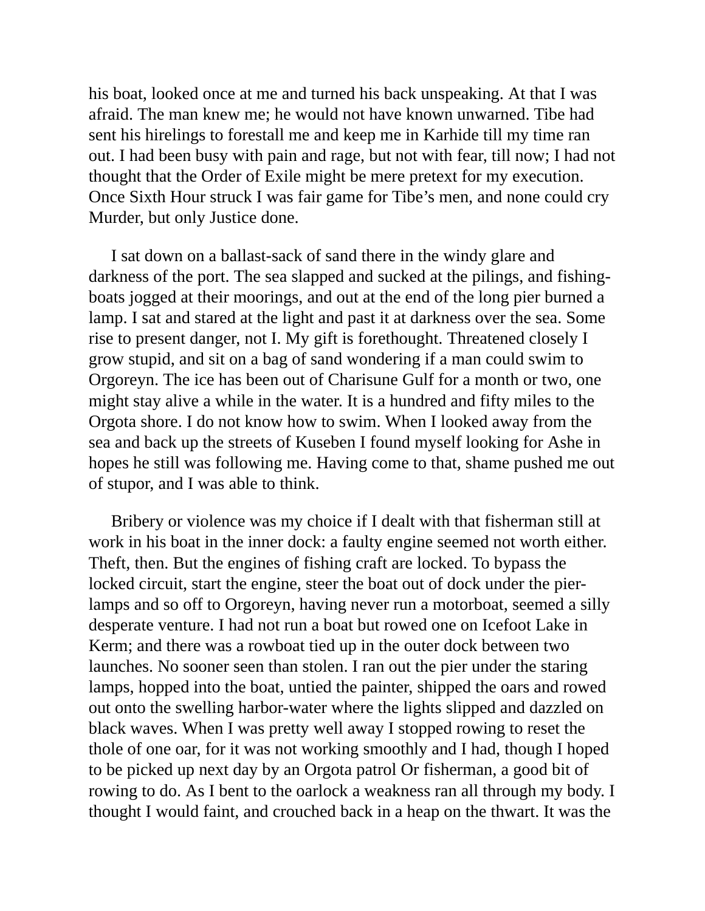his boat, looked once at me and turned his back unspeaking. At that I was afraid. The man knew me; he would not have known unwarned. Tibe had sent his hirelings to forestall me and keep me in Karhide till my time ran out. I had been busy with pain and rage, but not with fear, till now; I had not thought that the Order of Exile might be mere pretext for my execution. Once Sixth Hour struck I was fair game for Tibe's men, and none could cry Murder, but only Justice done.

I sat down on a ballast-sack of sand there in the windy glare and darkness of the port. The sea slapped and sucked at the pilings, and fishing-boats jogged at their moorings, and out at the end of the long pier burned a lamp. I sat and stared at the light and past it at darkness over the sea. Some rise to present danger, not I. My gift is forethought. Threatened closely I grow stupid, and sit on a bag of sand wondering if a man could swim to Orgoreyn. The ice has been out of Charisune Gulf for a month or two, one might stay alive a while in the water. It is a hundred and fifty miles to the Orgota shore. I do not know how to swim. When I looked away from the sea and back up the streets of Kuseben I found myself looking for Ashe in hopes he still was following me. Having come to that, shame pushed me out of stupor, and I was able to think.

Bribery or violence was my choice if I dealt with that fisherman still at work in his boat in the inner dock: a faulty engine seemed not worth either. Theft, then. But the engines of fishing craft are locked. To bypass the locked circuit, start the engine, steer the boat out of dock under the pier-lamps and so off to Orgoreyn, having never run a motorboat, seemed a silly desperate venture. I had not run a boat but rowed one on Icefoot Lake in Kerm; and there was a rowboat tied up in the outer dock between two launches. No sooner seen than stolen. I ran out the pier under the staring lamps, hopped into the boat, untied the painter, shipped the oars and rowed out onto the swelling harbor-water where the lights slipped and dazzled on black waves. When I was pretty well away I stopped rowing to reset the thole of one oar, for it was not working smoothly and I had, though I hoped to be picked up next day by an Orgota patrol Or fisherman, a good bit of rowing to do. As I bent to the oarlock a weakness ran all through my body. I thought I would faint, and crouched back in a heap on the thwart. It was the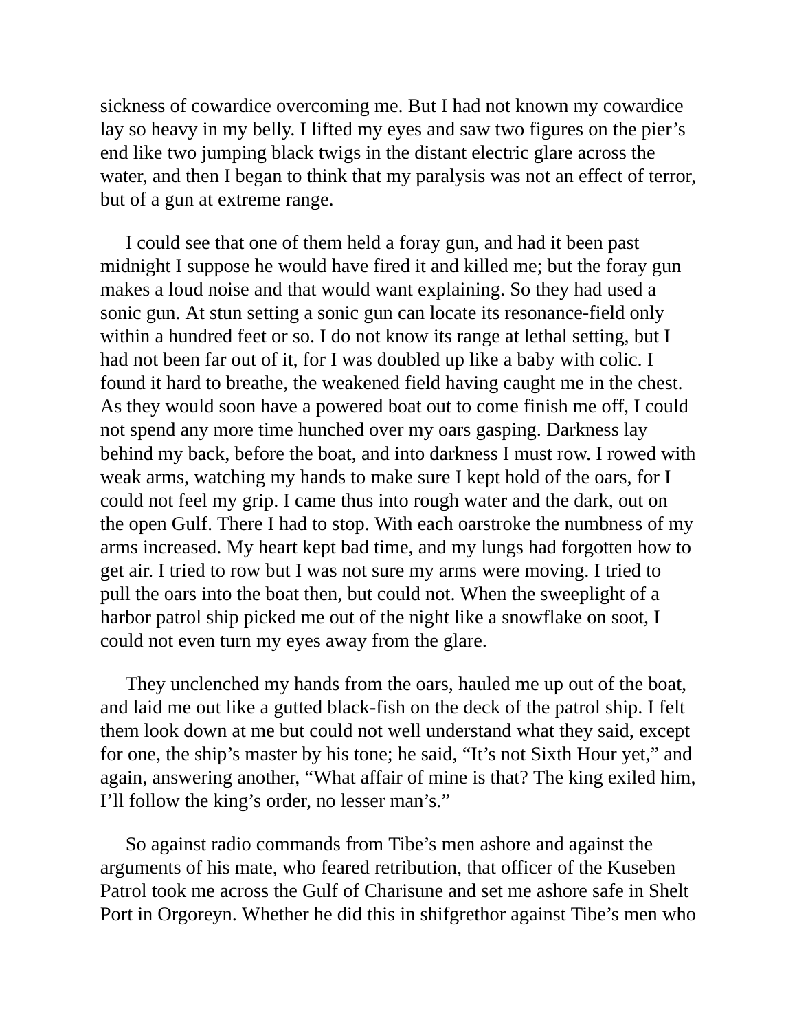sickness of cowardice overcoming me. But I had not known my cowardice lay so heavy in my belly. I lifted my eyes and saw two figures on the pier's end like two jumping black twigs in the distant electric glare across the water, and then I began to think that my paralysis was not an effect of terror, but of a gun at extreme range.

I could see that one of them held a foray gun, and had it been past midnight I suppose he would have fired it and killed me; but the foray gun makes a loud noise and that would want explaining. So they had used a sonic gun. At stun setting a sonic gun can locate its resonance-field only within a hundred feet or so. I do not know its range at lethal setting, but I had not been far out of it, for I was doubled up like a baby with colic. I found it hard to breathe, the weakened field having caught me in the chest. As they would soon have a powered boat out to come finish me off, I could not spend any more time hunched over my oars gasping. Darkness lay behind my back, before the boat, and into darkness I must row. I rowed with weak arms, watching my hands to make sure I kept hold of the oars, for I could not feel my grip. I came thus into rough water and the dark, out on the open Gulf. There I had to stop. With each oarstroke the numbness of my arms increased. My heart kept bad time, and my lungs had forgotten how to get air. I tried to row but I was not sure my arms were moving. I tried to pull the oars into the boat then, but could not. When the sweeplight of a harbor patrol ship picked me out of the night like a snowflake on soot, I could not even turn my eyes away from the glare.

They unclenched my hands from the oars, hauled me up out of the boat, and laid me out like a gutted black-fish on the deck of the patrol ship. I felt them look down at me but could not well understand what they said, except for one, the ship's master by his tone; he said, "It's not Sixth Hour yet," and again, answering another, "What affair of mine is that? The king exiled him, I'll follow the king's order, no lesser man's."

So against radio commands from Tibe's men ashore and against the arguments of his mate, who feared retribution, that officer of the Kuseben Patrol took me across the Gulf of Charisune and set me ashore safe in Shelt Port in Orgoreyn. Whether he did this in shifgrethor against Tibe's men who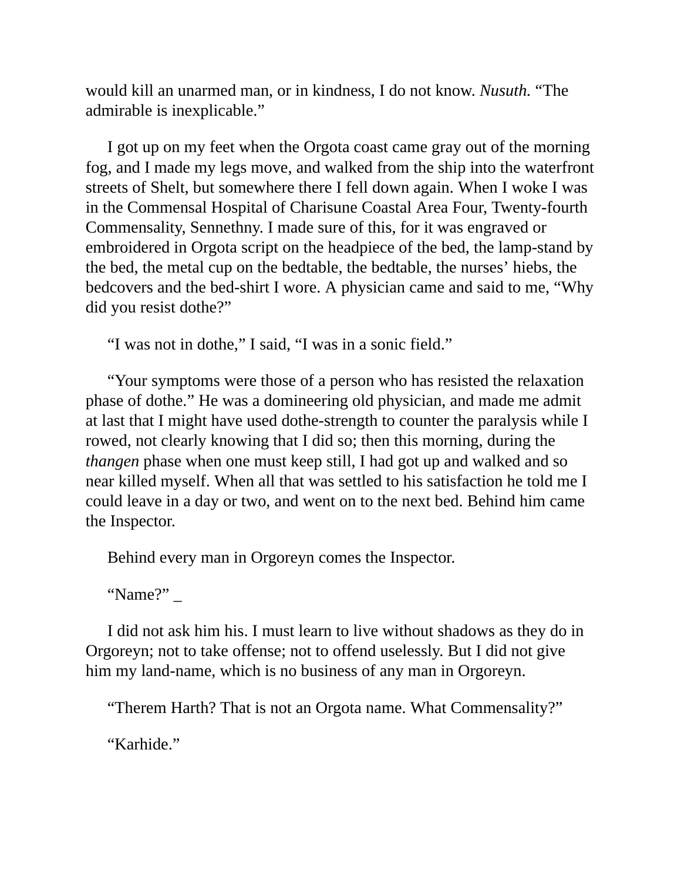would kill an unarmed man, or in kindness, I do not know. *Nusuth.* "The admirable is inexplicable."

I got up on my feet when the Orgota coast came gray out of the morning fog, and I made my legs move, and walked from the ship into the waterfront streets of Shelt, but somewhere there I fell down again. When I woke I was in the Commensal Hospital of Charisune Coastal Area Four, Twenty-fourth Commensality, Sennethny. I made sure of this, for it was engraved or embroidered in Orgota script on the headpiece of the bed, the lamp-stand by the bed, the metal cup on the bedtable, the bedtable, the nurses' hiebs, the bedcovers and the bed-shirt I wore. A physician came and said to me, "Why did you resist dothe?"

"I was not in dothe," I said, "I was in a sonic field."

"Your symptoms were those of a person who has resisted the relaxation phase of dothe." He was a domineering old physician, and made me admit at last that I might have used dothe-strength to counter the paralysis while I rowed, not clearly knowing that I did so; then this morning, during the *thangen* phase when one must keep still, I had got up and walked and so near killed myself. When all that was settled to his satisfaction he told me I could leave in a day or two, and went on to the next bed. Behind him came the Inspector.

Behind every man in Orgoreyn comes the Inspector.

"Name?" _

I did not ask him his. I must learn to live without shadows as they do in Orgoreyn; not to take offense; not to offend uselessly. But I did not give him my land-name, which is no business of any man in Orgoreyn.

"Therem Harth? That is not an Orgota name. What Commensality?"

"Karhide."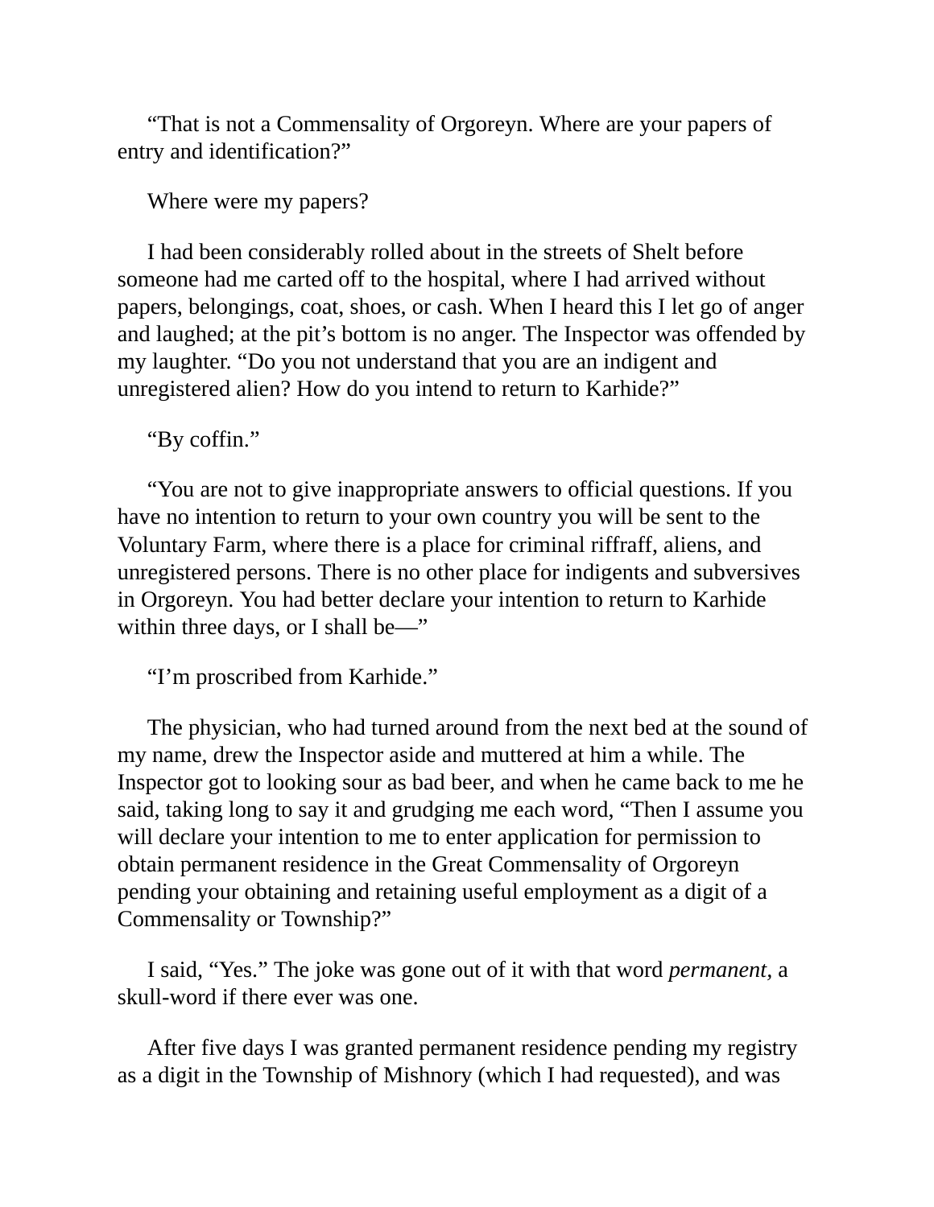“That is not a Commensality of Orgoreyn. Where are your papers of entry and identification?”

Where were my papers?

I had been considerably rolled about in the streets of Shelt before someone had me carted off to the hospital, where I had arrived without papers, belongings, coat, shoes, or cash. When I heard this I let go of anger and laughed; at the pit’s bottom is no anger. The Inspector was offended by my laughter. “Do you not understand that you are an indigent and unregistered alien? How do you intend to return to Karhide?”

“By coffin.”

“You are not to give inappropriate answers to official questions. If you have no intention to return to your own country you will be sent to the Voluntary Farm, where there is a place for criminal riffraff, aliens, and unregistered persons. There is no other place for indigents and subversives in Orgoreyn. You had better declare your intention to return to Karhide within three days, or I shall be—”

“I’m proscribed from Karhide.”

The physician, who had turned around from the next bed at the sound of my name, drew the Inspector aside and muttered at him a while. The Inspector got to looking sour as bad beer, and when he came back to me he said, taking long to say it and grudging me each word, “Then I assume you will declare your intention to me to enter application for permission to obtain permanent residence in the Great Commensality of Orgoreyn pending your obtaining and retaining useful employment as a digit of a Commensality or Township?”

I said, “Yes.” The joke was gone out of it with that word *permanent*, a skull-word if there ever was one.

After five days I was granted permanent residence pending my registry as a digit in the Township of Mishnory (which I had requested), and was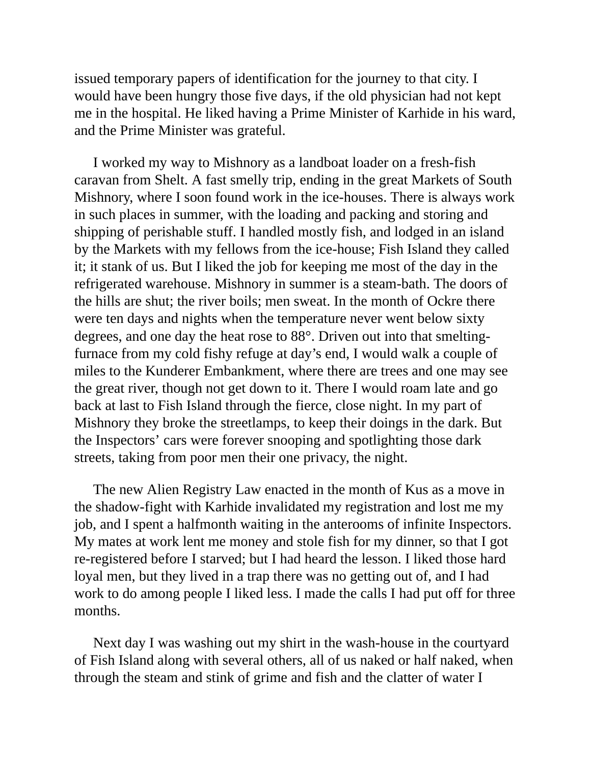issued temporary papers of identification for the journey to that city. I would have been hungry those five days, if the old physician had not kept me in the hospital. He liked having a Prime Minister of Karhide in his ward, and the Prime Minister was grateful.

I worked my way to Mishnory as a landboat loader on a fresh-fish caravan from Shelt. A fast smelly trip, ending in the great Markets of South Mishnory, where I soon found work in the ice-houses. There is always work in such places in summer, with the loading and packing and storing and shipping of perishable stuff. I handled mostly fish, and lodged in an island by the Markets with my fellows from the ice-house; Fish Island they called it; it stank of us. But I liked the job for keeping me most of the day in the refrigerated warehouse. Mishnory in summer is a steam-bath. The doors of the hills are shut; the river boils; men sweat. In the month of Ockre there were ten days and nights when the temperature never went below sixty degrees, and one day the heat rose to 88°. Driven out into that smelting-furnace from my cold fishy refuge at day's end, I would walk a couple of miles to the Kunderer Embankment, where there are trees and one may see the great river, though not get down to it. There I would roam late and go back at last to Fish Island through the fierce, close night. In my part of Mishnory they broke the streetlamps, to keep their doings in the dark. But the Inspectors' cars were forever snooping and spotlighting those dark streets, taking from poor men their one privacy, the night.

The new Alien Registry Law enacted in the month of Kus as a move in the shadow-fight with Karhide invalidated my registration and lost me my job, and I spent a halfmonth waiting in the anterooms of infinite Inspectors. My mates at work lent me money and stole fish for my dinner, so that I got re-registered before I starved; but I had heard the lesson. I liked those hard loyal men, but they lived in a trap there was no getting out of, and I had work to do among people I liked less. I made the calls I had put off for three months.

Next day I was washing out my shirt in the wash-house in the courtyard of Fish Island along with several others, all of us naked or half naked, when through the steam and stink of grime and fish and the clatter of water I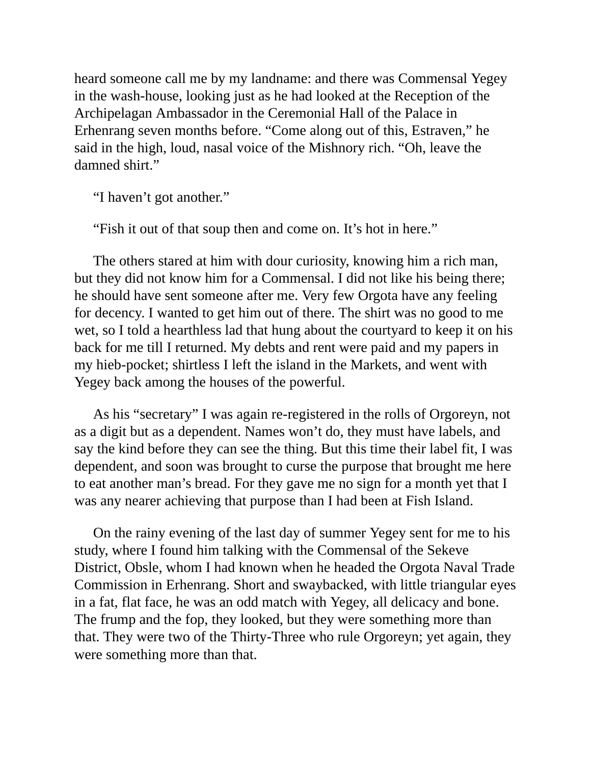heard someone call me by my landname: and there was Commensal Yegey in the wash-house, looking just as he had looked at the Reception of the Archipelagan Ambassador in the Ceremonial Hall of the Palace in Erhenrang seven months before. “Come along out of this, Estraven,” he said in the high, loud, nasal voice of the Mishnory rich. “Oh, leave the damned shirt.”

“I haven’t got another.”

“Fish it out of that soup then and come on. It’s hot in here.”

The others stared at him with dour curiosity, knowing him a rich man, but they did not know him for a Commensal. I did not like his being there; he should have sent someone after me. Very few Orgota have any feeling for decency. I wanted to get him out of there. The shirt was no good to me wet, so I told a hearthless lad that hung about the courtyard to keep it on his back for me till I returned. My debts and rent were paid and my papers in my hieb-pocket; shirtless I left the island in the Markets, and went with Yegey back among the houses of the powerful.

As his “secretary” I was again re-registered in the rolls of Orgoreyn, not as a digit but as a dependent. Names won’t do, they must have labels, and say the kind before they can see the thing. But this time their label fit, I was dependent, and soon was brought to curse the purpose that brought me here to eat another man’s bread. For they gave me no sign for a month yet that I was any nearer achieving that purpose than I had been at Fish Island.

On the rainy evening of the last day of summer Yegey sent for me to his study, where I found him talking with the Commensal of the Sekeve District, Obsle, whom I had known when he headed the Orgota Naval Trade Commission in Erhenrang. Short and swaybacked, with little triangular eyes in a fat, flat face, he was an odd match with Yegey, all delicacy and bone. The frump and the fop, they looked, but they were something more than that. They were two of the Thirty-Three who rule Orgoreyn; yet again, they were something more than that.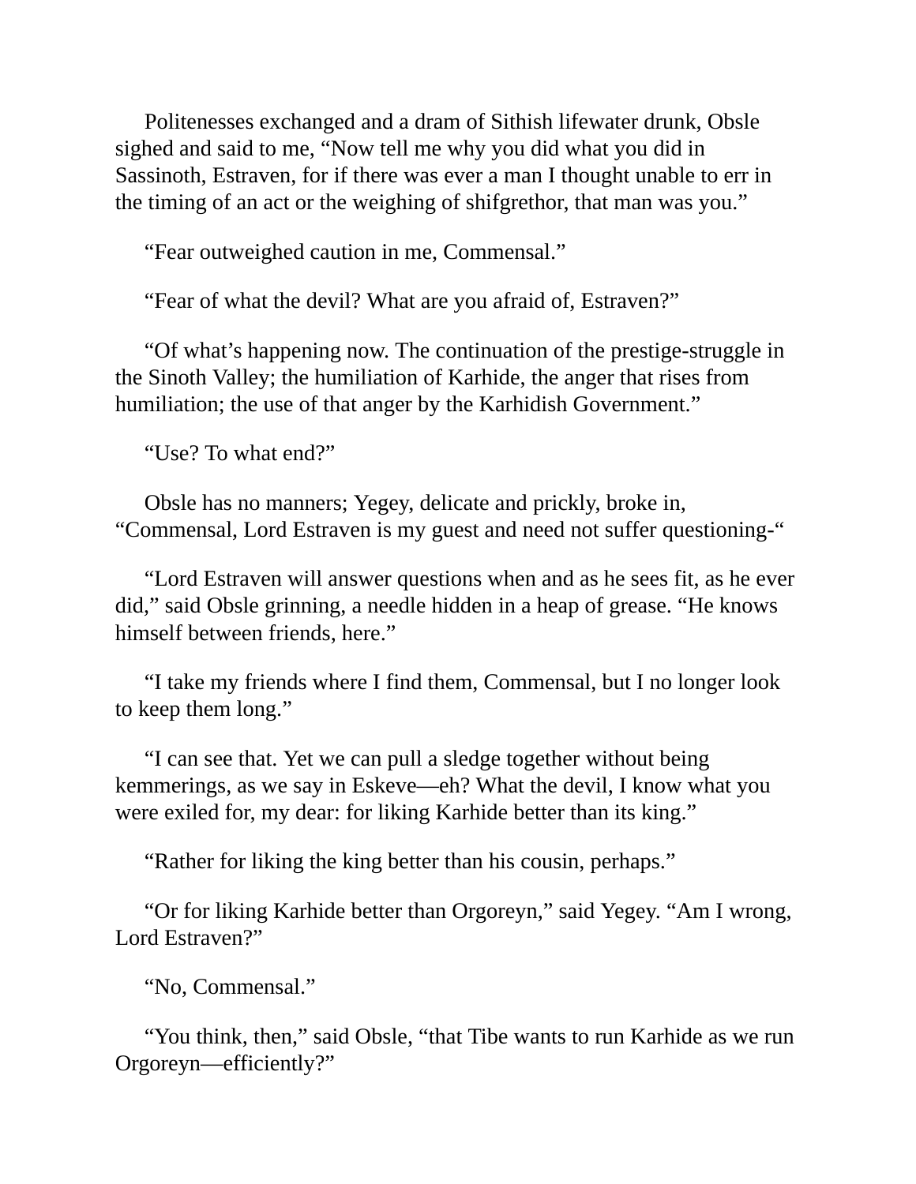Politenesses exchanged and a dram of Sithish lifewater drunk, Obsle sighed and said to me, “Now tell me why you did what you did in Sassinoth, Estraven, for if there was ever a man I thought unable to err in the timing of an act or the weighing of shifgrethor, that man was you.”

“Fear outweighed caution in me, Commensal.”

“Fear of what the devil? What are you afraid of, Estraven?”

“Of what’s happening now. The continuation of the prestige-struggle in the Sinoth Valley; the humiliation of Karhide, the anger that rises from humiliation; the use of that anger by the Karhidish Government.”

“Use? To what end?”

Obsle has no manners; Yegey, delicate and prickly, broke in, “Commensal, Lord Estraven is my guest and need not suffer questioning-“

“Lord Estraven will answer questions when and as he sees fit, as he ever did,” said Obsle grinning, a needle hidden in a heap of grease. “He knows himself between friends, here.”

“I take my friends where I find them, Commensal, but I no longer look to keep them long.”

“I can see that. Yet we can pull a sledge together without being kemmerings, as we say in Eskeve—eh? What the devil, I know what you were exiled for, my dear: for liking Karhide better than its king.”

“Rather for liking the king better than his cousin, perhaps.”

“Or for liking Karhide better than Orgoreyn,” said Yegey. “Am I wrong, Lord Estraven?”

“No, Commensal.”

“You think, then,” said Obsle, “that Tibe wants to run Karhide as we run Orgoreyn—efficiently?”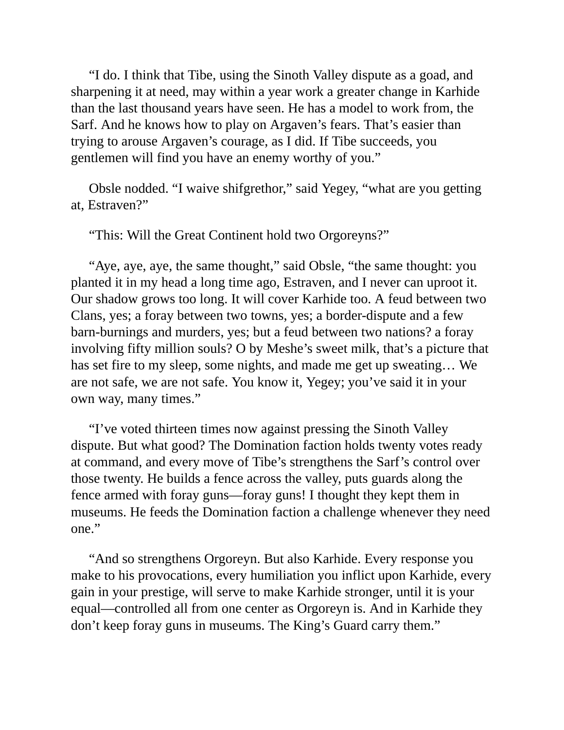“I do. I think that Tibe, using the Sinoth Valley dispute as a goad, and sharpening it at need, may within a year work a greater change in Karhide than the last thousand years have seen. He has a model to work from, the Sarf. And he knows how to play on Argaven’s fears. That’s easier than trying to arouse Argaven’s courage, as I did. If Tibe succeeds, you gentlemen will find you have an enemy worthy of you.”

Obsle nodded. “I waive shifgrethor,” said Yegey, “what are you getting at, Estraven?”

“This: Will the Great Continent hold two Orgoreyns?”

“Aye, aye, aye, the same thought,” said Obsle, “the same thought: you planted it in my head a long time ago, Estraven, and I never can uproot it. Our shadow grows too long. It will cover Karhide too. A feud between two Clans, yes; a foray between two towns, yes; a border-dispute and a few barn-burnings and murders, yes; but a feud between two nations? a foray involving fifty million souls? O by Meshe’s sweet milk, that’s a picture that has set fire to my sleep, some nights, and made me get up sweating… We are not safe, we are not safe. You know it, Yegey; you’ve said it in your own way, many times.”

“I’ve voted thirteen times now against pressing the Sinoth Valley dispute. But what good? The Domination faction holds twenty votes ready at command, and every move of Tibe’s strengthens the Sarf’s control over those twenty. He builds a fence across the valley, puts guards along the fence armed with foray guns—foray guns! I thought they kept them in museums. He feeds the Domination faction a challenge whenever they need one.”

“And so strengthens Orgoreyn. But also Karhide. Every response you make to his provocations, every humiliation you inflict upon Karhide, every gain in your prestige, will serve to make Karhide stronger, until it is your equal—controlled all from one center as Orgoreyn is. And in Karhide they don’t keep foray guns in museums. The King’s Guard carry them.”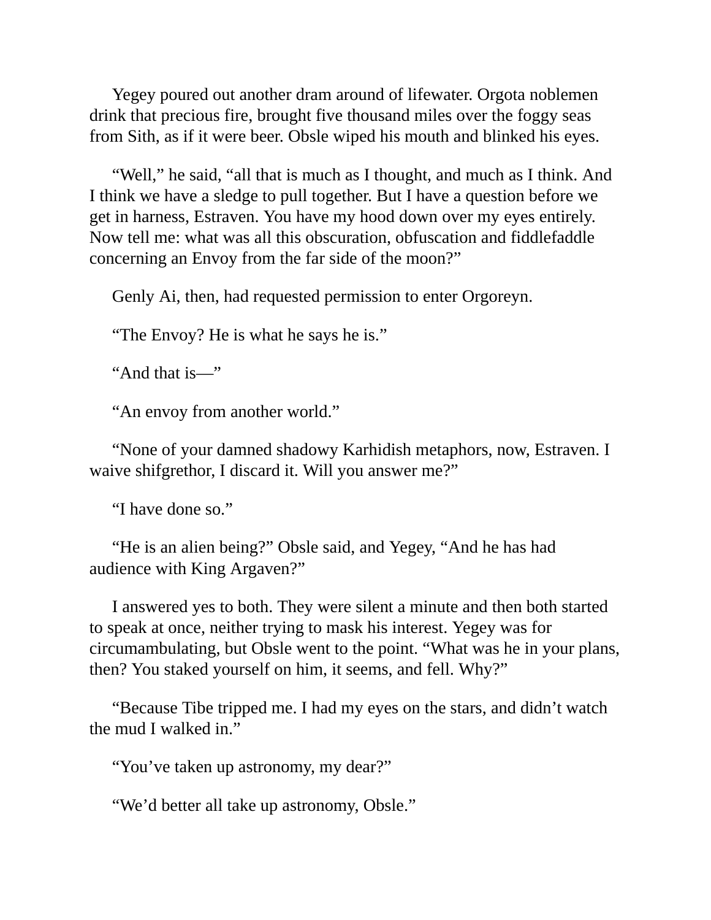Yegey poured out another dram around of lifewater. Orgota noblemen drink that precious fire, brought five thousand miles over the foggy seas from Sith, as if it were beer. Obsle wiped his mouth and blinked his eyes.

"Well," he said, "all that is much as I thought, and much as I think. And I think we have a sledge to pull together. But I have a question before we get in harness, Estraven. You have my hood down over my eyes entirely. Now tell me: what was all this obscuration, obfuscation and fiddlefaddle concerning an Envoy from the far side of the moon?"

Genly Ai, then, had requested permission to enter Orgoreyn.

"The Envoy? He is what he says he is."

"And that is—"

"An envoy from another world."

"None of your damned shadowy Karhidish metaphors, now, Estraven. I waive shifgrethor, I discard it. Will you answer me?"

"I have done so."

"He is an alien being?" Obsle said, and Yegey, "And he has had audience with King Argaven?"

I answered yes to both. They were silent a minute and then both started to speak at once, neither trying to mask his interest. Yegey was for circumambulating, but Obsle went to the point. "What was he in your plans, then? You staked yourself on him, it seems, and fell. Why?"

"Because Tibe tripped me. I had my eyes on the stars, and didn't watch the mud I walked in."

"You've taken up astronomy, my dear?"

"We'd better all take up astronomy, Obsle."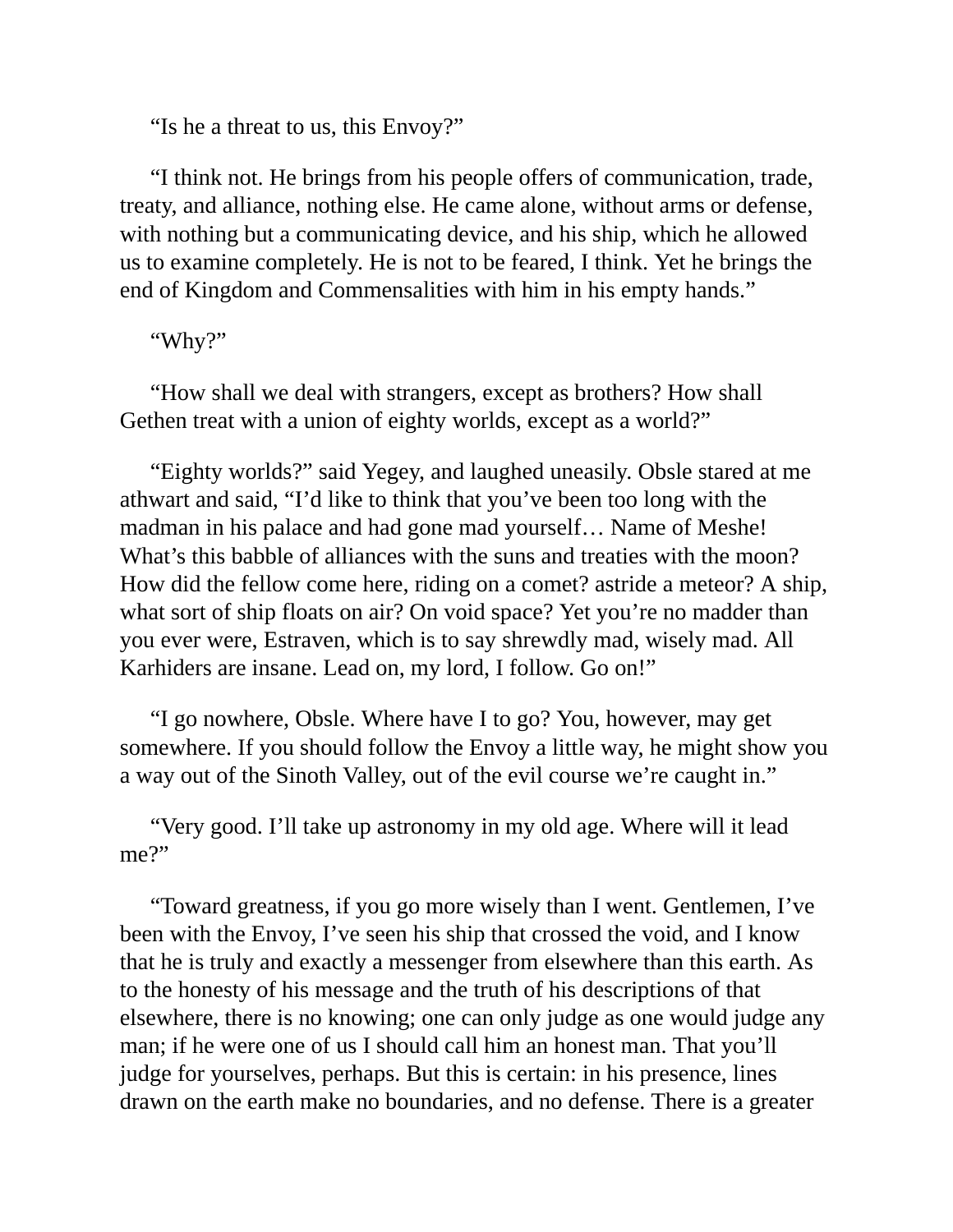"Is he a threat to us, this Envoy?"

"I think not. He brings from his people offers of communication, trade, treaty, and alliance, nothing else. He came alone, without arms or defense, with nothing but a communicating device, and his ship, which he allowed us to examine completely. He is not to be feared, I think. Yet he brings the end of Kingdom and Commensalities with him in his empty hands."

"Why?"

"How shall we deal with strangers, except as brothers? How shall Gethen treat with a union of eighty worlds, except as a world?"

"Eighty worlds?" said Yegey, and laughed uneasily. Obsle stared at me athwart and said, "I'd like to think that you've been too long with the madman in his palace and had gone mad yourself… Name of Meshe! What's this babble of alliances with the suns and treaties with the moon? How did the fellow come here, riding on a comet? astride a meteor? A ship, what sort of ship floats on air? On void space? Yet you're no madder than you ever were, Estraven, which is to say shrewdly mad, wisely mad. All Karhiders are insane. Lead on, my lord, I follow. Go on!"

"I go nowhere, Obsle. Where have I to go? You, however, may get somewhere. If you should follow the Envoy a little way, he might show you a way out of the Sinoth Valley, out of the evil course we're caught in."

"Very good. I'll take up astronomy in my old age. Where will it lead me?"

"Toward greatness, if you go more wisely than I went. Gentlemen, I've been with the Envoy, I've seen his ship that crossed the void, and I know that he is truly and exactly a messenger from elsewhere than this earth. As to the honesty of his message and the truth of his descriptions of that elsewhere, there is no knowing; one can only judge as one would judge any man; if he were one of us I should call him an honest man. That you'll judge for yourselves, perhaps. But this is certain: in his presence, lines drawn on the earth make no boundaries, and no defense. There is a greater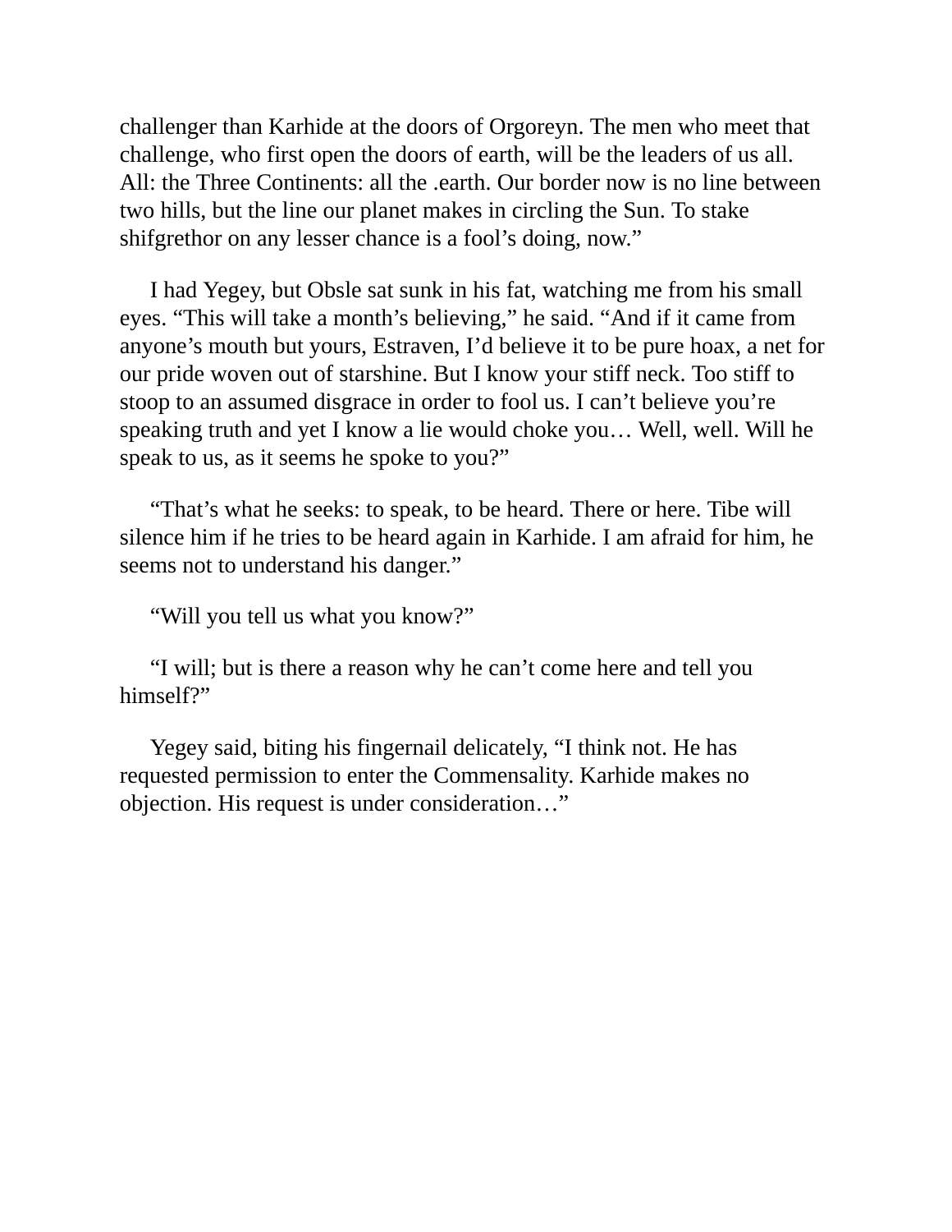challenger than Karhide at the doors of Orgoreyn. The men who meet that challenge, who first open the doors of earth, will be the leaders of us all. All: the Three Continents: all the .earth. Our border now is no line between two hills, but the line our planet makes in circling the Sun. To stake shifgrethor on any lesser chance is a fool's doing, now."

I had Yegey, but Obsle sat sunk in his fat, watching me from his small eyes. "This will take a month's believing," he said. "And if it came from anyone's mouth but yours, Estraven, I'd believe it to be pure hoax, a net for our pride woven out of starshine. But I know your stiff neck. Too stiff to stoop to an assumed disgrace in order to fool us. I can't believe you're speaking truth and yet I know a lie would choke you… Well, well. Will he speak to us, as it seems he spoke to you?"

"That's what he seeks: to speak, to be heard. There or here. Tibe will silence him if he tries to be heard again in Karhide. I am afraid for him, he seems not to understand his danger."

"Will you tell us what you know?"

"I will; but is there a reason why he can't come here and tell you himself?"

Yegey said, biting his fingernail delicately, "I think not. He has requested permission to enter the Commensality. Karhide makes no objection. His request is under consideration…"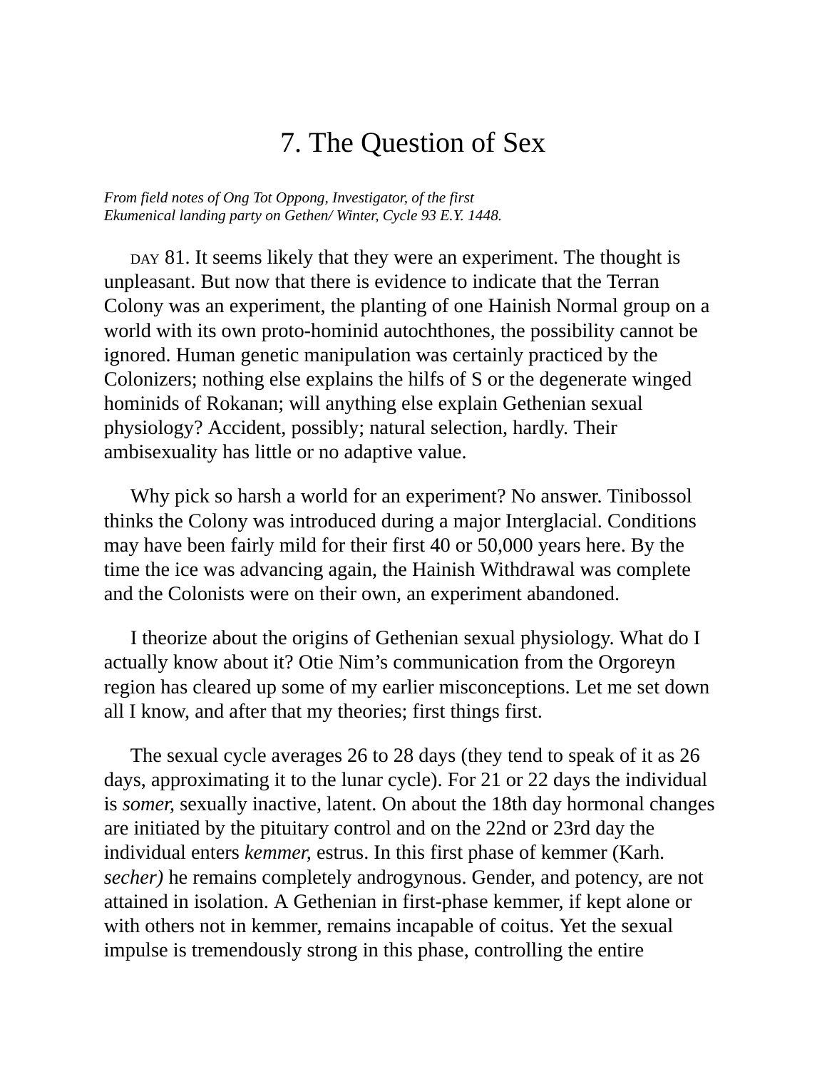# 7. The Question of Sex

*From field notes of Ong Tot Oppong, Investigator, of the first Ekumenical landing party on Gethen/ Winter, Cycle 93 E.Y. 1448.*

DAY 81. It seems likely that they were an experiment. The thought is unpleasant. But now that there is evidence to indicate that the Terran Colony was an experiment, the planting of one Hainish Normal group on a world with its own proto-hominid autochthones, the possibility cannot be ignored. Human genetic manipulation was certainly practiced by the Colonizers; nothing else explains the hilfs of S or the degenerate winged hominids of Rokanan; will anything else explain Gethenian sexual physiology? Accident, possibly; natural selection, hardly. Their ambisexuality has little or no adaptive value.

Why pick so harsh a world for an experiment? No answer. Tinibossol thinks the Colony was introduced during a major Interglacial. Conditions may have been fairly mild for their first 40 or 50,000 years here. By the time the ice was advancing again, the Hainish Withdrawal was complete and the Colonists were on their own, an experiment abandoned.

I theorize about the origins of Gethenian sexual physiology. What do I actually know about it? Otie Nim's communication from the Orgoreyn region has cleared up some of my earlier misconceptions. Let me set down all I know, and after that my theories; first things first.

The sexual cycle averages 26 to 28 days (they tend to speak of it as 26 days, approximating it to the lunar cycle). For 21 or 22 days the individual is *somer,* sexually inactive, latent. On about the 18th day hormonal changes are initiated by the pituitary control and on the 22nd or 23rd day the individual enters *kemmer,* estrus. In this first phase of kemmer (Karh. *secher)* he remains completely androgynous. Gender, and potency, are not attained in isolation. A Gethenian in first-phase kemmer, if kept alone or with others not in kemmer, remains incapable of coitus. Yet the sexual impulse is tremendously strong in this phase, controlling the entire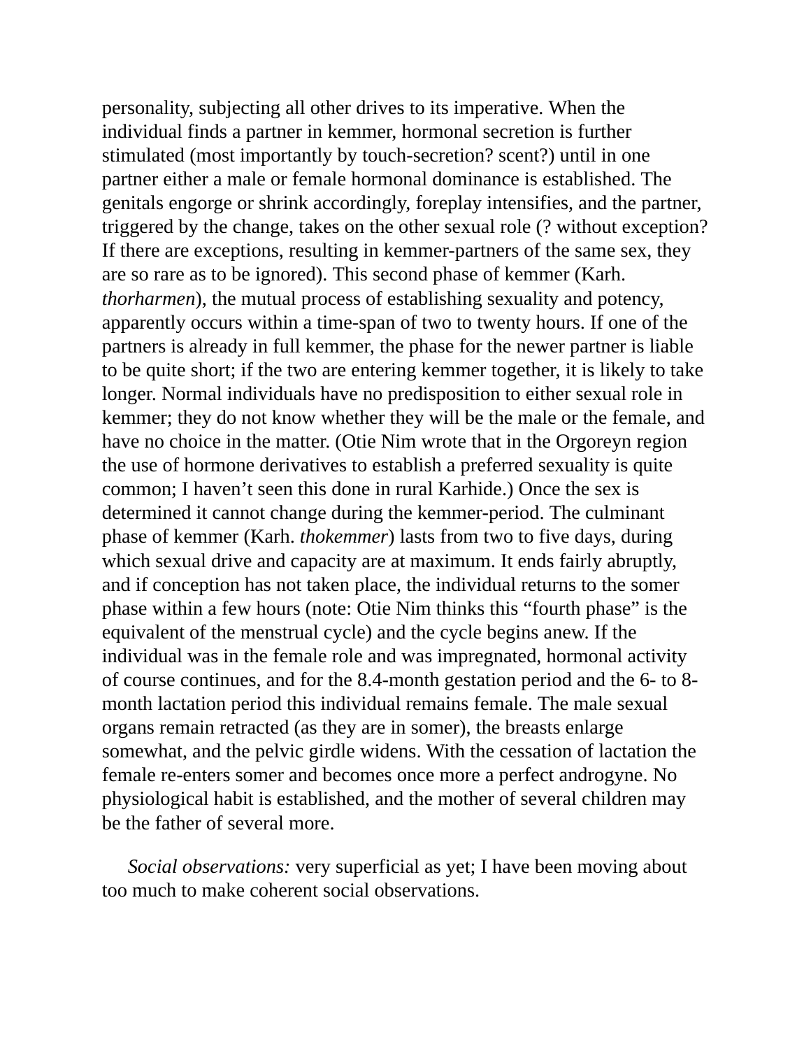personality, subjecting all other drives to its imperative. When the individual finds a partner in kemmer, hormonal secretion is further stimulated (most importantly by touch-secretion? scent?) until in one partner either a male or female hormonal dominance is established. The genitals engorge or shrink accordingly, foreplay intensifies, and the partner, triggered by the change, takes on the other sexual role (? without exception? If there are exceptions, resulting in kemmer-partners of the same sex, they are so rare as to be ignored). This second phase of kemmer (Karh. *thorharmen*), the mutual process of establishing sexuality and potency, apparently occurs within a time-span of two to twenty hours. If one of the partners is already in full kemmer, the phase for the newer partner is liable to be quite short; if the two are entering kemmer together, it is likely to take longer. Normal individuals have no predisposition to either sexual role in kemmer; they do not know whether they will be the male or the female, and have no choice in the matter. (Otie Nim wrote that in the Orgoreyn region the use of hormone derivatives to establish a preferred sexuality is quite common; I haven't seen this done in rural Karhide.) Once the sex is determined it cannot change during the kemmer-period. The culminant phase of kemmer (Karh. *thokemmer*) lasts from two to five days, during which sexual drive and capacity are at maximum. It ends fairly abruptly, and if conception has not taken place, the individual returns to the somer phase within a few hours (note: Otie Nim thinks this "fourth phase" is the equivalent of the menstrual cycle) and the cycle begins anew. If the individual was in the female role and was impregnated, hormonal activity of course continues, and for the 8.4-month gestation period and the 6- to 8-month lactation period this individual remains female. The male sexual organs remain retracted (as they are in somer), the breasts enlarge somewhat, and the pelvic girdle widens. With the cessation of lactation the female re-enters somer and becomes once more a perfect androgyne. No physiological habit is established, and the mother of several children may be the father of several more.

*Social observations:* very superficial as yet; I have been moving about too much to make coherent social observations.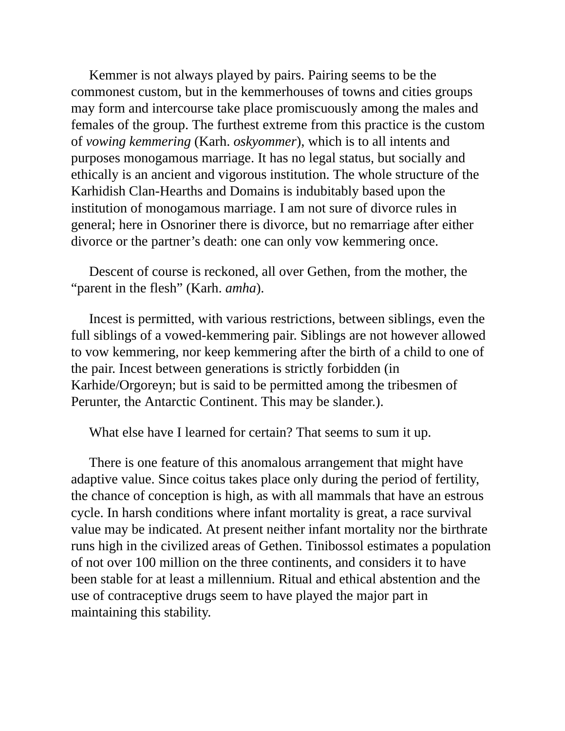Kemmer is not always played by pairs. Pairing seems to be the commonest custom, but in the kemmerhouses of towns and cities groups may form and intercourse take place promiscuously among the males and females of the group. The furthest extreme from this practice is the custom of *vowing kemmering* (Karh. *oskyommer*), which is to all intents and purposes monogamous marriage. It has no legal status, but socially and ethically is an ancient and vigorous institution. The whole structure of the Karhidish Clan-Hearths and Domains is indubitably based upon the institution of monogamous marriage. I am not sure of divorce rules in general; here in Osnoriner there is divorce, but no remarriage after either divorce or the partner's death: one can only vow kemmering once.

Descent of course is reckoned, all over Gethen, from the mother, the "parent in the flesh" (Karh. *amha*).

Incest is permitted, with various restrictions, between siblings, even the full siblings of a vowed-kemmering pair. Siblings are not however allowed to vow kemmering, nor keep kemmering after the birth of a child to one of the pair. Incest between generations is strictly forbidden (in Karhide/Orgoreyn; but is said to be permitted among the tribesmen of Perunter, the Antarctic Continent. This may be slander.).

What else have I learned for certain? That seems to sum it up.

There is one feature of this anomalous arrangement that might have adaptive value. Since coitus takes place only during the period of fertility, the chance of conception is high, as with all mammals that have an estrous cycle. In harsh conditions where infant mortality is great, a race survival value may be indicated. At present neither infant mortality nor the birthrate runs high in the civilized areas of Gethen. Tinibossol estimates a population of not over 100 million on the three continents, and considers it to have been stable for at least a millennium. Ritual and ethical abstention and the use of contraceptive drugs seem to have played the major part in maintaining this stability.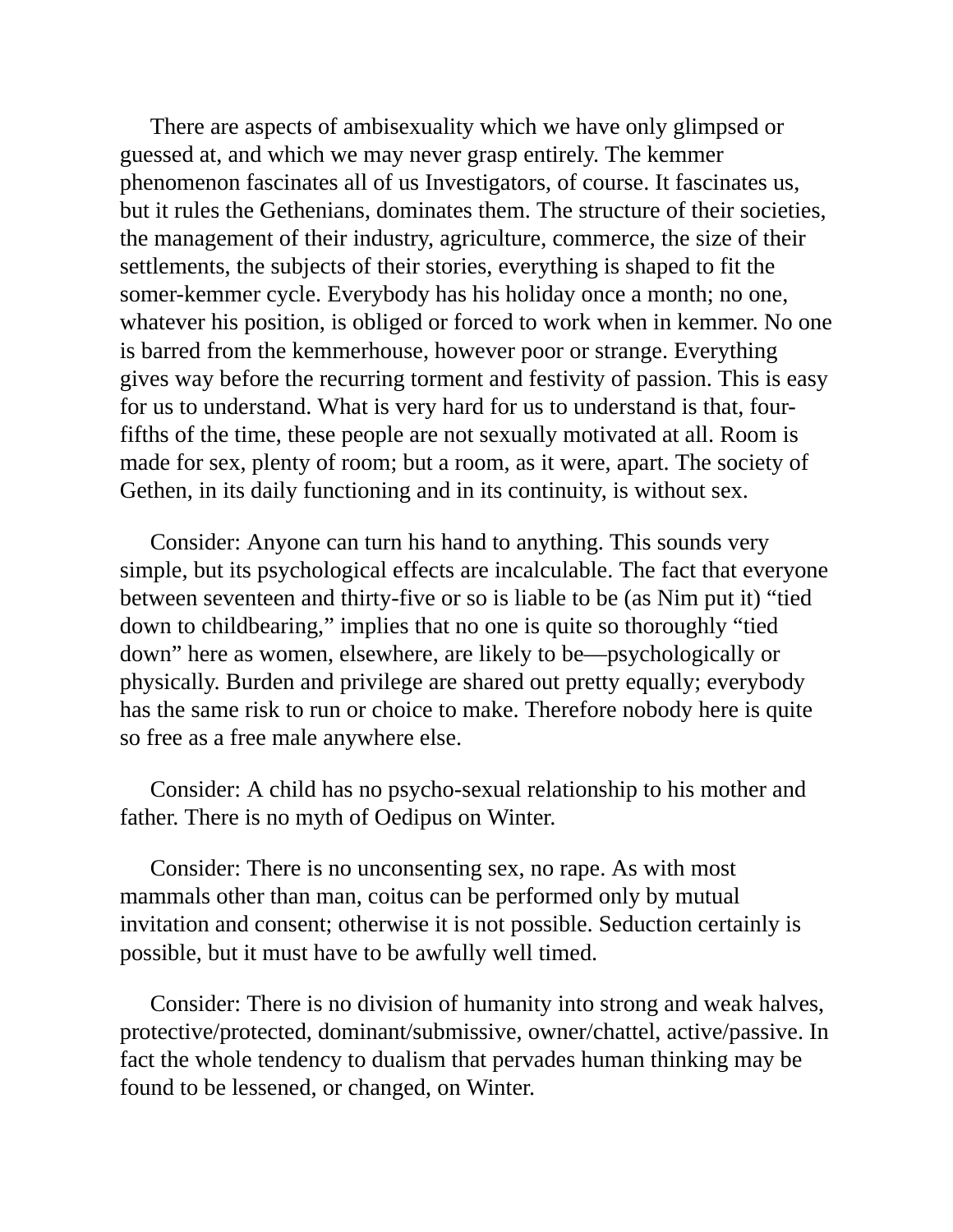There are aspects of ambisexuality which we have only glimpsed or guessed at, and which we may never grasp entirely. The kemmer phenomenon fascinates all of us Investigators, of course. It fascinates us, but it rules the Gethenians, dominates them. The structure of their societies, the management of their industry, agriculture, commerce, the size of their settlements, the subjects of their stories, everything is shaped to fit the somer-kemmer cycle. Everybody has his holiday once a month; no one, whatever his position, is obliged or forced to work when in kemmer. No one is barred from the kemmerhouse, however poor or strange. Everything gives way before the recurring torment and festivity of passion. This is easy for us to understand. What is very hard for us to understand is that, four-fifths of the time, these people are not sexually motivated at all. Room is made for sex, plenty of room; but a room, as it were, apart. The society of Gethen, in its daily functioning and in its continuity, is without sex.

Consider: Anyone can turn his hand to anything. This sounds very simple, but its psychological effects are incalculable. The fact that everyone between seventeen and thirty-five or so is liable to be (as Nim put it) "tied down to childbearing," implies that no one is quite so thoroughly "tied down" here as women, elsewhere, are likely to be—psychologically or physically. Burden and privilege are shared out pretty equally; everybody has the same risk to run or choice to make. Therefore nobody here is quite so free as a free male anywhere else.

Consider: A child has no psycho-sexual relationship to his mother and father. There is no myth of Oedipus on Winter.

Consider: There is no unconsenting sex, no rape. As with most mammals other than man, coitus can be performed only by mutual invitation and consent; otherwise it is not possible. Seduction certainly is possible, but it must have to be awfully well timed.

Consider: There is no division of humanity into strong and weak halves, protective/protected, dominant/submissive, owner/chattel, active/passive. In fact the whole tendency to dualism that pervades human thinking may be found to be lessened, or changed, on Winter.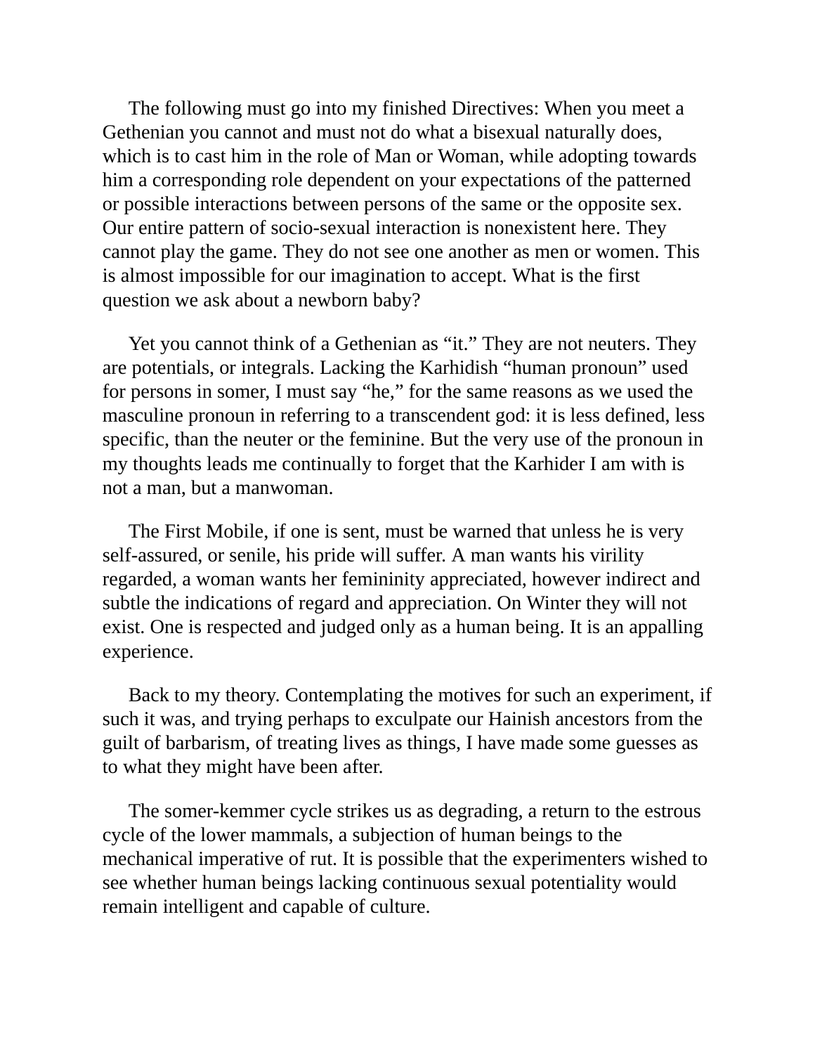The following must go into my finished Directives: When you meet a Gethenian you cannot and must not do what a bisexual naturally does, which is to cast him in the role of Man or Woman, while adopting towards him a corresponding role dependent on your expectations of the patterned or possible interactions between persons of the same or the opposite sex. Our entire pattern of socio-sexual interaction is nonexistent here. They cannot play the game. They do not see one another as men or women. This is almost impossible for our imagination to accept. What is the first question we ask about a newborn baby?

Yet you cannot think of a Gethenian as “it.” They are not neuters. They are potentials, or integrals. Lacking the Karhidish “human pronoun” used for persons in somer, I must say “he,” for the same reasons as we used the masculine pronoun in referring to a transcendent god: it is less defined, less specific, than the neuter or the feminine. But the very use of the pronoun in my thoughts leads me continually to forget that the Karhider I am with is not a man, but a manwoman.

The First Mobile, if one is sent, must be warned that unless he is very self-assured, or senile, his pride will suffer. A man wants his virility regarded, a woman wants her femininity appreciated, however indirect and subtle the indications of regard and appreciation. On Winter they will not exist. One is respected and judged only as a human being. It is an appalling experience.

Back to my theory. Contemplating the motives for such an experiment, if such it was, and trying perhaps to exculpate our Hainish ancestors from the guilt of barbarism, of treating lives as things, I have made some guesses as to what they might have been after.

The somer-kemmer cycle strikes us as degrading, a return to the estrous cycle of the lower mammals, a subjection of human beings to the mechanical imperative of rut. It is possible that the experimenters wished to see whether human beings lacking continuous sexual potentiality would remain intelligent and capable of culture.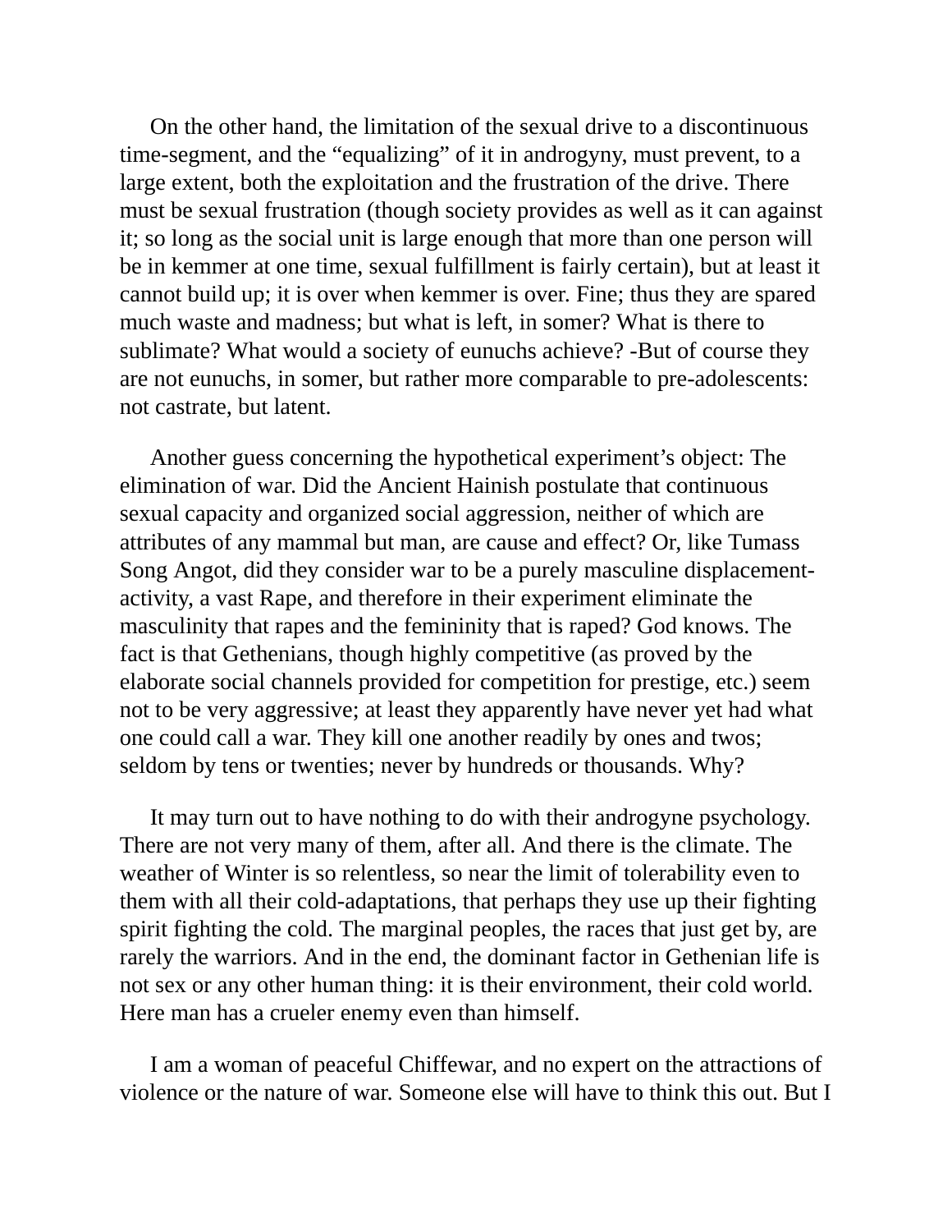On the other hand, the limitation of the sexual drive to a discontinuous time-segment, and the “equalizing” of it in androgyny, must prevent, to a large extent, both the exploitation and the frustration of the drive. There must be sexual frustration (though society provides as well as it can against it; so long as the social unit is large enough that more than one person will be in kemmer at one time, sexual fulfillment is fairly certain), but at least it cannot build up; it is over when kemmer is over. Fine; thus they are spared much waste and madness; but what is left, in somer? What is there to sublimate? What would a society of eunuchs achieve? -But of course they are not eunuchs, in somer, but rather more comparable to pre-adolescents: not castrate, but latent.

Another guess concerning the hypothetical experiment’s object: The elimination of war. Did the Ancient Hainish postulate that continuous sexual capacity and organized social aggression, neither of which are attributes of any mammal but man, are cause and effect? Or, like Tumass Song Angot, did they consider war to be a purely masculine displacement-activity, a vast Rape, and therefore in their experiment eliminate the masculinity that rapes and the femininity that is raped? God knows. The fact is that Gethenians, though highly competitive (as proved by the elaborate social channels provided for competition for prestige, etc.) seem not to be very aggressive; at least they apparently have never yet had what one could call a war. They kill one another readily by ones and twos; seldom by tens or twenties; never by hundreds or thousands. Why?

It may turn out to have nothing to do with their androgyne psychology. There are not very many of them, after all. And there is the climate. The weather of Winter is so relentless, so near the limit of tolerability even to them with all their cold-adaptations, that perhaps they use up their fighting spirit fighting the cold. The marginal peoples, the races that just get by, are rarely the warriors. And in the end, the dominant factor in Gethenian life is not sex or any other human thing: it is their environment, their cold world. Here man has a crueler enemy even than himself.

I am a woman of peaceful Chiffewar, and no expert on the attractions of violence or the nature of war. Someone else will have to think this out. But I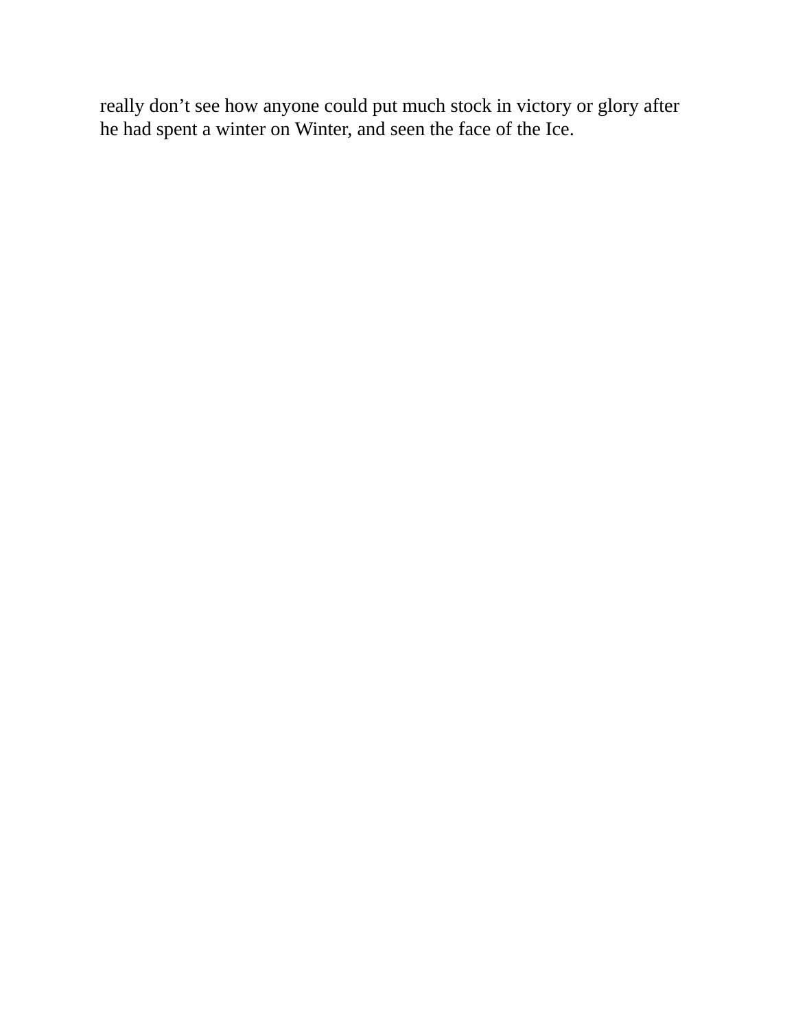really don’t see how anyone could put much stock in victory or glory after he had spent a winter on Winter, and seen the face of the Ice.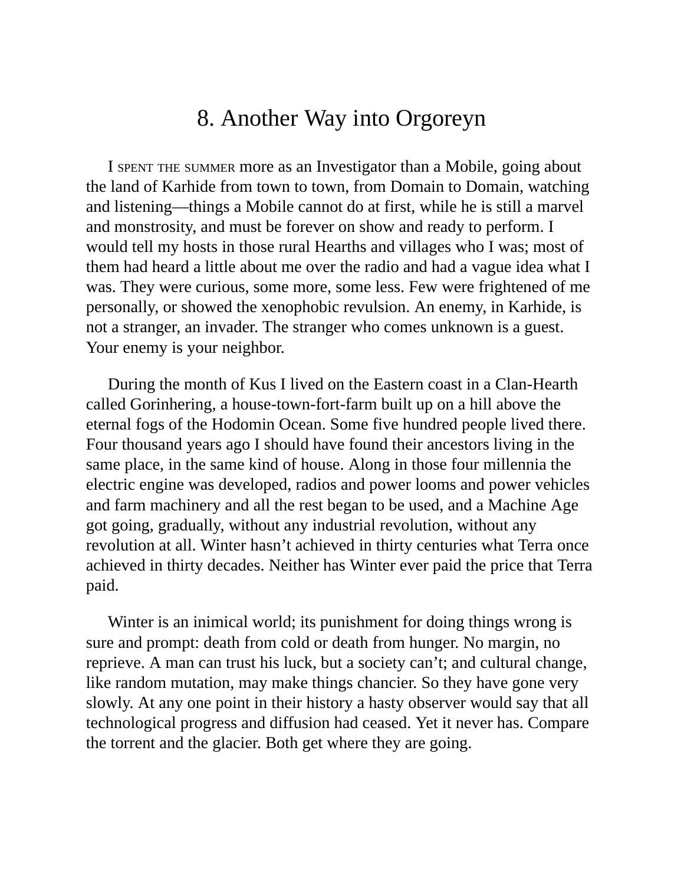# 8. Another Way into Orgoreyn

I SPENT THE SUMMER more as an Investigator than a Mobile, going about the land of Karhide from town to town, from Domain to Domain, watching and listening—things a Mobile cannot do at first, while he is still a marvel and monstrosity, and must be forever on show and ready to perform. I would tell my hosts in those rural Hearths and villages who I was; most of them had heard a little about me over the radio and had a vague idea what I was. They were curious, some more, some less. Few were frightened of me personally, or showed the xenophobic revulsion. An enemy, in Karhide, is not a stranger, an invader. The stranger who comes unknown is a guest. Your enemy is your neighbor.

During the month of Kus I lived on the Eastern coast in a Clan-Hearth called Gorinhering, a house-town-fort-farm built up on a hill above the eternal fogs of the Hodomin Ocean. Some five hundred people lived there. Four thousand years ago I should have found their ancestors living in the same place, in the same kind of house. Along in those four millennia the electric engine was developed, radios and power looms and power vehicles and farm machinery and all the rest began to be used, and a Machine Age got going, gradually, without any industrial revolution, without any revolution at all. Winter hasn't achieved in thirty centuries what Terra once achieved in thirty decades. Neither has Winter ever paid the price that Terra paid.

Winter is an inimical world; its punishment for doing things wrong is sure and prompt: death from cold or death from hunger. No margin, no reprieve. A man can trust his luck, but a society can't; and cultural change, like random mutation, may make things chancier. So they have gone very slowly. At any one point in their history a hasty observer would say that all technological progress and diffusion had ceased. Yet it never has. Compare the torrent and the glacier. Both get where they are going.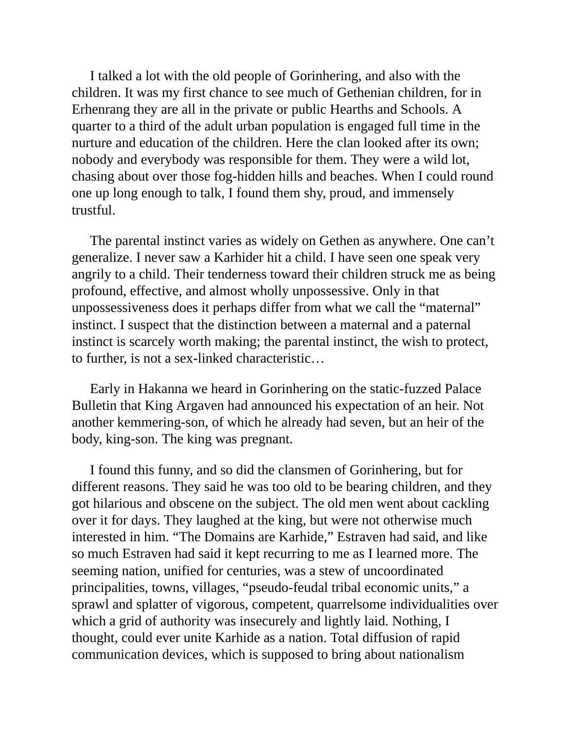I talked a lot with the old people of Gorinhering, and also with the children. It was my first chance to see much of Gethenian children, for in Erhenrang they are all in the private or public Hearths and Schools. A quarter to a third of the adult urban population is engaged full time in the nurture and education of the children. Here the clan looked after its own; nobody and everybody was responsible for them. They were a wild lot, chasing about over those fog-hidden hills and beaches. When I could round one up long enough to talk, I found them shy, proud, and immensely trustful.

The parental instinct varies as widely on Gethen as anywhere. One can't generalize. I never saw a Karhider hit a child. I have seen one speak very angrily to a child. Their tenderness toward their children struck me as being profound, effective, and almost wholly unpossessive. Only in that unpossessiveness does it perhaps differ from what we call the "maternal" instinct. I suspect that the distinction between a maternal and a paternal instinct is scarcely worth making; the parental instinct, the wish to protect, to further, is not a sex-linked characteristic…

Early in Hakanna we heard in Gorinhering on the static-fuzzed Palace Bulletin that King Argaven had announced his expectation of an heir. Not another kemmering-son, of which he already had seven, but an heir of the body, king-son. The king was pregnant.

I found this funny, and so did the clansmen of Gorinhering, but for different reasons. They said he was too old to be bearing children, and they got hilarious and obscene on the subject. The old men went about cackling over it for days. They laughed at the king, but were not otherwise much interested in him. "The Domains are Karhide," Estraven had said, and like so much Estraven had said it kept recurring to me as I learned more. The seeming nation, unified for centuries, was a stew of uncoordinated principalities, towns, villages, "pseudo-feudal tribal economic units," a sprawl and splatter of vigorous, competent, quarrelsome individualities over which a grid of authority was insecurely and lightly laid. Nothing, I thought, could ever unite Karhide as a nation. Total diffusion of rapid communication devices, which is supposed to bring about nationalism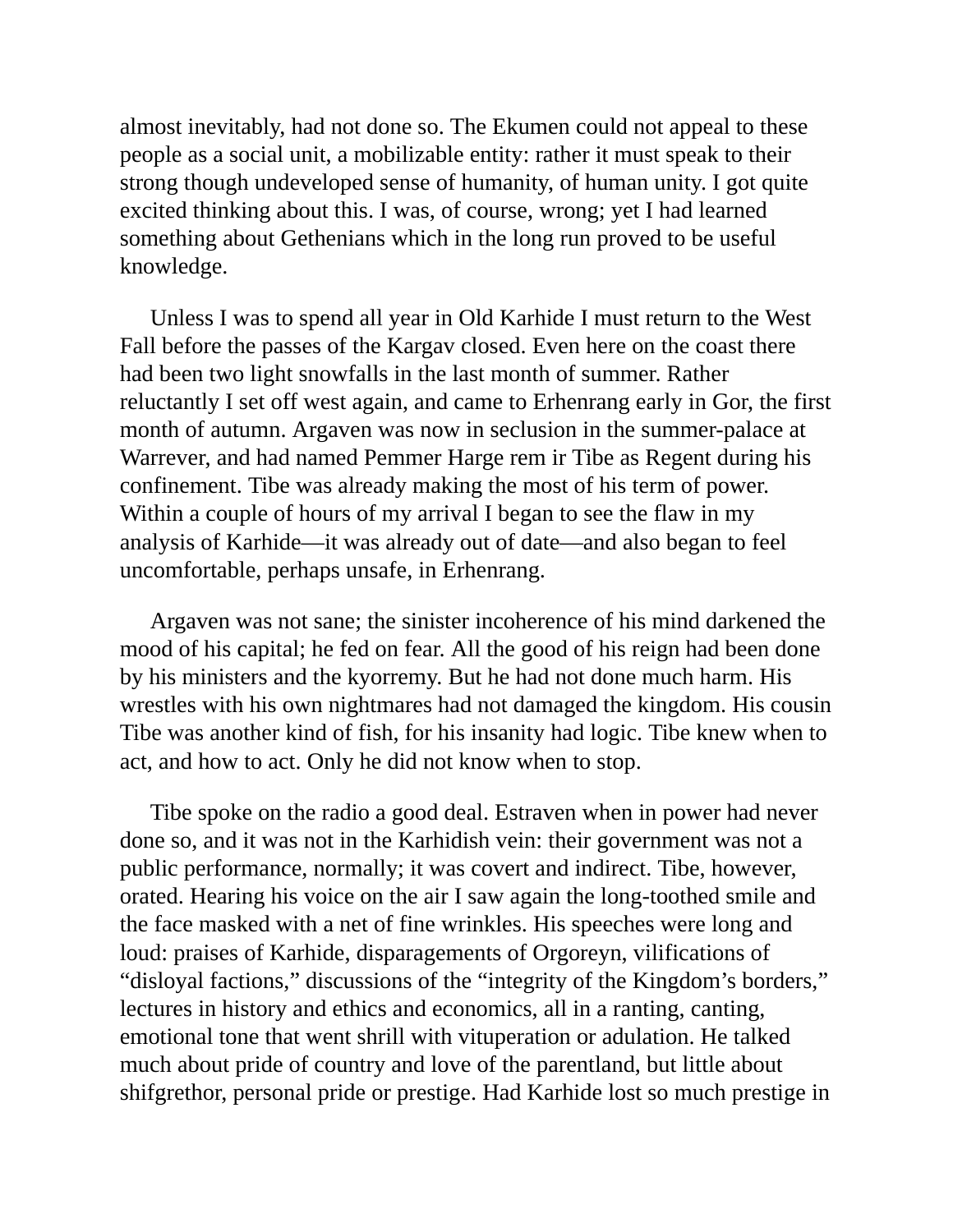almost inevitably, had not done so. The Ekumen could not appeal to these people as a social unit, a mobilizable entity: rather it must speak to their strong though undeveloped sense of humanity, of human unity. I got quite excited thinking about this. I was, of course, wrong; yet I had learned something about Gethenians which in the long run proved to be useful knowledge.

Unless I was to spend all year in Old Karhide I must return to the West Fall before the passes of the Kargav closed. Even here on the coast there had been two light snowfalls in the last month of summer. Rather reluctantly I set off west again, and came to Erhenrang early in Gor, the first month of autumn. Argaven was now in seclusion in the summer-palace at Warrever, and had named Pemmer Harge rem ir Tibe as Regent during his confinement. Tibe was already making the most of his term of power. Within a couple of hours of my arrival I began to see the flaw in my analysis of Karhide—it was already out of date—and also began to feel uncomfortable, perhaps unsafe, in Erhenrang.

Argaven was not sane; the sinister incoherence of his mind darkened the mood of his capital; he fed on fear. All the good of his reign had been done by his ministers and the kyorremy. But he had not done much harm. His wrestles with his own nightmares had not damaged the kingdom. His cousin Tibe was another kind of fish, for his insanity had logic. Tibe knew when to act, and how to act. Only he did not know when to stop.

Tibe spoke on the radio a good deal. Estraven when in power had never done so, and it was not in the Karhidish vein: their government was not a public performance, normally; it was covert and indirect. Tibe, however, orated. Hearing his voice on the air I saw again the long-toothed smile and the face masked with a net of fine wrinkles. His speeches were long and loud: praises of Karhide, disparagements of Orgoreyn, vilifications of "disloyal factions," discussions of the "integrity of the Kingdom's borders," lectures in history and ethics and economics, all in a ranting, canting, emotional tone that went shrill with vituperation or adulation. He talked much about pride of country and love of the parentland, but little about shifgrethor, personal pride or prestige. Had Karhide lost so much prestige in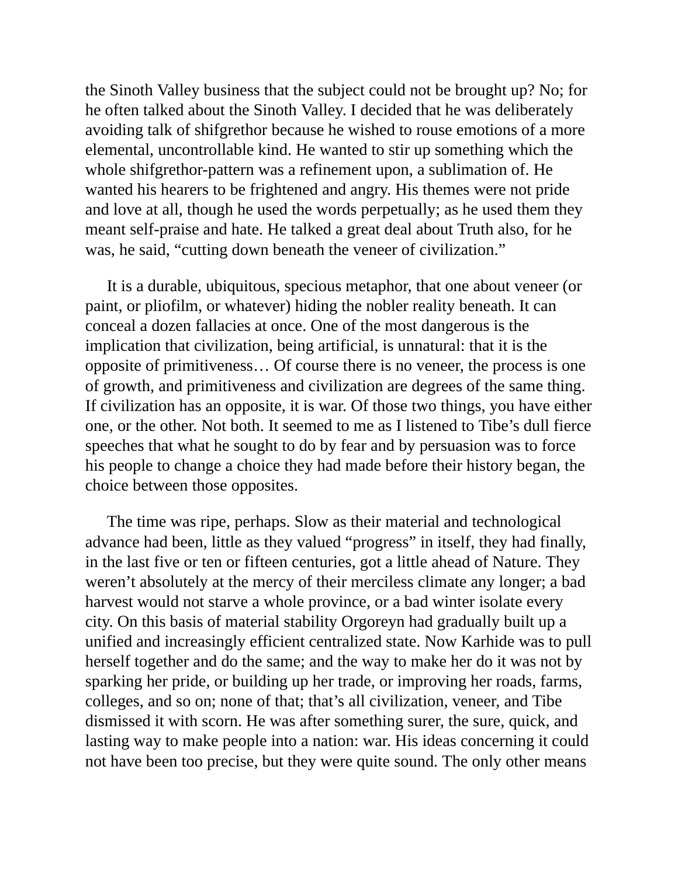the Sinoth Valley business that the subject could not be brought up? No; for he often talked about the Sinoth Valley. I decided that he was deliberately avoiding talk of shifgrethor because he wished to rouse emotions of a more elemental, uncontrollable kind. He wanted to stir up something which the whole shifgrethor-pattern was a refinement upon, a sublimation of. He wanted his hearers to be frightened and angry. His themes were not pride and love at all, though he used the words perpetually; as he used them they meant self-praise and hate. He talked a great deal about Truth also, for he was, he said, "cutting down beneath the veneer of civilization."

It is a durable, ubiquitous, specious metaphor, that one about veneer (or paint, or pliofilm, or whatever) hiding the nobler reality beneath. It can conceal a dozen fallacies at once. One of the most dangerous is the implication that civilization, being artificial, is unnatural: that it is the opposite of primitiveness… Of course there is no veneer, the process is one of growth, and primitiveness and civilization are degrees of the same thing. If civilization has an opposite, it is war. Of those two things, you have either one, or the other. Not both. It seemed to me as I listened to Tibe's dull fierce speeches that what he sought to do by fear and by persuasion was to force his people to change a choice they had made before their history began, the choice between those opposites.

The time was ripe, perhaps. Slow as their material and technological advance had been, little as they valued "progress" in itself, they had finally, in the last five or ten or fifteen centuries, got a little ahead of Nature. They weren't absolutely at the mercy of their merciless climate any longer; a bad harvest would not starve a whole province, or a bad winter isolate every city. On this basis of material stability Orgoreyn had gradually built up a unified and increasingly efficient centralized state. Now Karhide was to pull herself together and do the same; and the way to make her do it was not by sparking her pride, or building up her trade, or improving her roads, farms, colleges, and so on; none of that; that's all civilization, veneer, and Tibe dismissed it with scorn. He was after something surer, the sure, quick, and lasting way to make people into a nation: war. His ideas concerning it could not have been too precise, but they were quite sound. The only other means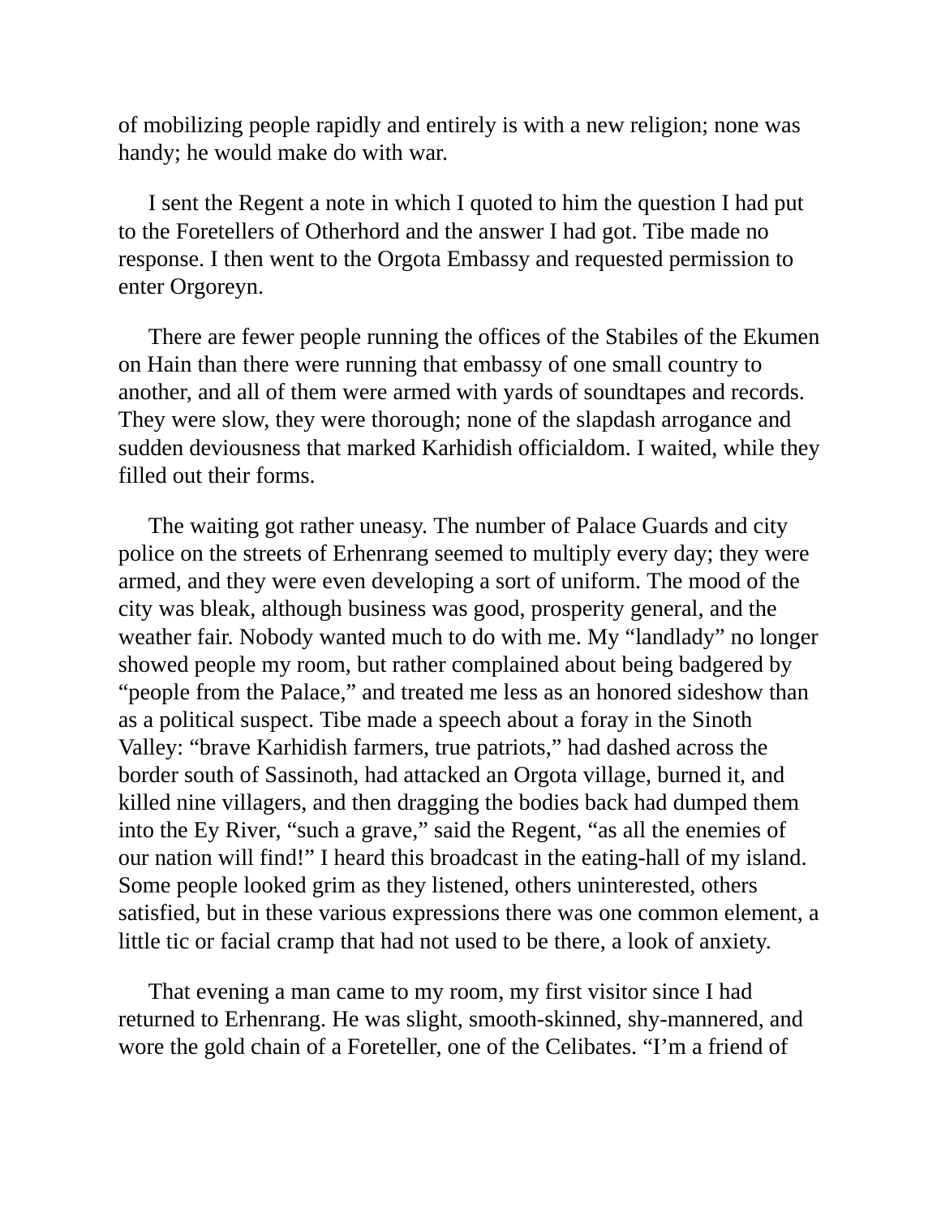of mobilizing people rapidly and entirely is with a new religion; none was handy; he would make do with war.

I sent the Regent a note in which I quoted to him the question I had put to the Foretellers of Otherhord and the answer I had got. Tibe made no response. I then went to the Orgota Embassy and requested permission to enter Orgoreyn.

There are fewer people running the offices of the Stabiles of the Ekumen on Hain than there were running that embassy of one small country to another, and all of them were armed with yards of soundtapes and records. They were slow, they were thorough; none of the slapdash arrogance and sudden deviousness that marked Karhidish officialdom. I waited, while they filled out their forms.

The waiting got rather uneasy. The number of Palace Guards and city police on the streets of Erhenrang seemed to multiply every day; they were armed, and they were even developing a sort of uniform. The mood of the city was bleak, although business was good, prosperity general, and the weather fair. Nobody wanted much to do with me. My "landlady" no longer showed people my room, but rather complained about being badgered by "people from the Palace," and treated me less as an honored sideshow than as a political suspect. Tibe made a speech about a foray in the Sinoth Valley: "brave Karhidish farmers, true patriots," had dashed across the border south of Sassinoth, had attacked an Orgota village, burned it, and killed nine villagers, and then dragging the bodies back had dumped them into the Ey River, "such a grave," said the Regent, "as all the enemies of our nation will find!" I heard this broadcast in the eating-hall of my island. Some people looked grim as they listened, others uninterested, others satisfied, but in these various expressions there was one common element, a little tic or facial cramp that had not used to be there, a look of anxiety.

That evening a man came to my room, my first visitor since I had returned to Erhenrang. He was slight, smooth-skinned, shy-mannered, and wore the gold chain of a Foreteller, one of the Celibates. "I'm a friend of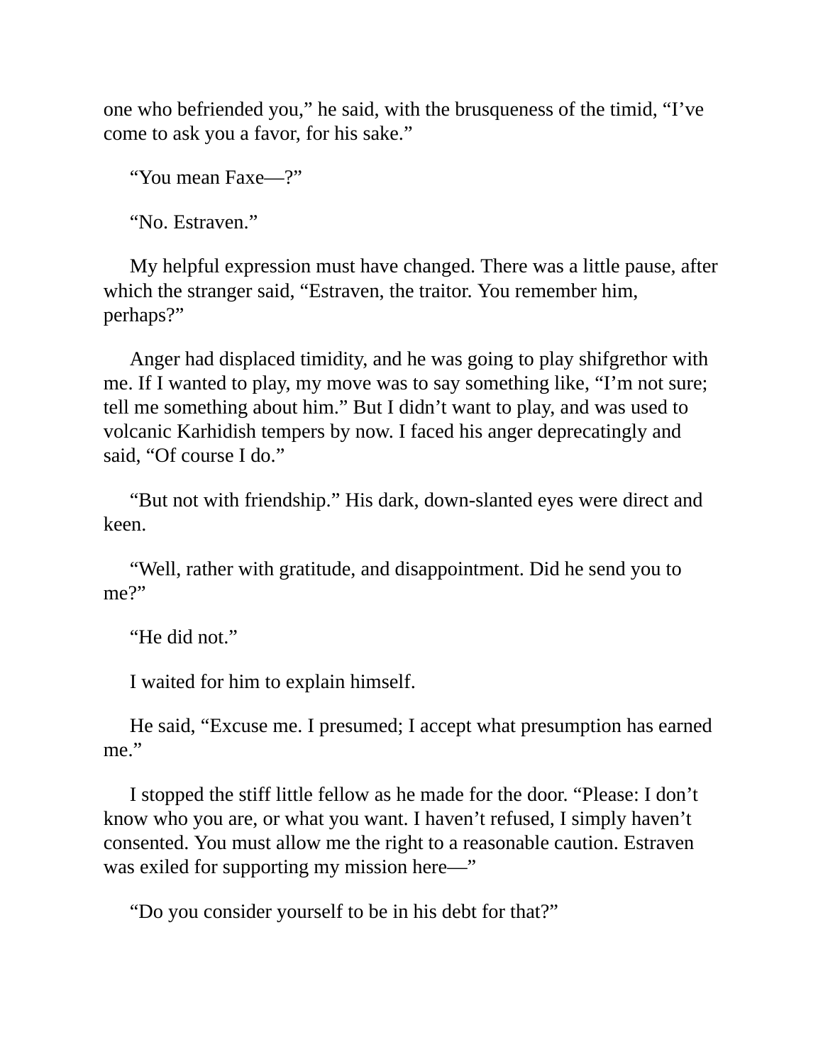one who befriended you," he said, with the brusqueness of the timid, "I've come to ask you a favor, for his sake."

"You mean Faxe—?"

"No. Estraven."

My helpful expression must have changed. There was a little pause, after which the stranger said, "Estraven, the traitor. You remember him, perhaps?"

Anger had displaced timidity, and he was going to play shifgrethor with me. If I wanted to play, my move was to say something like, "I'm not sure; tell me something about him." But I didn't want to play, and was used to volcanic Karhidish tempers by now. I faced his anger deprecatingly and said, "Of course I do."

"But not with friendship." His dark, down-slanted eyes were direct and keen.

"Well, rather with gratitude, and disappointment. Did he send you to me?"

"He did not."

I waited for him to explain himself.

He said, "Excuse me. I presumed; I accept what presumption has earned me."

I stopped the stiff little fellow as he made for the door. "Please: I don't know who you are, or what you want. I haven't refused, I simply haven't consented. You must allow me the right to a reasonable caution. Estraven was exiled for supporting my mission here—"

"Do you consider yourself to be in his debt for that?"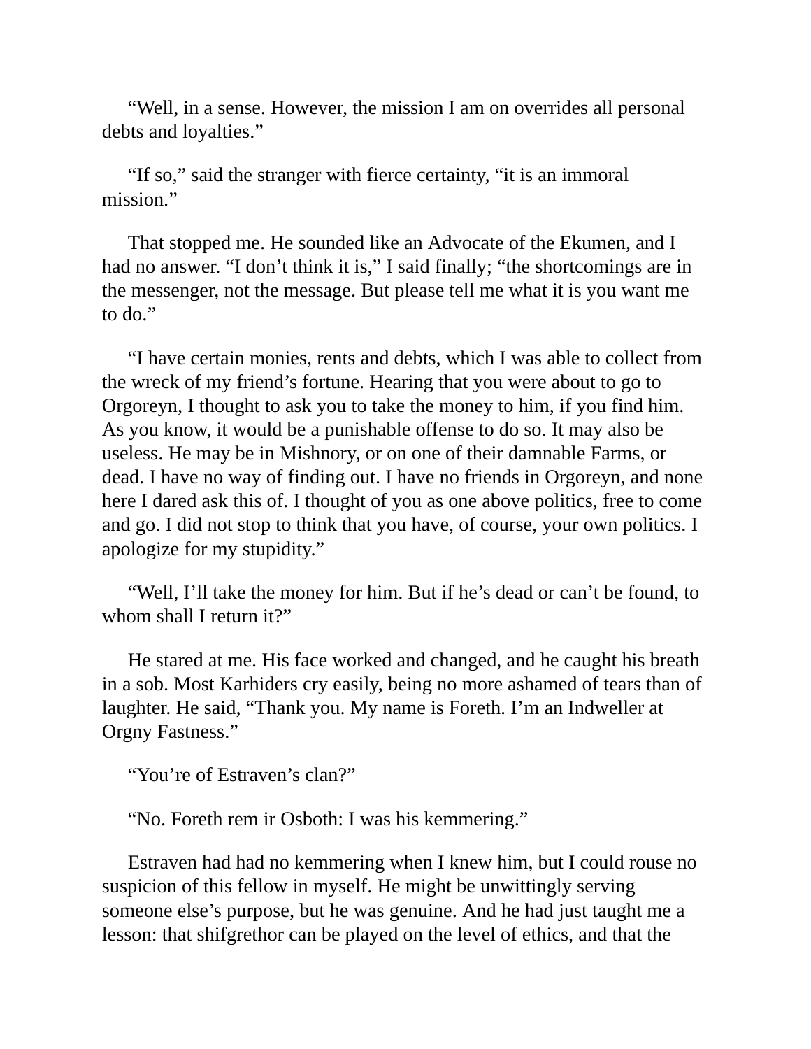“Well, in a sense. However, the mission I am on overrides all personal debts and loyalties.”

“If so,” said the stranger with fierce certainty, “it is an immoral mission.”

That stopped me. He sounded like an Advocate of the Ekumen, and I had no answer. “I don’t think it is,” I said finally; “the shortcomings are in the messenger, not the message. But please tell me what it is you want me to do.”

“I have certain monies, rents and debts, which I was able to collect from the wreck of my friend’s fortune. Hearing that you were about to go to Orgoreyn, I thought to ask you to take the money to him, if you find him. As you know, it would be a punishable offense to do so. It may also be useless. He may be in Mishnory, or on one of their damnable Farms, or dead. I have no way of finding out. I have no friends in Orgoreyn, and none here I dared ask this of. I thought of you as one above politics, free to come and go. I did not stop to think that you have, of course, your own politics. I apologize for my stupidity.”

“Well, I’ll take the money for him. But if he’s dead or can’t be found, to whom shall I return it?”

He stared at me. His face worked and changed, and he caught his breath in a sob. Most Karhiders cry easily, being no more ashamed of tears than of laughter. He said, “Thank you. My name is Foreth. I’m an Indweller at Orgny Fastness.”

“You’re of Estraven’s clan?”

“No. Foreth rem ir Osboth: I was his kemmering.”

Estraven had had no kemmering when I knew him, but I could rouse no suspicion of this fellow in myself. He might be unwittingly serving someone else’s purpose, but he was genuine. And he had just taught me a lesson: that shifgrethor can be played on the level of ethics, and that the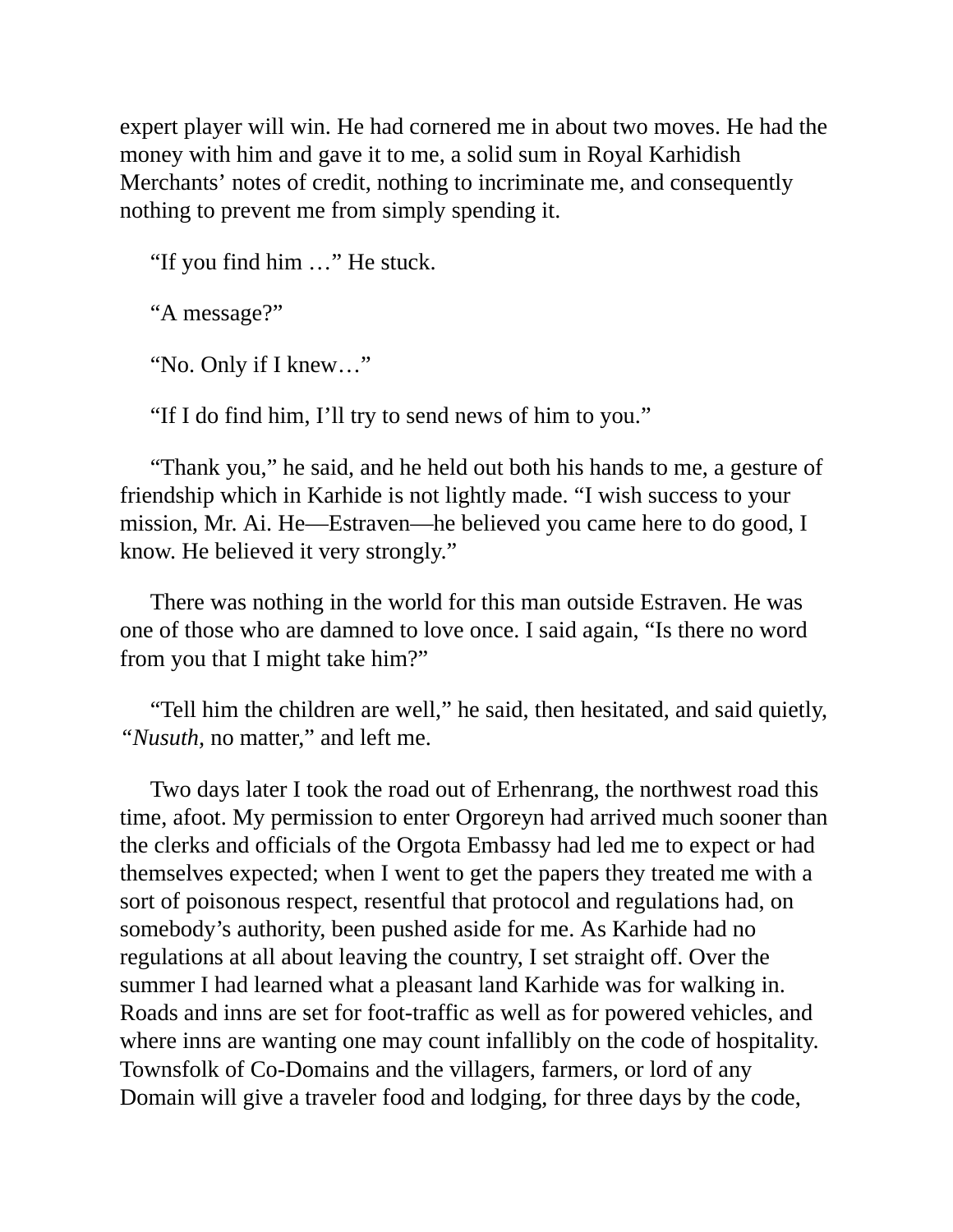expert player will win. He had cornered me in about two moves. He had the money with him and gave it to me, a solid sum in Royal Karhidish Merchants' notes of credit, nothing to incriminate me, and consequently nothing to prevent me from simply spending it.

"If you find him …" He stuck.

"A message?"

"No. Only if I knew…"

"If I do find him, I'll try to send news of him to you."

"Thank you," he said, and he held out both his hands to me, a gesture of friendship which in Karhide is not lightly made. "I wish success to your mission, Mr. Ai. He—Estraven—he believed you came here to do good, I know. He believed it very strongly."

There was nothing in the world for this man outside Estraven. He was one of those who are damned to love once. I said again, "Is there no word from you that I might take him?"

"Tell him the children are well," he said, then hesitated, and said quietly, *"Nusuth,* no matter," and left me.

Two days later I took the road out of Erhenrang, the northwest road this time, afoot. My permission to enter Orgoreyn had arrived much sooner than the clerks and officials of the Orgota Embassy had led me to expect or had themselves expected; when I went to get the papers they treated me with a sort of poisonous respect, resentful that protocol and regulations had, on somebody's authority, been pushed aside for me. As Karhide had no regulations at all about leaving the country, I set straight off. Over the summer I had learned what a pleasant land Karhide was for walking in. Roads and inns are set for foot-traffic as well as for powered vehicles, and where inns are wanting one may count infallibly on the code of hospitality. Townsfolk of Co-Domains and the villagers, farmers, or lord of any Domain will give a traveler food and lodging, for three days by the code,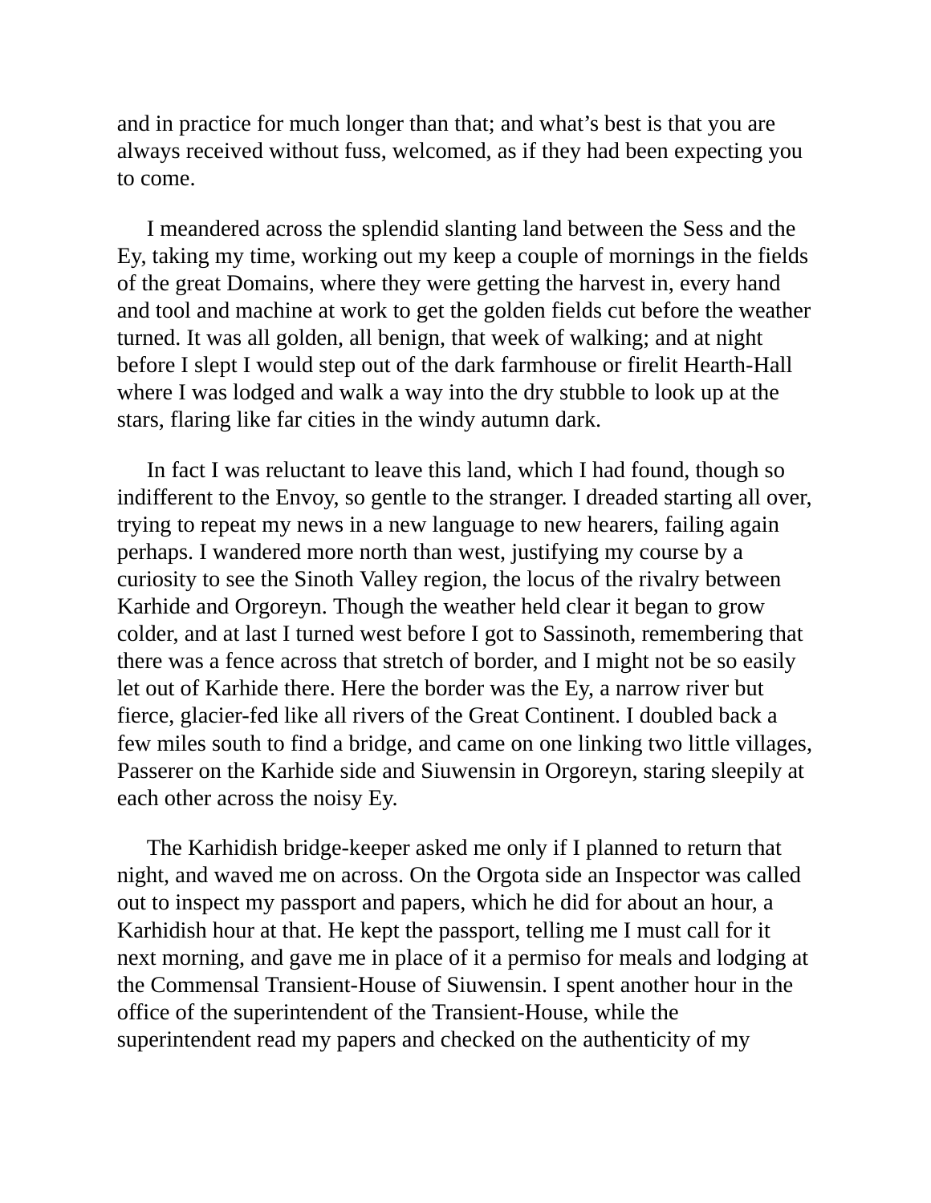and in practice for much longer than that; and what's best is that you are always received without fuss, welcomed, as if they had been expecting you to come.

I meandered across the splendid slanting land between the Sess and the Ey, taking my time, working out my keep a couple of mornings in the fields of the great Domains, where they were getting the harvest in, every hand and tool and machine at work to get the golden fields cut before the weather turned. It was all golden, all benign, that week of walking; and at night before I slept I would step out of the dark farmhouse or firelit Hearth-Hall where I was lodged and walk a way into the dry stubble to look up at the stars, flaring like far cities in the windy autumn dark.

In fact I was reluctant to leave this land, which I had found, though so indifferent to the Envoy, so gentle to the stranger. I dreaded starting all over, trying to repeat my news in a new language to new hearers, failing again perhaps. I wandered more north than west, justifying my course by a curiosity to see the Sinoth Valley region, the locus of the rivalry between Karhide and Orgoreyn. Though the weather held clear it began to grow colder, and at last I turned west before I got to Sassinoth, remembering that there was a fence across that stretch of border, and I might not be so easily let out of Karhide there. Here the border was the Ey, a narrow river but fierce, glacier-fed like all rivers of the Great Continent. I doubled back a few miles south to find a bridge, and came on one linking two little villages, Passerer on the Karhide side and Siuwensin in Orgoreyn, staring sleepily at each other across the noisy Ey.

The Karhidish bridge-keeper asked me only if I planned to return that night, and waved me on across. On the Orgota side an Inspector was called out to inspect my passport and papers, which he did for about an hour, a Karhidish hour at that. He kept the passport, telling me I must call for it next morning, and gave me in place of it a permiso for meals and lodging at the Commensal Transient-House of Siuwensin. I spent another hour in the office of the superintendent of the Transient-House, while the superintendent read my papers and checked on the authenticity of my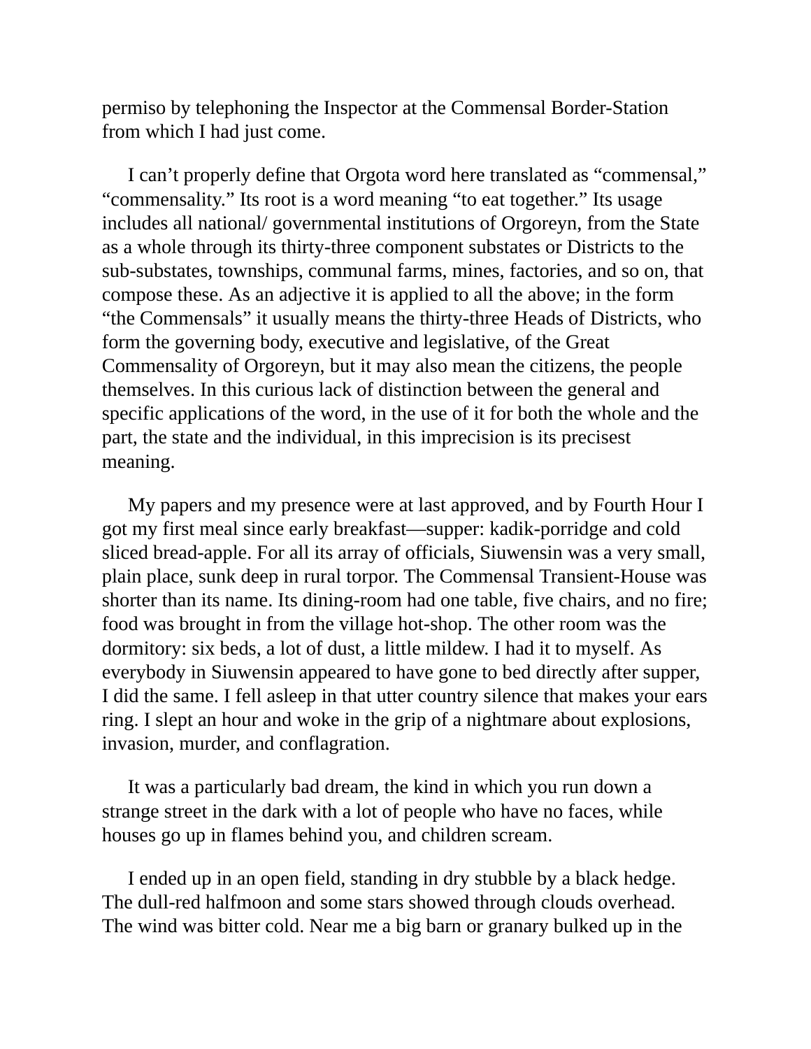permiso by telephoning the Inspector at the Commensal Border-Station from which I had just come.

I can't properly define that Orgota word here translated as "commensal," "commensality." Its root is a word meaning "to eat together." Its usage includes all national/ governmental institutions of Orgoreyn, from the State as a whole through its thirty-three component substates or Districts to the sub-substates, townships, communal farms, mines, factories, and so on, that compose these. As an adjective it is applied to all the above; in the form "the Commensals" it usually means the thirty-three Heads of Districts, who form the governing body, executive and legislative, of the Great Commensality of Orgoreyn, but it may also mean the citizens, the people themselves. In this curious lack of distinction between the general and specific applications of the word, in the use of it for both the whole and the part, the state and the individual, in this imprecision is its precisest meaning.

My papers and my presence were at last approved, and by Fourth Hour I got my first meal since early breakfast—supper: kadik-porridge and cold sliced bread-apple. For all its array of officials, Siuwensin was a very small, plain place, sunk deep in rural torpor. The Commensal Transient-House was shorter than its name. Its dining-room had one table, five chairs, and no fire; food was brought in from the village hot-shop. The other room was the dormitory: six beds, a lot of dust, a little mildew. I had it to myself. As everybody in Siuwensin appeared to have gone to bed directly after supper, I did the same. I fell asleep in that utter country silence that makes your ears ring. I slept an hour and woke in the grip of a nightmare about explosions, invasion, murder, and conflagration.

It was a particularly bad dream, the kind in which you run down a strange street in the dark with a lot of people who have no faces, while houses go up in flames behind you, and children scream.

I ended up in an open field, standing in dry stubble by a black hedge. The dull-red halfmoon and some stars showed through clouds overhead. The wind was bitter cold. Near me a big barn or granary bulked up in the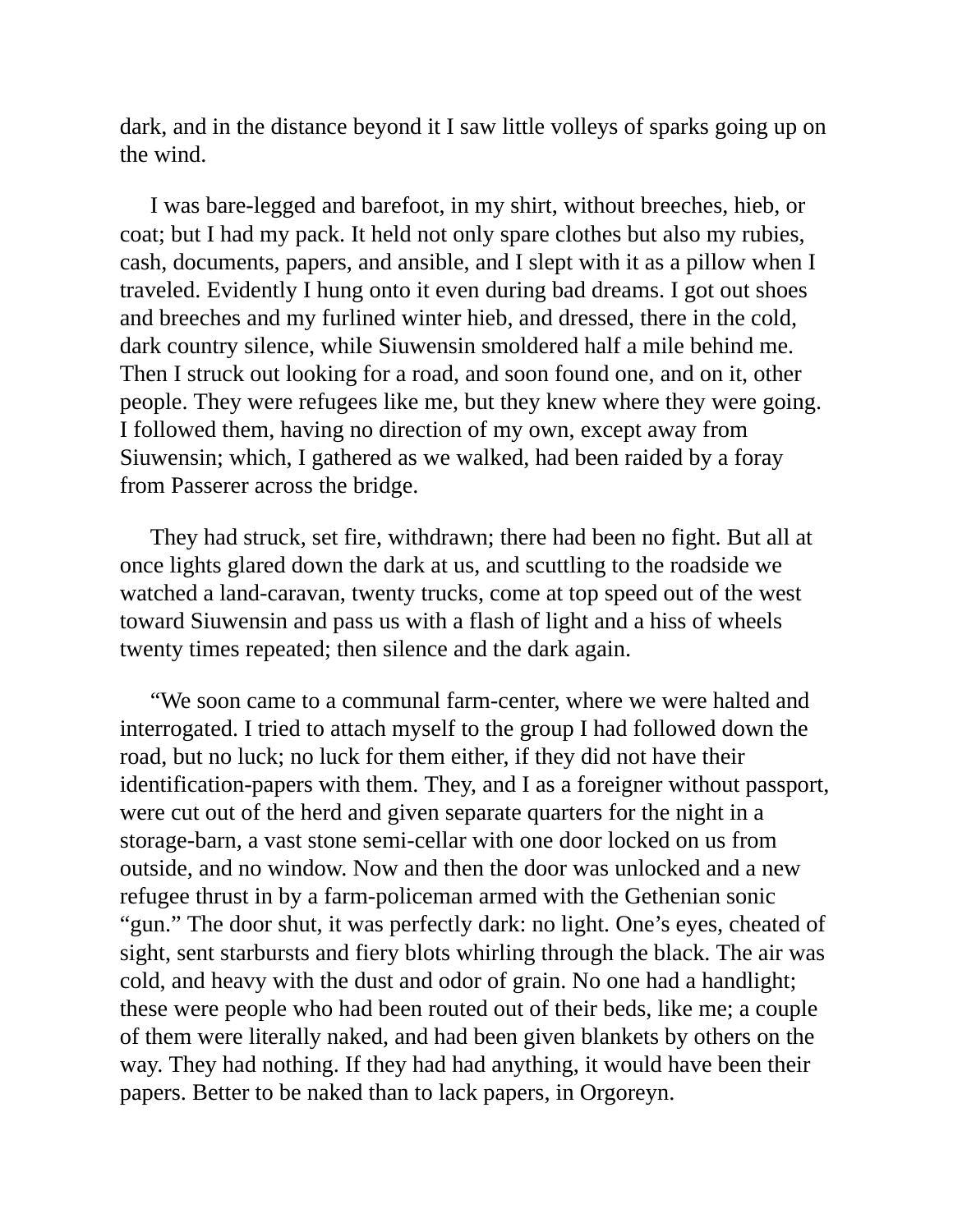dark, and in the distance beyond it I saw little volleys of sparks going up on the wind.

I was bare-legged and barefoot, in my shirt, without breeches, hieb, or coat; but I had my pack. It held not only spare clothes but also my rubies, cash, documents, papers, and ansible, and I slept with it as a pillow when I traveled. Evidently I hung onto it even during bad dreams. I got out shoes and breeches and my furlined winter hieb, and dressed, there in the cold, dark country silence, while Siuwensin smoldered half a mile behind me. Then I struck out looking for a road, and soon found one, and on it, other people. They were refugees like me, but they knew where they were going. I followed them, having no direction of my own, except away from Siuwensin; which, I gathered as we walked, had been raided by a foray from Passerer across the bridge.

They had struck, set fire, withdrawn; there had been no fight. But all at once lights glared down the dark at us, and scuttling to the roadside we watched a land-caravan, twenty trucks, come at top speed out of the west toward Siuwensin and pass us with a flash of light and a hiss of wheels twenty times repeated; then silence and the dark again.

"We soon came to a communal farm-center, where we were halted and interrogated. I tried to attach myself to the group I had followed down the road, but no luck; no luck for them either, if they did not have their identification-papers with them. They, and I as a foreigner without passport, were cut out of the herd and given separate quarters for the night in a storage-barn, a vast stone semi-cellar with one door locked on us from outside, and no window. Now and then the door was unlocked and a new refugee thrust in by a farm-policeman armed with the Gethenian sonic "gun." The door shut, it was perfectly dark: no light. One's eyes, cheated of sight, sent starbursts and fiery blots whirling through the black. The air was cold, and heavy with the dust and odor of grain. No one had a handlight; these were people who had been routed out of their beds, like me; a couple of them were literally naked, and had been given blankets by others on the way. They had nothing. If they had had anything, it would have been their papers. Better to be naked than to lack papers, in Orgoreyn.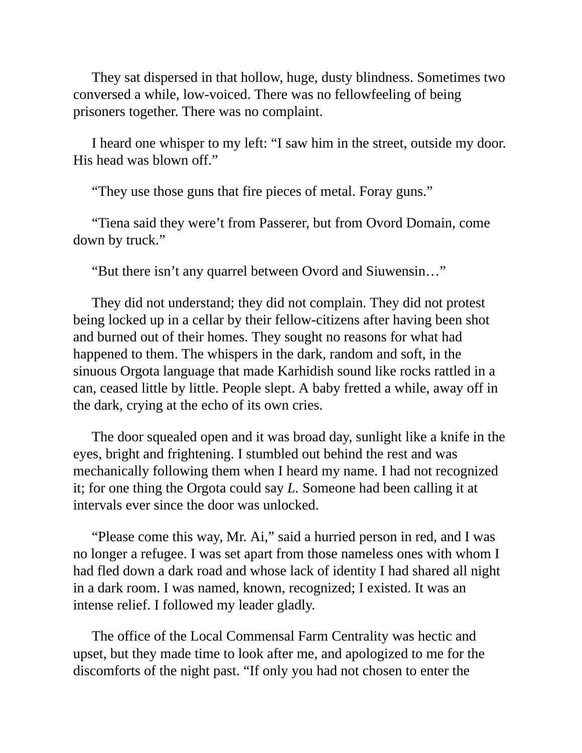They sat dispersed in that hollow, huge, dusty blindness. Sometimes two conversed a while, low-voiced. There was no fellowfeeling of being prisoners together. There was no complaint.

I heard one whisper to my left: “I saw him in the street, outside my door. His head was blown off.”

“They use those guns that fire pieces of metal. Foray guns.”

“Tiena said they were’t from Passerer, but from Ovord Domain, come down by truck.”

“But there isn’t any quarrel between Ovord and Siuwensin…”

They did not understand; they did not complain. They did not protest being locked up in a cellar by their fellow-citizens after having been shot and burned out of their homes. They sought no reasons for what had happened to them. The whispers in the dark, random and soft, in the sinuous Orgota language that made Karhidish sound like rocks rattled in a can, ceased little by little. People slept. A baby fretted a while, away off in the dark, crying at the echo of its own cries.

The door squealed open and it was broad day, sunlight like a knife in the eyes, bright and frightening. I stumbled out behind the rest and was mechanically following them when I heard my name. I had not recognized it; for one thing the Orgota could say *L.* Someone had been calling it at intervals ever since the door was unlocked.

“Please come this way, Mr. Ai,” said a hurried person in red, and I was no longer a refugee. I was set apart from those nameless ones with whom I had fled down a dark road and whose lack of identity I had shared all night in a dark room. I was named, known, recognized; I existed. It was an intense relief. I followed my leader gladly.

The office of the Local Commensal Farm Centrality was hectic and upset, but they made time to look after me, and apologized to me for the discomforts of the night past. “If only you had not chosen to enter the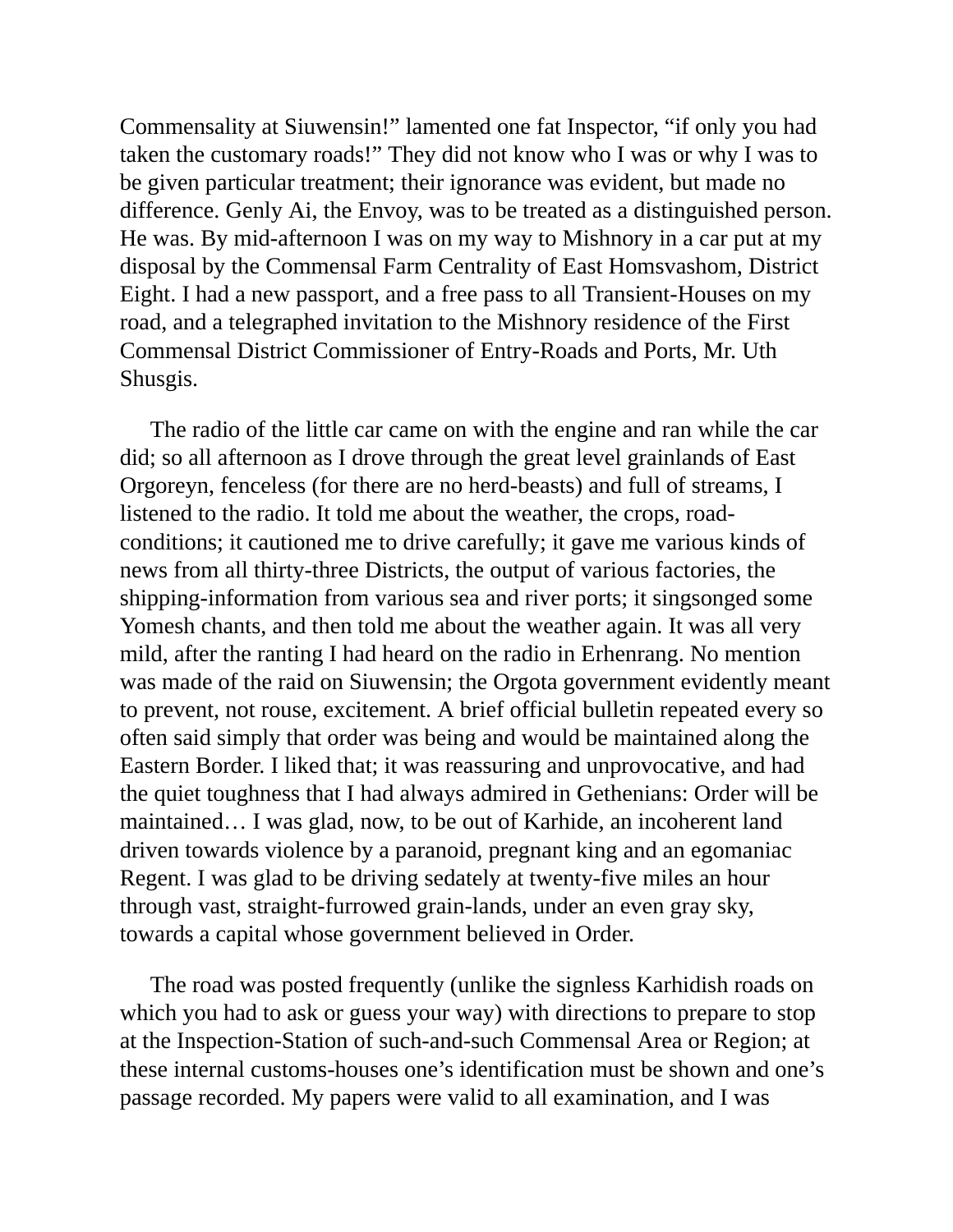Commensality at Siuwensin!" lamented one fat Inspector, "if only you had taken the customary roads!" They did not know who I was or why I was to be given particular treatment; their ignorance was evident, but made no difference. Genly Ai, the Envoy, was to be treated as a distinguished person. He was. By mid-afternoon I was on my way to Mishnory in a car put at my disposal by the Commensal Farm Centrality of East Homsvashom, District Eight. I had a new passport, and a free pass to all Transient-Houses on my road, and a telegraphed invitation to the Mishnory residence of the First Commensal District Commissioner of Entry-Roads and Ports, Mr. Uth Shusgis.

The radio of the little car came on with the engine and ran while the car did; so all afternoon as I drove through the great level grainlands of East Orgoreyn, fenceless (for there are no herd-beasts) and full of streams, I listened to the radio. It told me about the weather, the crops, road-conditions; it cautioned me to drive carefully; it gave me various kinds of news from all thirty-three Districts, the output of various factories, the shipping-information from various sea and river ports; it singsonged some Yomesh chants, and then told me about the weather again. It was all very mild, after the ranting I had heard on the radio in Erhenrang. No mention was made of the raid on Siuwensin; the Orgota government evidently meant to prevent, not rouse, excitement. A brief official bulletin repeated every so often said simply that order was being and would be maintained along the Eastern Border. I liked that; it was reassuring and unprovocative, and had the quiet toughness that I had always admired in Gethenians: Order will be maintained… I was glad, now, to be out of Karhide, an incoherent land driven towards violence by a paranoid, pregnant king and an egomaniac Regent. I was glad to be driving sedately at twenty-five miles an hour through vast, straight-furrowed grain-lands, under an even gray sky, towards a capital whose government believed in Order.

The road was posted frequently (unlike the signless Karhidish roads on which you had to ask or guess your way) with directions to prepare to stop at the Inspection-Station of such-and-such Commensal Area or Region; at these internal customs-houses one's identification must be shown and one's passage recorded. My papers were valid to all examination, and I was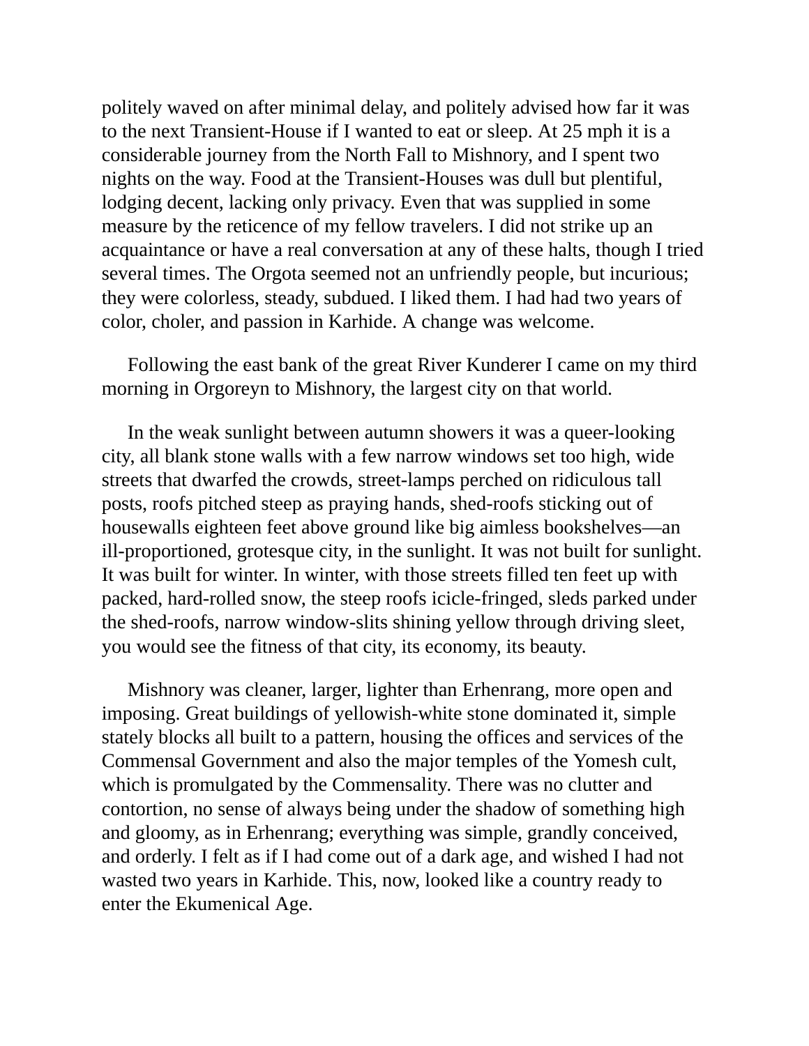politely waved on after minimal delay, and politely advised how far it was to the next Transient-House if I wanted to eat or sleep. At 25 mph it is a considerable journey from the North Fall to Mishnory, and I spent two nights on the way. Food at the Transient-Houses was dull but plentiful, lodging decent, lacking only privacy. Even that was supplied in some measure by the reticence of my fellow travelers. I did not strike up an acquaintance or have a real conversation at any of these halts, though I tried several times. The Orgota seemed not an unfriendly people, but incurious; they were colorless, steady, subdued. I liked them. I had had two years of color, choler, and passion in Karhide. A change was welcome.

Following the east bank of the great River Kunderer I came on my third morning in Orgoreyn to Mishnory, the largest city on that world.

In the weak sunlight between autumn showers it was a queer-looking city, all blank stone walls with a few narrow windows set too high, wide streets that dwarfed the crowds, street-lamps perched on ridiculous tall posts, roofs pitched steep as praying hands, shed-roofs sticking out of housewalls eighteen feet above ground like big aimless bookshelves—an ill-proportioned, grotesque city, in the sunlight. It was not built for sunlight. It was built for winter. In winter, with those streets filled ten feet up with packed, hard-rolled snow, the steep roofs icicle-fringed, sleds parked under the shed-roofs, narrow window-slits shining yellow through driving sleet, you would see the fitness of that city, its economy, its beauty.

Mishnory was cleaner, larger, lighter than Erhenrang, more open and imposing. Great buildings of yellowish-white stone dominated it, simple stately blocks all built to a pattern, housing the offices and services of the Commensal Government and also the major temples of the Yomesh cult, which is promulgated by the Commensality. There was no clutter and contortion, no sense of always being under the shadow of something high and gloomy, as in Erhenrang; everything was simple, grandly conceived, and orderly. I felt as if I had come out of a dark age, and wished I had not wasted two years in Karhide. This, now, looked like a country ready to enter the Ekumenical Age.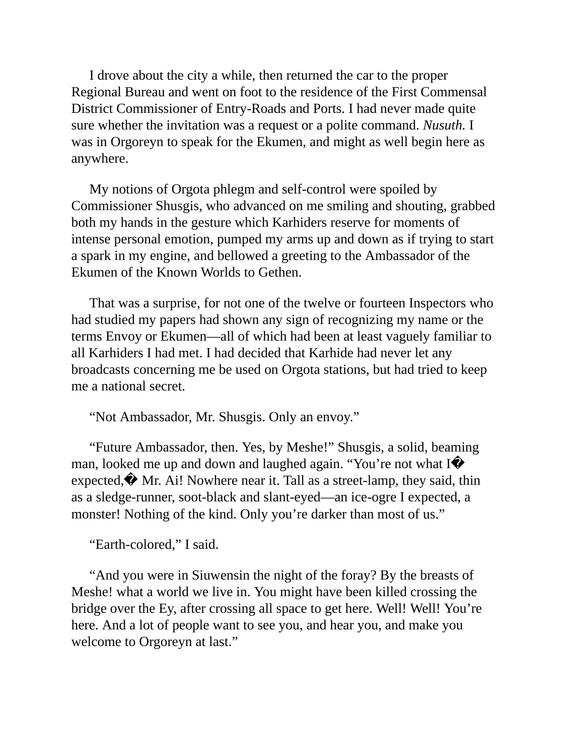I drove about the city a while, then returned the car to the proper Regional Bureau and went on foot to the residence of the First Commensal District Commissioner of Entry-Roads and Ports. I had never made quite sure whether the invitation was a request or a polite command. *Nusuth.* I was in Orgoreyn to speak for the Ekumen, and might as well begin here as anywhere.

My notions of Orgota phlegm and self-control were spoiled by Commissioner Shusgis, who advanced on me smiling and shouting, grabbed both my hands in the gesture which Karhiders reserve for moments of intense personal emotion, pumped my arms up and down as if trying to start a spark in my engine, and bellowed a greeting to the Ambassador of the Ekumen of the Known Worlds to Gethen.

That was a surprise, for not one of the twelve or fourteen Inspectors who had studied my papers had shown any sign of recognizing my name or the terms Envoy or Ekumen—all of which had been at least vaguely familiar to all Karhiders I had met. I had decided that Karhide had never let any broadcasts concerning me be used on Orgota stations, but had tried to keep me a national secret.

“Not Ambassador, Mr. Shusgis. Only an envoy.”

“Future Ambassador, then. Yes, by Meshe!” Shusgis, a solid, beaming man, looked me up and down and laughed again. “You’re not what I� expected,� Mr. Ai! Nowhere near it. Tall as a street-lamp, they said, thin as a sledge-runner, soot-black and slant-eyed—an ice-ogre I expected, a monster! Nothing of the kind. Only you’re darker than most of us.”

“Earth-colored,” I said.

“And you were in Siuwensin the night of the foray? By the breasts of Meshe! what a world we live in. You might have been killed crossing the bridge over the Ey, after crossing all space to get here. Well! Well! You’re here. And a lot of people want to see you, and hear you, and make you welcome to Orgoreyn at last.”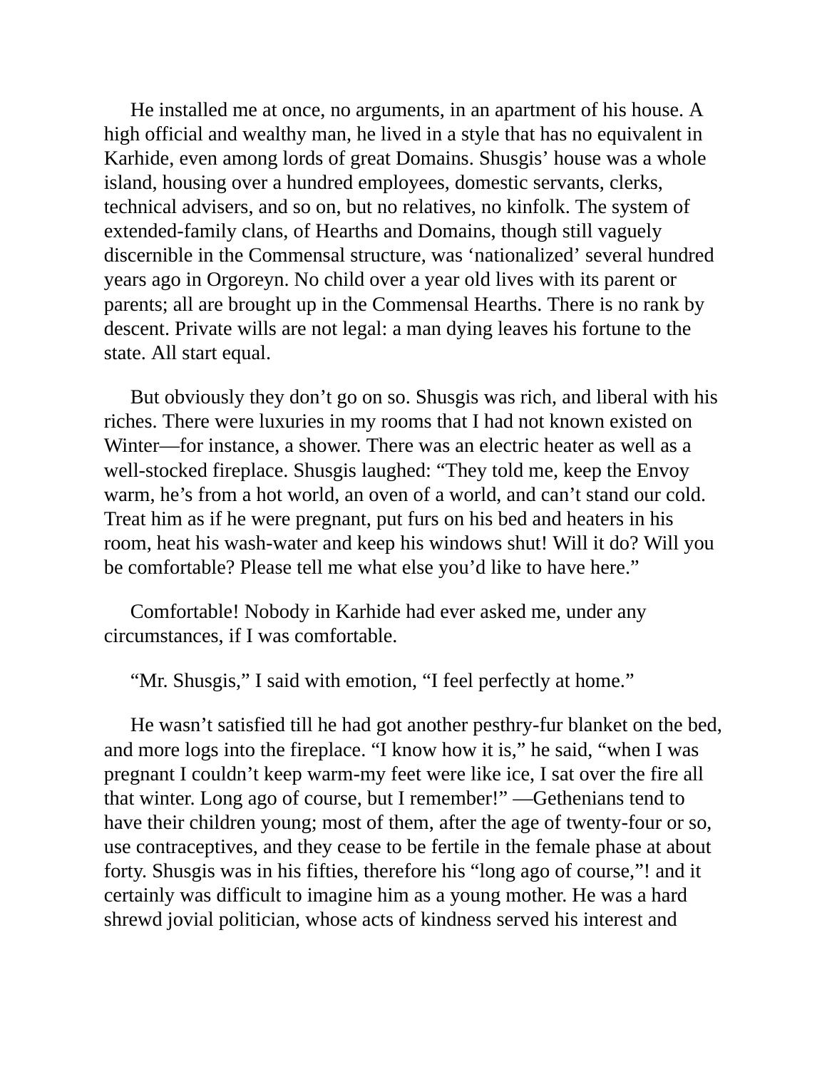He installed me at once, no arguments, in an apartment of his house. A high official and wealthy man, he lived in a style that has no equivalent in Karhide, even among lords of great Domains. Shusgis' house was a whole island, housing over a hundred employees, domestic servants, clerks, technical advisers, and so on, but no relatives, no kinfolk. The system of extended-family clans, of Hearths and Domains, though still vaguely discernible in the Commensal structure, was 'nationalized' several hundred years ago in Orgoreyn. No child over a year old lives with its parent or parents; all are brought up in the Commensal Hearths. There is no rank by descent. Private wills are not legal: a man dying leaves his fortune to the state. All start equal.

But obviously they don't go on so. Shusgis was rich, and liberal with his riches. There were luxuries in my rooms that I had not known existed on Winter—for instance, a shower. There was an electric heater as well as a well-stocked fireplace. Shusgis laughed: "They told me, keep the Envoy warm, he's from a hot world, an oven of a world, and can't stand our cold. Treat him as if he were pregnant, put furs on his bed and heaters in his room, heat his wash-water and keep his windows shut! Will it do? Will you be comfortable? Please tell me what else you'd like to have here."

Comfortable! Nobody in Karhide had ever asked me, under any circumstances, if I was comfortable.

"Mr. Shusgis," I said with emotion, "I feel perfectly at home."

He wasn't satisfied till he had got another pesthry-fur blanket on the bed, and more logs into the fireplace. "I know how it is," he said, "when I was pregnant I couldn't keep warm-my feet were like ice, I sat over the fire all that winter. Long ago of course, but I remember!" —Gethenians tend to have their children young; most of them, after the age of twenty-four or so, use contraceptives, and they cease to be fertile in the female phase at about forty. Shusgis was in his fifties, therefore his "long ago of course,"! and it certainly was difficult to imagine him as a young mother. He was a hard shrewd jovial politician, whose acts of kindness served his interest and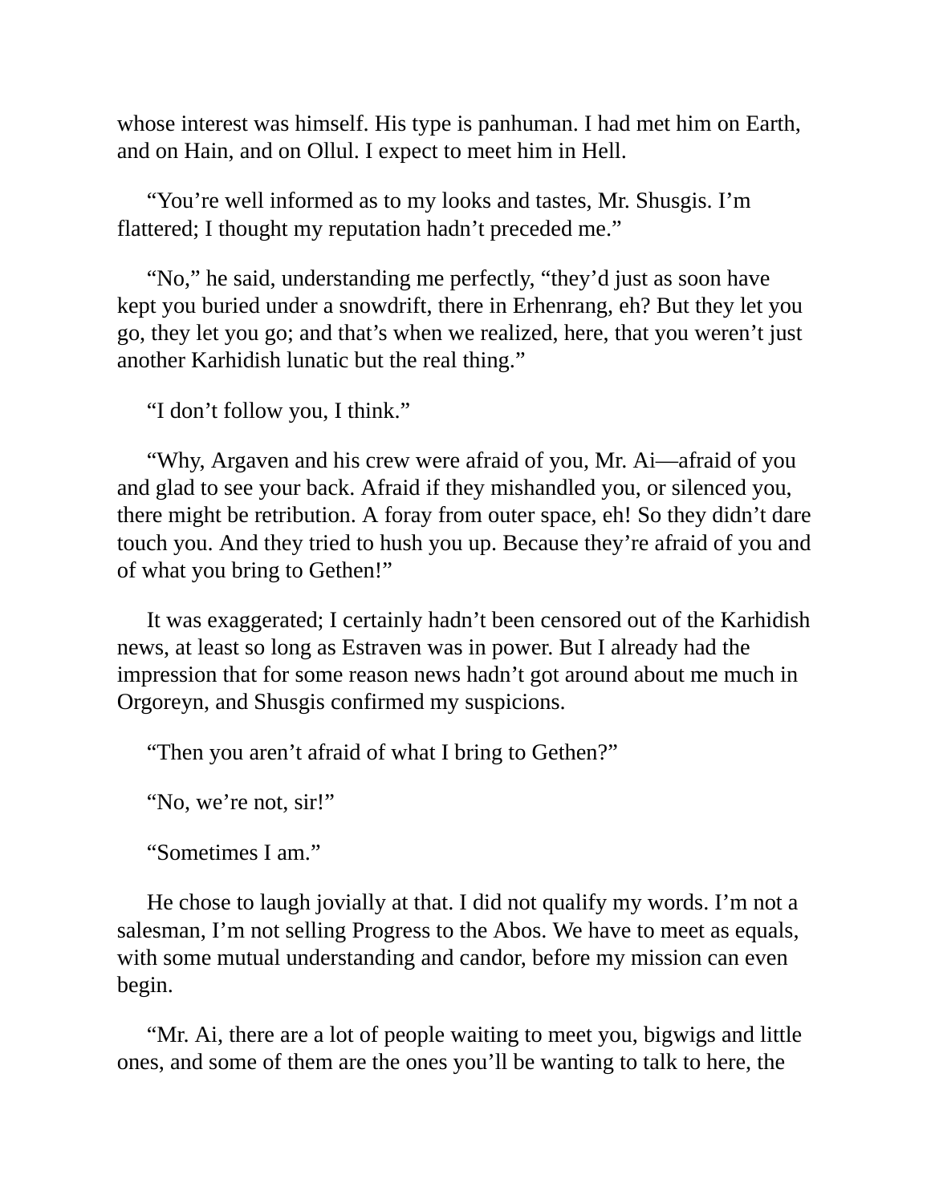whose interest was himself. His type is panhuman. I had met him on Earth, and on Hain, and on Ollul. I expect to meet him in Hell.

“You’re well informed as to my looks and tastes, Mr. Shusgis. I’m flattered; I thought my reputation hadn’t preceded me.”

“No,” he said, understanding me perfectly, “they’d just as soon have kept you buried under a snowdrift, there in Erhenrang, eh? But they let you go, they let you go; and that’s when we realized, here, that you weren’t just another Karhidish lunatic but the real thing.”

“I don’t follow you, I think.”

“Why, Argaven and his crew were afraid of you, Mr. Ai—afraid of you and glad to see your back. Afraid if they mishandled you, or silenced you, there might be retribution. A foray from outer space, eh! So they didn’t dare touch you. And they tried to hush you up. Because they’re afraid of you and of what you bring to Gethen!”

It was exaggerated; I certainly hadn’t been censored out of the Karhidish news, at least so long as Estraven was in power. But I already had the impression that for some reason news hadn’t got around about me much in Orgoreyn, and Shusgis confirmed my suspicions.

“Then you aren’t afraid of what I bring to Gethen?”

“No, we’re not, sir!”

“Sometimes I am.”

He chose to laugh jovially at that. I did not qualify my words. I’m not a salesman, I’m not selling Progress to the Abos. We have to meet as equals, with some mutual understanding and candor, before my mission can even begin.

“Mr. Ai, there are a lot of people waiting to meet you, bigwigs and little ones, and some of them are the ones you’ll be wanting to talk to here, the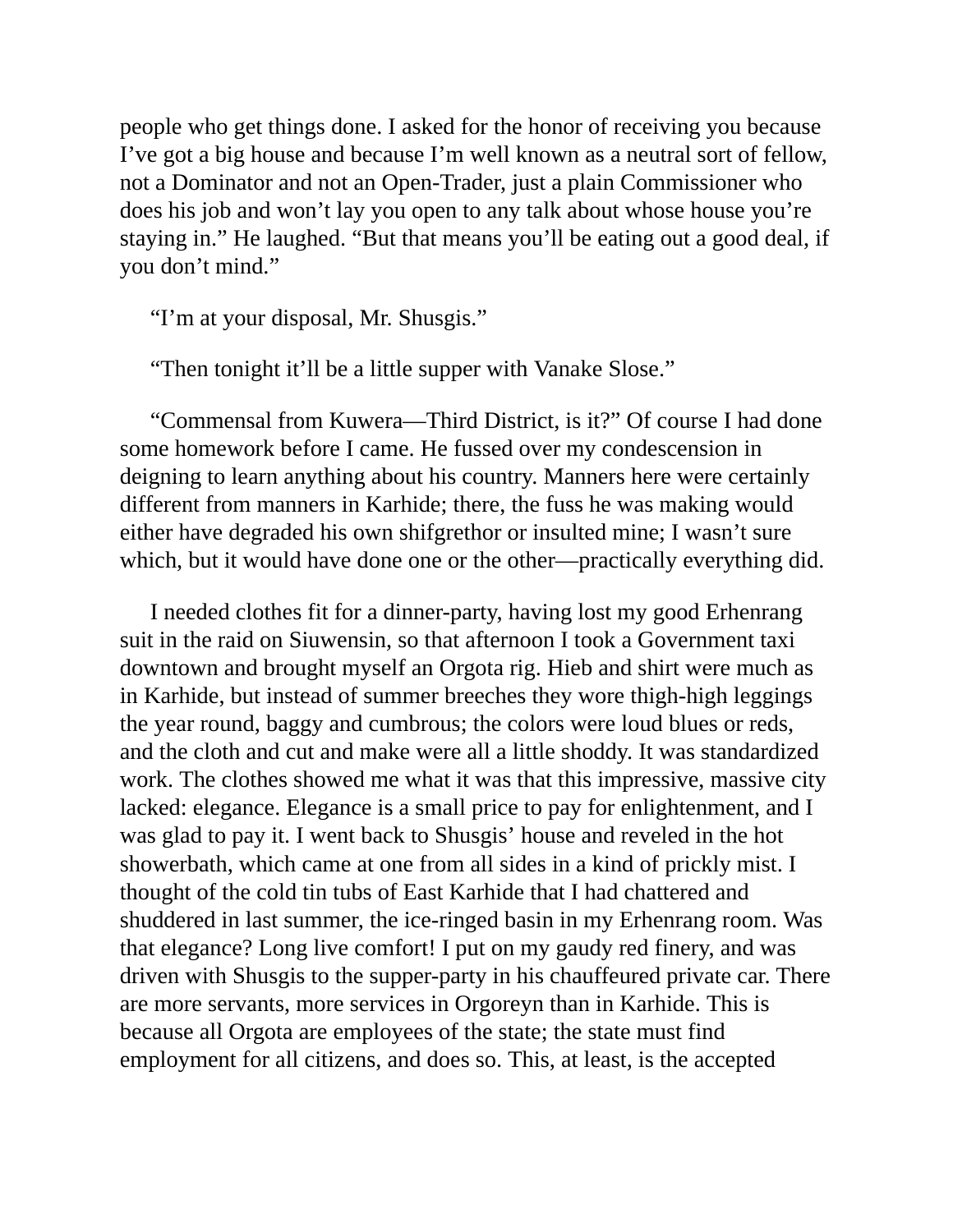people who get things done. I asked for the honor of receiving you because I've got a big house and because I'm well known as a neutral sort of fellow, not a Dominator and not an Open-Trader, just a plain Commissioner who does his job and won't lay you open to any talk about whose house you're staying in." He laughed. "But that means you'll be eating out a good deal, if you don't mind."

"I'm at your disposal, Mr. Shusgis."

"Then tonight it'll be a little supper with Vanake Slose."

"Commensal from Kuwera—Third District, is it?" Of course I had done some homework before I came. He fussed over my condescension in deigning to learn anything about his country. Manners here were certainly different from manners in Karhide; there, the fuss he was making would either have degraded his own shifgrethor or insulted mine; I wasn't sure which, but it would have done one or the other—practically everything did.

I needed clothes fit for a dinner-party, having lost my good Erhenrang suit in the raid on Siuwensin, so that afternoon I took a Government taxi downtown and brought myself an Orgota rig. Hieb and shirt were much as in Karhide, but instead of summer breeches they wore thigh-high leggings the year round, baggy and cumbrous; the colors were loud blues or reds, and the cloth and cut and make were all a little shoddy. It was standardized work. The clothes showed me what it was that this impressive, massive city lacked: elegance. Elegance is a small price to pay for enlightenment, and I was glad to pay it. I went back to Shusgis' house and reveled in the hot showerbath, which came at one from all sides in a kind of prickly mist. I thought of the cold tin tubs of East Karhide that I had chattered and shuddered in last summer, the ice-ringed basin in my Erhenrang room. Was that elegance? Long live comfort! I put on my gaudy red finery, and was driven with Shusgis to the supper-party in his chauffeured private car. There are more servants, more services in Orgoreyn than in Karhide. This is because all Orgota are employees of the state; the state must find employment for all citizens, and does so. This, at least, is the accepted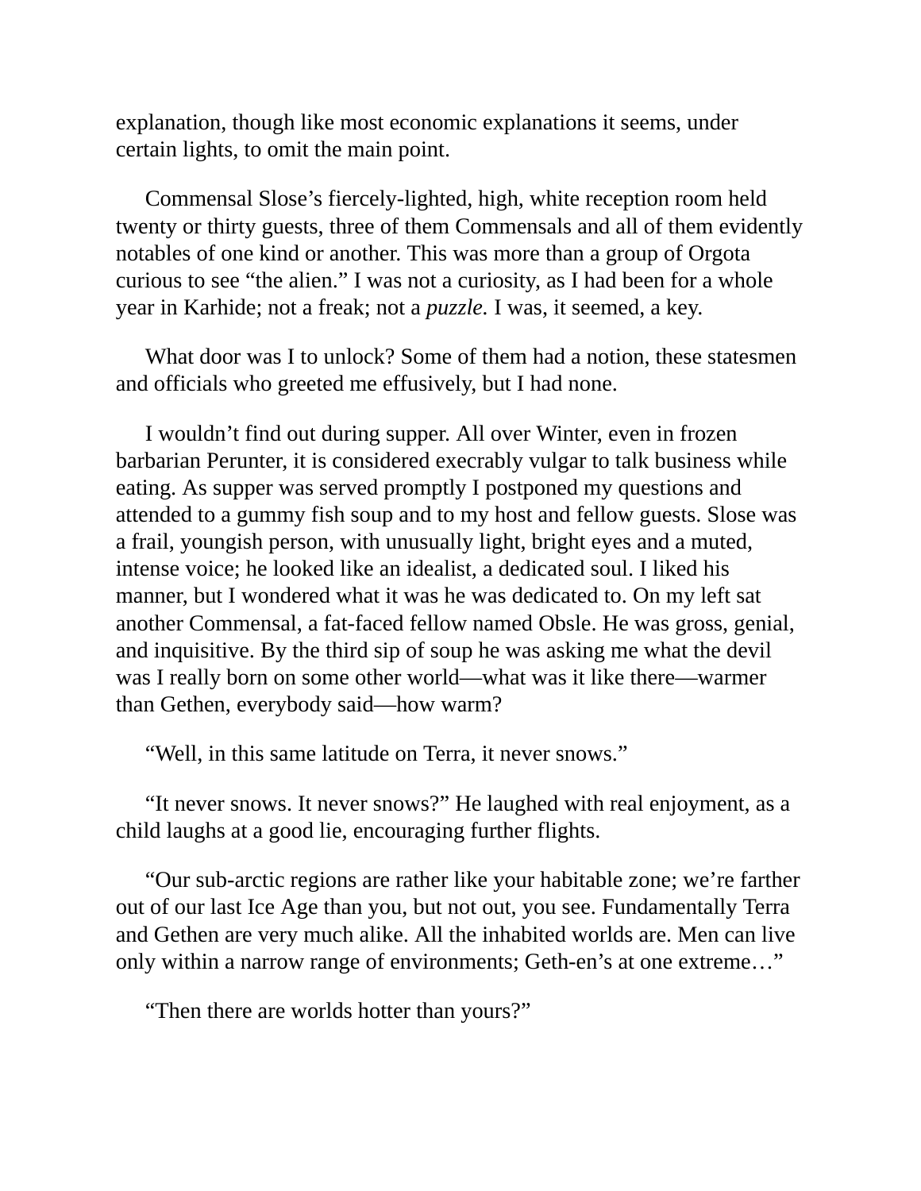explanation, though like most economic explanations it seems, under certain lights, to omit the main point.

Commensal Slose’s fiercely-lighted, high, white reception room held twenty or thirty guests, three of them Commensals and all of them evidently notables of one kind or another. This was more than a group of Orgota curious to see “the alien.” I was not a curiosity, as I had been for a whole year in Karhide; not a freak; not a *puzzle*. I was, it seemed, a key.

What door was I to unlock? Some of them had a notion, these statesmen and officials who greeted me effusively, but I had none.

I wouldn’t find out during supper. All over Winter, even in frozen barbarian Perunter, it is considered execrably vulgar to talk business while eating. As supper was served promptly I postponed my questions and attended to a gummy fish soup and to my host and fellow guests. Slose was a frail, youngish person, with unusually light, bright eyes and a muted, intense voice; he looked like an idealist, a dedicated soul. I liked his manner, but I wondered what it was he was dedicated to. On my left sat another Commensal, a fat-faced fellow named Obsle. He was gross, genial, and inquisitive. By the third sip of soup he was asking me what the devil was I really born on some other world—what was it like there—warmer than Gethen, everybody said—how warm?

“Well, in this same latitude on Terra, it never snows.”

“It never snows. It never snows?” He laughed with real enjoyment, as a child laughs at a good lie, encouraging further flights.

“Our sub-arctic regions are rather like your habitable zone; we’re farther out of our last Ice Age than you, but not out, you see. Fundamentally Terra and Gethen are very much alike. All the inhabited worlds are. Men can live only within a narrow range of environments; Geth-en’s at one extreme…”

“Then there are worlds hotter than yours?”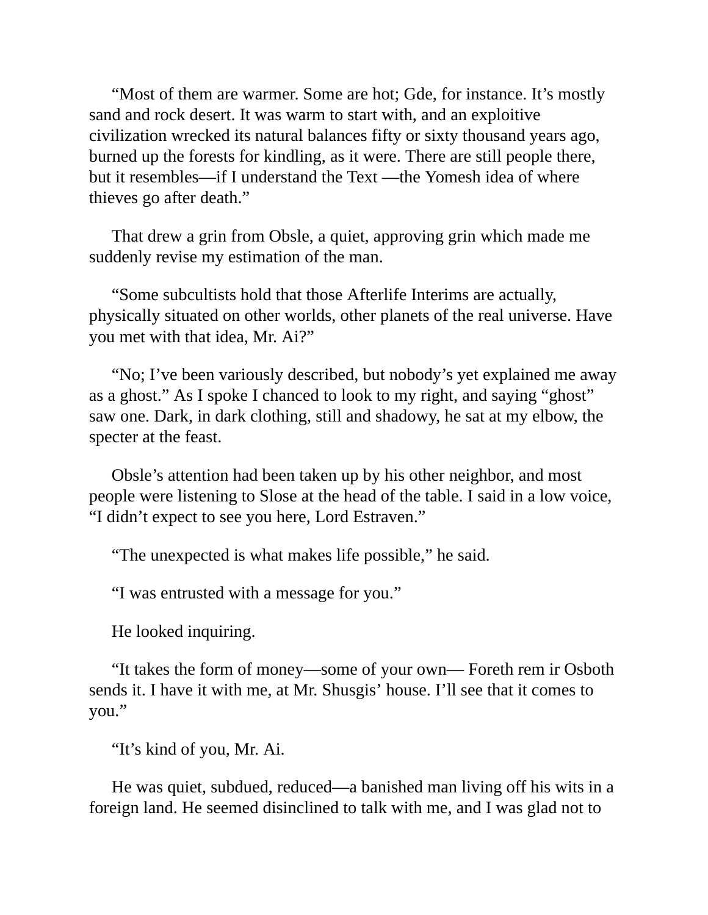“Most of them are warmer. Some are hot; Gde, for instance. It’s mostly sand and rock desert. It was warm to start with, and an exploitive civilization wrecked its natural balances fifty or sixty thousand years ago, burned up the forests for kindling, as it were. There are still people there, but it resembles—if I understand the Text —the Yomesh idea of where thieves go after death.”

That drew a grin from Obsle, a quiet, approving grin which made me suddenly revise my estimation of the man.

“Some subcultists hold that those Afterlife Interims are actually, physically situated on other worlds, other planets of the real universe. Have you met with that idea, Mr. Ai?”

“No; I’ve been variously described, but nobody’s yet explained me away as a ghost.” As I spoke I chanced to look to my right, and saying “ghost” saw one. Dark, in dark clothing, still and shadowy, he sat at my elbow, the specter at the feast.

Obsle’s attention had been taken up by his other neighbor, and most people were listening to Slose at the head of the table. I said in a low voice, “I didn’t expect to see you here, Lord Estraven.”

“The unexpected is what makes life possible,” he said.

“I was entrusted with a message for you.”

He looked inquiring.

“It takes the form of money—some of your own— Foreth rem ir Osboth sends it. I have it with me, at Mr. Shusgis’ house. I’ll see that it comes to you.”

“It’s kind of you, Mr. Ai.

He was quiet, subdued, reduced—a banished man living off his wits in a foreign land. He seemed disinclined to talk with me, and I was glad not to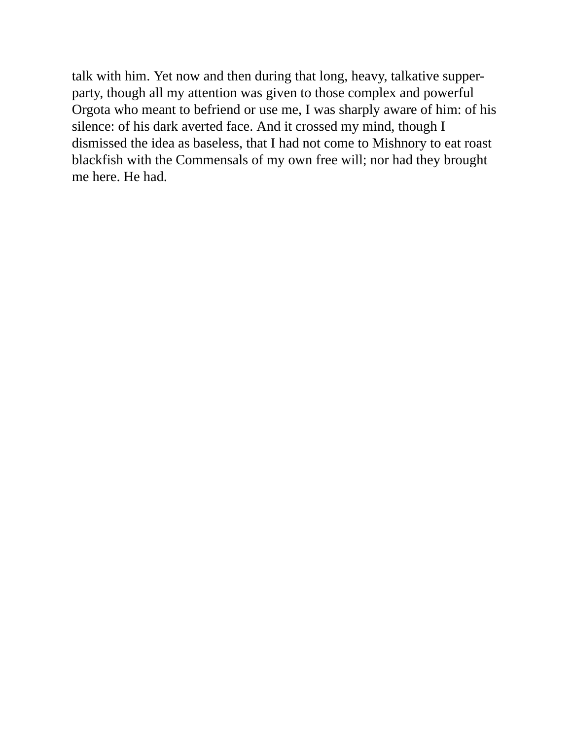talk with him. Yet now and then during that long, heavy, talkative supper-party, though all my attention was given to those complex and powerful Orgota who meant to befriend or use me, I was sharply aware of him: of his silence: of his dark averted face. And it crossed my mind, though I dismissed the idea as baseless, that I had not come to Mishnory to eat roast blackfish with the Commensals of my own free will; nor had they brought me here. He had.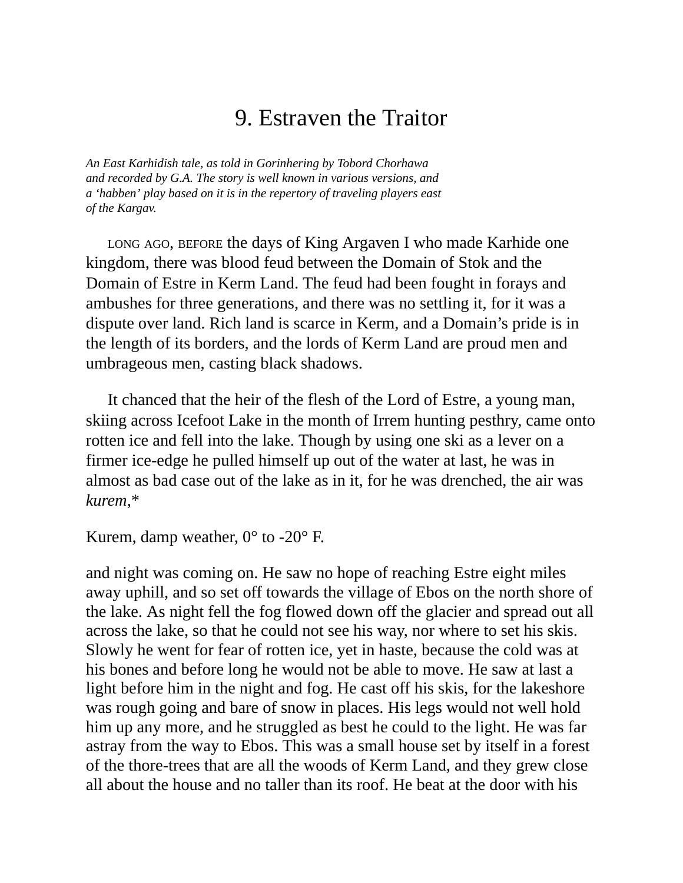# 9. Estraven the Traitor

*An East Karhidish tale, as told in Gorinhering by Tobord Chorhawa and recorded by G.A. The story is well known in various versions, and a 'habben' play based on it is in the repertory of traveling players east of the Kargav.*

LONG AGO, BEFORE the days of King Argaven I who made Karhide one kingdom, there was blood feud between the Domain of Stok and the Domain of Estre in Kerm Land. The feud had been fought in forays and ambushes for three generations, and there was no settling it, for it was a dispute over land. Rich land is scarce in Kerm, and a Domain's pride is in the length of its borders, and the lords of Kerm Land are proud men and umbrageous men, casting black shadows.

It chanced that the heir of the flesh of the Lord of Estre, a young man, skiing across Icefoot Lake in the month of Irrem hunting pesthry, came onto rotten ice and fell into the lake. Though by using one ski as a lever on a firmer ice-edge he pulled himself up out of the water at last, he was in almost as bad case out of the lake as in it, for he was drenched, the air was *kurem*,*

Kurem, damp weather, 0° to -20° F.

and night was coming on. He saw no hope of reaching Estre eight miles away uphill, and so set off towards the village of Ebos on the north shore of the lake. As night fell the fog flowed down off the glacier and spread out all across the lake, so that he could not see his way, nor where to set his skis. Slowly he went for fear of rotten ice, yet in haste, because the cold was at his bones and before long he would not be able to move. He saw at last a light before him in the night and fog. He cast off his skis, for the lakeshore was rough going and bare of snow in places. His legs would not well hold him up any more, and he struggled as best he could to the light. He was far astray from the way to Ebos. This was a small house set by itself in a forest of the thore-trees that are all the woods of Kerm Land, and they grew close all about the house and no taller than its roof. He beat at the door with his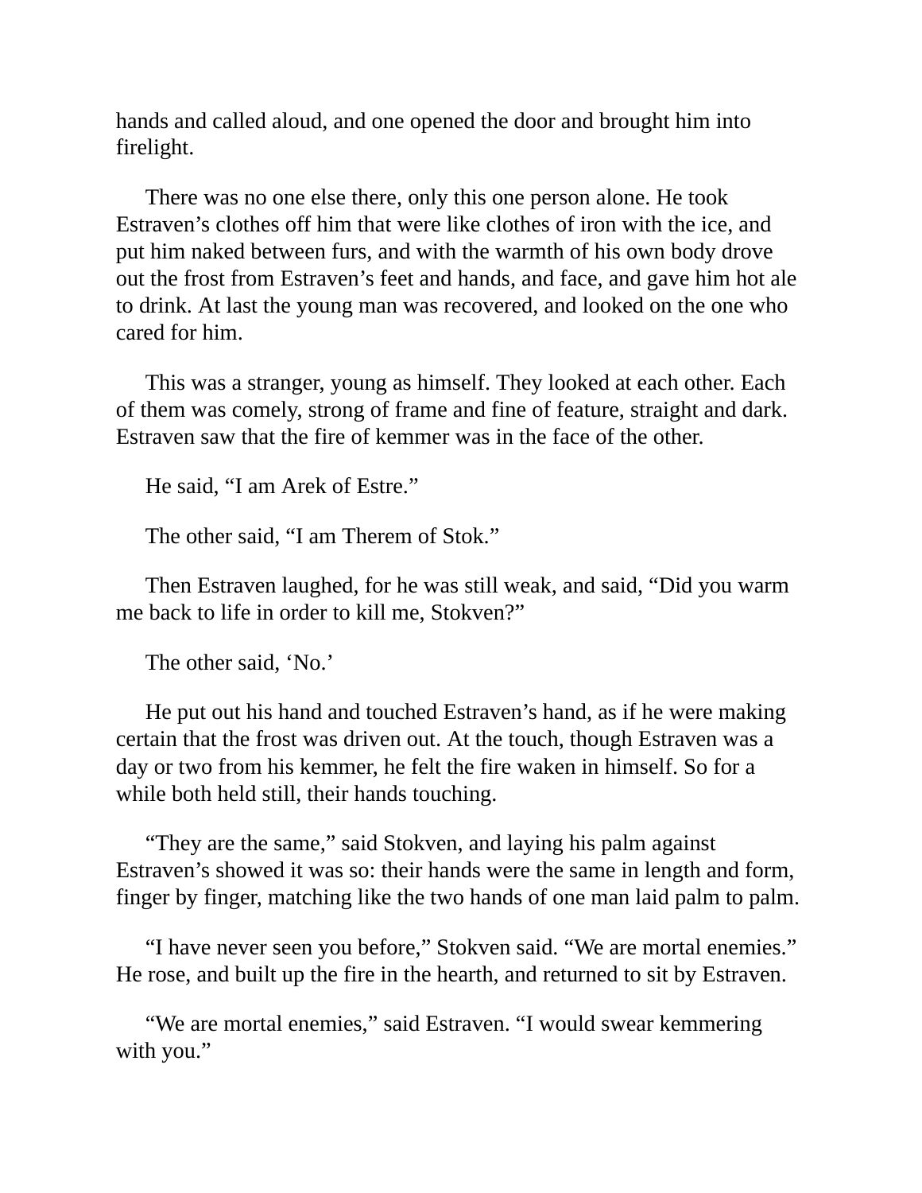hands and called aloud, and one opened the door and brought him into firelight.

There was no one else there, only this one person alone. He took Estraven's clothes off him that were like clothes of iron with the ice, and put him naked between furs, and with the warmth of his own body drove out the frost from Estraven's feet and hands, and face, and gave him hot ale to drink. At last the young man was recovered, and looked on the one who cared for him.

This was a stranger, young as himself. They looked at each other. Each of them was comely, strong of frame and fine of feature, straight and dark. Estraven saw that the fire of kemmer was in the face of the other.

He said, "I am Arek of Estre."

The other said, "I am Therem of Stok."

Then Estraven laughed, for he was still weak, and said, "Did you warm me back to life in order to kill me, Stokven?"

The other said, 'No.'

He put out his hand and touched Estraven's hand, as if he were making certain that the frost was driven out. At the touch, though Estraven was a day or two from his kemmer, he felt the fire waken in himself. So for a while both held still, their hands touching.

"They are the same," said Stokven, and laying his palm against Estraven's showed it was so: their hands were the same in length and form, finger by finger, matching like the two hands of one man laid palm to palm.

"I have never seen you before," Stokven said. "We are mortal enemies." He rose, and built up the fire in the hearth, and returned to sit by Estraven.

"We are mortal enemies," said Estraven. "I would swear kemmering with you."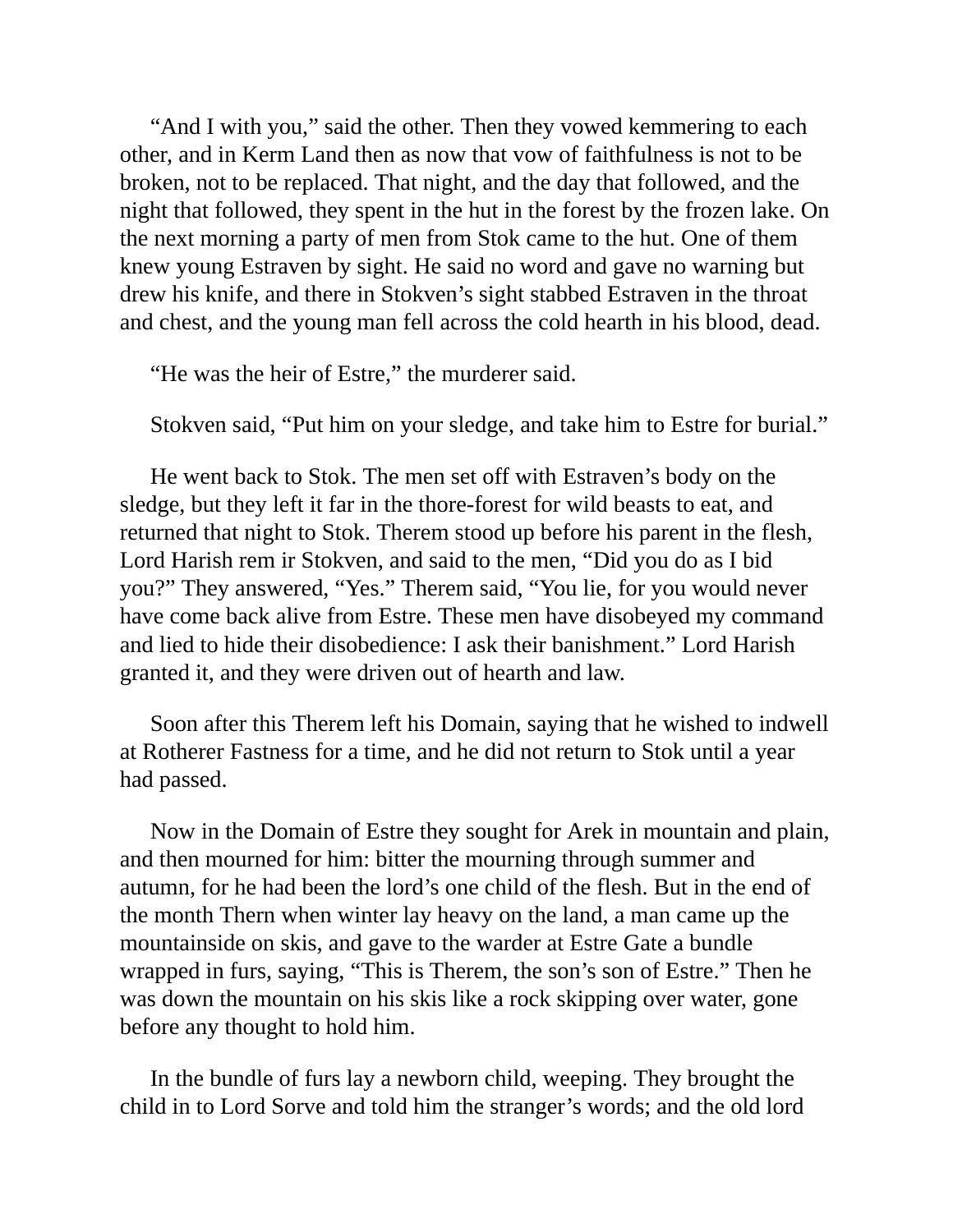“And I with you,” said the other. Then they vowed kemmering to each other, and in Kerm Land then as now that vow of faithfulness is not to be broken, not to be replaced. That night, and the day that followed, and the night that followed, they spent in the hut in the forest by the frozen lake. On the next morning a party of men from Stok came to the hut. One of them knew young Estraven by sight. He said no word and gave no warning but drew his knife, and there in Stokven’s sight stabbed Estraven in the throat and chest, and the young man fell across the cold hearth in his blood, dead.

“He was the heir of Estre,” the murderer said.

Stokven said, “Put him on your sledge, and take him to Estre for burial.”

He went back to Stok. The men set off with Estraven’s body on the sledge, but they left it far in the thore-forest for wild beasts to eat, and returned that night to Stok. Therem stood up before his parent in the flesh, Lord Harish rem ir Stokven, and said to the men, “Did you do as I bid you?” They answered, “Yes.” Therem said, “You lie, for you would never have come back alive from Estre. These men have disobeyed my command and lied to hide their disobedience: I ask their banishment.” Lord Harish granted it, and they were driven out of hearth and law.

Soon after this Therem left his Domain, saying that he wished to indwell at Rotherer Fastness for a time, and he did not return to Stok until a year had passed.

Now in the Domain of Estre they sought for Arek in mountain and plain, and then mourned for him: bitter the mourning through summer and autumn, for he had been the lord’s one child of the flesh. But in the end of the month Thern when winter lay heavy on the land, a man came up the mountainside on skis, and gave to the warder at Estre Gate a bundle wrapped in furs, saying, “This is Therem, the son’s son of Estre.” Then he was down the mountain on his skis like a rock skipping over water, gone before any thought to hold him.

In the bundle of furs lay a newborn child, weeping. They brought the child in to Lord Sorve and told him the stranger’s words; and the old lord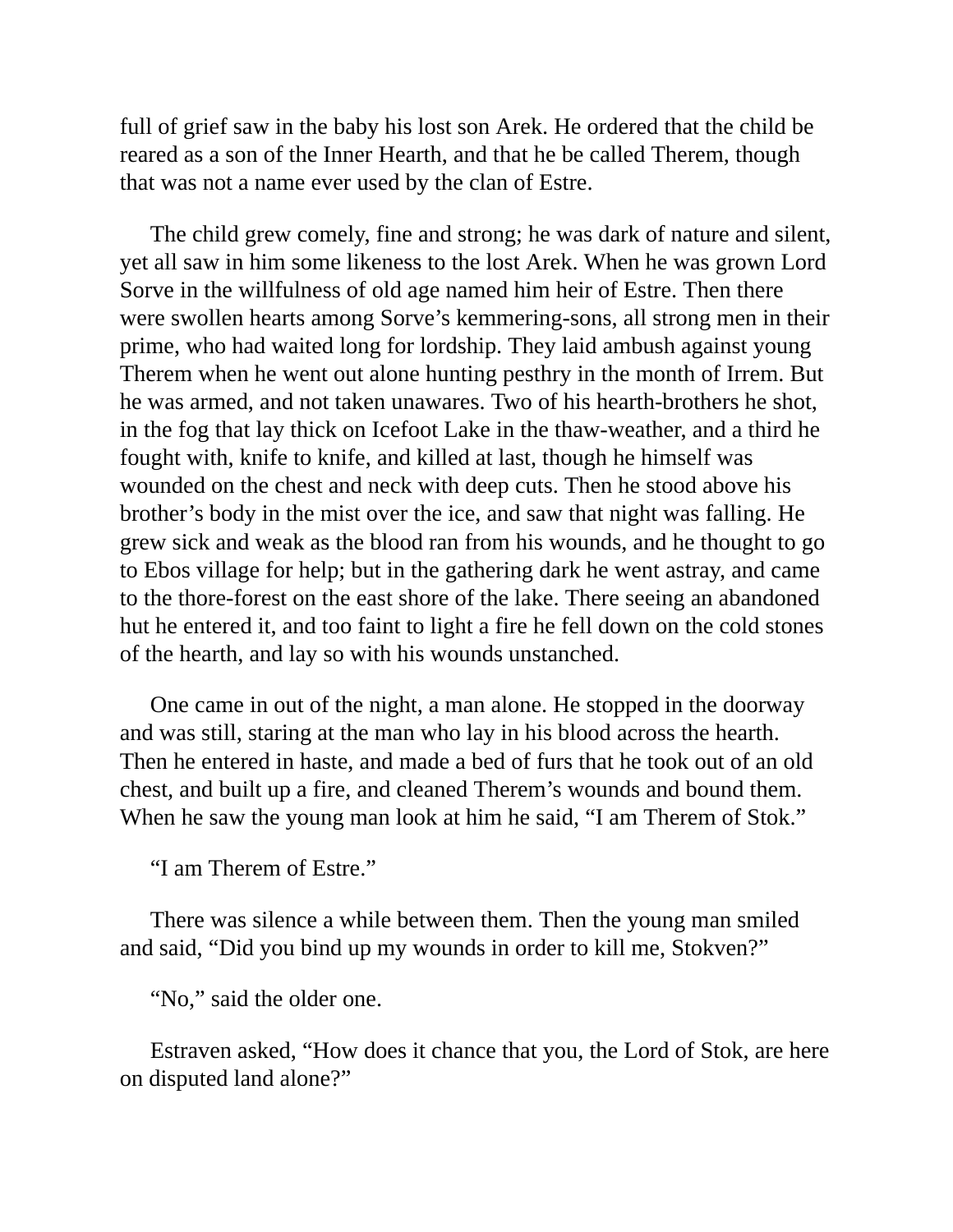full of grief saw in the baby his lost son Arek. He ordered that the child be reared as a son of the Inner Hearth, and that he be called Therem, though that was not a name ever used by the clan of Estre.

The child grew comely, fine and strong; he was dark of nature and silent, yet all saw in him some likeness to the lost Arek. When he was grown Lord Sorve in the willfulness of old age named him heir of Estre. Then there were swollen hearts among Sorve's kemmering-sons, all strong men in their prime, who had waited long for lordship. They laid ambush against young Therem when he went out alone hunting pesthry in the month of Irrem. But he was armed, and not taken unawares. Two of his hearth-brothers he shot, in the fog that lay thick on Icefoot Lake in the thaw-weather, and a third he fought with, knife to knife, and killed at last, though he himself was wounded on the chest and neck with deep cuts. Then he stood above his brother's body in the mist over the ice, and saw that night was falling. He grew sick and weak as the blood ran from his wounds, and he thought to go to Ebos village for help; but in the gathering dark he went astray, and came to the thore-forest on the east shore of the lake. There seeing an abandoned hut he entered it, and too faint to light a fire he fell down on the cold stones of the hearth, and lay so with his wounds unstanched.

One came in out of the night, a man alone. He stopped in the doorway and was still, staring at the man who lay in his blood across the hearth. Then he entered in haste, and made a bed of furs that he took out of an old chest, and built up a fire, and cleaned Therem's wounds and bound them. When he saw the young man look at him he said, "I am Therem of Stok."

"I am Therem of Estre."

There was silence a while between them. Then the young man smiled and said, "Did you bind up my wounds in order to kill me, Stokven?"

"No," said the older one.

Estraven asked, "How does it chance that you, the Lord of Stok, are here on disputed land alone?"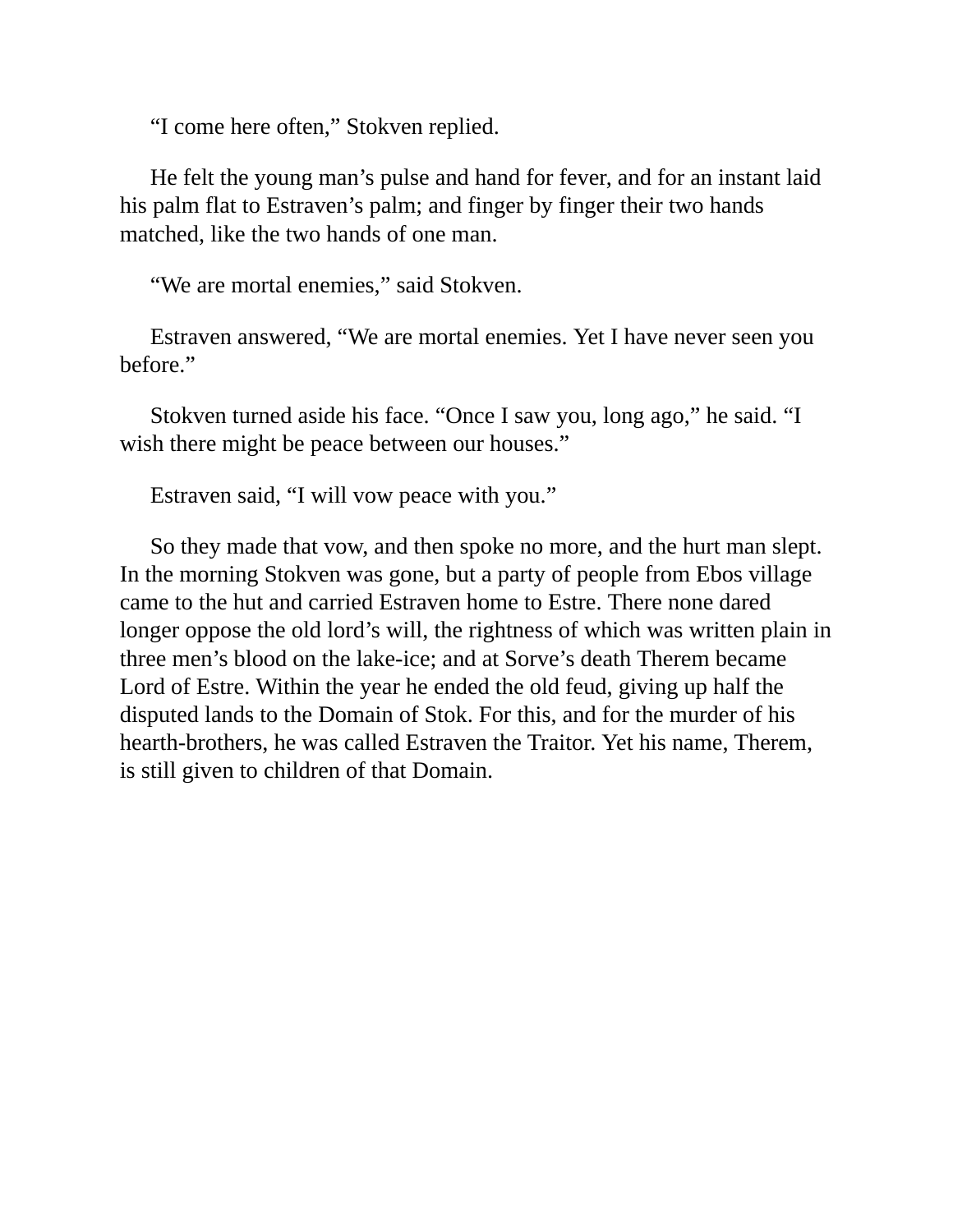"I come here often," Stokven replied.

He felt the young man's pulse and hand for fever, and for an instant laid his palm flat to Estraven's palm; and finger by finger their two hands matched, like the two hands of one man.

"We are mortal enemies," said Stokven.

Estraven answered, "We are mortal enemies. Yet I have never seen you before."

Stokven turned aside his face. "Once I saw you, long ago," he said. "I wish there might be peace between our houses."

Estraven said, "I will vow peace with you."

So they made that vow, and then spoke no more, and the hurt man slept. In the morning Stokven was gone, but a party of people from Ebos village came to the hut and carried Estraven home to Estre. There none dared longer oppose the old lord's will, the rightness of which was written plain in three men's blood on the lake-ice; and at Sorve's death Therem became Lord of Estre. Within the year he ended the old feud, giving up half the disputed lands to the Domain of Stok. For this, and for the murder of his hearth-brothers, he was called Estraven the Traitor. Yet his name, Therem, is still given to children of that Domain.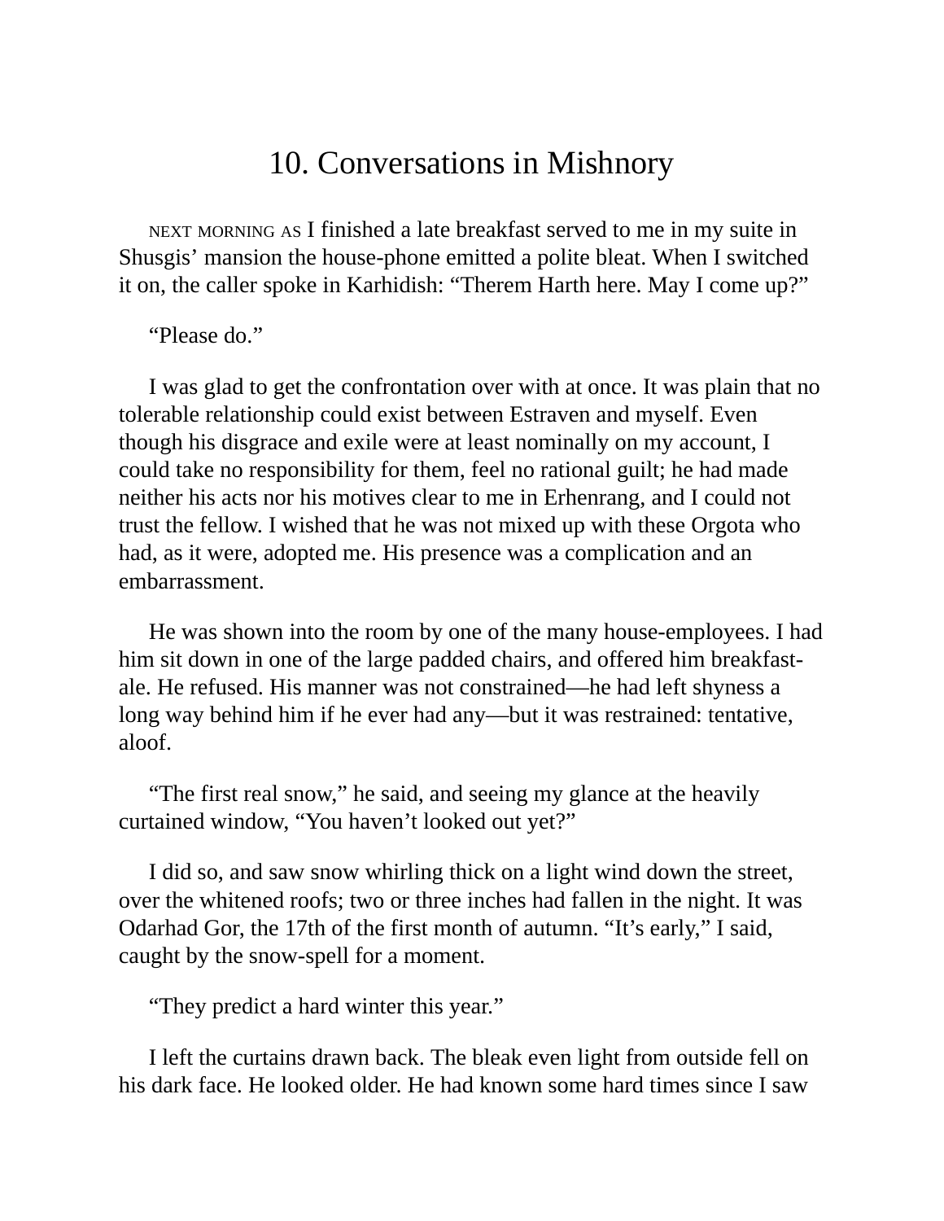# 10. Conversations in Mishnory

NEXT MORNING AS I finished a late breakfast served to me in my suite in Shusgis' mansion the house-phone emitted a polite bleat. When I switched it on, the caller spoke in Karhidish: "Therem Harth here. May I come up?"

"Please do."

I was glad to get the confrontation over with at once. It was plain that no tolerable relationship could exist between Estraven and myself. Even though his disgrace and exile were at least nominally on my account, I could take no responsibility for them, feel no rational guilt; he had made neither his acts nor his motives clear to me in Erhenrang, and I could not trust the fellow. I wished that he was not mixed up with these Orgota who had, as it were, adopted me. His presence was a complication and an embarrassment.

He was shown into the room by one of the many house-employees. I had him sit down in one of the large padded chairs, and offered him breakfast-ale. He refused. His manner was not constrained—he had left shyness a long way behind him if he ever had any—but it was restrained: tentative, aloof.

"The first real snow," he said, and seeing my glance at the heavily curtained window, "You haven't looked out yet?"

I did so, and saw snow whirling thick on a light wind down the street, over the whitened roofs; two or three inches had fallen in the night. It was Odarhad Gor, the 17th of the first month of autumn. "It's early," I said, caught by the snow-spell for a moment.

"They predict a hard winter this year."

I left the curtains drawn back. The bleak even light from outside fell on his dark face. He looked older. He had known some hard times since I saw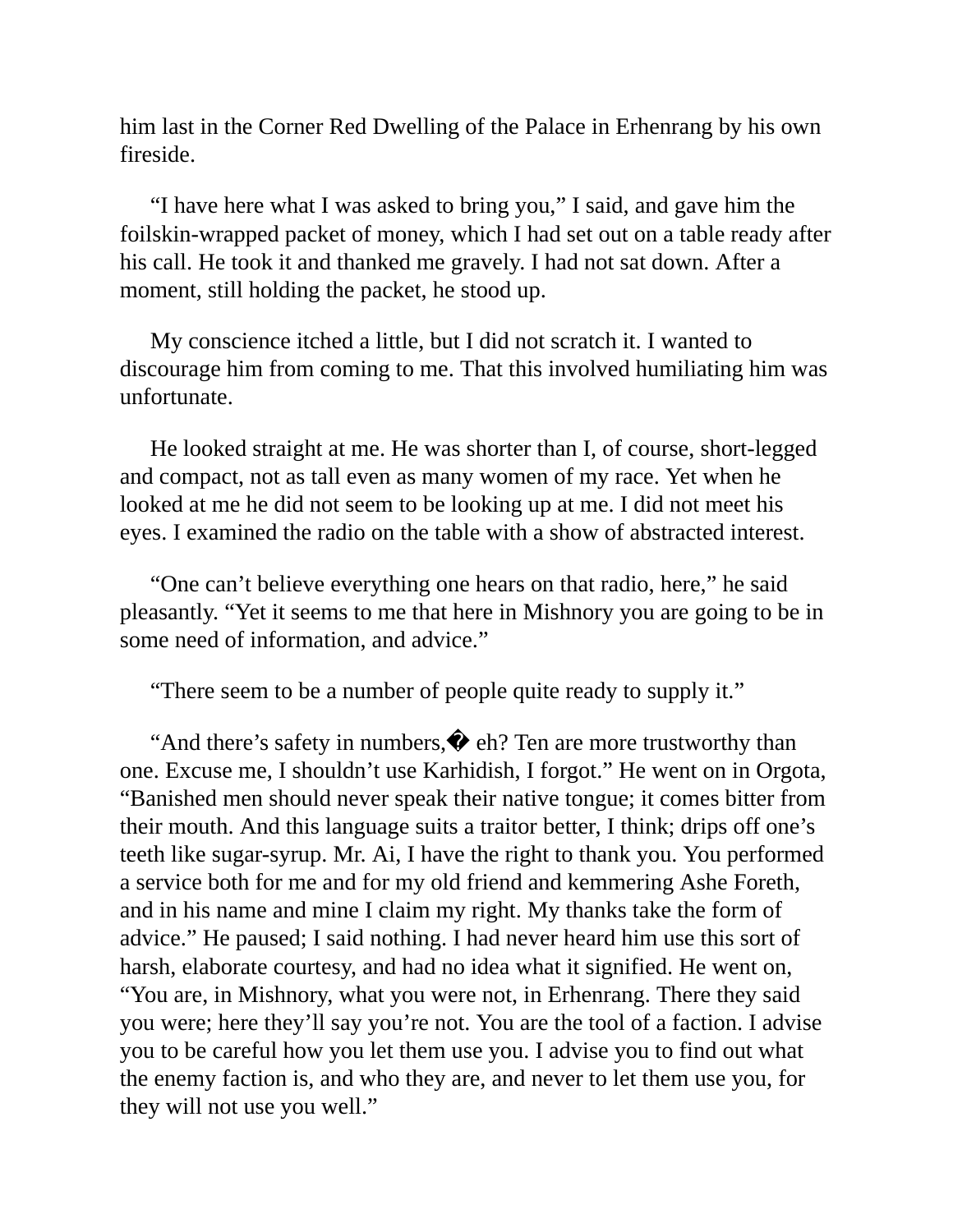him last in the Corner Red Dwelling of the Palace in Erhenrang by his own fireside.

"I have here what I was asked to bring you," I said, and gave him the foilskin-wrapped packet of money, which I had set out on a table ready after his call. He took it and thanked me gravely. I had not sat down. After a moment, still holding the packet, he stood up.

My conscience itched a little, but I did not scratch it. I wanted to discourage him from coming to me. That this involved humiliating him was unfortunate.

He looked straight at me. He was shorter than I, of course, short-legged and compact, not as tall even as many women of my race. Yet when he looked at me he did not seem to be looking up at me. I did not meet his eyes. I examined the radio on the table with a show of abstracted interest.

"One can't believe everything one hears on that radio, here," he said pleasantly. "Yet it seems to me that here in Mishnory you are going to be in some need of information, and advice."

"There seem to be a number of people quite ready to supply it."

"And there's safety in numbers,� eh? Ten are more trustworthy than one. Excuse me, I shouldn't use Karhidish, I forgot." He went on in Orgota, "Banished men should never speak their native tongue; it comes bitter from their mouth. And this language suits a traitor better, I think; drips off one's teeth like sugar-syrup. Mr. Ai, I have the right to thank you. You performed a service both for me and for my old friend and kemmering Ashe Foreth, and in his name and mine I claim my right. My thanks take the form of advice." He paused; I said nothing. I had never heard him use this sort of harsh, elaborate courtesy, and had no idea what it signified. He went on, "You are, in Mishnory, what you were not, in Erhenrang. There they said you were; here they'll say you're not. You are the tool of a faction. I advise you to be careful how you let them use you. I advise you to find out what the enemy faction is, and who they are, and never to let them use you, for they will not use you well."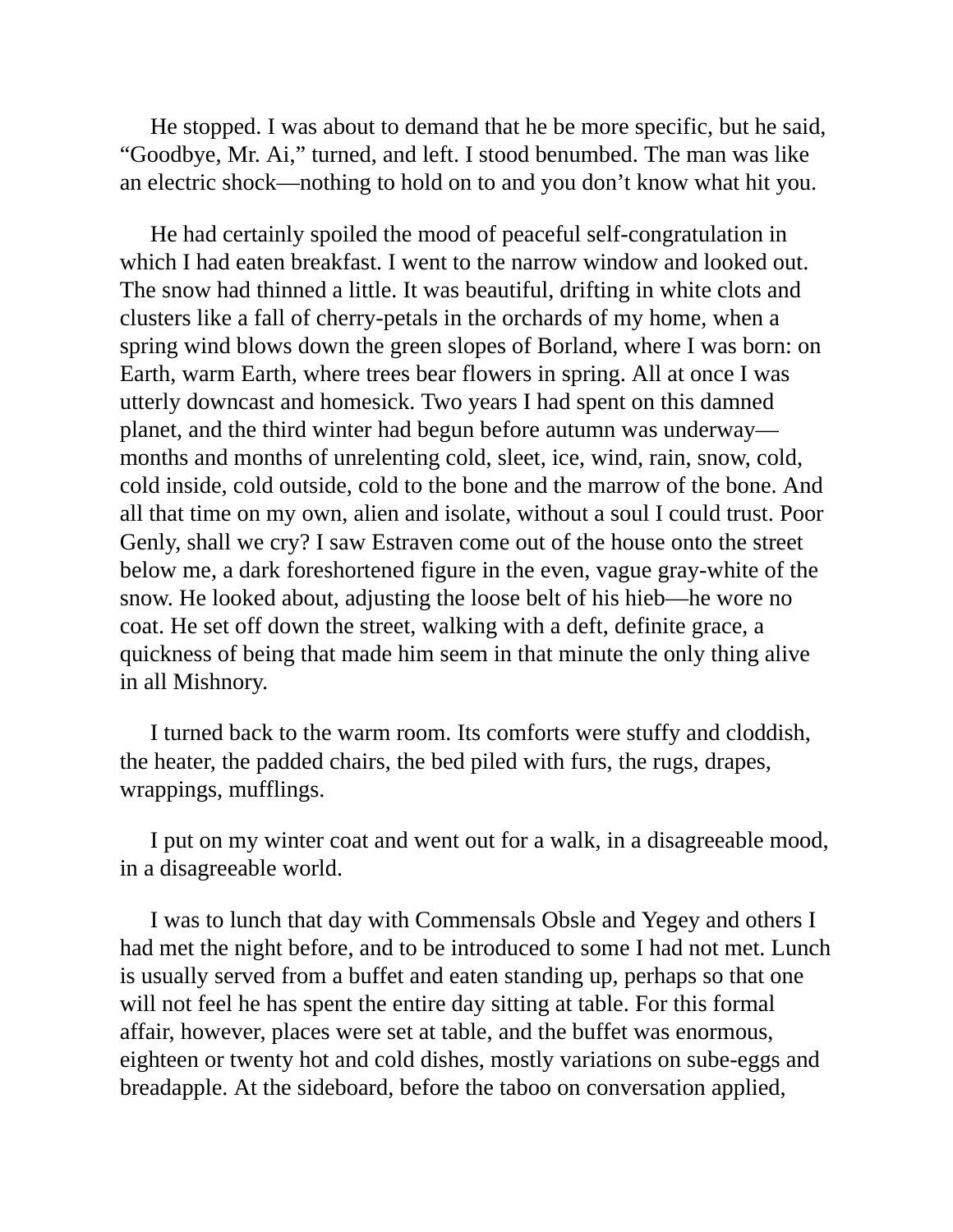He stopped. I was about to demand that he be more specific, but he said, “Goodbye, Mr. Ai,” turned, and left. I stood benumbed. The man was like an electric shock—nothing to hold on to and you don’t know what hit you.

He had certainly spoiled the mood of peaceful self-congratulation in which I had eaten breakfast. I went to the narrow window and looked out. The snow had thinned a little. It was beautiful, drifting in white clots and clusters like a fall of cherry-petals in the orchards of my home, when a spring wind blows down the green slopes of Borland, where I was born: on Earth, warm Earth, where trees bear flowers in spring. All at once I was utterly downcast and homesick. Two years I had spent on this damned planet, and the third winter had begun before autumn was underway—months and months of unrelenting cold, sleet, ice, wind, rain, snow, cold, cold inside, cold outside, cold to the bone and the marrow of the bone. And all that time on my own, alien and isolate, without a soul I could trust. Poor Genly, shall we cry? I saw Estraven come out of the house onto the street below me, a dark foreshortened figure in the even, vague gray-white of the snow. He looked about, adjusting the loose belt of his hieb—he wore no coat. He set off down the street, walking with a deft, definite grace, a quickness of being that made him seem in that minute the only thing alive in all Mishnory.

I turned back to the warm room. Its comforts were stuffy and cloddish, the heater, the padded chairs, the bed piled with furs, the rugs, drapes, wrappings, mufflings.

I put on my winter coat and went out for a walk, in a disagreeable mood, in a disagreeable world.

I was to lunch that day with Commensals Obsle and Yegey and others I had met the night before, and to be introduced to some I had not met. Lunch is usually served from a buffet and eaten standing up, perhaps so that one will not feel he has spent the entire day sitting at table. For this formal affair, however, places were set at table, and the buffet was enormous, eighteen or twenty hot and cold dishes, mostly variations on sube-eggs and breadapple. At the sideboard, before the taboo on conversation applied,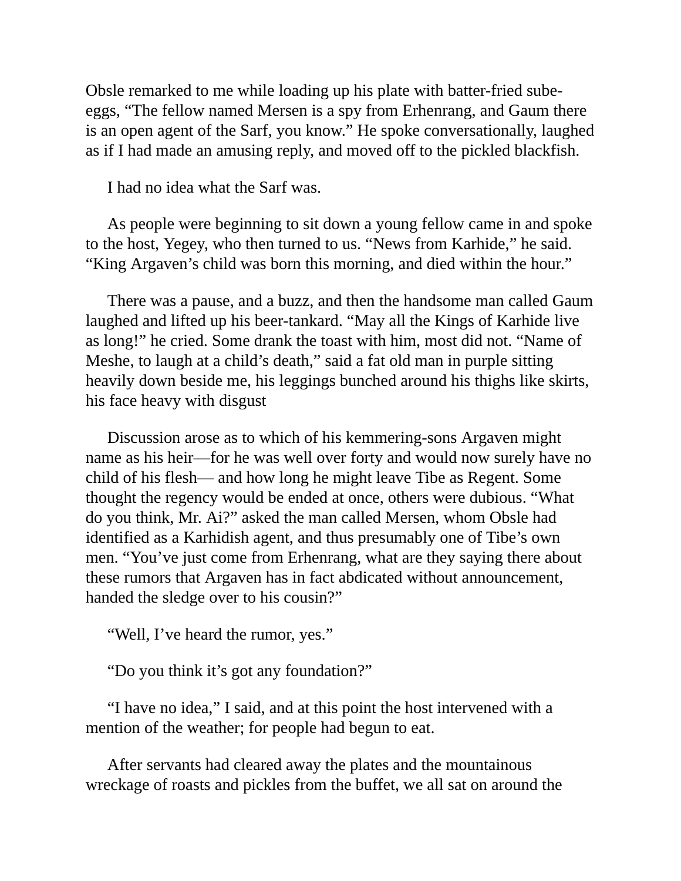Obsle remarked to me while loading up his plate with batter-fried sube-eggs, “The fellow named Mersen is a spy from Erhenrang, and Gaum there is an open agent of the Sarf, you know.” He spoke conversationally, laughed as if I had made an amusing reply, and moved off to the pickled blackfish.

I had no idea what the Sarf was.

As people were beginning to sit down a young fellow came in and spoke to the host, Yegey, who then turned to us. “News from Karhide,” he said. “King Argaven’s child was born this morning, and died within the hour.”

There was a pause, and a buzz, and then the handsome man called Gaum laughed and lifted up his beer-tankard. “May all the Kings of Karhide live as long!” he cried. Some drank the toast with him, most did not. “Name of Meshe, to laugh at a child’s death,” said a fat old man in purple sitting heavily down beside me, his leggings bunched around his thighs like skirts, his face heavy with disgust

Discussion arose as to which of his kemmering-sons Argaven might name as his heir—for he was well over forty and would now surely have no child of his flesh— and how long he might leave Tibe as Regent. Some thought the regency would be ended at once, others were dubious. “What do you think, Mr. Ai?” asked the man called Mersen, whom Obsle had identified as a Karhidish agent, and thus presumably one of Tibe’s own men. “You’ve just come from Erhenrang, what are they saying there about these rumors that Argaven has in fact abdicated without announcement, handed the sledge over to his cousin?”

“Well, I’ve heard the rumor, yes.”

“Do you think it’s got any foundation?”

“I have no idea,” I said, and at this point the host intervened with a mention of the weather; for people had begun to eat.

After servants had cleared away the plates and the mountainous wreckage of roasts and pickles from the buffet, we all sat on around the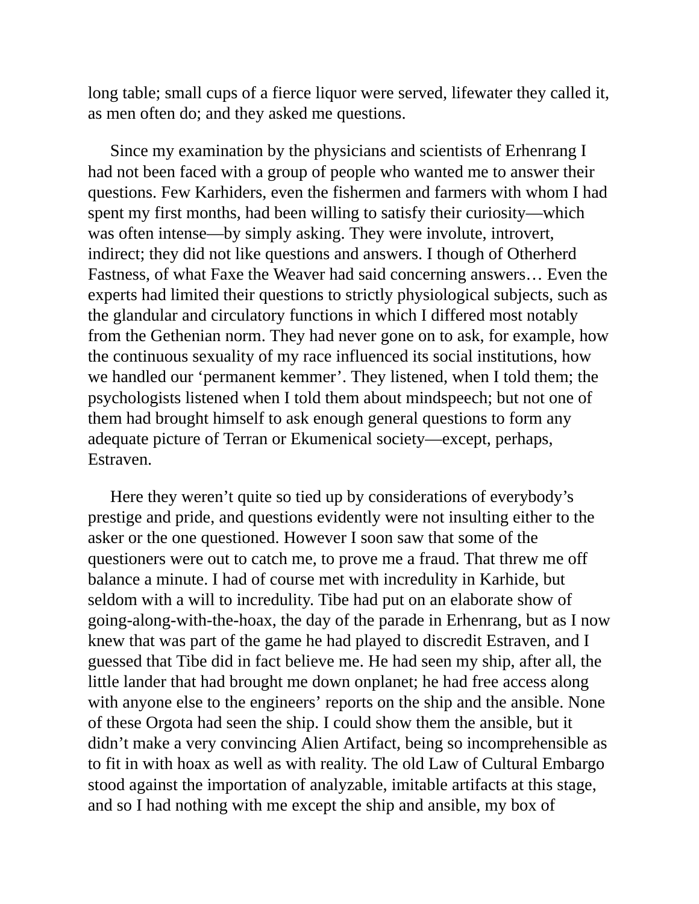long table; small cups of a fierce liquor were served, lifewater they called it, as men often do; and they asked me questions.

Since my examination by the physicians and scientists of Erhenrang I had not been faced with a group of people who wanted me to answer their questions. Few Karhiders, even the fishermen and farmers with whom I had spent my first months, had been willing to satisfy their curiosity—which was often intense—by simply asking. They were involute, introvert, indirect; they did not like questions and answers. I though of Otherherd Fastness, of what Faxe the Weaver had said concerning answers… Even the experts had limited their questions to strictly physiological subjects, such as the glandular and circulatory functions in which I differed most notably from the Gethenian norm. They had never gone on to ask, for example, how the continuous sexuality of my race influenced its social institutions, how we handled our 'permanent kemmer'. They listened, when I told them; the psychologists listened when I told them about mindspeech; but not one of them had brought himself to ask enough general questions to form any adequate picture of Terran or Ekumenical society—except, perhaps, Estraven.

Here they weren't quite so tied up by considerations of everybody's prestige and pride, and questions evidently were not insulting either to the asker or the one questioned. However I soon saw that some of the questioners were out to catch me, to prove me a fraud. That threw me off balance a minute. I had of course met with incredulity in Karhide, but seldom with a will to incredulity. Tibe had put on an elaborate show of going-along-with-the-hoax, the day of the parade in Erhenrang, but as I now knew that was part of the game he had played to discredit Estraven, and I guessed that Tibe did in fact believe me. He had seen my ship, after all, the little lander that had brought me down onplanet; he had free access along with anyone else to the engineers' reports on the ship and the ansible. None of these Orgota had seen the ship. I could show them the ansible, but it didn't make a very convincing Alien Artifact, being so incomprehensible as to fit in with hoax as well as with reality. The old Law of Cultural Embargo stood against the importation of analyzable, imitable artifacts at this stage, and so I had nothing with me except the ship and ansible, my box of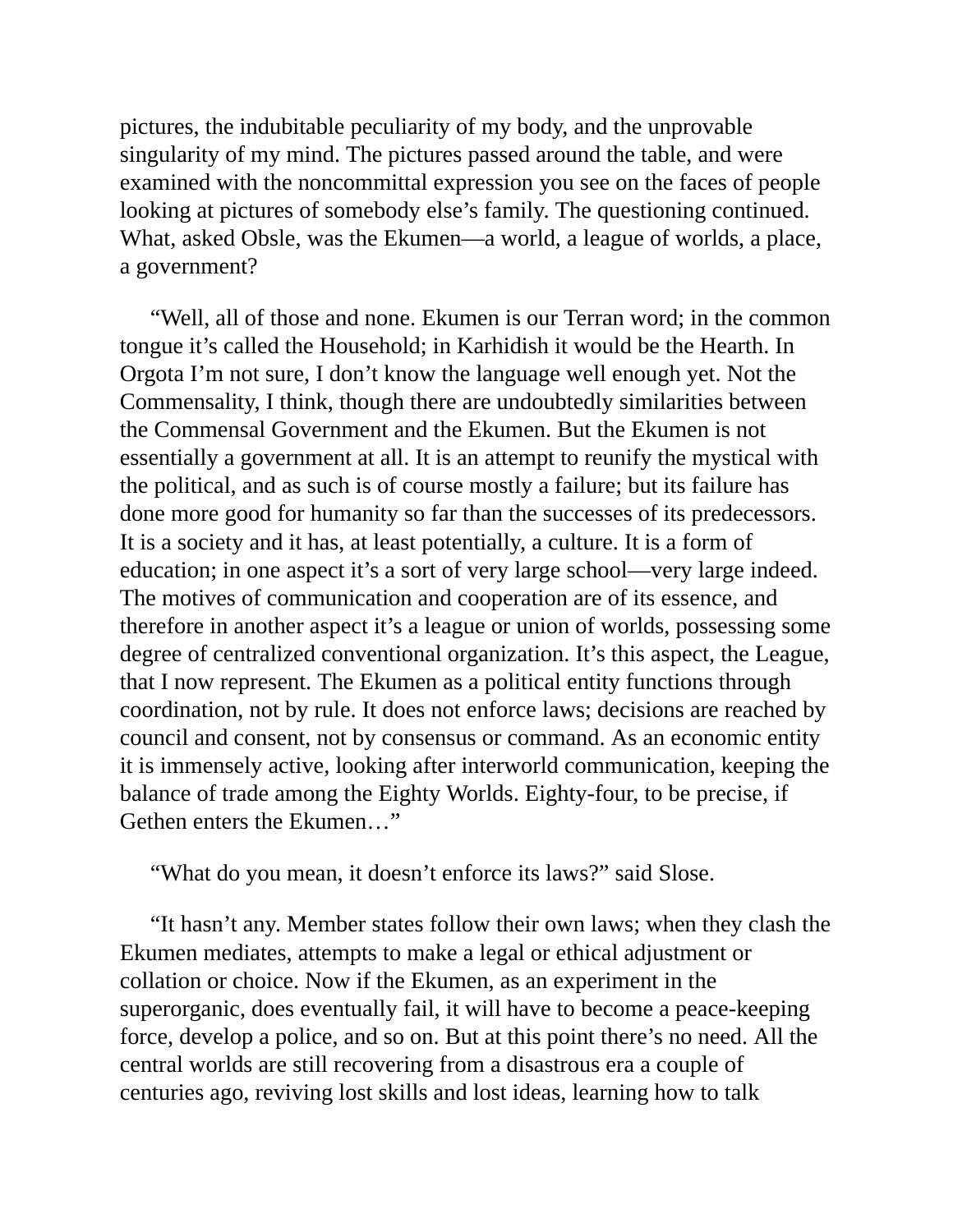pictures, the indubitable peculiarity of my body, and the unprovable singularity of my mind. The pictures passed around the table, and were examined with the noncommittal expression you see on the faces of people looking at pictures of somebody else's family. The questioning continued. What, asked Obsle, was the Ekumen—a world, a league of worlds, a place, a government?

"Well, all of those and none. Ekumen is our Terran word; in the common tongue it's called the Household; in Karhidish it would be the Hearth. In Orgota I'm not sure, I don't know the language well enough yet. Not the Commensality, I think, though there are undoubtedly similarities between the Commensal Government and the Ekumen. But the Ekumen is not essentially a government at all. It is an attempt to reunify the mystical with the political, and as such is of course mostly a failure; but its failure has done more good for humanity so far than the successes of its predecessors. It is a society and it has, at least potentially, a culture. It is a form of education; in one aspect it's a sort of very large school—very large indeed. The motives of communication and cooperation are of its essence, and therefore in another aspect it's a league or union of worlds, possessing some degree of centralized conventional organization. It's this aspect, the League, that I now represent. The Ekumen as a political entity functions through coordination, not by rule. It does not enforce laws; decisions are reached by council and consent, not by consensus or command. As an economic entity it is immensely active, looking after interworld communication, keeping the balance of trade among the Eighty Worlds. Eighty-four, to be precise, if Gethen enters the Ekumen…"

"What do you mean, it doesn't enforce its laws?" said Slose.

"It hasn't any. Member states follow their own laws; when they clash the Ekumen mediates, attempts to make a legal or ethical adjustment or collation or choice. Now if the Ekumen, as an experiment in the superorganic, does eventually fail, it will have to become a peace-keeping force, develop a police, and so on. But at this point there's no need. All the central worlds are still recovering from a disastrous era a couple of centuries ago, reviving lost skills and lost ideas, learning how to talk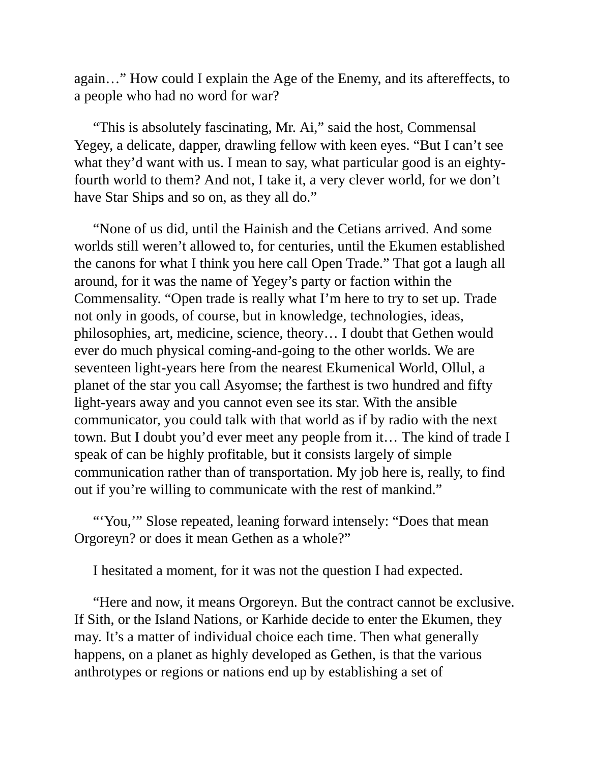again…" How could I explain the Age of the Enemy, and its aftereffects, to a people who had no word for war?

"This is absolutely fascinating, Mr. Ai," said the host, Commensal Yegey, a delicate, dapper, drawling fellow with keen eyes. "But I can't see what they'd want with us. I mean to say, what particular good is an eighty-fourth world to them? And not, I take it, a very clever world, for we don't have Star Ships and so on, as they all do."

"None of us did, until the Hainish and the Cetians arrived. And some worlds still weren't allowed to, for centuries, until the Ekumen established the canons for what I think you here call Open Trade." That got a laugh all around, for it was the name of Yegey's party or faction within the Commensality. "Open trade is really what I'm here to try to set up. Trade not only in goods, of course, but in knowledge, technologies, ideas, philosophies, art, medicine, science, theory… I doubt that Gethen would ever do much physical coming-and-going to the other worlds. We are seventeen light-years here from the nearest Ekumenical World, Ollul, a planet of the star you call Asyomse; the farthest is two hundred and fifty light-years away and you cannot even see its star. With the ansible communicator, you could talk with that world as if by radio with the next town. But I doubt you'd ever meet any people from it… The kind of trade I speak of can be highly profitable, but it consists largely of simple communication rather than of transportation. My job here is, really, to find out if you're willing to communicate with the rest of mankind."

"'You,'" Slose repeated, leaning forward intensely: "Does that mean Orgoreyn? or does it mean Gethen as a whole?"

I hesitated a moment, for it was not the question I had expected.

"Here and now, it means Orgoreyn. But the contract cannot be exclusive. If Sith, or the Island Nations, or Karhide decide to enter the Ekumen, they may. It's a matter of individual choice each time. Then what generally happens, on a planet as highly developed as Gethen, is that the various anthrotypes or regions or nations end up by establishing a set of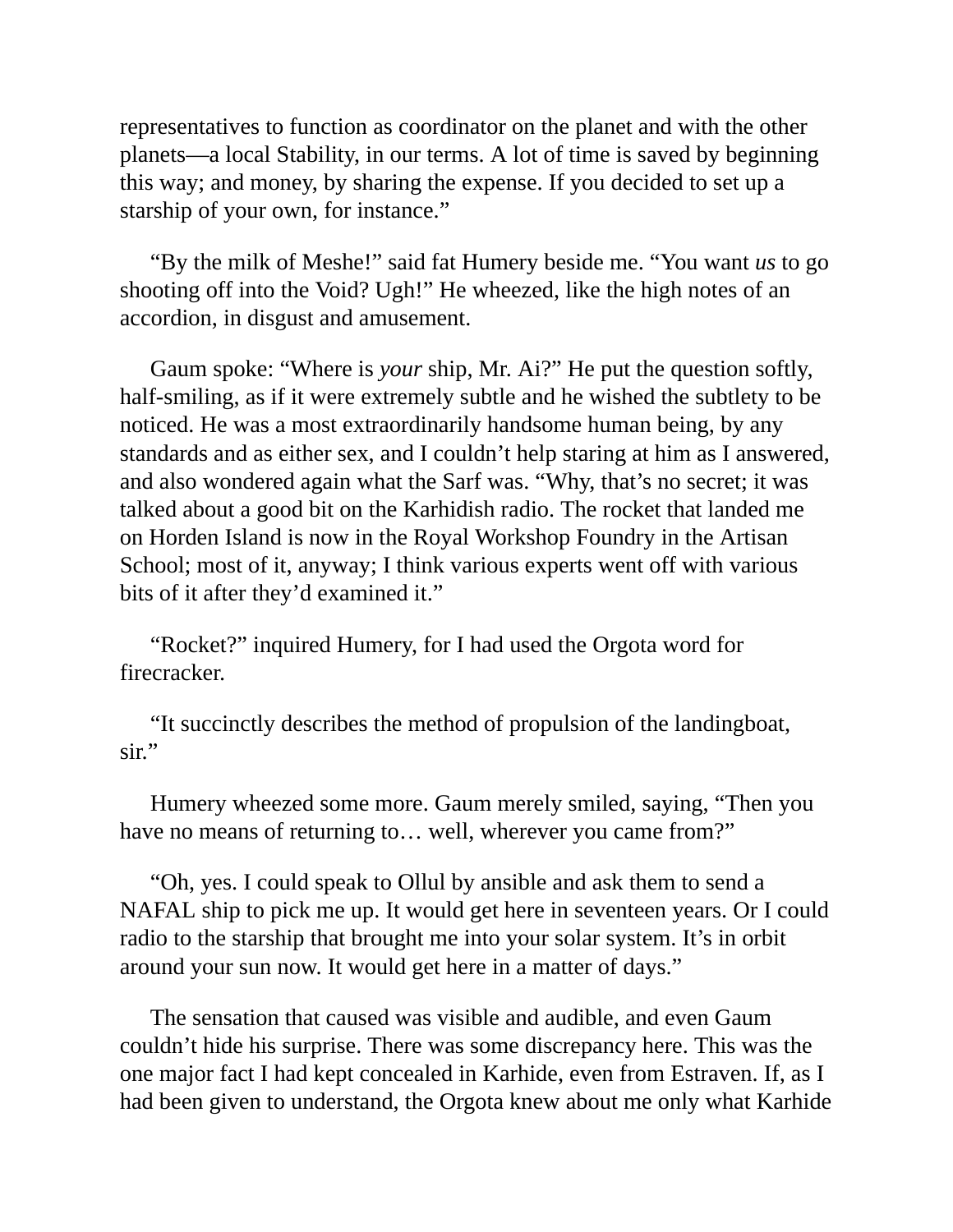representatives to function as coordinator on the planet and with the other planets—a local Stability, in our terms. A lot of time is saved by beginning this way; and money, by sharing the expense. If you decided to set up a starship of your own, for instance."

"By the milk of Meshe!" said fat Humery beside me. "You want *us* to go shooting off into the Void? Ugh!" He wheezed, like the high notes of an accordion, in disgust and amusement.

Gaum spoke: "Where is *your* ship, Mr. Ai?" He put the question softly, half-smiling, as if it were extremely subtle and he wished the subtlety to be noticed. He was a most extraordinarily handsome human being, by any standards and as either sex, and I couldn't help staring at him as I answered, and also wondered again what the Sarf was. "Why, that's no secret; it was talked about a good bit on the Karhidish radio. The rocket that landed me on Horden Island is now in the Royal Workshop Foundry in the Artisan School; most of it, anyway; I think various experts went off with various bits of it after they'd examined it."

"Rocket?" inquired Humery, for I had used the Orgota word for firecracker.

"It succinctly describes the method of propulsion of the landingboat, sir."

Humery wheezed some more. Gaum merely smiled, saying, "Then you have no means of returning to… well, wherever you came from?"

"Oh, yes. I could speak to Ollul by ansible and ask them to send a NAFAL ship to pick me up. It would get here in seventeen years. Or I could radio to the starship that brought me into your solar system. It's in orbit around your sun now. It would get here in a matter of days."

The sensation that caused was visible and audible, and even Gaum couldn't hide his surprise. There was some discrepancy here. This was the one major fact I had kept concealed in Karhide, even from Estraven. If, as I had been given to understand, the Orgota knew about me only what Karhide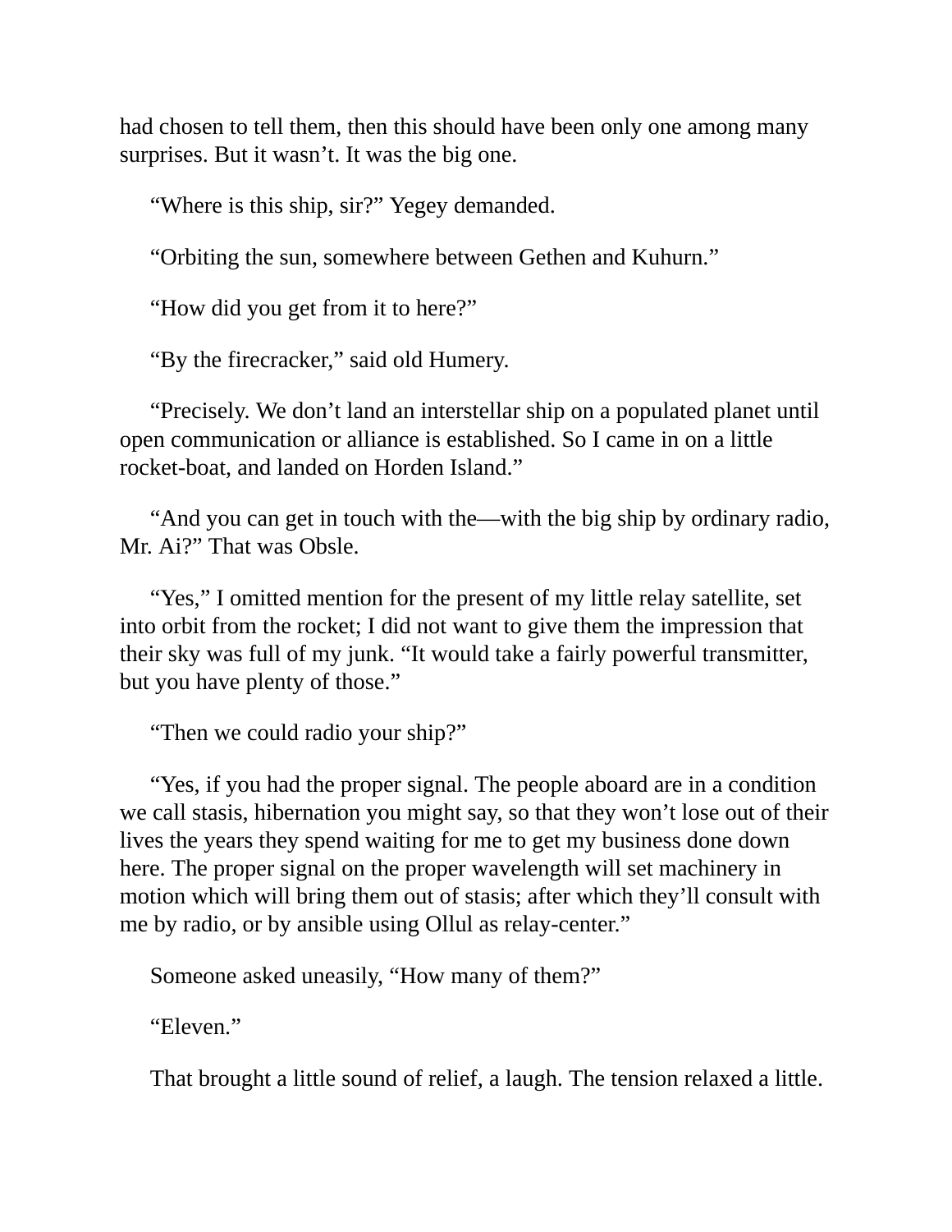had chosen to tell them, then this should have been only one among many surprises. But it wasn't. It was the big one.

"Where is this ship, sir?" Yegey demanded.

"Orbiting the sun, somewhere between Gethen and Kuhurn."

"How did you get from it to here?"

"By the firecracker," said old Humery.

"Precisely. We don't land an interstellar ship on a populated planet until open communication or alliance is established. So I came in on a little rocket-boat, and landed on Horden Island."

"And you can get in touch with the—with the big ship by ordinary radio, Mr. Ai?" That was Obsle.

"Yes," I omitted mention for the present of my little relay satellite, set into orbit from the rocket; I did not want to give them the impression that their sky was full of my junk. "It would take a fairly powerful transmitter, but you have plenty of those."

"Then we could radio your ship?"

"Yes, if you had the proper signal. The people aboard are in a condition we call stasis, hibernation you might say, so that they won't lose out of their lives the years they spend waiting for me to get my business done down here. The proper signal on the proper wavelength will set machinery in motion which will bring them out of stasis; after which they'll consult with me by radio, or by ansible using Ollul as relay-center."

Someone asked uneasily, "How many of them?"

"Eleven."

That brought a little sound of relief, a laugh. The tension relaxed a little.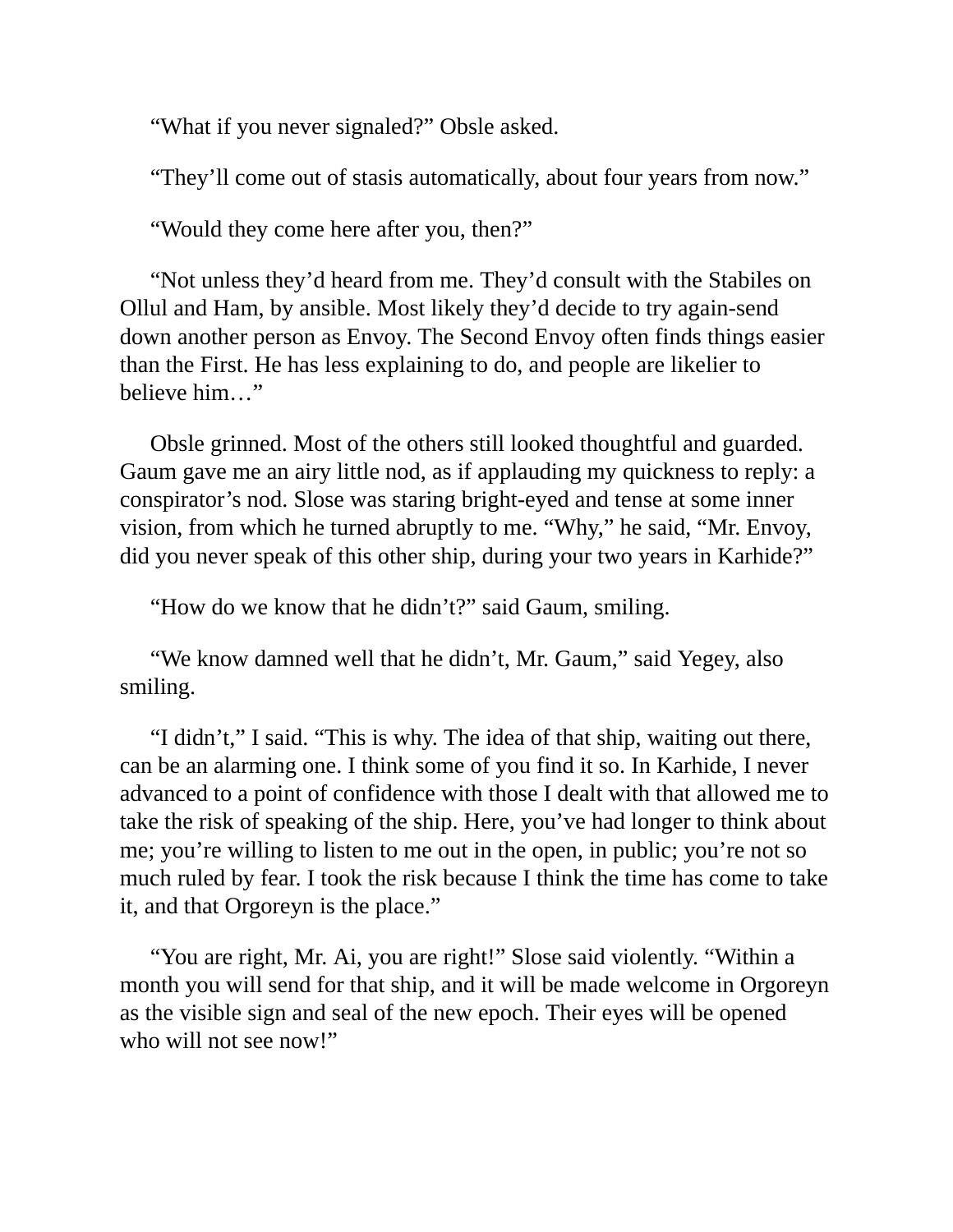“What if you never signaled?” Obsle asked.

“They’ll come out of stasis automatically, about four years from now.”

“Would they come here after you, then?”

“Not unless they’d heard from me. They’d consult with the Stabiles on Ollul and Ham, by ansible. Most likely they’d decide to try again-send down another person as Envoy. The Second Envoy often finds things easier than the First. He has less explaining to do, and people are likelier to believe him…”

Obsle grinned. Most of the others still looked thoughtful and guarded. Gaum gave me an airy little nod, as if applauding my quickness to reply: a conspirator’s nod. Slose was staring bright-eyed and tense at some inner vision, from which he turned abruptly to me. “Why,” he said, “Mr. Envoy, did you never speak of this other ship, during your two years in Karhide?”

“How do we know that he didn’t?” said Gaum, smiling.

“We know damned well that he didn’t, Mr. Gaum,” said Yegey, also smiling.

“I didn’t,” I said. “This is why. The idea of that ship, waiting out there, can be an alarming one. I think some of you find it so. In Karhide, I never advanced to a point of confidence with those I dealt with that allowed me to take the risk of speaking of the ship. Here, you’ve had longer to think about me; you’re willing to listen to me out in the open, in public; you’re not so much ruled by fear. I took the risk because I think the time has come to take it, and that Orgoreyn is the place.”

“You are right, Mr. Ai, you are right!” Slose said violently. “Within a month you will send for that ship, and it will be made welcome in Orgoreyn as the visible sign and seal of the new epoch. Their eyes will be opened who will not see now!”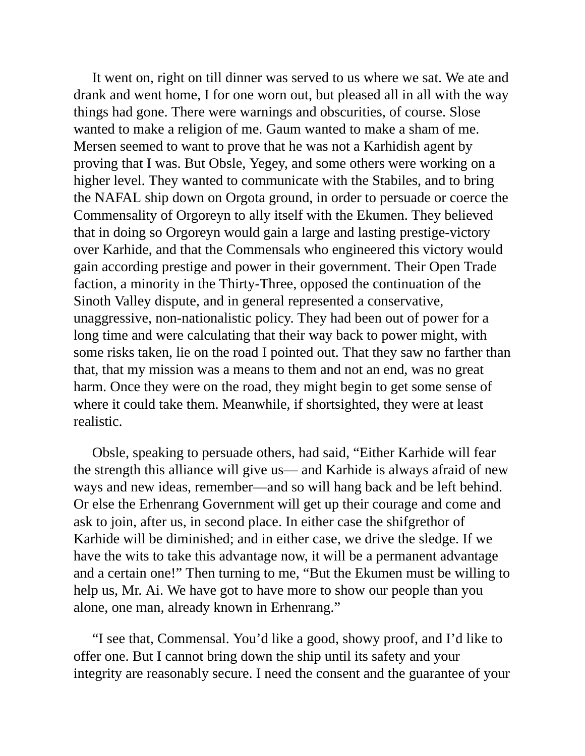It went on, right on till dinner was served to us where we sat. We ate and drank and went home, I for one worn out, but pleased all in all with the way things had gone. There were warnings and obscurities, of course. Slose wanted to make a religion of me. Gaum wanted to make a sham of me. Mersen seemed to want to prove that he was not a Karhidish agent by proving that I was. But Obsle, Yegey, and some others were working on a higher level. They wanted to communicate with the Stabiles, and to bring the NAFAL ship down on Orgota ground, in order to persuade or coerce the Commensality of Orgoreyn to ally itself with the Ekumen. They believed that in doing so Orgoreyn would gain a large and lasting prestige-victory over Karhide, and that the Commensals who engineered this victory would gain according prestige and power in their government. Their Open Trade faction, a minority in the Thirty-Three, opposed the continuation of the Sinoth Valley dispute, and in general represented a conservative, unaggressive, non-nationalistic policy. They had been out of power for a long time and were calculating that their way back to power might, with some risks taken, lie on the road I pointed out. That they saw no farther than that, that my mission was a means to them and not an end, was no great harm. Once they were on the road, they might begin to get some sense of where it could take them. Meanwhile, if shortsighted, they were at least realistic.

Obsle, speaking to persuade others, had said, “Either Karhide will fear the strength this alliance will give us— and Karhide is always afraid of new ways and new ideas, remember—and so will hang back and be left behind. Or else the Erhenrang Government will get up their courage and come and ask to join, after us, in second place. In either case the shifgrethor of Karhide will be diminished; and in either case, we drive the sledge. If we have the wits to take this advantage now, it will be a permanent advantage and a certain one!” Then turning to me, “But the Ekumen must be willing to help us, Mr. Ai. We have got to have more to show our people than you alone, one man, already known in Erhenrang.”

“I see that, Commensal. You’d like a good, showy proof, and I’d like to offer one. But I cannot bring down the ship until its safety and your integrity are reasonably secure. I need the consent and the guarantee of your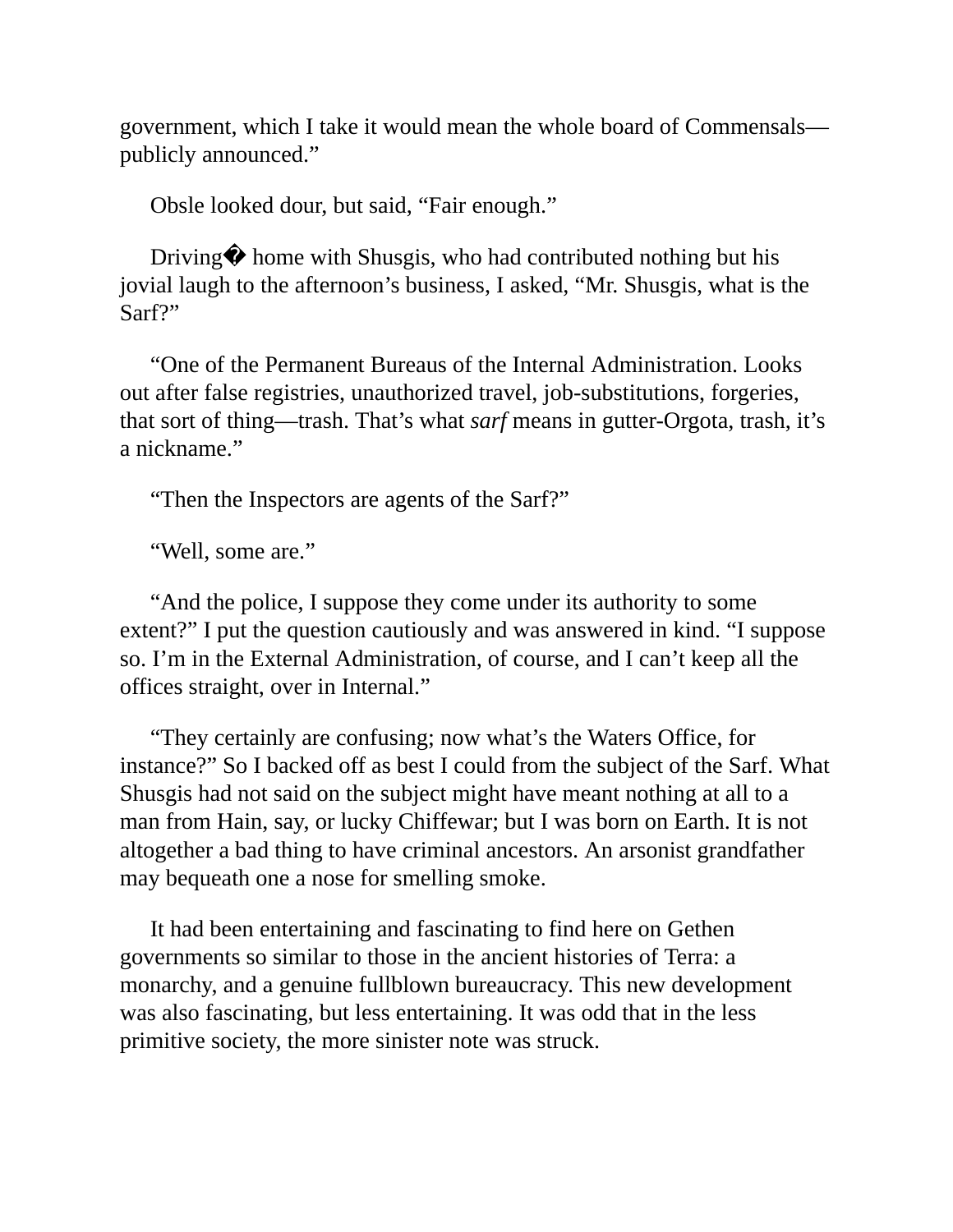government, which I take it would mean the whole board of Commensals—publicly announced."

Obsle looked dour, but said, "Fair enough."

Driving� home with Shusgis, who had contributed nothing but his jovial laugh to the afternoon's business, I asked, "Mr. Shusgis, what is the Sarf?"

"One of the Permanent Bureaus of the Internal Administration. Looks out after false registries, unauthorized travel, job-substitutions, forgeries, that sort of thing—trash. That's what *sarf* means in gutter-Orgota, trash, it's a nickname."

"Then the Inspectors are agents of the Sarf?"

"Well, some are."

"And the police, I suppose they come under its authority to some extent?" I put the question cautiously and was answered in kind. "I suppose so. I'm in the External Administration, of course, and I can't keep all the offices straight, over in Internal."

"They certainly are confusing; now what's the Waters Office, for instance?" So I backed off as best I could from the subject of the Sarf. What Shusgis had not said on the subject might have meant nothing at all to a man from Hain, say, or lucky Chiffewar; but I was born on Earth. It is not altogether a bad thing to have criminal ancestors. An arsonist grandfather may bequeath one a nose for smelling smoke.

It had been entertaining and fascinating to find here on Gethen governments so similar to those in the ancient histories of Terra: a monarchy, and a genuine fullblown bureaucracy. This new development was also fascinating, but less entertaining. It was odd that in the less primitive society, the more sinister note was struck.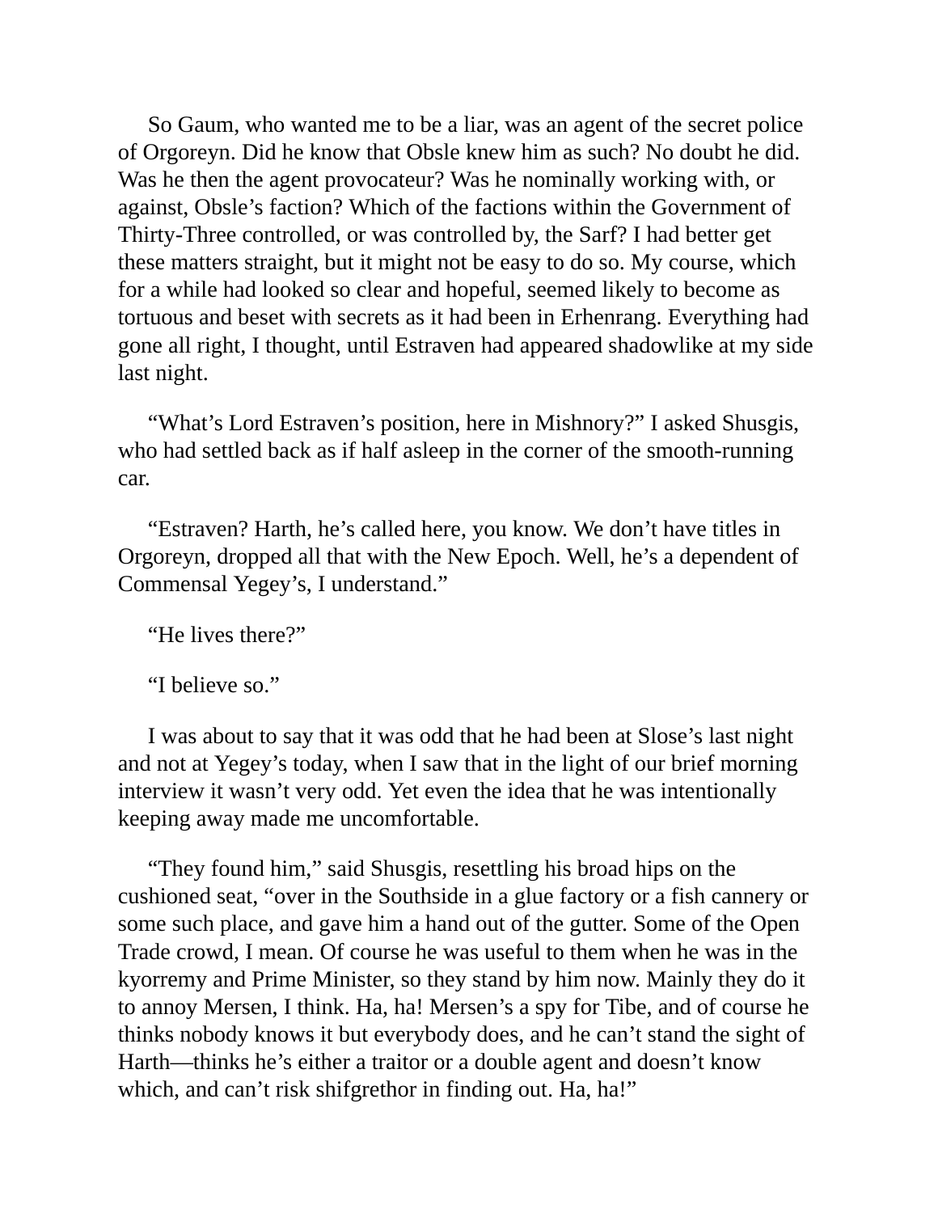So Gaum, who wanted me to be a liar, was an agent of the secret police of Orgoreyn. Did he know that Obsle knew him as such? No doubt he did. Was he then the agent provocateur? Was he nominally working with, or against, Obsle's faction? Which of the factions within the Government of Thirty-Three controlled, or was controlled by, the Sarf? I had better get these matters straight, but it might not be easy to do so. My course, which for a while had looked so clear and hopeful, seemed likely to become as tortuous and beset with secrets as it had been in Erhenrang. Everything had gone all right, I thought, until Estraven had appeared shadowlike at my side last night.

"What's Lord Estraven's position, here in Mishnory?" I asked Shusgis, who had settled back as if half asleep in the corner of the smooth-running car.

"Estraven? Harth, he's called here, you know. We don't have titles in Orgoreyn, dropped all that with the New Epoch. Well, he's a dependent of Commensal Yegey's, I understand."

"He lives there?"

"I believe so."

I was about to say that it was odd that he had been at Slose's last night and not at Yegey's today, when I saw that in the light of our brief morning interview it wasn't very odd. Yet even the idea that he was intentionally keeping away made me uncomfortable.

"They found him," said Shusgis, resettling his broad hips on the cushioned seat, "over in the Southside in a glue factory or a fish cannery or some such place, and gave him a hand out of the gutter. Some of the Open Trade crowd, I mean. Of course he was useful to them when he was in the kyorremy and Prime Minister, so they stand by him now. Mainly they do it to annoy Mersen, I think. Ha, ha! Mersen's a spy for Tibe, and of course he thinks nobody knows it but everybody does, and he can't stand the sight of Harth—thinks he's either a traitor or a double agent and doesn't know which, and can't risk shifgrethor in finding out. Ha, ha!"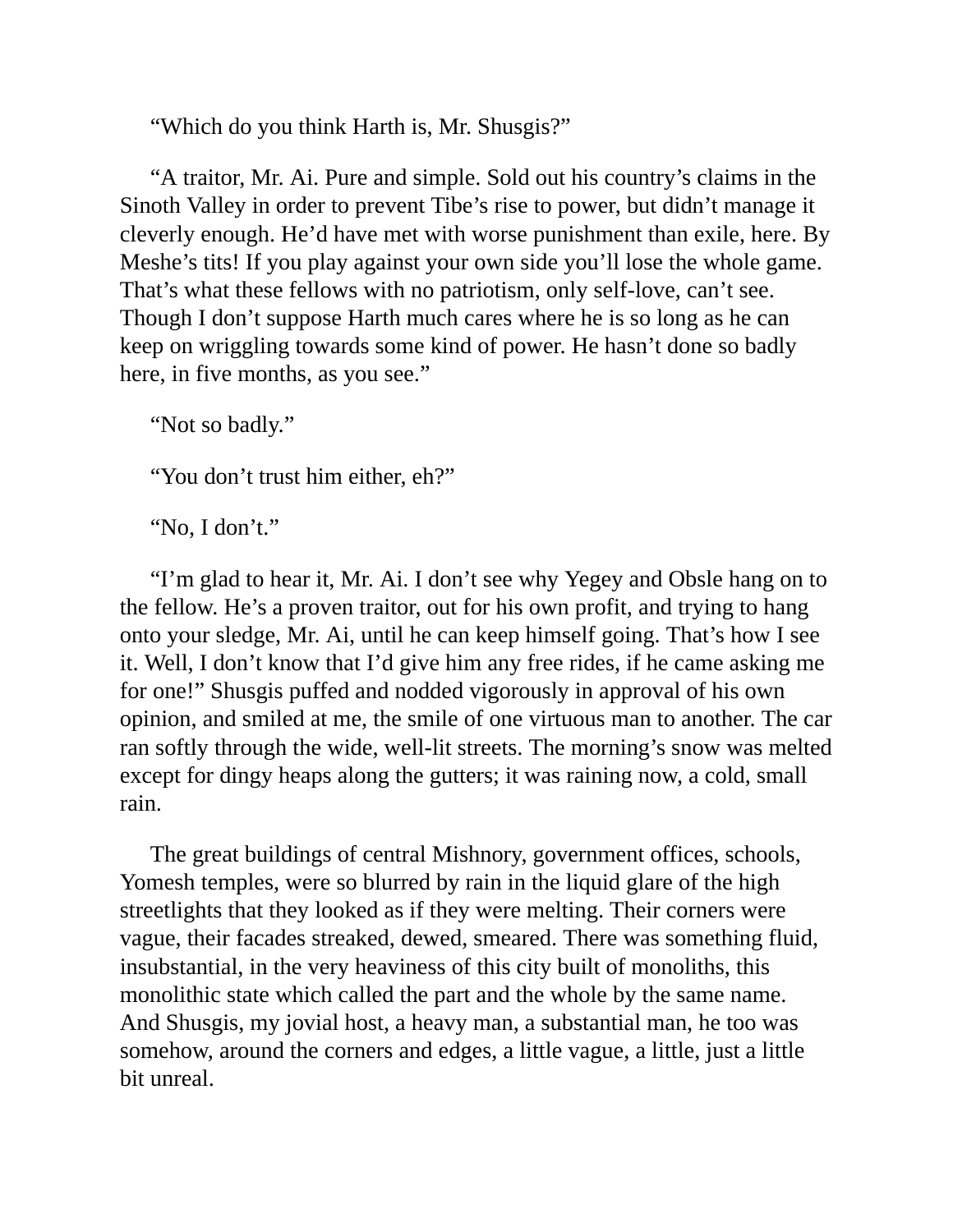“Which do you think Harth is, Mr. Shusgis?”

“A traitor, Mr. Ai. Pure and simple. Sold out his country’s claims in the Sinoth Valley in order to prevent Tibe’s rise to power, but didn’t manage it cleverly enough. He’d have met with worse punishment than exile, here. By Meshe’s tits! If you play against your own side you’ll lose the whole game. That’s what these fellows with no patriotism, only self-love, can’t see. Though I don’t suppose Harth much cares where he is so long as he can keep on wriggling towards some kind of power. He hasn’t done so badly here, in five months, as you see.”

“Not so badly.”

“You don’t trust him either, eh?”

“No, I don’t.”

“I’m glad to hear it, Mr. Ai. I don’t see why Yegey and Obsle hang on to the fellow. He’s a proven traitor, out for his own profit, and trying to hang onto your sledge, Mr. Ai, until he can keep himself going. That’s how I see it. Well, I don’t know that I’d give him any free rides, if he came asking me for one!” Shusgis puffed and nodded vigorously in approval of his own opinion, and smiled at me, the smile of one virtuous man to another. The car ran softly through the wide, well-lit streets. The morning’s snow was melted except for dingy heaps along the gutters; it was raining now, a cold, small rain.

The great buildings of central Mishnory, government offices, schools, Yomesh temples, were so blurred by rain in the liquid glare of the high streetlights that they looked as if they were melting. Their corners were vague, their facades streaked, dewed, smeared. There was something fluid, insubstantial, in the very heaviness of this city built of monoliths, this monolithic state which called the part and the whole by the same name. And Shusgis, my jovial host, a heavy man, a substantial man, he too was somehow, around the corners and edges, a little vague, a little, just a little bit unreal.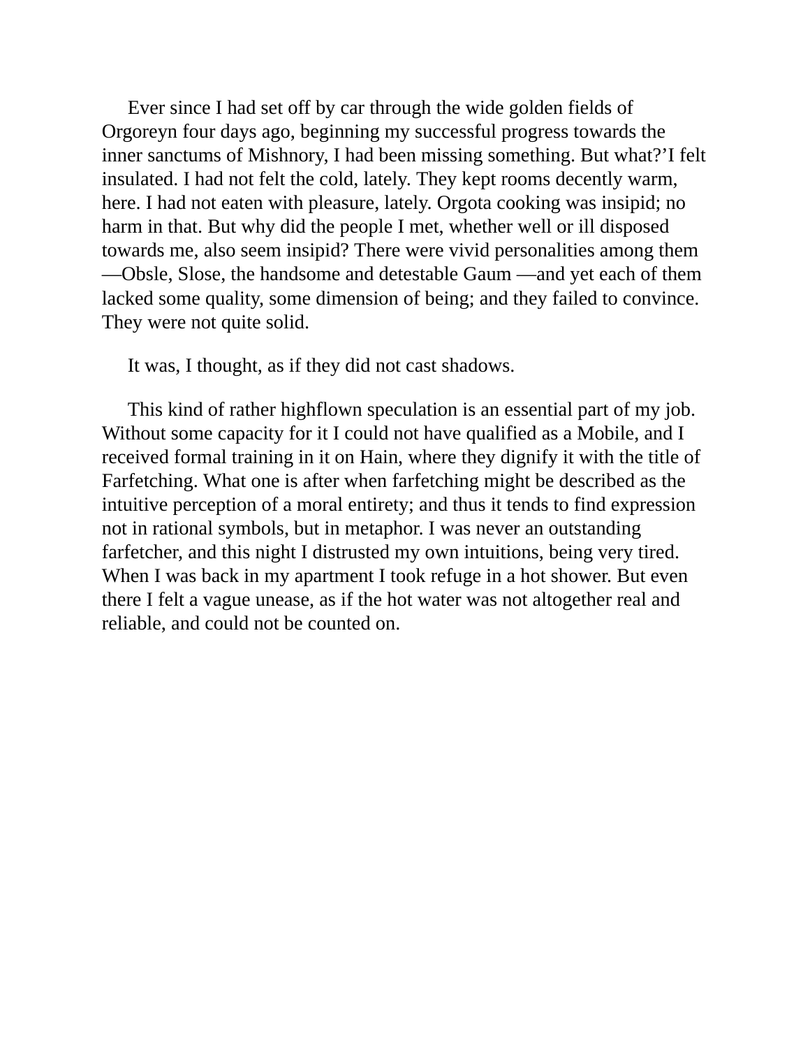Ever since I had set off by car through the wide golden fields of Orgoreyn four days ago, beginning my successful progress towards the inner sanctums of Mishnory, I had been missing something. But what?'I felt insulated. I had not felt the cold, lately. They kept rooms decently warm, here. I had not eaten with pleasure, lately. Orgota cooking was insipid; no harm in that. But why did the people I met, whether well or ill disposed towards me, also seem insipid? There were vivid personalities among them —Obsle, Slose, the handsome and detestable Gaum —and yet each of them lacked some quality, some dimension of being; and they failed to convince. They were not quite solid.

It was, I thought, as if they did not cast shadows.

This kind of rather highflown speculation is an essential part of my job. Without some capacity for it I could not have qualified as a Mobile, and I received formal training in it on Hain, where they dignify it with the title of Farfetching. What one is after when farfetching might be described as the intuitive perception of a moral entirety; and thus it tends to find expression not in rational symbols, but in metaphor. I was never an outstanding farfetcher, and this night I distrusted my own intuitions, being very tired. When I was back in my apartment I took refuge in a hot shower. But even there I felt a vague unease, as if the hot water was not altogether real and reliable, and could not be counted on.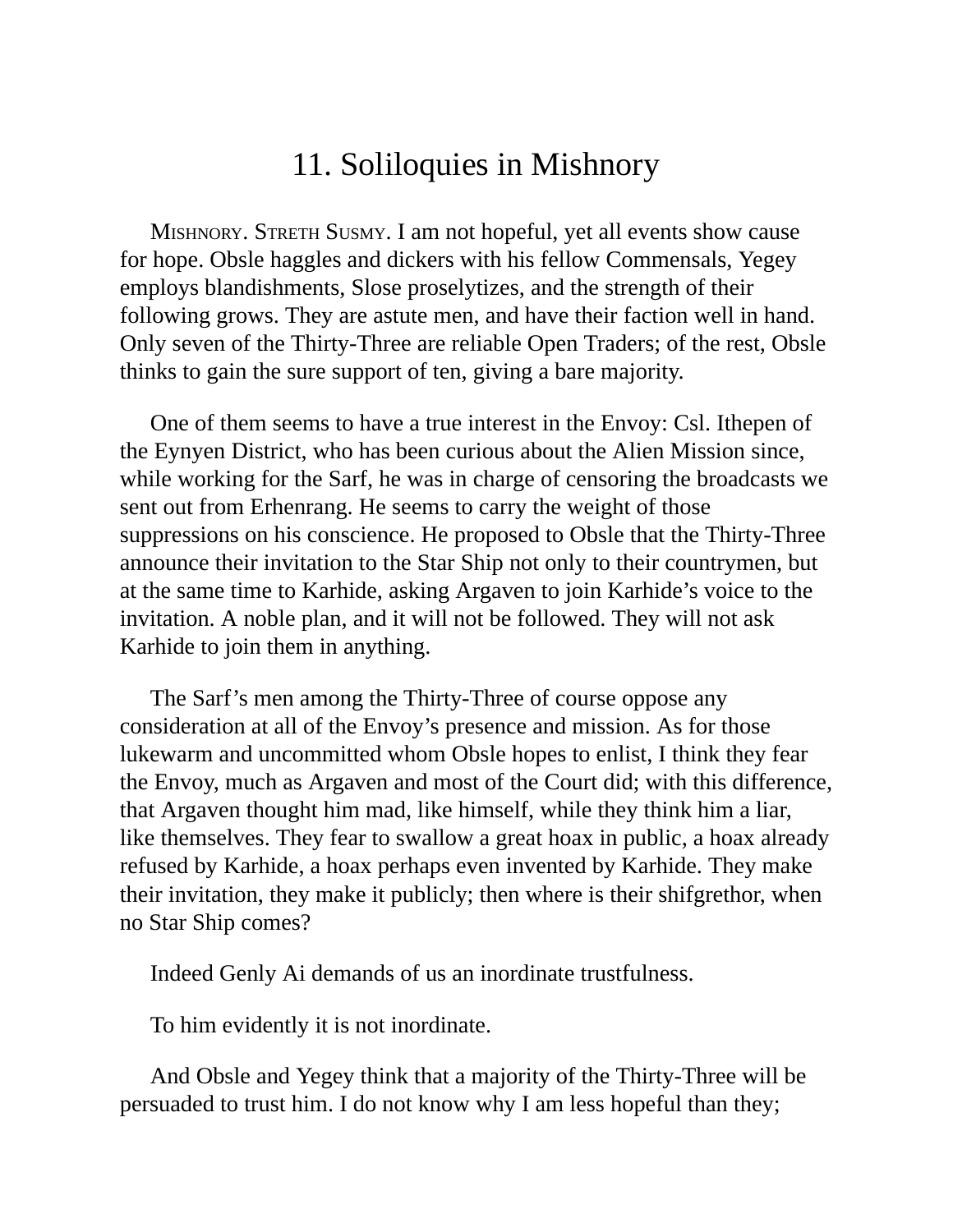# 11. Soliloquies in Mishnory

MISHNORY. STRETH SUSMY. I am not hopeful, yet all events show cause for hope. Obsle haggles and dickers with his fellow Commensals, Yegey employs blandishments, Slose proselytizes, and the strength of their following grows. They are astute men, and have their faction well in hand. Only seven of the Thirty-Three are reliable Open Traders; of the rest, Obsle thinks to gain the sure support of ten, giving a bare majority.

One of them seems to have a true interest in the Envoy: Csl. Ithepen of the Eynyen District, who has been curious about the Alien Mission since, while working for the Sarf, he was in charge of censoring the broadcasts we sent out from Erhenrang. He seems to carry the weight of those suppressions on his conscience. He proposed to Obsle that the Thirty-Three announce their invitation to the Star Ship not only to their countrymen, but at the same time to Karhide, asking Argaven to join Karhide's voice to the invitation. A noble plan, and it will not be followed. They will not ask Karhide to join them in anything.

The Sarf's men among the Thirty-Three of course oppose any consideration at all of the Envoy's presence and mission. As for those lukewarm and uncommitted whom Obsle hopes to enlist, I think they fear the Envoy, much as Argaven and most of the Court did; with this difference, that Argaven thought him mad, like himself, while they think him a liar, like themselves. They fear to swallow a great hoax in public, a hoax already refused by Karhide, a hoax perhaps even invented by Karhide. They make their invitation, they make it publicly; then where is their shifgrethor, when no Star Ship comes?

Indeed Genly Ai demands of us an inordinate trustfulness.

To him evidently it is not inordinate.

And Obsle and Yegey think that a majority of the Thirty-Three will be persuaded to trust him. I do not know why I am less hopeful than they;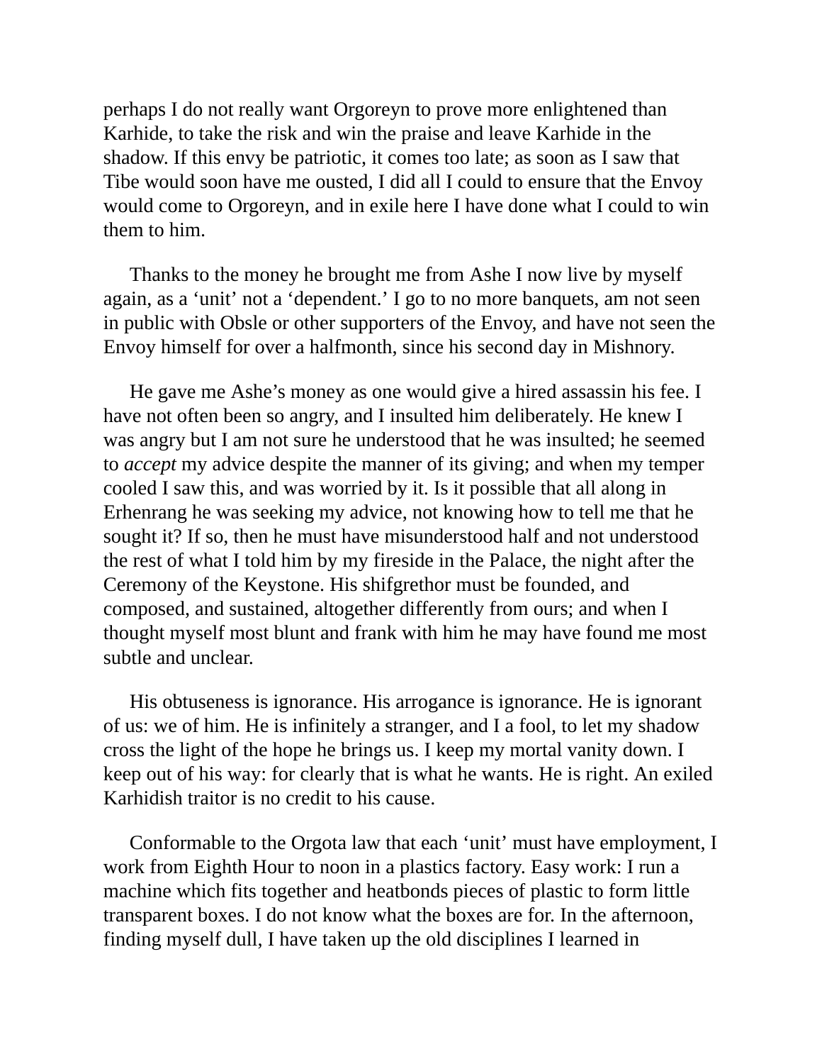perhaps I do not really want Orgoreyn to prove more enlightened than Karhide, to take the risk and win the praise and leave Karhide in the shadow. If this envy be patriotic, it comes too late; as soon as I saw that Tibe would soon have me ousted, I did all I could to ensure that the Envoy would come to Orgoreyn, and in exile here I have done what I could to win them to him.

Thanks to the money he brought me from Ashe I now live by myself again, as a 'unit' not a 'dependent.' I go to no more banquets, am not seen in public with Obsle or other supporters of the Envoy, and have not seen the Envoy himself for over a halfmonth, since his second day in Mishnory.

He gave me Ashe's money as one would give a hired assassin his fee. I have not often been so angry, and I insulted him deliberately. He knew I was angry but I am not sure he understood that he was insulted; he seemed to *accept* my advice despite the manner of its giving; and when my temper cooled I saw this, and was worried by it. Is it possible that all along in Erhenrang he was seeking my advice, not knowing how to tell me that he sought it? If so, then he must have misunderstood half and not understood the rest of what I told him by my fireside in the Palace, the night after the Ceremony of the Keystone. His shifgrethor must be founded, and composed, and sustained, altogether differently from ours; and when I thought myself most blunt and frank with him he may have found me most subtle and unclear.

His obtuseness is ignorance. His arrogance is ignorance. He is ignorant of us: we of him. He is infinitely a stranger, and I a fool, to let my shadow cross the light of the hope he brings us. I keep my mortal vanity down. I keep out of his way: for clearly that is what he wants. He is right. An exiled Karhidish traitor is no credit to his cause.

Conformable to the Orgota law that each 'unit' must have employment, I work from Eighth Hour to noon in a plastics factory. Easy work: I run a machine which fits together and heatbonds pieces of plastic to form little transparent boxes. I do not know what the boxes are for. In the afternoon, finding myself dull, I have taken up the old disciplines I learned in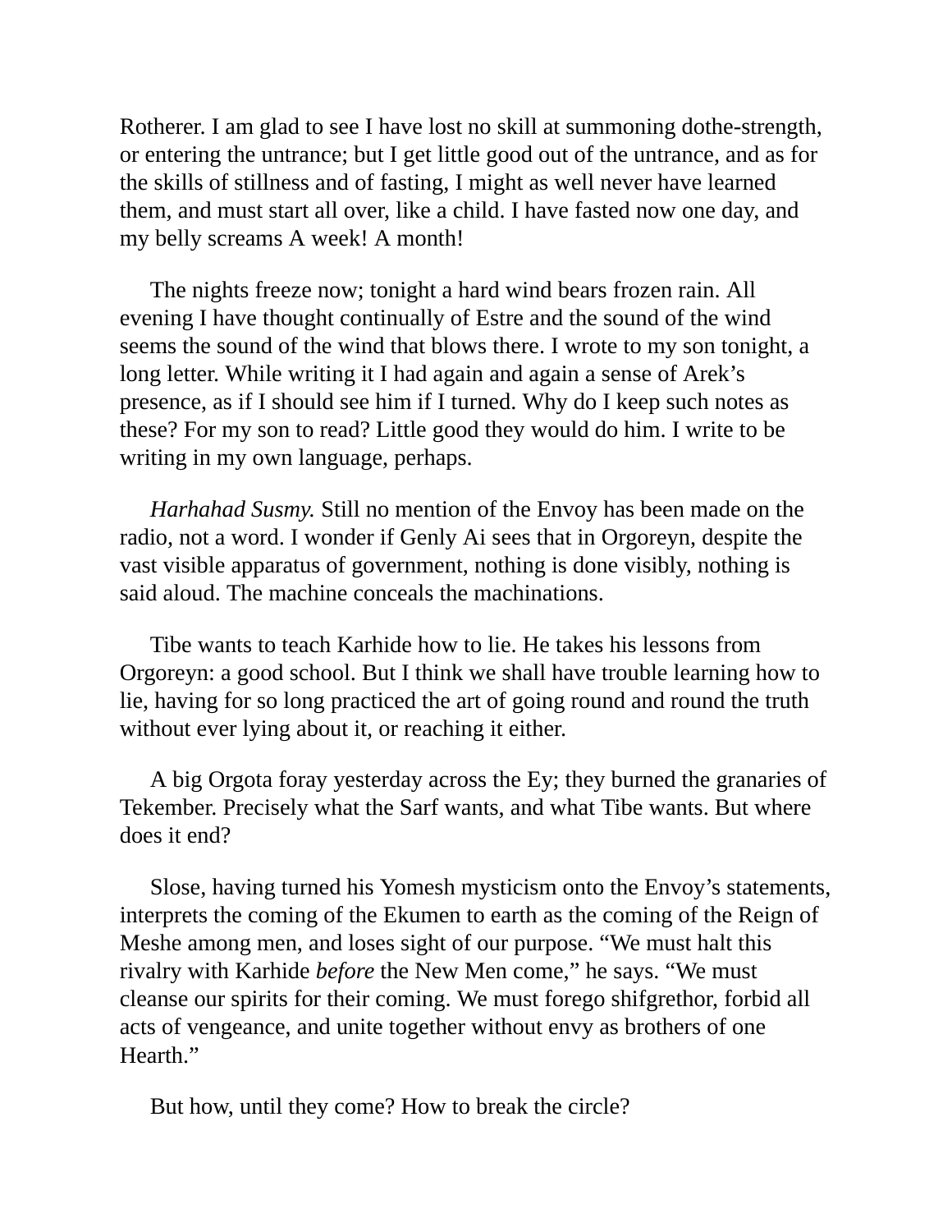Rotherer. I am glad to see I have lost no skill at summoning dothe-strength, or entering the untrance; but I get little good out of the untrance, and as for the skills of stillness and of fasting, I might as well never have learned them, and must start all over, like a child. I have fasted now one day, and my belly screams A week! A month!

The nights freeze now; tonight a hard wind bears frozen rain. All evening I have thought continually of Estre and the sound of the wind seems the sound of the wind that blows there. I wrote to my son tonight, a long letter. While writing it I had again and again a sense of Arek's presence, as if I should see him if I turned. Why do I keep such notes as these? For my son to read? Little good they would do him. I write to be writing in my own language, perhaps.

*Harhahad Susmy.* Still no mention of the Envoy has been made on the radio, not a word. I wonder if Genly Ai sees that in Orgoreyn, despite the vast visible apparatus of government, nothing is done visibly, nothing is said aloud. The machine conceals the machinations.

Tibe wants to teach Karhide how to lie. He takes his lessons from Orgoreyn: a good school. But I think we shall have trouble learning how to lie, having for so long practiced the art of going round and round the truth without ever lying about it, or reaching it either.

A big Orgota foray yesterday across the Ey; they burned the granaries of Tekember. Precisely what the Sarf wants, and what Tibe wants. But where does it end?

Slose, having turned his Yomesh mysticism onto the Envoy's statements, interprets the coming of the Ekumen to earth as the coming of the Reign of Meshe among men, and loses sight of our purpose. "We must halt this rivalry with Karhide *before* the New Men come," he says. "We must cleanse our spirits for their coming. We must forego shifgrethor, forbid all acts of vengeance, and unite together without envy as brothers of one Hearth."

But how, until they come? How to break the circle?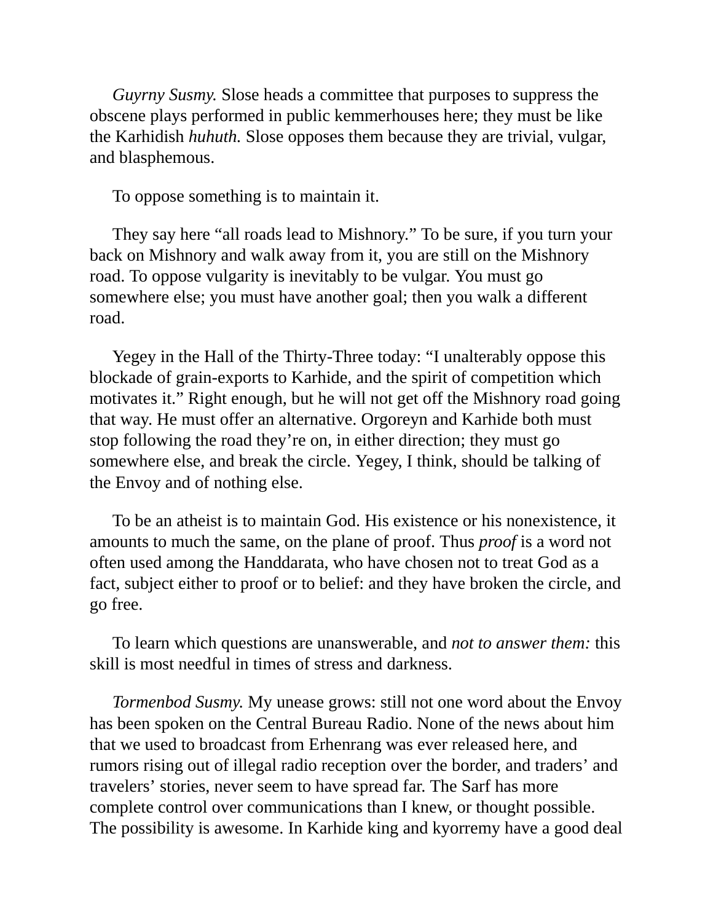*Guyrny Susmy.* Slose heads a committee that purposes to suppress the obscene plays performed in public kemmerhouses here; they must be like the Karhidish *huhuth.* Slose opposes them because they are trivial, vulgar, and blasphemous.

To oppose something is to maintain it.

They say here "all roads lead to Mishnory." To be sure, if you turn your back on Mishnory and walk away from it, you are still on the Mishnory road. To oppose vulgarity is inevitably to be vulgar. You must go somewhere else; you must have another goal; then you walk a different road.

Yegey in the Hall of the Thirty-Three today: "I unalterably oppose this blockade of grain-exports to Karhide, and the spirit of competition which motivates it." Right enough, but he will not get off the Mishnory road going that way. He must offer an alternative. Orgoreyn and Karhide both must stop following the road they're on, in either direction; they must go somewhere else, and break the circle. Yegey, I think, should be talking of the Envoy and of nothing else.

To be an atheist is to maintain God. His existence or his nonexistence, it amounts to much the same, on the plane of proof. Thus *proof* is a word not often used among the Handdarata, who have chosen not to treat God as a fact, subject either to proof or to belief: and they have broken the circle, and go free.

To learn which questions are unanswerable, and *not to answer them:* this skill is most needful in times of stress and darkness.

*Tormenbod Susmy.* My unease grows: still not one word about the Envoy has been spoken on the Central Bureau Radio. None of the news about him that we used to broadcast from Erhenrang was ever released here, and rumors rising out of illegal radio reception over the border, and traders' and travelers' stories, never seem to have spread far. The Sarf has more complete control over communications than I knew, or thought possible. The possibility is awesome. In Karhide king and kyorremy have a good deal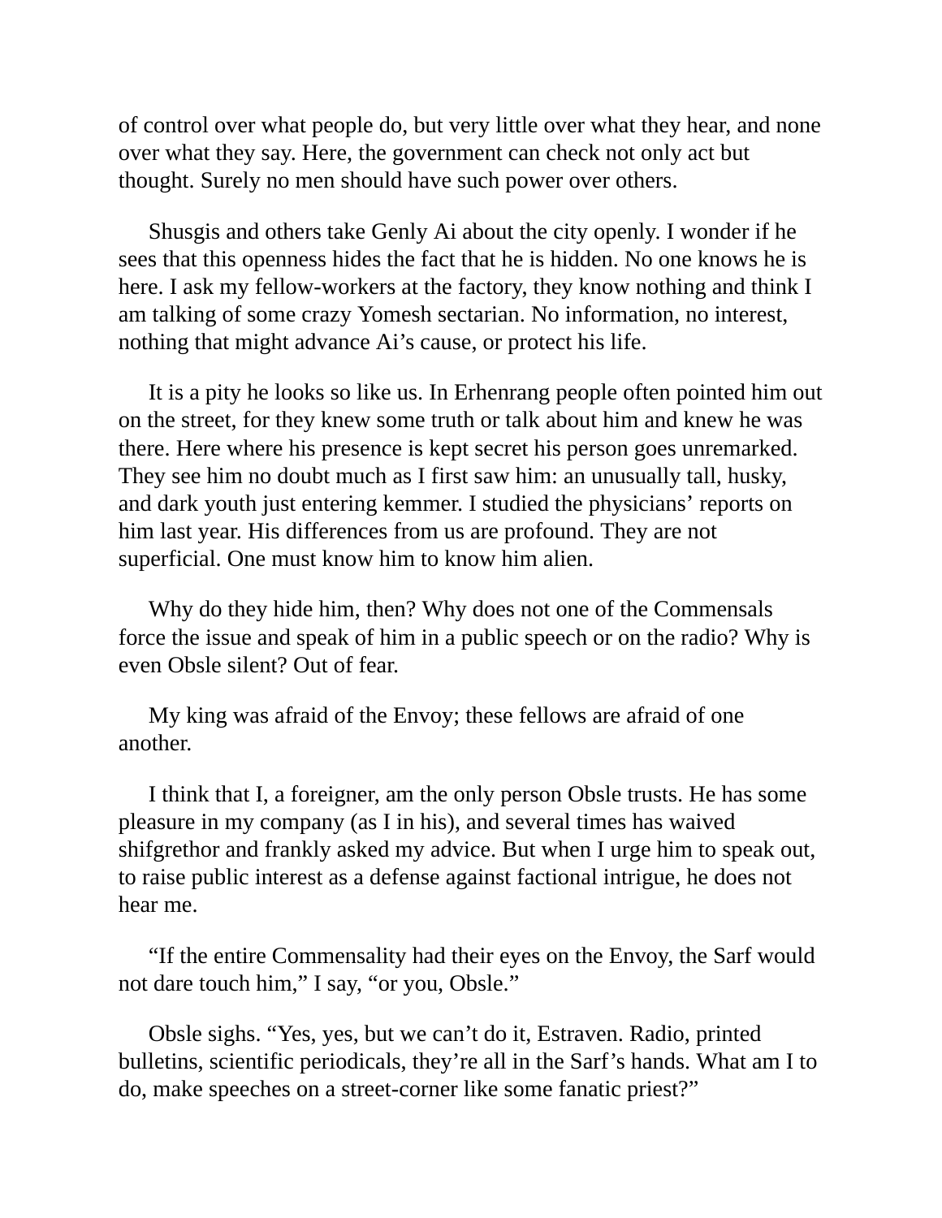of control over what people do, but very little over what they hear, and none over what they say. Here, the government can check not only act but thought. Surely no men should have such power over others.

Shusgis and others take Genly Ai about the city openly. I wonder if he sees that this openness hides the fact that he is hidden. No one knows he is here. I ask my fellow-workers at the factory, they know nothing and think I am talking of some crazy Yomesh sectarian. No information, no interest, nothing that might advance Ai's cause, or protect his life.

It is a pity he looks so like us. In Erhenrang people often pointed him out on the street, for they knew some truth or talk about him and knew he was there. Here where his presence is kept secret his person goes unremarked. They see him no doubt much as I first saw him: an unusually tall, husky, and dark youth just entering kemmer. I studied the physicians' reports on him last year. His differences from us are profound. They are not superficial. One must know him to know him alien.

Why do they hide him, then? Why does not one of the Commensals force the issue and speak of him in a public speech or on the radio? Why is even Obsle silent? Out of fear.

My king was afraid of the Envoy; these fellows are afraid of one another.

I think that I, a foreigner, am the only person Obsle trusts. He has some pleasure in my company (as I in his), and several times has waived shifgrethor and frankly asked my advice. But when I urge him to speak out, to raise public interest as a defense against factional intrigue, he does not hear me.

"If the entire Commensality had their eyes on the Envoy, the Sarf would not dare touch him," I say, "or you, Obsle."

Obsle sighs. "Yes, yes, but we can't do it, Estraven. Radio, printed bulletins, scientific periodicals, they're all in the Sarf's hands. What am I to do, make speeches on a street-corner like some fanatic priest?"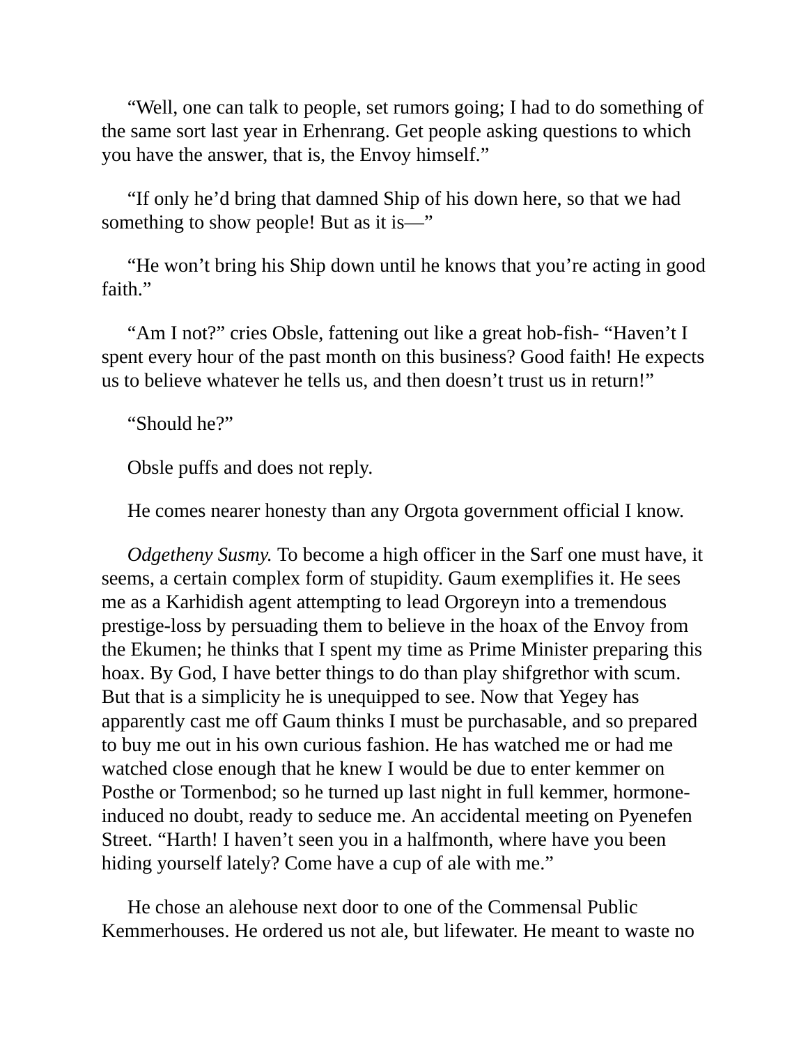"Well, one can talk to people, set rumors going; I had to do something of the same sort last year in Erhenrang. Get people asking questions to which you have the answer, that is, the Envoy himself."

"If only he'd bring that damned Ship of his down here, so that we had something to show people! But as it is—"

"He won't bring his Ship down until he knows that you're acting in good faith."

"Am I not?" cries Obsle, fattening out like a great hob-fish- "Haven't I spent every hour of the past month on this business? Good faith! He expects us to believe whatever he tells us, and then doesn't trust us in return!"

"Should he?"

Obsle puffs and does not reply.

He comes nearer honesty than any Orgota government official I know.

*Odgetheny Susmy.* To become a high officer in the Sarf one must have, it seems, a certain complex form of stupidity. Gaum exemplifies it. He sees me as a Karhidish agent attempting to lead Orgoreyn into a tremendous prestige-loss by persuading them to believe in the hoax of the Envoy from the Ekumen; he thinks that I spent my time as Prime Minister preparing this hoax. By God, I have better things to do than play shifgrethor with scum. But that is a simplicity he is unequipped to see. Now that Yegey has apparently cast me off Gaum thinks I must be purchasable, and so prepared to buy me out in his own curious fashion. He has watched me or had me watched close enough that he knew I would be due to enter kemmer on Posthe or Tormenbod; so he turned up last night in full kemmer, hormone-induced no doubt, ready to seduce me. An accidental meeting on Pyenefen Street. "Harth! I haven't seen you in a halfmonth, where have you been hiding yourself lately? Come have a cup of ale with me."

He chose an alehouse next door to one of the Commensal Public Kemmerhouses. He ordered us not ale, but lifewater. He meant to waste no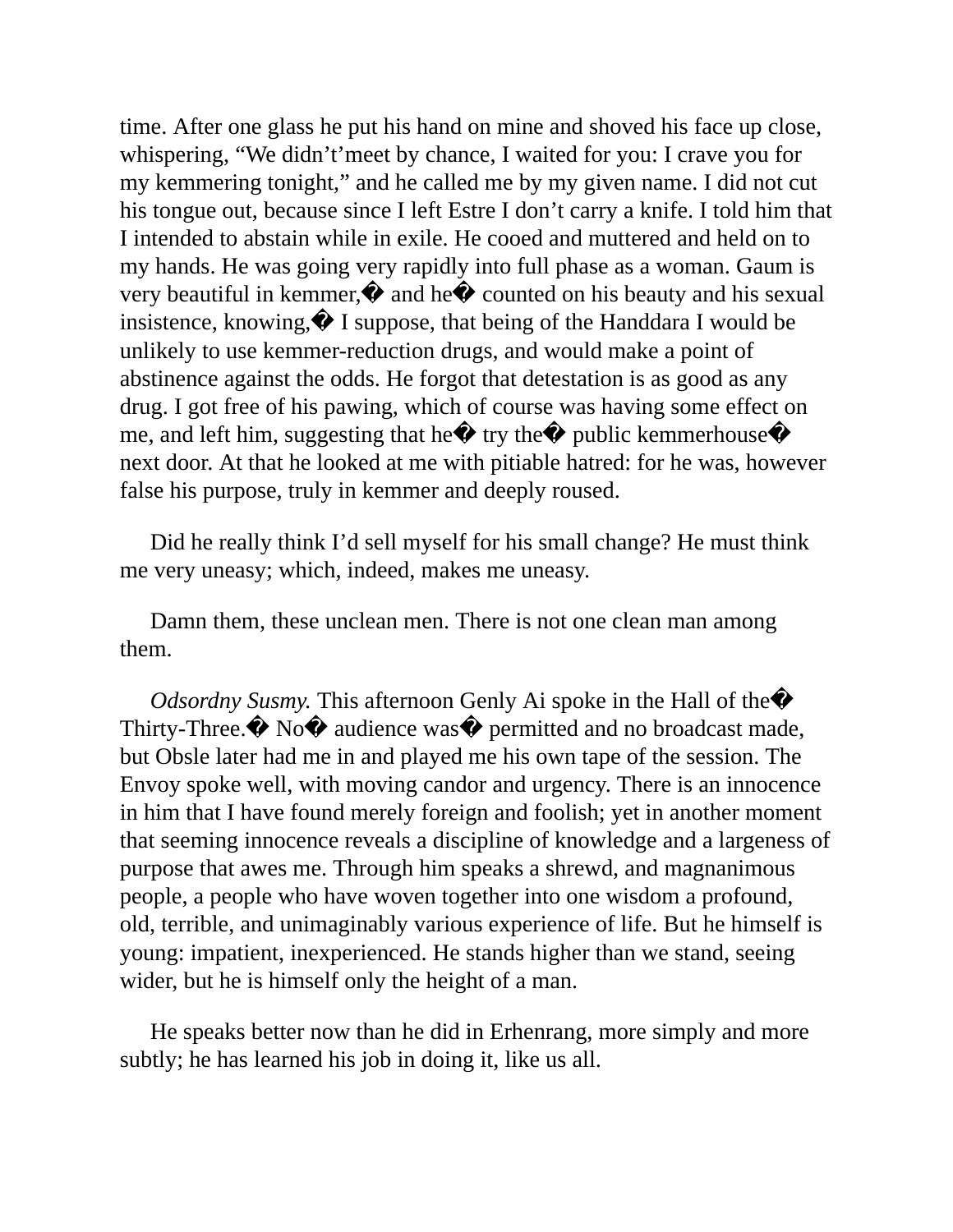time. After one glass he put his hand on mine and shoved his face up close, whispering, “We didn’t’meet by chance, I waited for you: I crave you for my kemmering tonight,” and he called me by my given name. I did not cut his tongue out, because since I left Estre I don’t carry a knife. I told him that I intended to abstain while in exile. He cooed and muttered and held on to my hands. He was going very rapidly into full phase as a woman. Gaum is very beautiful in kemmer,� and he� counted on his beauty and his sexual insistence, knowing,� I suppose, that being of the Handdara I would be unlikely to use kemmer-reduction drugs, and would make a point of abstinence against the odds. He forgot that detestation is as good as any drug. I got free of his pawing, which of course was having some effect on me, and left him, suggesting that he� try the� public kemmerhouse� next door. At that he looked at me with pitiable hatred: for he was, however false his purpose, truly in kemmer and deeply roused.

Did he really think I’d sell myself for his small change? He must think me very uneasy; which, indeed, makes me uneasy.

Damn them, these unclean men. There is not one clean man among them.

*Odsordny Susmy.* This afternoon Genly Ai spoke in the Hall of the� Thirty-Three.� No� audience was� permitted and no broadcast made, but Obsle later had me in and played me his own tape of the session. The Envoy spoke well, with moving candor and urgency. There is an innocence in him that I have found merely foreign and foolish; yet in another moment that seeming innocence reveals a discipline of knowledge and a largeness of purpose that awes me. Through him speaks a shrewd, and magnanimous people, a people who have woven together into one wisdom a profound, old, terrible, and unimaginably various experience of life. But he himself is young: impatient, inexperienced. He stands higher than we stand, seeing wider, but he is himself only the height of a man.

He speaks better now than he did in Erhenrang, more simply and more subtly; he has learned his job in doing it, like us all.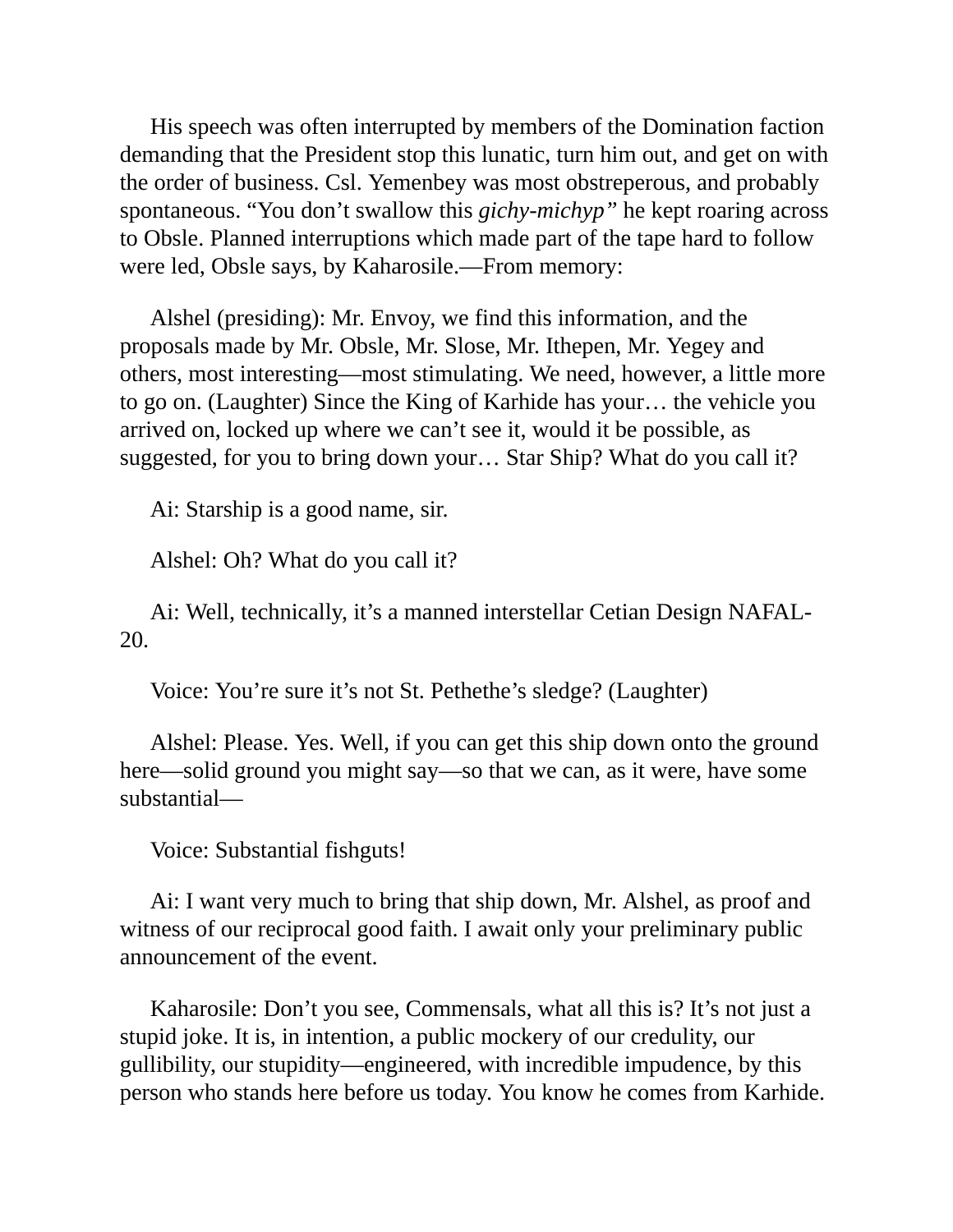His speech was often interrupted by members of the Domination faction demanding that the President stop this lunatic, turn him out, and get on with the order of business. Csl. Yemenbey was most obstreperous, and probably spontaneous. "You don't swallow this *gichy-michyp"* he kept roaring across to Obsle. Planned interruptions which made part of the tape hard to follow were led, Obsle says, by Kaharosile.—From memory:

Alshel (presiding): Mr. Envoy, we find this information, and the proposals made by Mr. Obsle, Mr. Slose, Mr. Ithepen, Mr. Yegey and others, most interesting—most stimulating. We need, however, a little more to go on. (Laughter) Since the King of Karhide has your… the vehicle you arrived on, locked up where we can't see it, would it be possible, as suggested, for you to bring down your… Star Ship? What do you call it?

Ai: Starship is a good name, sir.

Alshel: Oh? What do you call it?

Ai: Well, technically, it's a manned interstellar Cetian Design NAFAL-20.

Voice: You're sure it's not St. Pethethe's sledge? (Laughter)

Alshel: Please. Yes. Well, if you can get this ship down onto the ground here—solid ground you might say—so that we can, as it were, have some substantial—

Voice: Substantial fishguts!

Ai: I want very much to bring that ship down, Mr. Alshel, as proof and witness of our reciprocal good faith. I await only your preliminary public announcement of the event.

Kaharosile: Don't you see, Commensals, what all this is? It's not just a stupid joke. It is, in intention, a public mockery of our credulity, our gullibility, our stupidity—engineered, with incredible impudence, by this person who stands here before us today. You know he comes from Karhide.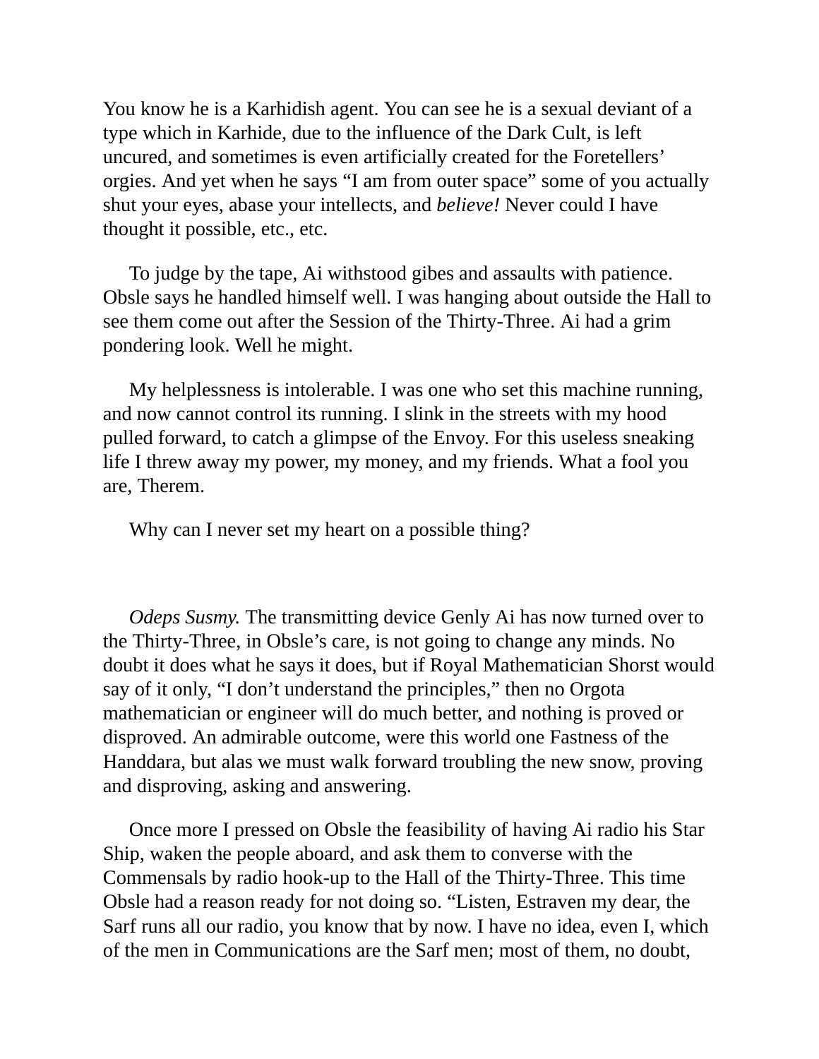You know he is a Karhidish agent. You can see he is a sexual deviant of a type which in Karhide, due to the influence of the Dark Cult, is left uncured, and sometimes is even artificially created for the Foretellers' orgies. And yet when he says "I am from outer space" some of you actually shut your eyes, abase your intellects, and *believe!* Never could I have thought it possible, etc., etc.

To judge by the tape, Ai withstood gibes and assaults with patience. Obsle says he handled himself well. I was hanging about outside the Hall to see them come out after the Session of the Thirty-Three. Ai had a grim pondering look. Well he might.

My helplessness is intolerable. I was one who set this machine running, and now cannot control its running. I slink in the streets with my hood pulled forward, to catch a glimpse of the Envoy. For this useless sneaking life I threw away my power, my money, and my friends. What a fool you are, Therem.

Why can I never set my heart on a possible thing?

*Odeps Susmy.* The transmitting device Genly Ai has now turned over to the Thirty-Three, in Obsle's care, is not going to change any minds. No doubt it does what he says it does, but if Royal Mathematician Shorst would say of it only, "I don't understand the principles," then no Orgota mathematician or engineer will do much better, and nothing is proved or disproved. An admirable outcome, were this world one Fastness of the Handdara, but alas we must walk forward troubling the new snow, proving and disproving, asking and answering.

Once more I pressed on Obsle the feasibility of having Ai radio his Star Ship, waken the people aboard, and ask them to converse with the Commensals by radio hook-up to the Hall of the Thirty-Three. This time Obsle had a reason ready for not doing so. "Listen, Estraven my dear, the Sarf runs all our radio, you know that by now. I have no idea, even I, which of the men in Communications are the Sarf men; most of them, no doubt,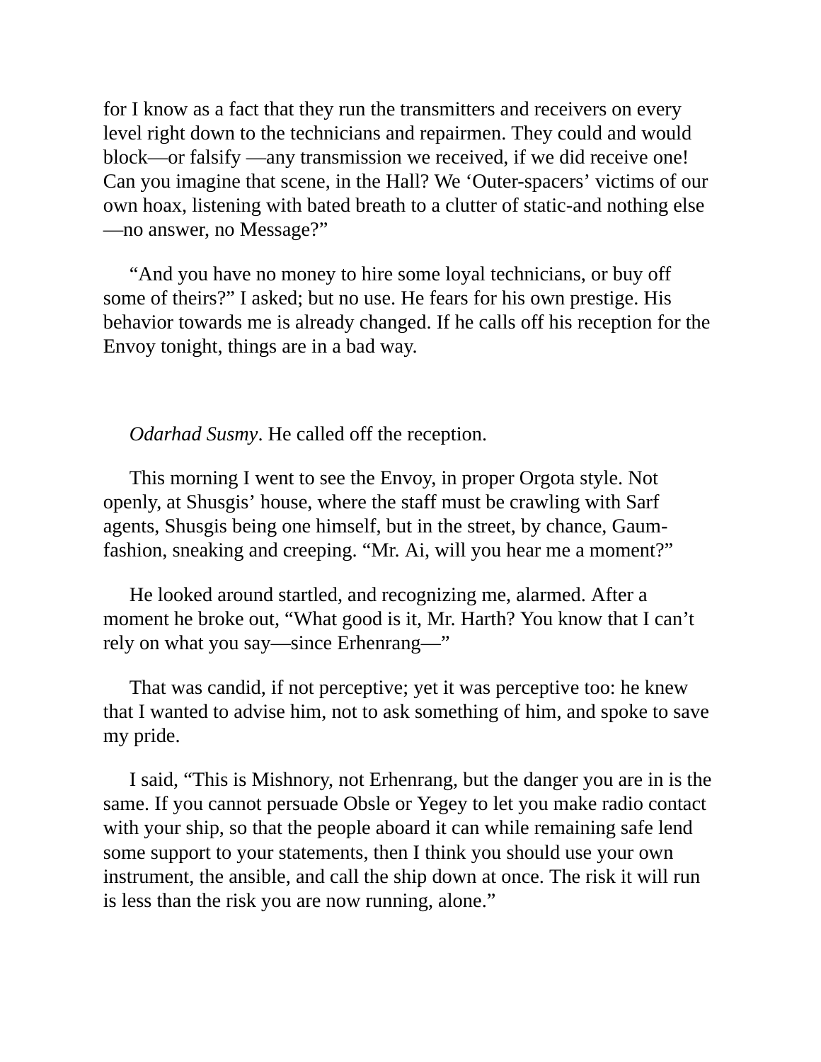for I know as a fact that they run the transmitters and receivers on every level right down to the technicians and repairmen. They could and would block—or falsify —any transmission we received, if we did receive one! Can you imagine that scene, in the Hall? We 'Outer-spacers' victims of our own hoax, listening with bated breath to a clutter of static-and nothing else—no answer, no Message?"

"And you have no money to hire some loyal technicians, or buy off some of theirs?" I asked; but no use. He fears for his own prestige. His behavior towards me is already changed. If he calls off his reception for the Envoy tonight, things are in a bad way.

*Odarhad Susmy*. He called off the reception.

This morning I went to see the Envoy, in proper Orgota style. Not openly, at Shusgis' house, where the staff must be crawling with Sarf agents, Shusgis being one himself, but in the street, by chance, Gaum-fashion, sneaking and creeping. "Mr. Ai, will you hear me a moment?"

He looked around startled, and recognizing me, alarmed. After a moment he broke out, "What good is it, Mr. Harth? You know that I can't rely on what you say—since Erhenrang—"

That was candid, if not perceptive; yet it was perceptive too: he knew that I wanted to advise him, not to ask something of him, and spoke to save my pride.

I said, "This is Mishnory, not Erhenrang, but the danger you are in is the same. If you cannot persuade Obsle or Yegey to let you make radio contact with your ship, so that the people aboard it can while remaining safe lend some support to your statements, then I think you should use your own instrument, the ansible, and call the ship down at once. The risk it will run is less than the risk you are now running, alone."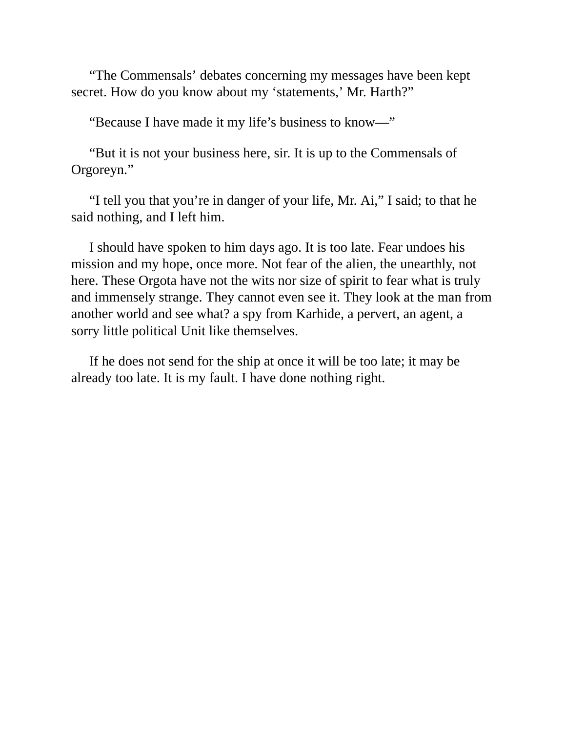“The Commensals’ debates concerning my messages have been kept secret. How do you know about my ‘statements,’ Mr. Harth?”

“Because I have made it my life’s business to know—”

“But it is not your business here, sir. It is up to the Commensals of Orgoreyn.”

“I tell you that you’re in danger of your life, Mr. Ai,” I said; to that he said nothing, and I left him.

I should have spoken to him days ago. It is too late. Fear undoes his mission and my hope, once more. Not fear of the alien, the unearthly, not here. These Orgota have not the wits nor size of spirit to fear what is truly and immensely strange. They cannot even see it. They look at the man from another world and see what? a spy from Karhide, a pervert, an agent, a sorry little political Unit like themselves.

If he does not send for the ship at once it will be too late; it may be already too late. It is my fault. I have done nothing right.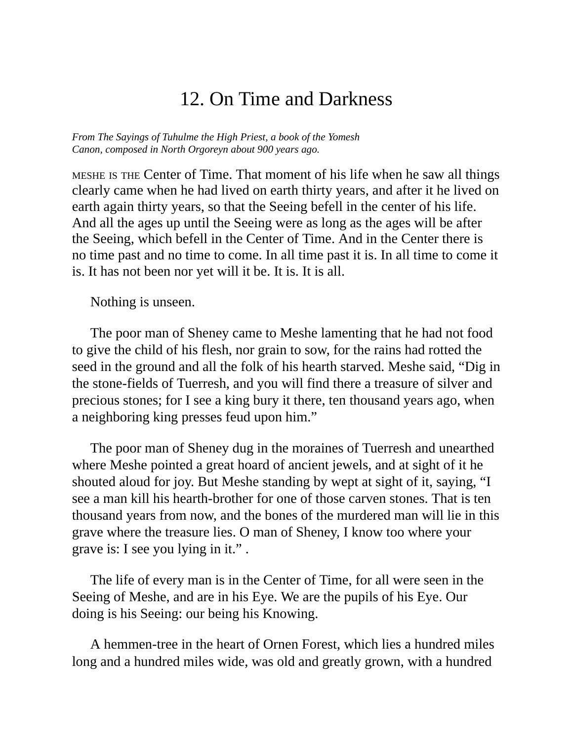# 12. On Time and Darkness

*From The Sayings of Tuhulme the High Priest, a book of the Yomesh Canon, composed in North Orgoreyn about 900 years ago.*

MESHE IS THE Center of Time. That moment of his life when he saw all things clearly came when he had lived on earth thirty years, and after it he lived on earth again thirty years, so that the Seeing befell in the center of his life. And all the ages up until the Seeing were as long as the ages will be after the Seeing, which befell in the Center of Time. And in the Center there is no time past and no time to come. In all time past it is. In all time to come it is. It has not been nor yet will it be. It is. It is all.

Nothing is unseen.

The poor man of Sheney came to Meshe lamenting that he had not food to give the child of his flesh, nor grain to sow, for the rains had rotted the seed in the ground and all the folk of his hearth starved. Meshe said, "Dig in the stone-fields of Tuerresh, and you will find there a treasure of silver and precious stones; for I see a king bury it there, ten thousand years ago, when a neighboring king presses feud upon him."

The poor man of Sheney dug in the moraines of Tuerresh and unearthed where Meshe pointed a great hoard of ancient jewels, and at sight of it he shouted aloud for joy. But Meshe standing by wept at sight of it, saying, "I see a man kill his hearth-brother for one of those carven stones. That is ten thousand years from now, and the bones of the murdered man will lie in this grave where the treasure lies. O man of Sheney, I know too where your grave is: I see you lying in it." .

The life of every man is in the Center of Time, for all were seen in the Seeing of Meshe, and are in his Eye. We are the pupils of his Eye. Our doing is his Seeing: our being his Knowing.

A hemmen-tree in the heart of Ornen Forest, which lies a hundred miles long and a hundred miles wide, was old and greatly grown, with a hundred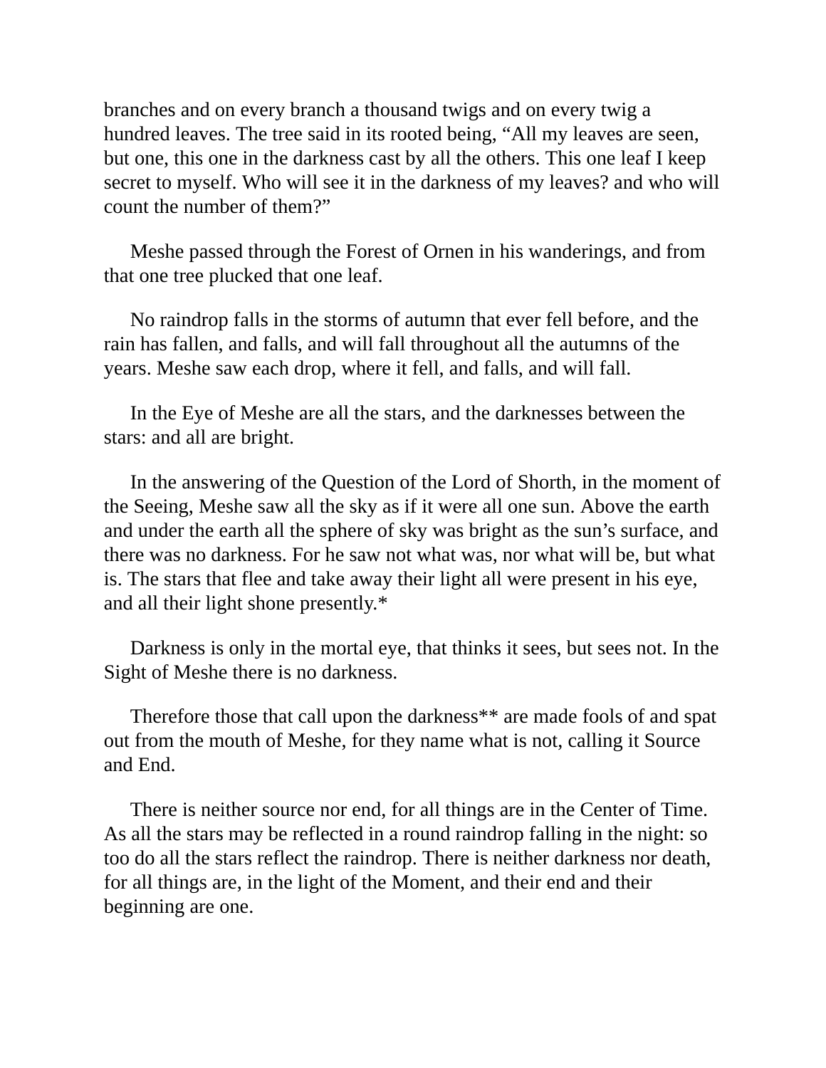branches and on every branch a thousand twigs and on every twig a hundred leaves. The tree said in its rooted being, “All my leaves are seen, but one, this one in the darkness cast by all the others. This one leaf I keep secret to myself. Who will see it in the darkness of my leaves? and who will count the number of them?”

Meshe passed through the Forest of Ornen in his wanderings, and from that one tree plucked that one leaf.

No raindrop falls in the storms of autumn that ever fell before, and the rain has fallen, and falls, and will fall throughout all the autumns of the years. Meshe saw each drop, where it fell, and falls, and will fall.

In the Eye of Meshe are all the stars, and the darknesses between the stars: and all are bright.

In the answering of the Question of the Lord of Shorth, in the moment of the Seeing, Meshe saw all the sky as if it were all one sun. Above the earth and under the earth all the sphere of sky was bright as the sun’s surface, and there was no darkness. For he saw not what was, nor what will be, but what is. The stars that flee and take away their light all were present in his eye, and all their light shone presently.*

Darkness is only in the mortal eye, that thinks it sees, but sees not. In the Sight of Meshe there is no darkness.

Therefore those that call upon the darkness** are made fools of and spat out from the mouth of Meshe, for they name what is not, calling it Source and End.

There is neither source nor end, for all things are in the Center of Time. As all the stars may be reflected in a round raindrop falling in the night: so too do all the stars reflect the raindrop. There is neither darkness nor death, for all things are, in the light of the Moment, and their end and their beginning are one.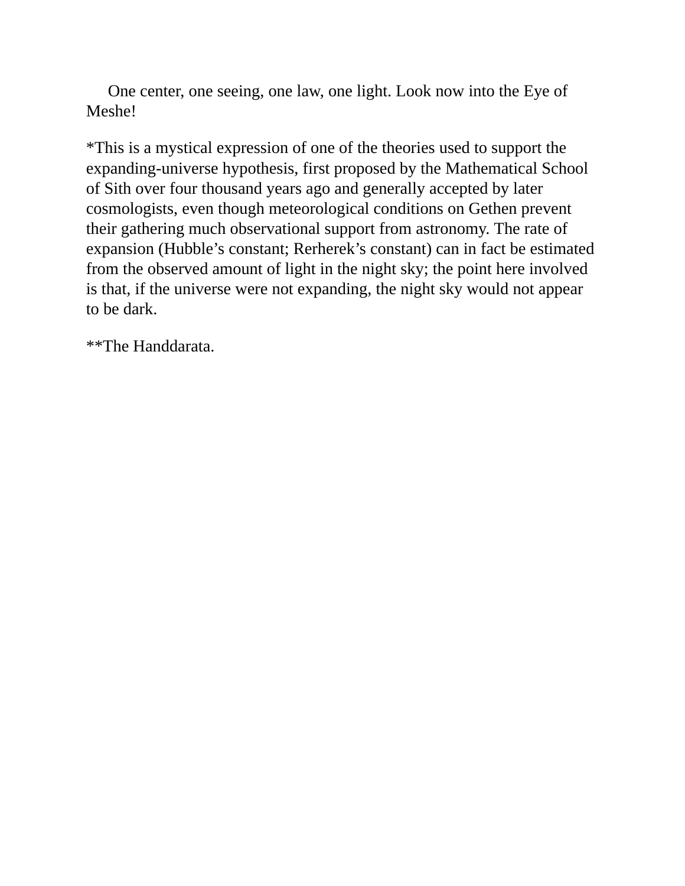One center, one seeing, one law, one light. Look now into the Eye of Meshe!

*This is a mystical expression of one of the theories used to support the expanding-universe hypothesis, first proposed by the Mathematical School of Sith over four thousand years ago and generally accepted by later cosmologists, even though meteorological conditions on Gethen prevent their gathering much observational support from astronomy. The rate of expansion (Hubble's constant; Rerherek's constant) can in fact be estimated from the observed amount of light in the night sky; the point here involved is that, if the universe were not expanding, the night sky would not appear to be dark.

**The Handdarata.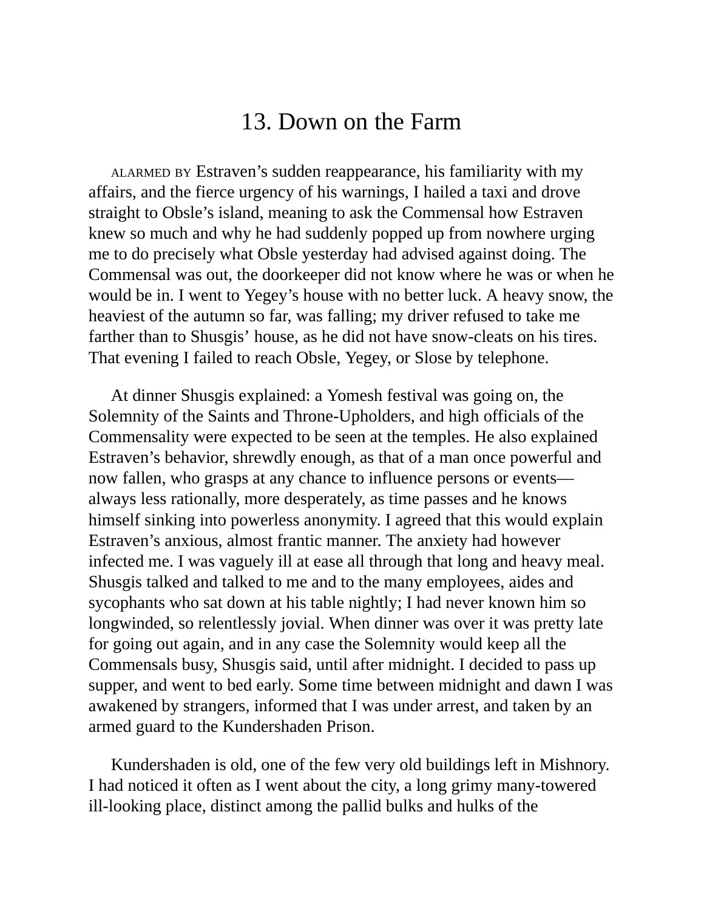# 13. Down on the Farm

ALARMED BY Estraven's sudden reappearance, his familiarity with my affairs, and the fierce urgency of his warnings, I hailed a taxi and drove straight to Obsle's island, meaning to ask the Commensal how Estraven knew so much and why he had suddenly popped up from nowhere urging me to do precisely what Obsle yesterday had advised against doing. The Commensal was out, the doorkeeper did not know where he was or when he would be in. I went to Yegey's house with no better luck. A heavy snow, the heaviest of the autumn so far, was falling; my driver refused to take me farther than to Shusgis' house, as he did not have snow-cleats on his tires. That evening I failed to reach Obsle, Yegey, or Slose by telephone.

At dinner Shusgis explained: a Yomesh festival was going on, the Solemnity of the Saints and Throne-Upholders, and high officials of the Commensality were expected to be seen at the temples. He also explained Estraven's behavior, shrewdly enough, as that of a man once powerful and now fallen, who grasps at any chance to influence persons or events—always less rationally, more desperately, as time passes and he knows himself sinking into powerless anonymity. I agreed that this would explain Estraven's anxious, almost frantic manner. The anxiety had however infected me. I was vaguely ill at ease all through that long and heavy meal. Shusgis talked and talked to me and to the many employees, aides and sycophants who sat down at his table nightly; I had never known him so longwinded, so relentlessly jovial. When dinner was over it was pretty late for going out again, and in any case the Solemnity would keep all the Commensals busy, Shusgis said, until after midnight. I decided to pass up supper, and went to bed early. Some time between midnight and dawn I was awakened by strangers, informed that I was under arrest, and taken by an armed guard to the Kundershaden Prison.

Kundershaden is old, one of the few very old buildings left in Mishnory. I had noticed it often as I went about the city, a long grimy many-towered ill-looking place, distinct among the pallid bulks and hulks of the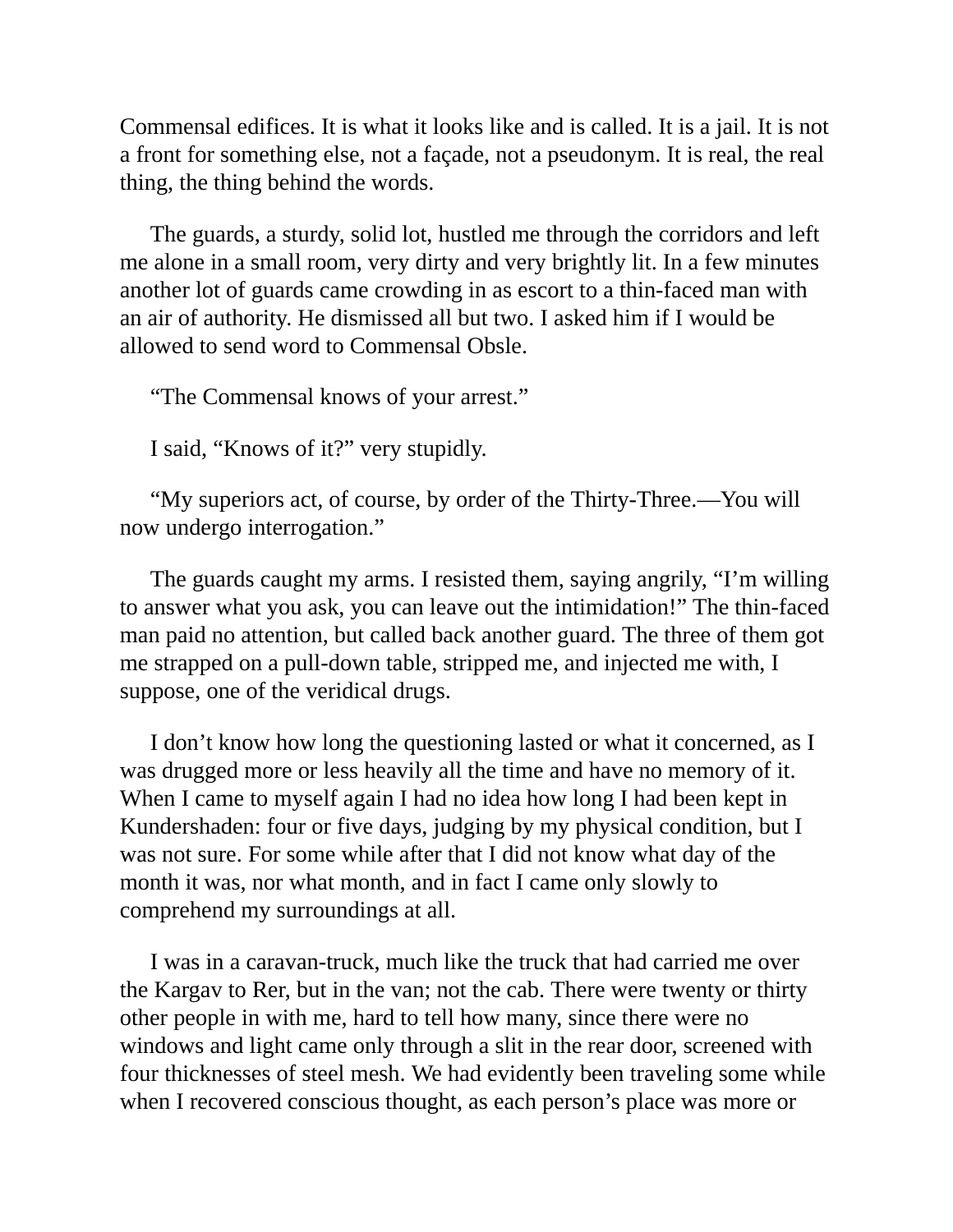Commensal edifices. It is what it looks like and is called. It is a jail. It is not a front for something else, not a façade, not a pseudonym. It is real, the real thing, the thing behind the words.

The guards, a sturdy, solid lot, hustled me through the corridors and left me alone in a small room, very dirty and very brightly lit. In a few minutes another lot of guards came crowding in as escort to a thin-faced man with an air of authority. He dismissed all but two. I asked him if I would be allowed to send word to Commensal Obsle.

"The Commensal knows of your arrest."

I said, "Knows of it?" very stupidly.

"My superiors act, of course, by order of the Thirty-Three.—You will now undergo interrogation."

The guards caught my arms. I resisted them, saying angrily, "I'm willing to answer what you ask, you can leave out the intimidation!" The thin-faced man paid no attention, but called back another guard. The three of them got me strapped on a pull-down table, stripped me, and injected me with, I suppose, one of the veridical drugs.

I don't know how long the questioning lasted or what it concerned, as I was drugged more or less heavily all the time and have no memory of it. When I came to myself again I had no idea how long I had been kept in Kundershaden: four or five days, judging by my physical condition, but I was not sure. For some while after that I did not know what day of the month it was, nor what month, and in fact I came only slowly to comprehend my surroundings at all.

I was in a caravan-truck, much like the truck that had carried me over the Kargav to Rer, but in the van; not the cab. There were twenty or thirty other people in with me, hard to tell how many, since there were no windows and light came only through a slit in the rear door, screened with four thicknesses of steel mesh. We had evidently been traveling some while when I recovered conscious thought, as each person's place was more or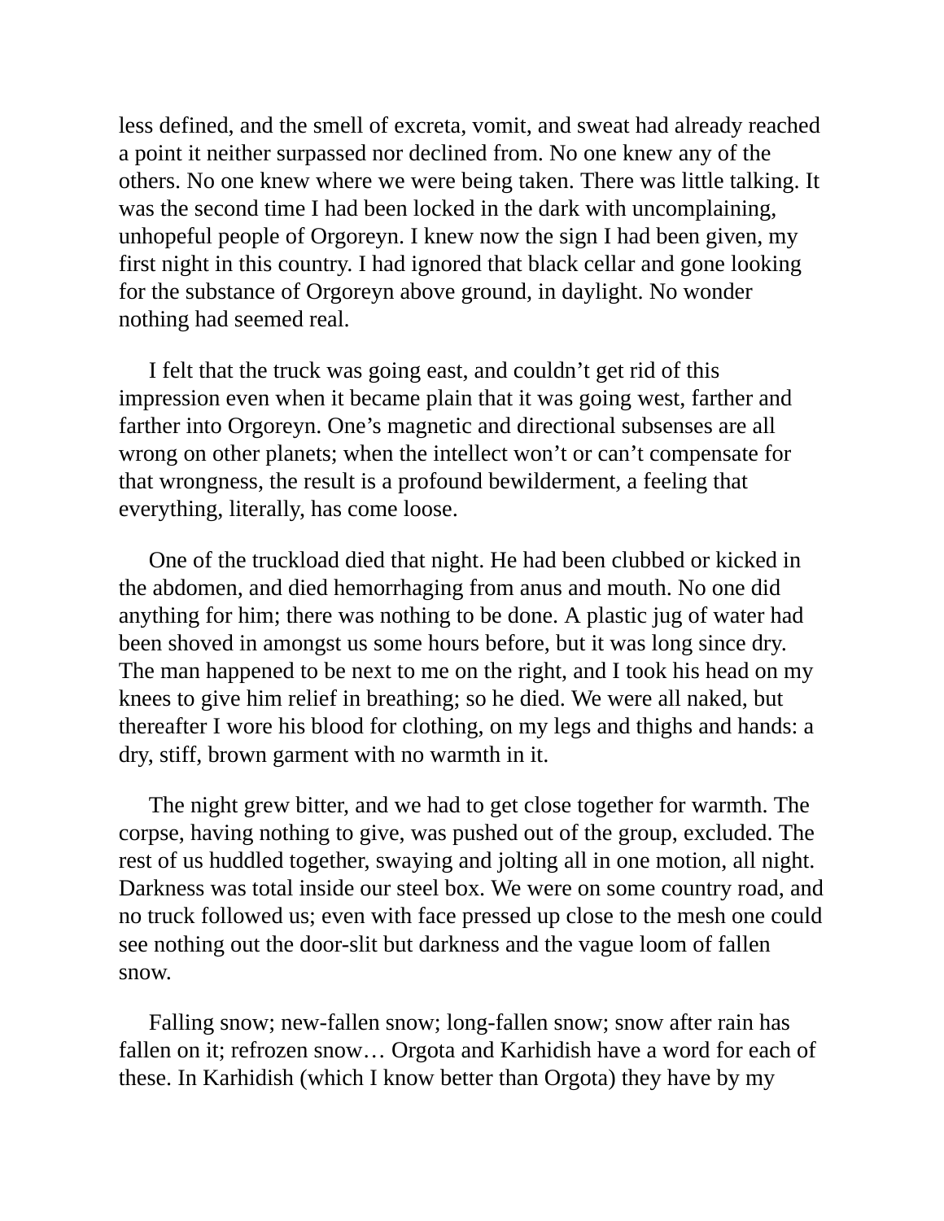less defined, and the smell of excreta, vomit, and sweat had already reached a point it neither surpassed nor declined from. No one knew any of the others. No one knew where we were being taken. There was little talking. It was the second time I had been locked in the dark with uncomplaining, unhopeful people of Orgoreyn. I knew now the sign I had been given, my first night in this country. I had ignored that black cellar and gone looking for the substance of Orgoreyn above ground, in daylight. No wonder nothing had seemed real.

I felt that the truck was going east, and couldn't get rid of this impression even when it became plain that it was going west, farther and farther into Orgoreyn. One's magnetic and directional subsenses are all wrong on other planets; when the intellect won't or can't compensate for that wrongness, the result is a profound bewilderment, a feeling that everything, literally, has come loose.

One of the truckload died that night. He had been clubbed or kicked in the abdomen, and died hemorrhaging from anus and mouth. No one did anything for him; there was nothing to be done. A plastic jug of water had been shoved in amongst us some hours before, but it was long since dry. The man happened to be next to me on the right, and I took his head on my knees to give him relief in breathing; so he died. We were all naked, but thereafter I wore his blood for clothing, on my legs and thighs and hands: a dry, stiff, brown garment with no warmth in it.

The night grew bitter, and we had to get close together for warmth. The corpse, having nothing to give, was pushed out of the group, excluded. The rest of us huddled together, swaying and jolting all in one motion, all night. Darkness was total inside our steel box. We were on some country road, and no truck followed us; even with face pressed up close to the mesh one could see nothing out the door-slit but darkness and the vague loom of fallen snow.

Falling snow; new-fallen snow; long-fallen snow; snow after rain has fallen on it; refrozen snow… Orgota and Karhidish have a word for each of these. In Karhidish (which I know better than Orgota) they have by my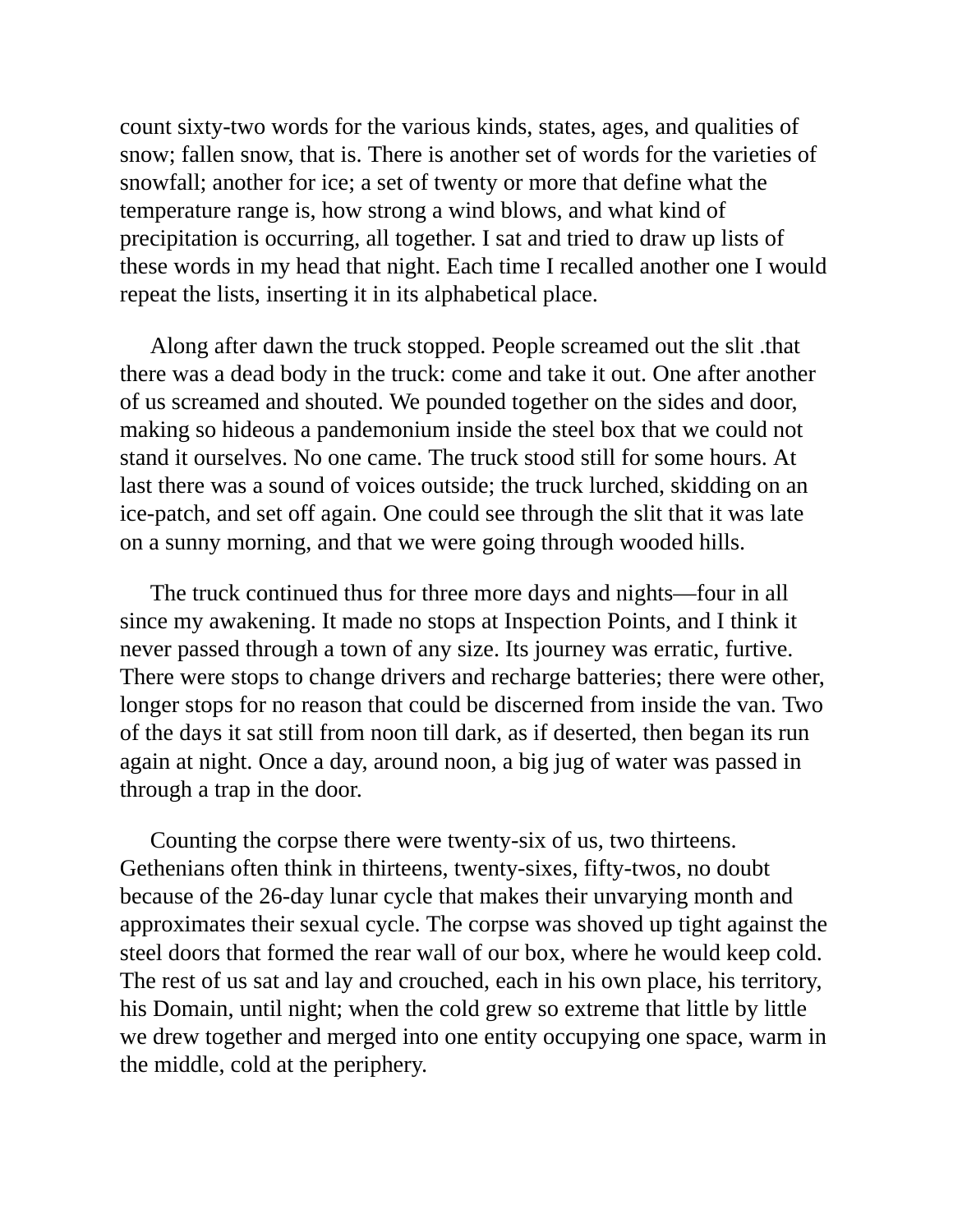count sixty-two words for the various kinds, states, ages, and qualities of snow; fallen snow, that is. There is another set of words for the varieties of snowfall; another for ice; a set of twenty or more that define what the temperature range is, how strong a wind blows, and what kind of precipitation is occurring, all together. I sat and tried to draw up lists of these words in my head that night. Each time I recalled another one I would repeat the lists, inserting it in its alphabetical place.

Along after dawn the truck stopped. People screamed out the slit .that there was a dead body in the truck: come and take it out. One after another of us screamed and shouted. We pounded together on the sides and door, making so hideous a pandemonium inside the steel box that we could not stand it ourselves. No one came. The truck stood still for some hours. At last there was a sound of voices outside; the truck lurched, skidding on an ice-patch, and set off again. One could see through the slit that it was late on a sunny morning, and that we were going through wooded hills.

The truck continued thus for three more days and nights—four in all since my awakening. It made no stops at Inspection Points, and I think it never passed through a town of any size. Its journey was erratic, furtive. There were stops to change drivers and recharge batteries; there were other, longer stops for no reason that could be discerned from inside the van. Two of the days it sat still from noon till dark, as if deserted, then began its run again at night. Once a day, around noon, a big jug of water was passed in through a trap in the door.

Counting the corpse there were twenty-six of us, two thirteens. Gethenians often think in thirteens, twenty-sixes, fifty-twos, no doubt because of the 26-day lunar cycle that makes their unvarying month and approximates their sexual cycle. The corpse was shoved up tight against the steel doors that formed the rear wall of our box, where he would keep cold. The rest of us sat and lay and crouched, each in his own place, his territory, his Domain, until night; when the cold grew so extreme that little by little we drew together and merged into one entity occupying one space, warm in the middle, cold at the periphery.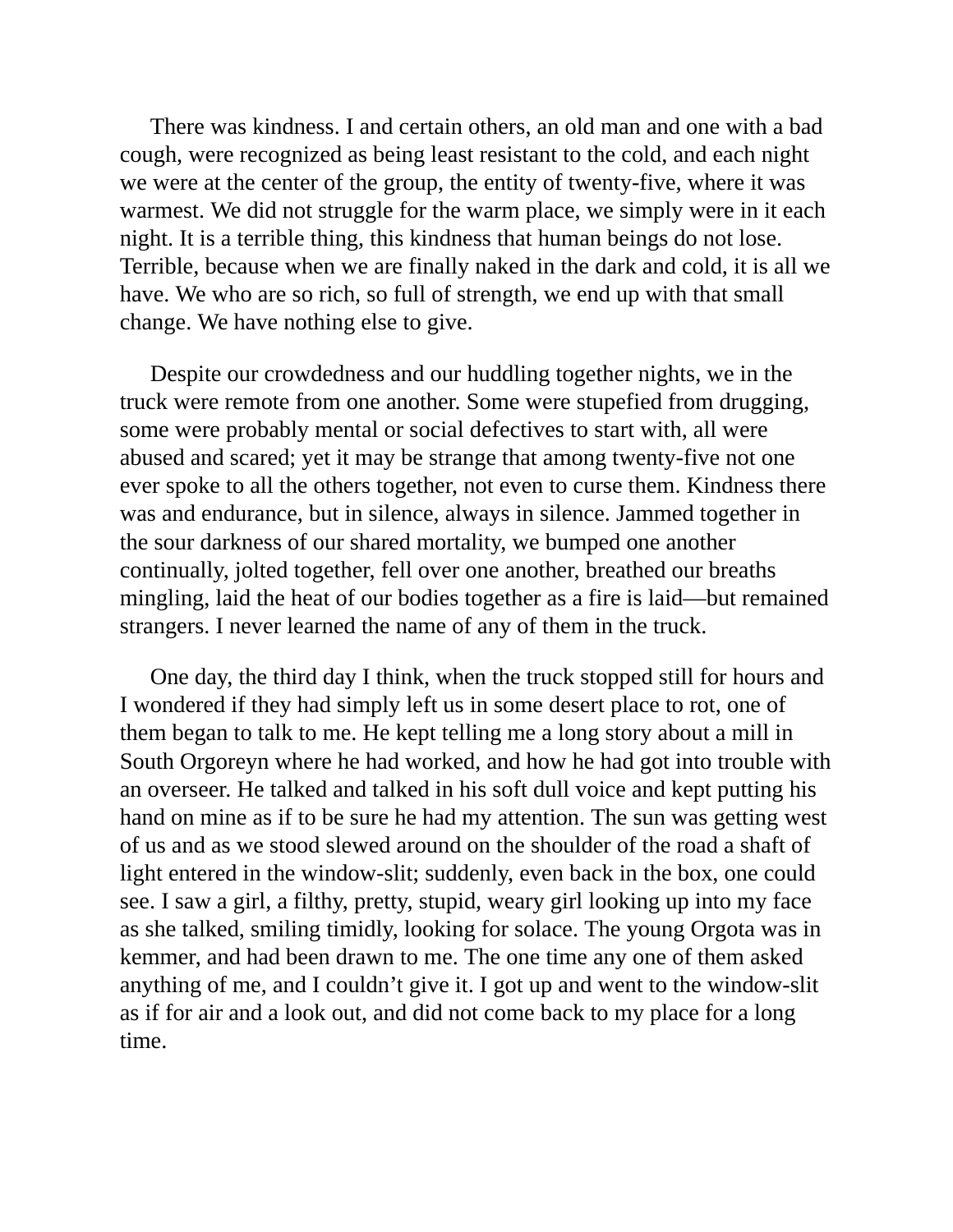There was kindness. I and certain others, an old man and one with a bad cough, were recognized as being least resistant to the cold, and each night we were at the center of the group, the entity of twenty-five, where it was warmest. We did not struggle for the warm place, we simply were in it each night. It is a terrible thing, this kindness that human beings do not lose. Terrible, because when we are finally naked in the dark and cold, it is all we have. We who are so rich, so full of strength, we end up with that small change. We have nothing else to give.

Despite our crowdedness and our huddling together nights, we in the truck were remote from one another. Some were stupefied from drugging, some were probably mental or social defectives to start with, all were abused and scared; yet it may be strange that among twenty-five not one ever spoke to all the others together, not even to curse them. Kindness there was and endurance, but in silence, always in silence. Jammed together in the sour darkness of our shared mortality, we bumped one another continually, jolted together, fell over one another, breathed our breaths mingling, laid the heat of our bodies together as a fire is laid—but remained strangers. I never learned the name of any of them in the truck.

One day, the third day I think, when the truck stopped still for hours and I wondered if they had simply left us in some desert place to rot, one of them began to talk to me. He kept telling me a long story about a mill in South Orgoreyn where he had worked, and how he had got into trouble with an overseer. He talked and talked in his soft dull voice and kept putting his hand on mine as if to be sure he had my attention. The sun was getting west of us and as we stood slewed around on the shoulder of the road a shaft of light entered in the window-slit; suddenly, even back in the box, one could see. I saw a girl, a filthy, pretty, stupid, weary girl looking up into my face as she talked, smiling timidly, looking for solace. The young Orgota was in kemmer, and had been drawn to me. The one time any one of them asked anything of me, and I couldn't give it. I got up and went to the window-slit as if for air and a look out, and did not come back to my place for a long time.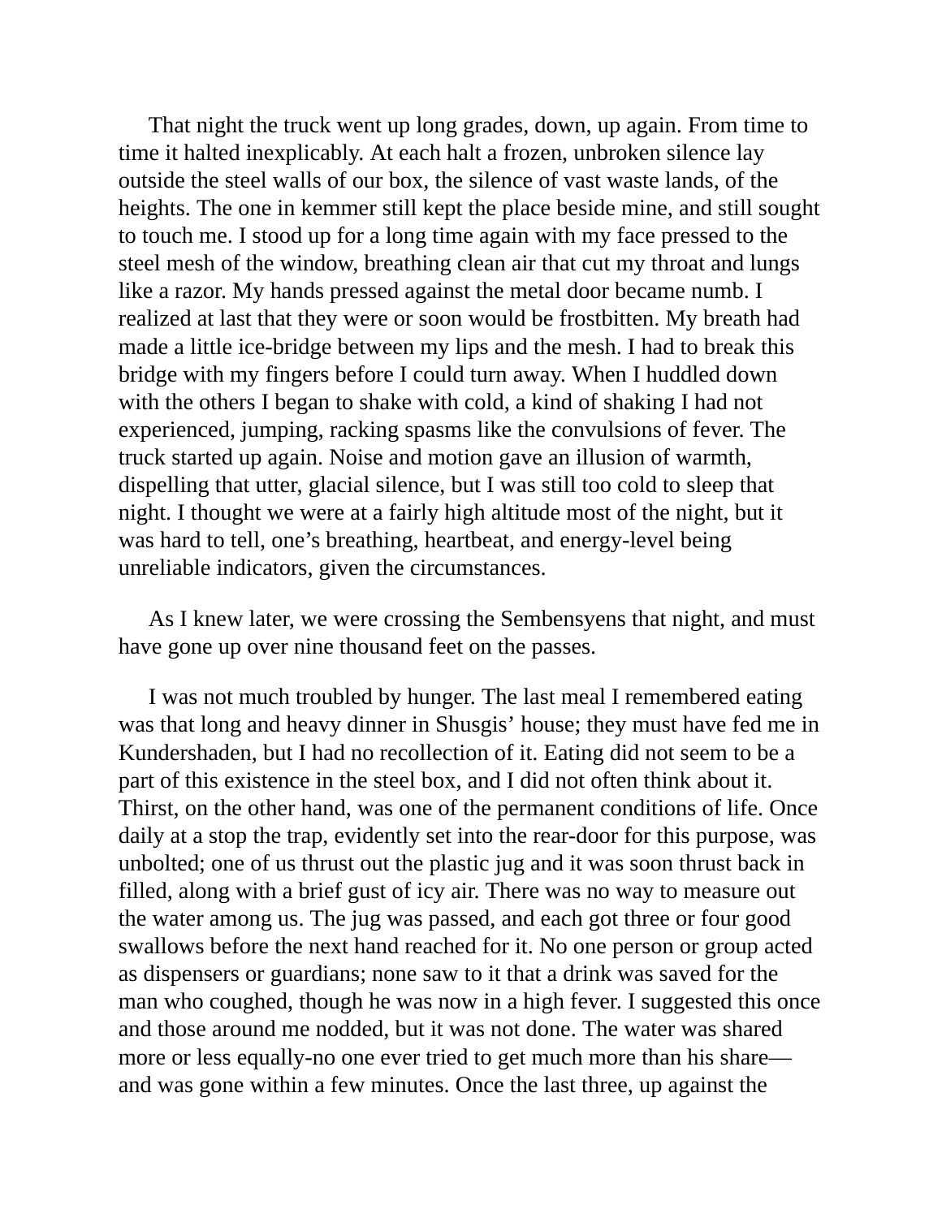That night the truck went up long grades, down, up again. From time to time it halted inexplicably. At each halt a frozen, unbroken silence lay outside the steel walls of our box, the silence of vast waste lands, of the heights. The one in kemmer still kept the place beside mine, and still sought to touch me. I stood up for a long time again with my face pressed to the steel mesh of the window, breathing clean air that cut my throat and lungs like a razor. My hands pressed against the metal door became numb. I realized at last that they were or soon would be frostbitten. My breath had made a little ice-bridge between my lips and the mesh. I had to break this bridge with my fingers before I could turn away. When I huddled down with the others I began to shake with cold, a kind of shaking I had not experienced, jumping, racking spasms like the convulsions of fever. The truck started up again. Noise and motion gave an illusion of warmth, dispelling that utter, glacial silence, but I was still too cold to sleep that night. I thought we were at a fairly high altitude most of the night, but it was hard to tell, one's breathing, heartbeat, and energy-level being unreliable indicators, given the circumstances.

As I knew later, we were crossing the Sembensyens that night, and must have gone up over nine thousand feet on the passes.

I was not much troubled by hunger. The last meal I remembered eating was that long and heavy dinner in Shusgis' house; they must have fed me in Kundershaden, but I had no recollection of it. Eating did not seem to be a part of this existence in the steel box, and I did not often think about it. Thirst, on the other hand, was one of the permanent conditions of life. Once daily at a stop the trap, evidently set into the rear-door for this purpose, was unbolted; one of us thrust out the plastic jug and it was soon thrust back in filled, along with a brief gust of icy air. There was no way to measure out the water among us. The jug was passed, and each got three or four good swallows before the next hand reached for it. No one person or group acted as dispensers or guardians; none saw to it that a drink was saved for the man who coughed, though he was now in a high fever. I suggested this once and those around me nodded, but it was not done. The water was shared more or less equally-no one ever tried to get much more than his share—and was gone within a few minutes. Once the last three, up against the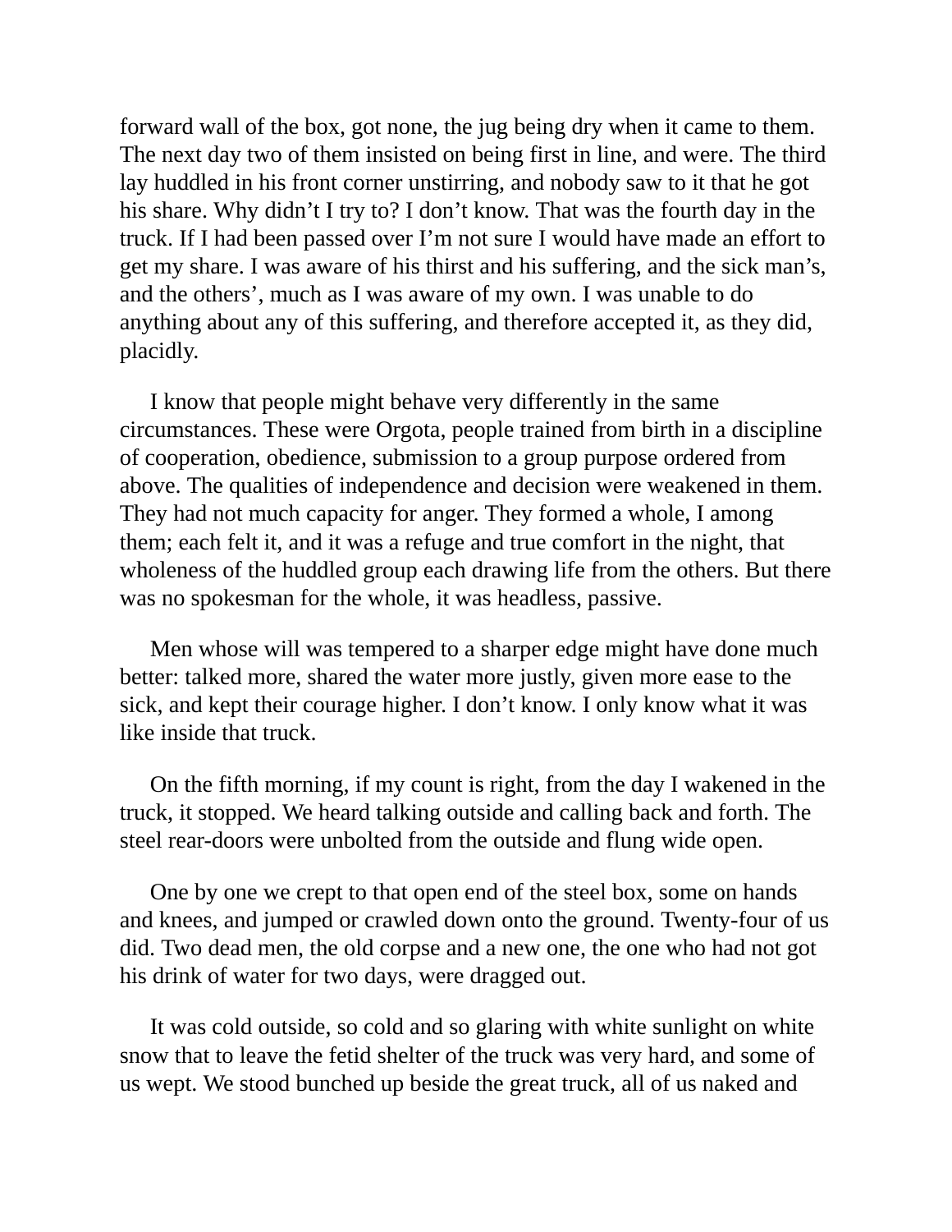forward wall of the box, got none, the jug being dry when it came to them. The next day two of them insisted on being first in line, and were. The third lay huddled in his front corner unstirring, and nobody saw to it that he got his share. Why didn't I try to? I don't know. That was the fourth day in the truck. If I had been passed over I'm not sure I would have made an effort to get my share. I was aware of his thirst and his suffering, and the sick man's, and the others', much as I was aware of my own. I was unable to do anything about any of this suffering, and therefore accepted it, as they did, placidly.

I know that people might behave very differently in the same circumstances. These were Orgota, people trained from birth in a discipline of cooperation, obedience, submission to a group purpose ordered from above. The qualities of independence and decision were weakened in them. They had not much capacity for anger. They formed a whole, I among them; each felt it, and it was a refuge and true comfort in the night, that wholeness of the huddled group each drawing life from the others. But there was no spokesman for the whole, it was headless, passive.

Men whose will was tempered to a sharper edge might have done much better: talked more, shared the water more justly, given more ease to the sick, and kept their courage higher. I don't know. I only know what it was like inside that truck.

On the fifth morning, if my count is right, from the day I wakened in the truck, it stopped. We heard talking outside and calling back and forth. The steel rear-doors were unbolted from the outside and flung wide open.

One by one we crept to that open end of the steel box, some on hands and knees, and jumped or crawled down onto the ground. Twenty-four of us did. Two dead men, the old corpse and a new one, the one who had not got his drink of water for two days, were dragged out.

It was cold outside, so cold and so glaring with white sunlight on white snow that to leave the fetid shelter of the truck was very hard, and some of us wept. We stood bunched up beside the great truck, all of us naked and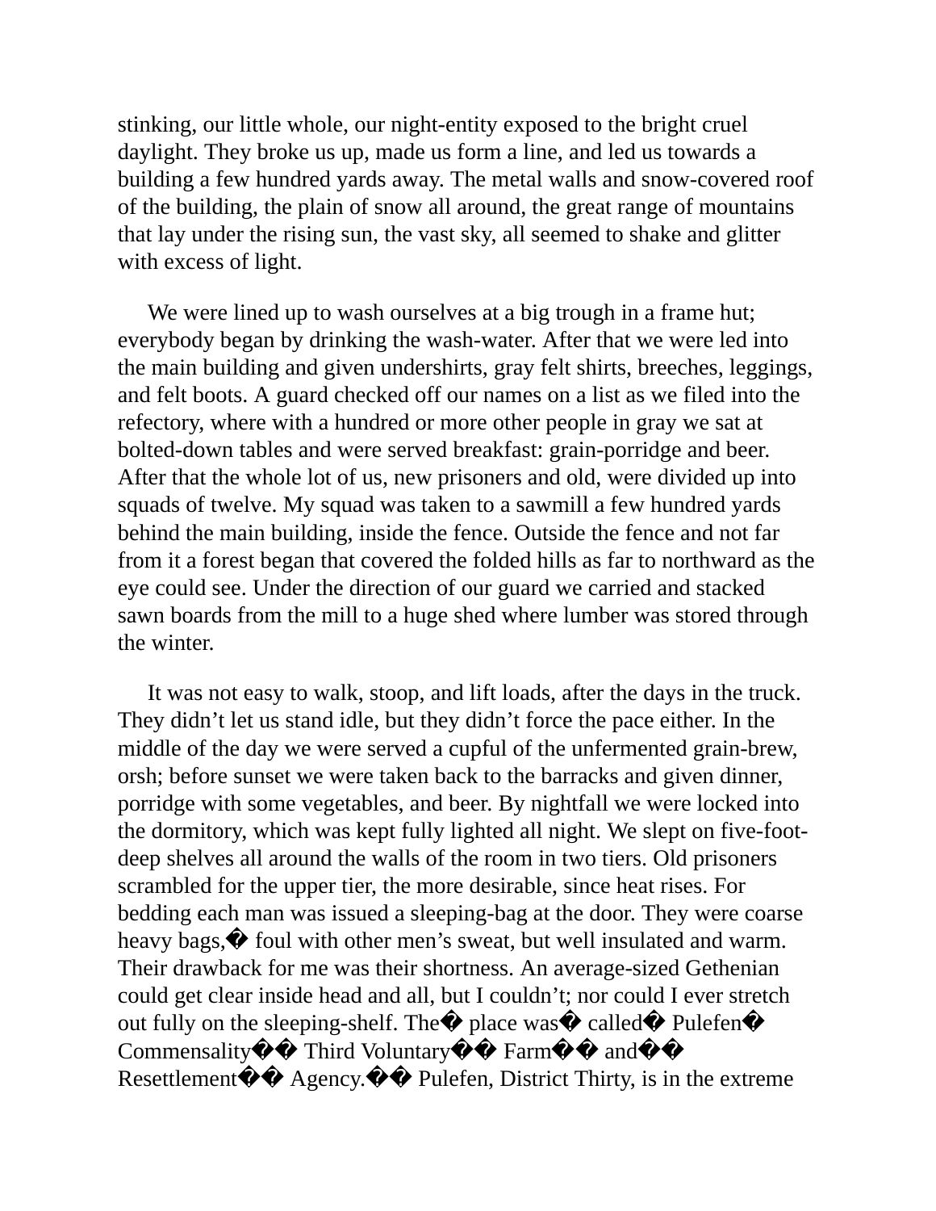stinking, our little whole, our night-entity exposed to the bright cruel daylight. They broke us up, made us form a line, and led us towards a building a few hundred yards away. The metal walls and snow-covered roof of the building, the plain of snow all around, the great range of mountains that lay under the rising sun, the vast sky, all seemed to shake and glitter with excess of light.

We were lined up to wash ourselves at a big trough in a frame hut; everybody began by drinking the wash-water. After that we were led into the main building and given undershirts, gray felt shirts, breeches, leggings, and felt boots. A guard checked off our names on a list as we filed into the refectory, where with a hundred or more other people in gray we sat at bolted-down tables and were served breakfast: grain-porridge and beer. After that the whole lot of us, new prisoners and old, were divided up into squads of twelve. My squad was taken to a sawmill a few hundred yards behind the main building, inside the fence. Outside the fence and not far from it a forest began that covered the folded hills as far to northward as the eye could see. Under the direction of our guard we carried and stacked sawn boards from the mill to a huge shed where lumber was stored through the winter.

It was not easy to walk, stoop, and lift loads, after the days in the truck. They didn't let us stand idle, but they didn't force the pace either. In the middle of the day we were served a cupful of the unfermented grain-brew, orsh; before sunset we were taken back to the barracks and given dinner, porridge with some vegetables, and beer. By nightfall we were locked into the dormitory, which was kept fully lighted all night. We slept on five-foot-deep shelves all around the walls of the room in two tiers. Old prisoners scrambled for the upper tier, the more desirable, since heat rises. For bedding each man was issued a sleeping-bag at the door. They were coarse heavy bags, foul with other men's sweat, but well insulated and warm. Their drawback for me was their shortness. An average-sized Gethenian could get clear inside head and all, but I couldn't; nor could I ever stretch out fully on the sleeping-shelf. The place was called Pulefen Commensality Third Voluntary Farm and Resettlement Agency. Pulefen, District Thirty, is in the extreme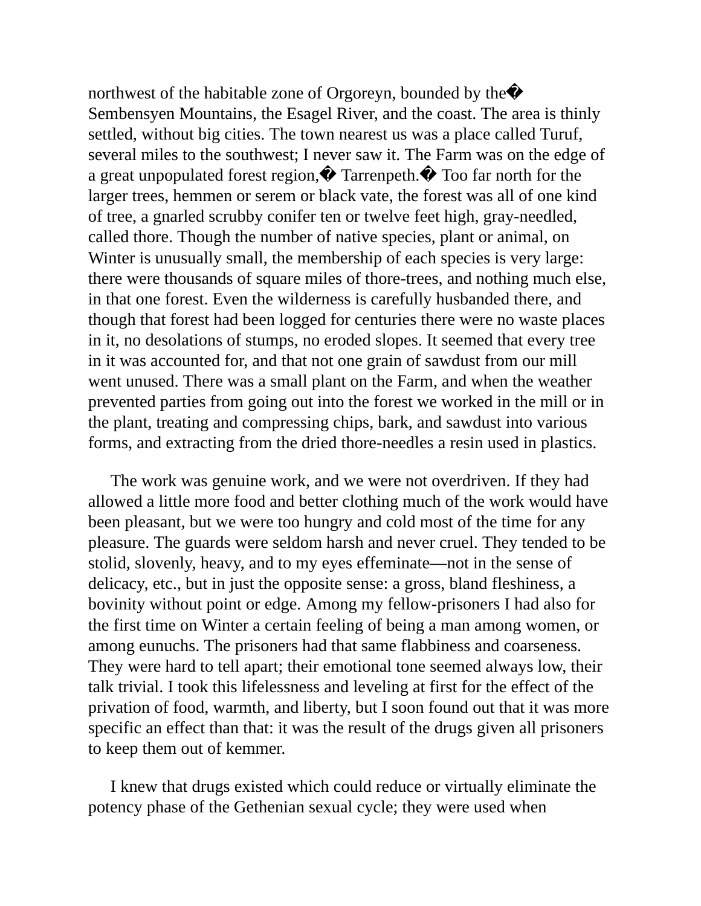northwest of the habitable zone of Orgoreyn, bounded by the� Sembensyen Mountains, the Esagel River, and the coast. The area is thinly settled, without big cities. The town nearest us was a place called Turuf, several miles to the southwest; I never saw it. The Farm was on the edge of a great unpopulated forest region,� Tarrenpeth.� Too far north for the larger trees, hemmen or serem or black vate, the forest was all of one kind of tree, a gnarled scrubby conifer ten or twelve feet high, gray-needled, called thore. Though the number of native species, plant or animal, on Winter is unusually small, the membership of each species is very large: there were thousands of square miles of thore-trees, and nothing much else, in that one forest. Even the wilderness is carefully husbanded there, and though that forest had been logged for centuries there were no waste places in it, no desolations of stumps, no eroded slopes. It seemed that every tree in it was accounted for, and that not one grain of sawdust from our mill went unused. There was a small plant on the Farm, and when the weather prevented parties from going out into the forest we worked in the mill or in the plant, treating and compressing chips, bark, and sawdust into various forms, and extracting from the dried thore-needles a resin used in plastics.

The work was genuine work, and we were not overdriven. If they had allowed a little more food and better clothing much of the work would have been pleasant, but we were too hungry and cold most of the time for any pleasure. The guards were seldom harsh and never cruel. They tended to be stolid, slovenly, heavy, and to my eyes effeminate—not in the sense of delicacy, etc., but in just the opposite sense: a gross, bland fleshiness, a bovinity without point or edge. Among my fellow-prisoners I had also for the first time on Winter a certain feeling of being a man among women, or among eunuchs. The prisoners had that same flabbiness and coarseness. They were hard to tell apart; their emotional tone seemed always low, their talk trivial. I took this lifelessness and leveling at first for the effect of the privation of food, warmth, and liberty, but I soon found out that it was more specific an effect than that: it was the result of the drugs given all prisoners to keep them out of kemmer.

I knew that drugs existed which could reduce or virtually eliminate the potency phase of the Gethenian sexual cycle; they were used when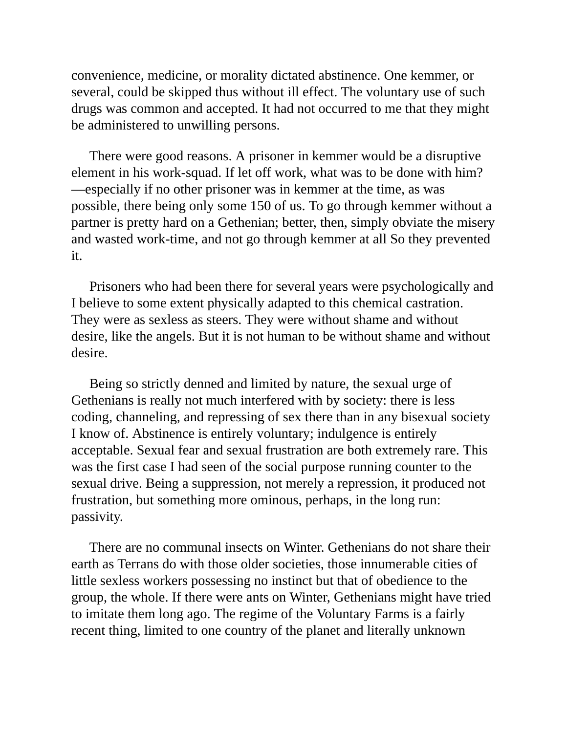convenience, medicine, or morality dictated abstinence. One kemmer, or several, could be skipped thus without ill effect. The voluntary use of such drugs was common and accepted. It had not occurred to me that they might be administered to unwilling persons.

There were good reasons. A prisoner in kemmer would be a disruptive element in his work-squad. If let off work, what was to be done with him?—especially if no other prisoner was in kemmer at the time, as was possible, there being only some 150 of us. To go through kemmer without a partner is pretty hard on a Gethenian; better, then, simply obviate the misery and wasted work-time, and not go through kemmer at all So they prevented it.

Prisoners who had been there for several years were psychologically and I believe to some extent physically adapted to this chemical castration. They were as sexless as steers. They were without shame and without desire, like the angels. But it is not human to be without shame and without desire.

Being so strictly denned and limited by nature, the sexual urge of Gethenians is really not much interfered with by society: there is less coding, channeling, and repressing of sex there than in any bisexual society I know of. Abstinence is entirely voluntary; indulgence is entirely acceptable. Sexual fear and sexual frustration are both extremely rare. This was the first case I had seen of the social purpose running counter to the sexual drive. Being a suppression, not merely a repression, it produced not frustration, but something more ominous, perhaps, in the long run: passivity.

There are no communal insects on Winter. Gethenians do not share their earth as Terrans do with those older societies, those innumerable cities of little sexless workers possessing no instinct but that of obedience to the group, the whole. If there were ants on Winter, Gethenians might have tried to imitate them long ago. The regime of the Voluntary Farms is a fairly recent thing, limited to one country of the planet and literally unknown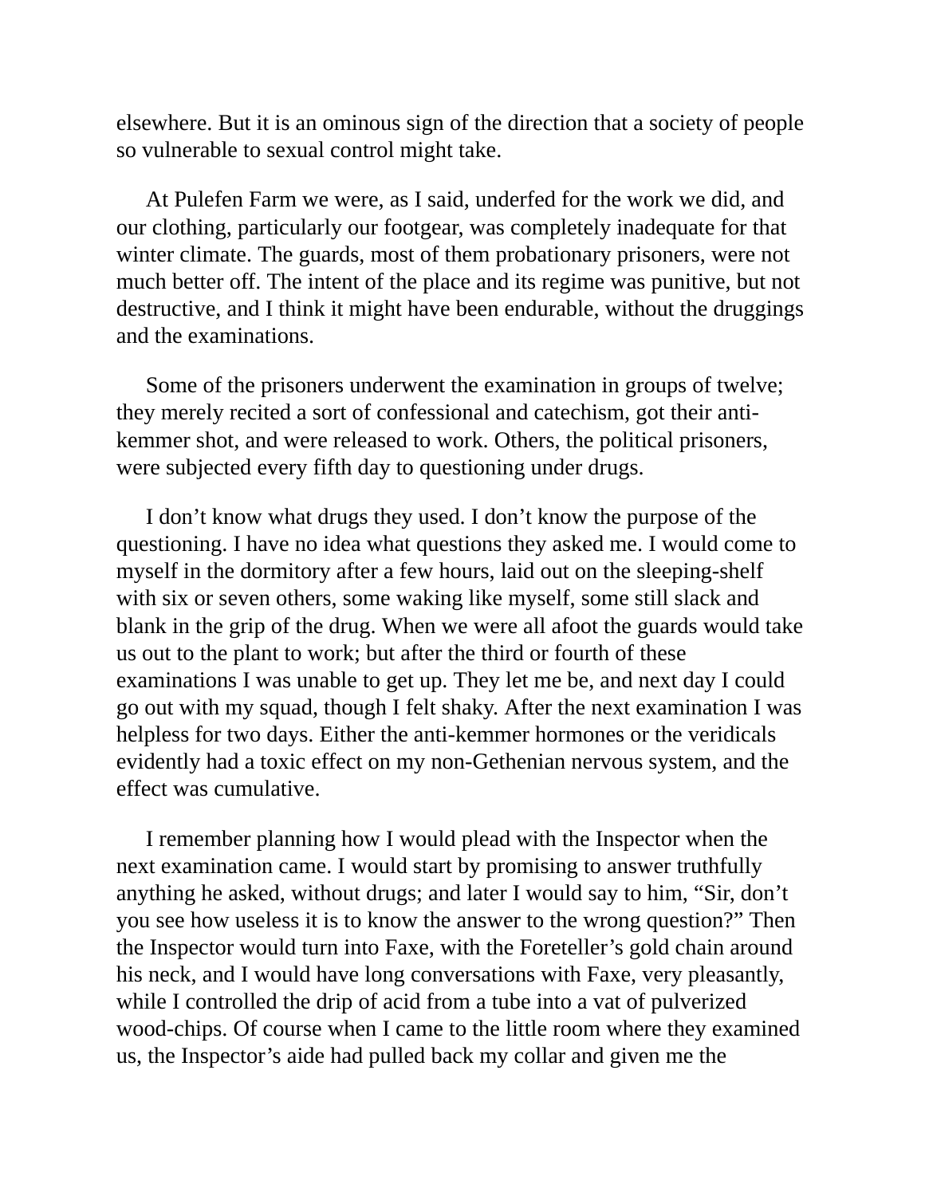elsewhere. But it is an ominous sign of the direction that a society of people so vulnerable to sexual control might take.

At Pulefen Farm we were, as I said, underfed for the work we did, and our clothing, particularly our footgear, was completely inadequate for that winter climate. The guards, most of them probationary prisoners, were not much better off. The intent of the place and its regime was punitive, but not destructive, and I think it might have been endurable, without the druggings and the examinations.

Some of the prisoners underwent the examination in groups of twelve; they merely recited a sort of confessional and catechism, got their anti-kemmer shot, and were released to work. Others, the political prisoners, were subjected every fifth day to questioning under drugs.

I don't know what drugs they used. I don't know the purpose of the questioning. I have no idea what questions they asked me. I would come to myself in the dormitory after a few hours, laid out on the sleeping-shelf with six or seven others, some waking like myself, some still slack and blank in the grip of the drug. When we were all afoot the guards would take us out to the plant to work; but after the third or fourth of these examinations I was unable to get up. They let me be, and next day I could go out with my squad, though I felt shaky. After the next examination I was helpless for two days. Either the anti-kemmer hormones or the veridicals evidently had a toxic effect on my non-Gethenian nervous system, and the effect was cumulative.

I remember planning how I would plead with the Inspector when the next examination came. I would start by promising to answer truthfully anything he asked, without drugs; and later I would say to him, "Sir, don't you see how useless it is to know the answer to the wrong question?" Then the Inspector would turn into Faxe, with the Foreteller's gold chain around his neck, and I would have long conversations with Faxe, very pleasantly, while I controlled the drip of acid from a tube into a vat of pulverized wood-chips. Of course when I came to the little room where they examined us, the Inspector's aide had pulled back my collar and given me the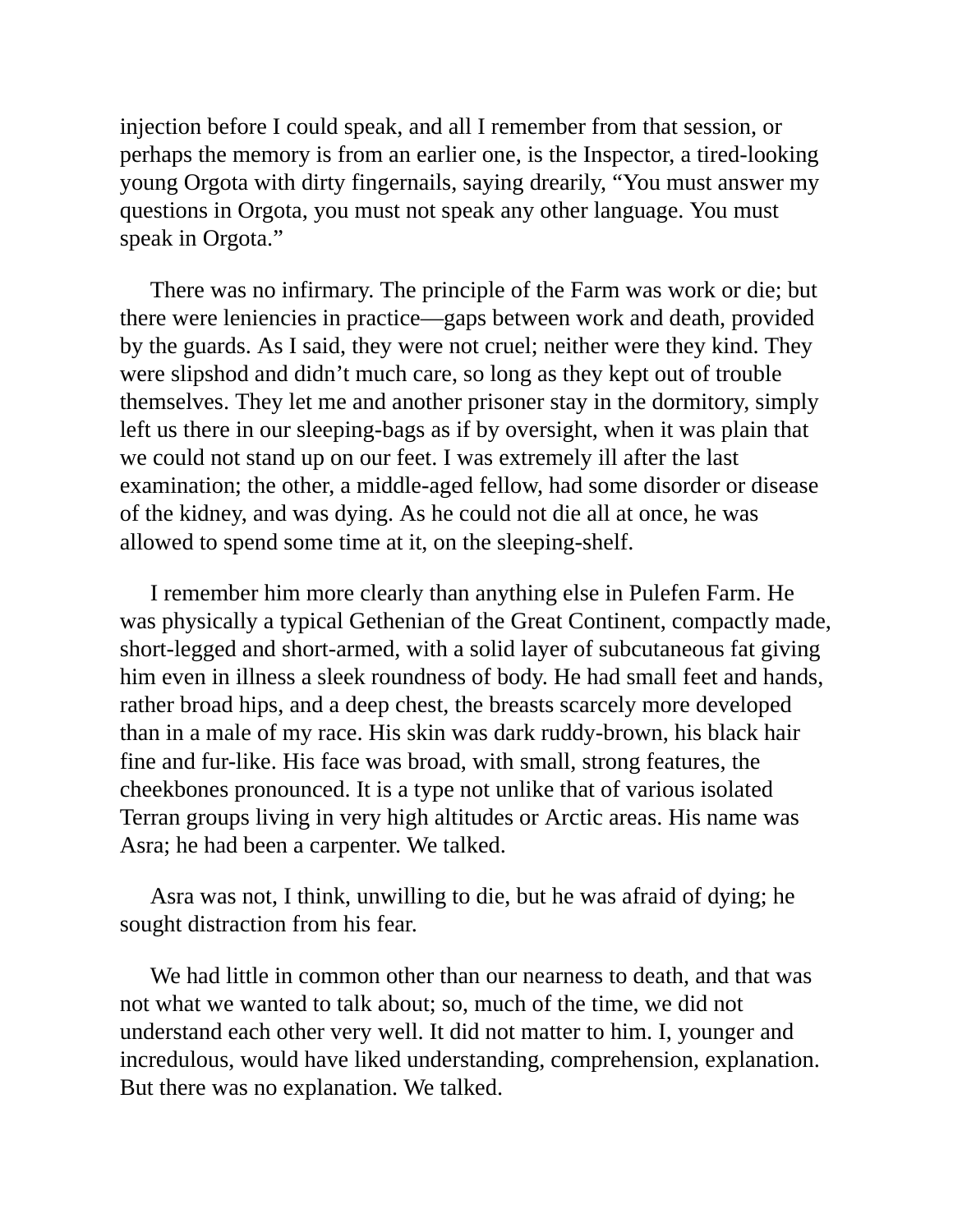injection before I could speak, and all I remember from that session, or perhaps the memory is from an earlier one, is the Inspector, a tired-looking young Orgota with dirty fingernails, saying drearily, “You must answer my questions in Orgota, you must not speak any other language. You must speak in Orgota.”

There was no infirmary. The principle of the Farm was work or die; but there were leniencies in practice—gaps between work and death, provided by the guards. As I said, they were not cruel; neither were they kind. They were slipshod and didn’t much care, so long as they kept out of trouble themselves. They let me and another prisoner stay in the dormitory, simply left us there in our sleeping-bags as if by oversight, when it was plain that we could not stand up on our feet. I was extremely ill after the last examination; the other, a middle-aged fellow, had some disorder or disease of the kidney, and was dying. As he could not die all at once, he was allowed to spend some time at it, on the sleeping-shelf.

I remember him more clearly than anything else in Pulefen Farm. He was physically a typical Gethenian of the Great Continent, compactly made, short-legged and short-armed, with a solid layer of subcutaneous fat giving him even in illness a sleek roundness of body. He had small feet and hands, rather broad hips, and a deep chest, the breasts scarcely more developed than in a male of my race. His skin was dark ruddy-brown, his black hair fine and fur-like. His face was broad, with small, strong features, the cheekbones pronounced. It is a type not unlike that of various isolated Terran groups living in very high altitudes or Arctic areas. His name was Asra; he had been a carpenter. We talked.

Asra was not, I think, unwilling to die, but he was afraid of dying; he sought distraction from his fear.

We had little in common other than our nearness to death, and that was not what we wanted to talk about; so, much of the time, we did not understand each other very well. It did not matter to him. I, younger and incredulous, would have liked understanding, comprehension, explanation. But there was no explanation. We talked.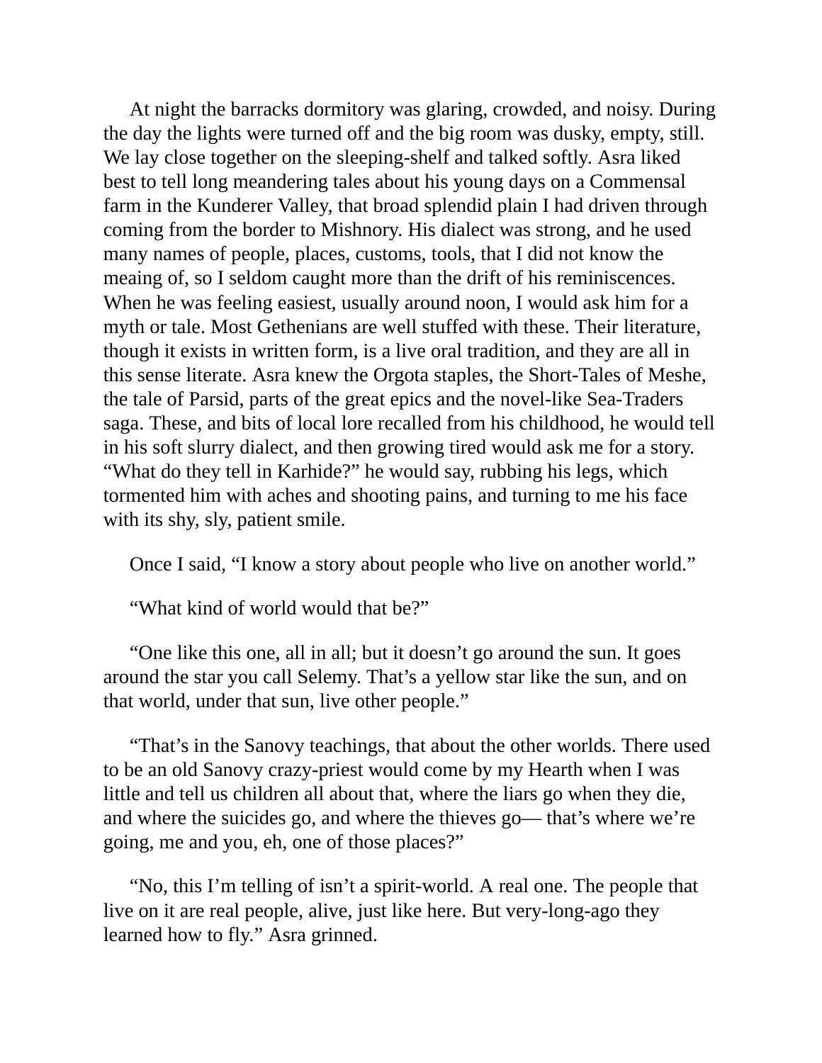At night the barracks dormitory was glaring, crowded, and noisy. During the day the lights were turned off and the big room was dusky, empty, still. We lay close together on the sleeping-shelf and talked softly. Asra liked best to tell long meandering tales about his young days on a Commensal farm in the Kunderer Valley, that broad splendid plain I had driven through coming from the border to Mishnory. His dialect was strong, and he used many names of people, places, customs, tools, that I did not know the meaing of, so I seldom caught more than the drift of his reminiscences. When he was feeling easiest, usually around noon, I would ask him for a myth or tale. Most Gethenians are well stuffed with these. Their literature, though it exists in written form, is a live oral tradition, and they are all in this sense literate. Asra knew the Orgota staples, the Short-Tales of Meshe, the tale of Parsid, parts of the great epics and the novel-like Sea-Traders saga. These, and bits of local lore recalled from his childhood, he would tell in his soft slurry dialect, and then growing tired would ask me for a story. "What do they tell in Karhide?" he would say, rubbing his legs, which tormented him with aches and shooting pains, and turning to me his face with its shy, sly, patient smile.

Once I said, "I know a story about people who live on another world."

"What kind of world would that be?"

"One like this one, all in all; but it doesn't go around the sun. It goes around the star you call Selemy. That's a yellow star like the sun, and on that world, under that sun, live other people."

"That's in the Sanovy teachings, that about the other worlds. There used to be an old Sanovy crazy-priest would come by my Hearth when I was little and tell us children all about that, where the liars go when they die, and where the suicides go, and where the thieves go— that's where we're going, me and you, eh, one of those places?"

"No, this I'm telling of isn't a spirit-world. A real one. The people that live on it are real people, alive, just like here. But very-long-ago they learned how to fly." Asra grinned.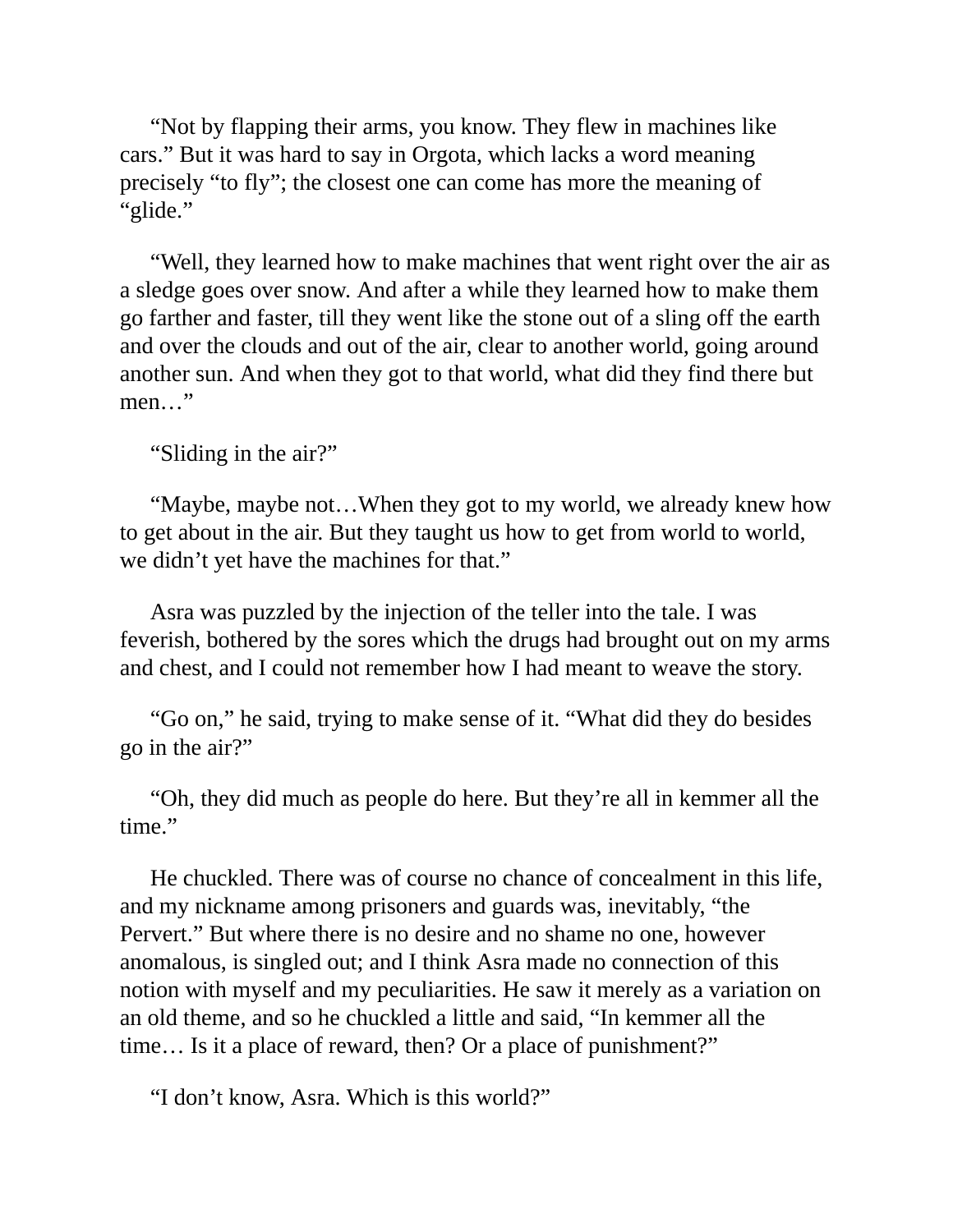"Not by flapping their arms, you know. They flew in machines like cars." But it was hard to say in Orgota, which lacks a word meaning precisely "to fly"; the closest one can come has more the meaning of "glide."

"Well, they learned how to make machines that went right over the air as a sledge goes over snow. And after a while they learned how to make them go farther and faster, till they went like the stone out of a sling off the earth and over the clouds and out of the air, clear to another world, going around another sun. And when they got to that world, what did they find there but men…"

"Sliding in the air?"

"Maybe, maybe not…When they got to my world, we already knew how to get about in the air. But they taught us how to get from world to world, we didn't yet have the machines for that."

Asra was puzzled by the injection of the teller into the tale. I was feverish, bothered by the sores which the drugs had brought out on my arms and chest, and I could not remember how I had meant to weave the story.

"Go on," he said, trying to make sense of it. "What did they do besides go in the air?"

"Oh, they did much as people do here. But they're all in kemmer all the time."

He chuckled. There was of course no chance of concealment in this life, and my nickname among prisoners and guards was, inevitably, "the Pervert." But where there is no desire and no shame no one, however anomalous, is singled out; and I think Asra made no connection of this notion with myself and my peculiarities. He saw it merely as a variation on an old theme, and so he chuckled a little and said, "In kemmer all the time… Is it a place of reward, then? Or a place of punishment?"

"I don't know, Asra. Which is this world?"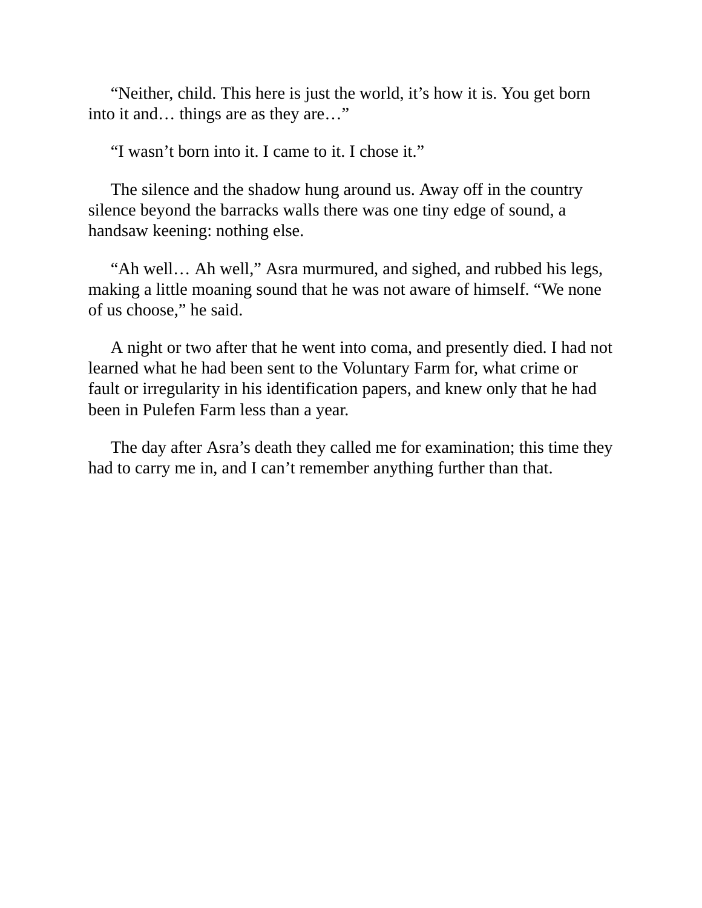"Neither, child. This here is just the world, it's how it is. You get born into it and… things are as they are…"

"I wasn't born into it. I came to it. I chose it."

The silence and the shadow hung around us. Away off in the country silence beyond the barracks walls there was one tiny edge of sound, a handsaw keening: nothing else.

"Ah well… Ah well," Asra murmured, and sighed, and rubbed his legs, making a little moaning sound that he was not aware of himself. "We none of us choose," he said.

A night or two after that he went into coma, and presently died. I had not learned what he had been sent to the Voluntary Farm for, what crime or fault or irregularity in his identification papers, and knew only that he had been in Pulefen Farm less than a year.

The day after Asra's death they called me for examination; this time they had to carry me in, and I can't remember anything further than that.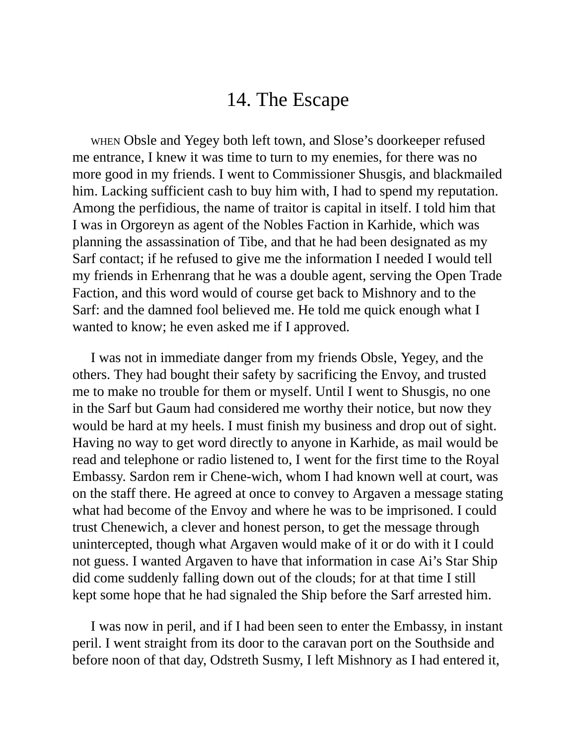# 14. The Escape

WHEN Obsle and Yegey both left town, and Slose's doorkeeper refused me entrance, I knew it was time to turn to my enemies, for there was no more good in my friends. I went to Commissioner Shusgis, and blackmailed him. Lacking sufficient cash to buy him with, I had to spend my reputation. Among the perfidious, the name of traitor is capital in itself. I told him that I was in Orgoreyn as agent of the Nobles Faction in Karhide, which was planning the assassination of Tibe, and that he had been designated as my Sarf contact; if he refused to give me the information I needed I would tell my friends in Erhenrang that he was a double agent, serving the Open Trade Faction, and this word would of course get back to Mishnory and to the Sarf: and the damned fool believed me. He told me quick enough what I wanted to know; he even asked me if I approved.

I was not in immediate danger from my friends Obsle, Yegey, and the others. They had bought their safety by sacrificing the Envoy, and trusted me to make no trouble for them or myself. Until I went to Shusgis, no one in the Sarf but Gaum had considered me worthy their notice, but now they would be hard at my heels. I must finish my business and drop out of sight. Having no way to get word directly to anyone in Karhide, as mail would be read and telephone or radio listened to, I went for the first time to the Royal Embassy. Sardon rem ir Chene-wich, whom I had known well at court, was on the staff there. He agreed at once to convey to Argaven a message stating what had become of the Envoy and where he was to be imprisoned. I could trust Chenewich, a clever and honest person, to get the message through unintercepted, though what Argaven would make of it or do with it I could not guess. I wanted Argaven to have that information in case Ai's Star Ship did come suddenly falling down out of the clouds; for at that time I still kept some hope that he had signaled the Ship before the Sarf arrested him.

I was now in peril, and if I had been seen to enter the Embassy, in instant peril. I went straight from its door to the caravan port on the Southside and before noon of that day, Odstreth Susmy, I left Mishnory as I had entered it,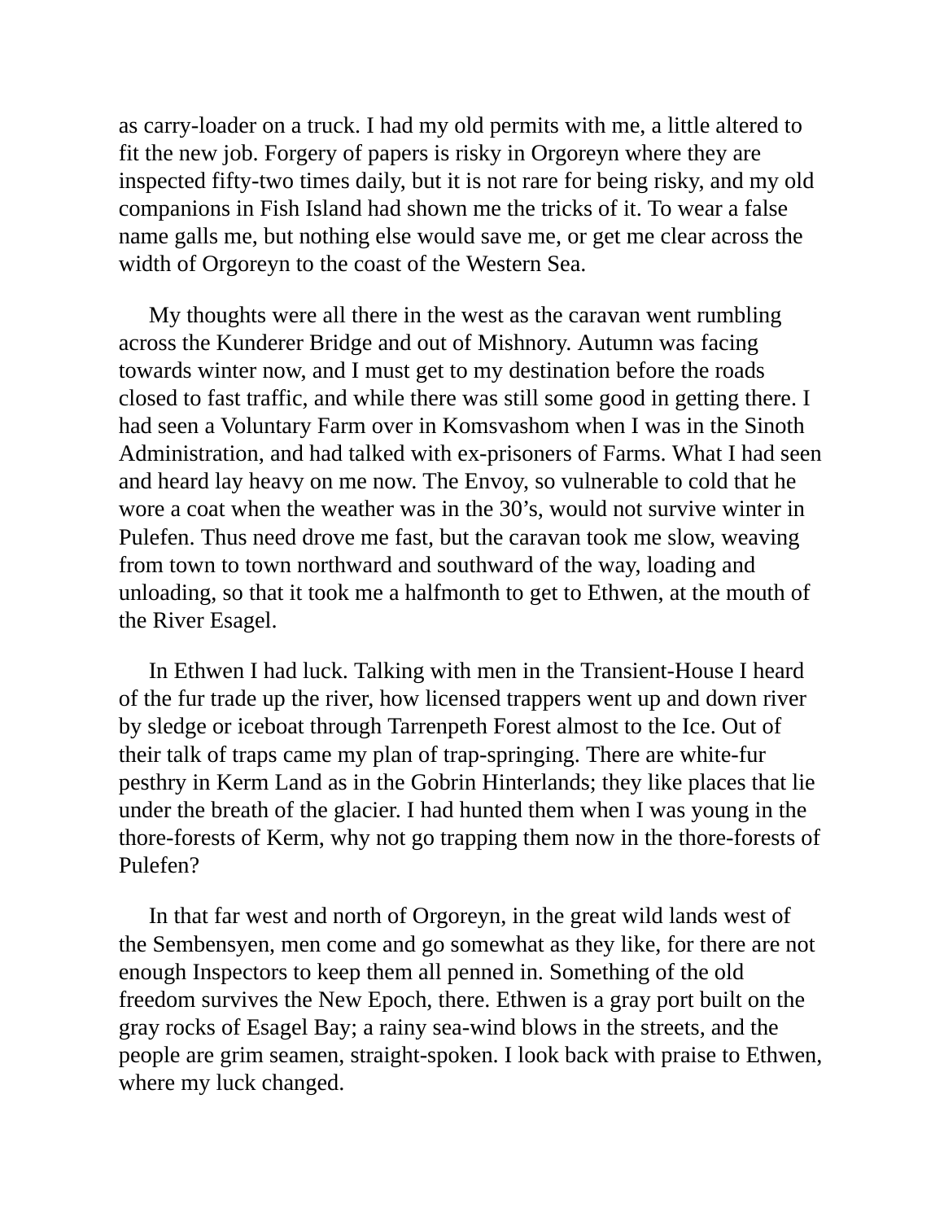as carry-loader on a truck. I had my old permits with me, a little altered to fit the new job. Forgery of papers is risky in Orgoreyn where they are inspected fifty-two times daily, but it is not rare for being risky, and my old companions in Fish Island had shown me the tricks of it. To wear a false name galls me, but nothing else would save me, or get me clear across the width of Orgoreyn to the coast of the Western Sea.

My thoughts were all there in the west as the caravan went rumbling across the Kunderer Bridge and out of Mishnory. Autumn was facing towards winter now, and I must get to my destination before the roads closed to fast traffic, and while there was still some good in getting there. I had seen a Voluntary Farm over in Komsvashom when I was in the Sinoth Administration, and had talked with ex-prisoners of Farms. What I had seen and heard lay heavy on me now. The Envoy, so vulnerable to cold that he wore a coat when the weather was in the 30's, would not survive winter in Pulefen. Thus need drove me fast, but the caravan took me slow, weaving from town to town northward and southward of the way, loading and unloading, so that it took me a halfmonth to get to Ethwen, at the mouth of the River Esagel.

In Ethwen I had luck. Talking with men in the Transient-House I heard of the fur trade up the river, how licensed trappers went up and down river by sledge or iceboat through Tarrenpeth Forest almost to the Ice. Out of their talk of traps came my plan of trap-springing. There are white-fur pesthry in Kerm Land as in the Gobrin Hinterlands; they like places that lie under the breath of the glacier. I had hunted them when I was young in the thore-forests of Kerm, why not go trapping them now in the thore-forests of Pulefen?

In that far west and north of Orgoreyn, in the great wild lands west of the Sembensyen, men come and go somewhat as they like, for there are not enough Inspectors to keep them all penned in. Something of the old freedom survives the New Epoch, there. Ethwen is a gray port built on the gray rocks of Esagel Bay; a rainy sea-wind blows in the streets, and the people are grim seamen, straight-spoken. I look back with praise to Ethwen, where my luck changed.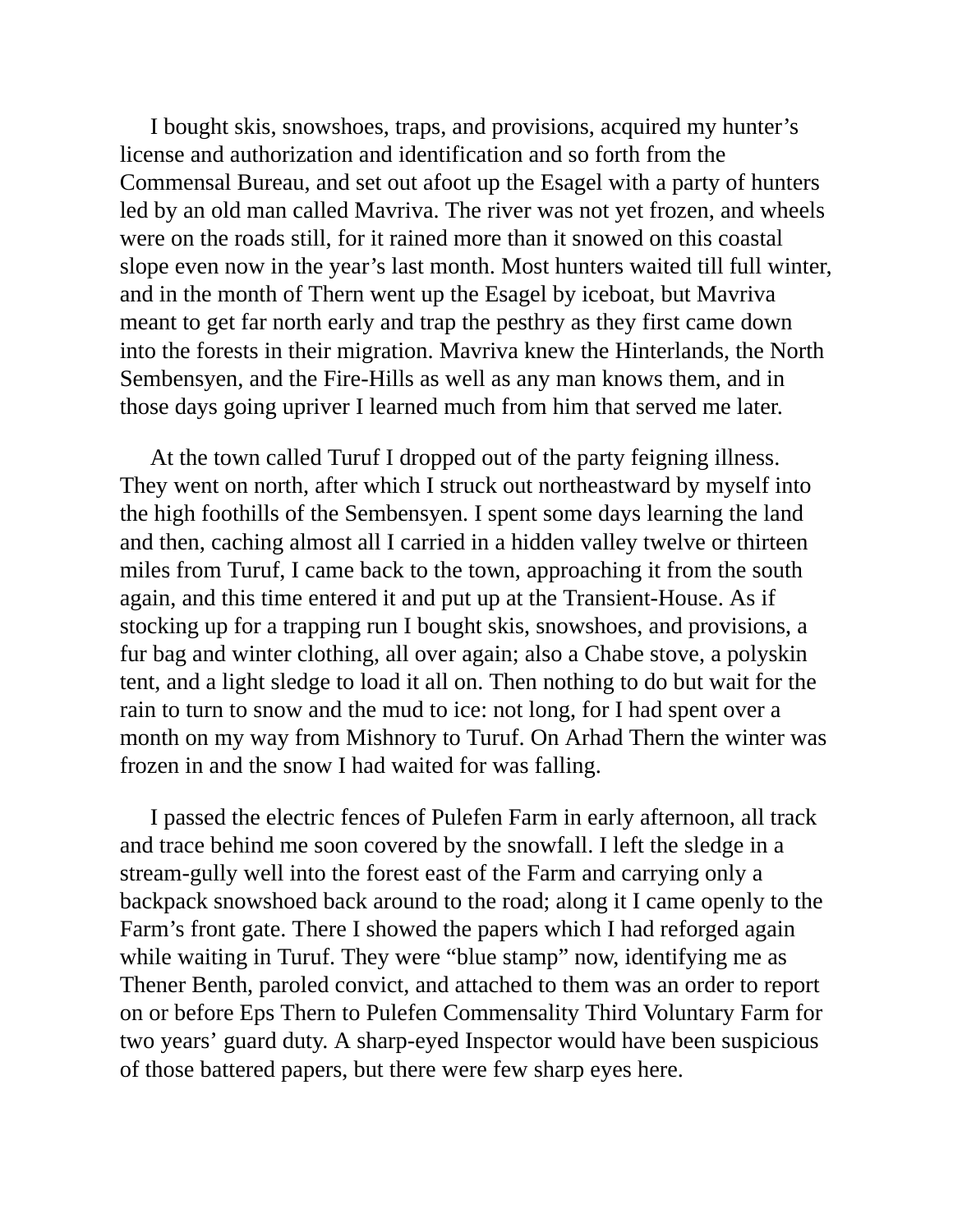I bought skis, snowshoes, traps, and provisions, acquired my hunter’s license and authorization and identification and so forth from the Commensal Bureau, and set out afoot up the Esagel with a party of hunters led by an old man called Mavriva. The river was not yet frozen, and wheels were on the roads still, for it rained more than it snowed on this coastal slope even now in the year’s last month. Most hunters waited till full winter, and in the month of Thern went up the Esagel by iceboat, but Mavriva meant to get far north early and trap the pesthry as they first came down into the forests in their migration. Mavriva knew the Hinterlands, the North Sembensyen, and the Fire-Hills as well as any man knows them, and in those days going upriver I learned much from him that served me later.

At the town called Turuf I dropped out of the party feigning illness. They went on north, after which I struck out northeastward by myself into the high foothills of the Sembensyen. I spent some days learning the land and then, caching almost all I carried in a hidden valley twelve or thirteen miles from Turuf, I came back to the town, approaching it from the south again, and this time entered it and put up at the Transient-House. As if stocking up for a trapping run I bought skis, snowshoes, and provisions, a fur bag and winter clothing, all over again; also a Chabe stove, a polyskin tent, and a light sledge to load it all on. Then nothing to do but wait for the rain to turn to snow and the mud to ice: not long, for I had spent over a month on my way from Mishnory to Turuf. On Arhad Thern the winter was frozen in and the snow I had waited for was falling.

I passed the electric fences of Pulefen Farm in early afternoon, all track and trace behind me soon covered by the snowfall. I left the sledge in a stream-gully well into the forest east of the Farm and carrying only a backpack snowshoed back around to the road; along it I came openly to the Farm’s front gate. There I showed the papers which I had reforged again while waiting in Turuf. They were “blue stamp” now, identifying me as Thener Benth, paroled convict, and attached to them was an order to report on or before Eps Thern to Pulefen Commensality Third Voluntary Farm for two years’ guard duty. A sharp-eyed Inspector would have been suspicious of those battered papers, but there were few sharp eyes here.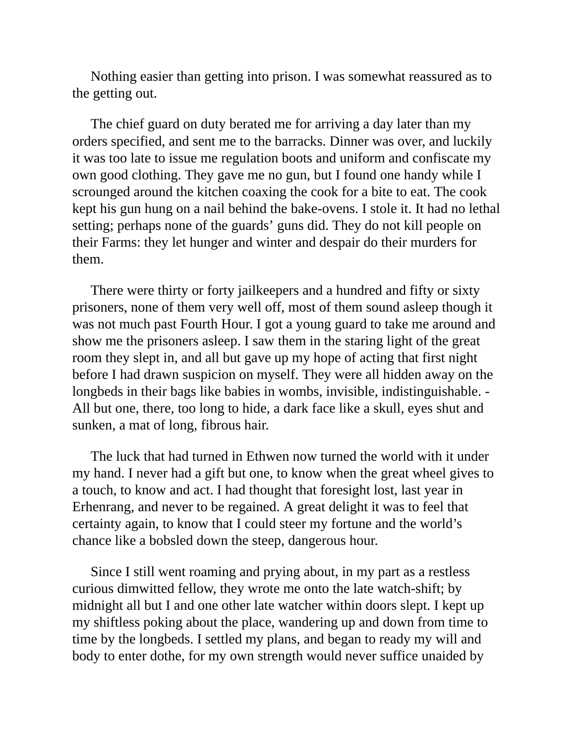Nothing easier than getting into prison. I was somewhat reassured as to the getting out.

The chief guard on duty berated me for arriving a day later than my orders specified, and sent me to the barracks. Dinner was over, and luckily it was too late to issue me regulation boots and uniform and confiscate my own good clothing. They gave me no gun, but I found one handy while I scrounged around the kitchen coaxing the cook for a bite to eat. The cook kept his gun hung on a nail behind the bake-ovens. I stole it. It had no lethal setting; perhaps none of the guards' guns did. They do not kill people on their Farms: they let hunger and winter and despair do their murders for them.

There were thirty or forty jailkeepers and a hundred and fifty or sixty prisoners, none of them very well off, most of them sound asleep though it was not much past Fourth Hour. I got a young guard to take me around and show me the prisoners asleep. I saw them in the staring light of the great room they slept in, and all but gave up my hope of acting that first night before I had drawn suspicion on myself. They were all hidden away on the longbeds in their bags like babies in wombs, invisible, indistinguishable. -All but one, there, too long to hide, a dark face like a skull, eyes shut and sunken, a mat of long, fibrous hair.

The luck that had turned in Ethwen now turned the world with it under my hand. I never had a gift but one, to know when the great wheel gives to a touch, to know and act. I had thought that foresight lost, last year in Erhenrang, and never to be regained. A great delight it was to feel that certainty again, to know that I could steer my fortune and the world's chance like a bobsled down the steep, dangerous hour.

Since I still went roaming and prying about, in my part as a restless curious dimwitted fellow, they wrote me onto the late watch-shift; by midnight all but I and one other late watcher within doors slept. I kept up my shiftless poking about the place, wandering up and down from time to time by the longbeds. I settled my plans, and began to ready my will and body to enter dothe, for my own strength would never suffice unaided by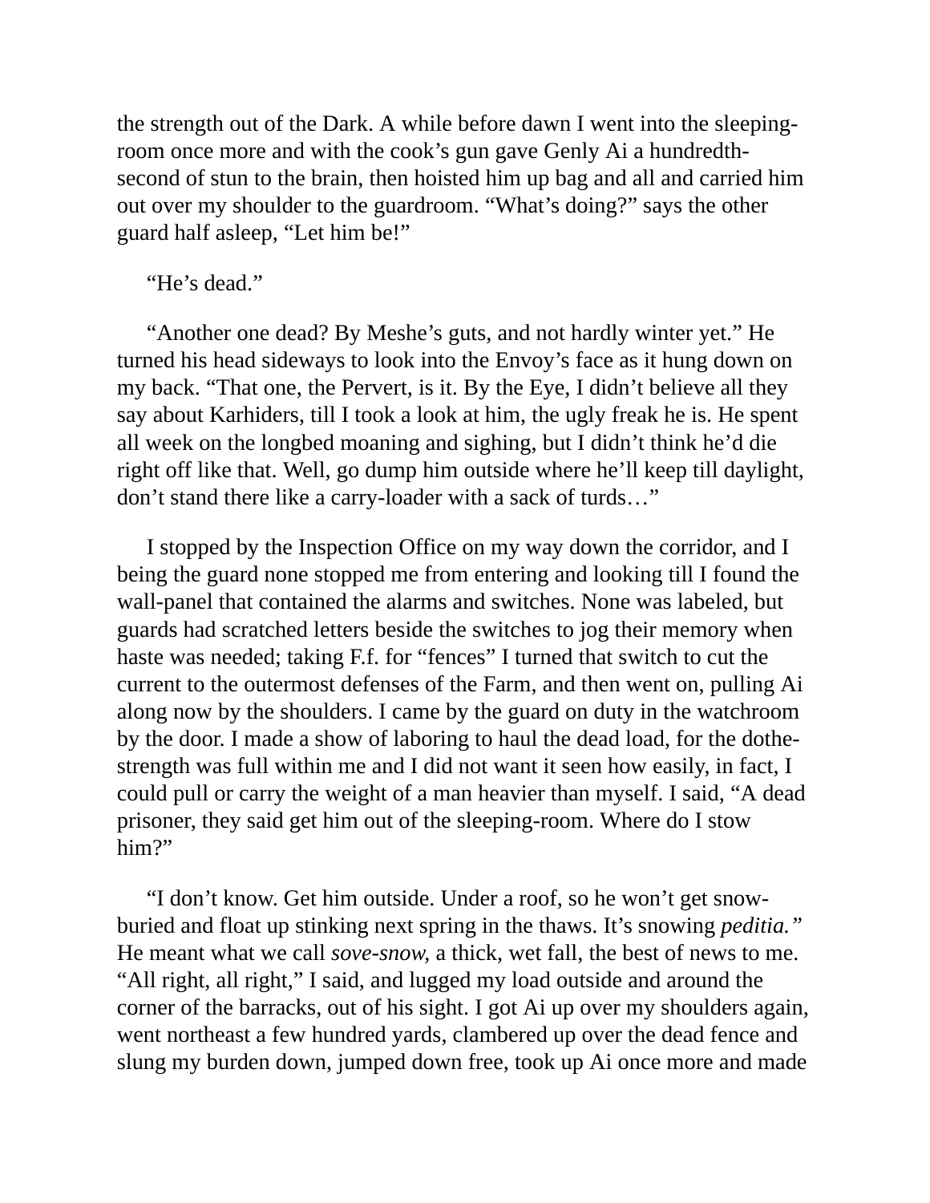the strength out of the Dark. A while before dawn I went into the sleeping-room once more and with the cook's gun gave Genly Ai a hundredth-second of stun to the brain, then hoisted him up bag and all and carried him out over my shoulder to the guardroom. "What's doing?" says the other guard half asleep, "Let him be!"

"He's dead."

"Another one dead? By Meshe's guts, and not hardly winter yet." He turned his head sideways to look into the Envoy's face as it hung down on my back. "That one, the Pervert, is it. By the Eye, I didn't believe all they say about Karhiders, till I took a look at him, the ugly freak he is. He spent all week on the longbed moaning and sighing, but I didn't think he'd die right off like that. Well, go dump him outside where he'll keep till daylight, don't stand there like a carry-loader with a sack of turds…"

I stopped by the Inspection Office on my way down the corridor, and I being the guard none stopped me from entering and looking till I found the wall-panel that contained the alarms and switches. None was labeled, but guards had scratched letters beside the switches to jog their memory when haste was needed; taking F.f. for "fences" I turned that switch to cut the current to the outermost defenses of the Farm, and then went on, pulling Ai along now by the shoulders. I came by the guard on duty in the watchroom by the door. I made a show of laboring to haul the dead load, for the dothe-strength was full within me and I did not want it seen how easily, in fact, I could pull or carry the weight of a man heavier than myself. I said, "A dead prisoner, they said get him out of the sleeping-room. Where do I stow him?"

"I don't know. Get him outside. Under a roof, so he won't get snow-buried and float up stinking next spring in the thaws. It's snowing *peditia.*" He meant what we call *sove-snow,* a thick, wet fall, the best of news to me. "All right, all right," I said, and lugged my load outside and around the corner of the barracks, out of his sight. I got Ai up over my shoulders again, went northeast a few hundred yards, clambered up over the dead fence and slung my burden down, jumped down free, took up Ai once more and made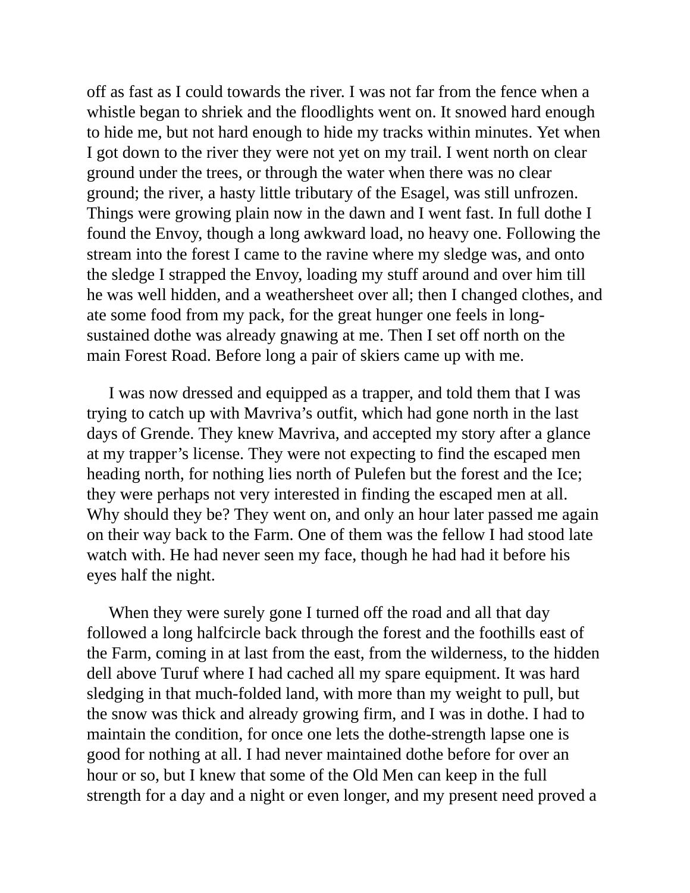off as fast as I could towards the river. I was not far from the fence when a whistle began to shriek and the floodlights went on. It snowed hard enough to hide me, but not hard enough to hide my tracks within minutes. Yet when I got down to the river they were not yet on my trail. I went north on clear ground under the trees, or through the water when there was no clear ground; the river, a hasty little tributary of the Esagel, was still unfrozen. Things were growing plain now in the dawn and I went fast. In full dothe I found the Envoy, though a long awkward load, no heavy one. Following the stream into the forest I came to the ravine where my sledge was, and onto the sledge I strapped the Envoy, loading my stuff around and over him till he was well hidden, and a weathersheet over all; then I changed clothes, and ate some food from my pack, for the great hunger one feels in long-sustained dothe was already gnawing at me. Then I set off north on the main Forest Road. Before long a pair of skiers came up with me.

I was now dressed and equipped as a trapper, and told them that I was trying to catch up with Mavriva's outfit, which had gone north in the last days of Grende. They knew Mavriva, and accepted my story after a glance at my trapper's license. They were not expecting to find the escaped men heading north, for nothing lies north of Pulefen but the forest and the Ice; they were perhaps not very interested in finding the escaped men at all. Why should they be? They went on, and only an hour later passed me again on their way back to the Farm. One of them was the fellow I had stood late watch with. He had never seen my face, though he had had it before his eyes half the night.

When they were surely gone I turned off the road and all that day followed a long halfcircle back through the forest and the foothills east of the Farm, coming in at last from the east, from the wilderness, to the hidden dell above Turuf where I had cached all my spare equipment. It was hard sledging in that much-folded land, with more than my weight to pull, but the snow was thick and already growing firm, and I was in dothe. I had to maintain the condition, for once one lets the dothe-strength lapse one is good for nothing at all. I had never maintained dothe before for over an hour or so, but I knew that some of the Old Men can keep in the full strength for a day and a night or even longer, and my present need proved a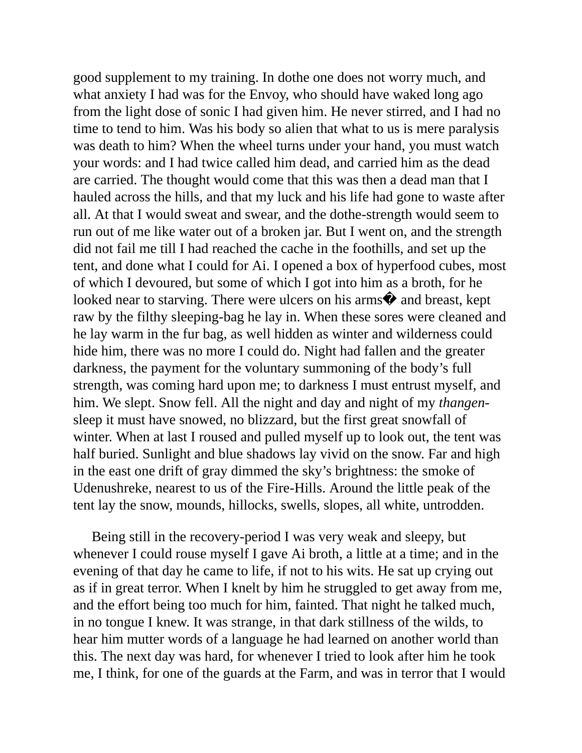good supplement to my training. In dothe one does not worry much, and what anxiety I had was for the Envoy, who should have waked long ago from the light dose of sonic I had given him. He never stirred, and I had no time to tend to him. Was his body so alien that what to us is mere paralysis was death to him? When the wheel turns under your hand, you must watch your words: and I had twice called him dead, and carried him as the dead are carried. The thought would come that this was then a dead man that I hauled across the hills, and that my luck and his life had gone to waste after all. At that I would sweat and swear, and the dothe-strength would seem to run out of me like water out of a broken jar. But I went on, and the strength did not fail me till I had reached the cache in the foothills, and set up the tent, and done what I could for Ai. I opened a box of hyperfood cubes, most of which I devoured, but some of which I got into him as a broth, for he looked near to starving. There were ulcers on his arms� and breast, kept raw by the filthy sleeping-bag he lay in. When these sores were cleaned and he lay warm in the fur bag, as well hidden as winter and wilderness could hide him, there was no more I could do. Night had fallen and the greater darkness, the payment for the voluntary summoning of the body's full strength, was coming hard upon me; to darkness I must entrust myself, and him. We slept. Snow fell. All the night and day and night of my *thangen*-sleep it must have snowed, no blizzard, but the first great snowfall of winter. When at last I roused and pulled myself up to look out, the tent was half buried. Sunlight and blue shadows lay vivid on the snow. Far and high in the east one drift of gray dimmed the sky's brightness: the smoke of Udenushreke, nearest to us of the Fire-Hills. Around the little peak of the tent lay the snow, mounds, hillocks, swells, slopes, all white, untrodden.

Being still in the recovery-period I was very weak and sleepy, but whenever I could rouse myself I gave Ai broth, a little at a time; and in the evening of that day he came to life, if not to his wits. He sat up crying out as if in great terror. When I knelt by him he struggled to get away from me, and the effort being too much for him, fainted. That night he talked much, in no tongue I knew. It was strange, in that dark stillness of the wilds, to hear him mutter words of a language he had learned on another world than this. The next day was hard, for whenever I tried to look after him he took me, I think, for one of the guards at the Farm, and was in terror that I would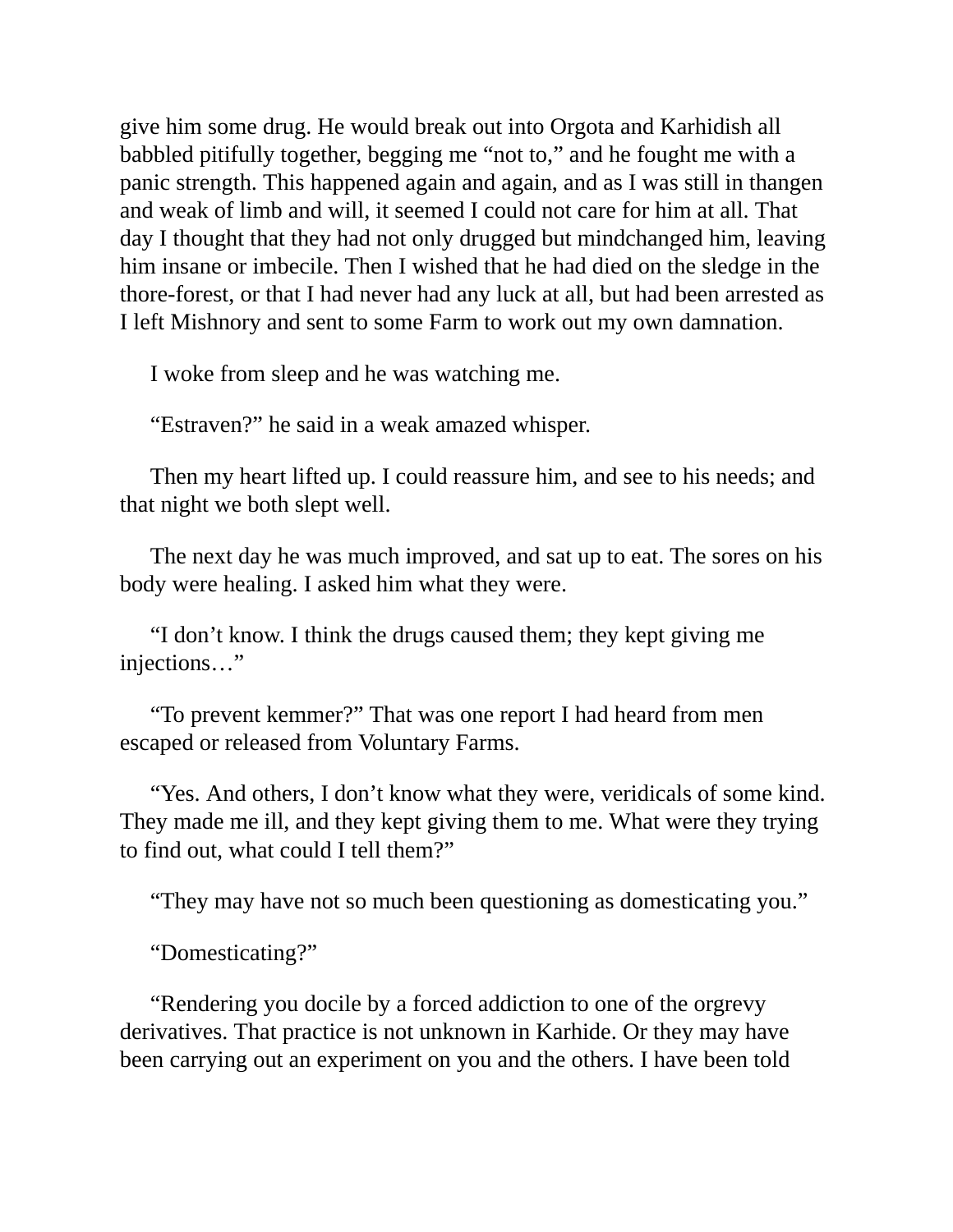give him some drug. He would break out into Orgota and Karhidish all babbled pitifully together, begging me "not to," and he fought me with a panic strength. This happened again and again, and as I was still in thangen and weak of limb and will, it seemed I could not care for him at all. That day I thought that they had not only drugged but mindchanged him, leaving him insane or imbecile. Then I wished that he had died on the sledge in the thore-forest, or that I had never had any luck at all, but had been arrested as I left Mishnory and sent to some Farm to work out my own damnation.

I woke from sleep and he was watching me.

"Estraven?" he said in a weak amazed whisper.

Then my heart lifted up. I could reassure him, and see to his needs; and that night we both slept well.

The next day he was much improved, and sat up to eat. The sores on his body were healing. I asked him what they were.

"I don't know. I think the drugs caused them; they kept giving me injections…"

"To prevent kemmer?" That was one report I had heard from men escaped or released from Voluntary Farms.

"Yes. And others, I don't know what they were, veridicals of some kind. They made me ill, and they kept giving them to me. What were they trying to find out, what could I tell them?"

"They may have not so much been questioning as domesticating you."

"Domesticating?"

"Rendering you docile by a forced addiction to one of the orgrevy derivatives. That practice is not unknown in Karhide. Or they may have been carrying out an experiment on you and the others. I have been told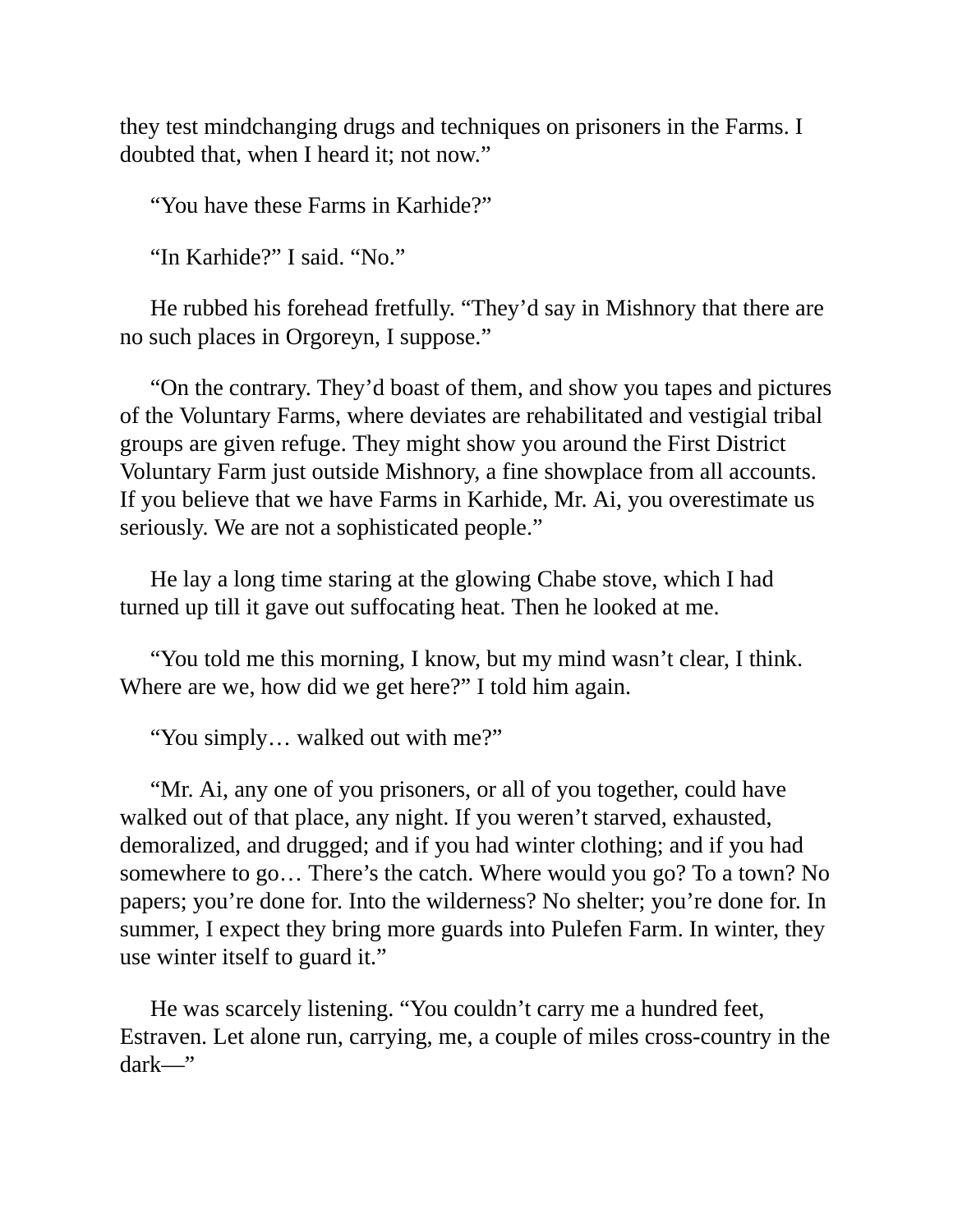they test mindchanging drugs and techniques on prisoners in the Farms. I doubted that, when I heard it; not now."

"You have these Farms in Karhide?"

"In Karhide?" I said. "No."

He rubbed his forehead fretfully. "They'd say in Mishnory that there are no such places in Orgoreyn, I suppose."

"On the contrary. They'd boast of them, and show you tapes and pictures of the Voluntary Farms, where deviates are rehabilitated and vestigial tribal groups are given refuge. They might show you around the First District Voluntary Farm just outside Mishnory, a fine showplace from all accounts. If you believe that we have Farms in Karhide, Mr. Ai, you overestimate us seriously. We are not a sophisticated people."

He lay a long time staring at the glowing Chabe stove, which I had turned up till it gave out suffocating heat. Then he looked at me.

"You told me this morning, I know, but my mind wasn't clear, I think. Where are we, how did we get here?" I told him again.

"You simply… walked out with me?"

"Mr. Ai, any one of you prisoners, or all of you together, could have walked out of that place, any night. If you weren't starved, exhausted, demoralized, and drugged; and if you had winter clothing; and if you had somewhere to go… There's the catch. Where would you go? To a town? No papers; you're done for. Into the wilderness? No shelter; you're done for. In summer, I expect they bring more guards into Pulefen Farm. In winter, they use winter itself to guard it."

He was scarcely listening. "You couldn't carry me a hundred feet, Estraven. Let alone run, carrying, me, a couple of miles cross-country in the dark—"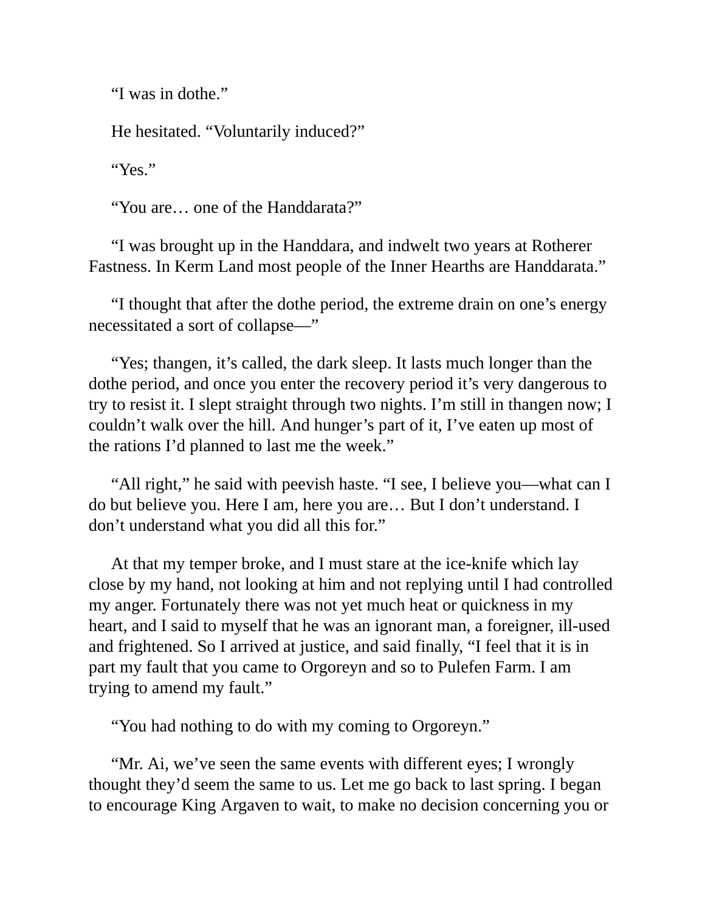"I was in dothe."

He hesitated. "Voluntarily induced?"

"Yes."

"You are… one of the Handdarata?"

"I was brought up in the Handdara, and indwelt two years at Rotherer Fastness. In Kerm Land most people of the Inner Hearths are Handdarata."

"I thought that after the dothe period, the extreme drain on one's energy necessitated a sort of collapse—"

"Yes; thangen, it's called, the dark sleep. It lasts much longer than the dothe period, and once you enter the recovery period it's very dangerous to try to resist it. I slept straight through two nights. I'm still in thangen now; I couldn't walk over the hill. And hunger's part of it, I've eaten up most of the rations I'd planned to last me the week."

"All right," he said with peevish haste. "I see, I believe you—what can I do but believe you. Here I am, here you are… But I don't understand. I don't understand what you did all this for."

At that my temper broke, and I must stare at the ice-knife which lay close by my hand, not looking at him and not replying until I had controlled my anger. Fortunately there was not yet much heat or quickness in my heart, and I said to myself that he was an ignorant man, a foreigner, ill-used and frightened. So I arrived at justice, and said finally, "I feel that it is in part my fault that you came to Orgoreyn and so to Pulefen Farm. I am trying to amend my fault."

"You had nothing to do with my coming to Orgoreyn."

"Mr. Ai, we've seen the same events with different eyes; I wrongly thought they'd seem the same to us. Let me go back to last spring. I began to encourage King Argaven to wait, to make no decision concerning you or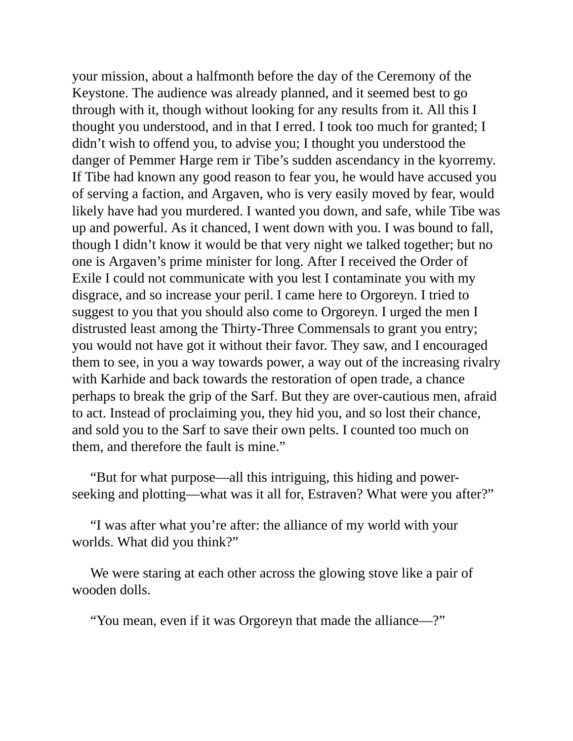your mission, about a halfmonth before the day of the Ceremony of the Keystone. The audience was already planned, and it seemed best to go through with it, though without looking for any results from it. All this I thought you understood, and in that I erred. I took too much for granted; I didn't wish to offend you, to advise you; I thought you understood the danger of Pemmer Harge rem ir Tibe's sudden ascendancy in the kyorremy. If Tibe had known any good reason to fear you, he would have accused you of serving a faction, and Argaven, who is very easily moved by fear, would likely have had you murdered. I wanted you down, and safe, while Tibe was up and powerful. As it chanced, I went down with you. I was bound to fall, though I didn't know it would be that very night we talked together; but no one is Argaven's prime minister for long. After I received the Order of Exile I could not communicate with you lest I contaminate you with my disgrace, and so increase your peril. I came here to Orgoreyn. I tried to suggest to you that you should also come to Orgoreyn. I urged the men I distrusted least among the Thirty-Three Commensals to grant you entry; you would not have got it without their favor. They saw, and I encouraged them to see, in you a way towards power, a way out of the increasing rivalry with Karhide and back towards the restoration of open trade, a chance perhaps to break the grip of the Sarf. But they are over-cautious men, afraid to act. Instead of proclaiming you, they hid you, and so lost their chance, and sold you to the Sarf to save their own pelts. I counted too much on them, and therefore the fault is mine."

"But for what purpose—all this intriguing, this hiding and power-seeking and plotting—what was it all for, Estraven? What were you after?"

"I was after what you're after: the alliance of my world with your worlds. What did you think?"

We were staring at each other across the glowing stove like a pair of wooden dolls.

"You mean, even if it was Orgoreyn that made the alliance—?"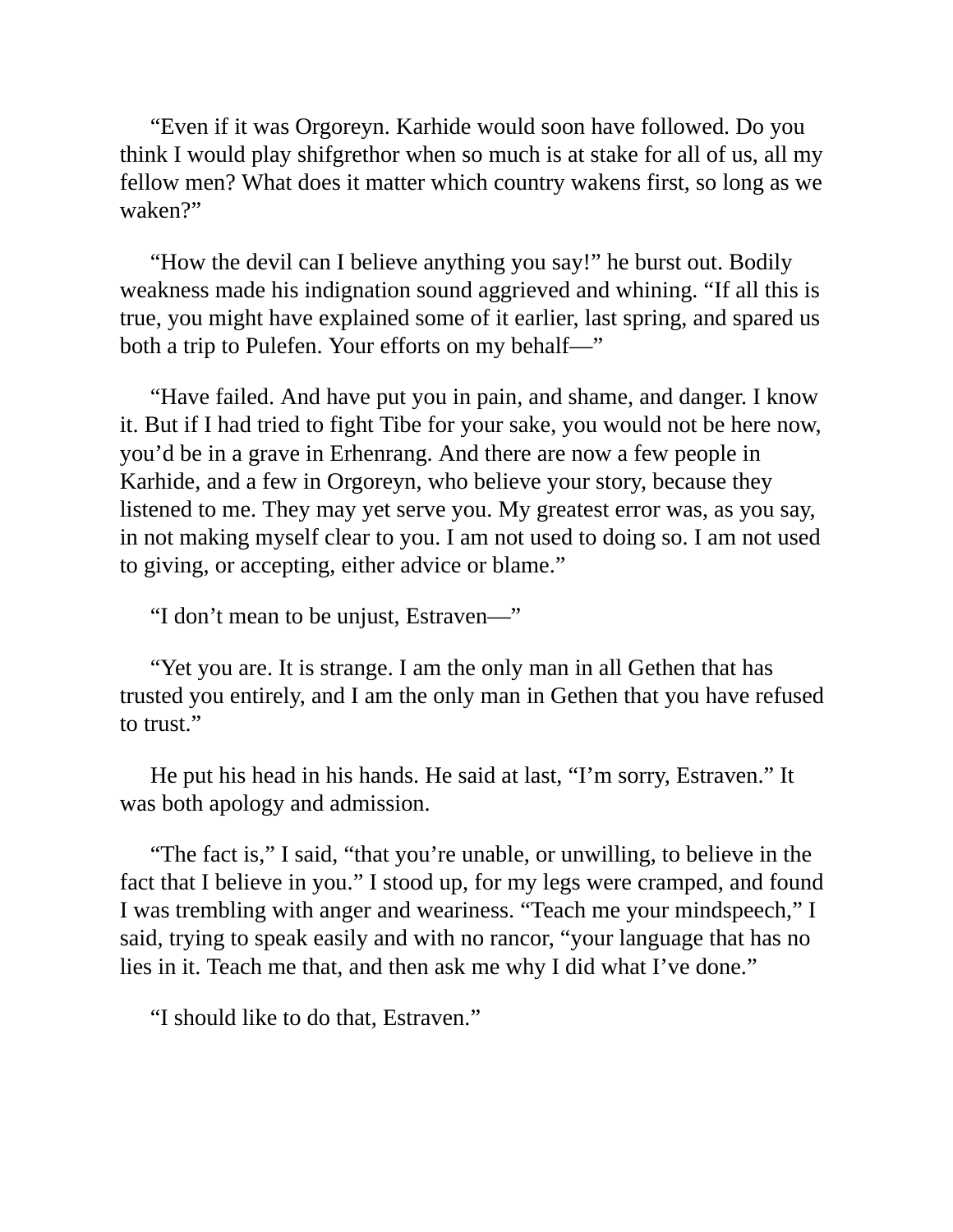“Even if it was Orgoreyn. Karhide would soon have followed. Do you think I would play shifgrethor when so much is at stake for all of us, all my fellow men? What does it matter which country wakens first, so long as we waken?”

“How the devil can I believe anything you say!” he burst out. Bodily weakness made his indignation sound aggrieved and whining. “If all this is true, you might have explained some of it earlier, last spring, and spared us both a trip to Pulefen. Your efforts on my behalf—”

“Have failed. And have put you in pain, and shame, and danger. I know it. But if I had tried to fight Tibe for your sake, you would not be here now, you’d be in a grave in Erhenrang. And there are now a few people in Karhide, and a few in Orgoreyn, who believe your story, because they listened to me. They may yet serve you. My greatest error was, as you say, in not making myself clear to you. I am not used to doing so. I am not used to giving, or accepting, either advice or blame.”

“I don’t mean to be unjust, Estraven—”

“Yet you are. It is strange. I am the only man in all Gethen that has trusted you entirely, and I am the only man in Gethen that you have refused to trust.”

He put his head in his hands. He said at last, “I’m sorry, Estraven.” It was both apology and admission.

“The fact is,” I said, “that you’re unable, or unwilling, to believe in the fact that I believe in you.” I stood up, for my legs were cramped, and found I was trembling with anger and weariness. “Teach me your mindspeech,” I said, trying to speak easily and with no rancor, “your language that has no lies in it. Teach me that, and then ask me why I did what I’ve done.”

“I should like to do that, Estraven.”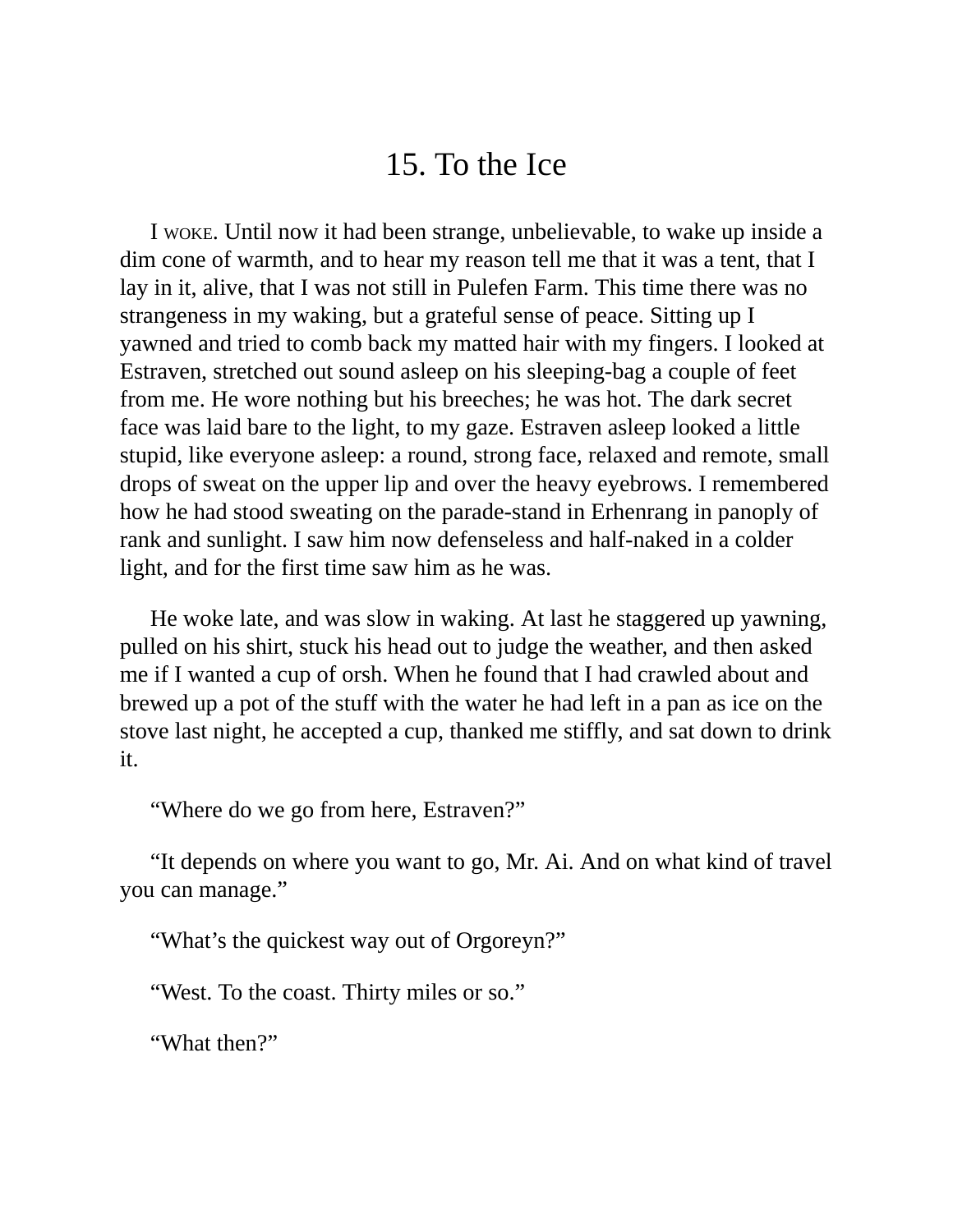# 15. To the Ice

I WOKE. Until now it had been strange, unbelievable, to wake up inside a dim cone of warmth, and to hear my reason tell me that it was a tent, that I lay in it, alive, that I was not still in Pulefen Farm. This time there was no strangeness in my waking, but a grateful sense of peace. Sitting up I yawned and tried to comb back my matted hair with my fingers. I looked at Estraven, stretched out sound asleep on his sleeping-bag a couple of feet from me. He wore nothing but his breeches; he was hot. The dark secret face was laid bare to the light, to my gaze. Estraven asleep looked a little stupid, like everyone asleep: a round, strong face, relaxed and remote, small drops of sweat on the upper lip and over the heavy eyebrows. I remembered how he had stood sweating on the parade-stand in Erhenrang in panoply of rank and sunlight. I saw him now defenseless and half-naked in a colder light, and for the first time saw him as he was.

He woke late, and was slow in waking. At last he staggered up yawning, pulled on his shirt, stuck his head out to judge the weather, and then asked me if I wanted a cup of orsh. When he found that I had crawled about and brewed up a pot of the stuff with the water he had left in a pan as ice on the stove last night, he accepted a cup, thanked me stiffly, and sat down to drink it.

"Where do we go from here, Estraven?"

"It depends on where you want to go, Mr. Ai. And on what kind of travel you can manage."

"What's the quickest way out of Orgoreyn?"

"West. To the coast. Thirty miles or so."

"What then?"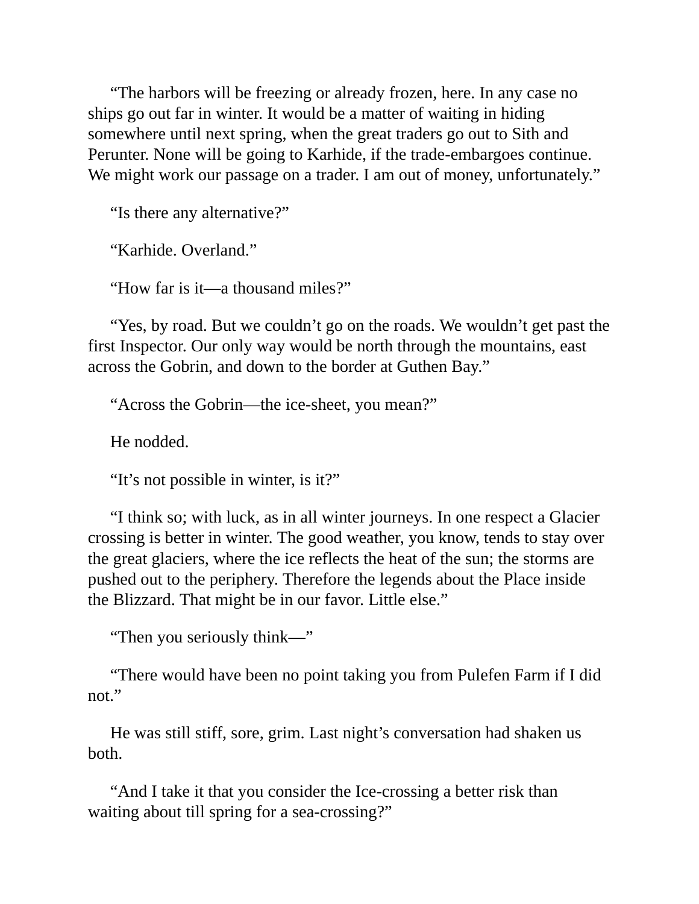"The harbors will be freezing or already frozen, here. In any case no ships go out far in winter. It would be a matter of waiting in hiding somewhere until next spring, when the great traders go out to Sith and Perunter. None will be going to Karhide, if the trade-embargoes continue. We might work our passage on a trader. I am out of money, unfortunately."

"Is there any alternative?"

"Karhide. Overland."

"How far is it—a thousand miles?"

"Yes, by road. But we couldn't go on the roads. We wouldn't get past the first Inspector. Our only way would be north through the mountains, east across the Gobrin, and down to the border at Guthen Bay."

"Across the Gobrin—the ice-sheet, you mean?"

He nodded.

"It's not possible in winter, is it?"

"I think so; with luck, as in all winter journeys. In one respect a Glacier crossing is better in winter. The good weather, you know, tends to stay over the great glaciers, where the ice reflects the heat of the sun; the storms are pushed out to the periphery. Therefore the legends about the Place inside the Blizzard. That might be in our favor. Little else."

"Then you seriously think—"

"There would have been no point taking you from Pulefen Farm if I did not."

He was still stiff, sore, grim. Last night's conversation had shaken us both.

"And I take it that you consider the Ice-crossing a better risk than waiting about till spring for a sea-crossing?"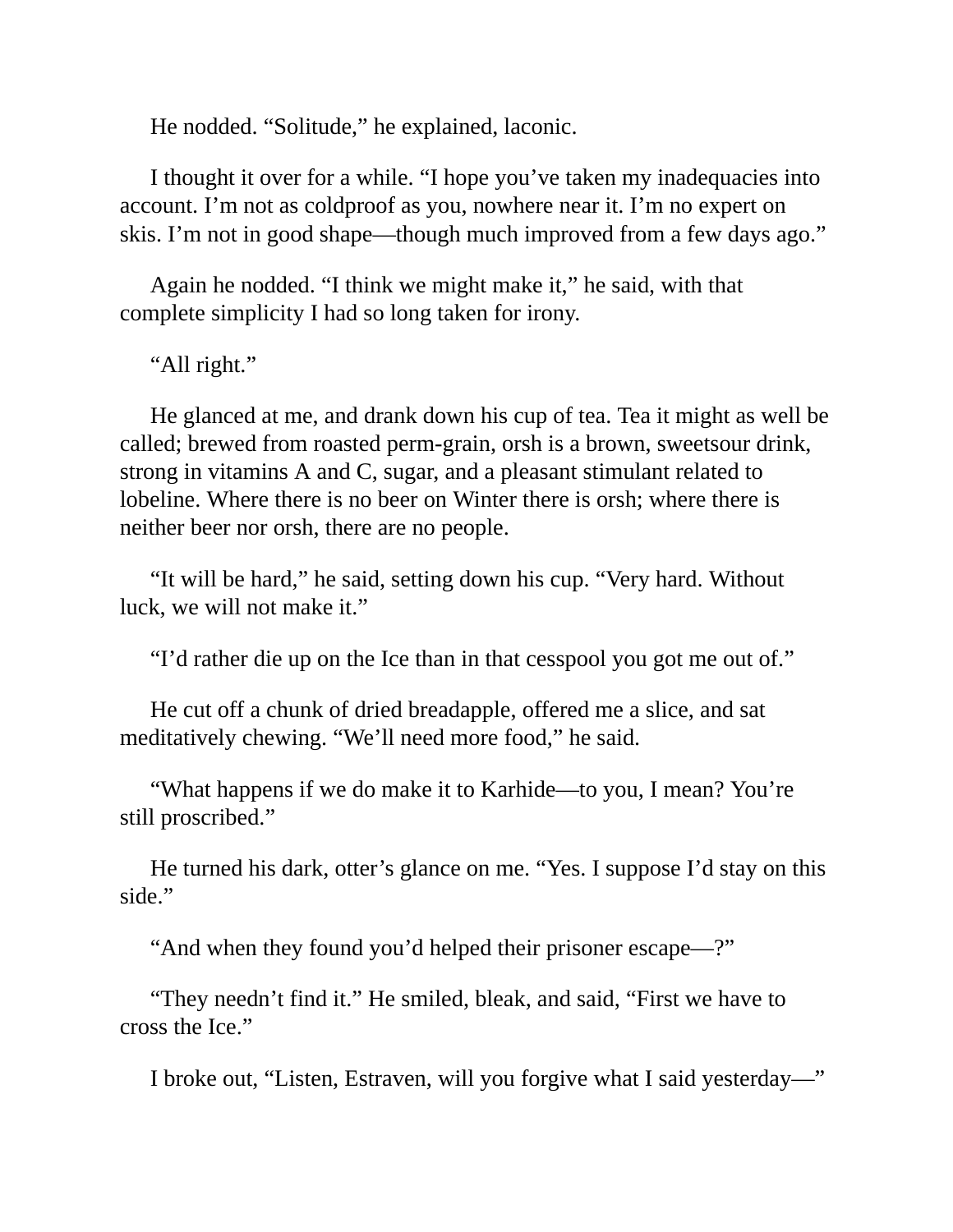He nodded. “Solitude,” he explained, laconic.

I thought it over for a while. “I hope you’ve taken my inadequacies into account. I’m not as coldproof as you, nowhere near it. I’m no expert on skis. I’m not in good shape—though much improved from a few days ago.”

Again he nodded. “I think we might make it,” he said, with that complete simplicity I had so long taken for irony.

“All right.”

He glanced at me, and drank down his cup of tea. Tea it might as well be called; brewed from roasted perm-grain, orsh is a brown, sweetsour drink, strong in vitamins A and C, sugar, and a pleasant stimulant related to lobeline. Where there is no beer on Winter there is orsh; where there is neither beer nor orsh, there are no people.

“It will be hard,” he said, setting down his cup. “Very hard. Without luck, we will not make it.”

“I’d rather die up on the Ice than in that cesspool you got me out of.”

He cut off a chunk of dried breadapple, offered me a slice, and sat meditatively chewing. “We’ll need more food,” he said.

“What happens if we do make it to Karhide—to you, I mean? You’re still proscribed.”

He turned his dark, otter’s glance on me. “Yes. I suppose I’d stay on this side.”

“And when they found you’d helped their prisoner escape—?”

“They needn’t find it.” He smiled, bleak, and said, “First we have to cross the Ice.”

I broke out, “Listen, Estraven, will you forgive what I said yesterday—”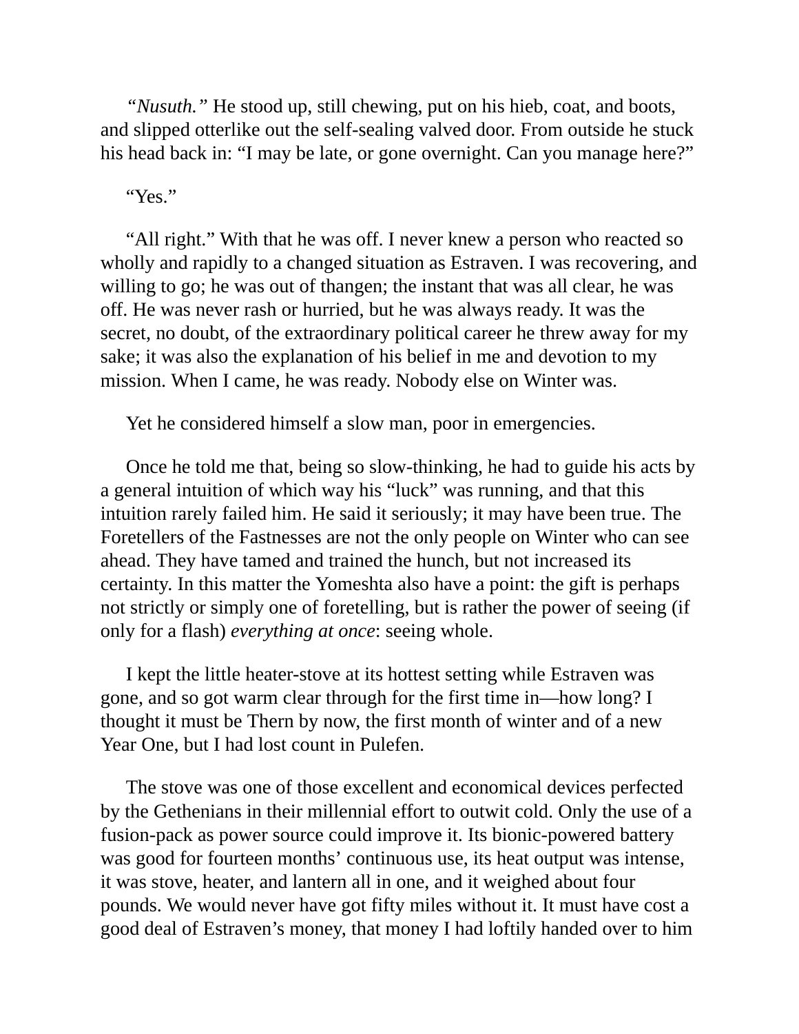*"Nusuth."* He stood up, still chewing, put on his hieb, coat, and boots, and slipped otterlike out the self-sealing valved door. From outside he stuck his head back in: "I may be late, or gone overnight. Can you manage here?"

"Yes."

"All right." With that he was off. I never knew a person who reacted so wholly and rapidly to a changed situation as Estraven. I was recovering, and willing to go; he was out of thangen; the instant that was all clear, he was off. He was never rash or hurried, but he was always ready. It was the secret, no doubt, of the extraordinary political career he threw away for my sake; it was also the explanation of his belief in me and devotion to my mission. When I came, he was ready. Nobody else on Winter was.

Yet he considered himself a slow man, poor in emergencies.

Once he told me that, being so slow-thinking, he had to guide his acts by a general intuition of which way his "luck" was running, and that this intuition rarely failed him. He said it seriously; it may have been true. The Foretellers of the Fastnesses are not the only people on Winter who can see ahead. They have tamed and trained the hunch, but not increased its certainty. In this matter the Yomeshta also have a point: the gift is perhaps not strictly or simply one of foretelling, but is rather the power of seeing (if only for a flash) *everything at once*: seeing whole.

I kept the little heater-stove at its hottest setting while Estraven was gone, and so got warm clear through for the first time in—how long? I thought it must be Thern by now, the first month of winter and of a new Year One, but I had lost count in Pulefen.

The stove was one of those excellent and economical devices perfected by the Gethenians in their millennial effort to outwit cold. Only the use of a fusion-pack as power source could improve it. Its bionic-powered battery was good for fourteen months' continuous use, its heat output was intense, it was stove, heater, and lantern all in one, and it weighed about four pounds. We would never have got fifty miles without it. It must have cost a good deal of Estraven's money, that money I had loftily handed over to him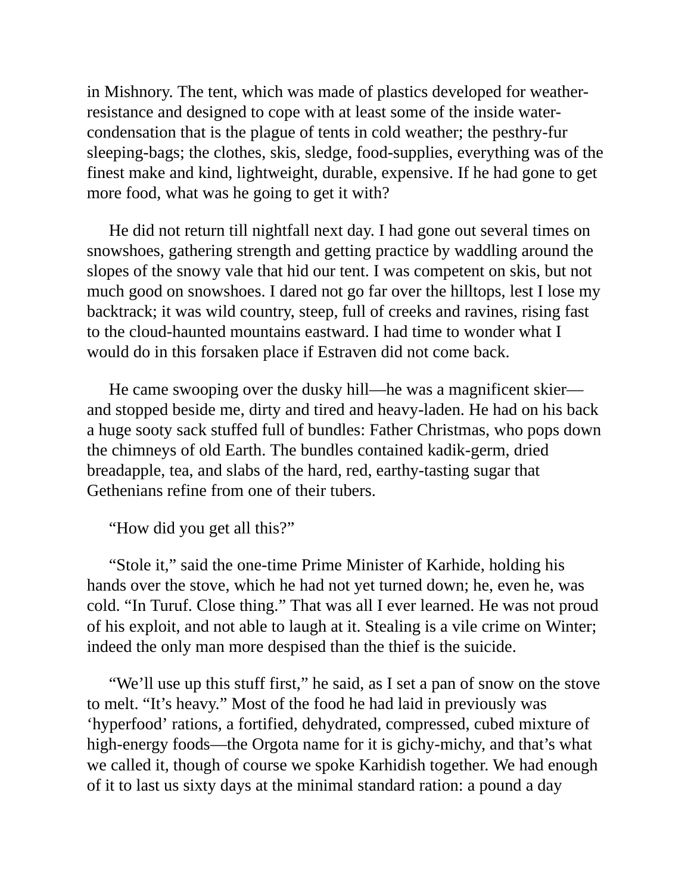in Mishnory. The tent, which was made of plastics developed for weather-resistance and designed to cope with at least some of the inside water-condensation that is the plague of tents in cold weather; the pesthry-fur sleeping-bags; the clothes, skis, sledge, food-supplies, everything was of the finest make and kind, lightweight, durable, expensive. If he had gone to get more food, what was he going to get it with?

He did not return till nightfall next day. I had gone out several times on snowshoes, gathering strength and getting practice by waddling around the slopes of the snowy vale that hid our tent. I was competent on skis, but not much good on snowshoes. I dared not go far over the hilltops, lest I lose my backtrack; it was wild country, steep, full of creeks and ravines, rising fast to the cloud-haunted mountains eastward. I had time to wonder what I would do in this forsaken place if Estraven did not come back.

He came swooping over the dusky hill—he was a magnificent skier—and stopped beside me, dirty and tired and heavy-laden. He had on his back a huge sooty sack stuffed full of bundles: Father Christmas, who pops down the chimneys of old Earth. The bundles contained kadik-germ, dried breadapple, tea, and slabs of the hard, red, earthy-tasting sugar that Gethenians refine from one of their tubers.

"How did you get all this?"

"Stole it," said the one-time Prime Minister of Karhide, holding his hands over the stove, which he had not yet turned down; he, even he, was cold. "In Turuf. Close thing." That was all I ever learned. He was not proud of his exploit, and not able to laugh at it. Stealing is a vile crime on Winter; indeed the only man more despised than the thief is the suicide.

"We'll use up this stuff first," he said, as I set a pan of snow on the stove to melt. "It's heavy." Most of the food he had laid in previously was 'hyperfood' rations, a fortified, dehydrated, compressed, cubed mixture of high-energy foods—the Orgota name for it is gichy-michy, and that's what we called it, though of course we spoke Karhidish together. We had enough of it to last us sixty days at the minimal standard ration: a pound a day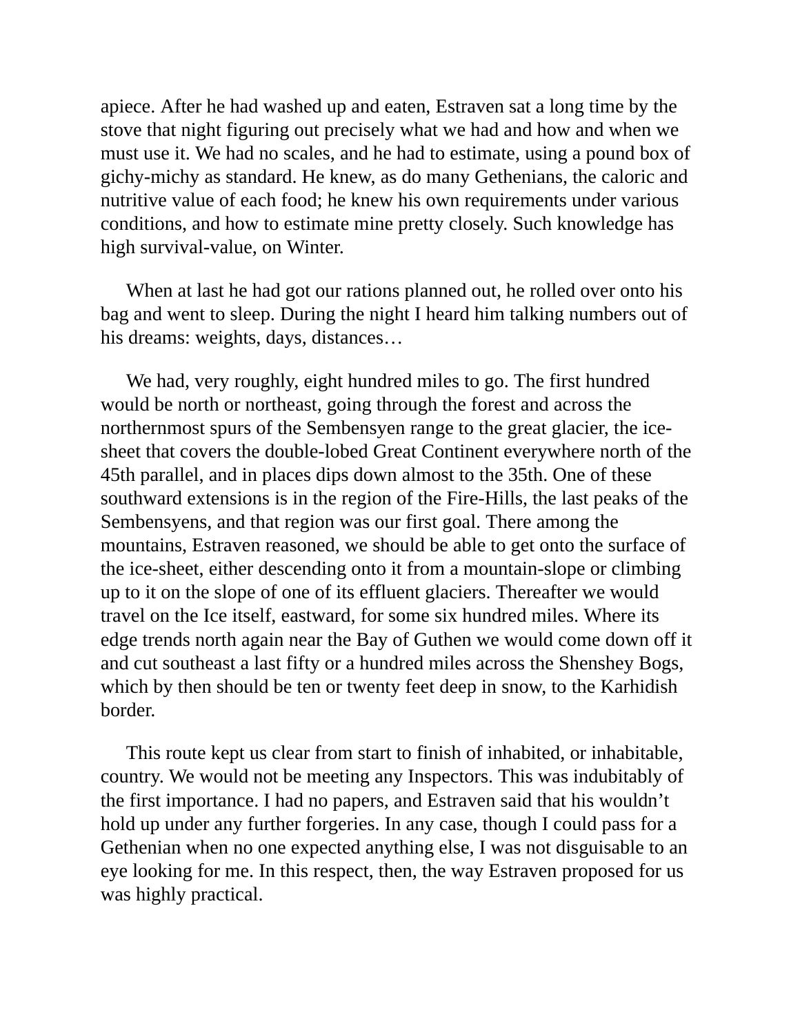apiece. After he had washed up and eaten, Estraven sat a long time by the stove that night figuring out precisely what we had and how and when we must use it. We had no scales, and he had to estimate, using a pound box of gichy-michy as standard. He knew, as do many Gethenians, the caloric and nutritive value of each food; he knew his own requirements under various conditions, and how to estimate mine pretty closely. Such knowledge has high survival-value, on Winter.

When at last he had got our rations planned out, he rolled over onto his bag and went to sleep. During the night I heard him talking numbers out of his dreams: weights, days, distances…

We had, very roughly, eight hundred miles to go. The first hundred would be north or northeast, going through the forest and across the northernmost spurs of the Sembensyen range to the great glacier, the ice-sheet that covers the double-lobed Great Continent everywhere north of the 45th parallel, and in places dips down almost to the 35th. One of these southward extensions is in the region of the Fire-Hills, the last peaks of the Sembensyens, and that region was our first goal. There among the mountains, Estraven reasoned, we should be able to get onto the surface of the ice-sheet, either descending onto it from a mountain-slope or climbing up to it on the slope of one of its effluent glaciers. Thereafter we would travel on the Ice itself, eastward, for some six hundred miles. Where its edge trends north again near the Bay of Guthen we would come down off it and cut southeast a last fifty or a hundred miles across the Shenshey Bogs, which by then should be ten or twenty feet deep in snow, to the Karhidish border.

This route kept us clear from start to finish of inhabited, or inhabitable, country. We would not be meeting any Inspectors. This was indubitably of the first importance. I had no papers, and Estraven said that his wouldn't hold up under any further forgeries. In any case, though I could pass for a Gethenian when no one expected anything else, I was not disguisable to an eye looking for me. In this respect, then, the way Estraven proposed for us was highly practical.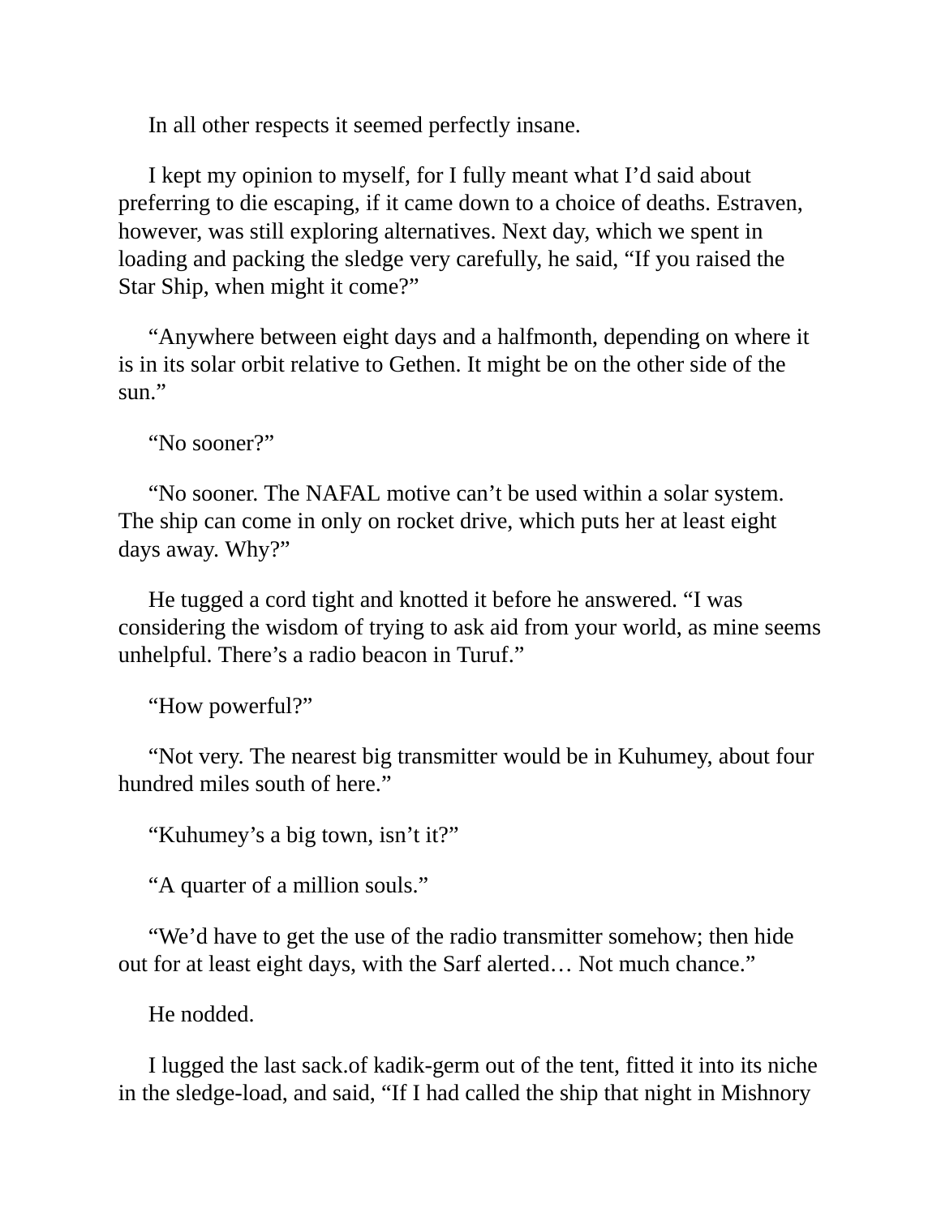In all other respects it seemed perfectly insane.

I kept my opinion to myself, for I fully meant what I'd said about preferring to die escaping, if it came down to a choice of deaths. Estraven, however, was still exploring alternatives. Next day, which we spent in loading and packing the sledge very carefully, he said, "If you raised the Star Ship, when might it come?"

"Anywhere between eight days and a halfmonth, depending on where it is in its solar orbit relative to Gethen. It might be on the other side of the sun."

"No sooner?"

"No sooner. The NAFAL motive can't be used within a solar system. The ship can come in only on rocket drive, which puts her at least eight days away. Why?"

He tugged a cord tight and knotted it before he answered. "I was considering the wisdom of trying to ask aid from your world, as mine seems unhelpful. There's a radio beacon in Turuf."

"How powerful?"

"Not very. The nearest big transmitter would be in Kuhumey, about four hundred miles south of here."

"Kuhumey's a big town, isn't it?"

"A quarter of a million souls."

"We'd have to get the use of the radio transmitter somehow; then hide out for at least eight days, with the Sarf alerted… Not much chance."

He nodded.

I lugged the last sack.of kadik-germ out of the tent, fitted it into its niche in the sledge-load, and said, "If I had called the ship that night in Mishnory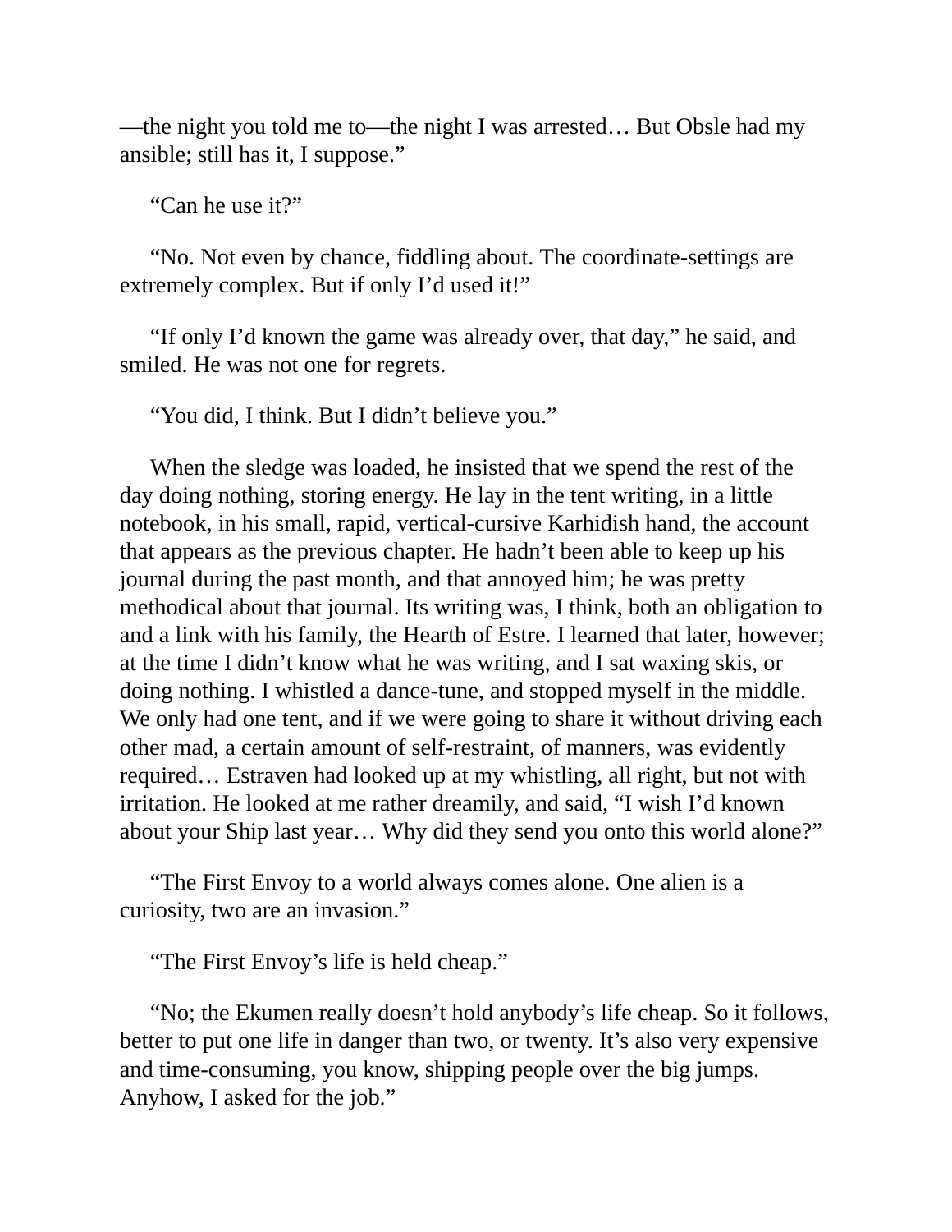—the night you told me to—the night I was arrested… But Obsle had my ansible; still has it, I suppose.”

“Can he use it?”

“No. Not even by chance, fiddling about. The coordinate-settings are extremely complex. But if only I’d used it!”

“If only I’d known the game was already over, that day,” he said, and smiled. He was not one for regrets.

“You did, I think. But I didn’t believe you.”

When the sledge was loaded, he insisted that we spend the rest of the day doing nothing, storing energy. He lay in the tent writing, in a little notebook, in his small, rapid, vertical-cursive Karhidish hand, the account that appears as the previous chapter. He hadn’t been able to keep up his journal during the past month, and that annoyed him; he was pretty methodical about that journal. Its writing was, I think, both an obligation to and a link with his family, the Hearth of Estre. I learned that later, however; at the time I didn’t know what he was writing, and I sat waxing skis, or doing nothing. I whistled a dance-tune, and stopped myself in the middle. We only had one tent, and if we were going to share it without driving each other mad, a certain amount of self-restraint, of manners, was evidently required… Estraven had looked up at my whistling, all right, but not with irritation. He looked at me rather dreamily, and said, “I wish I’d known about your Ship last year… Why did they send you onto this world alone?”

“The First Envoy to a world always comes alone. One alien is a curiosity, two are an invasion.”

“The First Envoy’s life is held cheap.”

“No; the Ekumen really doesn’t hold anybody’s life cheap. So it follows, better to put one life in danger than two, or twenty. It’s also very expensive and time-consuming, you know, shipping people over the big jumps. Anyhow, I asked for the job.”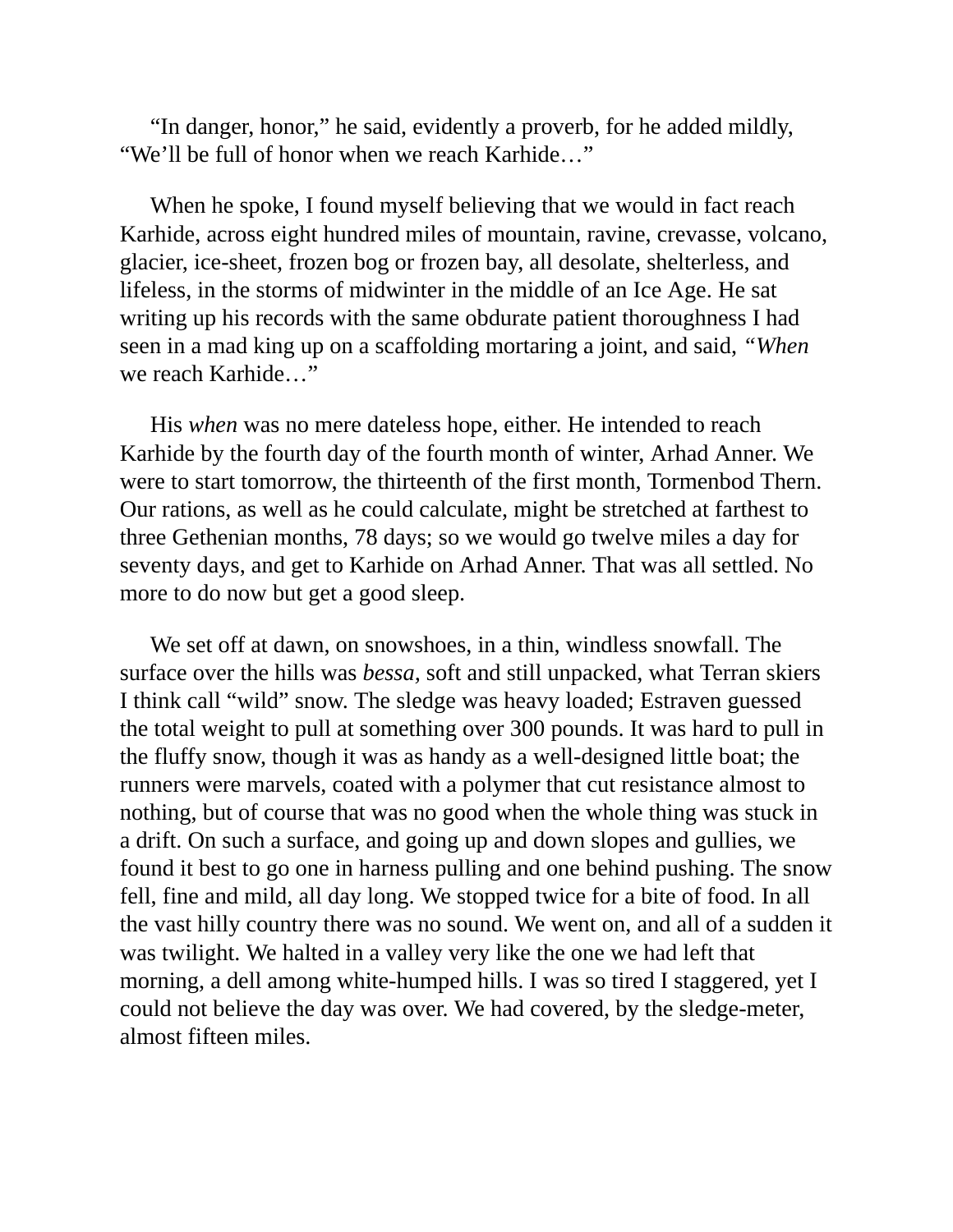"In danger, honor," he said, evidently a proverb, for he added mildly, "We'll be full of honor when we reach Karhide…"

When he spoke, I found myself believing that we would in fact reach Karhide, across eight hundred miles of mountain, ravine, crevasse, volcano, glacier, ice-sheet, frozen bog or frozen bay, all desolate, shelterless, and lifeless, in the storms of midwinter in the middle of an Ice Age. He sat writing up his records with the same obdurate patient thoroughness I had seen in a mad king up on a scaffolding mortaring a joint, and said, "*When* we reach Karhide…"

His *when* was no mere dateless hope, either. He intended to reach Karhide by the fourth day of the fourth month of winter, Arhad Anner. We were to start tomorrow, the thirteenth of the first month, Tormenbod Thern. Our rations, as well as he could calculate, might be stretched at farthest to three Gethenian months, 78 days; so we would go twelve miles a day for seventy days, and get to Karhide on Arhad Anner. That was all settled. No more to do now but get a good sleep.

We set off at dawn, on snowshoes, in a thin, windless snowfall. The surface over the hills was *bessa*, soft and still unpacked, what Terran skiers I think call "wild" snow. The sledge was heavy loaded; Estraven guessed the total weight to pull at something over 300 pounds. It was hard to pull in the fluffy snow, though it was as handy as a well-designed little boat; the runners were marvels, coated with a polymer that cut resistance almost to nothing, but of course that was no good when the whole thing was stuck in a drift. On such a surface, and going up and down slopes and gullies, we found it best to go one in harness pulling and one behind pushing. The snow fell, fine and mild, all day long. We stopped twice for a bite of food. In all the vast hilly country there was no sound. We went on, and all of a sudden it was twilight. We halted in a valley very like the one we had left that morning, a dell among white-humped hills. I was so tired I staggered, yet I could not believe the day was over. We had covered, by the sledge-meter, almost fifteen miles.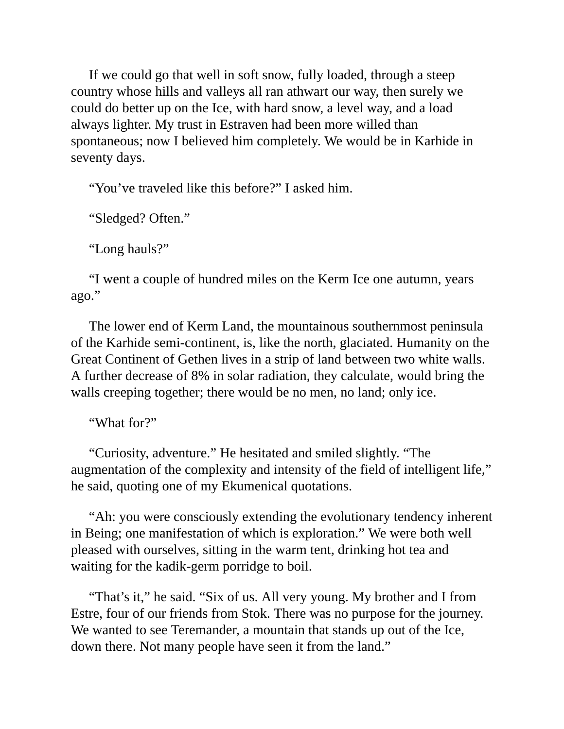If we could go that well in soft snow, fully loaded, through a steep country whose hills and valleys all ran athwart our way, then surely we could do better up on the Ice, with hard snow, a level way, and a load always lighter. My trust in Estraven had been more willed than spontaneous; now I believed him completely. We would be in Karhide in seventy days.

“You’ve traveled like this before?” I asked him.

“Sledged? Often.”

“Long hauls?”

“I went a couple of hundred miles on the Kerm Ice one autumn, years ago.”

The lower end of Kerm Land, the mountainous southernmost peninsula of the Karhide semi-continent, is, like the north, glaciated. Humanity on the Great Continent of Gethen lives in a strip of land between two white walls. A further decrease of 8% in solar radiation, they calculate, would bring the walls creeping together; there would be no men, no land; only ice.

“What for?”

“Curiosity, adventure.” He hesitated and smiled slightly. “The augmentation of the complexity and intensity of the field of intelligent life,” he said, quoting one of my Ekumenical quotations.

“Ah: you were consciously extending the evolutionary tendency inherent in Being; one manifestation of which is exploration.” We were both well pleased with ourselves, sitting in the warm tent, drinking hot tea and waiting for the kadik-germ porridge to boil.

“That’s it,” he said. “Six of us. All very young. My brother and I from Estre, four of our friends from Stok. There was no purpose for the journey. We wanted to see Teremander, a mountain that stands up out of the Ice, down there. Not many people have seen it from the land.”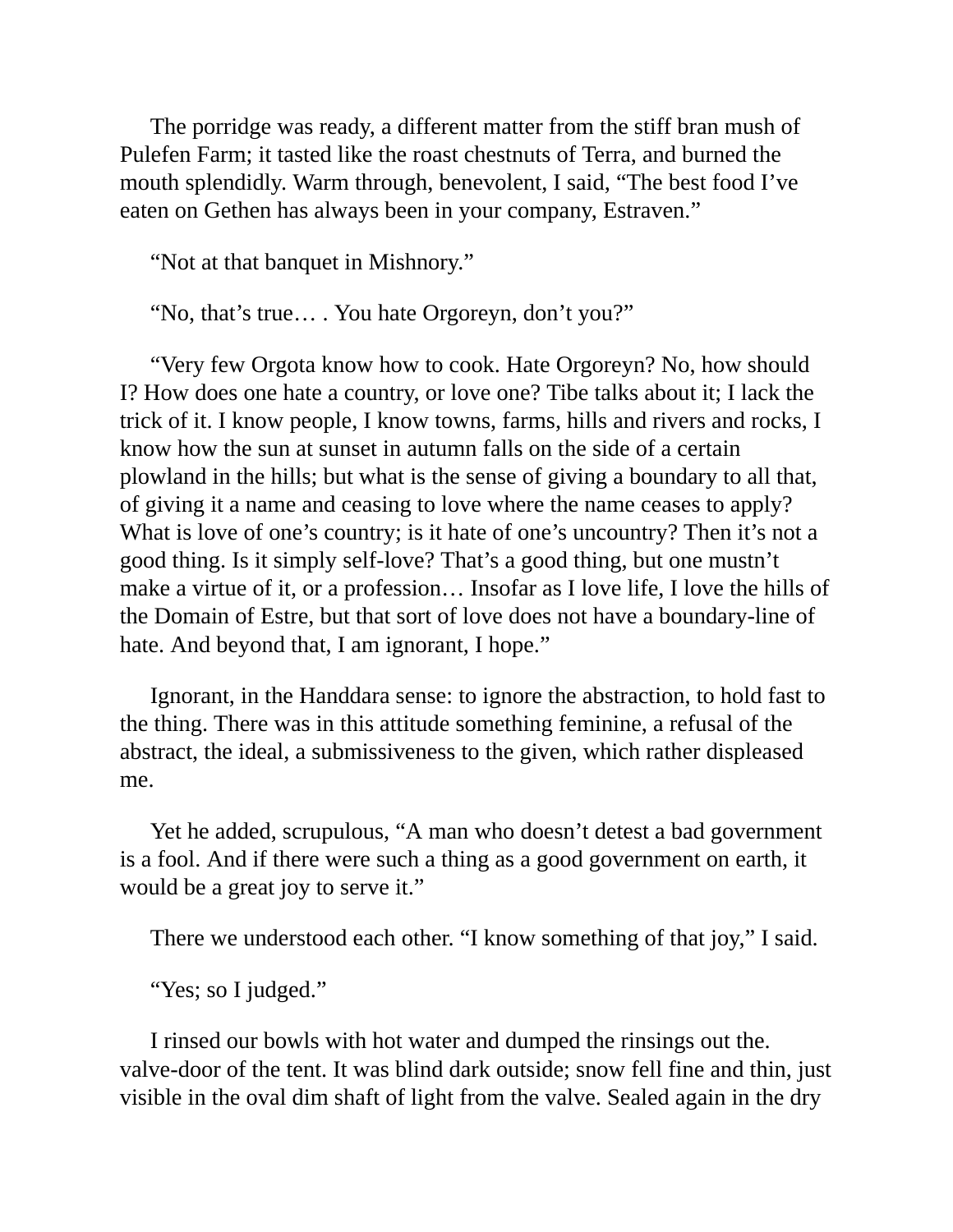The porridge was ready, a different matter from the stiff bran mush of Pulefen Farm; it tasted like the roast chestnuts of Terra, and burned the mouth splendidly. Warm through, benevolent, I said, “The best food I’ve eaten on Gethen has always been in your company, Estraven.”

“Not at that banquet in Mishnory.”

“No, that’s true… . You hate Orgoreyn, don’t you?”

“Very few Orgota know how to cook. Hate Orgoreyn? No, how should I? How does one hate a country, or love one? Tibe talks about it; I lack the trick of it. I know people, I know towns, farms, hills and rivers and rocks, I know how the sun at sunset in autumn falls on the side of a certain plowland in the hills; but what is the sense of giving a boundary to all that, of giving it a name and ceasing to love where the name ceases to apply? What is love of one’s country; is it hate of one’s uncountry? Then it’s not a good thing. Is it simply self-love? That’s a good thing, but one mustn’t make a virtue of it, or a profession… Insofar as I love life, I love the hills of the Domain of Estre, but that sort of love does not have a boundary-line of hate. And beyond that, I am ignorant, I hope.”

Ignorant, in the Handdara sense: to ignore the abstraction, to hold fast to the thing. There was in this attitude something feminine, a refusal of the abstract, the ideal, a submissiveness to the given, which rather displeased me.

Yet he added, scrupulous, “A man who doesn’t detest a bad government is a fool. And if there were such a thing as a good government on earth, it would be a great joy to serve it.”

There we understood each other. “I know something of that joy,” I said.

“Yes; so I judged.”

I rinsed our bowls with hot water and dumped the rinsings out the. valve-door of the tent. It was blind dark outside; snow fell fine and thin, just visible in the oval dim shaft of light from the valve. Sealed again in the dry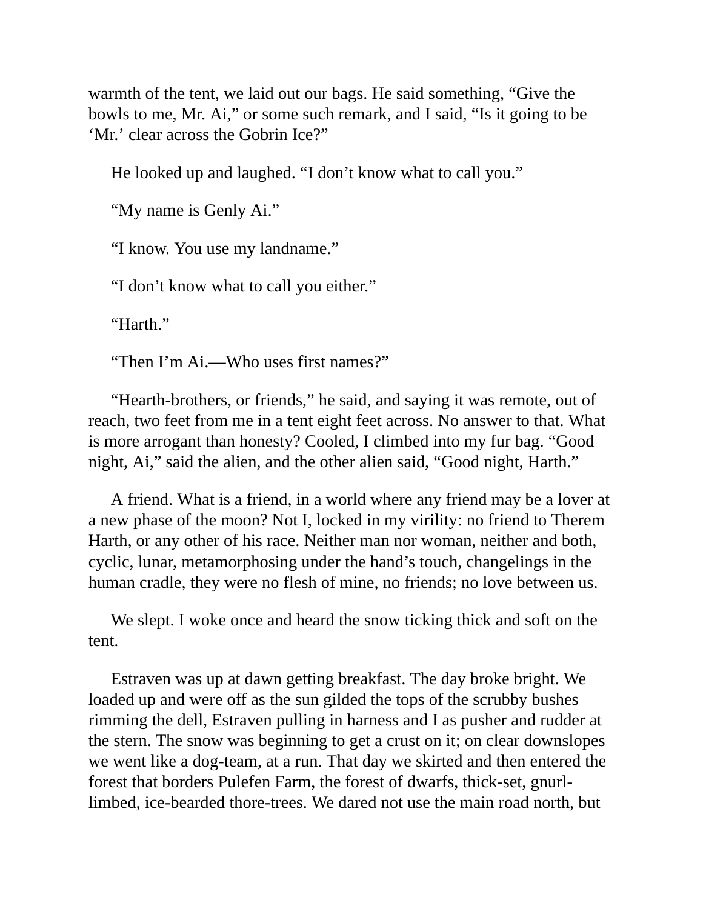warmth of the tent, we laid out our bags. He said something, “Give the bowls to me, Mr. Ai,” or some such remark, and I said, “Is it going to be ‘Mr.’ clear across the Gobrin Ice?”

He looked up and laughed. “I don’t know what to call you.”

“My name is Genly Ai.”

“I know. You use my landname.”

“I don’t know what to call you either.”

“Harth.”

“Then I’m Ai.—Who uses first names?”

“Hearth-brothers, or friends,” he said, and saying it was remote, out of reach, two feet from me in a tent eight feet across. No answer to that. What is more arrogant than honesty? Cooled, I climbed into my fur bag. “Good night, Ai,” said the alien, and the other alien said, “Good night, Harth.”

A friend. What is a friend, in a world where any friend may be a lover at a new phase of the moon? Not I, locked in my virility: no friend to Therem Harth, or any other of his race. Neither man nor woman, neither and both, cyclic, lunar, metamorphosing under the hand’s touch, changelings in the human cradle, they were no flesh of mine, no friends; no love between us.

We slept. I woke once and heard the snow ticking thick and soft on the tent.

Estraven was up at dawn getting breakfast. The day broke bright. We loaded up and were off as the sun gilded the tops of the scrubby bushes rimming the dell, Estraven pulling in harness and I as pusher and rudder at the stern. The snow was beginning to get a crust on it; on clear downslopes we went like a dog-team, at a run. That day we skirted and then entered the forest that borders Pulefen Farm, the forest of dwarfs, thick-set, gnurl-limbed, ice-bearded thore-trees. We dared not use the main road north, but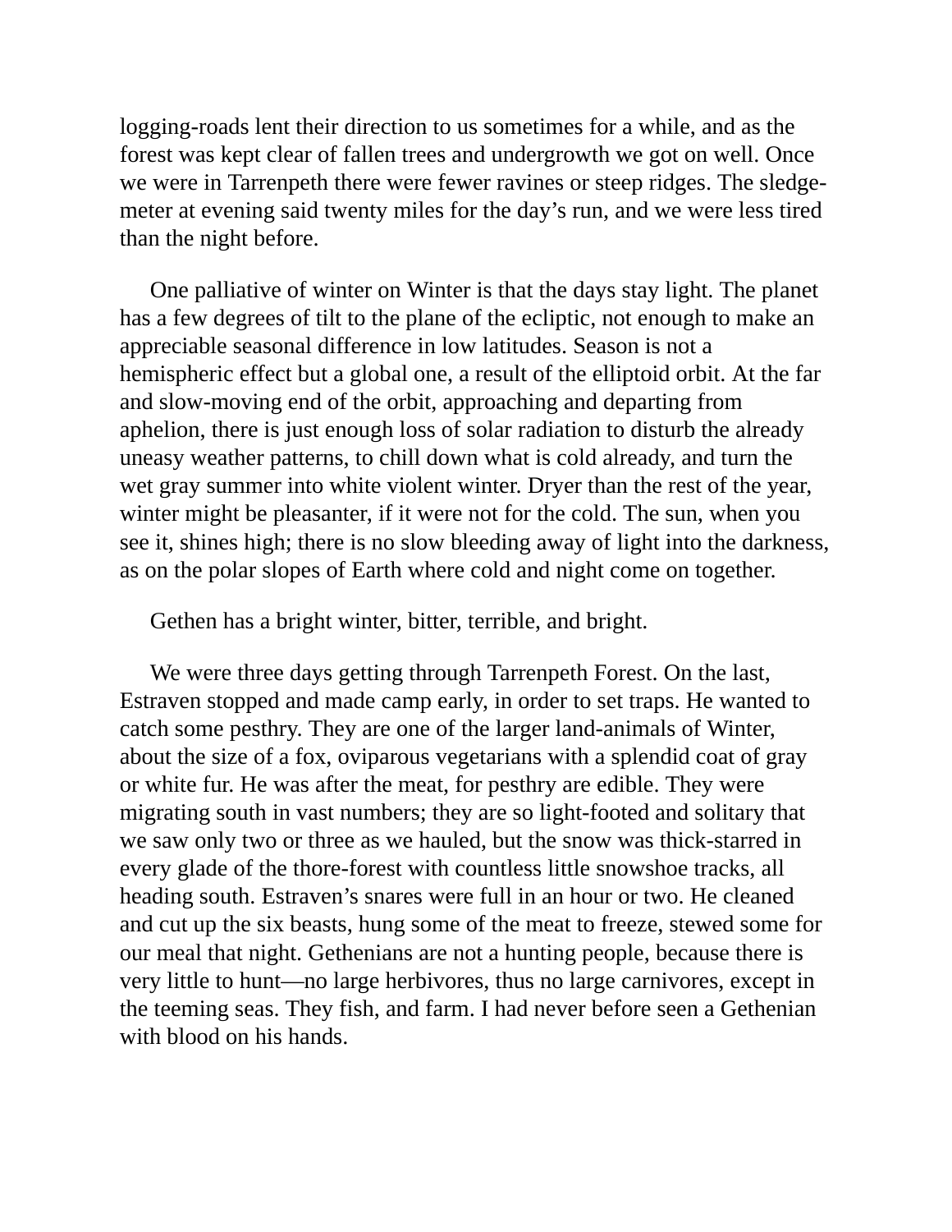logging-roads lent their direction to us sometimes for a while, and as the forest was kept clear of fallen trees and undergrowth we got on well. Once we were in Tarrenpeth there were fewer ravines or steep ridges. The sledge-meter at evening said twenty miles for the day's run, and we were less tired than the night before.

One palliative of winter on Winter is that the days stay light. The planet has a few degrees of tilt to the plane of the ecliptic, not enough to make an appreciable seasonal difference in low latitudes. Season is not a hemispheric effect but a global one, a result of the elliptoid orbit. At the far and slow-moving end of the orbit, approaching and departing from aphelion, there is just enough loss of solar radiation to disturb the already uneasy weather patterns, to chill down what is cold already, and turn the wet gray summer into white violent winter. Dryer than the rest of the year, winter might be pleasanter, if it were not for the cold. The sun, when you see it, shines high; there is no slow bleeding away of light into the darkness, as on the polar slopes of Earth where cold and night come on together.

Gethen has a bright winter, bitter, terrible, and bright.

We were three days getting through Tarrenpeth Forest. On the last, Estraven stopped and made camp early, in order to set traps. He wanted to catch some pesthry. They are one of the larger land-animals of Winter, about the size of a fox, oviparous vegetarians with a splendid coat of gray or white fur. He was after the meat, for pesthry are edible. They were migrating south in vast numbers; they are so light-footed and solitary that we saw only two or three as we hauled, but the snow was thick-starred in every glade of the thore-forest with countless little snowshoe tracks, all heading south. Estraven's snares were full in an hour or two. He cleaned and cut up the six beasts, hung some of the meat to freeze, stewed some for our meal that night. Gethenians are not a hunting people, because there is very little to hunt—no large herbivores, thus no large carnivores, except in the teeming seas. They fish, and farm. I had never before seen a Gethenian with blood on his hands.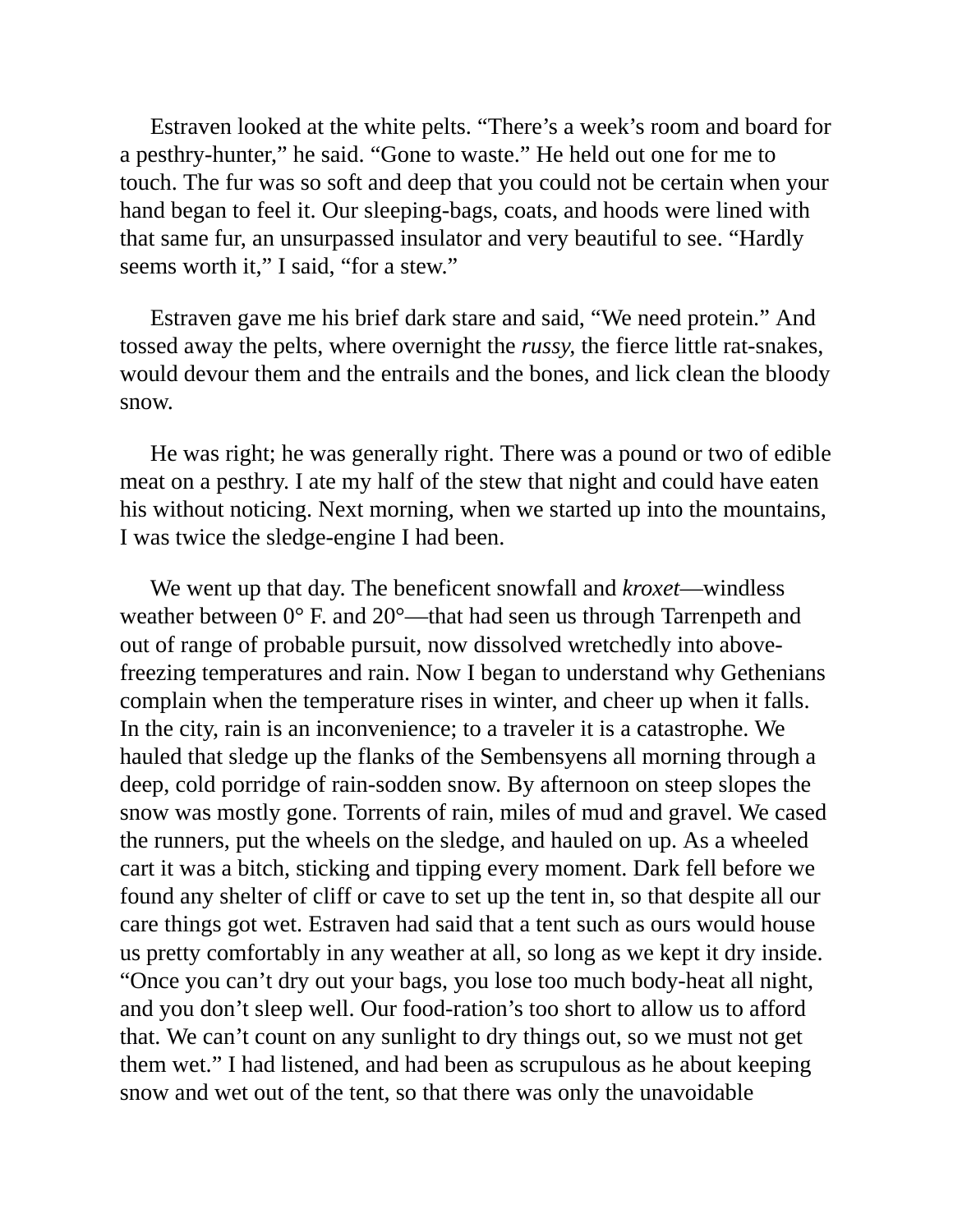Estraven looked at the white pelts. “There’s a week’s room and board for a pesthry-hunter,” he said. “Gone to waste.” He held out one for me to touch. The fur was so soft and deep that you could not be certain when your hand began to feel it. Our sleeping-bags, coats, and hoods were lined with that same fur, an unsurpassed insulator and very beautiful to see. “Hardly seems worth it,” I said, “for a stew.”

Estraven gave me his brief dark stare and said, “We need protein.” And tossed away the pelts, where overnight the *russy,* the fierce little rat-snakes, would devour them and the entrails and the bones, and lick clean the bloody snow.

He was right; he was generally right. There was a pound or two of edible meat on a pesthry. I ate my half of the stew that night and could have eaten his without noticing. Next morning, when we started up into the mountains, I was twice the sledge-engine I had been.

We went up that day. The beneficent snowfall and *kroxet*—windless weather between 0° F. and 20°—that had seen us through Tarrenpeth and out of range of probable pursuit, now dissolved wretchedly into above-freezing temperatures and rain. Now I began to understand why Gethenians complain when the temperature rises in winter, and cheer up when it falls. In the city, rain is an inconvenience; to a traveler it is a catastrophe. We hauled that sledge up the flanks of the Sembensyens all morning through a deep, cold porridge of rain-sodden snow. By afternoon on steep slopes the snow was mostly gone. Torrents of rain, miles of mud and gravel. We cased the runners, put the wheels on the sledge, and hauled on up. As a wheeled cart it was a bitch, sticking and tipping every moment. Dark fell before we found any shelter of cliff or cave to set up the tent in, so that despite all our care things got wet. Estraven had said that a tent such as ours would house us pretty comfortably in any weather at all, so long as we kept it dry inside. “Once you can’t dry out your bags, you lose too much body-heat all night, and you don’t sleep well. Our food-ration’s too short to allow us to afford that. We can’t count on any sunlight to dry things out, so we must not get them wet.” I had listened, and had been as scrupulous as he about keeping snow and wet out of the tent, so that there was only the unavoidable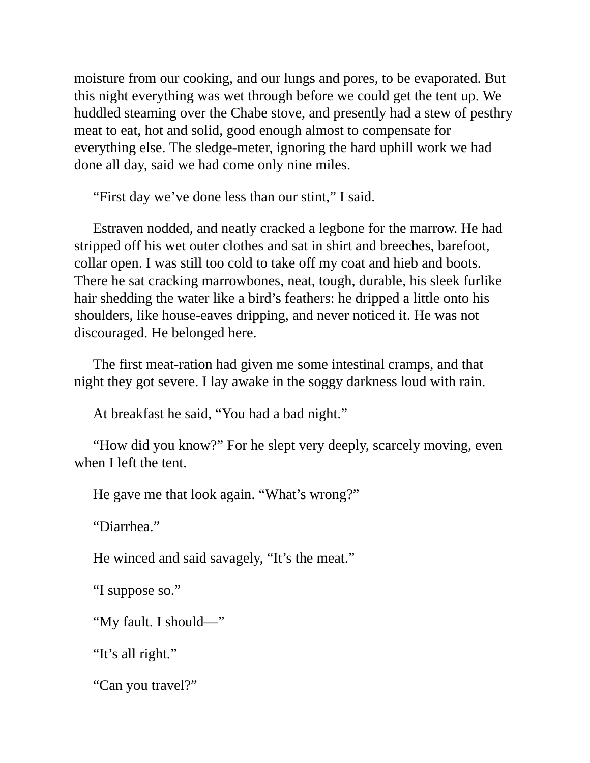moisture from our cooking, and our lungs and pores, to be evaporated. But this night everything was wet through before we could get the tent up. We huddled steaming over the Chabe stove, and presently had a stew of pesthry meat to eat, hot and solid, good enough almost to compensate for everything else. The sledge-meter, ignoring the hard uphill work we had done all day, said we had come only nine miles.

"First day we've done less than our stint," I said.

Estraven nodded, and neatly cracked a legbone for the marrow. He had stripped off his wet outer clothes and sat in shirt and breeches, barefoot, collar open. I was still too cold to take off my coat and hieb and boots. There he sat cracking marrowbones, neat, tough, durable, his sleek furlike hair shedding the water like a bird's feathers: he dripped a little onto his shoulders, like house-eaves dripping, and never noticed it. He was not discouraged. He belonged here.

The first meat-ration had given me some intestinal cramps, and that night they got severe. I lay awake in the soggy darkness loud with rain.

At breakfast he said, "You had a bad night."

"How did you know?" For he slept very deeply, scarcely moving, even when I left the tent.

He gave me that look again. "What's wrong?"

"Diarrhea."

He winced and said savagely, "It's the meat."

"I suppose so."

"My fault. I should—"

"It's all right."

"Can you travel?"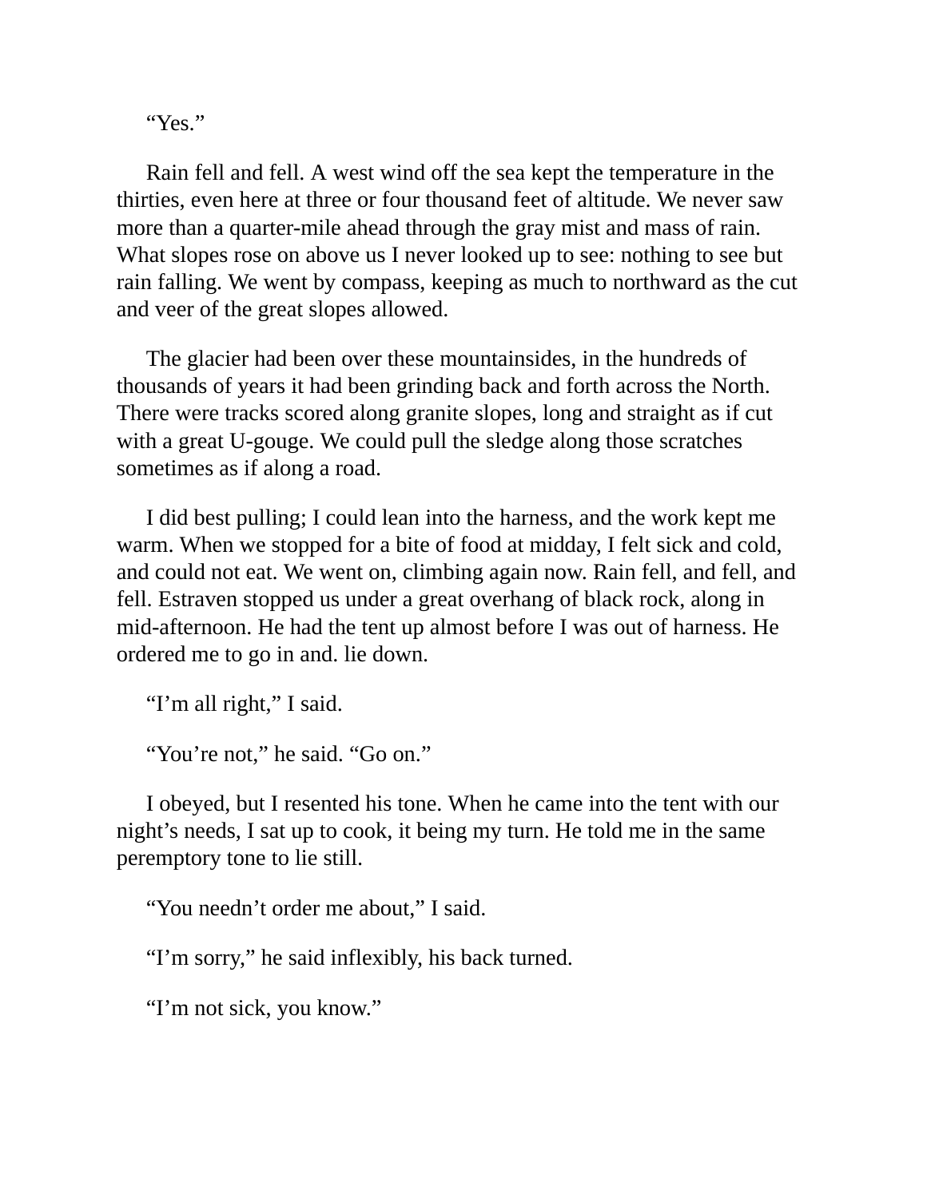"Yes."

Rain fell and fell. A west wind off the sea kept the temperature in the thirties, even here at three or four thousand feet of altitude. We never saw more than a quarter-mile ahead through the gray mist and mass of rain. What slopes rose on above us I never looked up to see: nothing to see but rain falling. We went by compass, keeping as much to northward as the cut and veer of the great slopes allowed.

The glacier had been over these mountainsides, in the hundreds of thousands of years it had been grinding back and forth across the North. There were tracks scored along granite slopes, long and straight as if cut with a great U-gouge. We could pull the sledge along those scratches sometimes as if along a road.

I did best pulling; I could lean into the harness, and the work kept me warm. When we stopped for a bite of food at midday, I felt sick and cold, and could not eat. We went on, climbing again now. Rain fell, and fell, and fell. Estraven stopped us under a great overhang of black rock, along in mid-afternoon. He had the tent up almost before I was out of harness. He ordered me to go in and. lie down.

"I'm all right," I said.

"You're not," he said. "Go on."

I obeyed, but I resented his tone. When he came into the tent with our night's needs, I sat up to cook, it being my turn. He told me in the same peremptory tone to lie still.

"You needn't order me about," I said.

"I'm sorry," he said inflexibly, his back turned.

"I'm not sick, you know."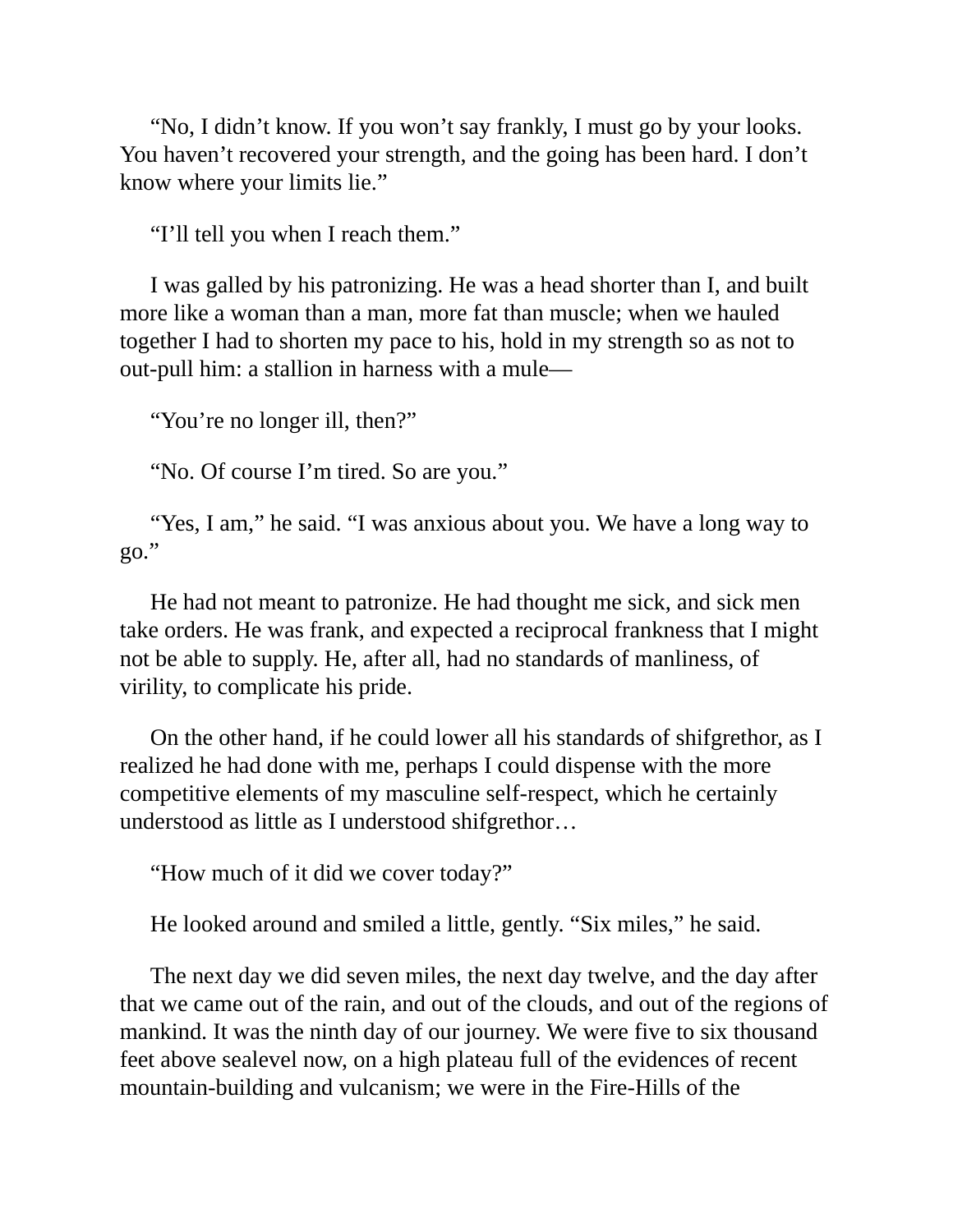"No, I didn't know. If you won't say frankly, I must go by your looks. You haven't recovered your strength, and the going has been hard. I don't know where your limits lie."

"I'll tell you when I reach them."

I was galled by his patronizing. He was a head shorter than I, and built more like a woman than a man, more fat than muscle; when we hauled together I had to shorten my pace to his, hold in my strength so as not to out-pull him: a stallion in harness with a mule—

"You're no longer ill, then?"

"No. Of course I'm tired. So are you."

"Yes, I am," he said. "I was anxious about you. We have a long way to go."

He had not meant to patronize. He had thought me sick, and sick men take orders. He was frank, and expected a reciprocal frankness that I might not be able to supply. He, after all, had no standards of manliness, of virility, to complicate his pride.

On the other hand, if he could lower all his standards of shifgrethor, as I realized he had done with me, perhaps I could dispense with the more competitive elements of my masculine self-respect, which he certainly understood as little as I understood shifgrethor…

"How much of it did we cover today?"

He looked around and smiled a little, gently. "Six miles," he said.

The next day we did seven miles, the next day twelve, and the day after that we came out of the rain, and out of the clouds, and out of the regions of mankind. It was the ninth day of our journey. We were five to six thousand feet above sealevel now, on a high plateau full of the evidences of recent mountain-building and vulcanism; we were in the Fire-Hills of the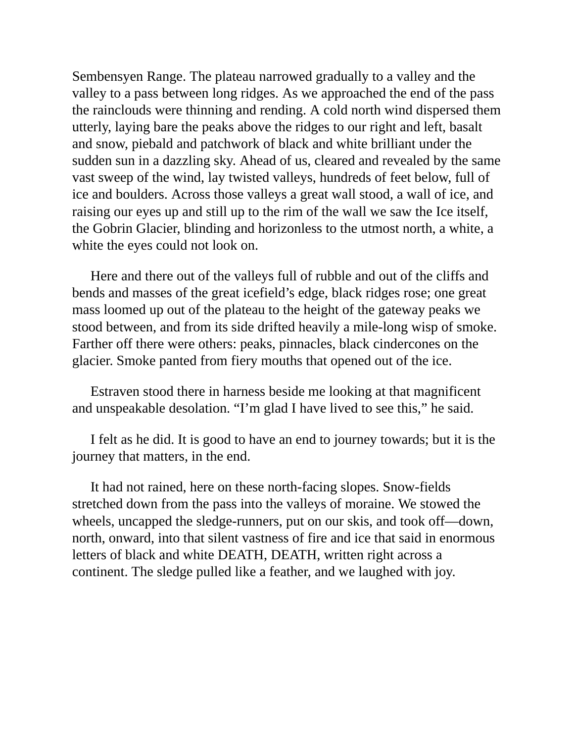Sembensyen Range. The plateau narrowed gradually to a valley and the valley to a pass between long ridges. As we approached the end of the pass the rainclouds were thinning and rending. A cold north wind dispersed them utterly, laying bare the peaks above the ridges to our right and left, basalt and snow, piebald and patchwork of black and white brilliant under the sudden sun in a dazzling sky. Ahead of us, cleared and revealed by the same vast sweep of the wind, lay twisted valleys, hundreds of feet below, full of ice and boulders. Across those valleys a great wall stood, a wall of ice, and raising our eyes up and still up to the rim of the wall we saw the Ice itself, the Gobrin Glacier, blinding and horizonless to the utmost north, a white, a white the eyes could not look on.

Here and there out of the valleys full of rubble and out of the cliffs and bends and masses of the great icefield's edge, black ridges rose; one great mass loomed up out of the plateau to the height of the gateway peaks we stood between, and from its side drifted heavily a mile-long wisp of smoke. Farther off there were others: peaks, pinnacles, black cindercones on the glacier. Smoke panted from fiery mouths that opened out of the ice.

Estraven stood there in harness beside me looking at that magnificent and unspeakable desolation. "I'm glad I have lived to see this," he said.

I felt as he did. It is good to have an end to journey towards; but it is the journey that matters, in the end.

It had not rained, here on these north-facing slopes. Snow-fields stretched down from the pass into the valleys of moraine. We stowed the wheels, uncapped the sledge-runners, put on our skis, and took off—down, north, onward, into that silent vastness of fire and ice that said in enormous letters of black and white DEATH, DEATH, written right across a continent. The sledge pulled like a feather, and we laughed with joy.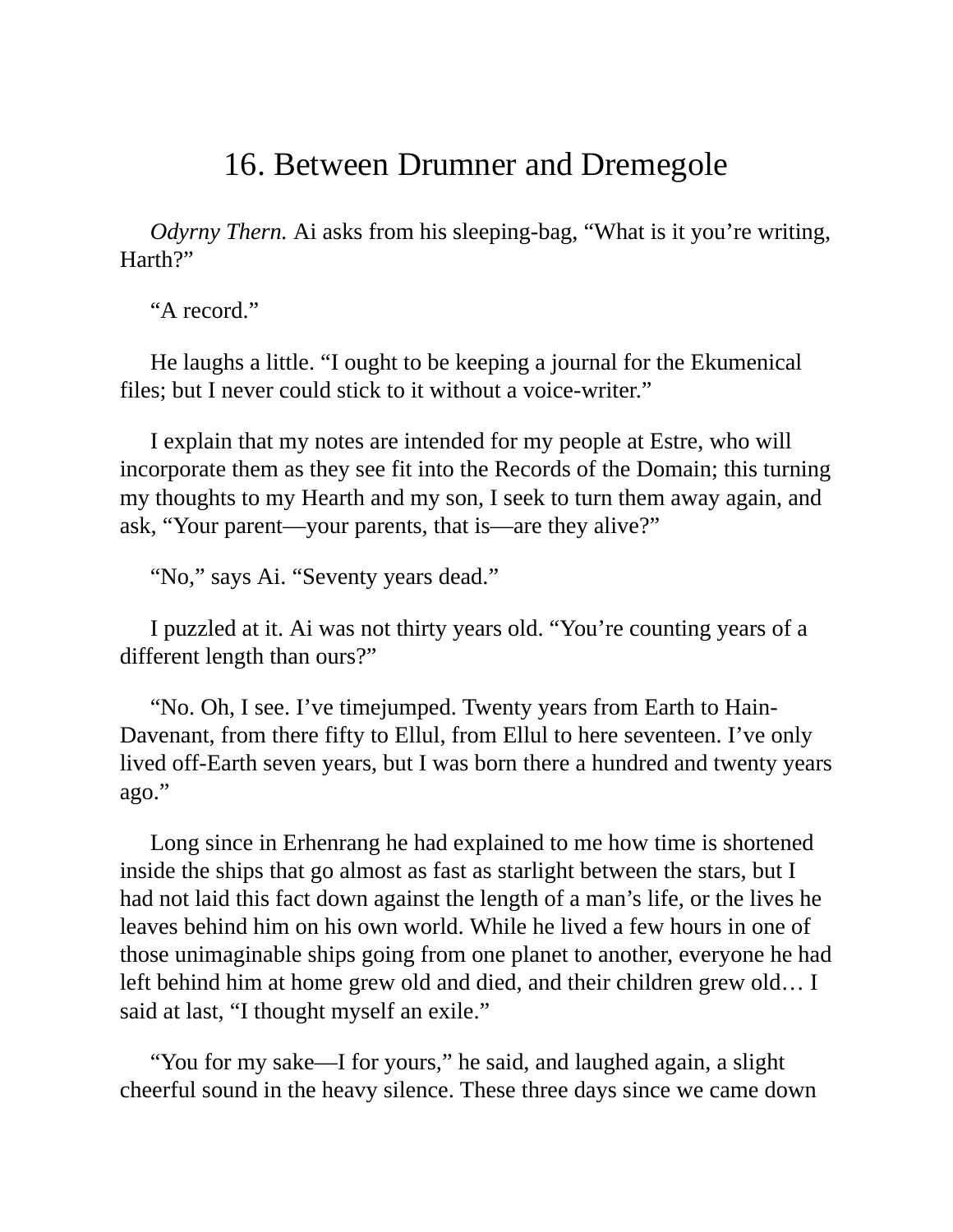# 16. Between Drumner and Dremegole

*Odyrny Thern.* Ai asks from his sleeping-bag, "What is it you're writing, Harth?"

"A record."

He laughs a little. "I ought to be keeping a journal for the Ekumenical files; but I never could stick to it without a voice-writer."

I explain that my notes are intended for my people at Estre, who will incorporate them as they see fit into the Records of the Domain; this turning my thoughts to my Hearth and my son, I seek to turn them away again, and ask, "Your parent—your parents, that is—are they alive?"

"No," says Ai. "Seventy years dead."

I puzzled at it. Ai was not thirty years old. "You're counting years of a different length than ours?"

"No. Oh, I see. I've timejumped. Twenty years from Earth to Hain-Davenant, from there fifty to Ellul, from Ellul to here seventeen. I've only lived off-Earth seven years, but I was born there a hundred and twenty years ago."

Long since in Erhenrang he had explained to me how time is shortened inside the ships that go almost as fast as starlight between the stars, but I had not laid this fact down against the length of a man's life, or the lives he leaves behind him on his own world. While he lived a few hours in one of those unimaginable ships going from one planet to another, everyone he had left behind him at home grew old and died, and their children grew old… I said at last, "I thought myself an exile."

"You for my sake—I for yours," he said, and laughed again, a slight cheerful sound in the heavy silence. These three days since we came down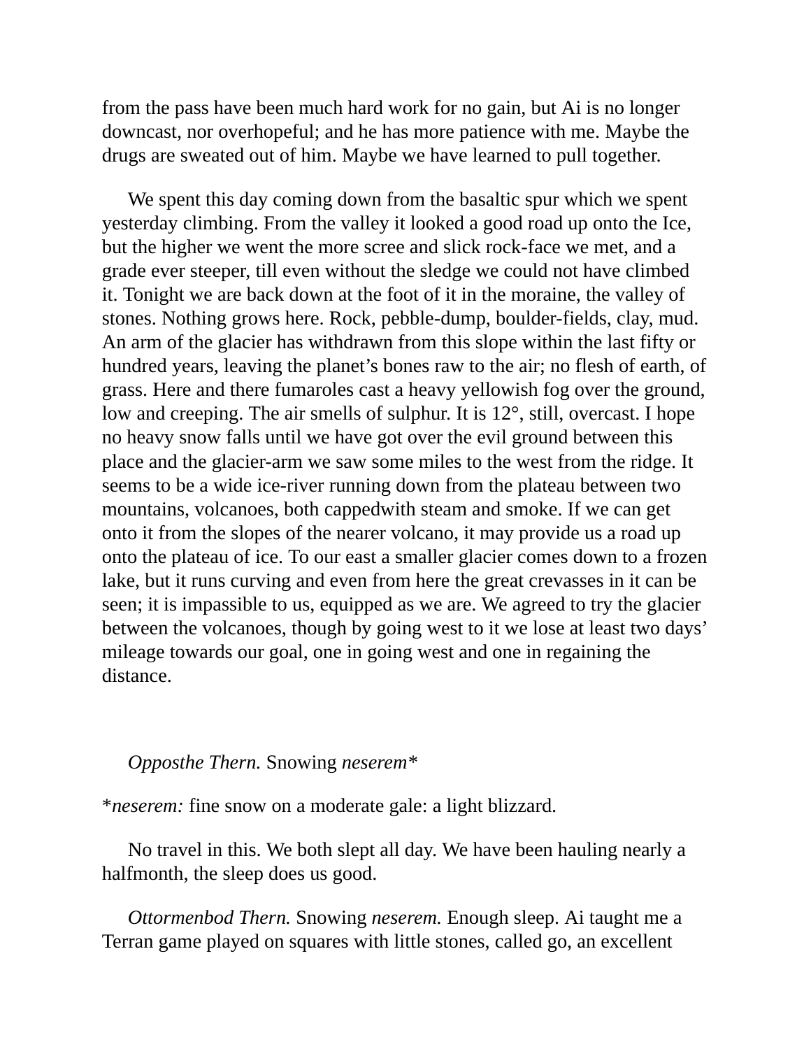from the pass have been much hard work for no gain, but Ai is no longer downcast, nor overhopeful; and he has more patience with me. Maybe the drugs are sweated out of him. Maybe we have learned to pull together.

We spent this day coming down from the basaltic spur which we spent yesterday climbing. From the valley it looked a good road up onto the Ice, but the higher we went the more scree and slick rock-face we met, and a grade ever steeper, till even without the sledge we could not have climbed it. Tonight we are back down at the foot of it in the moraine, the valley of stones. Nothing grows here. Rock, pebble-dump, boulder-fields, clay, mud. An arm of the glacier has withdrawn from this slope within the last fifty or hundred years, leaving the planet's bones raw to the air; no flesh of earth, of grass. Here and there fumaroles cast a heavy yellowish fog over the ground, low and creeping. The air smells of sulphur. It is 12°, still, overcast. I hope no heavy snow falls until we have got over the evil ground between this place and the glacier-arm we saw some miles to the west from the ridge. It seems to be a wide ice-river running down from the plateau between two mountains, volcanoes, both cappedwith steam and smoke. If we can get onto it from the slopes of the nearer volcano, it may provide us a road up onto the plateau of ice. To our east a smaller glacier comes down to a frozen lake, but it runs curving and even from here the great crevasses in it can be seen; it is impassible to us, equipped as we are. We agreed to try the glacier between the volcanoes, though by going west to it we lose at least two days' mileage towards our goal, one in going west and one in regaining the distance.

*Opposthe Thern.* Snowing *neserem**

**neserem:* fine snow on a moderate gale: a light blizzard.

No travel in this. We both slept all day. We have been hauling nearly a halfmonth, the sleep does us good.

*Ottormenbod Thern.* Snowing *neserem.* Enough sleep. Ai taught me a Terran game played on squares with little stones, called go, an excellent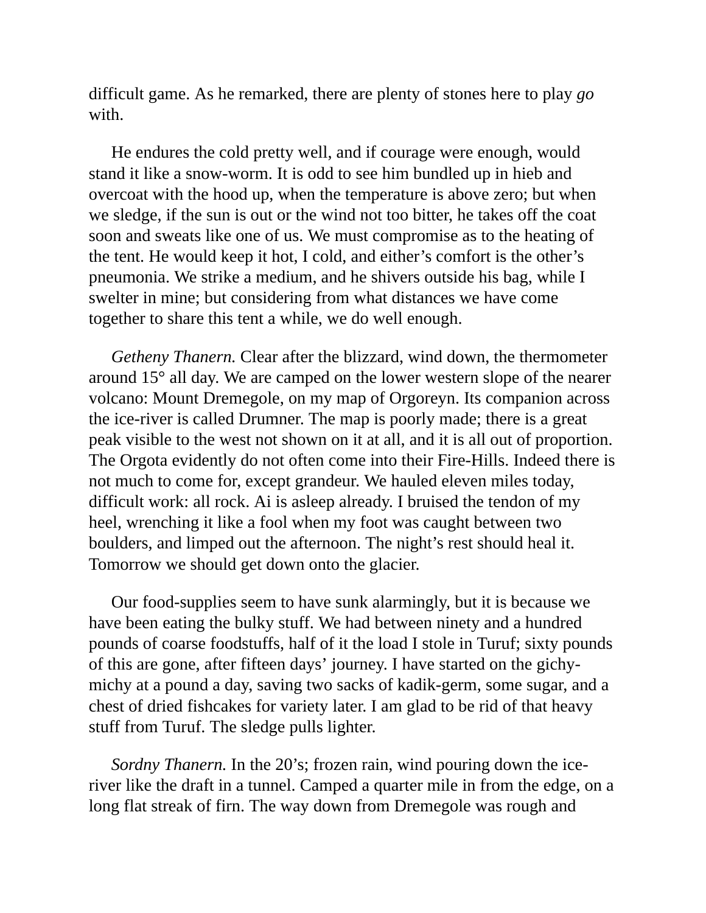difficult game. As he remarked, there are plenty of stones here to play *go* with.

He endures the cold pretty well, and if courage were enough, would stand it like a snow-worm. It is odd to see him bundled up in hieb and overcoat with the hood up, when the temperature is above zero; but when we sledge, if the sun is out or the wind not too bitter, he takes off the coat soon and sweats like one of us. We must compromise as to the heating of the tent. He would keep it hot, I cold, and either's comfort is the other's pneumonia. We strike a medium, and he shivers outside his bag, while I swelter in mine; but considering from what distances we have come together to share this tent a while, we do well enough.

*Getheny Thanern.* Clear after the blizzard, wind down, the thermometer around 15° all day. We are camped on the lower western slope of the nearer volcano: Mount Dremegole, on my map of Orgoreyn. Its companion across the ice-river is called Drumner. The map is poorly made; there is a great peak visible to the west not shown on it at all, and it is all out of proportion. The Orgota evidently do not often come into their Fire-Hills. Indeed there is not much to come for, except grandeur. We hauled eleven miles today, difficult work: all rock. Ai is asleep already. I bruised the tendon of my heel, wrenching it like a fool when my foot was caught between two boulders, and limped out the afternoon. The night's rest should heal it. Tomorrow we should get down onto the glacier.

Our food-supplies seem to have sunk alarmingly, but it is because we have been eating the bulky stuff. We had between ninety and a hundred pounds of coarse foodstuffs, half of it the load I stole in Turuf; sixty pounds of this are gone, after fifteen days' journey. I have started on the gichy-michy at a pound a day, saving two sacks of kadik-germ, some sugar, and a chest of dried fishcakes for variety later. I am glad to be rid of that heavy stuff from Turuf. The sledge pulls lighter.

*Sordny Thanern.* In the 20's; frozen rain, wind pouring down the ice-river like the draft in a tunnel. Camped a quarter mile in from the edge, on a long flat streak of firn. The way down from Dremegole was rough and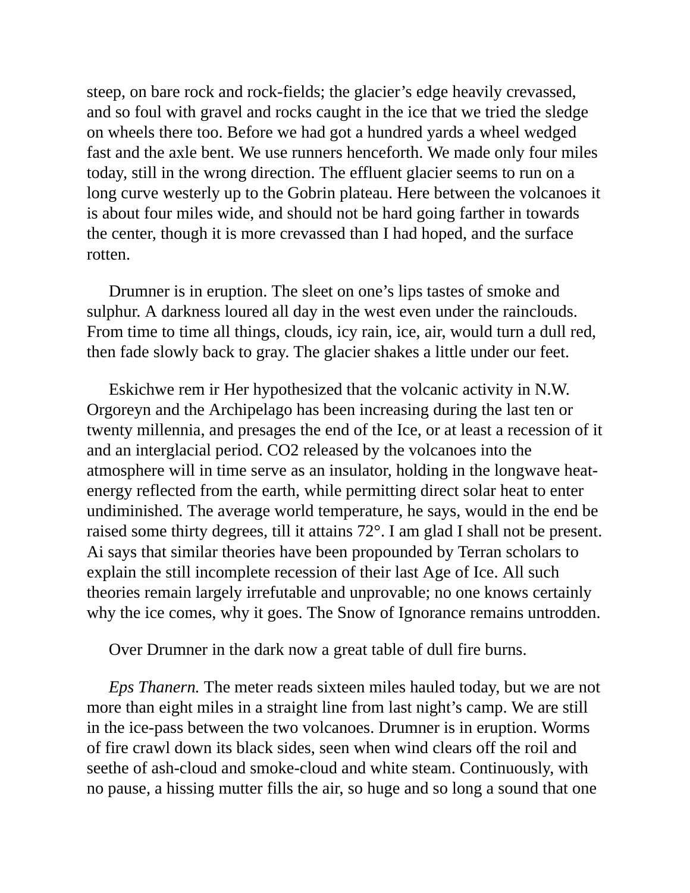steep, on bare rock and rock-fields; the glacier's edge heavily crevassed, and so foul with gravel and rocks caught in the ice that we tried the sledge on wheels there too. Before we had got a hundred yards a wheel wedged fast and the axle bent. We use runners henceforth. We made only four miles today, still in the wrong direction. The effluent glacier seems to run on a long curve westerly up to the Gobrin plateau. Here between the volcanoes it is about four miles wide, and should not be hard going farther in towards the center, though it is more crevassed than I had hoped, and the surface rotten.

Drumner is in eruption. The sleet on one's lips tastes of smoke and sulphur. A darkness loured all day in the west even under the rainclouds. From time to time all things, clouds, icy rain, ice, air, would turn a dull red, then fade slowly back to gray. The glacier shakes a little under our feet.

Eskichwe rem ir Her hypothesized that the volcanic activity in N.W. Orgoreyn and the Archipelago has been increasing during the last ten or twenty millennia, and presages the end of the Ice, or at least a recession of it and an interglacial period. $CO_2$ released by the volcanoes into the atmosphere will in time serve as an insulator, holding in the longwave heat-energy reflected from the earth, while permitting direct solar heat to enter undiminished. The average world temperature, he says, would in the end be raised some thirty degrees, till it attains 72°. I am glad I shall not be present. Ai says that similar theories have been propounded by Terran scholars to explain the still incomplete recession of their last Age of Ice. All such theories remain largely irrefutable and unprovable; no one knows certainly why the ice comes, why it goes. The Snow of Ignorance remains untrodden.

Over Drumner in the dark now a great table of dull fire burns.

*Eps Thanern.* The meter reads sixteen miles hauled today, but we are not more than eight miles in a straight line from last night's camp. We are still in the ice-pass between the two volcanoes. Drumner is in eruption. Worms of fire crawl down its black sides, seen when wind clears off the roil and seethe of ash-cloud and smoke-cloud and white steam. Continuously, with no pause, a hissing mutter fills the air, so huge and so long a sound that one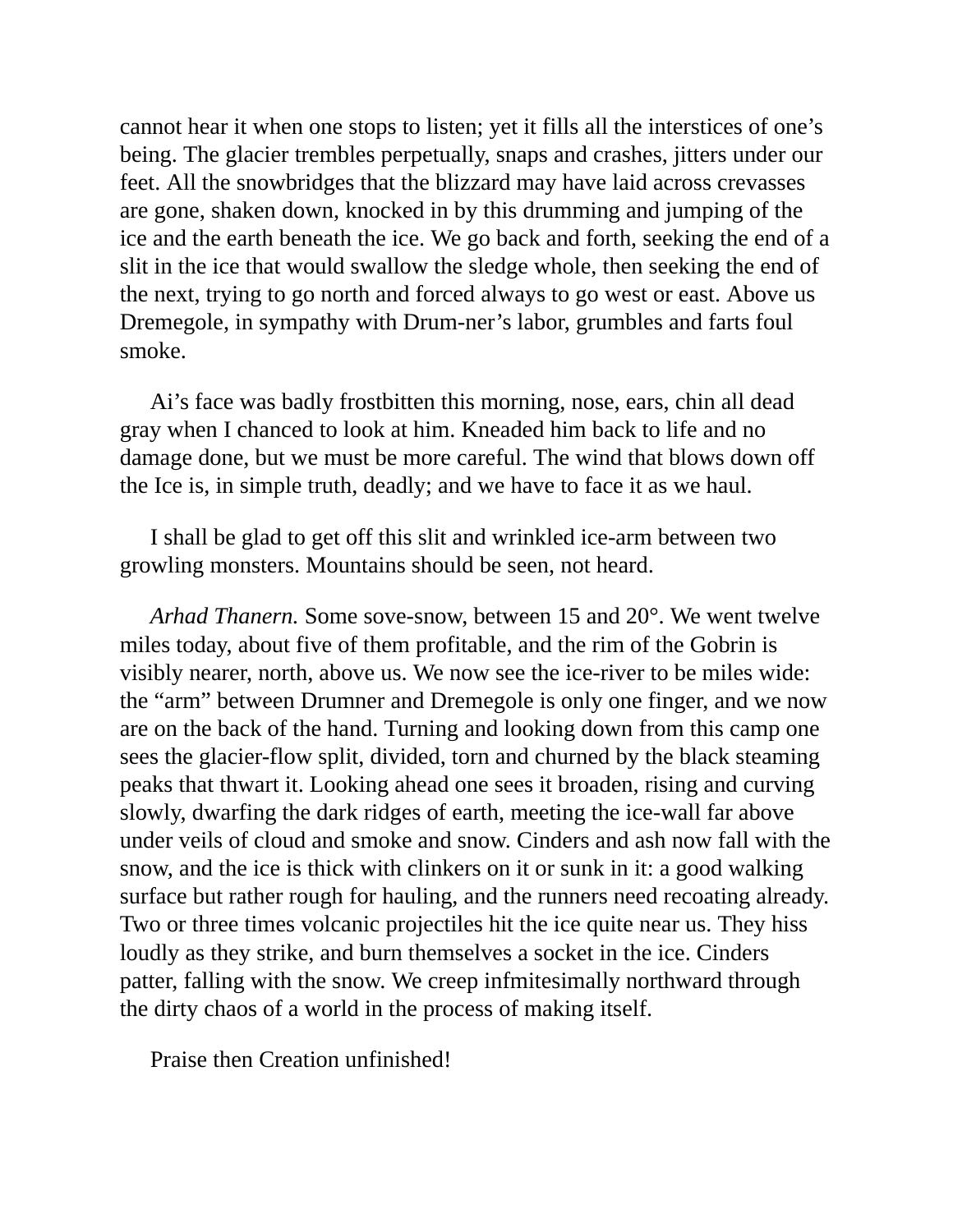cannot hear it when one stops to listen; yet it fills all the interstices of one's being. The glacier trembles perpetually, snaps and crashes, jitters under our feet. All the snowbridges that the blizzard may have laid across crevasses are gone, shaken down, knocked in by this drumming and jumping of the ice and the earth beneath the ice. We go back and forth, seeking the end of a slit in the ice that would swallow the sledge whole, then seeking the end of the next, trying to go north and forced always to go west or east. Above us Dremegole, in sympathy with Drum-ner's labor, grumbles and farts foul smoke.

Ai's face was badly frostbitten this morning, nose, ears, chin all dead gray when I chanced to look at him. Kneaded him back to life and no damage done, but we must be more careful. The wind that blows down off the Ice is, in simple truth, deadly; and we have to face it as we haul.

I shall be glad to get off this slit and wrinkled ice-arm between two growling monsters. Mountains should be seen, not heard.

*Arhad Thanern.* Some sove-snow, between 15 and 20°. We went twelve miles today, about five of them profitable, and the rim of the Gobrin is visibly nearer, north, above us. We now see the ice-river to be miles wide: the "arm" between Drumner and Dremegole is only one finger, and we now are on the back of the hand. Turning and looking down from this camp one sees the glacier-flow split, divided, torn and churned by the black steaming peaks that thwart it. Looking ahead one sees it broaden, rising and curving slowly, dwarfing the dark ridges of earth, meeting the ice-wall far above under veils of cloud and smoke and snow. Cinders and ash now fall with the snow, and the ice is thick with clinkers on it or sunk in it: a good walking surface but rather rough for hauling, and the runners need recoating already. Two or three times volcanic projectiles hit the ice quite near us. They hiss loudly as they strike, and burn themselves a socket in the ice. Cinders patter, falling with the snow. We creep infmitesimally northward through the dirty chaos of a world in the process of making itself.

Praise then Creation unfinished!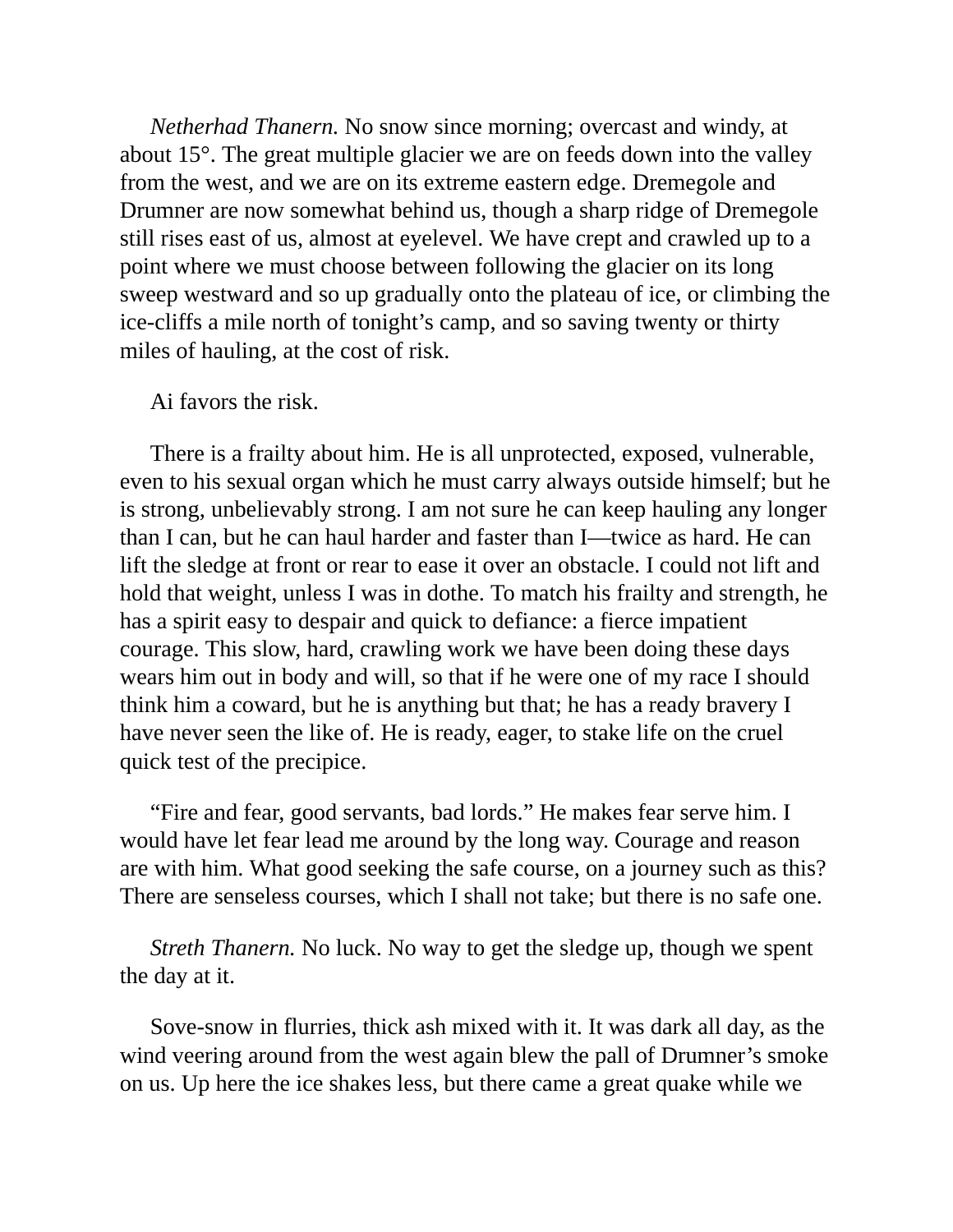*Netherhad Thanern.* No snow since morning; overcast and windy, at about 15°. The great multiple glacier we are on feeds down into the valley from the west, and we are on its extreme eastern edge. Dremegole and Drumner are now somewhat behind us, though a sharp ridge of Dremegole still rises east of us, almost at eyelevel. We have crept and crawled up to a point where we must choose between following the glacier on its long sweep westward and so up gradually onto the plateau of ice, or climbing the ice-cliffs a mile north of tonight's camp, and so saving twenty or thirty miles of hauling, at the cost of risk.

Ai favors the risk.

There is a frailty about him. He is all unprotected, exposed, vulnerable, even to his sexual organ which he must carry always outside himself; but he is strong, unbelievably strong. I am not sure he can keep hauling any longer than I can, but he can haul harder and faster than I—twice as hard. He can lift the sledge at front or rear to ease it over an obstacle. I could not lift and hold that weight, unless I was in dothe. To match his frailty and strength, he has a spirit easy to despair and quick to defiance: a fierce impatient courage. This slow, hard, crawling work we have been doing these days wears him out in body and will, so that if he were one of my race I should think him a coward, but he is anything but that; he has a ready bravery I have never seen the like of. He is ready, eager, to stake life on the cruel quick test of the precipice.

"Fire and fear, good servants, bad lords." He makes fear serve him. I would have let fear lead me around by the long way. Courage and reason are with him. What good seeking the safe course, on a journey such as this? There are senseless courses, which I shall not take; but there is no safe one.

*Streth Thanern.* No luck. No way to get the sledge up, though we spent the day at it.

Sove-snow in flurries, thick ash mixed with it. It was dark all day, as the wind veering around from the west again blew the pall of Drumner's smoke on us. Up here the ice shakes less, but there came a great quake while we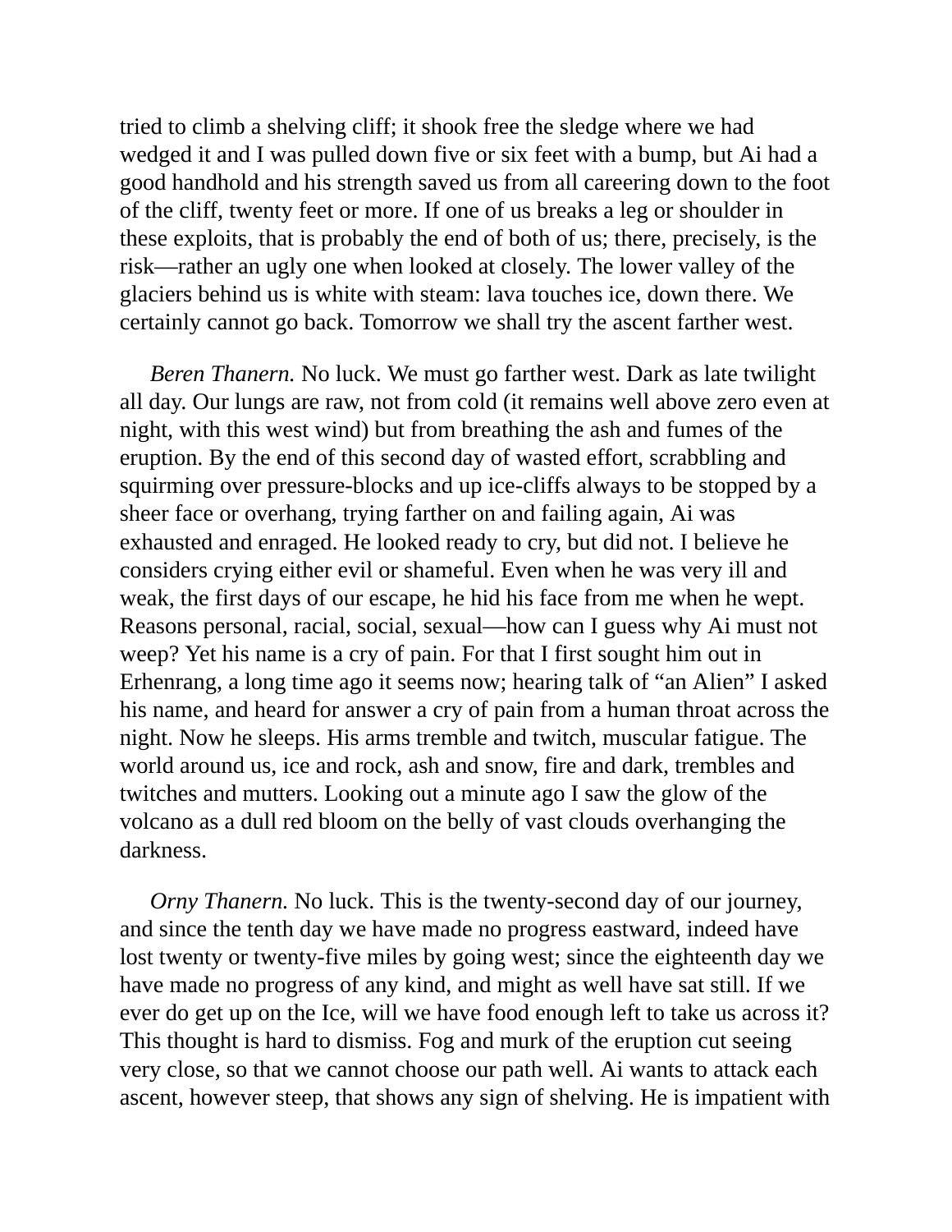tried to climb a shelving cliff; it shook free the sledge where we had wedged it and I was pulled down five or six feet with a bump, but Ai had a good handhold and his strength saved us from all careering down to the foot of the cliff, twenty feet or more. If one of us breaks a leg or shoulder in these exploits, that is probably the end of both of us; there, precisely, is the risk—rather an ugly one when looked at closely. The lower valley of the glaciers behind us is white with steam: lava touches ice, down there. We certainly cannot go back. Tomorrow we shall try the ascent farther west.

*Beren Thanern.* No luck. We must go farther west. Dark as late twilight all day. Our lungs are raw, not from cold (it remains well above zero even at night, with this west wind) but from breathing the ash and fumes of the eruption. By the end of this second day of wasted effort, scrabbling and squirming over pressure-blocks and up ice-cliffs always to be stopped by a sheer face or overhang, trying farther on and failing again, Ai was exhausted and enraged. He looked ready to cry, but did not. I believe he considers crying either evil or shameful. Even when he was very ill and weak, the first days of our escape, he hid his face from me when he wept. Reasons personal, racial, social, sexual—how can I guess why Ai must not weep? Yet his name is a cry of pain. For that I first sought him out in Erhenrang, a long time ago it seems now; hearing talk of "an Alien" I asked his name, and heard for answer a cry of pain from a human throat across the night. Now he sleeps. His arms tremble and twitch, muscular fatigue. The world around us, ice and rock, ash and snow, fire and dark, trembles and twitches and mutters. Looking out a minute ago I saw the glow of the volcano as a dull red bloom on the belly of vast clouds overhanging the darkness.

*Orny Thanern.* No luck. This is the twenty-second day of our journey, and since the tenth day we have made no progress eastward, indeed have lost twenty or twenty-five miles by going west; since the eighteenth day we have made no progress of any kind, and might as well have sat still. If we ever do get up on the Ice, will we have food enough left to take us across it? This thought is hard to dismiss. Fog and murk of the eruption cut seeing very close, so that we cannot choose our path well. Ai wants to attack each ascent, however steep, that shows any sign of shelving. He is impatient with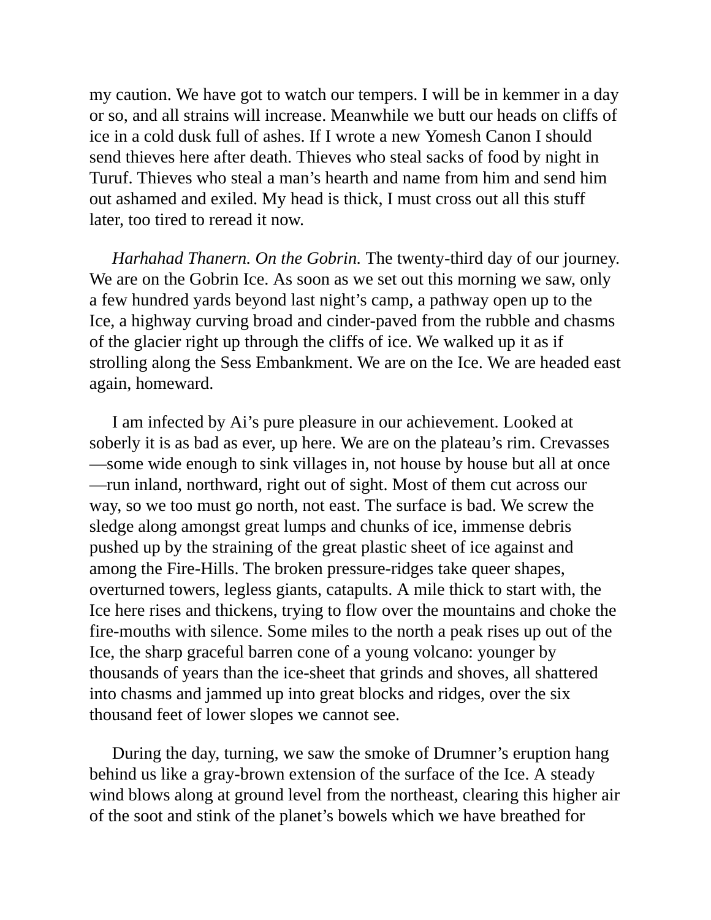my caution. We have got to watch our tempers. I will be in kemmer in a day or so, and all strains will increase. Meanwhile we butt our heads on cliffs of ice in a cold dusk full of ashes. If I wrote a new Yomesh Canon I should send thieves here after death. Thieves who steal sacks of food by night in Turuf. Thieves who steal a man's hearth and name from him and send him out ashamed and exiled. My head is thick, I must cross out all this stuff later, too tired to reread it now.

*Harhahad Thanern. On the Gobrin.* The twenty-third day of our journey. We are on the Gobrin Ice. As soon as we set out this morning we saw, only a few hundred yards beyond last night's camp, a pathway open up to the Ice, a highway curving broad and cinder-paved from the rubble and chasms of the glacier right up through the cliffs of ice. We walked up it as if strolling along the Sess Embankment. We are on the Ice. We are headed east again, homeward.

I am infected by Ai's pure pleasure in our achievement. Looked at soberly it is as bad as ever, up here. We are on the plateau's rim. Crevasses—some wide enough to sink villages in, not house by house but all at once—run inland, northward, right out of sight. Most of them cut across our way, so we too must go north, not east. The surface is bad. We screw the sledge along amongst great lumps and chunks of ice, immense debris pushed up by the straining of the great plastic sheet of ice against and among the Fire-Hills. The broken pressure-ridges take queer shapes, overturned towers, legless giants, catapults. A mile thick to start with, the Ice here rises and thickens, trying to flow over the mountains and choke the fire-mouths with silence. Some miles to the north a peak rises up out of the Ice, the sharp graceful barren cone of a young volcano: younger by thousands of years than the ice-sheet that grinds and shoves, all shattered into chasms and jammed up into great blocks and ridges, over the six thousand feet of lower slopes we cannot see.

During the day, turning, we saw the smoke of Drumner's eruption hang behind us like a gray-brown extension of the surface of the Ice. A steady wind blows along at ground level from the northeast, clearing this higher air of the soot and stink of the planet's bowels which we have breathed for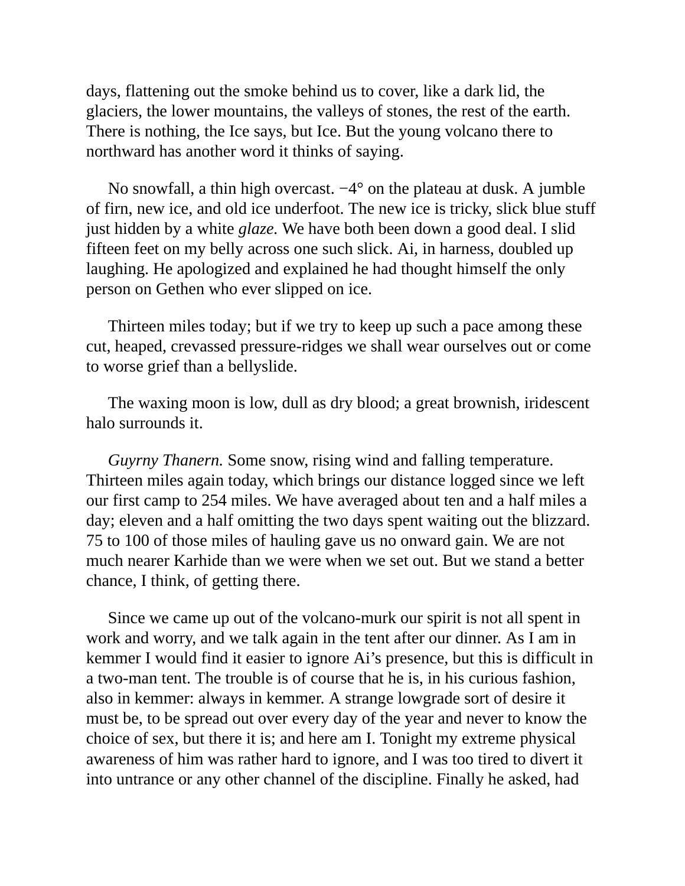days, flattening out the smoke behind us to cover, like a dark lid, the glaciers, the lower mountains, the valleys of stones, the rest of the earth. There is nothing, the Ice says, but Ice. But the young volcano there to northward has another word it thinks of saying.

No snowfall, a thin high overcast. −4° on the plateau at dusk. A jumble of firn, new ice, and old ice underfoot. The new ice is tricky, slick blue stuff just hidden by a white *glaze.* We have both been down a good deal. I slid fifteen feet on my belly across one such slick. Ai, in harness, doubled up laughing. He apologized and explained he had thought himself the only person on Gethen who ever slipped on ice.

Thirteen miles today; but if we try to keep up such a pace among these cut, heaped, crevassed pressure-ridges we shall wear ourselves out or come to worse grief than a bellyslide.

The waxing moon is low, dull as dry blood; a great brownish, iridescent halo surrounds it.

*Guyrny Thanern.* Some snow, rising wind and falling temperature. Thirteen miles again today, which brings our distance logged since we left our first camp to 254 miles. We have averaged about ten and a half miles a day; eleven and a half omitting the two days spent waiting out the blizzard. 75 to 100 of those miles of hauling gave us no onward gain. We are not much nearer Karhide than we were when we set out. But we stand a better chance, I think, of getting there.

Since we came up out of the volcano-murk our spirit is not all spent in work and worry, and we talk again in the tent after our dinner. As I am in kemmer I would find it easier to ignore Ai's presence, but this is difficult in a two-man tent. The trouble is of course that he is, in his curious fashion, also in kemmer: always in kemmer. A strange lowgrade sort of desire it must be, to be spread out over every day of the year and never to know the choice of sex, but there it is; and here am I. Tonight my extreme physical awareness of him was rather hard to ignore, and I was too tired to divert it into untrance or any other channel of the discipline. Finally he asked, had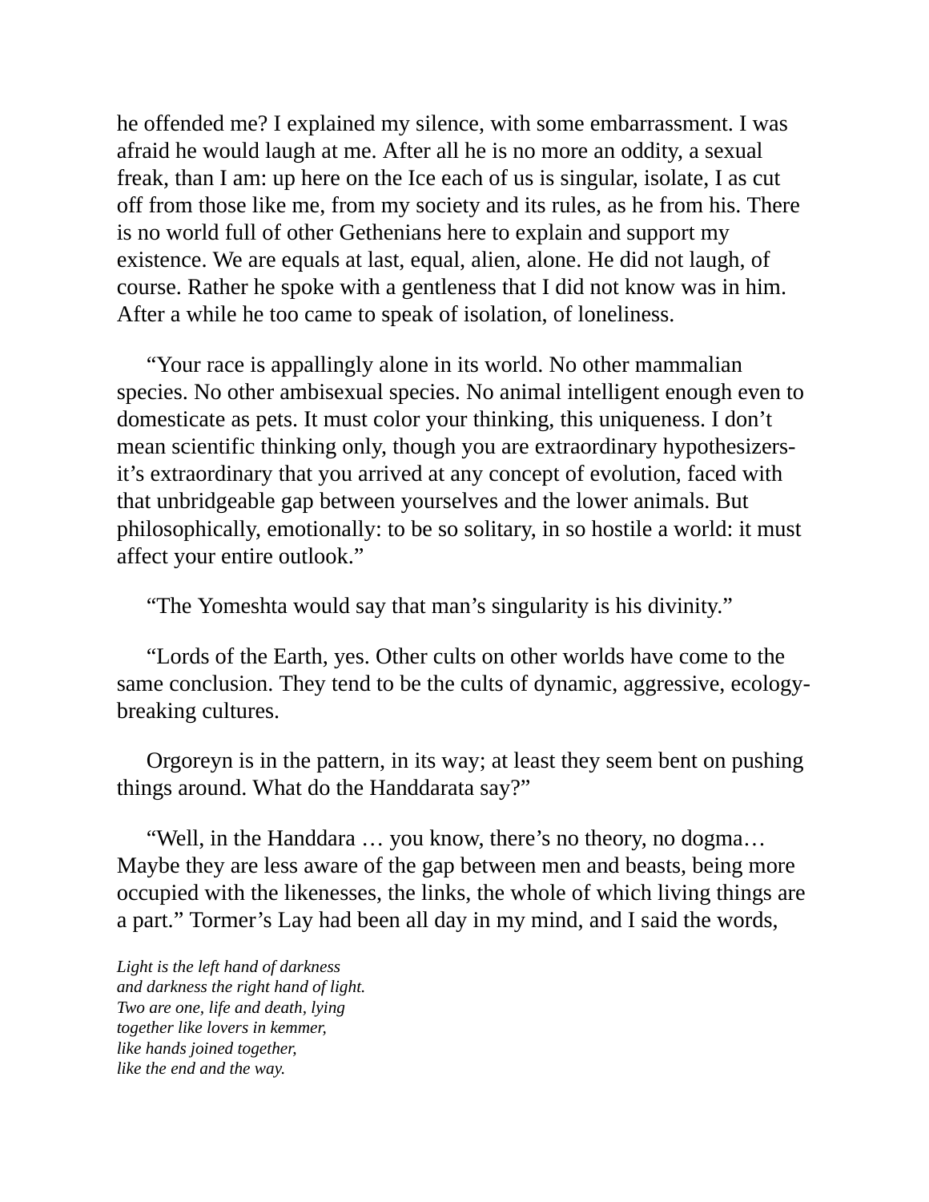he offended me? I explained my silence, with some embarrassment. I was afraid he would laugh at me. After all he is no more an oddity, a sexual freak, than I am: up here on the Ice each of us is singular, isolate, I as cut off from those like me, from my society and its rules, as he from his. There is no world full of other Gethenians here to explain and support my existence. We are equals at last, equal, alien, alone. He did not laugh, of course. Rather he spoke with a gentleness that I did not know was in him. After a while he too came to speak of isolation, of loneliness.

“Your race is appallingly alone in its world. No other mammalian species. No other ambisexual species. No animal intelligent enough even to domesticate as pets. It must color your thinking, this uniqueness. I don’t mean scientific thinking only, though you are extraordinary hypothesizers-it’s extraordinary that you arrived at any concept of evolution, faced with that unbridgeable gap between yourselves and the lower animals. But philosophically, emotionally: to be so solitary, in so hostile a world: it must affect your entire outlook.”

“The Yomeshta would say that man’s singularity is his divinity.”

“Lords of the Earth, yes. Other cults on other worlds have come to the same conclusion. They tend to be the cults of dynamic, aggressive, ecology-breaking cultures.

Orgoreyn is in the pattern, in its way; at least they seem bent on pushing things around. What do the Handdarata say?”

“Well, in the Handdara … you know, there’s no theory, no dogma… Maybe they are less aware of the gap between men and beasts, being more occupied with the likenesses, the links, the whole of which living things are a part.” Tormer’s Lay had been all day in my mind, and I said the words,

*Light is the left hand of darkness*  
*and darkness the right hand of light.*  
*Two are one, life and death, lying*  
*together like lovers in kemmer,*  
*like hands joined together,*  
*like the end and the way.*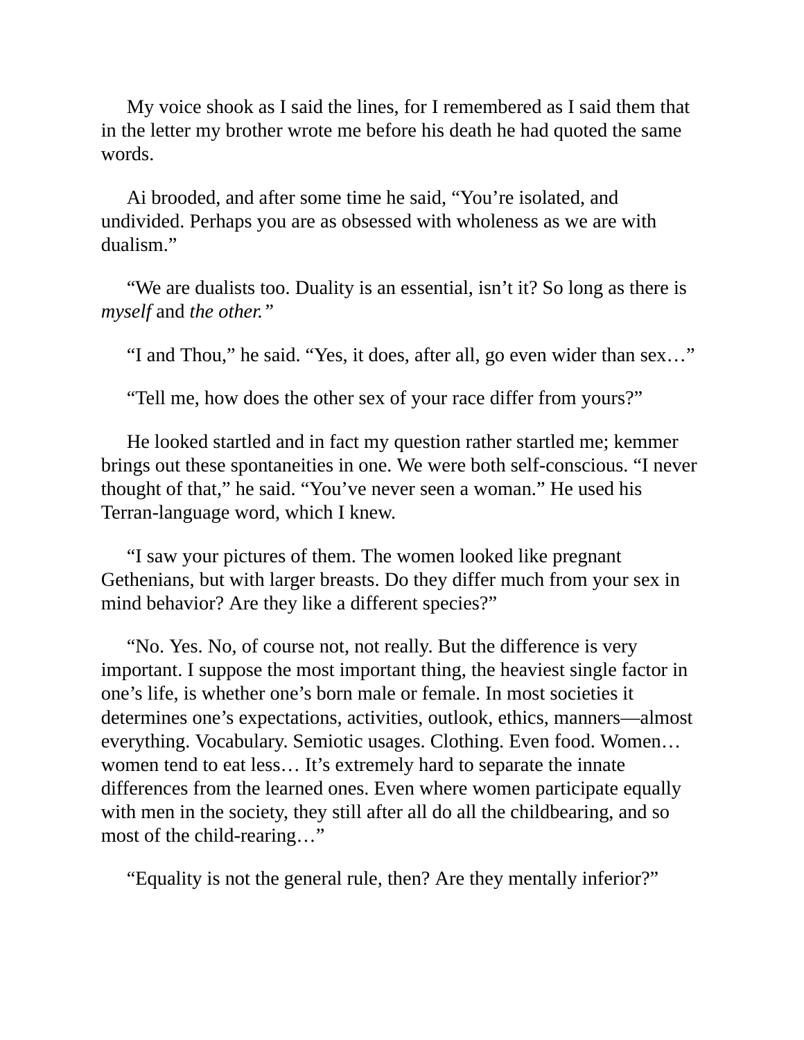My voice shook as I said the lines, for I remembered as I said them that in the letter my brother wrote me before his death he had quoted the same words.

Ai brooded, and after some time he said, “You’re isolated, and undivided. Perhaps you are as obsessed with wholeness as we are with dualism.”

“We are dualists too. Duality is an essential, isn’t it? So long as there is *myself* and *the other.”*

“I and Thou,” he said. “Yes, it does, after all, go even wider than sex…”

“Tell me, how does the other sex of your race differ from yours?”

He looked startled and in fact my question rather startled me; kemmer brings out these spontaneities in one. We were both self-conscious. “I never thought of that,” he said. “You’ve never seen a woman.” He used his Terran-language word, which I knew.

“I saw your pictures of them. The women looked like pregnant Gethenians, but with larger breasts. Do they differ much from your sex in mind behavior? Are they like a different species?”

“No. Yes. No, of course not, not really. But the difference is very important. I suppose the most important thing, the heaviest single factor in one’s life, is whether one’s born male or female. In most societies it determines one’s expectations, activities, outlook, ethics, manners—almost everything. Vocabulary. Semiotic usages. Clothing. Even food. Women… women tend to eat less… It’s extremely hard to separate the innate differences from the learned ones. Even where women participate equally with men in the society, they still after all do all the childbearing, and so most of the child-rearing…”

“Equality is not the general rule, then? Are they mentally inferior?”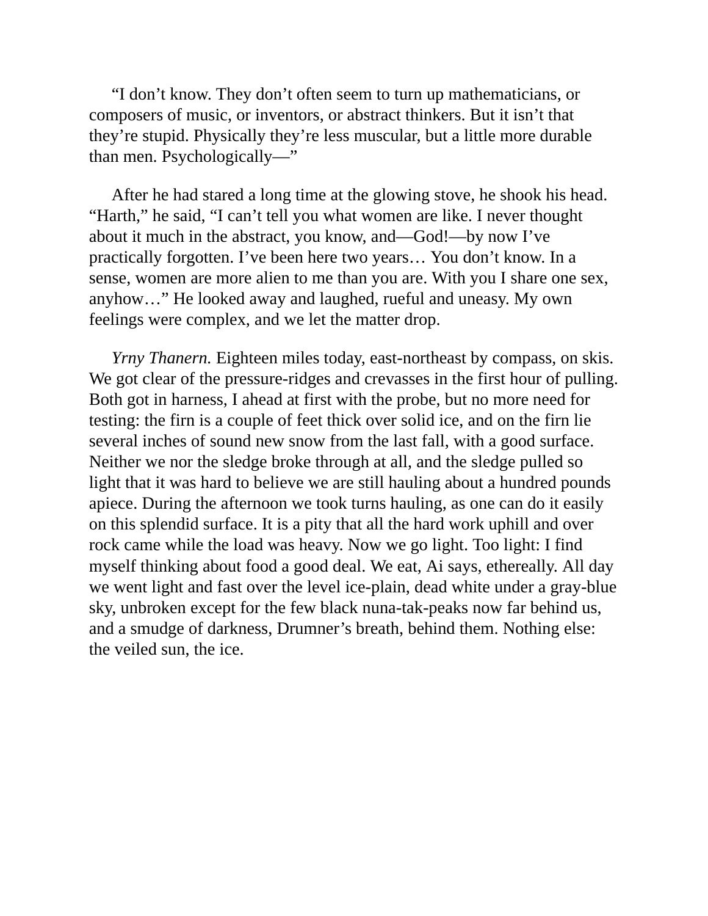"I don't know. They don't often seem to turn up mathematicians, or composers of music, or inventors, or abstract thinkers. But it isn't that they're stupid. Physically they're less muscular, but a little more durable than men. Psychologically—"

After he had stared a long time at the glowing stove, he shook his head. "Harth," he said, "I can't tell you what women are like. I never thought about it much in the abstract, you know, and—God!—by now I've practically forgotten. I've been here two years… You don't know. In a sense, women are more alien to me than you are. With you I share one sex, anyhow…" He looked away and laughed, rueful and uneasy. My own feelings were complex, and we let the matter drop.

*Yrny Thanern.* Eighteen miles today, east-northeast by compass, on skis. We got clear of the pressure-ridges and crevasses in the first hour of pulling. Both got in harness, I ahead at first with the probe, but no more need for testing: the firn is a couple of feet thick over solid ice, and on the firn lie several inches of sound new snow from the last fall, with a good surface. Neither we nor the sledge broke through at all, and the sledge pulled so light that it was hard to believe we are still hauling about a hundred pounds apiece. During the afternoon we took turns hauling, as one can do it easily on this splendid surface. It is a pity that all the hard work uphill and over rock came while the load was heavy. Now we go light. Too light: I find myself thinking about food a good deal. We eat, Ai says, ethereally. All day we went light and fast over the level ice-plain, dead white under a gray-blue sky, unbroken except for the few black nuna-tak-peaks now far behind us, and a smudge of darkness, Drumner's breath, behind them. Nothing else: the veiled sun, the ice.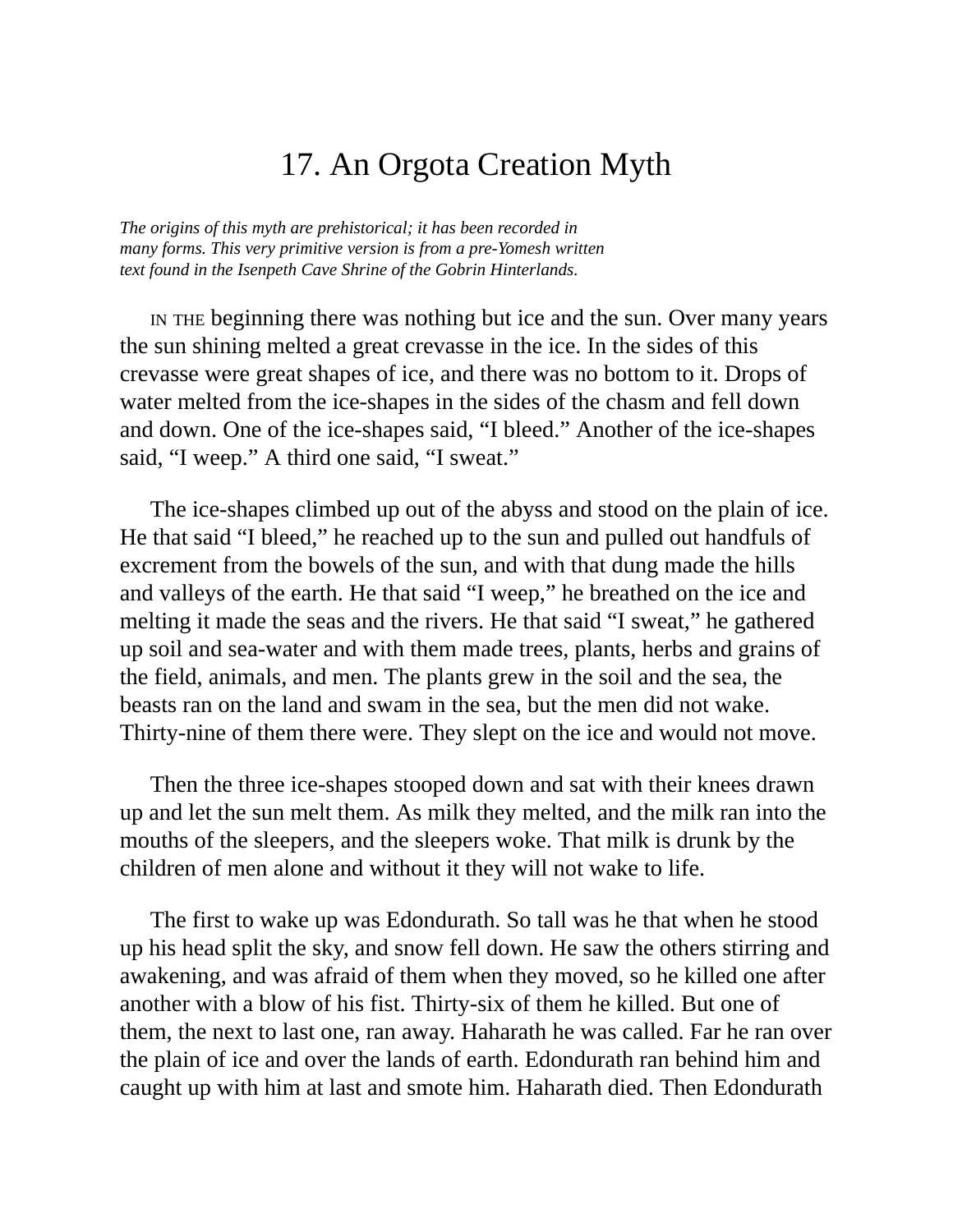# 17. An Orgota Creation Myth

*The origins of this myth are prehistorical; it has been recorded in many forms. This very primitive version is from a pre-Yomesh written text found in the Isenpeth Cave Shrine of the Gobrin Hinterlands.*

IN THE beginning there was nothing but ice and the sun. Over many years the sun shining melted a great crevasse in the ice. In the sides of this crevasse were great shapes of ice, and there was no bottom to it. Drops of water melted from the ice-shapes in the sides of the chasm and fell down and down. One of the ice-shapes said, "I bleed." Another of the ice-shapes said, "I weep." A third one said, "I sweat."

The ice-shapes climbed up out of the abyss and stood on the plain of ice. He that said "I bleed," he reached up to the sun and pulled out handfuls of excrement from the bowels of the sun, and with that dung made the hills and valleys of the earth. He that said "I weep," he breathed on the ice and melting it made the seas and the rivers. He that said "I sweat," he gathered up soil and sea-water and with them made trees, plants, herbs and grains of the field, animals, and men. The plants grew in the soil and the sea, the beasts ran on the land and swam in the sea, but the men did not wake. Thirty-nine of them there were. They slept on the ice and would not move.

Then the three ice-shapes stooped down and sat with their knees drawn up and let the sun melt them. As milk they melted, and the milk ran into the mouths of the sleepers, and the sleepers woke. That milk is drunk by the children of men alone and without it they will not wake to life.

The first to wake up was Edondurath. So tall was he that when he stood up his head split the sky, and snow fell down. He saw the others stirring and awakening, and was afraid of them when they moved, so he killed one after another with a blow of his fist. Thirty-six of them he killed. But one of them, the next to last one, ran away. Haharath he was called. Far he ran over the plain of ice and over the lands of earth. Edondurath ran behind him and caught up with him at last and smote him. Haharath died. Then Edondurath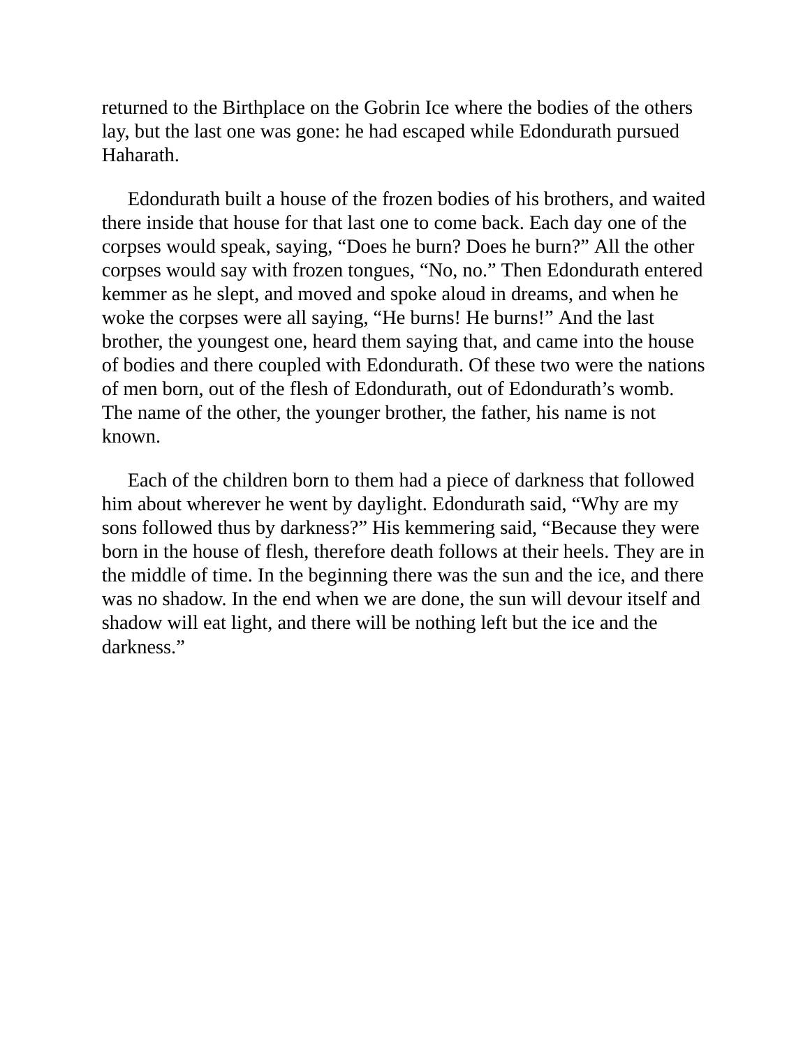returned to the Birthplace on the Gobrin Ice where the bodies of the others lay, but the last one was gone: he had escaped while Edondurath pursued Haharath.

Edondurath built a house of the frozen bodies of his brothers, and waited there inside that house for that last one to come back. Each day one of the corpses would speak, saying, “Does he burn? Does he burn?” All the other corpses would say with frozen tongues, “No, no.” Then Edondurath entered kemmer as he slept, and moved and spoke aloud in dreams, and when he woke the corpses were all saying, “He burns! He burns!” And the last brother, the youngest one, heard them saying that, and came into the house of bodies and there coupled with Edondurath. Of these two were the nations of men born, out of the flesh of Edondurath, out of Edondurath’s womb. The name of the other, the younger brother, the father, his name is not known.

Each of the children born to them had a piece of darkness that followed him about wherever he went by daylight. Edondurath said, “Why are my sons followed thus by darkness?” His kemmering said, “Because they were born in the house of flesh, therefore death follows at their heels. They are in the middle of time. In the beginning there was the sun and the ice, and there was no shadow. In the end when we are done, the sun will devour itself and shadow will eat light, and there will be nothing left but the ice and the darkness.”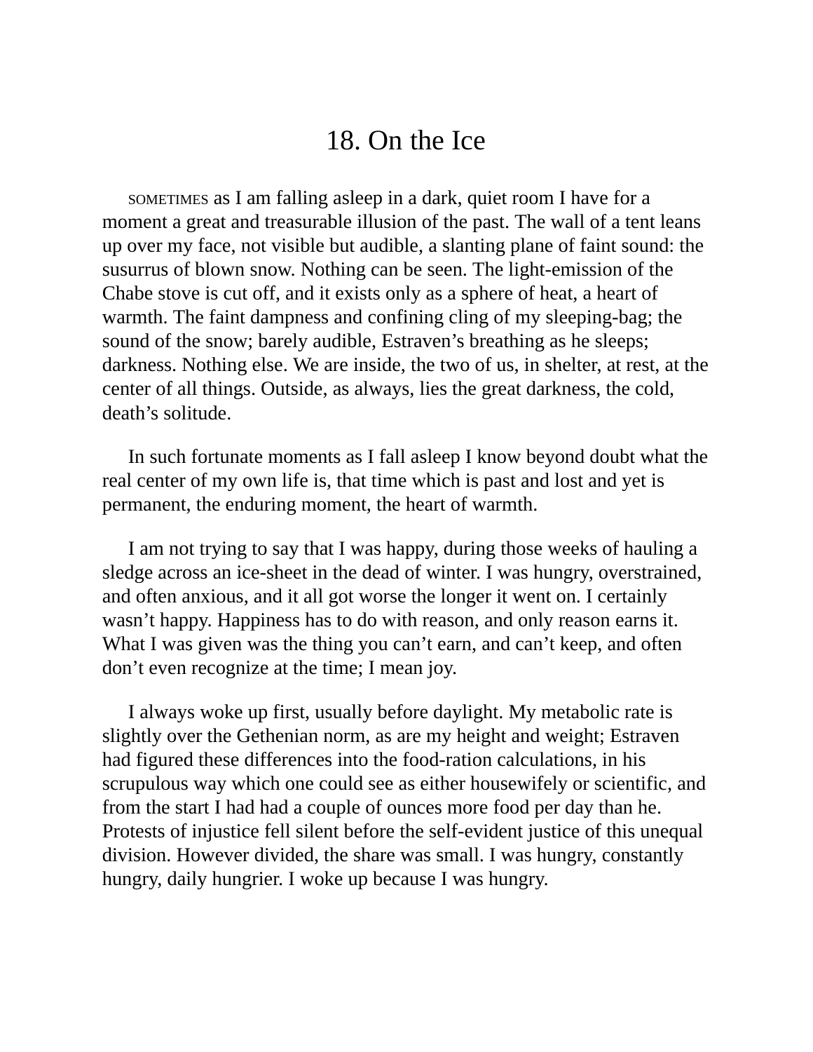# 18. On the Ice

SOMETIMES as I am falling asleep in a dark, quiet room I have for a moment a great and treasurable illusion of the past. The wall of a tent leans up over my face, not visible but audible, a slanting plane of faint sound: the susurrus of blown snow. Nothing can be seen. The light-emission of the Chabe stove is cut off, and it exists only as a sphere of heat, a heart of warmth. The faint dampness and confining cling of my sleeping-bag; the sound of the snow; barely audible, Estraven's breathing as he sleeps; darkness. Nothing else. We are inside, the two of us, in shelter, at rest, at the center of all things. Outside, as always, lies the great darkness, the cold, death's solitude.

In such fortunate moments as I fall asleep I know beyond doubt what the real center of my own life is, that time which is past and lost and yet is permanent, the enduring moment, the heart of warmth.

I am not trying to say that I was happy, during those weeks of hauling a sledge across an ice-sheet in the dead of winter. I was hungry, overstrained, and often anxious, and it all got worse the longer it went on. I certainly wasn't happy. Happiness has to do with reason, and only reason earns it. What I was given was the thing you can't earn, and can't keep, and often don't even recognize at the time; I mean joy.

I always woke up first, usually before daylight. My metabolic rate is slightly over the Gethenian norm, as are my height and weight; Estraven had figured these differences into the food-ration calculations, in his scrupulous way which one could see as either housewifely or scientific, and from the start I had had a couple of ounces more food per day than he. Protests of injustice fell silent before the self-evident justice of this unequal division. However divided, the share was small. I was hungry, constantly hungry, daily hungrier. I woke up because I was hungry.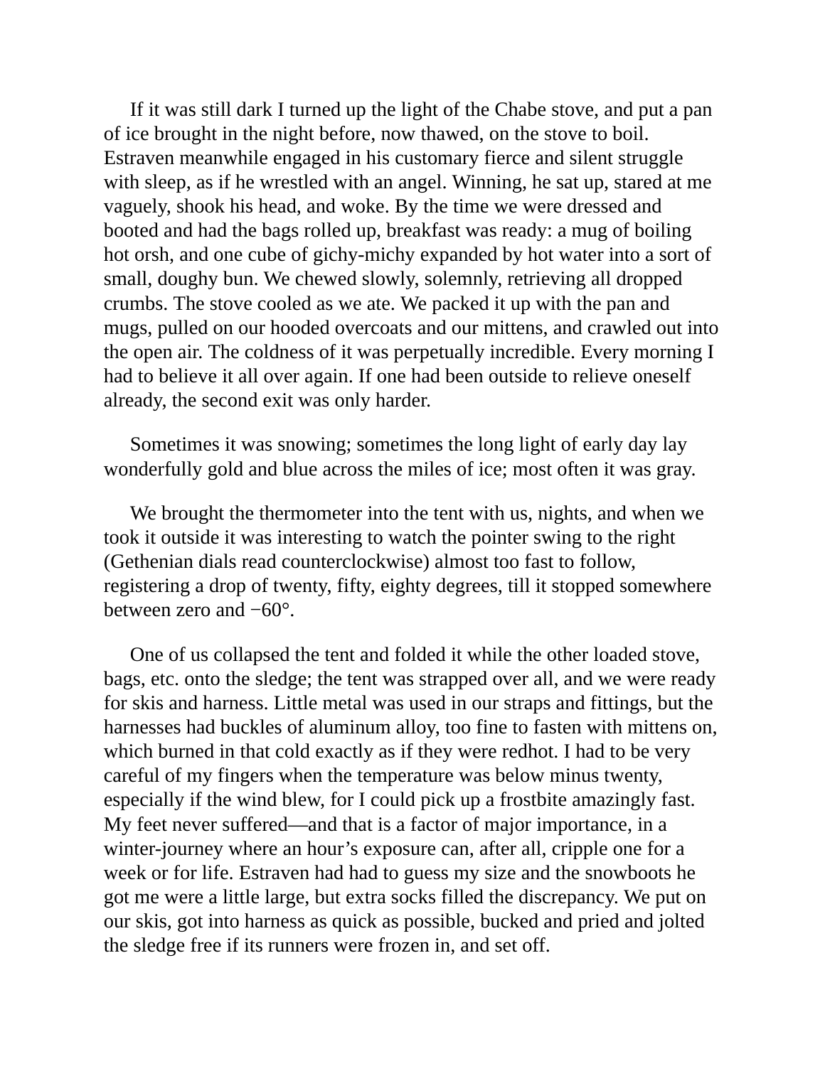If it was still dark I turned up the light of the Chabe stove, and put a pan of ice brought in the night before, now thawed, on the stove to boil. Estraven meanwhile engaged in his customary fierce and silent struggle with sleep, as if he wrestled with an angel. Winning, he sat up, stared at me vaguely, shook his head, and woke. By the time we were dressed and booted and had the bags rolled up, breakfast was ready: a mug of boiling hot orsh, and one cube of gichy-michy expanded by hot water into a sort of small, doughy bun. We chewed slowly, solemnly, retrieving all dropped crumbs. The stove cooled as we ate. We packed it up with the pan and mugs, pulled on our hooded overcoats and our mittens, and crawled out into the open air. The coldness of it was perpetually incredible. Every morning I had to believe it all over again. If one had been outside to relieve oneself already, the second exit was only harder.

Sometimes it was snowing; sometimes the long light of early day lay wonderfully gold and blue across the miles of ice; most often it was gray.

We brought the thermometer into the tent with us, nights, and when we took it outside it was interesting to watch the pointer swing to the right (Gethenian dials read counterclockwise) almost too fast to follow, registering a drop of twenty, fifty, eighty degrees, till it stopped somewhere between zero and −60°.

One of us collapsed the tent and folded it while the other loaded stove, bags, etc. onto the sledge; the tent was strapped over all, and we were ready for skis and harness. Little metal was used in our straps and fittings, but the harnesses had buckles of aluminum alloy, too fine to fasten with mittens on, which burned in that cold exactly as if they were redhot. I had to be very careful of my fingers when the temperature was below minus twenty, especially if the wind blew, for I could pick up a frostbite amazingly fast. My feet never suffered—and that is a factor of major importance, in a winter-journey where an hour's exposure can, after all, cripple one for a week or for life. Estraven had had to guess my size and the snowboots he got me were a little large, but extra socks filled the discrepancy. We put on our skis, got into harness as quick as possible, bucked and pried and jolted the sledge free if its runners were frozen in, and set off.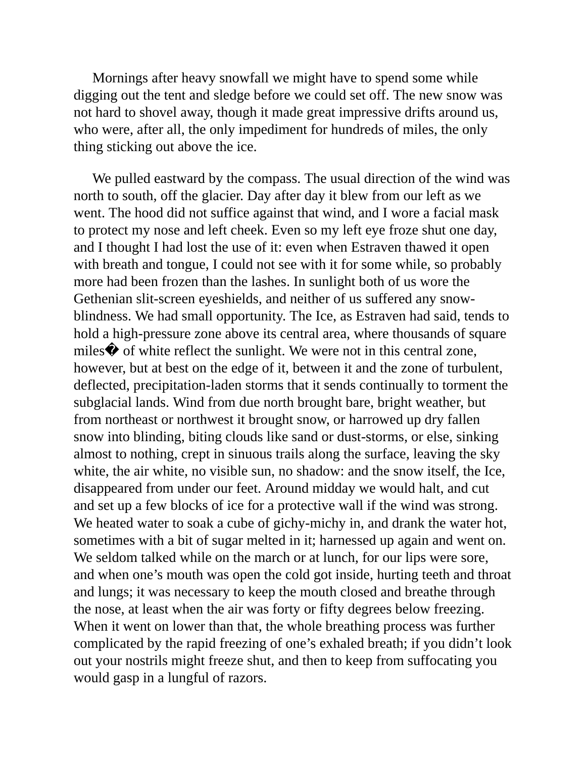Mornings after heavy snowfall we might have to spend some while digging out the tent and sledge before we could set off. The new snow was not hard to shovel away, though it made great impressive drifts around us, who were, after all, the only impediment for hundreds of miles, the only thing sticking out above the ice.

We pulled eastward by the compass. The usual direction of the wind was north to south, off the glacier. Day after day it blew from our left as we went. The hood did not suffice against that wind, and I wore a facial mask to protect my nose and left cheek. Even so my left eye froze shut one day, and I thought I had lost the use of it: even when Estraven thawed it open with breath and tongue, I could not see with it for some while, so probably more had been frozen than the lashes. In sunlight both of us wore the Gethenian slit-screen eyeshields, and neither of us suffered any snow-blindness. We had small opportunity. The Ice, as Estraven had said, tends to hold a high-pressure zone above its central area, where thousands of square miles� of white reflect the sunlight. We were not in this central zone, however, but at best on the edge of it, between it and the zone of turbulent, deflected, precipitation-laden storms that it sends continually to torment the subglacial lands. Wind from due north brought bare, bright weather, but from northeast or northwest it brought snow, or harrowed up dry fallen snow into blinding, biting clouds like sand or dust-storms, or else, sinking almost to nothing, crept in sinuous trails along the surface, leaving the sky white, the air white, no visible sun, no shadow: and the snow itself, the Ice, disappeared from under our feet. Around midday we would halt, and cut and set up a few blocks of ice for a protective wall if the wind was strong. We heated water to soak a cube of gichy-michy in, and drank the water hot, sometimes with a bit of sugar melted in it; harnessed up again and went on. We seldom talked while on the march or at lunch, for our lips were sore, and when one's mouth was open the cold got inside, hurting teeth and throat and lungs; it was necessary to keep the mouth closed and breathe through the nose, at least when the air was forty or fifty degrees below freezing. When it went on lower than that, the whole breathing process was further complicated by the rapid freezing of one's exhaled breath; if you didn't look out your nostrils might freeze shut, and then to keep from suffocating you would gasp in a lungful of razors.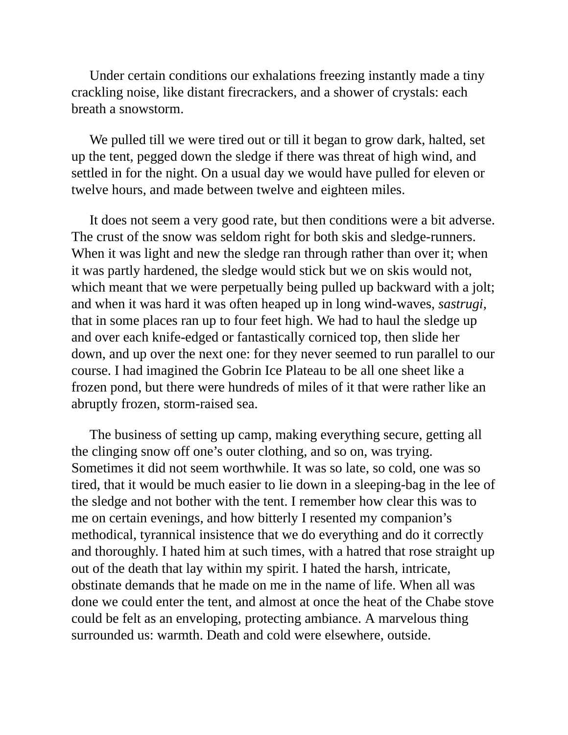Under certain conditions our exhalations freezing instantly made a tiny crackling noise, like distant firecrackers, and a shower of crystals: each breath a snowstorm.

We pulled till we were tired out or till it began to grow dark, halted, set up the tent, pegged down the sledge if there was threat of high wind, and settled in for the night. On a usual day we would have pulled for eleven or twelve hours, and made between twelve and eighteen miles.

It does not seem a very good rate, but then conditions were a bit adverse. The crust of the snow was seldom right for both skis and sledge-runners. When it was light and new the sledge ran through rather than over it; when it was partly hardened, the sledge would stick but we on skis would not, which meant that we were perpetually being pulled up backward with a jolt; and when it was hard it was often heaped up in long wind-waves, *sastrugi*, that in some places ran up to four feet high. We had to haul the sledge up and over each knife-edged or fantastically corniced top, then slide her down, and up over the next one: for they never seemed to run parallel to our course. I had imagined the Gobrin Ice Plateau to be all one sheet like a frozen pond, but there were hundreds of miles of it that were rather like an abruptly frozen, storm-raised sea.

The business of setting up camp, making everything secure, getting all the clinging snow off one's outer clothing, and so on, was trying. Sometimes it did not seem worthwhile. It was so late, so cold, one was so tired, that it would be much easier to lie down in a sleeping-bag in the lee of the sledge and not bother with the tent. I remember how clear this was to me on certain evenings, and how bitterly I resented my companion's methodical, tyrannical insistence that we do everything and do it correctly and thoroughly. I hated him at such times, with a hatred that rose straight up out of the death that lay within my spirit. I hated the harsh, intricate, obstinate demands that he made on me in the name of life. When all was done we could enter the tent, and almost at once the heat of the Chabe stove could be felt as an enveloping, protecting ambiance. A marvelous thing surrounded us: warmth. Death and cold were elsewhere, outside.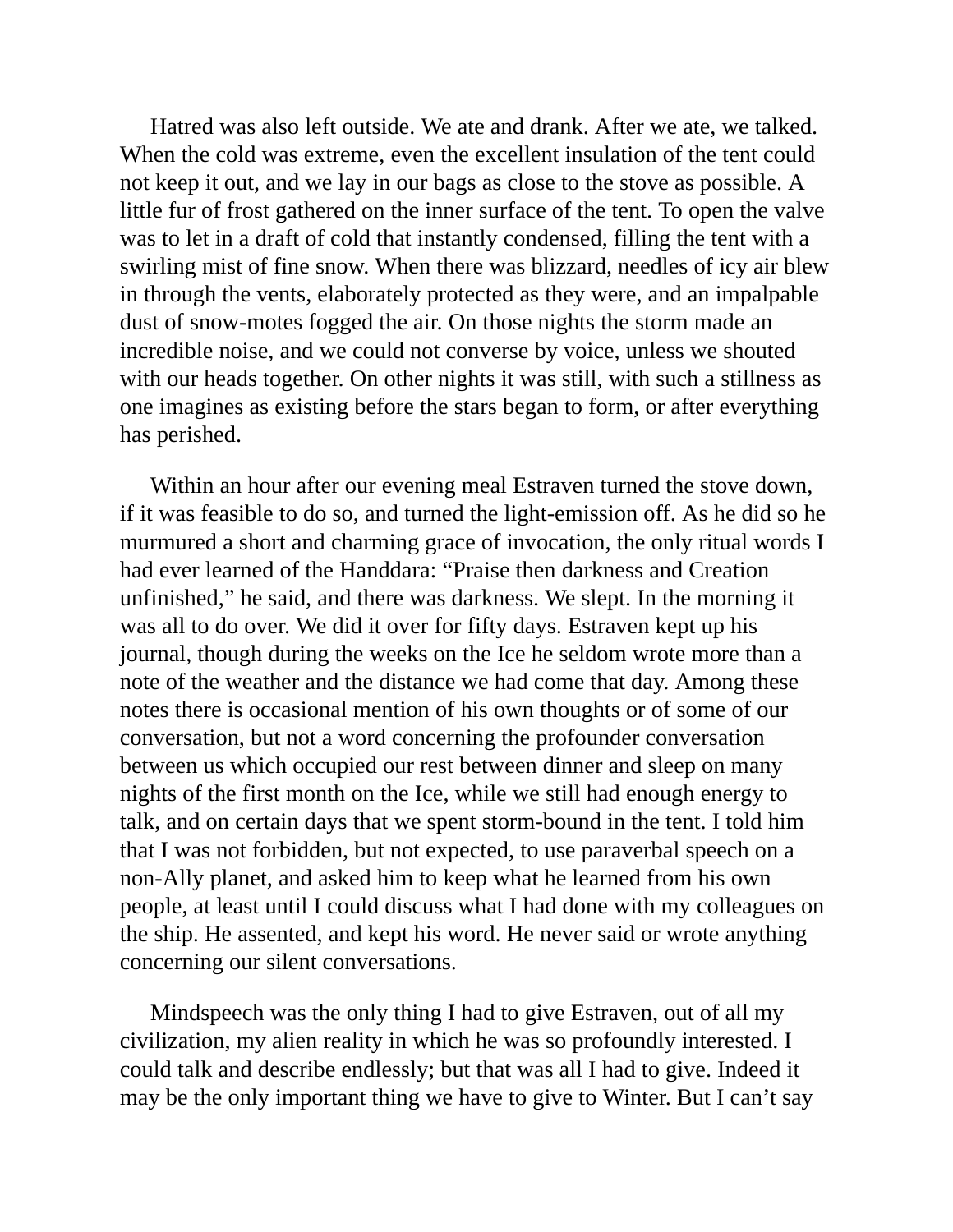Hatred was also left outside. We ate and drank. After we ate, we talked. When the cold was extreme, even the excellent insulation of the tent could not keep it out, and we lay in our bags as close to the stove as possible. A little fur of frost gathered on the inner surface of the tent. To open the valve was to let in a draft of cold that instantly condensed, filling the tent with a swirling mist of fine snow. When there was blizzard, needles of icy air blew in through the vents, elaborately protected as they were, and an impalpable dust of snow-motes fogged the air. On those nights the storm made an incredible noise, and we could not converse by voice, unless we shouted with our heads together. On other nights it was still, with such a stillness as one imagines as existing before the stars began to form, or after everything has perished.

Within an hour after our evening meal Estraven turned the stove down, if it was feasible to do so, and turned the light-emission off. As he did so he murmured a short and charming grace of invocation, the only ritual words I had ever learned of the Handdara: “Praise then darkness and Creation unfinished,” he said, and there was darkness. We slept. In the morning it was all to do over. We did it over for fifty days. Estraven kept up his journal, though during the weeks on the Ice he seldom wrote more than a note of the weather and the distance we had come that day. Among these notes there is occasional mention of his own thoughts or of some of our conversation, but not a word concerning the profounder conversation between us which occupied our rest between dinner and sleep on many nights of the first month on the Ice, while we still had enough energy to talk, and on certain days that we spent storm-bound in the tent. I told him that I was not forbidden, but not expected, to use paraverbal speech on a non-Ally planet, and asked him to keep what he learned from his own people, at least until I could discuss what I had done with my colleagues on the ship. He assented, and kept his word. He never said or wrote anything concerning our silent conversations.

Mindspeech was the only thing I had to give Estraven, out of all my civilization, my alien reality in which he was so profoundly interested. I could talk and describe endlessly; but that was all I had to give. Indeed it may be the only important thing we have to give to Winter. But I can’t say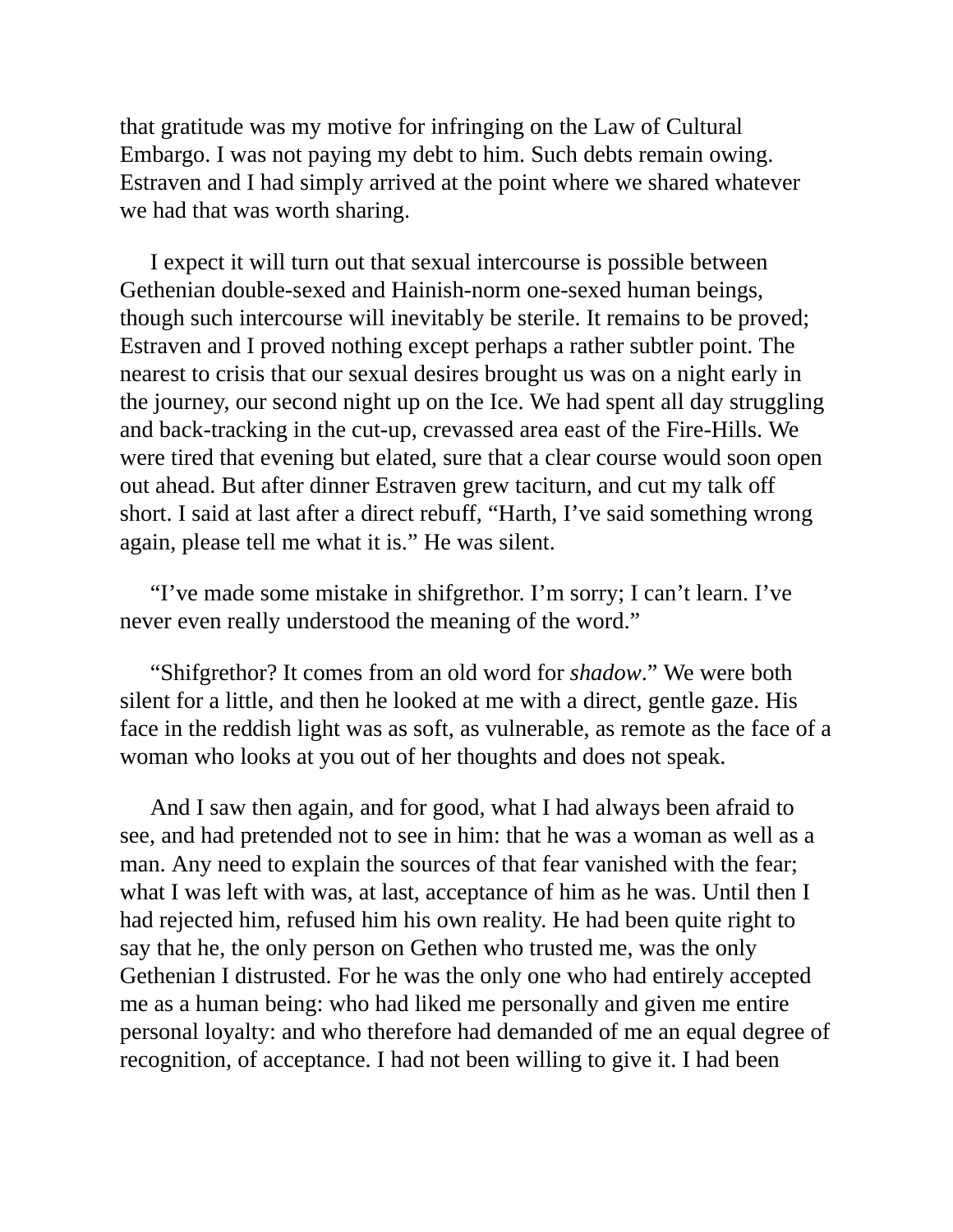that gratitude was my motive for infringing on the Law of Cultural Embargo. I was not paying my debt to him. Such debts remain owing. Estraven and I had simply arrived at the point where we shared whatever we had that was worth sharing.

I expect it will turn out that sexual intercourse is possible between Gethenian double-sexed and Hainish-norm one-sexed human beings, though such intercourse will inevitably be sterile. It remains to be proved; Estraven and I proved nothing except perhaps a rather subtler point. The nearest to crisis that our sexual desires brought us was on a night early in the journey, our second night up on the Ice. We had spent all day struggling and back-tracking in the cut-up, crevassed area east of the Fire-Hills. We were tired that evening but elated, sure that a clear course would soon open out ahead. But after dinner Estraven grew taciturn, and cut my talk off short. I said at last after a direct rebuff, “Harth, I’ve said something wrong again, please tell me what it is.” He was silent.

“I’ve made some mistake in shifgrethor. I’m sorry; I can’t learn. I’ve never even really understood the meaning of the word.”

“Shifgrethor? It comes from an old word for *shadow*.” We were both silent for a little, and then he looked at me with a direct, gentle gaze. His face in the reddish light was as soft, as vulnerable, as remote as the face of a woman who looks at you out of her thoughts and does not speak.

And I saw then again, and for good, what I had always been afraid to see, and had pretended not to see in him: that he was a woman as well as a man. Any need to explain the sources of that fear vanished with the fear; what I was left with was, at last, acceptance of him as he was. Until then I had rejected him, refused him his own reality. He had been quite right to say that he, the only person on Gethen who trusted me, was the only Gethenian I distrusted. For he was the only one who had entirely accepted me as a human being: who had liked me personally and given me entire personal loyalty: and who therefore had demanded of me an equal degree of recognition, of acceptance. I had not been willing to give it. I had been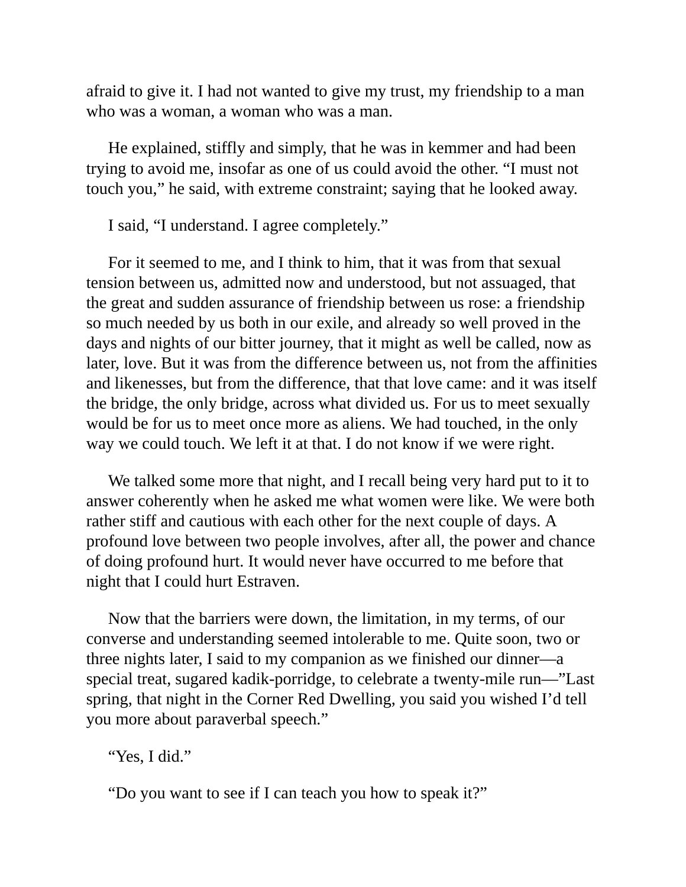afraid to give it. I had not wanted to give my trust, my friendship to a man who was a woman, a woman who was a man.

He explained, stiffly and simply, that he was in kemmer and had been trying to avoid me, insofar as one of us could avoid the other. "I must not touch you," he said, with extreme constraint; saying that he looked away.

I said, "I understand. I agree completely."

For it seemed to me, and I think to him, that it was from that sexual tension between us, admitted now and understood, but not assuaged, that the great and sudden assurance of friendship between us rose: a friendship so much needed by us both in our exile, and already so well proved in the days and nights of our bitter journey, that it might as well be called, now as later, love. But it was from the difference between us, not from the affinities and likenesses, but from the difference, that that love came: and it was itself the bridge, the only bridge, across what divided us. For us to meet sexually would be for us to meet once more as aliens. We had touched, in the only way we could touch. We left it at that. I do not know if we were right.

We talked some more that night, and I recall being very hard put to it to answer coherently when he asked me what women were like. We were both rather stiff and cautious with each other for the next couple of days. A profound love between two people involves, after all, the power and chance of doing profound hurt. It would never have occurred to me before that night that I could hurt Estraven.

Now that the barriers were down, the limitation, in my terms, of our converse and understanding seemed intolerable to me. Quite soon, two or three nights later, I said to my companion as we finished our dinner—a special treat, sugared kadik-porridge, to celebrate a twenty-mile run—"Last spring, that night in the Corner Red Dwelling, you said you wished I'd tell you more about paraverbal speech."

"Yes, I did."

"Do you want to see if I can teach you how to speak it?"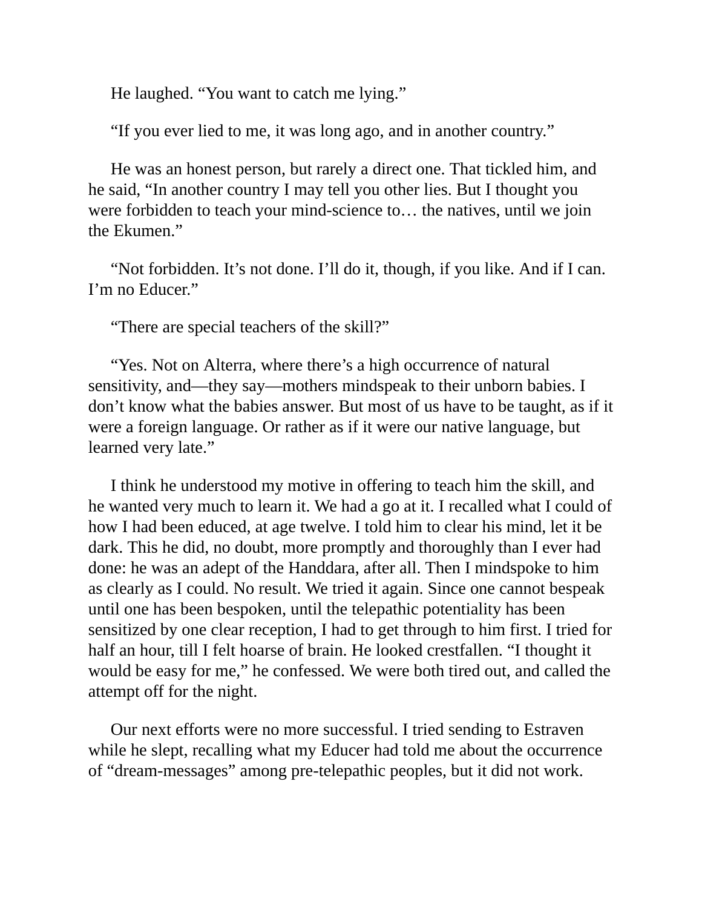He laughed. "You want to catch me lying."

"If you ever lied to me, it was long ago, and in another country."

He was an honest person, but rarely a direct one. That tickled him, and he said, "In another country I may tell you other lies. But I thought you were forbidden to teach your mind-science to… the natives, until we join the Ekumen."

"Not forbidden. It's not done. I'll do it, though, if you like. And if I can. I'm no Educer."

"There are special teachers of the skill?"

"Yes. Not on Alterra, where there's a high occurrence of natural sensitivity, and—they say—mothers mindspeak to their unborn babies. I don't know what the babies answer. But most of us have to be taught, as if it were a foreign language. Or rather as if it were our native language, but learned very late."

I think he understood my motive in offering to teach him the skill, and he wanted very much to learn it. We had a go at it. I recalled what I could of how I had been educed, at age twelve. I told him to clear his mind, let it be dark. This he did, no doubt, more promptly and thoroughly than I ever had done: he was an adept of the Handdara, after all. Then I mindspoke to him as clearly as I could. No result. We tried it again. Since one cannot bespeak until one has been bespoken, until the telepathic potentiality has been sensitized by one clear reception, I had to get through to him first. I tried for half an hour, till I felt hoarse of brain. He looked crestfallen. "I thought it would be easy for me," he confessed. We were both tired out, and called the attempt off for the night.

Our next efforts were no more successful. I tried sending to Estraven while he slept, recalling what my Educer had told me about the occurrence of "dream-messages" among pre-telepathic peoples, but it did not work.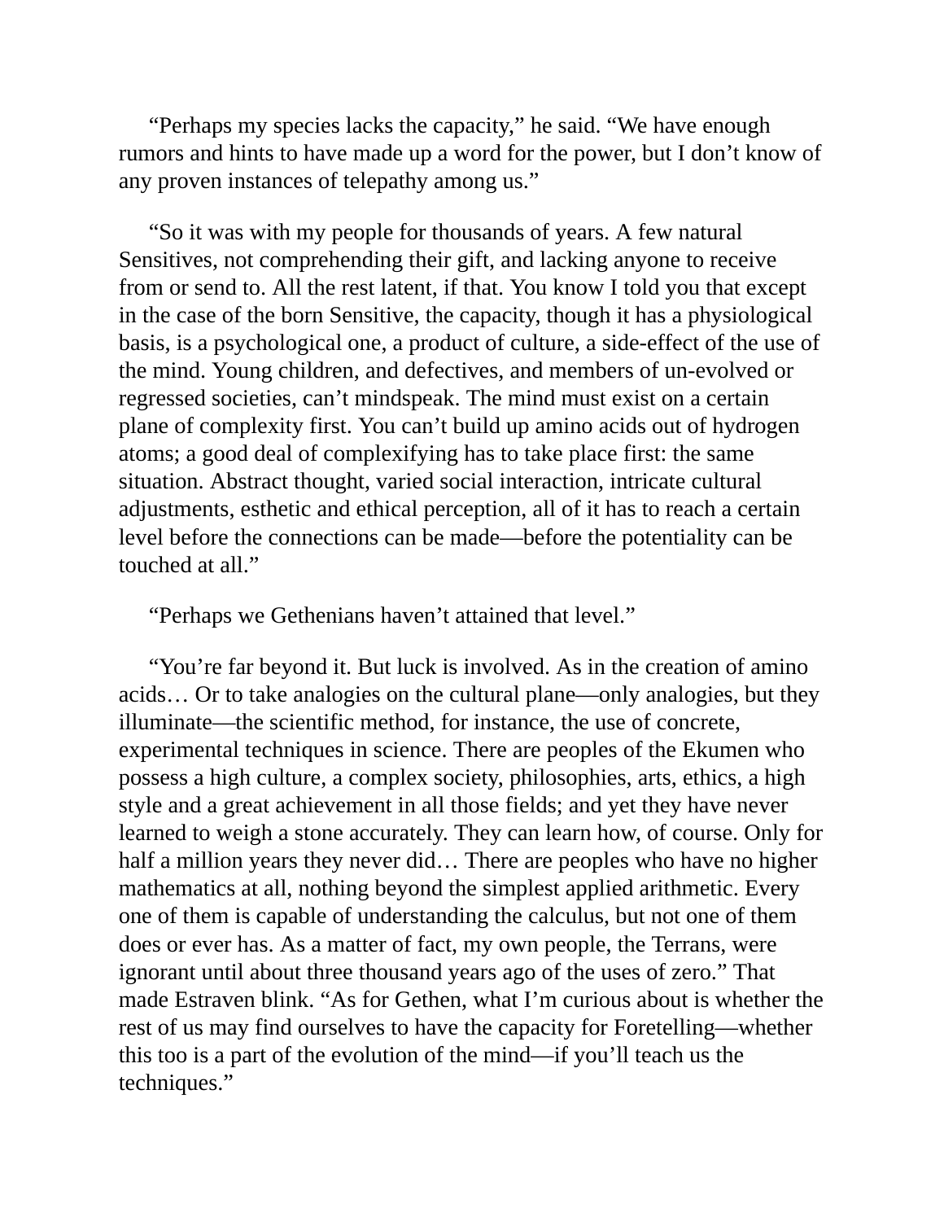“Perhaps my species lacks the capacity,” he said. “We have enough rumors and hints to have made up a word for the power, but I don’t know of any proven instances of telepathy among us.”

“So it was with my people for thousands of years. A few natural Sensitives, not comprehending their gift, and lacking anyone to receive from or send to. All the rest latent, if that. You know I told you that except in the case of the born Sensitive, the capacity, though it has a physiological basis, is a psychological one, a product of culture, a side-effect of the use of the mind. Young children, and defectives, and members of un-evolved or regressed societies, can’t mindspeak. The mind must exist on a certain plane of complexity first. You can’t build up amino acids out of hydrogen atoms; a good deal of complexifying has to take place first: the same situation. Abstract thought, varied social interaction, intricate cultural adjustments, esthetic and ethical perception, all of it has to reach a certain level before the connections can be made—before the potentiality can be touched at all.”

“Perhaps we Gethenians haven’t attained that level.”

“You’re far beyond it. But luck is involved. As in the creation of amino acids… Or to take analogies on the cultural plane—only analogies, but they illuminate—the scientific method, for instance, the use of concrete, experimental techniques in science. There are peoples of the Ekumen who possess a high culture, a complex society, philosophies, arts, ethics, a high style and a great achievement in all those fields; and yet they have never learned to weigh a stone accurately. They can learn how, of course. Only for half a million years they never did… There are peoples who have no higher mathematics at all, nothing beyond the simplest applied arithmetic. Every one of them is capable of understanding the calculus, but not one of them does or ever has. As a matter of fact, my own people, the Terrans, were ignorant until about three thousand years ago of the uses of zero.” That made Estraven blink. “As for Gethen, what I’m curious about is whether the rest of us may find ourselves to have the capacity for Foretelling—whether this too is a part of the evolution of the mind—if you’ll teach us the techniques.”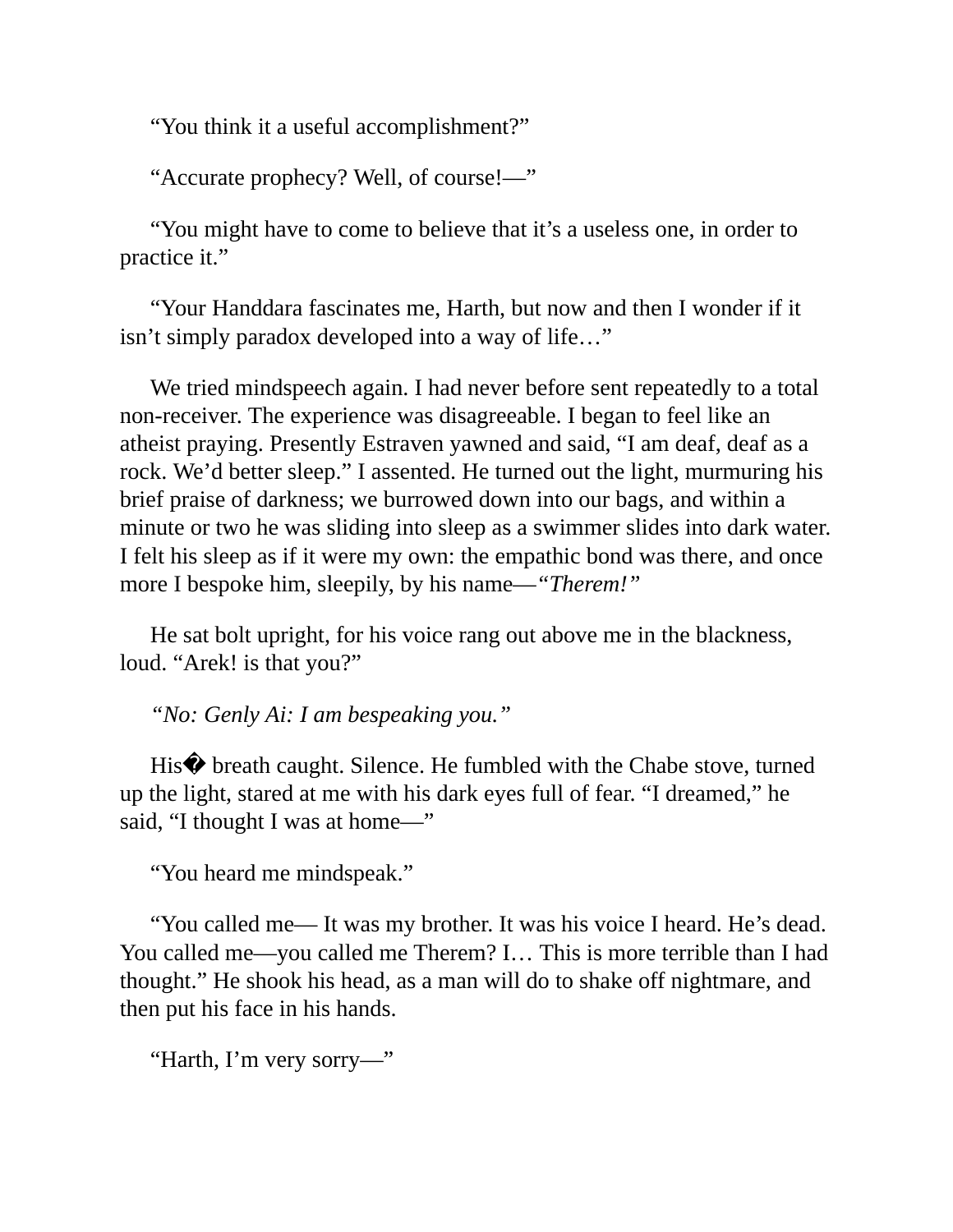“You think it a useful accomplishment?”

“Accurate prophecy? Well, of course!—”

“You might have to come to believe that it’s a useless one, in order to practice it.”

“Your Handdara fascinates me, Harth, but now and then I wonder if it isn’t simply paradox developed into a way of life…”

We tried mindspeech again. I had never before sent repeatedly to a total non-receiver. The experience was disagreeable. I began to feel like an atheist praying. Presently Estraven yawned and said, “I am deaf, deaf as a rock. We’d better sleep.” I assented. He turned out the light, murmuring his brief praise of darkness; we burrowed down into our bags, and within a minute or two he was sliding into sleep as a swimmer slides into dark water. I felt his sleep as if it were my own: the empathic bond was there, and once more I bespoke him, sleepily, by his name—*“Therem!”*

He sat bolt upright, for his voice rang out above me in the blackness, loud. “Arek! is that you?”

*“No: Genly Ai: I am bespeaking you.”*

His� breath caught. Silence. He fumbled with the Chabe stove, turned up the light, stared at me with his dark eyes full of fear. “I dreamed,” he said, “I thought I was at home—”

“You heard me mindspeak.”

“You called me— It was my brother. It was his voice I heard. He’s dead. You called me—you called me Therem? I… This is more terrible than I had thought.” He shook his head, as a man will do to shake off nightmare, and then put his face in his hands.

“Harth, I’m very sorry—”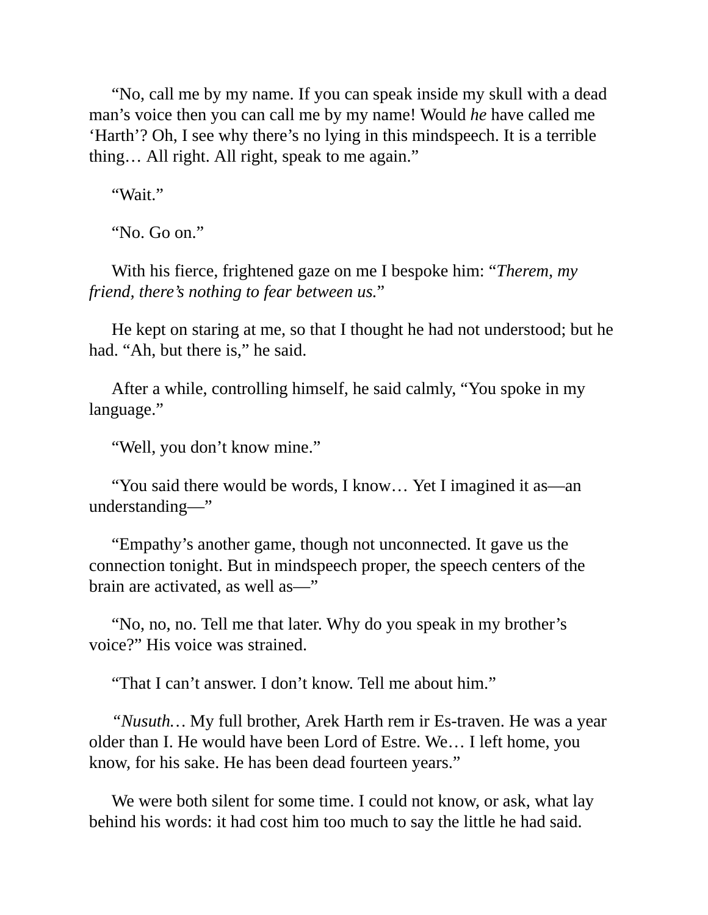"No, call me by my name. If you can speak inside my skull with a dead man's voice then you can call me by my name! Would *he* have called me 'Harth'? Oh, I see why there's no lying in this mindspeech. It is a terrible thing… All right. All right, speak to me again."

"Wait."

"No. Go on."

With his fierce, frightened gaze on me I bespoke him: "*Therem, my friend, there's nothing to fear between us.*"

He kept on staring at me, so that I thought he had not understood; but he had. "Ah, but there is," he said.

After a while, controlling himself, he said calmly, "You spoke in my language."

"Well, you don't know mine."

"You said there would be words, I know… Yet I imagined it as—an understanding—"

"Empathy's another game, though not unconnected. It gave us the connection tonight. But in mindspeech proper, the speech centers of the brain are activated, as well as—"

"No, no, no. Tell me that later. Why do you speak in my brother's voice?" His voice was strained.

"That I can't answer. I don't know. Tell me about him."

"*Nusuth…* My full brother, Arek Harth rem ir Es-traven. He was a year older than I. He would have been Lord of Estre. We… I left home, you know, for his sake. He has been dead fourteen years."

We were both silent for some time. I could not know, or ask, what lay behind his words: it had cost him too much to say the little he had said.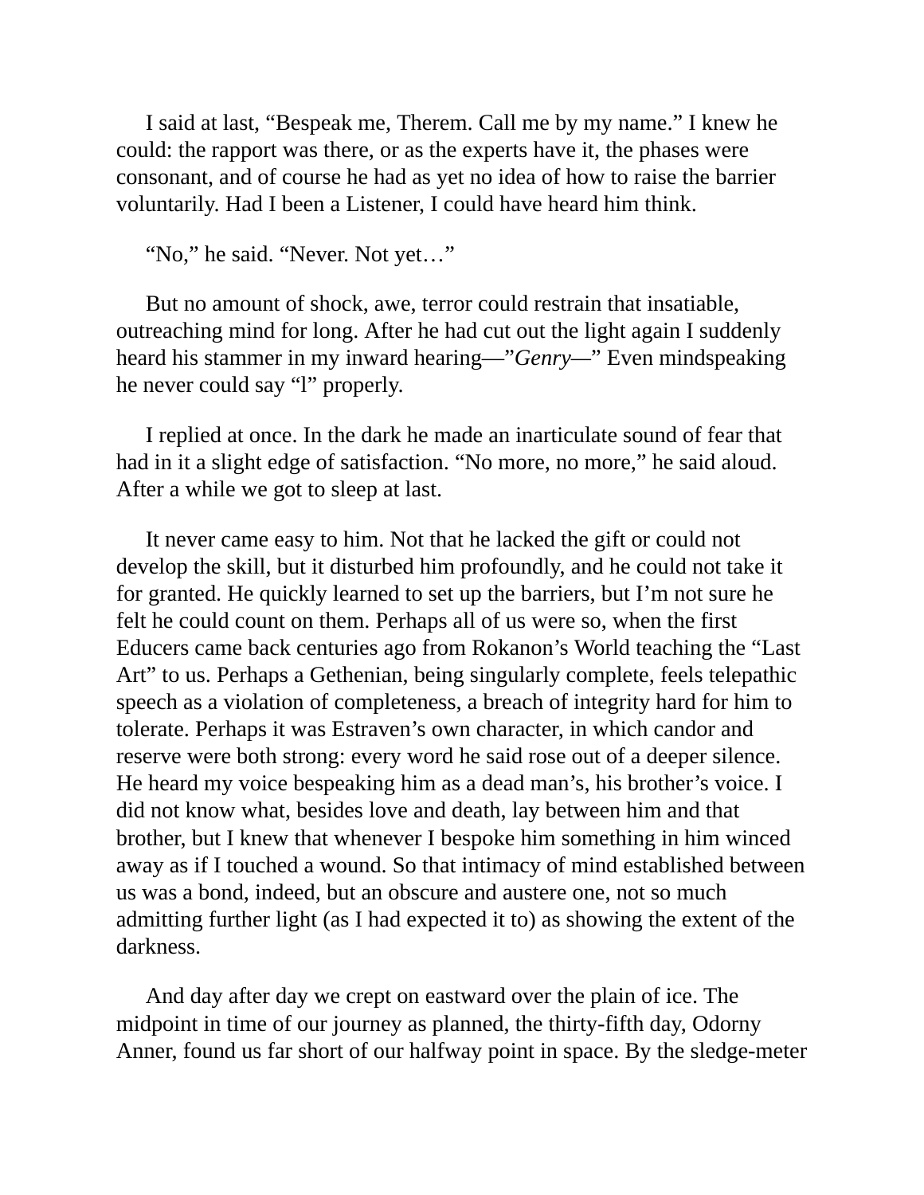I said at last, "Bespeak me, Therem. Call me by my name." I knew he could: the rapport was there, or as the experts have it, the phases were consonant, and of course he had as yet no idea of how to raise the barrier voluntarily. Had I been a Listener, I could have heard him think.

"No," he said. "Never. Not yet…"

But no amount of shock, awe, terror could restrain that insatiable, outreaching mind for long. After he had cut out the light again I suddenly heard his stammer in my inward hearing—"*Genry*—" Even mindspeaking he never could say "l" properly.

I replied at once. In the dark he made an inarticulate sound of fear that had in it a slight edge of satisfaction. "No more, no more," he said aloud. After a while we got to sleep at last.

It never came easy to him. Not that he lacked the gift or could not develop the skill, but it disturbed him profoundly, and he could not take it for granted. He quickly learned to set up the barriers, but I'm not sure he felt he could count on them. Perhaps all of us were so, when the first Educers came back centuries ago from Rokanon's World teaching the "Last Art" to us. Perhaps a Gethenian, being singularly complete, feels telepathic speech as a violation of completeness, a breach of integrity hard for him to tolerate. Perhaps it was Estraven's own character, in which candor and reserve were both strong: every word he said rose out of a deeper silence. He heard my voice bespeaking him as a dead man's, his brother's voice. I did not know what, besides love and death, lay between him and that brother, but I knew that whenever I bespoke him something in him winced away as if I touched a wound. So that intimacy of mind established between us was a bond, indeed, but an obscure and austere one, not so much admitting further light (as I had expected it to) as showing the extent of the darkness.

And day after day we crept on eastward over the plain of ice. The midpoint in time of our journey as planned, the thirty-fifth day, Odorny Anner, found us far short of our halfway point in space. By the sledge-meter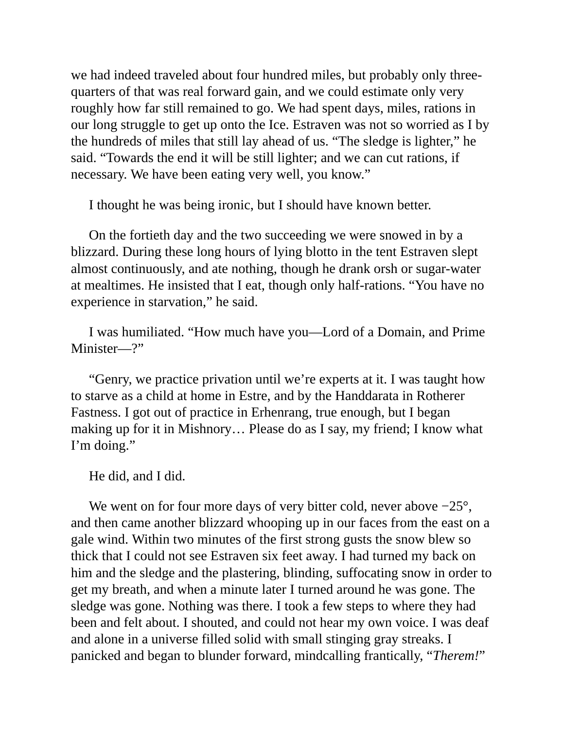we had indeed traveled about four hundred miles, but probably only three-quarters of that was real forward gain, and we could estimate only very roughly how far still remained to go. We had spent days, miles, rations in our long struggle to get up onto the Ice. Estraven was not so worried as I by the hundreds of miles that still lay ahead of us. “The sledge is lighter,” he said. “Towards the end it will be still lighter; and we can cut rations, if necessary. We have been eating very well, you know.”

I thought he was being ironic, but I should have known better.

On the fortieth day and the two succeeding we were snowed in by a blizzard. During these long hours of lying blotto in the tent Estraven slept almost continuously, and ate nothing, though he drank orsh or sugar-water at mealtimes. He insisted that I eat, though only half-rations. “You have no experience in starvation,” he said.

I was humiliated. “How much have you—Lord of a Domain, and Prime Minister—?”

“Genry, we practice privation until we’re experts at it. I was taught how to starve as a child at home in Estre, and by the Handdarata in Rotherer Fastness. I got out of practice in Erhenrang, true enough, but I began making up for it in Mishnory… Please do as I say, my friend; I know what I’m doing.”

He did, and I did.

We went on for four more days of very bitter cold, never above −25°, and then came another blizzard whooping up in our faces from the east on a gale wind. Within two minutes of the first strong gusts the snow blew so thick that I could not see Estraven six feet away. I had turned my back on him and the sledge and the plastering, blinding, suffocating snow in order to get my breath, and when a minute later I turned around he was gone. The sledge was gone. Nothing was there. I took a few steps to where they had been and felt about. I shouted, and could not hear my own voice. I was deaf and alone in a universe filled solid with small stinging gray streaks. I panicked and began to blunder forward, mindcalling frantically, “*Therem!*”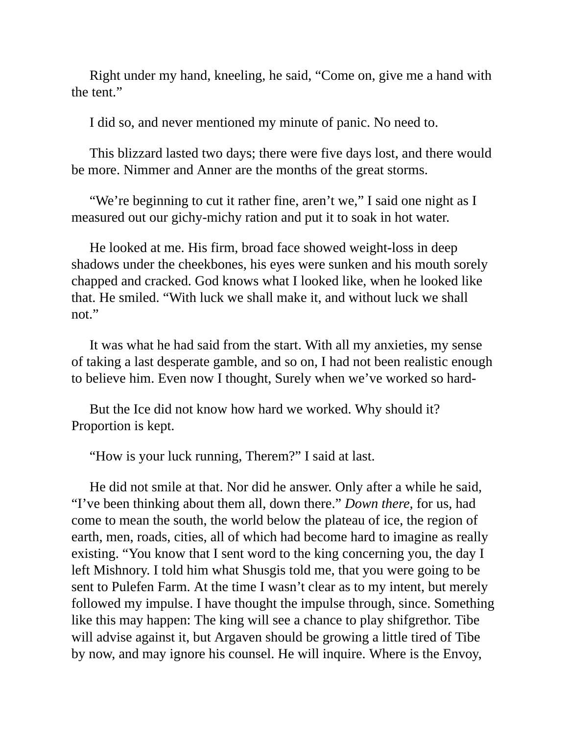Right under my hand, kneeling, he said, “Come on, give me a hand with the tent.”

I did so, and never mentioned my minute of panic. No need to.

This blizzard lasted two days; there were five days lost, and there would be more. Nimmer and Anner are the months of the great storms.

“We’re beginning to cut it rather fine, aren’t we,” I said one night as I measured out our gichy-michy ration and put it to soak in hot water.

He looked at me. His firm, broad face showed weight-loss in deep shadows under the cheekbones, his eyes were sunken and his mouth sorely chapped and cracked. God knows what I looked like, when he looked like that. He smiled. “With luck we shall make it, and without luck we shall not.”

It was what he had said from the start. With all my anxieties, my sense of taking a last desperate gamble, and so on, I had not been realistic enough to believe him. Even now I thought, Surely when we’ve worked so hard-

But the Ice did not know how hard we worked. Why should it? Proportion is kept.

“How is your luck running, Therem?” I said at last.

He did not smile at that. Nor did he answer. Only after a while he said, “I’ve been thinking about them all, down there.” *Down there,* for us, had come to mean the south, the world below the plateau of ice, the region of earth, men, roads, cities, all of which had become hard to imagine as really existing. “You know that I sent word to the king concerning you, the day I left Mishnory. I told him what Shusgis told me, that you were going to be sent to Pulefen Farm. At the time I wasn’t clear as to my intent, but merely followed my impulse. I have thought the impulse through, since. Something like this may happen: The king will see a chance to play shifgrethor. Tibe will advise against it, but Argaven should be growing a little tired of Tibe by now, and may ignore his counsel. He will inquire. Where is the Envoy,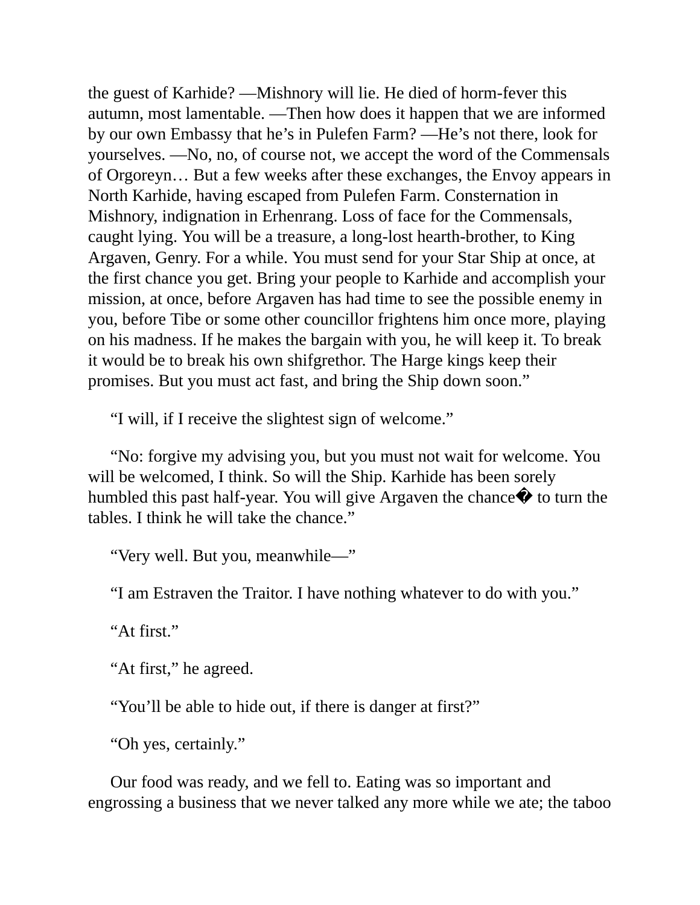the guest of Karhide? —Mishnory will lie. He died of horm-fever this autumn, most lamentable. —Then how does it happen that we are informed by our own Embassy that he's in Pulefen Farm? —He's not there, look for yourselves. —No, no, of course not, we accept the word of the Commensals of Orgoreyn… But a few weeks after these exchanges, the Envoy appears in North Karhide, having escaped from Pulefen Farm. Consternation in Mishnory, indignation in Erhenrang. Loss of face for the Commensals, caught lying. You will be a treasure, a long-lost hearth-brother, to King Argaven, Genry. For a while. You must send for your Star Ship at once, at the first chance you get. Bring your people to Karhide and accomplish your mission, at once, before Argaven has had time to see the possible enemy in you, before Tibe or some other councillor frightens him once more, playing on his madness. If he makes the bargain with you, he will keep it. To break it would be to break his own shifgrethor. The Harge kings keep their promises. But you must act fast, and bring the Ship down soon."

"I will, if I receive the slightest sign of welcome."

"No: forgive my advising you, but you must not wait for welcome. You will be welcomed, I think. So will the Ship. Karhide has been sorely humbled this past half-year. You will give Argaven the chance� to turn the tables. I think he will take the chance."

"Very well. But you, meanwhile—"

"I am Estraven the Traitor. I have nothing whatever to do with you."

"At first."

"At first," he agreed.

"You'll be able to hide out, if there is danger at first?"

"Oh yes, certainly."

Our food was ready, and we fell to. Eating was so important and engrossing a business that we never talked any more while we ate; the taboo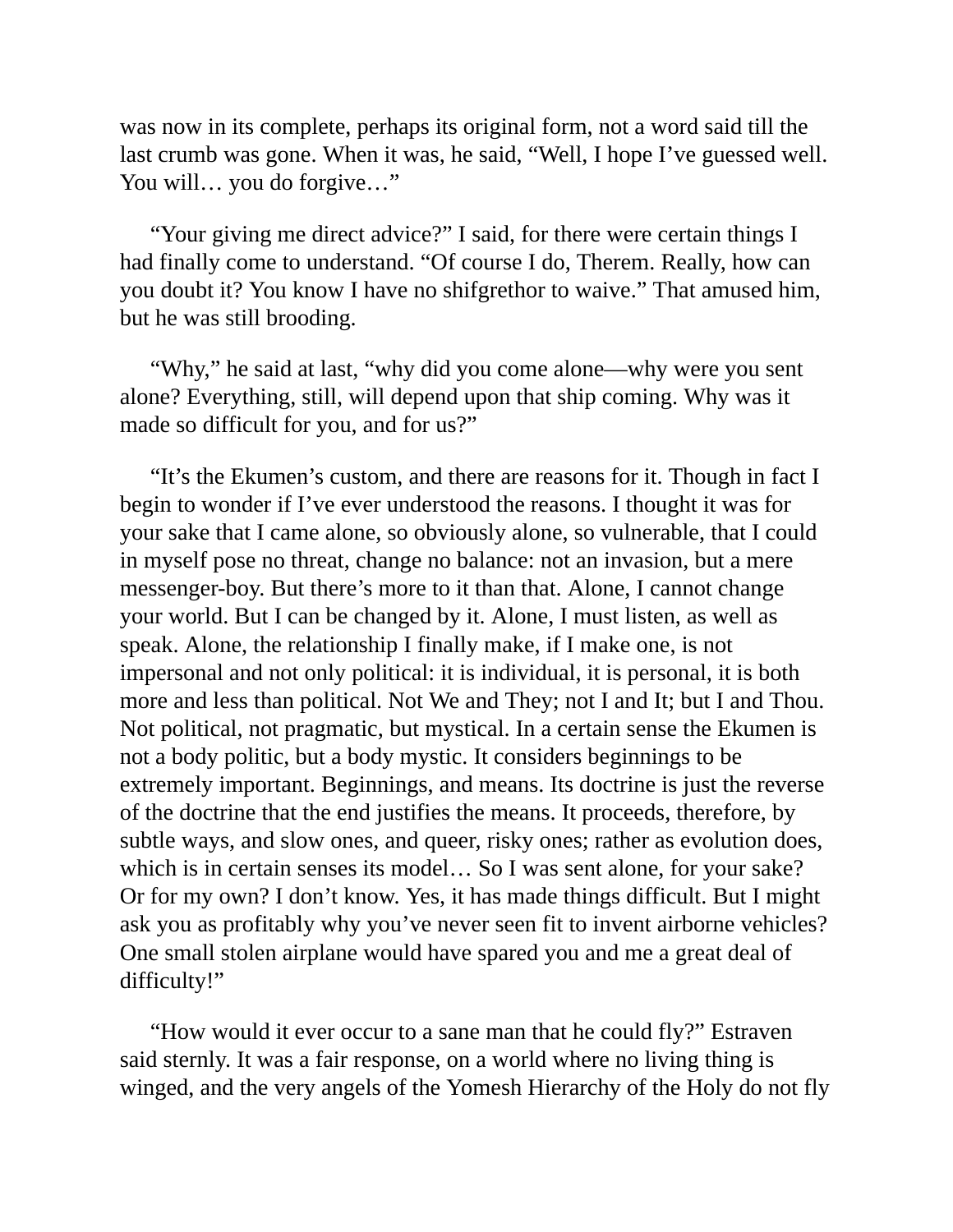was now in its complete, perhaps its original form, not a word said till the last crumb was gone. When it was, he said, “Well, I hope I’ve guessed well. You will… you do forgive…”

“Your giving me direct advice?” I said, for there were certain things I had finally come to understand. “Of course I do, Therem. Really, how can you doubt it? You know I have no shifgrethor to waive.” That amused him, but he was still brooding.

“Why,” he said at last, “why did you come alone—why were you sent alone? Everything, still, will depend upon that ship coming. Why was it made so difficult for you, and for us?”

“It’s the Ekumen’s custom, and there are reasons for it. Though in fact I begin to wonder if I’ve ever understood the reasons. I thought it was for your sake that I came alone, so obviously alone, so vulnerable, that I could in myself pose no threat, change no balance: not an invasion, but a mere messenger-boy. But there’s more to it than that. Alone, I cannot change your world. But I can be changed by it. Alone, I must listen, as well as speak. Alone, the relationship I finally make, if I make one, is not impersonal and not only political: it is individual, it is personal, it is both more and less than political. Not We and They; not I and It; but I and Thou. Not political, not pragmatic, but mystical. In a certain sense the Ekumen is not a body politic, but a body mystic. It considers beginnings to be extremely important. Beginnings, and means. Its doctrine is just the reverse of the doctrine that the end justifies the means. It proceeds, therefore, by subtle ways, and slow ones, and queer, risky ones; rather as evolution does, which is in certain senses its model… So I was sent alone, for your sake? Or for my own? I don’t know. Yes, it has made things difficult. But I might ask you as profitably why you’ve never seen fit to invent airborne vehicles? One small stolen airplane would have spared you and me a great deal of difficulty!”

“How would it ever occur to a sane man that he could fly?” Estraven said sternly. It was a fair response, on a world where no living thing is winged, and the very angels of the Yomesh Hierarchy of the Holy do not fly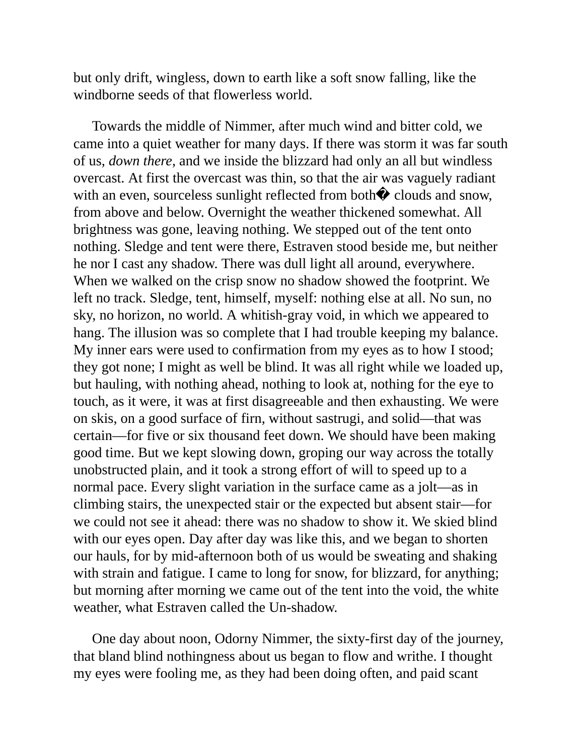but only drift, wingless, down to earth like a soft snow falling, like the windborne seeds of that flowerless world.

Towards the middle of Nimmer, after much wind and bitter cold, we came into a quiet weather for many days. If there was storm it was far south of us, *down there,* and we inside the blizzard had only an all but windless overcast. At first the overcast was thin, so that the air was vaguely radiant with an even, sourceless sunlight reflected from both� clouds and snow, from above and below. Overnight the weather thickened somewhat. All brightness was gone, leaving nothing. We stepped out of the tent onto nothing. Sledge and tent were there, Estraven stood beside me, but neither he nor I cast any shadow. There was dull light all around, everywhere. When we walked on the crisp snow no shadow showed the footprint. We left no track. Sledge, tent, himself, myself: nothing else at all. No sun, no sky, no horizon, no world. A whitish-gray void, in which we appeared to hang. The illusion was so complete that I had trouble keeping my balance. My inner ears were used to confirmation from my eyes as to how I stood; they got none; I might as well be blind. It was all right while we loaded up, but hauling, with nothing ahead, nothing to look at, nothing for the eye to touch, as it were, it was at first disagreeable and then exhausting. We were on skis, on a good surface of firn, without sastrugi, and solid—that was certain—for five or six thousand feet down. We should have been making good time. But we kept slowing down, groping our way across the totally unobstructed plain, and it took a strong effort of will to speed up to a normal pace. Every slight variation in the surface came as a jolt—as in climbing stairs, the unexpected stair or the expected but absent stair—for we could not see it ahead: there was no shadow to show it. We skied blind with our eyes open. Day after day was like this, and we began to shorten our hauls, for by mid-afternoon both of us would be sweating and shaking with strain and fatigue. I came to long for snow, for blizzard, for anything; but morning after morning we came out of the tent into the void, the white weather, what Estraven called the Un-shadow.

One day about noon, Odorny Nimmer, the sixty-first day of the journey, that bland blind nothingness about us began to flow and writhe. I thought my eyes were fooling me, as they had been doing often, and paid scant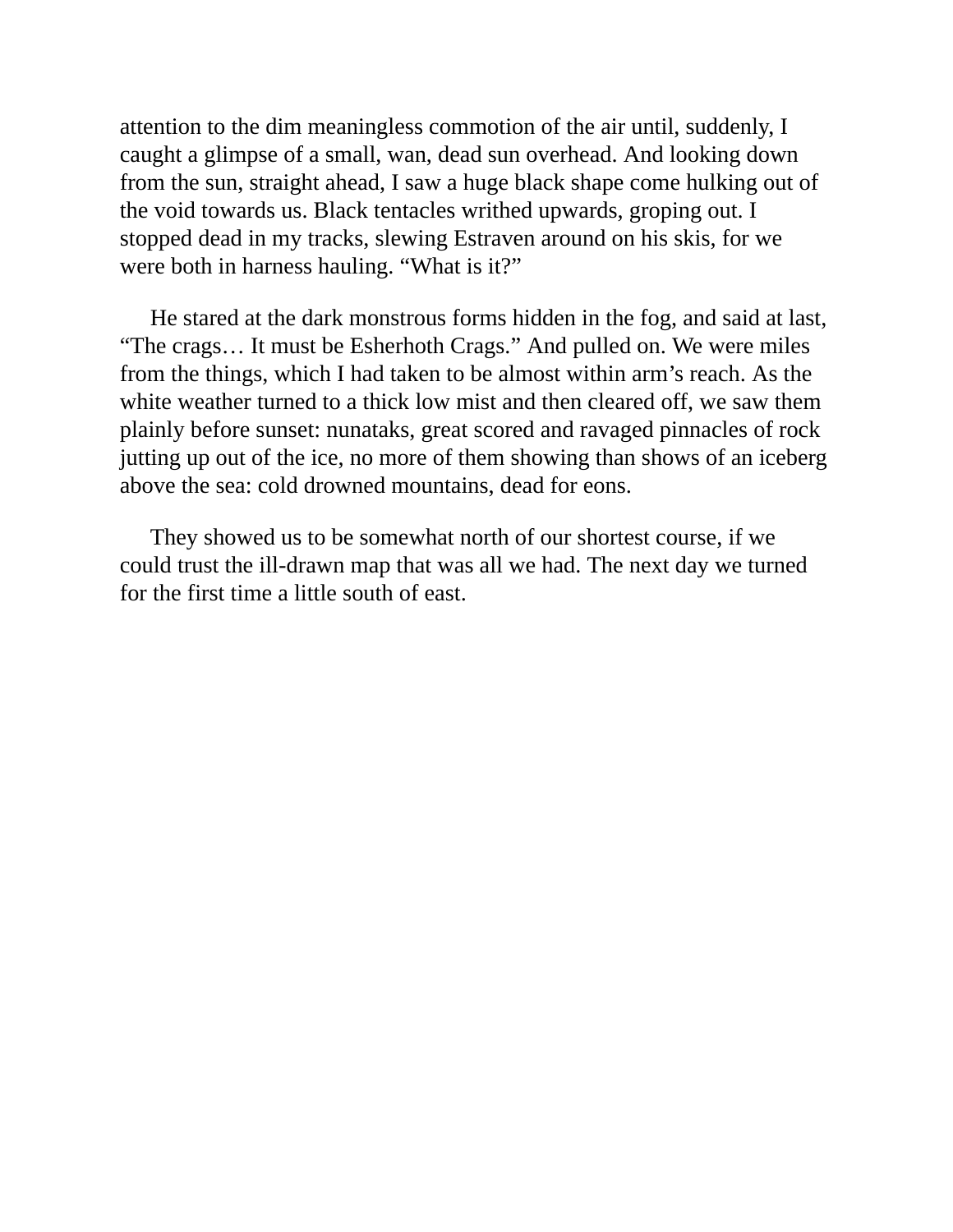attention to the dim meaningless commotion of the air until, suddenly, I caught a glimpse of a small, wan, dead sun overhead. And looking down from the sun, straight ahead, I saw a huge black shape come hulking out of the void towards us. Black tentacles writhed upwards, groping out. I stopped dead in my tracks, slewing Estraven around on his skis, for we were both in harness hauling. "What is it?"

He stared at the dark monstrous forms hidden in the fog, and said at last, "The crags… It must be Esherhoth Crags." And pulled on. We were miles from the things, which I had taken to be almost within arm's reach. As the white weather turned to a thick low mist and then cleared off, we saw them plainly before sunset: nunataks, great scored and ravaged pinnacles of rock jutting up out of the ice, no more of them showing than shows of an iceberg above the sea: cold drowned mountains, dead for eons.

They showed us to be somewhat north of our shortest course, if we could trust the ill-drawn map that was all we had. The next day we turned for the first time a little south of east.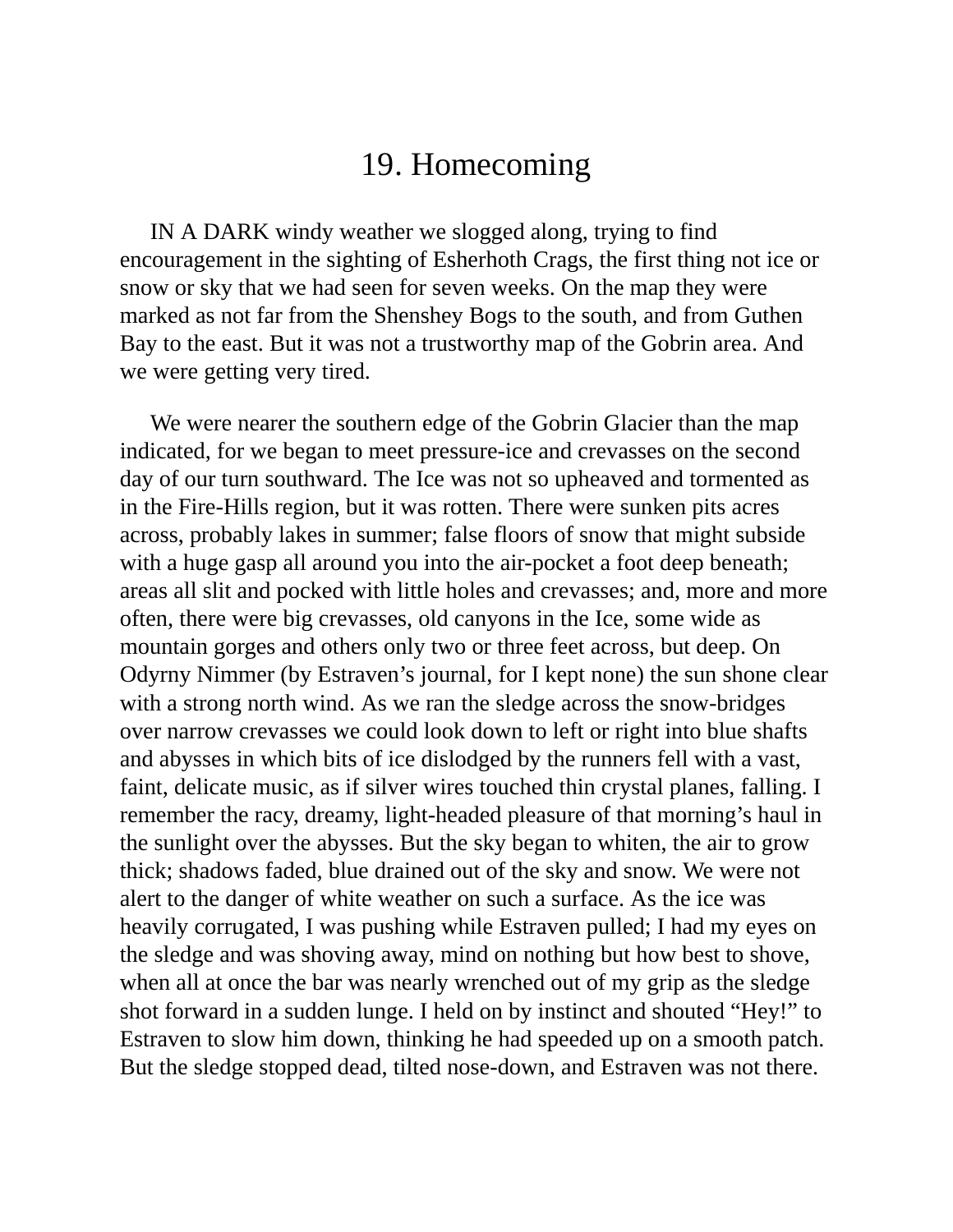# 19. Homecoming

IN A DARK windy weather we slogged along, trying to find encouragement in the sighting of Esherhoth Crags, the first thing not ice or snow or sky that we had seen for seven weeks. On the map they were marked as not far from the Shenshey Bogs to the south, and from Guthen Bay to the east. But it was not a trustworthy map of the Gobrin area. And we were getting very tired.

We were nearer the southern edge of the Gobrin Glacier than the map indicated, for we began to meet pressure-ice and crevasses on the second day of our turn southward. The Ice was not so upheaved and tormented as in the Fire-Hills region, but it was rotten. There were sunken pits acres across, probably lakes in summer; false floors of snow that might subside with a huge gasp all around you into the air-pocket a foot deep beneath; areas all slit and pocked with little holes and crevasses; and, more and more often, there were big crevasses, old canyons in the Ice, some wide as mountain gorges and others only two or three feet across, but deep. On Odyrny Nimmer (by Estraven's journal, for I kept none) the sun shone clear with a strong north wind. As we ran the sledge across the snow-bridges over narrow crevasses we could look down to left or right into blue shafts and abysses in which bits of ice dislodged by the runners fell with a vast, faint, delicate music, as if silver wires touched thin crystal planes, falling. I remember the racy, dreamy, light-headed pleasure of that morning's haul in the sunlight over the abysses. But the sky began to whiten, the air to grow thick; shadows faded, blue drained out of the sky and snow. We were not alert to the danger of white weather on such a surface. As the ice was heavily corrugated, I was pushing while Estraven pulled; I had my eyes on the sledge and was shoving away, mind on nothing but how best to shove, when all at once the bar was nearly wrenched out of my grip as the sledge shot forward in a sudden lunge. I held on by instinct and shouted "Hey!" to Estraven to slow him down, thinking he had speeded up on a smooth patch. But the sledge stopped dead, tilted nose-down, and Estraven was not there.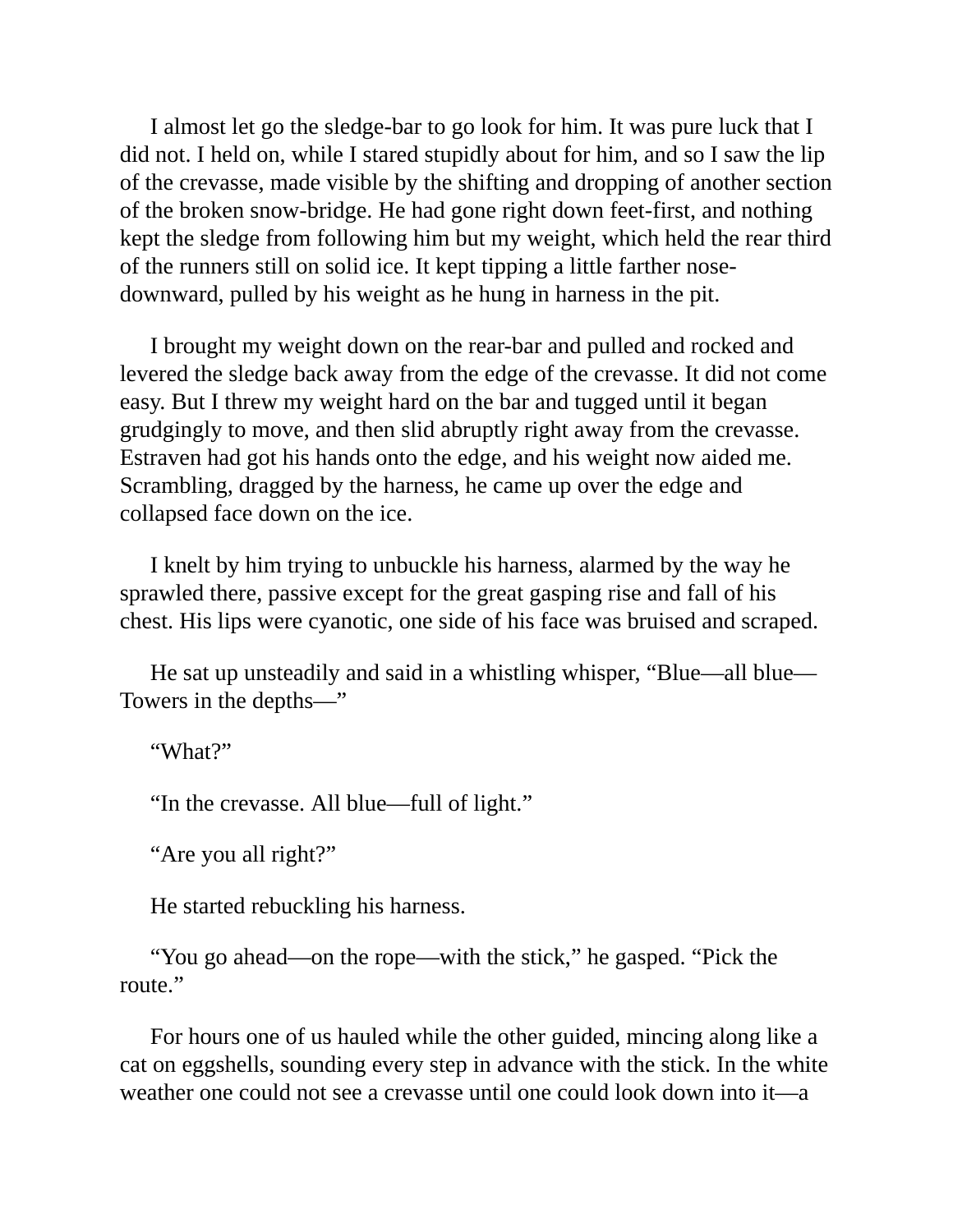I almost let go the sledge-bar to go look for him. It was pure luck that I did not. I held on, while I stared stupidly about for him, and so I saw the lip of the crevasse, made visible by the shifting and dropping of another section of the broken snow-bridge. He had gone right down feet-first, and nothing kept the sledge from following him but my weight, which held the rear third of the runners still on solid ice. It kept tipping a little farther nose-downward, pulled by his weight as he hung in harness in the pit.

I brought my weight down on the rear-bar and pulled and rocked and levered the sledge back away from the edge of the crevasse. It did not come easy. But I threw my weight hard on the bar and tugged until it began grudgingly to move, and then slid abruptly right away from the crevasse. Estraven had got his hands onto the edge, and his weight now aided me. Scrambling, dragged by the harness, he came up over the edge and collapsed face down on the ice.

I knelt by him trying to unbuckle his harness, alarmed by the way he sprawled there, passive except for the great gasping rise and fall of his chest. His lips were cyanotic, one side of his face was bruised and scraped.

He sat up unsteadily and said in a whistling whisper, “Blue—all blue—Towers in the depths—”

“What?”

“In the crevasse. All blue—full of light.”

“Are you all right?”

He started rebuckling his harness.

“You go ahead—on the rope—with the stick,” he gasped. “Pick the route.”

For hours one of us hauled while the other guided, mincing along like a cat on eggshells, sounding every step in advance with the stick. In the white weather one could not see a crevasse until one could look down into it—a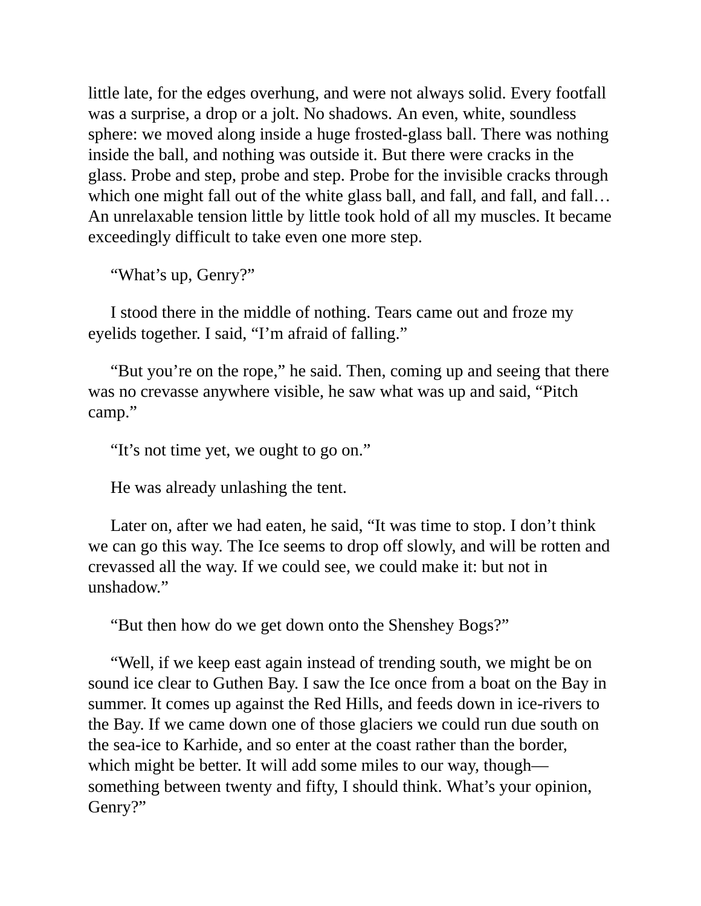little late, for the edges overhung, and were not always solid. Every footfall was a surprise, a drop or a jolt. No shadows. An even, white, soundless sphere: we moved along inside a huge frosted-glass ball. There was nothing inside the ball, and nothing was outside it. But there were cracks in the glass. Probe and step, probe and step. Probe for the invisible cracks through which one might fall out of the white glass ball, and fall, and fall, and fall… An unrelaxable tension little by little took hold of all my muscles. It became exceedingly difficult to take even one more step.

"What's up, Genry?"

I stood there in the middle of nothing. Tears came out and froze my eyelids together. I said, "I'm afraid of falling."

"But you're on the rope," he said. Then, coming up and seeing that there was no crevasse anywhere visible, he saw what was up and said, "Pitch camp."

"It's not time yet, we ought to go on."

He was already unlashing the tent.

Later on, after we had eaten, he said, "It was time to stop. I don't think we can go this way. The Ice seems to drop off slowly, and will be rotten and crevassed all the way. If we could see, we could make it: but not in unshadow."

"But then how do we get down onto the Shenshey Bogs?"

"Well, if we keep east again instead of trending south, we might be on sound ice clear to Guthen Bay. I saw the Ice once from a boat on the Bay in summer. It comes up against the Red Hills, and feeds down in ice-rivers to the Bay. If we came down one of those glaciers we could run due south on the sea-ice to Karhide, and so enter at the coast rather than the border, which might be better. It will add some miles to our way, though—something between twenty and fifty, I should think. What's your opinion, Genry?"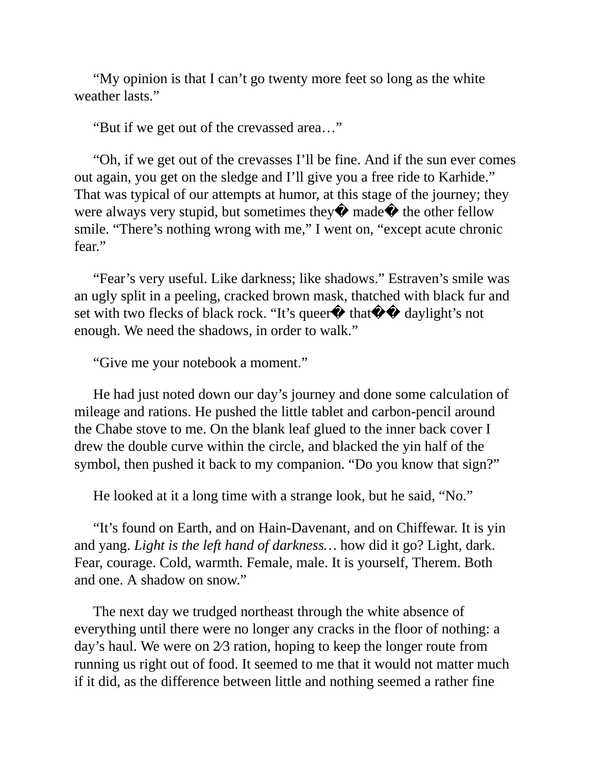“My opinion is that I can’t go twenty more feet so long as the white weather lasts.”

“But if we get out of the crevassed area…”

“Oh, if we get out of the crevasses I’ll be fine. And if the sun ever comes out again, you get on the sledge and I’ll give you a free ride to Karhide.” That was typical of our attempts at humor, at this stage of the journey; they were always very stupid, but sometimes they� made� the other fellow smile. “There’s nothing wrong with me,” I went on, “except acute chronic fear.”

“Fear’s very useful. Like darkness; like shadows.” Estraven’s smile was an ugly split in a peeling, cracked brown mask, thatched with black fur and set with two flecks of black rock. “It’s queer� that�� daylight’s not enough. We need the shadows, in order to walk.”

“Give me your notebook a moment.”

He had just noted down our day’s journey and done some calculation of mileage and rations. He pushed the little tablet and carbon-pencil around the Chabe stove to me. On the blank leaf glued to the inner back cover I drew the double curve within the circle, and blacked the yin half of the symbol, then pushed it back to my companion. “Do you know that sign?”

He looked at it a long time with a strange look, but he said, “No.”

“It’s found on Earth, and on Hain-Davenant, and on Chiffewar. It is yin and yang. *Light is the left hand of darkness…* how did it go? Light, dark. Fear, courage. Cold, warmth. Female, male. It is yourself, Therem. Both and one. A shadow on snow.”

The next day we trudged northeast through the white absence of everything until there were no longer any cracks in the floor of nothing: a day’s haul. We were on 2⁄3 ration, hoping to keep the longer route from running us right out of food. It seemed to me that it would not matter much if it did, as the difference between little and nothing seemed a rather fine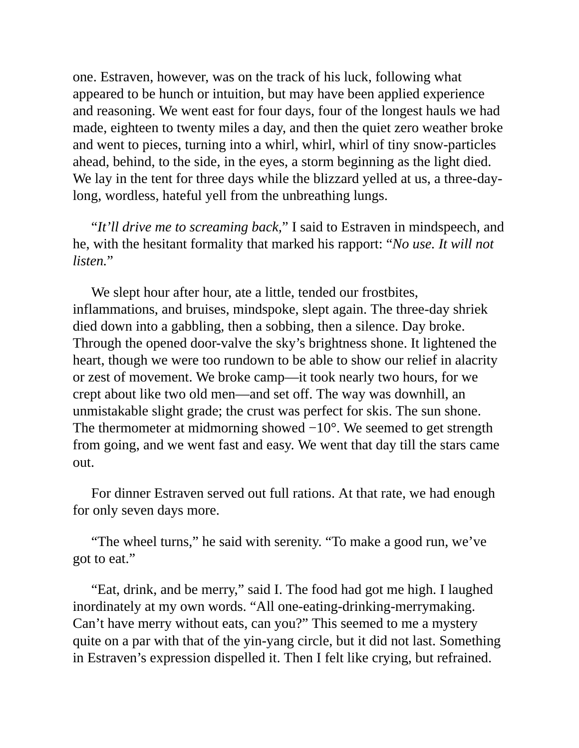one. Estraven, however, was on the track of his luck, following what appeared to be hunch or intuition, but may have been applied experience and reasoning. We went east for four days, four of the longest hauls we had made, eighteen to twenty miles a day, and then the quiet zero weather broke and went to pieces, turning into a whirl, whirl, whirl of tiny snow-particles ahead, behind, to the side, in the eyes, a storm beginning as the light died. We lay in the tent for three days while the blizzard yelled at us, a three-day-long, wordless, hateful yell from the unbreathing lungs.

"*It'll drive me to screaming back,*" I said to Estraven in mindspeech, and he, with the hesitant formality that marked his rapport: "*No use. It will not listen.*"

We slept hour after hour, ate a little, tended our frostbites, inflammations, and bruises, mindspoke, slept again. The three-day shriek died down into a gabbling, then a sobbing, then a silence. Day broke. Through the opened door-valve the sky's brightness shone. It lightened the heart, though we were too rundown to be able to show our relief in alacrity or zest of movement. We broke camp—it took nearly two hours, for we crept about like two old men—and set off. The way was downhill, an unmistakable slight grade; the crust was perfect for skis. The sun shone. The thermometer at midmorning showed −10°. We seemed to get strength from going, and we went fast and easy. We went that day till the stars came out.

For dinner Estraven served out full rations. At that rate, we had enough for only seven days more.

"The wheel turns," he said with serenity. "To make a good run, we've got to eat."

"Eat, drink, and be merry," said I. The food had got me high. I laughed inordinately at my own words. "All one-eating-drinking-merrymaking. Can't have merry without eats, can you?" This seemed to me a mystery quite on a par with that of the yin-yang circle, but it did not last. Something in Estraven's expression dispelled it. Then I felt like crying, but refrained.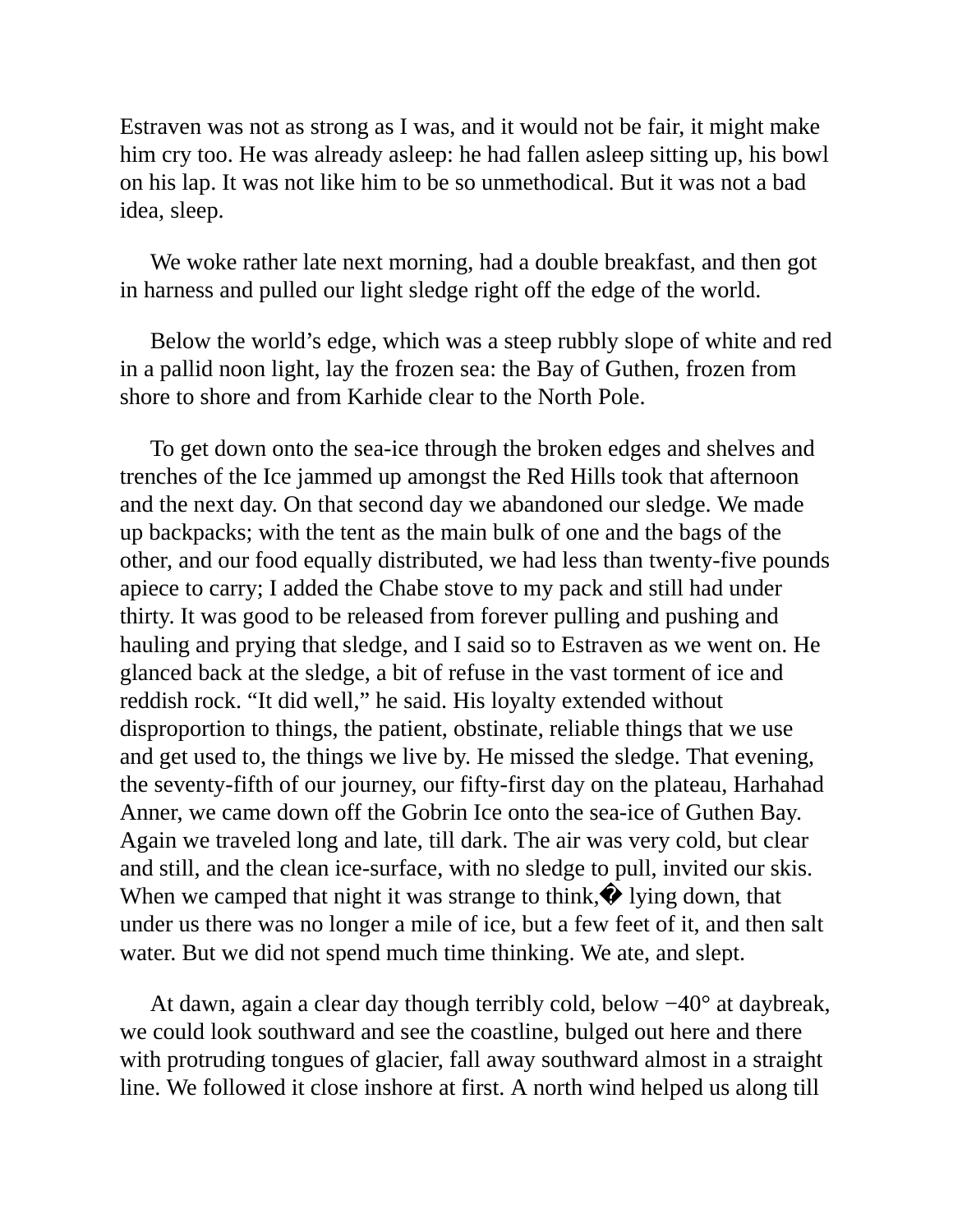Estraven was not as strong as I was, and it would not be fair, it might make him cry too. He was already asleep: he had fallen asleep sitting up, his bowl on his lap. It was not like him to be so unmethodical. But it was not a bad idea, sleep.

We woke rather late next morning, had a double breakfast, and then got in harness and pulled our light sledge right off the edge of the world.

Below the world's edge, which was a steep rubbly slope of white and red in a pallid noon light, lay the frozen sea: the Bay of Guthen, frozen from shore to shore and from Karhide clear to the North Pole.

To get down onto the sea-ice through the broken edges and shelves and trenches of the Ice jammed up amongst the Red Hills took that afternoon and the next day. On that second day we abandoned our sledge. We made up backpacks; with the tent as the main bulk of one and the bags of the other, and our food equally distributed, we had less than twenty-five pounds apiece to carry; I added the Chabe stove to my pack and still had under thirty. It was good to be released from forever pulling and pushing and hauling and prying that sledge, and I said so to Estraven as we went on. He glanced back at the sledge, a bit of refuse in the vast torment of ice and reddish rock. "It did well," he said. His loyalty extended without disproportion to things, the patient, obstinate, reliable things that we use and get used to, the things we live by. He missed the sledge. That evening, the seventy-fifth of our journey, our fifty-first day on the plateau, Harhahad Anner, we came down off the Gobrin Ice onto the sea-ice of Guthen Bay. Again we traveled long and late, till dark. The air was very cold, but clear and still, and the clean ice-surface, with no sledge to pull, invited our skis. When we camped that night it was strange to think,� lying down, that under us there was no longer a mile of ice, but a few feet of it, and then salt water. But we did not spend much time thinking. We ate, and slept.

At dawn, again a clear day though terribly cold, below −40° at daybreak, we could look southward and see the coastline, bulged out here and there with protruding tongues of glacier, fall away southward almost in a straight line. We followed it close inshore at first. A north wind helped us along till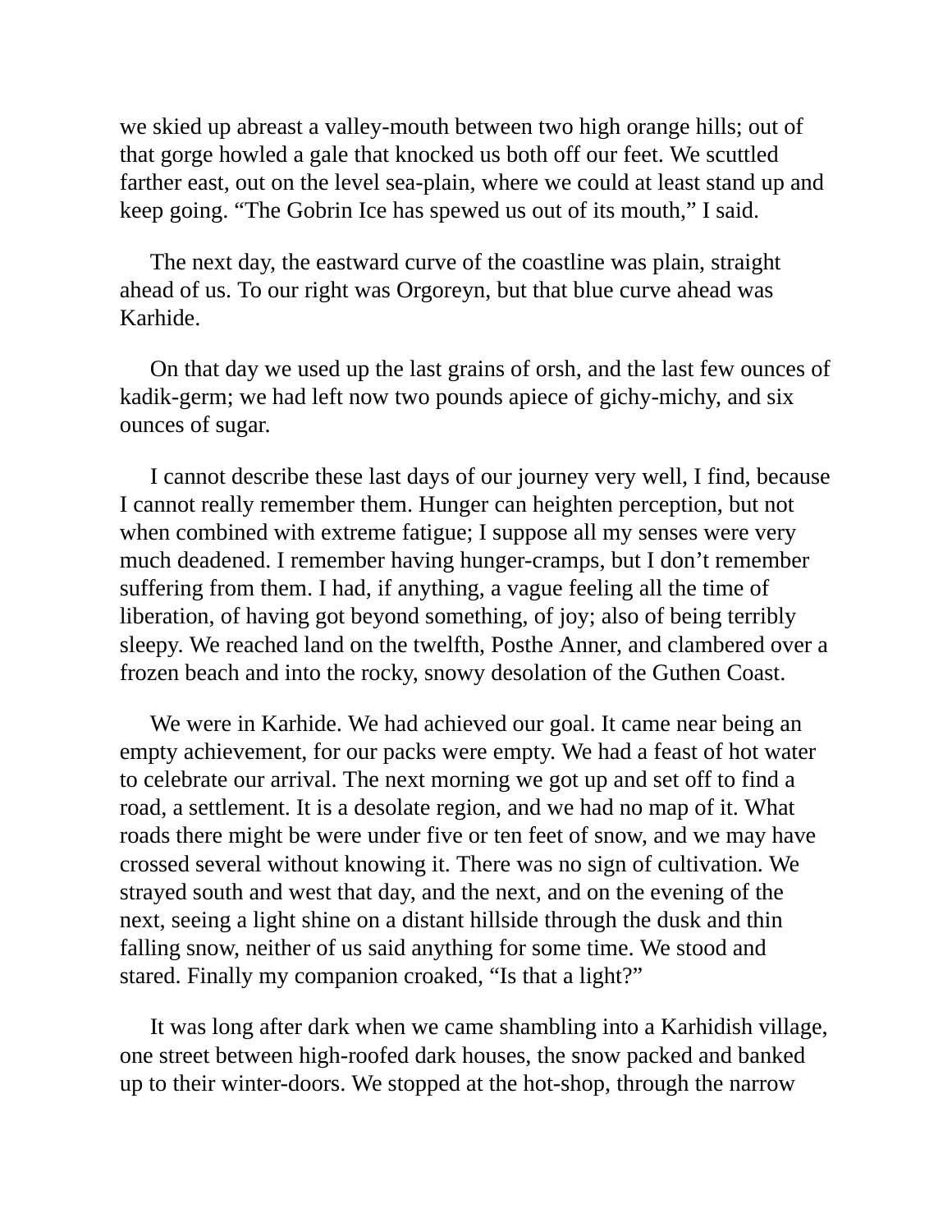we skied up abreast a valley-mouth between two high orange hills; out of that gorge howled a gale that knocked us both off our feet. We scuttled farther east, out on the level sea-plain, where we could at least stand up and keep going. “The Gobrin Ice has spewed us out of its mouth,” I said.

The next day, the eastward curve of the coastline was plain, straight ahead of us. To our right was Orgoreyn, but that blue curve ahead was Karhide.

On that day we used up the last grains of orsh, and the last few ounces of kadik-germ; we had left now two pounds apiece of gichy-michy, and six ounces of sugar.

I cannot describe these last days of our journey very well, I find, because I cannot really remember them. Hunger can heighten perception, but not when combined with extreme fatigue; I suppose all my senses were very much deadened. I remember having hunger-cramps, but I don’t remember suffering from them. I had, if anything, a vague feeling all the time of liberation, of having got beyond something, of joy; also of being terribly sleepy. We reached land on the twelfth, Posthe Anner, and clambered over a frozen beach and into the rocky, snowy desolation of the Guthen Coast.

We were in Karhide. We had achieved our goal. It came near being an empty achievement, for our packs were empty. We had a feast of hot water to celebrate our arrival. The next morning we got up and set off to find a road, a settlement. It is a desolate region, and we had no map of it. What roads there might be were under five or ten feet of snow, and we may have crossed several without knowing it. There was no sign of cultivation. We strayed south and west that day, and the next, and on the evening of the next, seeing a light shine on a distant hillside through the dusk and thin falling snow, neither of us said anything for some time. We stood and stared. Finally my companion croaked, “Is that a light?”

It was long after dark when we came shambling into a Karhidish village, one street between high-roofed dark houses, the snow packed and banked up to their winter-doors. We stopped at the hot-shop, through the narrow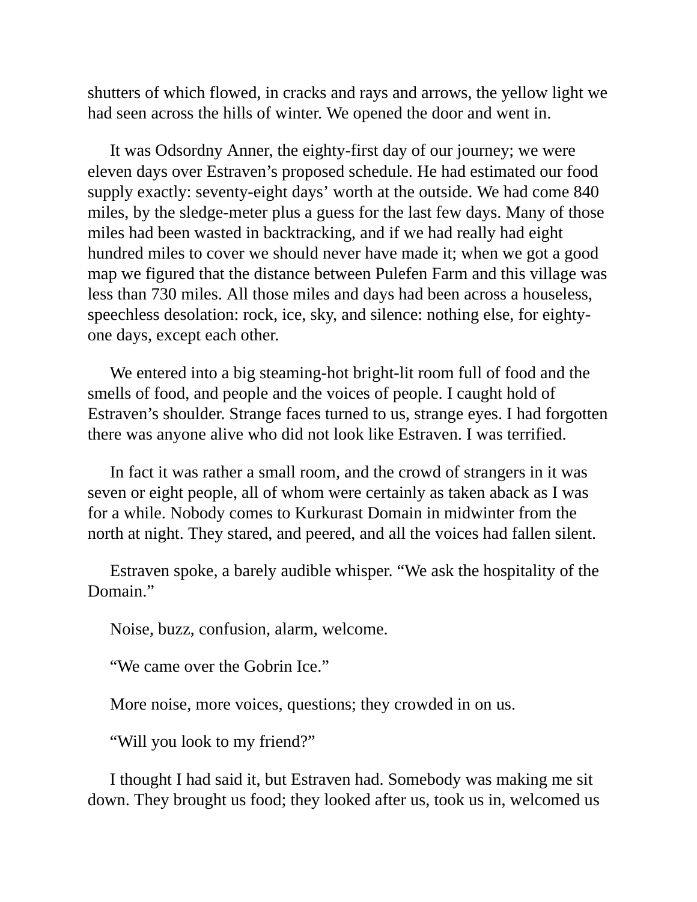shutters of which flowed, in cracks and rays and arrows, the yellow light we had seen across the hills of winter. We opened the door and went in.

It was Odsordny Anner, the eighty-first day of our journey; we were eleven days over Estraven's proposed schedule. He had estimated our food supply exactly: seventy-eight days' worth at the outside. We had come 840 miles, by the sledge-meter plus a guess for the last few days. Many of those miles had been wasted in backtracking, and if we had really had eight hundred miles to cover we should never have made it; when we got a good map we figured that the distance between Pulefen Farm and this village was less than 730 miles. All those miles and days had been across a houseless, speechless desolation: rock, ice, sky, and silence: nothing else, for eighty-one days, except each other.

We entered into a big steaming-hot bright-lit room full of food and the smells of food, and people and the voices of people. I caught hold of Estraven's shoulder. Strange faces turned to us, strange eyes. I had forgotten there was anyone alive who did not look like Estraven. I was terrified.

In fact it was rather a small room, and the crowd of strangers in it was seven or eight people, all of whom were certainly as taken aback as I was for a while. Nobody comes to Kurkurast Domain in midwinter from the north at night. They stared, and peered, and all the voices had fallen silent.

Estraven spoke, a barely audible whisper. "We ask the hospitality of the Domain."

Noise, buzz, confusion, alarm, welcome.

"We came over the Gobrin Ice."

More noise, more voices, questions; they crowded in on us.

"Will you look to my friend?"

I thought I had said it, but Estraven had. Somebody was making me sit down. They brought us food; they looked after us, took us in, welcomed us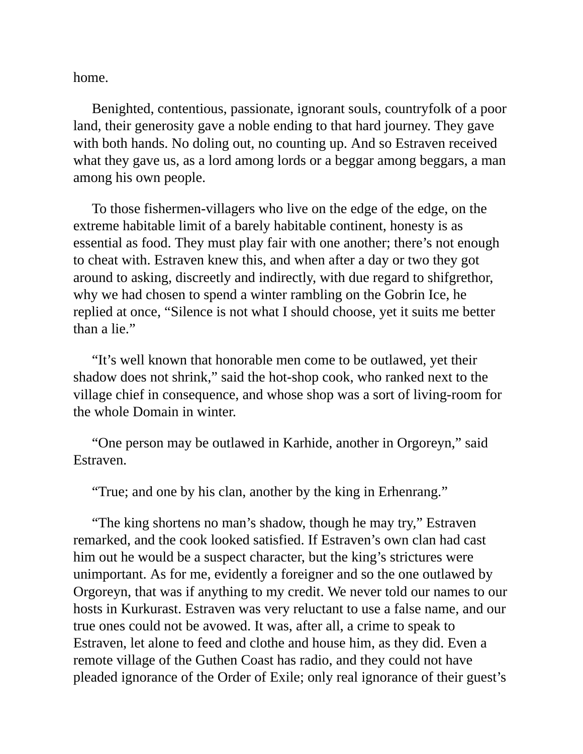home.

Benighted, contentious, passionate, ignorant souls, countryfolk of a poor land, their generosity gave a noble ending to that hard journey. They gave with both hands. No doling out, no counting up. And so Estraven received what they gave us, as a lord among lords or a beggar among beggars, a man among his own people.

To those fishermen-villagers who live on the edge of the edge, on the extreme habitable limit of a barely habitable continent, honesty is as essential as food. They must play fair with one another; there's not enough to cheat with. Estraven knew this, and when after a day or two they got around to asking, discreetly and indirectly, with due regard to shifgrethor, why we had chosen to spend a winter rambling on the Gobrin Ice, he replied at once, "Silence is not what I should choose, yet it suits me better than a lie."

"It's well known that honorable men come to be outlawed, yet their shadow does not shrink," said the hot-shop cook, who ranked next to the village chief in consequence, and whose shop was a sort of living-room for the whole Domain in winter.

"One person may be outlawed in Karhide, another in Orgoreyn," said Estraven.

"True; and one by his clan, another by the king in Erhenrang."

"The king shortens no man's shadow, though he may try," Estraven remarked, and the cook looked satisfied. If Estraven's own clan had cast him out he would be a suspect character, but the king's strictures were unimportant. As for me, evidently a foreigner and so the one outlawed by Orgoreyn, that was if anything to my credit. We never told our names to our hosts in Kurkurast. Estraven was very reluctant to use a false name, and our true ones could not be avowed. It was, after all, a crime to speak to Estraven, let alone to feed and clothe and house him, as they did. Even a remote village of the Guthen Coast has radio, and they could not have pleaded ignorance of the Order of Exile; only real ignorance of their guest's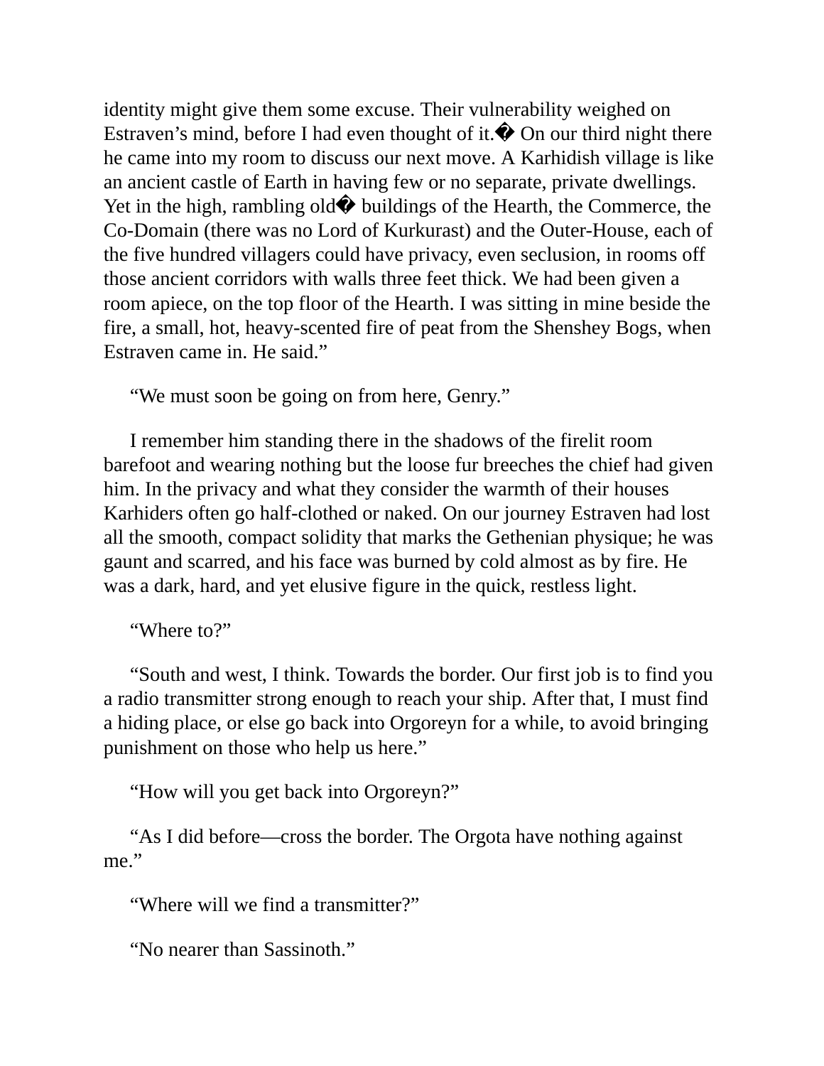identity might give them some excuse. Their vulnerability weighed on Estraven's mind, before I had even thought of it.� On our third night there he came into my room to discuss our next move. A Karhidish village is like an ancient castle of Earth in having few or no separate, private dwellings. Yet in the high, rambling old� buildings of the Hearth, the Commerce, the Co-Domain (there was no Lord of Kurkurast) and the Outer-House, each of the five hundred villagers could have privacy, even seclusion, in rooms off those ancient corridors with walls three feet thick. We had been given a room apiece, on the top floor of the Hearth. I was sitting in mine beside the fire, a small, hot, heavy-scented fire of peat from the Shenshey Bogs, when Estraven came in. He said."

"We must soon be going on from here, Genry."

I remember him standing there in the shadows of the firelit room barefoot and wearing nothing but the loose fur breeches the chief had given him. In the privacy and what they consider the warmth of their houses Karhiders often go half-clothed or naked. On our journey Estraven had lost all the smooth, compact solidity that marks the Gethenian physique; he was gaunt and scarred, and his face was burned by cold almost as by fire. He was a dark, hard, and yet elusive figure in the quick, restless light.

"Where to?"

"South and west, I think. Towards the border. Our first job is to find you a radio transmitter strong enough to reach your ship. After that, I must find a hiding place, or else go back into Orgoreyn for a while, to avoid bringing punishment on those who help us here."

"How will you get back into Orgoreyn?"

"As I did before—cross the border. The Orgota have nothing against me."

"Where will we find a transmitter?"

"No nearer than Sassinoth."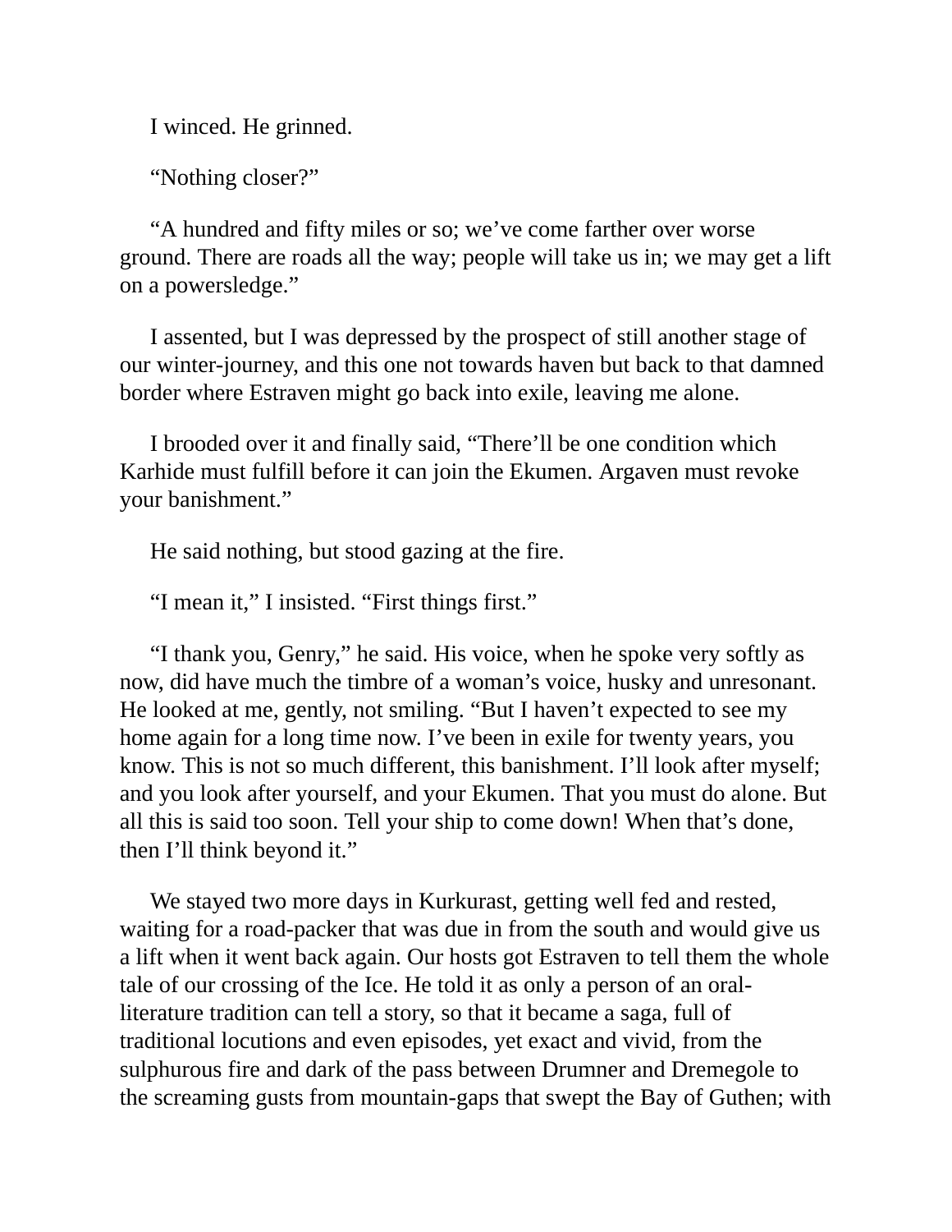I winced. He grinned.

“Nothing closer?”

“A hundred and fifty miles or so; we’ve come farther over worse ground. There are roads all the way; people will take us in; we may get a lift on a powersledge.”

I assented, but I was depressed by the prospect of still another stage of our winter-journey, and this one not towards haven but back to that damned border where Estraven might go back into exile, leaving me alone.

I brooded over it and finally said, “There’ll be one condition which Karhide must fulfill before it can join the Ekumen. Argaven must revoke your banishment.”

He said nothing, but stood gazing at the fire.

“I mean it,” I insisted. “First things first.”

“I thank you, Genry,” he said. His voice, when he spoke very softly as now, did have much the timbre of a woman’s voice, husky and unresonant. He looked at me, gently, not smiling. “But I haven’t expected to see my home again for a long time now. I’ve been in exile for twenty years, you know. This is not so much different, this banishment. I’ll look after myself; and you look after yourself, and your Ekumen. That you must do alone. But all this is said too soon. Tell your ship to come down! When that’s done, then I’ll think beyond it.”

We stayed two more days in Kurkurast, getting well fed and rested, waiting for a road-packer that was due in from the south and would give us a lift when it went back again. Our hosts got Estraven to tell them the whole tale of our crossing of the Ice. He told it as only a person of an oral-literature tradition can tell a story, so that it became a saga, full of traditional locutions and even episodes, yet exact and vivid, from the sulphurous fire and dark of the pass between Drumner and Dremegole to the screaming gusts from mountain-gaps that swept the Bay of Guthen; with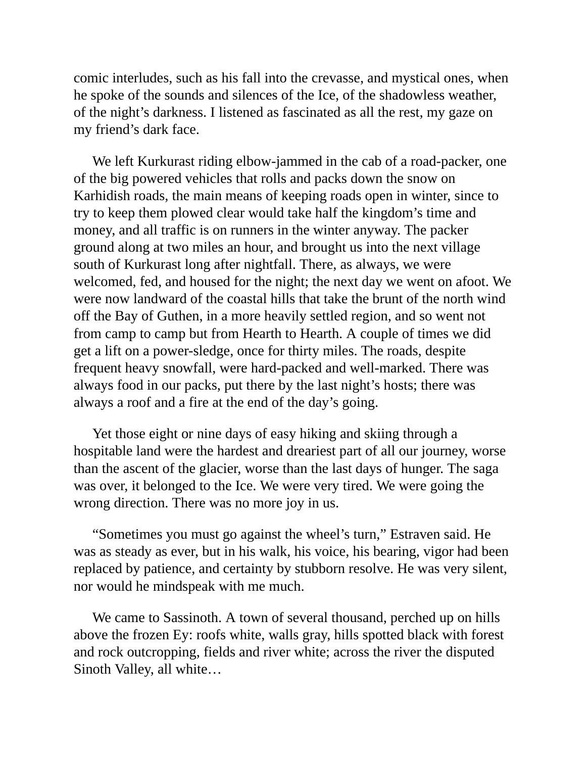comic interludes, such as his fall into the crevasse, and mystical ones, when he spoke of the sounds and silences of the Ice, of the shadowless weather, of the night's darkness. I listened as fascinated as all the rest, my gaze on my friend's dark face.

We left Kurkurast riding elbow-jammed in the cab of a road-packer, one of the big powered vehicles that rolls and packs down the snow on Karhidish roads, the main means of keeping roads open in winter, since to try to keep them plowed clear would take half the kingdom's time and money, and all traffic is on runners in the winter anyway. The packer ground along at two miles an hour, and brought us into the next village south of Kurkurast long after nightfall. There, as always, we were welcomed, fed, and housed for the night; the next day we went on afoot. We were now landward of the coastal hills that take the brunt of the north wind off the Bay of Guthen, in a more heavily settled region, and so went not from camp to camp but from Hearth to Hearth. A couple of times we did get a lift on a power-sledge, once for thirty miles. The roads, despite frequent heavy snowfall, were hard-packed and well-marked. There was always food in our packs, put there by the last night's hosts; there was always a roof and a fire at the end of the day's going.

Yet those eight or nine days of easy hiking and skiing through a hospitable land were the hardest and dreariest part of all our journey, worse than the ascent of the glacier, worse than the last days of hunger. The saga was over, it belonged to the Ice. We were very tired. We were going the wrong direction. There was no more joy in us.

"Sometimes you must go against the wheel's turn," Estraven said. He was as steady as ever, but in his walk, his voice, his bearing, vigor had been replaced by patience, and certainty by stubborn resolve. He was very silent, nor would he mindspeak with me much.

We came to Sassinoth. A town of several thousand, perched up on hills above the frozen Ey: roofs white, walls gray, hills spotted black with forest and rock outcropping, fields and river white; across the river the disputed Sinoth Valley, all white…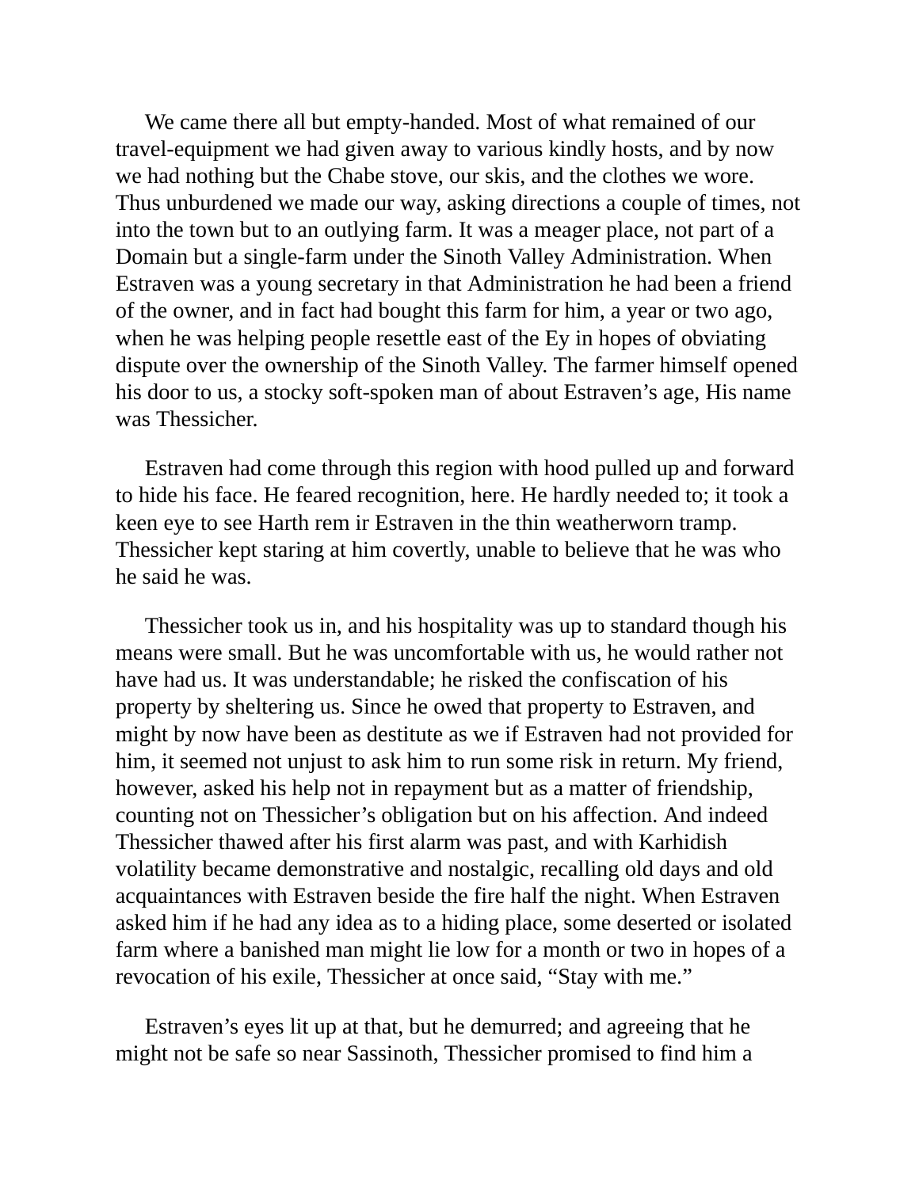We came there all but empty-handed. Most of what remained of our travel-equipment we had given away to various kindly hosts, and by now we had nothing but the Chabe stove, our skis, and the clothes we wore. Thus unburdened we made our way, asking directions a couple of times, not into the town but to an outlying farm. It was a meager place, not part of a Domain but a single-farm under the Sinoth Valley Administration. When Estraven was a young secretary in that Administration he had been a friend of the owner, and in fact had bought this farm for him, a year or two ago, when he was helping people resettle east of the Ey in hopes of obviating dispute over the ownership of the Sinoth Valley. The farmer himself opened his door to us, a stocky soft-spoken man of about Estraven's age, His name was Thessicher.

Estraven had come through this region with hood pulled up and forward to hide his face. He feared recognition, here. He hardly needed to; it took a keen eye to see Harth rem ir Estraven in the thin weatherworn tramp. Thessicher kept staring at him covertly, unable to believe that he was who he said he was.

Thessicher took us in, and his hospitality was up to standard though his means were small. But he was uncomfortable with us, he would rather not have had us. It was understandable; he risked the confiscation of his property by sheltering us. Since he owed that property to Estraven, and might by now have been as destitute as we if Estraven had not provided for him, it seemed not unjust to ask him to run some risk in return. My friend, however, asked his help not in repayment but as a matter of friendship, counting not on Thessicher's obligation but on his affection. And indeed Thessicher thawed after his first alarm was past, and with Karhidish volatility became demonstrative and nostalgic, recalling old days and old acquaintances with Estraven beside the fire half the night. When Estraven asked him if he had any idea as to a hiding place, some deserted or isolated farm where a banished man might lie low for a month or two in hopes of a revocation of his exile, Thessicher at once said, "Stay with me."

Estraven's eyes lit up at that, but he demurred; and agreeing that he might not be safe so near Sassinoth, Thessicher promised to find him a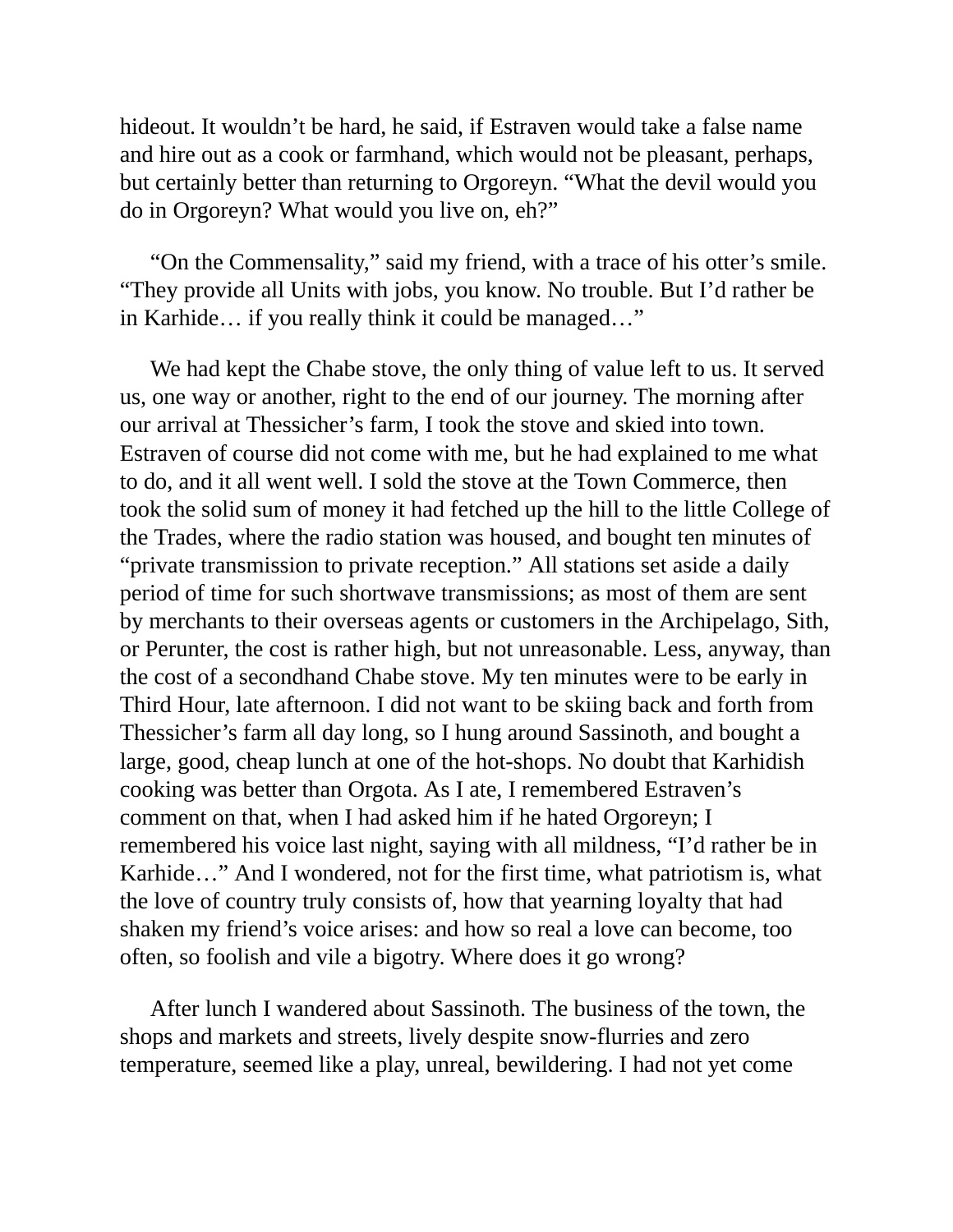hideout. It wouldn’t be hard, he said, if Estraven would take a false name and hire out as a cook or farmhand, which would not be pleasant, perhaps, but certainly better than returning to Orgoreyn. “What the devil would you do in Orgoreyn? What would you live on, eh?”

“On the Commensality,” said my friend, with a trace of his otter’s smile. “They provide all Units with jobs, you know. No trouble. But I’d rather be in Karhide… if you really think it could be managed…”

We had kept the Chabe stove, the only thing of value left to us. It served us, one way or another, right to the end of our journey. The morning after our arrival at Thessicher’s farm, I took the stove and skied into town. Estraven of course did not come with me, but he had explained to me what to do, and it all went well. I sold the stove at the Town Commerce, then took the solid sum of money it had fetched up the hill to the little College of the Trades, where the radio station was housed, and bought ten minutes of “private transmission to private reception.” All stations set aside a daily period of time for such shortwave transmissions; as most of them are sent by merchants to their overseas agents or customers in the Archipelago, Sith, or Perunter, the cost is rather high, but not unreasonable. Less, anyway, than the cost of a secondhand Chabe stove. My ten minutes were to be early in Third Hour, late afternoon. I did not want to be skiing back and forth from Thessicher’s farm all day long, so I hung around Sassinoth, and bought a large, good, cheap lunch at one of the hot-shops. No doubt that Karhidish cooking was better than Orgota. As I ate, I remembered Estraven’s comment on that, when I had asked him if he hated Orgoreyn; I remembered his voice last night, saying with all mildness, “I’d rather be in Karhide…” And I wondered, not for the first time, what patriotism is, what the love of country truly consists of, how that yearning loyalty that had shaken my friend’s voice arises: and how so real a love can become, too often, so foolish and vile a bigotry. Where does it go wrong?

After lunch I wandered about Sassinoth. The business of the town, the shops and markets and streets, lively despite snow-flurries and zero temperature, seemed like a play, unreal, bewildering. I had not yet come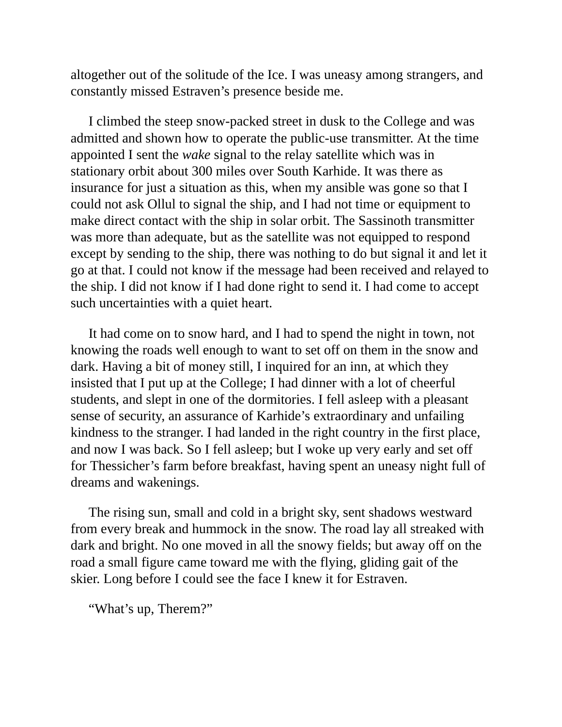altogether out of the solitude of the Ice. I was uneasy among strangers, and constantly missed Estraven's presence beside me.

I climbed the steep snow-packed street in dusk to the College and was admitted and shown how to operate the public-use transmitter. At the time appointed I sent the *wake* signal to the relay satellite which was in stationary orbit about 300 miles over South Karhide. It was there as insurance for just a situation as this, when my ansible was gone so that I could not ask Ollul to signal the ship, and I had not time or equipment to make direct contact with the ship in solar orbit. The Sassinoth transmitter was more than adequate, but as the satellite was not equipped to respond except by sending to the ship, there was nothing to do but signal it and let it go at that. I could not know if the message had been received and relayed to the ship. I did not know if I had done right to send it. I had come to accept such uncertainties with a quiet heart.

It had come on to snow hard, and I had to spend the night in town, not knowing the roads well enough to want to set off on them in the snow and dark. Having a bit of money still, I inquired for an inn, at which they insisted that I put up at the College; I had dinner with a lot of cheerful students, and slept in one of the dormitories. I fell asleep with a pleasant sense of security, an assurance of Karhide's extraordinary and unfailing kindness to the stranger. I had landed in the right country in the first place, and now I was back. So I fell asleep; but I woke up very early and set off for Thessicher's farm before breakfast, having spent an uneasy night full of dreams and wakenings.

The rising sun, small and cold in a bright sky, sent shadows westward from every break and hummock in the snow. The road lay all streaked with dark and bright. No one moved in all the snowy fields; but away off on the road a small figure came toward me with the flying, gliding gait of the skier. Long before I could see the face I knew it for Estraven.

"What's up, Therem?"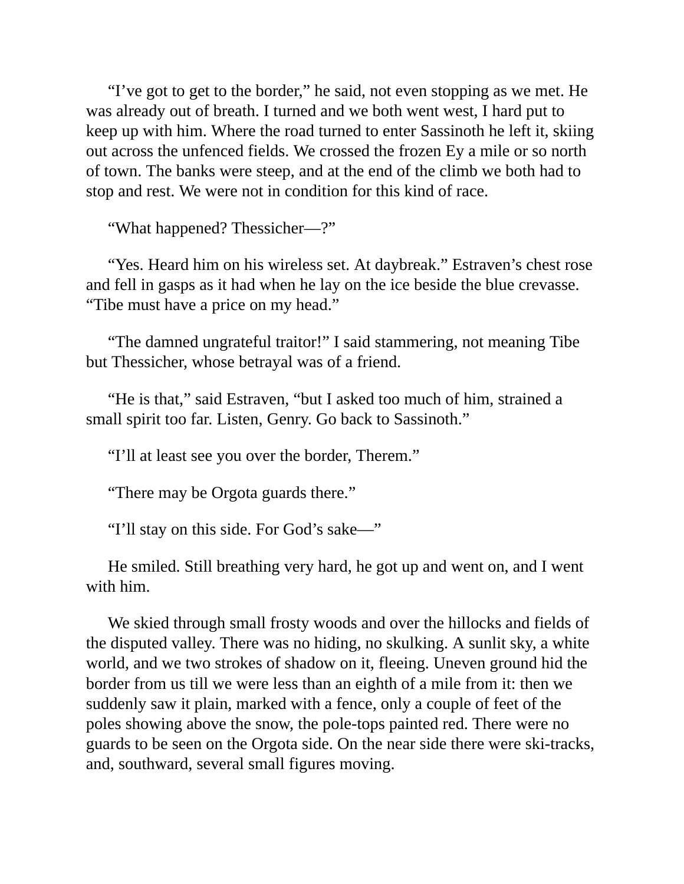"I've got to get to the border," he said, not even stopping as we met. He was already out of breath. I turned and we both went west, I hard put to keep up with him. Where the road turned to enter Sassinoth he left it, skiing out across the unfenced fields. We crossed the frozen Ey a mile or so north of town. The banks were steep, and at the end of the climb we both had to stop and rest. We were not in condition for this kind of race.

"What happened? Thessicher—?"

"Yes. Heard him on his wireless set. At daybreak." Estraven's chest rose and fell in gasps as it had when he lay on the ice beside the blue crevasse. "Tibe must have a price on my head."

"The damned ungrateful traitor!" I said stammering, not meaning Tibe but Thessicher, whose betrayal was of a friend.

"He is that," said Estraven, "but I asked too much of him, strained a small spirit too far. Listen, Genry. Go back to Sassinoth."

"I'll at least see you over the border, Therem."

"There may be Orgota guards there."

"I'll stay on this side. For God's sake—"

He smiled. Still breathing very hard, he got up and went on, and I went with him.

We skied through small frosty woods and over the hillocks and fields of the disputed valley. There was no hiding, no skulking. A sunlit sky, a white world, and we two strokes of shadow on it, fleeing. Uneven ground hid the border from us till we were less than an eighth of a mile from it: then we suddenly saw it plain, marked with a fence, only a couple of feet of the poles showing above the snow, the pole-tops painted red. There were no guards to be seen on the Orgota side. On the near side there were ski-tracks, and, southward, several small figures moving.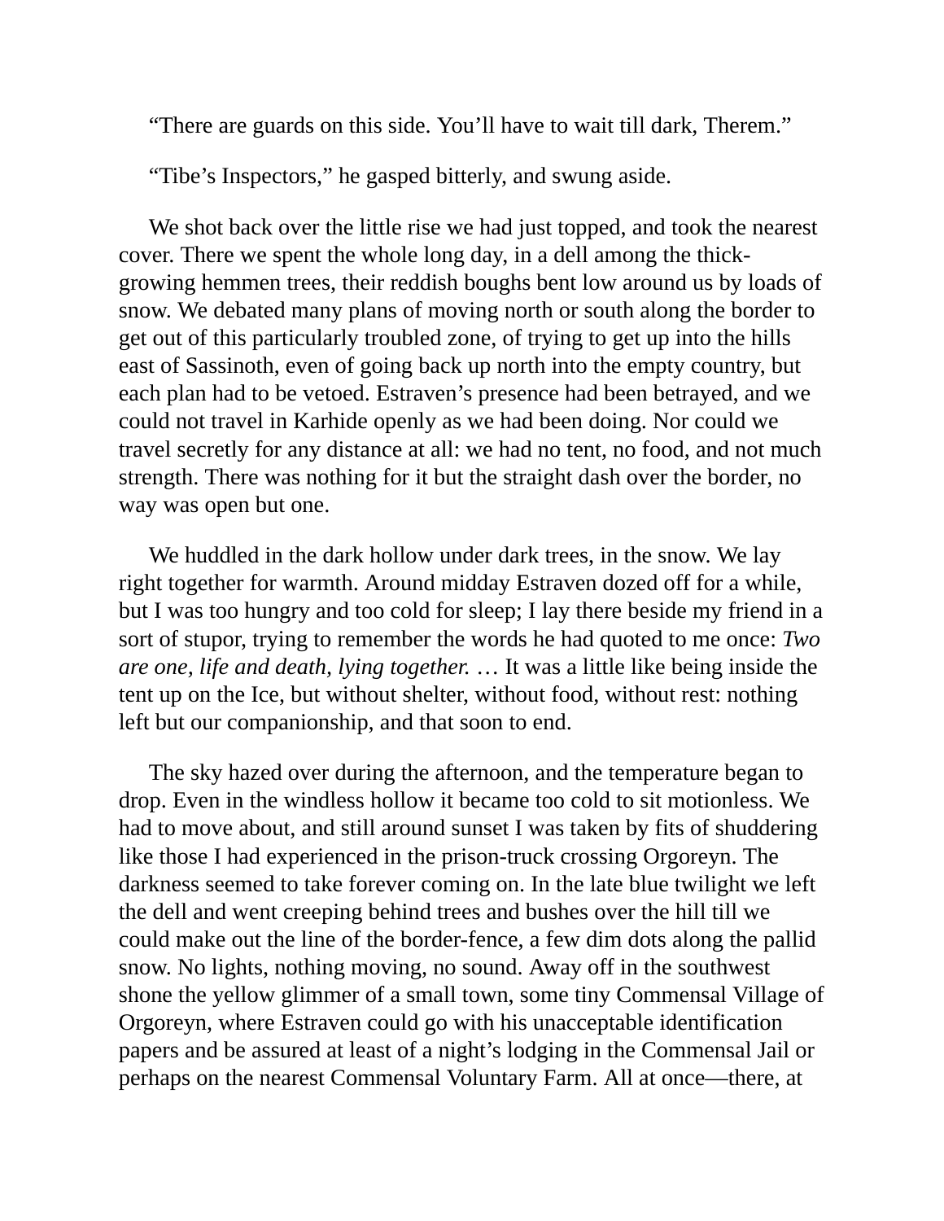“There are guards on this side. You’ll have to wait till dark, Therem.”

“Tibe’s Inspectors,” he gasped bitterly, and swung aside.

We shot back over the little rise we had just topped, and took the nearest cover. There we spent the whole long day, in a dell among the thick-growing hemmen trees, their reddish boughs bent low around us by loads of snow. We debated many plans of moving north or south along the border to get out of this particularly troubled zone, of trying to get up into the hills east of Sassinoth, even of going back up north into the empty country, but each plan had to be vetoed. Estraven’s presence had been betrayed, and we could not travel in Karhide openly as we had been doing. Nor could we travel secretly for any distance at all: we had no tent, no food, and not much strength. There was nothing for it but the straight dash over the border, no way was open but one.

We huddled in the dark hollow under dark trees, in the snow. We lay right together for warmth. Around midday Estraven dozed off for a while, but I was too hungry and too cold for sleep; I lay there beside my friend in a sort of stupor, trying to remember the words he had quoted to me once: *Two are one, life and death, lying together.* … It was a little like being inside the tent up on the Ice, but without shelter, without food, without rest: nothing left but our companionship, and that soon to end.

The sky hazed over during the afternoon, and the temperature began to drop. Even in the windless hollow it became too cold to sit motionless. We had to move about, and still around sunset I was taken by fits of shuddering like those I had experienced in the prison-truck crossing Orgoreyn. The darkness seemed to take forever coming on. In the late blue twilight we left the dell and went creeping behind trees and bushes over the hill till we could make out the line of the border-fence, a few dim dots along the pallid snow. No lights, nothing moving, no sound. Away off in the southwest shone the yellow glimmer of a small town, some tiny Commensal Village of Orgoreyn, where Estraven could go with his unacceptable identification papers and be assured at least of a night’s lodging in the Commensal Jail or perhaps on the nearest Commensal Voluntary Farm. All at once—there, at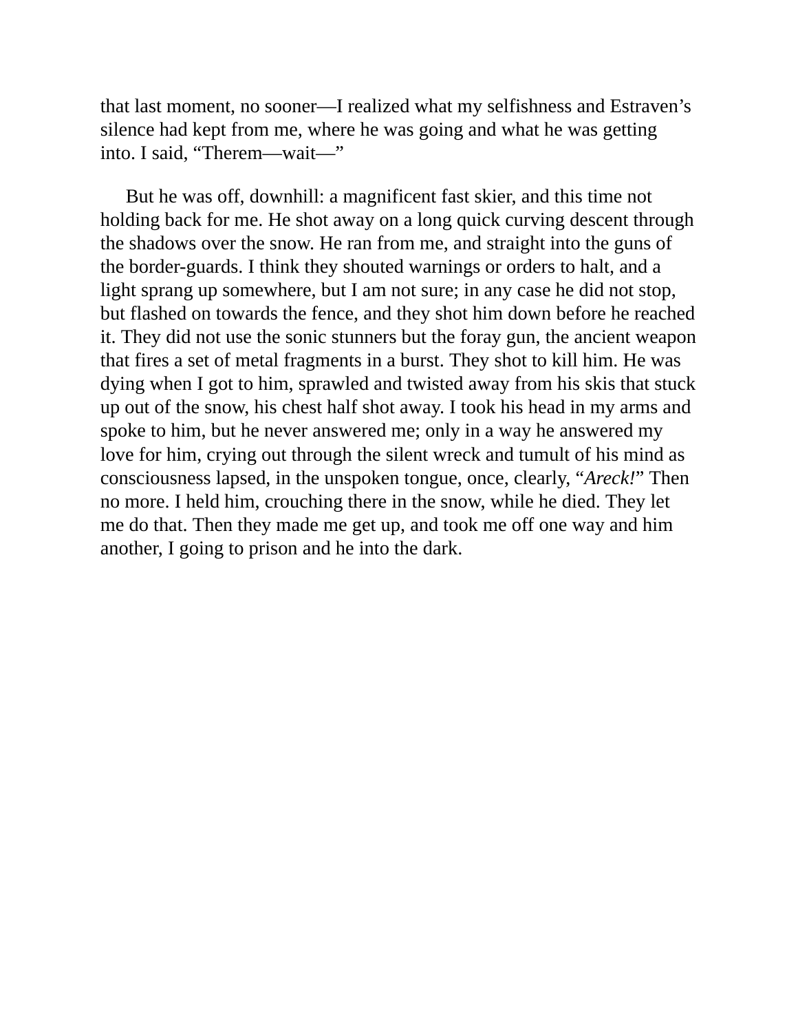that last moment, no sooner—I realized what my selfishness and Estraven's silence had kept from me, where he was going and what he was getting into. I said, "Therem—wait—"

But he was off, downhill: a magnificent fast skier, and this time not holding back for me. He shot away on a long quick curving descent through the shadows over the snow. He ran from me, and straight into the guns of the border-guards. I think they shouted warnings or orders to halt, and a light sprang up somewhere, but I am not sure; in any case he did not stop, but flashed on towards the fence, and they shot him down before he reached it. They did not use the sonic stunners but the foray gun, the ancient weapon that fires a set of metal fragments in a burst. They shot to kill him. He was dying when I got to him, sprawled and twisted away from his skis that stuck up out of the snow, his chest half shot away. I took his head in my arms and spoke to him, but he never answered me; only in a way he answered my love for him, crying out through the silent wreck and tumult of his mind as consciousness lapsed, in the unspoken tongue, once, clearly, "*Areck!*" Then no more. I held him, crouching there in the snow, while he died. They let me do that. Then they made me get up, and took me off one way and him another, I going to prison and he into the dark.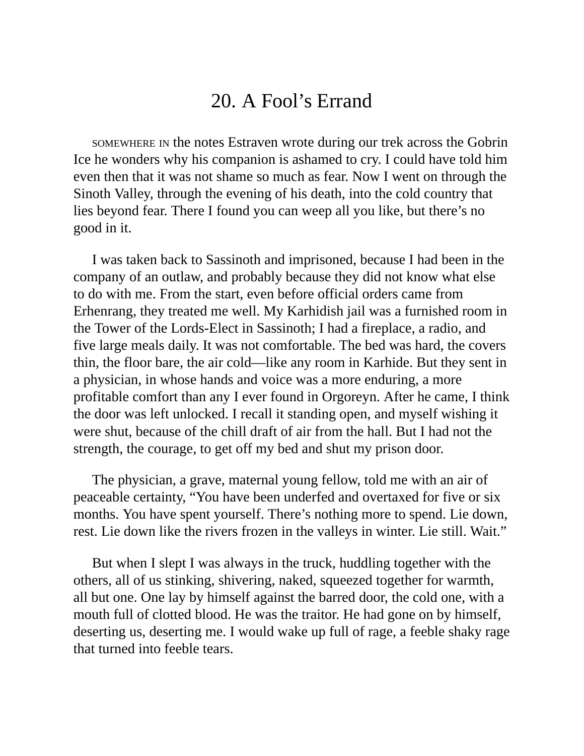# 20. A Fool's Errand

SOMEWHERE IN the notes Estraven wrote during our trek across the Gobrin Ice he wonders why his companion is ashamed to cry. I could have told him even then that it was not shame so much as fear. Now I went on through the Sinoth Valley, through the evening of his death, into the cold country that lies beyond fear. There I found you can weep all you like, but there's no good in it.

I was taken back to Sassinoth and imprisoned, because I had been in the company of an outlaw, and probably because they did not know what else to do with me. From the start, even before official orders came from Erhenrang, they treated me well. My Karhidish jail was a furnished room in the Tower of the Lords-Elect in Sassinoth; I had a fireplace, a radio, and five large meals daily. It was not comfortable. The bed was hard, the covers thin, the floor bare, the air cold—like any room in Karhide. But they sent in a physician, in whose hands and voice was a more enduring, a more profitable comfort than any I ever found in Orgoreyn. After he came, I think the door was left unlocked. I recall it standing open, and myself wishing it were shut, because of the chill draft of air from the hall. But I had not the strength, the courage, to get off my bed and shut my prison door.

The physician, a grave, maternal young fellow, told me with an air of peaceable certainty, "You have been underfed and overtaxed for five or six months. You have spent yourself. There's nothing more to spend. Lie down, rest. Lie down like the rivers frozen in the valleys in winter. Lie still. Wait."

But when I slept I was always in the truck, huddling together with the others, all of us stinking, shivering, naked, squeezed together for warmth, all but one. One lay by himself against the barred door, the cold one, with a mouth full of clotted blood. He was the traitor. He had gone on by himself, deserting us, deserting me. I would wake up full of rage, a feeble shaky rage that turned into feeble tears.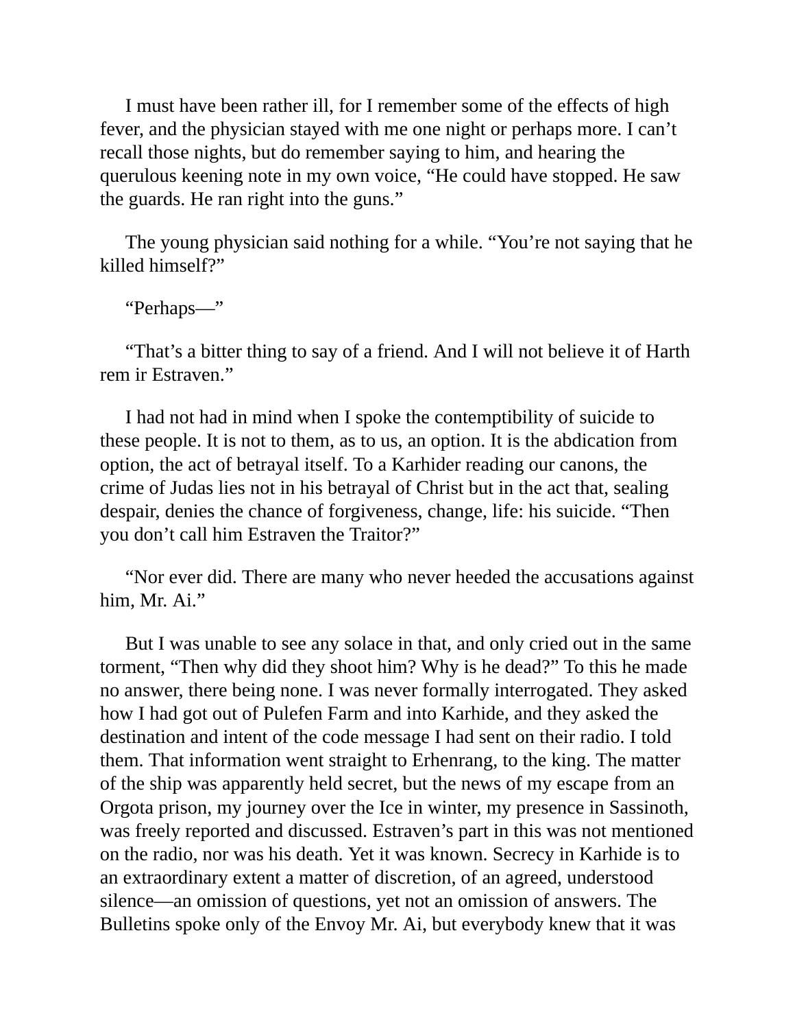I must have been rather ill, for I remember some of the effects of high fever, and the physician stayed with me one night or perhaps more. I can't recall those nights, but do remember saying to him, and hearing the querulous keening note in my own voice, "He could have stopped. He saw the guards. He ran right into the guns."

The young physician said nothing for a while. "You're not saying that he killed himself?"

"Perhaps—"

"That's a bitter thing to say of a friend. And I will not believe it of Harth rem ir Estraven."

I had not had in mind when I spoke the contemptibility of suicide to these people. It is not to them, as to us, an option. It is the abdication from option, the act of betrayal itself. To a Karhider reading our canons, the crime of Judas lies not in his betrayal of Christ but in the act that, sealing despair, denies the chance of forgiveness, change, life: his suicide. "Then you don't call him Estraven the Traitor?"

"Nor ever did. There are many who never heeded the accusations against him, Mr. Ai."

But I was unable to see any solace in that, and only cried out in the same torment, "Then why did they shoot him? Why is he dead?" To this he made no answer, there being none. I was never formally interrogated. They asked how I had got out of Pulefen Farm and into Karhide, and they asked the destination and intent of the code message I had sent on their radio. I told them. That information went straight to Erhenrang, to the king. The matter of the ship was apparently held secret, but the news of my escape from an Orgota prison, my journey over the Ice in winter, my presence in Sassinoth, was freely reported and discussed. Estraven's part in this was not mentioned on the radio, nor was his death. Yet it was known. Secrecy in Karhide is to an extraordinary extent a matter of discretion, of an agreed, understood silence—an omission of questions, yet not an omission of answers. The Bulletins spoke only of the Envoy Mr. Ai, but everybody knew that it was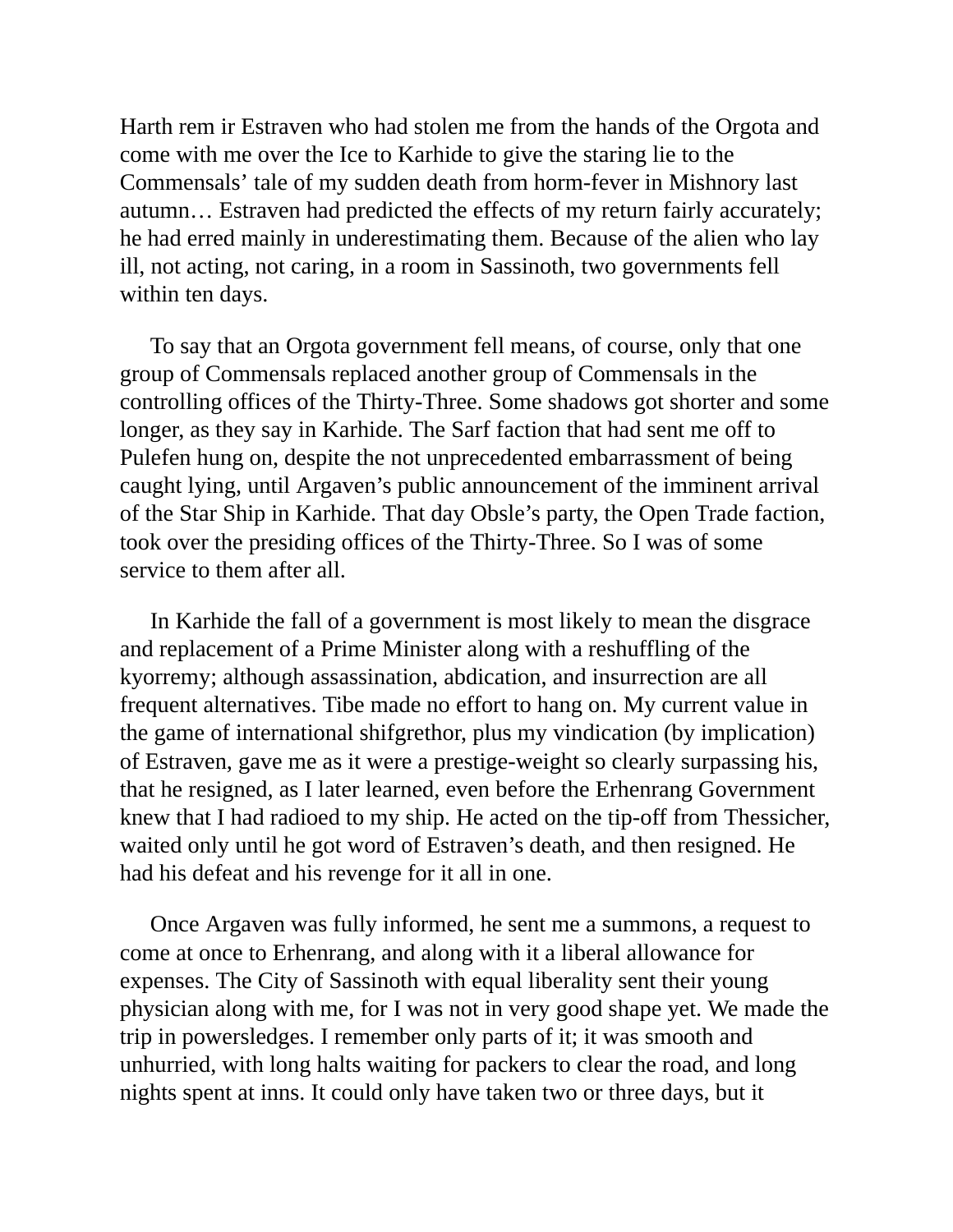Harth rem ir Estraven who had stolen me from the hands of the Orgota and come with me over the Ice to Karhide to give the staring lie to the Commensals' tale of my sudden death from horm-fever in Mishnory last autumn… Estraven had predicted the effects of my return fairly accurately; he had erred mainly in underestimating them. Because of the alien who lay ill, not acting, not caring, in a room in Sassinoth, two governments fell within ten days.

To say that an Orgota government fell means, of course, only that one group of Commensals replaced another group of Commensals in the controlling offices of the Thirty-Three. Some shadows got shorter and some longer, as they say in Karhide. The Sarf faction that had sent me off to Pulefen hung on, despite the not unprecedented embarrassment of being caught lying, until Argaven's public announcement of the imminent arrival of the Star Ship in Karhide. That day Obsle's party, the Open Trade faction, took over the presiding offices of the Thirty-Three. So I was of some service to them after all.

In Karhide the fall of a government is most likely to mean the disgrace and replacement of a Prime Minister along with a reshuffling of the kyorremy; although assassination, abdication, and insurrection are all frequent alternatives. Tibe made no effort to hang on. My current value in the game of international shifgrethor, plus my vindication (by implication) of Estraven, gave me as it were a prestige-weight so clearly surpassing his, that he resigned, as I later learned, even before the Erhenrang Government knew that I had radioed to my ship. He acted on the tip-off from Thessicher, waited only until he got word of Estraven's death, and then resigned. He had his defeat and his revenge for it all in one.

Once Argaven was fully informed, he sent me a summons, a request to come at once to Erhenrang, and along with it a liberal allowance for expenses. The City of Sassinoth with equal liberality sent their young physician along with me, for I was not in very good shape yet. We made the trip in powersledges. I remember only parts of it; it was smooth and unhurried, with long halts waiting for packers to clear the road, and long nights spent at inns. It could only have taken two or three days, but it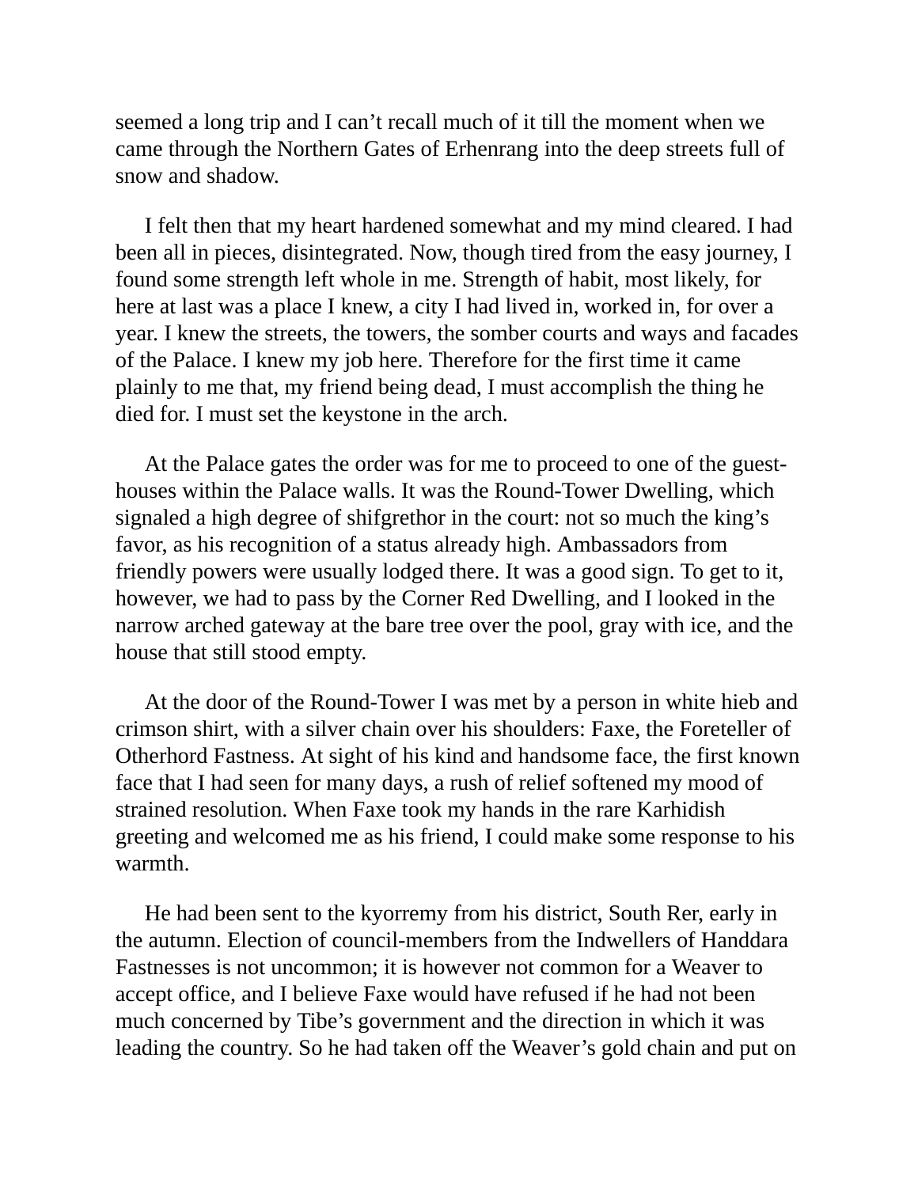seemed a long trip and I can’t recall much of it till the moment when we came through the Northern Gates of Erhenrang into the deep streets full of snow and shadow.

I felt then that my heart hardened somewhat and my mind cleared. I had been all in pieces, disintegrated. Now, though tired from the easy journey, I found some strength left whole in me. Strength of habit, most likely, for here at last was a place I knew, a city I had lived in, worked in, for over a year. I knew the streets, the towers, the somber courts and ways and facades of the Palace. I knew my job here. Therefore for the first time it came plainly to me that, my friend being dead, I must accomplish the thing he died for. I must set the keystone in the arch.

At the Palace gates the order was for me to proceed to one of the guest-houses within the Palace walls. It was the Round-Tower Dwelling, which signaled a high degree of shifgrethor in the court: not so much the king’s favor, as his recognition of a status already high. Ambassadors from friendly powers were usually lodged there. It was a good sign. To get to it, however, we had to pass by the Corner Red Dwelling, and I looked in the narrow arched gateway at the bare tree over the pool, gray with ice, and the house that still stood empty.

At the door of the Round-Tower I was met by a person in white hieb and crimson shirt, with a silver chain over his shoulders: Faxe, the Foreteller of Otherhord Fastness. At sight of his kind and handsome face, the first known face that I had seen for many days, a rush of relief softened my mood of strained resolution. When Faxe took my hands in the rare Karhidish greeting and welcomed me as his friend, I could make some response to his warmth.

He had been sent to the kyorremy from his district, South Rer, early in the autumn. Election of council-members from the Indwellers of Handdara Fastnesses is not uncommon; it is however not common for a Weaver to accept office, and I believe Faxe would have refused if he had not been much concerned by Tibe’s government and the direction in which it was leading the country. So he had taken off the Weaver’s gold chain and put on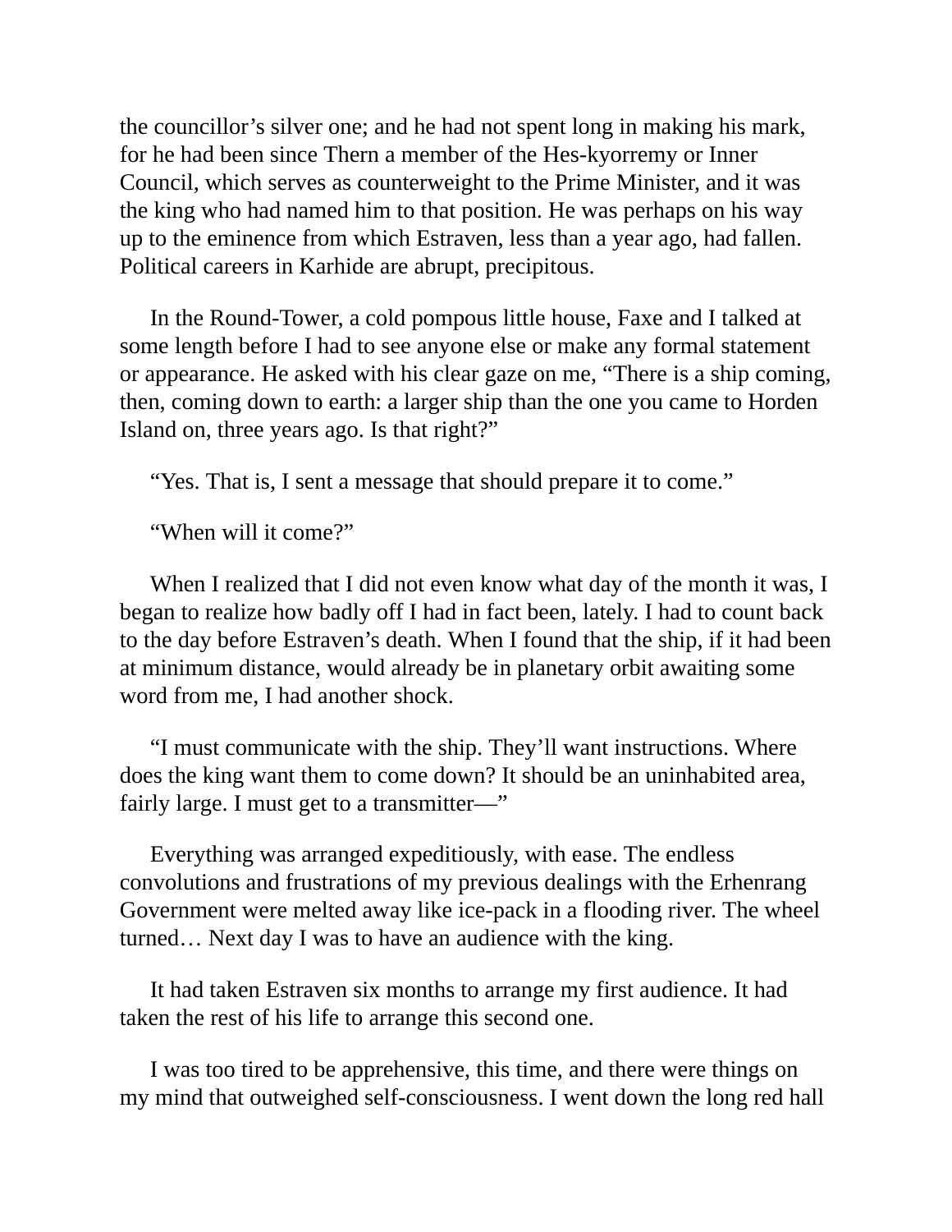the councillor’s silver one; and he had not spent long in making his mark, for he had been since Thern a member of the Hes-kyorremy or Inner Council, which serves as counterweight to the Prime Minister, and it was the king who had named him to that position. He was perhaps on his way up to the eminence from which Estraven, less than a year ago, had fallen. Political careers in Karhide are abrupt, precipitous.

In the Round-Tower, a cold pompous little house, Faxe and I talked at some length before I had to see anyone else or make any formal statement or appearance. He asked with his clear gaze on me, “There is a ship coming, then, coming down to earth: a larger ship than the one you came to Horden Island on, three years ago. Is that right?”

“Yes. That is, I sent a message that should prepare it to come.”

“When will it come?”

When I realized that I did not even know what day of the month it was, I began to realize how badly off I had in fact been, lately. I had to count back to the day before Estraven’s death. When I found that the ship, if it had been at minimum distance, would already be in planetary orbit awaiting some word from me, I had another shock.

“I must communicate with the ship. They’ll want instructions. Where does the king want them to come down? It should be an uninhabited area, fairly large. I must get to a transmitter—”

Everything was arranged expeditiously, with ease. The endless convolutions and frustrations of my previous dealings with the Erhenrang Government were melted away like ice-pack in a flooding river. The wheel turned… Next day I was to have an audience with the king.

It had taken Estraven six months to arrange my first audience. It had taken the rest of his life to arrange this second one.

I was too tired to be apprehensive, this time, and there were things on my mind that outweighed self-consciousness. I went down the long red hall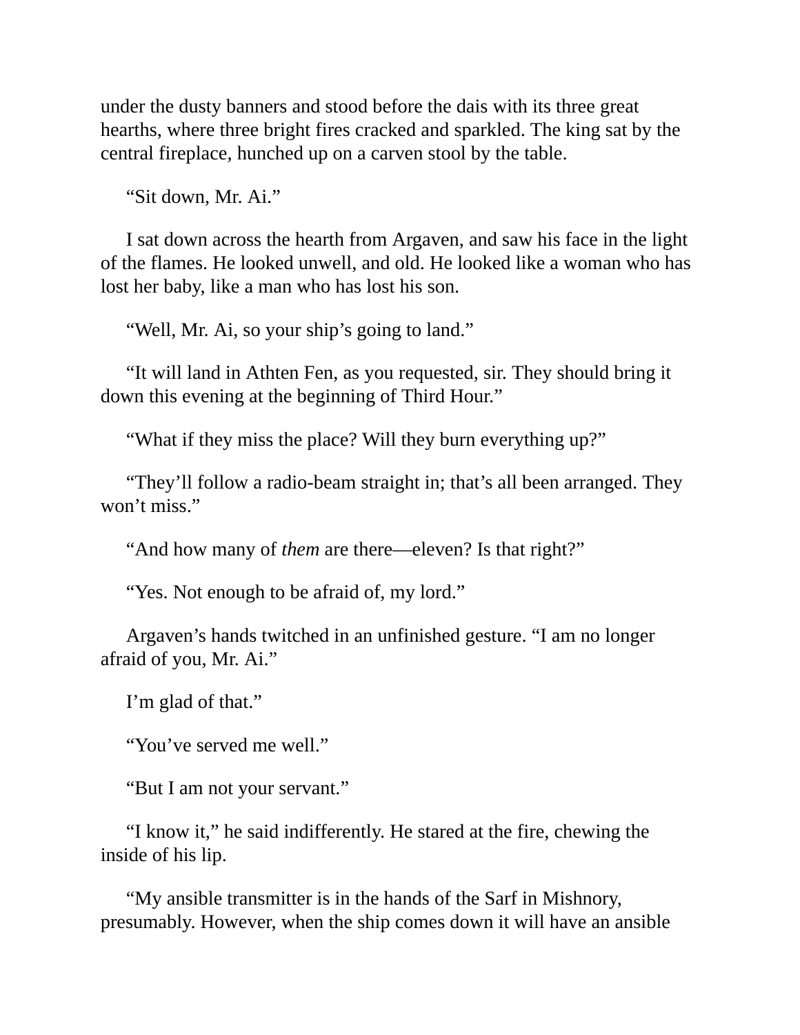under the dusty banners and stood before the dais with its three great hearths, where three bright fires cracked and sparkled. The king sat by the central fireplace, hunched up on a carven stool by the table.

“Sit down, Mr. Ai.”

I sat down across the hearth from Argaven, and saw his face in the light of the flames. He looked unwell, and old. He looked like a woman who has lost her baby, like a man who has lost his son.

“Well, Mr. Ai, so your ship’s going to land.”

“It will land in Athten Fen, as you requested, sir. They should bring it down this evening at the beginning of Third Hour.”

“What if they miss the place? Will they burn everything up?”

“They’ll follow a radio-beam straight in; that’s all been arranged. They won’t miss.”

“And how many of *them* are there—eleven? Is that right?”

“Yes. Not enough to be afraid of, my lord.”

Argaven’s hands twitched in an unfinished gesture. “I am no longer afraid of you, Mr. Ai.”

I’m glad of that.”

“You’ve served me well.”

“But I am not your servant.”

“I know it,” he said indifferently. He stared at the fire, chewing the inside of his lip.

“My ansible transmitter is in the hands of the Sarf in Mishnory, presumably. However, when the ship comes down it will have an ansible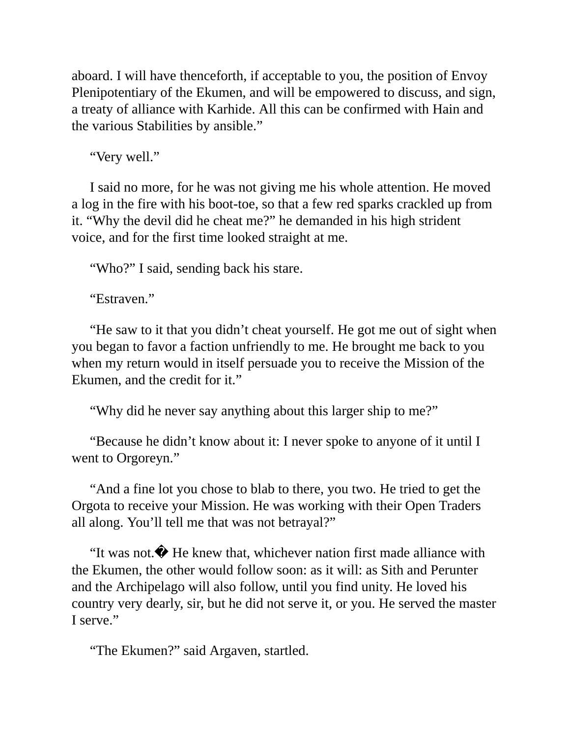aboard. I will have thenceforth, if acceptable to you, the position of Envoy Plenipotentiary of the Ekumen, and will be empowered to discuss, and sign, a treaty of alliance with Karhide. All this can be confirmed with Hain and the various Stabilities by ansible."

"Very well."

I said no more, for he was not giving me his whole attention. He moved a log in the fire with his boot-toe, so that a few red sparks crackled up from it. "Why the devil did he cheat me?" he demanded in his high strident voice, and for the first time looked straight at me.

"Who?" I said, sending back his stare.

"Estraven."

"He saw to it that you didn't cheat yourself. He got me out of sight when you began to favor a faction unfriendly to me. He brought me back to you when my return would in itself persuade you to receive the Mission of the Ekumen, and the credit for it."

"Why did he never say anything about this larger ship to me?"

"Because he didn't know about it: I never spoke to anyone of it until I went to Orgoreyn."

"And a fine lot you chose to blab to there, you two. He tried to get the Orgota to receive your Mission. He was working with their Open Traders all along. You'll tell me that was not betrayal?"

"It was not.� He knew that, whichever nation first made alliance with the Ekumen, the other would follow soon: as it will: as Sith and Perunter and the Archipelago will also follow, until you find unity. He loved his country very dearly, sir, but he did not serve it, or you. He served the master I serve."

"The Ekumen?" said Argaven, startled.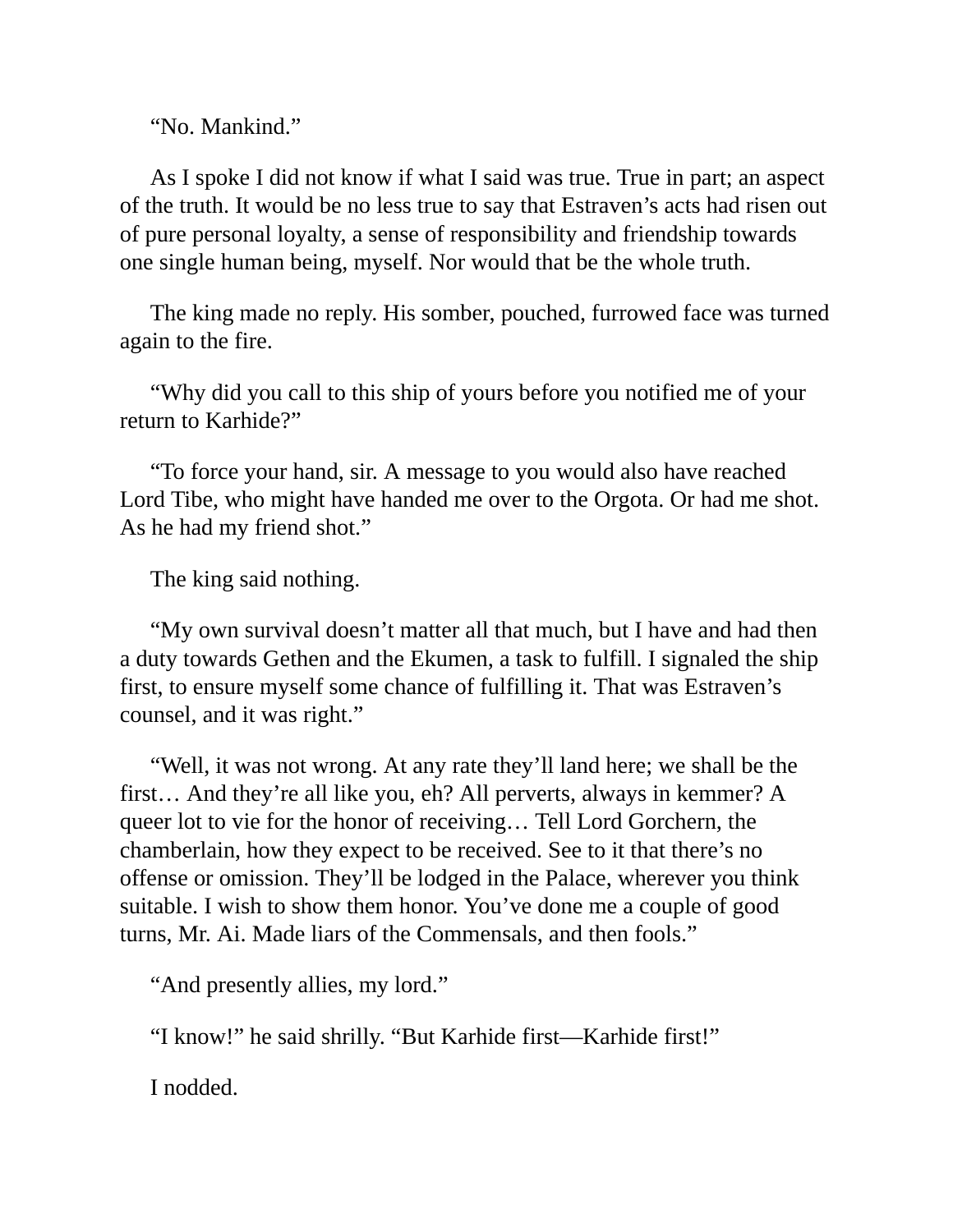“No. Mankind.”

As I spoke I did not know if what I said was true. True in part; an aspect of the truth. It would be no less true to say that Estraven’s acts had risen out of pure personal loyalty, a sense of responsibility and friendship towards one single human being, myself. Nor would that be the whole truth.

The king made no reply. His somber, pouched, furrowed face was turned again to the fire.

“Why did you call to this ship of yours before you notified me of your return to Karhide?”

“To force your hand, sir. A message to you would also have reached Lord Tibe, who might have handed me over to the Orgota. Or had me shot. As he had my friend shot.”

The king said nothing.

“My own survival doesn’t matter all that much, but I have and had then a duty towards Gethen and the Ekumen, a task to fulfill. I signaled the ship first, to ensure myself some chance of fulfilling it. That was Estraven’s counsel, and it was right.”

“Well, it was not wrong. At any rate they’ll land here; we shall be the first… And they’re all like you, eh? All perverts, always in kemmer? A queer lot to vie for the honor of receiving… Tell Lord Gorchern, the chamberlain, how they expect to be received. See to it that there’s no offense or omission. They’ll be lodged in the Palace, wherever you think suitable. I wish to show them honor. You’ve done me a couple of good turns, Mr. Ai. Made liars of the Commensals, and then fools.”

“And presently allies, my lord.”

“I know!” he said shrilly. “But Karhide first—Karhide first!”

I nodded.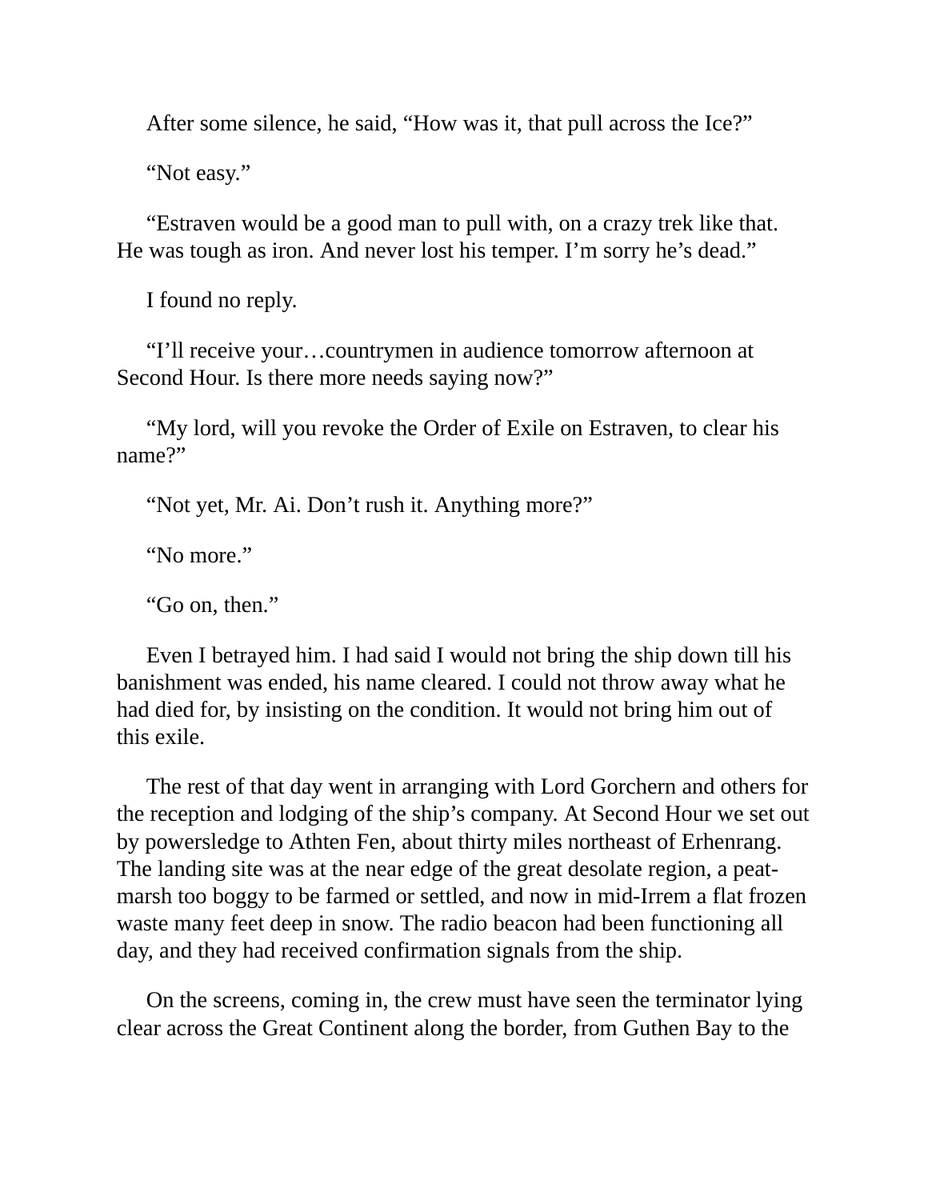After some silence, he said, “How was it, that pull across the Ice?”

“Not easy.”

“Estraven would be a good man to pull with, on a crazy trek like that. He was tough as iron. And never lost his temper. I’m sorry he’s dead.”

I found no reply.

“I’ll receive your…countrymen in audience tomorrow afternoon at Second Hour. Is there more needs saying now?”

“My lord, will you revoke the Order of Exile on Estraven, to clear his name?”

“Not yet, Mr. Ai. Don’t rush it. Anything more?”

“No more.”

“Go on, then.”

Even I betrayed him. I had said I would not bring the ship down till his banishment was ended, his name cleared. I could not throw away what he had died for, by insisting on the condition. It would not bring him out of this exile.

The rest of that day went in arranging with Lord Gorchern and others for the reception and lodging of the ship’s company. At Second Hour we set out by powersledge to Athten Fen, about thirty miles northeast of Erhenrang. The landing site was at the near edge of the great desolate region, a peat-marsh too boggy to be farmed or settled, and now in mid-Irrem a flat frozen waste many feet deep in snow. The radio beacon had been functioning all day, and they had received confirmation signals from the ship.

On the screens, coming in, the crew must have seen the terminator lying clear across the Great Continent along the border, from Guthen Bay to the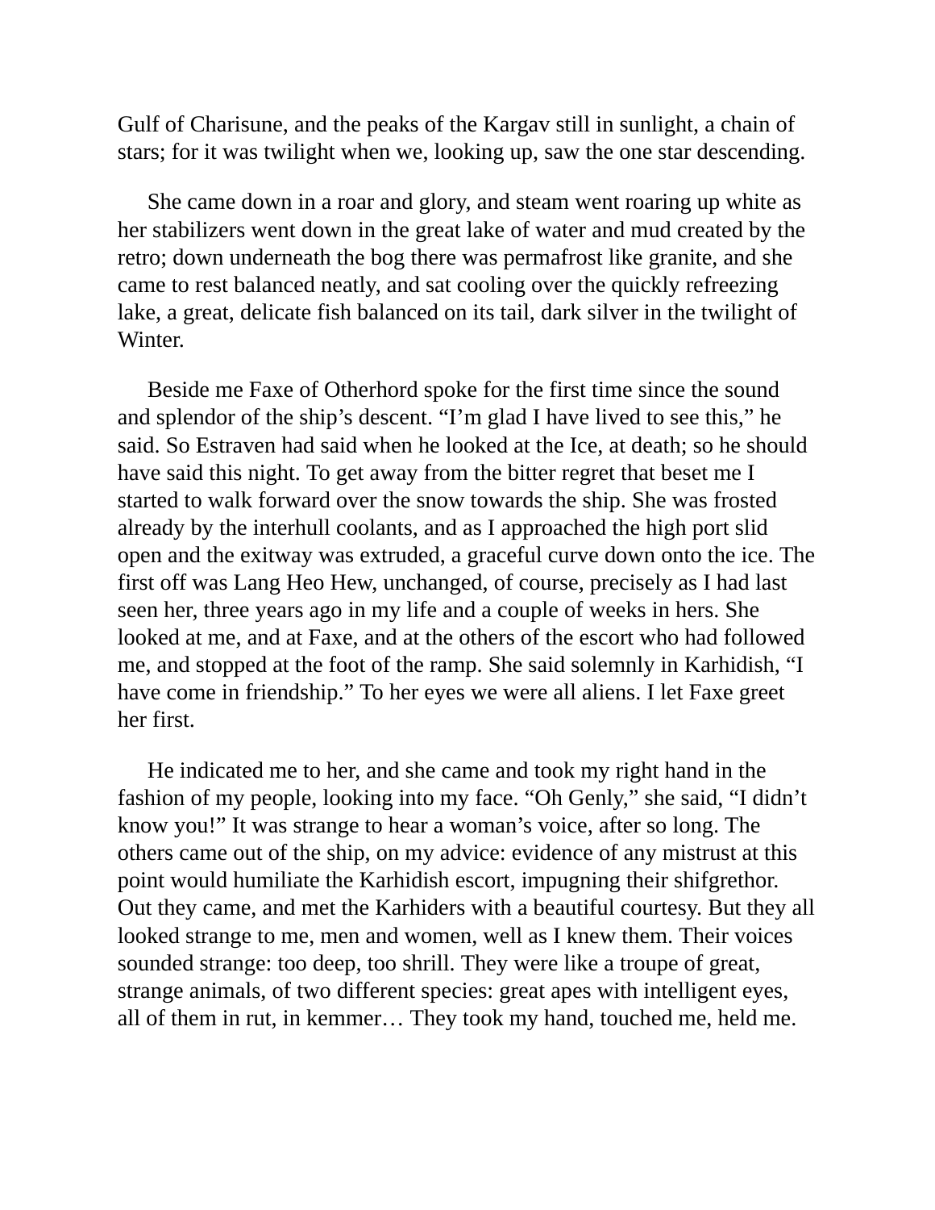Gulf of Charisune, and the peaks of the Kargav still in sunlight, a chain of stars; for it was twilight when we, looking up, saw the one star descending.

She came down in a roar and glory, and steam went roaring up white as her stabilizers went down in the great lake of water and mud created by the retro; down underneath the bog there was permafrost like granite, and she came to rest balanced neatly, and sat cooling over the quickly refreezing lake, a great, delicate fish balanced on its tail, dark silver in the twilight of Winter.

Beside me Faxe of Otherhord spoke for the first time since the sound and splendor of the ship's descent. "I'm glad I have lived to see this," he said. So Estraven had said when he looked at the Ice, at death; so he should have said this night. To get away from the bitter regret that beset me I started to walk forward over the snow towards the ship. She was frosted already by the interhull coolants, and as I approached the high port slid open and the exitway was extruded, a graceful curve down onto the ice. The first off was Lang Heo Hew, unchanged, of course, precisely as I had last seen her, three years ago in my life and a couple of weeks in hers. She looked at me, and at Faxe, and at the others of the escort who had followed me, and stopped at the foot of the ramp. She said solemnly in Karhidish, "I have come in friendship." To her eyes we were all aliens. I let Faxe greet her first.

He indicated me to her, and she came and took my right hand in the fashion of my people, looking into my face. "Oh Genly," she said, "I didn't know you!" It was strange to hear a woman's voice, after so long. The others came out of the ship, on my advice: evidence of any mistrust at this point would humiliate the Karhidish escort, impugning their shifgrethor. Out they came, and met the Karhiders with a beautiful courtesy. But they all looked strange to me, men and women, well as I knew them. Their voices sounded strange: too deep, too shrill. They were like a troupe of great, strange animals, of two different species: great apes with intelligent eyes, all of them in rut, in kemmer… They took my hand, touched me, held me.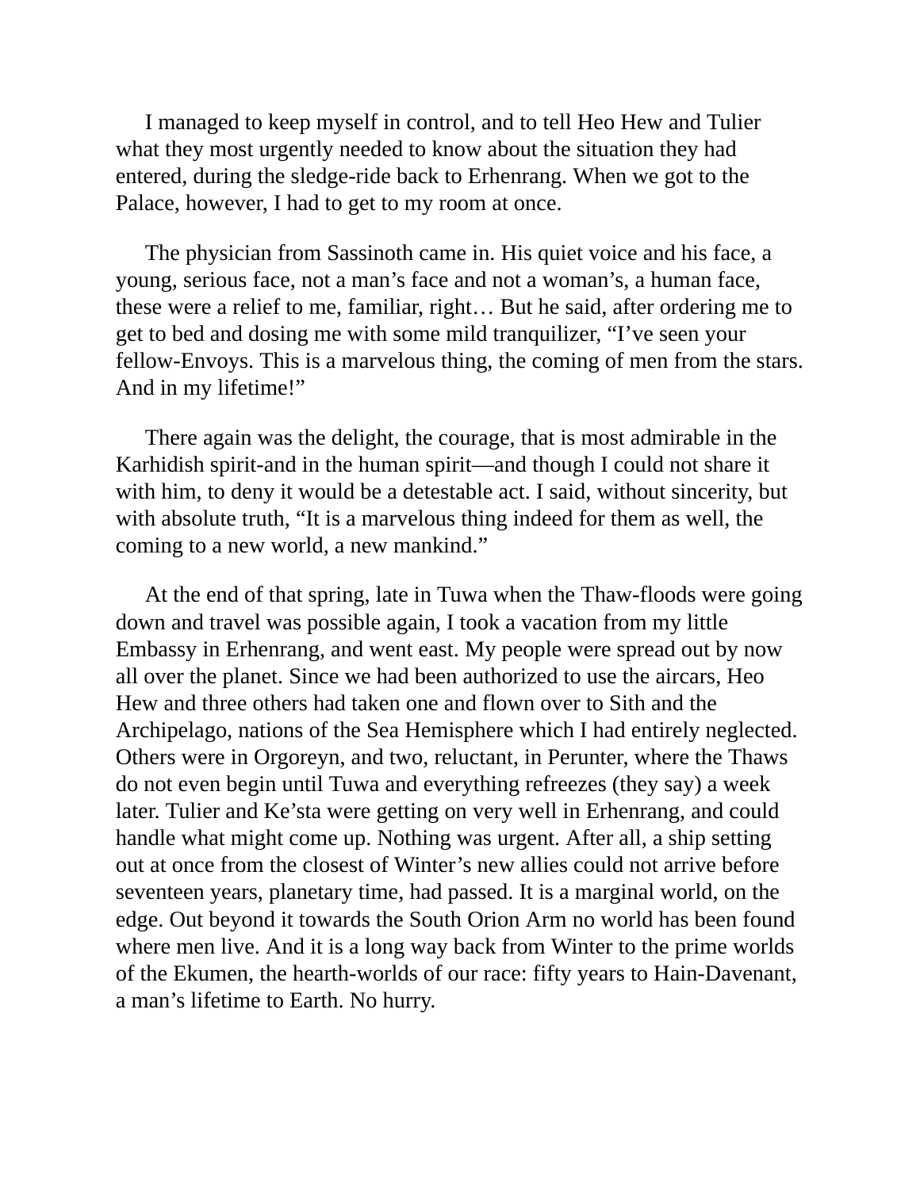I managed to keep myself in control, and to tell Heo Hew and Tulier what they most urgently needed to know about the situation they had entered, during the sledge-ride back to Erhenrang. When we got to the Palace, however, I had to get to my room at once.

The physician from Sassinoth came in. His quiet voice and his face, a young, serious face, not a man's face and not a woman's, a human face, these were a relief to me, familiar, right… But he said, after ordering me to get to bed and dosing me with some mild tranquilizer, "I've seen your fellow-Envoys. This is a marvelous thing, the coming of men from the stars. And in my lifetime!"

There again was the delight, the courage, that is most admirable in the Karhidish spirit-and in the human spirit—and though I could not share it with him, to deny it would be a detestable act. I said, without sincerity, but with absolute truth, "It is a marvelous thing indeed for them as well, the coming to a new world, a new mankind."

At the end of that spring, late in Tuwa when the Thaw-floods were going down and travel was possible again, I took a vacation from my little Embassy in Erhenrang, and went east. My people were spread out by now all over the planet. Since we had been authorized to use the aircars, Heo Hew and three others had taken one and flown over to Sith and the Archipelago, nations of the Sea Hemisphere which I had entirely neglected. Others were in Orgoreyn, and two, reluctant, in Perunter, where the Thaws do not even begin until Tuwa and everything refreezes (they say) a week later. Tulier and Ke'sta were getting on very well in Erhenrang, and could handle what might come up. Nothing was urgent. After all, a ship setting out at once from the closest of Winter's new allies could not arrive before seventeen years, planetary time, had passed. It is a marginal world, on the edge. Out beyond it towards the South Orion Arm no world has been found where men live. And it is a long way back from Winter to the prime worlds of the Ekumen, the hearth-worlds of our race: fifty years to Hain-Davenant, a man's lifetime to Earth. No hurry.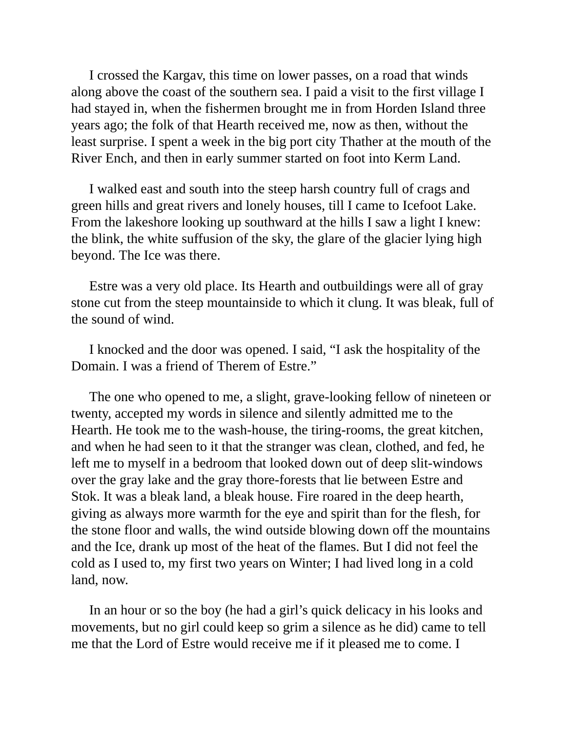I crossed the Kargav, this time on lower passes, on a road that winds along above the coast of the southern sea. I paid a visit to the first village I had stayed in, when the fishermen brought me in from Horden Island three years ago; the folk of that Hearth received me, now as then, without the least surprise. I spent a week in the big port city Thather at the mouth of the River Ench, and then in early summer started on foot into Kerm Land.

I walked east and south into the steep harsh country full of crags and green hills and great rivers and lonely houses, till I came to Icefoot Lake. From the lakeshore looking up southward at the hills I saw a light I knew: the blink, the white suffusion of the sky, the glare of the glacier lying high beyond. The Ice was there.

Estre was a very old place. Its Hearth and outbuildings were all of gray stone cut from the steep mountainside to which it clung. It was bleak, full of the sound of wind.

I knocked and the door was opened. I said, “I ask the hospitality of the Domain. I was a friend of Therem of Estre.”

The one who opened to me, a slight, grave-looking fellow of nineteen or twenty, accepted my words in silence and silently admitted me to the Hearth. He took me to the wash-house, the tiring-rooms, the great kitchen, and when he had seen to it that the stranger was clean, clothed, and fed, he left me to myself in a bedroom that looked down out of deep slit-windows over the gray lake and the gray thore-forests that lie between Estre and Stok. It was a bleak land, a bleak house. Fire roared in the deep hearth, giving as always more warmth for the eye and spirit than for the flesh, for the stone floor and walls, the wind outside blowing down off the mountains and the Ice, drank up most of the heat of the flames. But I did not feel the cold as I used to, my first two years on Winter; I had lived long in a cold land, now.

In an hour or so the boy (he had a girl’s quick delicacy in his looks and movements, but no girl could keep so grim a silence as he did) came to tell me that the Lord of Estre would receive me if it pleased me to come. I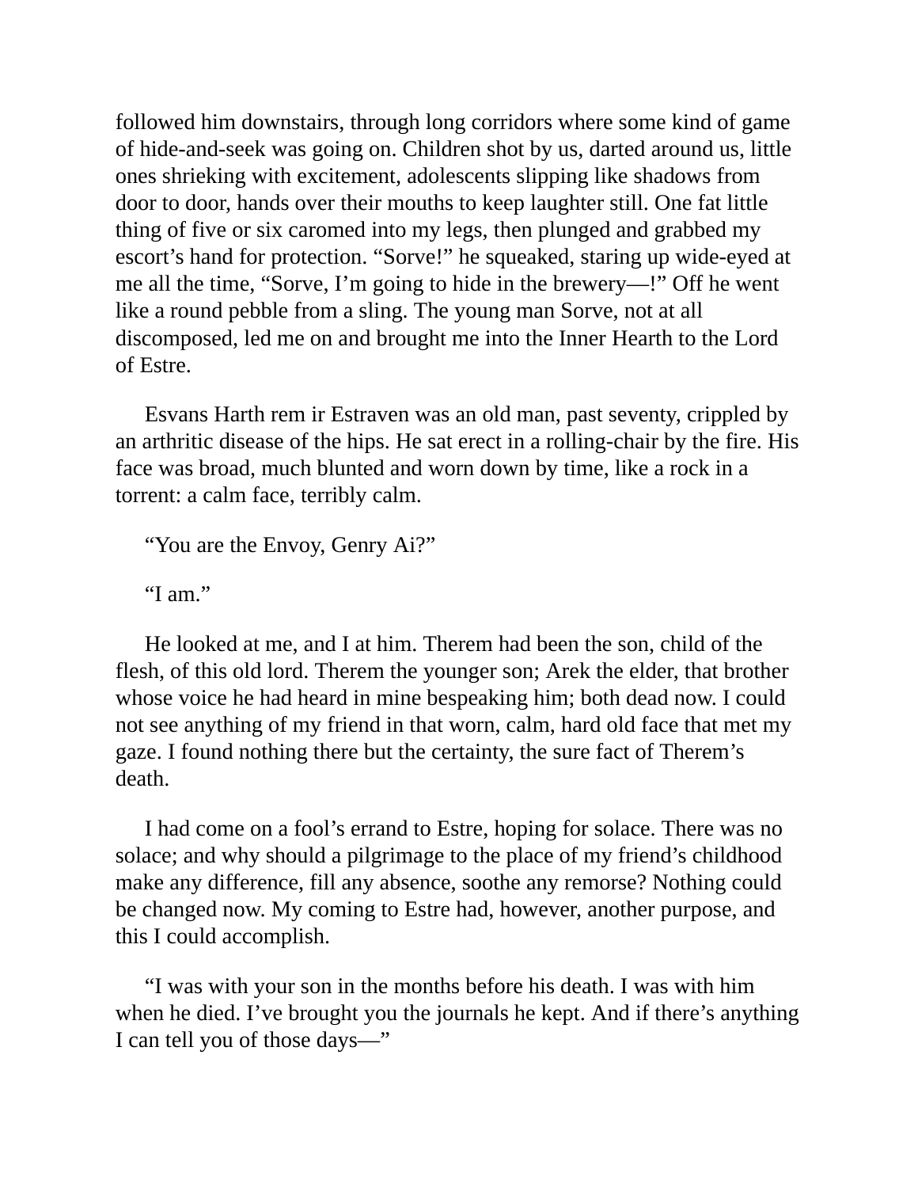followed him downstairs, through long corridors where some kind of game of hide-and-seek was going on. Children shot by us, darted around us, little ones shrieking with excitement, adolescents slipping like shadows from door to door, hands over their mouths to keep laughter still. One fat little thing of five or six caromed into my legs, then plunged and grabbed my escort's hand for protection. "Sorve!" he squeaked, staring up wide-eyed at me all the time, "Sorve, I'm going to hide in the brewery—!" Off he went like a round pebble from a sling. The young man Sorve, not at all discomposed, led me on and brought me into the Inner Hearth to the Lord of Estre.

Esvans Harth rem ir Estraven was an old man, past seventy, crippled by an arthritic disease of the hips. He sat erect in a rolling-chair by the fire. His face was broad, much blunted and worn down by time, like a rock in a torrent: a calm face, terribly calm.

"You are the Envoy, Genry Ai?"

"I am."

He looked at me, and I at him. Therem had been the son, child of the flesh, of this old lord. Therem the younger son; Arek the elder, that brother whose voice he had heard in mine bespeaking him; both dead now. I could not see anything of my friend in that worn, calm, hard old face that met my gaze. I found nothing there but the certainty, the sure fact of Therem's death.

I had come on a fool's errand to Estre, hoping for solace. There was no solace; and why should a pilgrimage to the place of my friend's childhood make any difference, fill any absence, soothe any remorse? Nothing could be changed now. My coming to Estre had, however, another purpose, and this I could accomplish.

"I was with your son in the months before his death. I was with him when he died. I've brought you the journals he kept. And if there's anything I can tell you of those days—"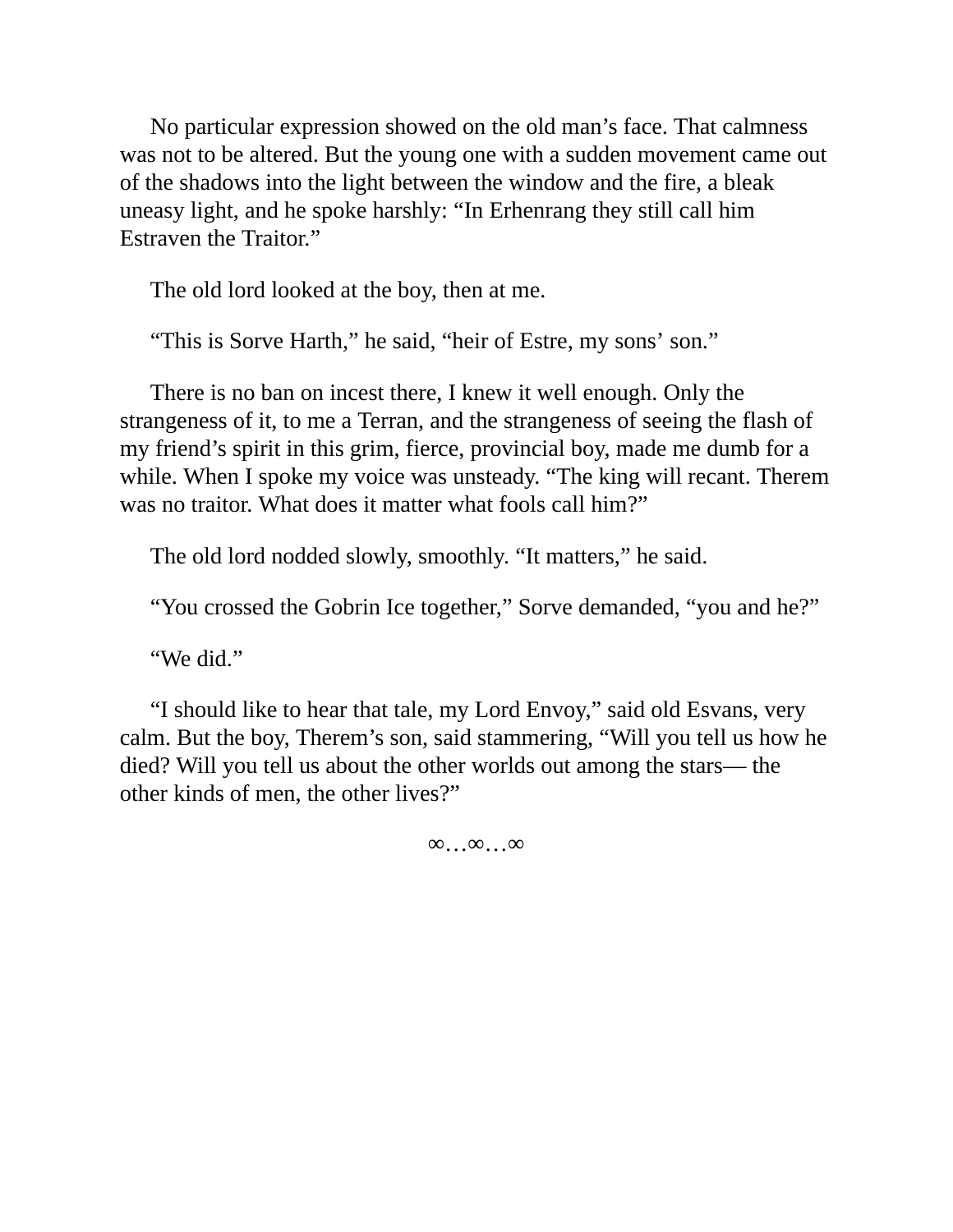No particular expression showed on the old man's face. That calmness was not to be altered. But the young one with a sudden movement came out of the shadows into the light between the window and the fire, a bleak uneasy light, and he spoke harshly: "In Erhenrang they still call him Estraven the Traitor."

The old lord looked at the boy, then at me.

"This is Sorve Harth," he said, "heir of Estre, my sons' son."

There is no ban on incest there, I knew it well enough. Only the strangeness of it, to me a Terran, and the strangeness of seeing the flash of my friend's spirit in this grim, fierce, provincial boy, made me dumb for a while. When I spoke my voice was unsteady. "The king will recant. Therem was no traitor. What does it matter what fools call him?"

The old lord nodded slowly, smoothly. "It matters," he said.

"You crossed the Gobrin Ice together," Sorve demanded, "you and he?"

"We did."

"I should like to hear that tale, my Lord Envoy," said old Esvans, very calm. But the boy, Therem's son, said stammering, "Will you tell us how he died? Will you tell us about the other worlds out among the stars— the other kinds of men, the other lives?"

∞…∞…∞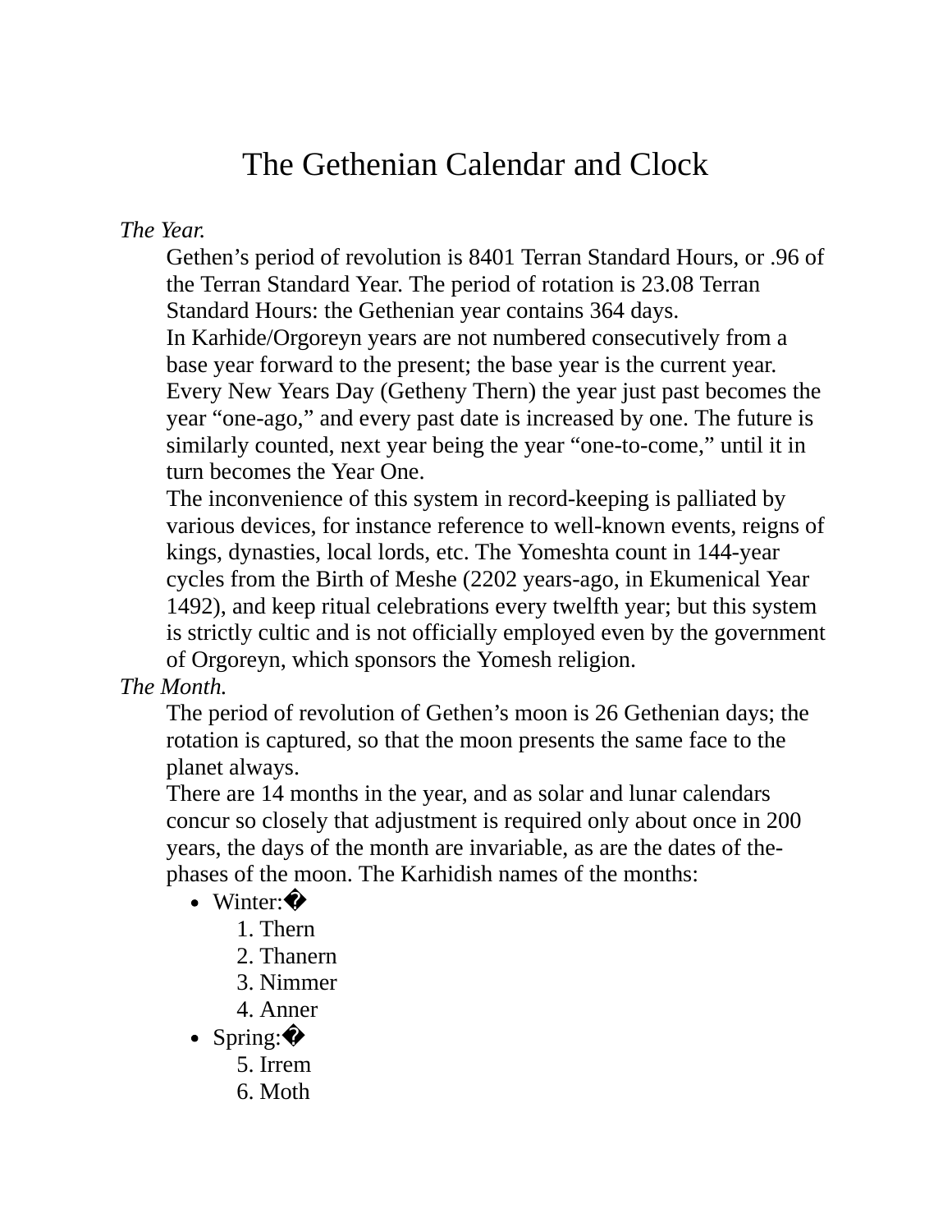# The Gethenian Calendar and Clock

*The Year.*

Gethen's period of revolution is 8401 Terran Standard Hours, or .96 of the Terran Standard Year. The period of rotation is 23.08 Terran Standard Hours: the Gethenian year contains 364 days.

In Karhide/Orgoreyn years are not numbered consecutively from a base year forward to the present; the base year is the current year. Every New Years Day (Getheny Thern) the year just past becomes the year "one-ago," and every past date is increased by one. The future is similarly counted, next year being the year "one-to-come," until it in turn becomes the Year One.

The inconvenience of this system in record-keeping is palliated by various devices, for instance reference to well-known events, reigns of kings, dynasties, local lords, etc. The Yomeshta count in 144-year cycles from the Birth of Meshe (2202 years-ago, in Ekumenical Year 1492), and keep ritual celebrations every twelfth year; but this system is strictly cultic and is not officially employed even by the government of Orgoreyn, which sponsors the Yomesh religion.

*The Month.*

The period of revolution of Gethen's moon is 26 Gethenian days; the rotation is captured, so that the moon presents the same face to the planet always.

There are 14 months in the year, and as solar and lunar calendars concur so closely that adjustment is required only about once in 200 years, the days of the month are invariable, as are the dates of the-phases of the moon. The Karhidish names of the months:

- Winter:�
  1. Thern
  2. Thanern
  3. Nimmer
  4. Anner
- Spring:�
  5. Irrem
  6. Moth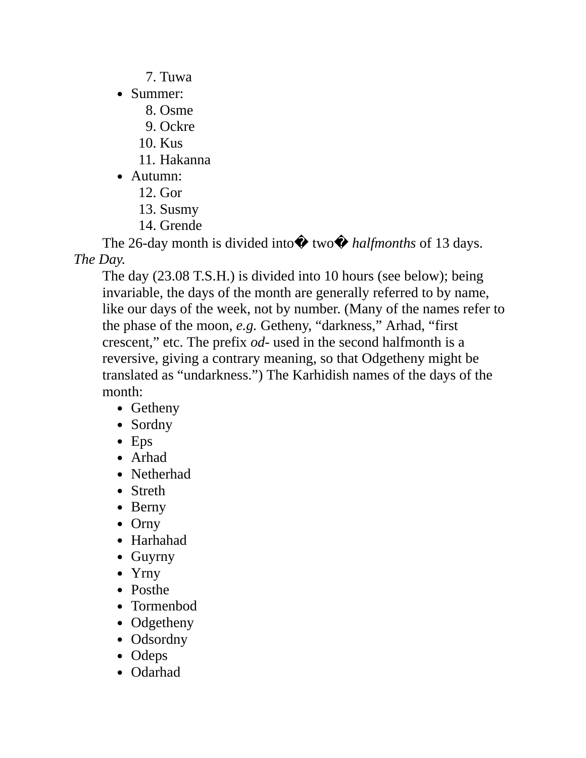7. Tuwa

- Summer:
  8. Osme
  9. Ockre
  10. Kus
  11. Hakanna
- Autumn:
  12. Gor
  13. Susmy
  14. Grende

The 26-day month is divided into� two� *halfmonths* of 13 days.

*The Day.*

The day (23.08 T.S.H.) is divided into 10 hours (see below); being invariable, the days of the month are generally referred to by name, like our days of the week, not by number. (Many of the names refer to the phase of the moon, *e.g.* Getheny, "darkness," Arhad, "first crescent," etc. The prefix *od-* used in the second halfmonth is a reversive, giving a contrary meaning, so that Odgetheny might be translated as "undarkness.") The Karhidish names of the days of the month:

- Getheny
- Sordny
- Eps
- Arhad
- Netherhad
- Streth
- Berny
- Orny
- Harhahad
- Guyrny
- Yrny
- Posthe
- Tormenbod
- Odgetheny
- Odsordny
- Odeps
- Odarhad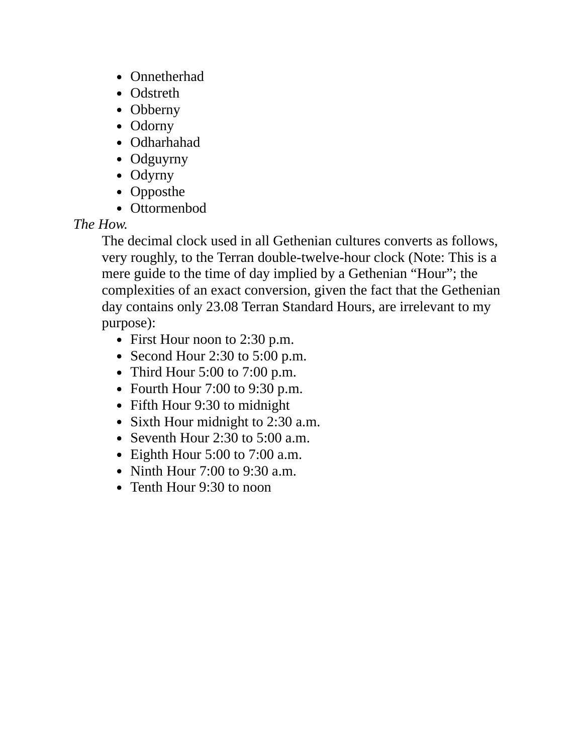- Onnetherhad
- Odstreth
- Obberny
- Odorny
- Odharhahad
- Odguyrny
- Odyrny
- Opposthe
- Ottormenbod

*The How.*

The decimal clock used in all Gethenian cultures converts as follows, very roughly, to the Terran double-twelve-hour clock (Note: This is a mere guide to the time of day implied by a Gethenian "Hour"; the complexities of an exact conversion, given the fact that the Gethenian day contains only 23.08 Terran Standard Hours, are irrelevant to my purpose):

- First Hour noon to 2:30 p.m.
- Second Hour 2:30 to 5:00 p.m.
- Third Hour 5:00 to 7:00 p.m.
- Fourth Hour 7:00 to 9:30 p.m.
- Fifth Hour 9:30 to midnight
- Sixth Hour midnight to 2:30 a.m.
- Seventh Hour 2:30 to 5:00 a.m.
- Eighth Hour 5:00 to 7:00 a.m.
- Ninth Hour 7:00 to 9:30 a.m.
- Tenth Hour 9:30 to noon